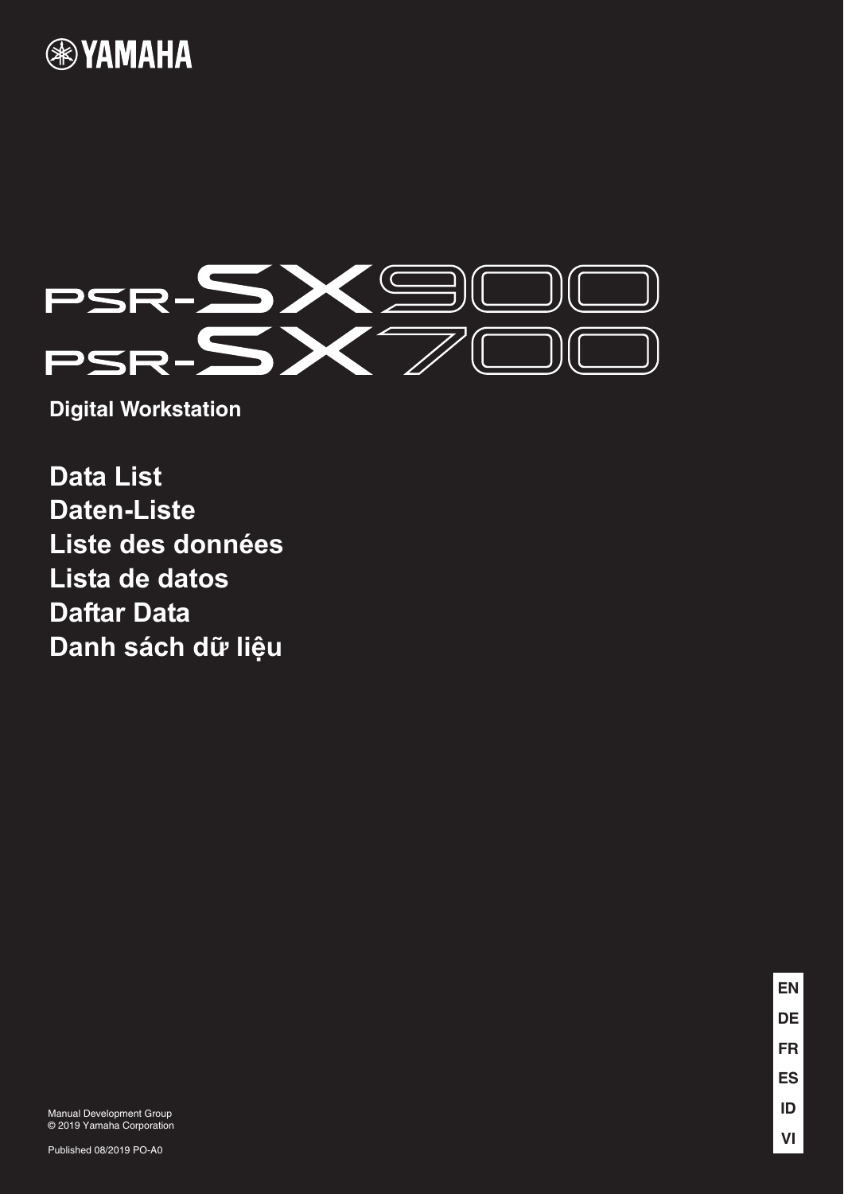YAMAHA

# PSR-SX900
# PSR-SX700

**Digital Workstation**

## Data List
## Daten-Liste
## Liste des données
## Lista de datos
## Daftar Data
## Danh sách dữ liệu

EN
DE
FR
ES
ID
VI

Manual Development Group
© 2019 Yamaha Corporation

Published 08/2019 PO-A0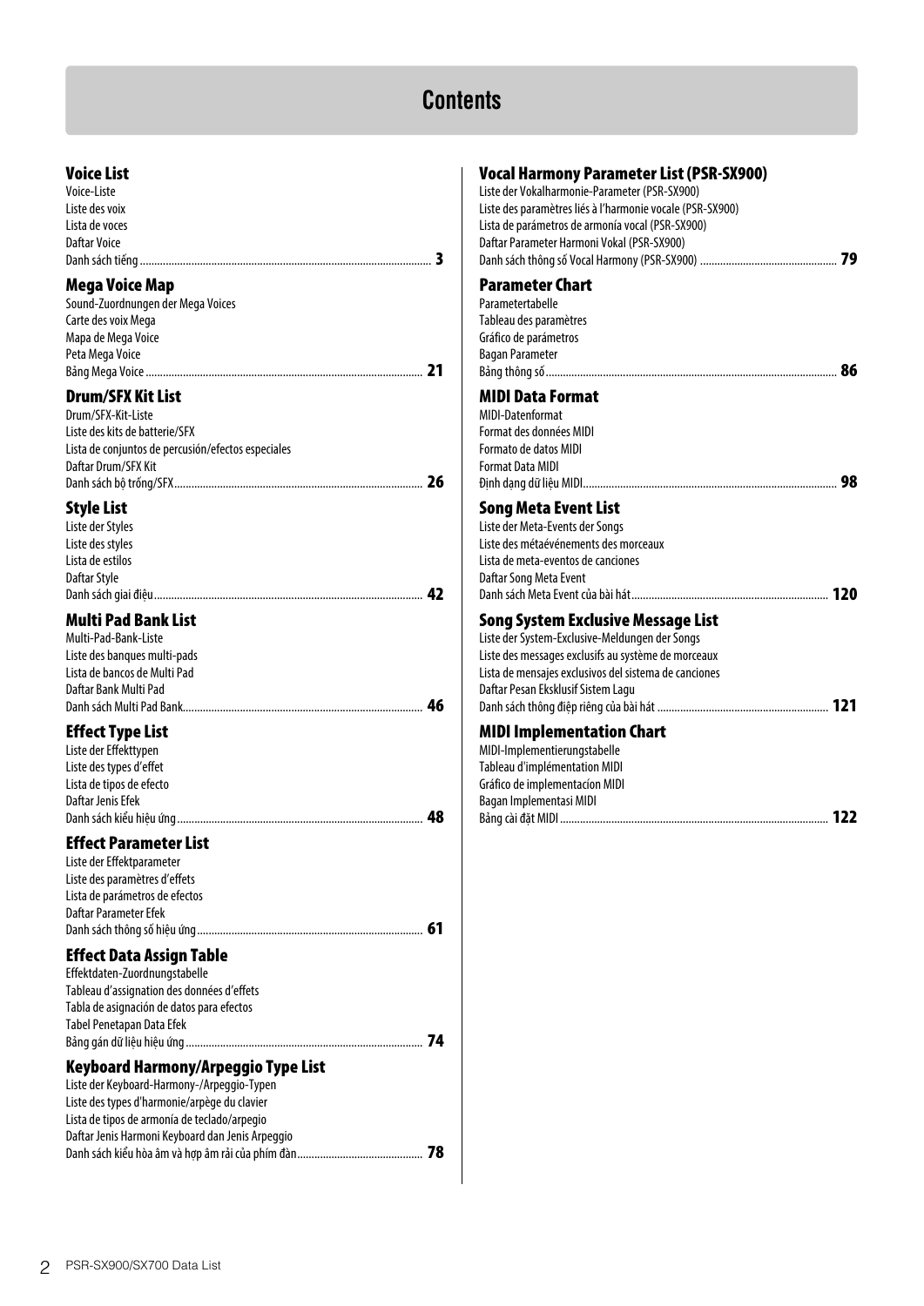# Contents

### Voice List
Voice-Liste
Liste des voix
Lista de voces
Daftar Voice
Danh sách tiếng ...... **3**

### Mega Voice Map
Sound-Zuordnungen der Mega Voices
Carte des voix Mega
Mapa de Mega Voice
Peta Mega Voice
Bảng Mega Voice ...... **21**

### Drum/SFX Kit List
Drum/SFX-Kit-Liste
Liste des kits de batterie/SFX
Lista de conjuntos de percusión/efectos especiales
Daftar Drum/SFX Kit
Danh sách bộ trống/SFX ...... **26**

### Style List
Liste der Styles
Liste des styles
Lista de estilos
Daftar Style
Danh sách giai điệu ...... **42**

### Multi Pad Bank List
Multi-Pad-Bank-Liste
Liste des banques multi-pads
Lista de bancos de Multi Pad
Daftar Bank Multi Pad
Danh sách Multi Pad Bank ...... **46**

### Effect Type List
Liste der Effekttypen
Liste des types d'effet
Lista de tipos de efecto
Daftar Jenis Efek
Danh sách kiểu hiệu ứng ...... **48**

### Effect Parameter List
Liste der Effektparameter
Liste des paramètres d'effets
Lista de parámetros de efectos
Daftar Parameter Efek
Danh sách thông số hiệu ứng ...... **61**

### Effect Data Assign Table
Effektdaten-Zuordnungstabelle
Tableau d'assignation des données d'effets
Tabla de asignación de datos para efectos
Tabel Penetapan Data Efek
Bảng gán dữ liệu hiệu ứng ...... **74**

### Keyboard Harmony/Arpeggio Type List
Liste der Keyboard-Harmony-/Arpeggio-Typen
Liste des types d'harmonie/arpège du clavier
Lista de tipos de armonía de teclado/arpegio
Daftar Jenis Harmoni Keyboard dan Jenis Arpeggio
Danh sách kiểu hòa âm và hợp âm rải của phím đàn ...... **78**

### Vocal Harmony Parameter List (PSR-SX900)
Liste der Vokalharmonie-Parameter (PSR-SX900)
Liste des paramètres liés à l'harmonie vocale (PSR-SX900)
Lista de parámetros de armonía vocal (PSR-SX900)
Daftar Parameter Harmoni Vokal (PSR-SX900)
Danh sách thông số Vocal Harmony (PSR-SX900) ...... **79**

### Parameter Chart
Parametertabelle
Tableau des paramètres
Gráfico de parámetros
Bagan Parameter
Bảng thông số ...... **86**

### MIDI Data Format
MIDI-Datenformat
Format des données MIDI
Formato de datos MIDI
Format Data MIDI
Định dạng dữ liệu MIDI ...... **98**

### Song Meta Event List
Liste der Meta-Events der Songs
Liste des métaévénements des morceaux
Lista de meta-eventos de canciones
Daftar Song Meta Event
Danh sách Meta Event của bài hát ...... **120**

### Song System Exclusive Message List
Liste der System-Exclusive-Meldungen der Songs
Liste des messages exclusifs au système de morceaux
Lista de mensajes exclusivos del sistema de canciones
Daftar Pesan Eksklusif Sistem Lagu
Danh sách thông điệp riêng của bài hát ...... **121**

### MIDI Implementation Chart
MIDI-Implementierungstabelle
Tableau d'implémentation MIDI
Gráfico de implementacíon MIDI
Bagan Implementasi MIDI
Bảng cài đặt MIDI ...... **122**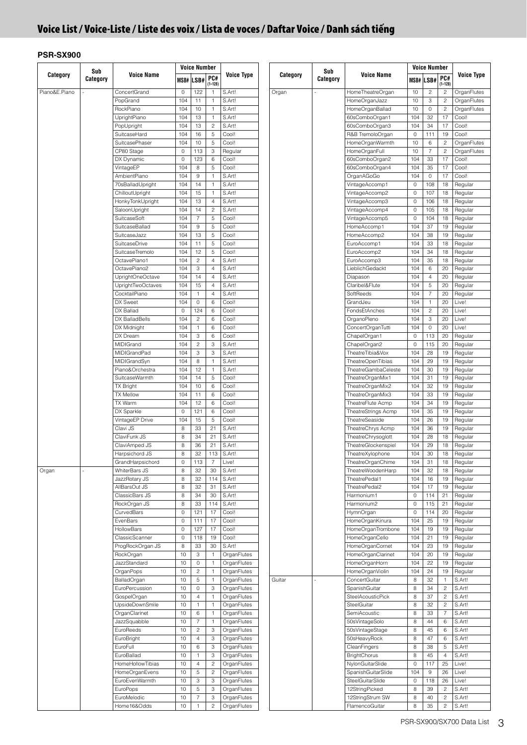# Voice List / Voice-Liste / Liste des voix / Lista de voces / Daftar Voice / Danh sách tiếng

**PSR-SX900**

| Category | Sub Category | Voice Name | Voice Number | | | Voice Type |
|---|---|---|---|---|---|---|
| | | | MSB# | LSB# | PC# (1–128) | |
| Piano&E.Piano | - | ConcertGrand | 0 | 122 | 1 | S.Art! |
| | | PopGrand | 104 | 11 | 1 | S.Art! |
| | | RockPiano | 104 | 10 | 1 | S.Art! |
| | | UprightPiano | 104 | 13 | 1 | S.Art! |
| | | PopUpright | 104 | 13 | 2 | S.Art! |
| | | SuitcaseHard | 104 | 16 | 5 | Cool! |
| | | SuitcasePhaser | 104 | 10 | 5 | Cool! |
| | | CP80 Stage | 0 | 113 | 3 | Regular |
| | | DX Dynamic | 0 | 123 | 6 | Cool! |
| | | VintageEP | 104 | 8 | 5 | Cool! |
| | | AmbientPiano | 104 | 9 | 1 | S.Art! |
| | | 70sBalladUpright | 104 | 14 | 1 | S.Art! |
| | | ChilloutUpright | 104 | 15 | 1 | S.Art! |
| | | HonkyTonkUpright | 104 | 13 | 4 | S.Art! |
| | | SaloonUpright | 104 | 14 | 2 | S.Art! |
| | | SuitcaseSoft | 104 | 7 | 5 | Cool! |
| | | SuitcaseBallad | 104 | 9 | 5 | Cool! |
| | | SuitcaseJazz | 104 | 13 | 5 | Cool! |
| | | SuitcaseDrive | 104 | 11 | 5 | Cool! |
| | | SuitcaseTremolo | 104 | 12 | 5 | Cool! |
| | | OctavePiano1 | 104 | 2 | 4 | S.Art! |
| | | OctavePiano2 | 104 | 3 | 4 | S.Art! |
| | | UprightOneOctave | 104 | 14 | 4 | S.Art! |
| | | UprightTwoOctaves | 104 | 15 | 4 | S.Art! |
| | | CocktailPiano | 104 | 1 | 4 | S.Art! |
| | | DX Sweet | 104 | 0 | 6 | Cool! |
| | | DX Ballad | 0 | 124 | 6 | Cool! |
| | | DX BalladBells | 104 | 2 | 6 | Cool! |
| | | DX Midnight | 104 | 1 | 6 | Cool! |
| | | DX Dream | 104 | 3 | 6 | Cool! |
| | | MIDIGrand | 104 | 2 | 3 | S.Art! |
| | | MIDIGrandPad | 104 | 3 | 3 | S.Art! |
| | | MIDIGrandSyn | 104 | 8 | 1 | S.Art! |
| | | Piano&Orchestra | 104 | 12 | 1 | S.Art! |
| | | SuitcaseWarmth | 104 | 14 | 5 | Cool! |
| | | TX Bright | 104 | 10 | 6 | Cool! |
| | | TX Mellow | 104 | 11 | 6 | Cool! |
| | | TX Warm | 104 | 12 | 6 | Cool! |
| | | DX Sparkle | 0 | 121 | 6 | Cool! |
| | | VintageEP Drive | 104 | 15 | 5 | Cool! |
| | | Clavi JS | 8 | 33 | 21 | S.Art! |
| | | ClaviFunk JS | 8 | 34 | 21 | S.Art! |
| | | ClaviAmped JS | 8 | 36 | 21 | S.Art! |
| | | Harpsichord JS | 8 | 32 | 113 | S.Art! |
| | | GrandHarpsichord | 0 | 113 | 7 | Live! |
| Organ | - | WhiterBars JS | 8 | 32 | 30 | S.Art! |
| | | JazzRotary JS | 8 | 32 | 114 | S.Art! |
| | | AllBarsOut JS | 8 | 32 | 31 | S.Art! |
| | | ClassicBars JS | 8 | 34 | 30 | S.Art! |
| | | RockOrgan JS | 8 | 33 | 114 | S.Art! |
| | | CurvedBars | 0 | 121 | 17 | Cool! |
| | | EvenBars | 0 | 111 | 17 | Cool! |
| | | HollowBars | 0 | 127 | 17 | Cool! |
| | | ClassicScanner | 0 | 118 | 19 | Cool! |
| | | ProgRockOrgan JS | 8 | 33 | 30 | S.Art! |
| | | RockOrgan | 10 | 3 | 1 | OrganFlutes |
| | | JazzStandard | 10 | 0 | 1 | OrganFlutes |
| | | OrganPops | 10 | 2 | 1 | OrganFlutes |
| | | BalladOrgan | 10 | 5 | 1 | OrganFlutes |
| | | EuroPercussion | 10 | 0 | 3 | OrganFlutes |
| | | GospelOrgan | 10 | 4 | 1 | OrganFlutes |
| | | UpsideDownSmile | 10 | 1 | 1 | OrganFlutes |
| | | OrganClarinet | 10 | 6 | 1 | OrganFlutes |
| | | JazzSquabble | 10 | 7 | 1 | OrganFlutes |
| | | EuroReeds | 10 | 2 | 3 | OrganFlutes |
| | | EuroBright | 10 | 4 | 3 | OrganFlutes |
| | | EuroFull | 10 | 6 | 3 | OrganFlutes |
| | | EuroBallad | 10 | 1 | 3 | OrganFlutes |
| | | HomeHollowTibias | 10 | 4 | 2 | OrganFlutes |
| | | HomeOrganEvens | 10 | 5 | 2 | OrganFlutes |
| | | EuroEvenWarmth | 10 | 3 | 3 | OrganFlutes |
| | | EuroPops | 10 | 5 | 3 | OrganFlutes |
| | | EuroMelodic | 10 | 7 | 3 | OrganFlutes |
| | | Home16&Odds | 10 | 1 | 2 | OrganFlutes |
| Organ | - | HomeTheatreOrgan | 10 | 2 | 2 | OrganFlutes |
| | | HomeOrganJazz | 10 | 3 | 2 | OrganFlutes |
| | | HomeOrganBallad | 10 | 0 | 2 | OrganFlutes |
| | | 60sComboOrgan1 | 104 | 32 | 17 | Cool! |
| | | 60sComboOrgan3 | 104 | 34 | 17 | Cool! |
| | | R&B TremoloOrgan | 0 | 111 | 19 | Cool! |
| | | HomeOrganWarmth | 10 | 6 | 2 | OrganFlutes |
| | | HomeOrganFull | 10 | 7 | 2 | OrganFlutes |
| | | 60sComboOrgan2 | 104 | 33 | 17 | Cool! |
| | | 60sComboOrgan4 | 104 | 35 | 17 | Cool! |
| | | OrganAGoGo | 104 | 0 | 17 | Cool! |
| | | VintageAccomp1 | 0 | 108 | 18 | Regular |
| | | VintageAccomp2 | 0 | 107 | 18 | Regular |
| | | VintageAccomp3 | 0 | 106 | 18 | Regular |
| | | VintageAccomp4 | 0 | 105 | 18 | Regular |
| | | VintageAccomp5 | 0 | 104 | 18 | Regular |
| | | HomeAccomp1 | 104 | 37 | 19 | Regular |
| | | HomeAccomp2 | 104 | 38 | 19 | Regular |
| | | EuroAccomp1 | 104 | 33 | 18 | Regular |
| | | EuroAccomp2 | 104 | 34 | 18 | Regular |
| | | EuroAccomp3 | 104 | 35 | 18 | Regular |
| | | LieblichGedackt | 104 | 6 | 20 | Regular |
| | | Diapason | 104 | 4 | 20 | Regular |
| | | Claribel&Flute | 104 | 5 | 20 | Regular |
| | | SoftReeds | 104 | 7 | 20 | Regular |
| | | GrandJeu | 104 | 1 | 20 | Live! |
| | | FondsEtAnches | 104 | 2 | 20 | Live! |
| | | OrganoPleno | 104 | 3 | 20 | Live! |
| | | ConcertOrganTutti | 104 | 0 | 20 | Live! |
| | | ChapelOrgan1 | 0 | 113 | 20 | Regular |
| | | ChapelOrgan2 | 0 | 115 | 20 | Regular |
| | | TheatreTibia&Vox | 104 | 28 | 19 | Regular |
| | | TheatreOpenTibias | 104 | 29 | 19 | Regular |
| | | TheatreGambaCeleste | 104 | 30 | 19 | Regular |
| | | TheatreOrganMix1 | 104 | 31 | 19 | Regular |
| | | TheatreOrganMix2 | 104 | 32 | 19 | Regular |
| | | TheatreOrganMix3 | 104 | 33 | 19 | Regular |
| | | TheatreFlute Acmp | 104 | 34 | 19 | Regular |
| | | TheatreStrings Acmp | 104 | 35 | 19 | Regular |
| | | TheatreSeaside | 104 | 26 | 19 | Regular |
| | | TheatreChrys Acmp | 104 | 36 | 19 | Regular |
| | | TheatreChrysoglott | 104 | 28 | 18 | Regular |
| | | TheatreGlockenspiel | 104 | 29 | 18 | Regular |
| | | TheatreXylophone | 104 | 30 | 18 | Regular |
| | | TheatreOrganChime | 104 | 31 | 18 | Regular |
| | | TheatreWoodenHarp | 104 | 32 | 18 | Regular |
| | | TheatrePedal1 | 104 | 16 | 19 | Regular |
| | | TheatrePedal2 | 104 | 17 | 19 | Regular |
| | | Harmonium1 | 0 | 114 | 21 | Regular |
| | | Harmonium2 | 0 | 115 | 21 | Regular |
| | | HymnOrgan | 0 | 114 | 20 | Regular |
| | | HomeOrganKinura | 104 | 25 | 19 | Regular |
| | | HomeOrganTrombone | 104 | 19 | 19 | Regular |
| | | HomeOrganCello | 104 | 21 | 19 | Regular |
| | | HomeOrganCornet | 104 | 23 | 19 | Regular |
| | | HomeOrganClarinet | 104 | 20 | 19 | Regular |
| | | HomeOrganHorn | 104 | 22 | 19 | Regular |
| | | HomeOrganViolin | 104 | 24 | 19 | Regular |
| Guitar | - | ConcertGuitar | 8 | 32 | 1 | S.Art! |
| | | SpanishGuitar | 8 | 34 | 2 | S.Art! |
| | | SteelAcousticPick | 8 | 37 | 2 | S.Art! |
| | | SteelGuitar | 8 | 32 | 2 | S.Art! |
| | | SemiAcoustic | 8 | 33 | 7 | S.Art! |
| | | 50sVintageSolo | 8 | 44 | 6 | S.Art! |
| | | 50sVintageStage | 8 | 45 | 6 | S.Art! |
| | | 50sHeavyRock | 8 | 47 | 6 | S.Art! |
| | | CleanFingers | 8 | 38 | 5 | S.Art! |
| | | BrightChorus | 8 | 45 | 4 | S.Art! |
| | | NylonGuitarSlide | 0 | 117 | 25 | Live! |
| | | SpanishGuitarSlide | 104 | 9 | 26 | Live! |
| | | SteelGuitarSlide | 0 | 118 | 26 | Live! |
| | | 12StringPicked | 8 | 39 | 2 | S.Art! |
| | | 12StringStrum SW | 8 | 40 | 2 | S.Art! |
| | | FlamencoGuitar | 8 | 35 | 2 | S.Art! |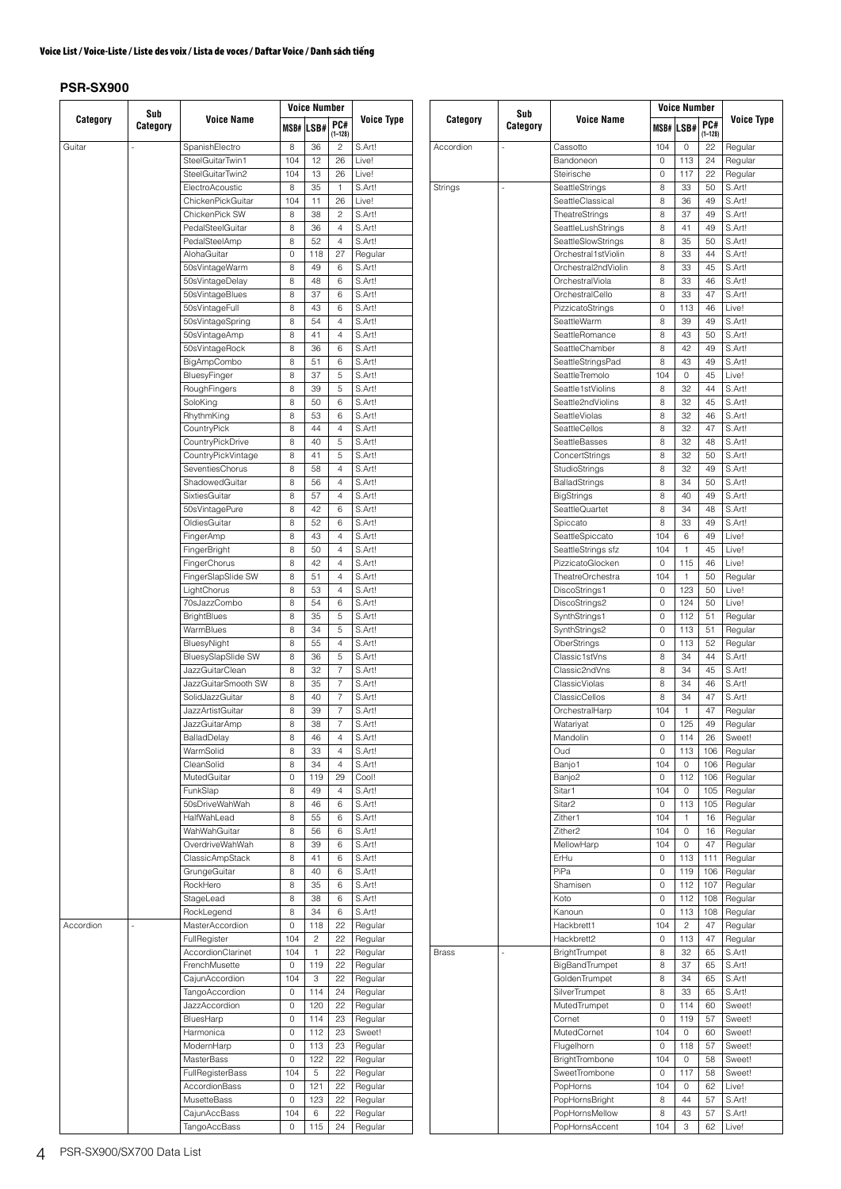## Voice List / Voice-Liste / Liste des voix / Lista de voces / Daftar Voice / Danh sách tiếng

### PSR-SX900

| Category | Sub Category | Voice Name | Voice Number MSB# | LSB# | PC# (1–128) | Voice Type |
|---|---|---|---|---|---|---|
| Guitar | - | SpanishElectro | 8 | 36 | 2 | S.Art! |
| | | SteelGuitarTwin1 | 104 | 12 | 26 | Live! |
| | | SteelGuitarTwin2 | 104 | 13 | 26 | Live! |
| | | ElectroAcoustic | 8 | 35 | 1 | S.Art! |
| | | ChickenPickGuitar | 104 | 11 | 26 | Live! |
| | | ChickenPick SW | 8 | 38 | 2 | S.Art! |
| | | PedalSteelGuitar | 8 | 36 | 4 | S.Art! |
| | | PedalSteelAmp | 8 | 52 | 4 | S.Art! |
| | | AlohaGuitar | 0 | 118 | 27 | Regular |
| | | 50sVintageWarm | 8 | 49 | 6 | S.Art! |
| | | 50sVintageDelay | 8 | 48 | 6 | S.Art! |
| | | 50sVintageBlues | 8 | 37 | 6 | S.Art! |
| | | 50sVintageFull | 8 | 43 | 6 | S.Art! |
| | | 50sVintageSpring | 8 | 54 | 4 | S.Art! |
| | | 50sVintageAmp | 8 | 41 | 4 | S.Art! |
| | | 50sVintageRock | 8 | 36 | 6 | S.Art! |
| | | BigAmpCombo | 8 | 51 | 6 | S.Art! |
| | | BluesyFinger | 8 | 37 | 5 | S.Art! |
| | | RoughFingers | 8 | 39 | 5 | S.Art! |
| | | SoloKing | 8 | 50 | 6 | S.Art! |
| | | RhythmKing | 8 | 53 | 6 | S.Art! |
| | | CountryPick | 8 | 44 | 4 | S.Art! |
| | | CountryPickDrive | 8 | 40 | 5 | S.Art! |
| | | CountryPickVintage | 8 | 41 | 5 | S.Art! |
| | | SeventiesChorus | 8 | 58 | 4 | S.Art! |
| | | ShadowedGuitar | 8 | 56 | 4 | S.Art! |
| | | SixtiesGuitar | 8 | 57 | 4 | S.Art! |
| | | 50sVintagePure | 8 | 42 | 6 | S.Art! |
| | | OldiesGuitar | 8 | 52 | 6 | S.Art! |
| | | FingerAmp | 8 | 43 | 4 | S.Art! |
| | | FingerBright | 8 | 50 | 4 | S.Art! |
| | | FingerChorus | 8 | 42 | 4 | S.Art! |
| | | FingerSlapSlide SW | 8 | 51 | 4 | S.Art! |
| | | LightChorus | 8 | 53 | 4 | S.Art! |
| | | 70sJazzCombo | 8 | 54 | 6 | S.Art! |
| | | BrightBlues | 8 | 35 | 5 | S.Art! |
| | | WarmBlues | 8 | 34 | 5 | S.Art! |
| | | BluesyNight | 8 | 55 | 4 | S.Art! |
| | | BluesySlapSlide SW | 8 | 36 | 5 | S.Art! |
| | | JazzGuitarClean | 8 | 32 | 7 | S.Art! |
| | | JazzGuitarSmooth SW | 8 | 35 | 7 | S.Art! |
| | | SolidJazzGuitar | 8 | 40 | 7 | S.Art! |
| | | JazzArtistGuitar | 8 | 39 | 7 | S.Art! |
| | | JazzGuitarAmp | 8 | 38 | 7 | S.Art! |
| | | BalladDelay | 8 | 46 | 4 | S.Art! |
| | | WarmSolid | 8 | 33 | 4 | S.Art! |
| | | CleanSolid | 8 | 34 | 4 | S.Art! |
| | | MutedGuitar | 0 | 119 | 29 | Cool! |
| | | FunkSlap | 8 | 49 | 4 | S.Art! |
| | | 50sDriveWahWah | 8 | 46 | 6 | S.Art! |
| | | HalfWahLead | 8 | 55 | 6 | S.Art! |
| | | WahWahGuitar | 8 | 56 | 6 | S.Art! |
| | | OverdriveWahWah | 8 | 39 | 6 | S.Art! |
| | | ClassicAmpStack | 8 | 41 | 6 | S.Art! |
| | | GrungeGuitar | 8 | 40 | 6 | S.Art! |
| | | RockHero | 8 | 35 | 6 | S.Art! |
| | | StageLead | 8 | 38 | 6 | S.Art! |
| | | RockLegend | 8 | 34 | 6 | S.Art! |
| Accordion | - | MasterAccordion | 0 | 118 | 22 | Regular |
| | | FullRegister | 104 | 2 | 22 | Regular |
| | | AccordionClarinet | 104 | 1 | 22 | Regular |
| | | FrenchMusette | 0 | 119 | 22 | Regular |
| | | CajunAccordion | 104 | 3 | 22 | Regular |
| | | TangoAccordion | 0 | 114 | 24 | Regular |
| | | JazzAccordion | 0 | 120 | 22 | Regular |
| | | BluesHarp | 0 | 114 | 23 | Regular |
| | | Harmonica | 0 | 112 | 23 | Sweet! |
| | | ModernHarp | 0 | 113 | 23 | Regular |
| | | MasterBass | 0 | 122 | 22 | Regular |
| | | FullRegisterBass | 104 | 5 | 22 | Regular |
| | | AccordionBass | 0 | 121 | 22 | Regular |
| | | MusetteBass | 0 | 123 | 22 | Regular |
| | | CajunAccBass | 104 | 6 | 22 | Regular |
| | | TangoAccBass | 0 | 115 | 24 | Regular |
| Accordion | - | Cassotto | 104 | 0 | 22 | Regular |
| | | Bandoneon | 0 | 113 | 24 | Regular |
| | | Steirische | 0 | 117 | 22 | Regular |
| Strings | - | SeattleStrings | 8 | 33 | 50 | S.Art! |
| | | SeattleClassical | 8 | 36 | 49 | S.Art! |
| | | TheatreStrings | 8 | 37 | 49 | S.Art! |
| | | SeattleLushStrings | 8 | 41 | 49 | S.Art! |
| | | SeattleSlowStrings | 8 | 35 | 50 | S.Art! |
| | | Orchestral1stViolin | 8 | 33 | 44 | S.Art! |
| | | Orchestral2ndViolin | 8 | 33 | 45 | S.Art! |
| | | OrchestralViola | 8 | 33 | 46 | S.Art! |
| | | OrchestralCello | 8 | 33 | 47 | S.Art! |
| | | PizzicatoStrings | 0 | 113 | 46 | Live! |
| | | SeattleWarm | 8 | 39 | 49 | S.Art! |
| | | SeattleRomance | 8 | 43 | 50 | S.Art! |
| | | SeattleChamber | 8 | 42 | 49 | S.Art! |
| | | SeattleStringsPad | 8 | 43 | 49 | S.Art! |
| | | SeattleTremolo | 104 | 0 | 45 | Live! |
| | | Seattle1stViolins | 8 | 32 | 44 | S.Art! |
| | | Seattle2ndViolins | 8 | 32 | 45 | S.Art! |
| | | SeattleViolas | 8 | 32 | 46 | S.Art! |
| | | SeattleCellos | 8 | 32 | 47 | S.Art! |
| | | SeattleBasses | 8 | 32 | 48 | S.Art! |
| | | ConcertStrings | 8 | 32 | 50 | S.Art! |
| | | StudioStrings | 8 | 32 | 49 | S.Art! |
| | | BalladStrings | 8 | 34 | 50 | S.Art! |
| | | BigStrings | 8 | 40 | 49 | S.Art! |
| | | SeattleQuartet | 8 | 34 | 48 | S.Art! |
| | | Spiccato | 8 | 33 | 49 | S.Art! |
| | | SeattleSpiccato | 104 | 6 | 49 | Live! |
| | | SeattleStrings sfz | 104 | 1 | 45 | Live! |
| | | PizzicatoGlocken | 0 | 115 | 46 | Live! |
| | | TheatreOrchestra | 104 | 1 | 50 | Regular |
| | | DiscoStrings1 | 0 | 123 | 50 | Live! |
| | | DiscoStrings2 | 0 | 124 | 50 | Live! |
| | | SynthStrings1 | 0 | 112 | 51 | Regular |
| | | SynthStrings2 | 0 | 113 | 51 | Regular |
| | | OberStrings | 0 | 113 | 52 | Regular |
| | | Classic1stVns | 8 | 34 | 44 | S.Art! |
| | | Classic2ndVns | 8 | 34 | 45 | S.Art! |
| | | ClassicViolas | 8 | 34 | 46 | S.Art! |
| | | ClassicCellos | 8 | 34 | 47 | S.Art! |
| | | OrchestralHarp | 104 | 1 | 47 | Regular |
| | | Watariyat | 0 | 125 | 49 | Regular |
| | | Mandolin | 0 | 114 | 26 | Sweet! |
| | | Oud | 0 | 113 | 106 | Regular |
| | | Banjo1 | 104 | 0 | 106 | Regular |
| | | Banjo2 | 0 | 112 | 106 | Regular |
| | | Sitar1 | 104 | 0 | 105 | Regular |
| | | Sitar2 | 0 | 113 | 105 | Regular |
| | | Zither1 | 104 | 1 | 16 | Regular |
| | | Zither2 | 104 | 0 | 16 | Regular |
| | | MellowHarp | 104 | 0 | 47 | Regular |
| | | ErHu | 0 | 113 | 111 | Regular |
| | | PiPa | 0 | 119 | 106 | Regular |
| | | Shamisen | 0 | 112 | 107 | Regular |
| | | Koto | 0 | 112 | 108 | Regular |
| | | Kanoun | 0 | 113 | 108 | Regular |
| | | Hackbrett1 | 104 | 2 | 47 | Regular |
| | | Hackbrett2 | 0 | 113 | 47 | Regular |
| Brass | - | BrightTrumpet | 8 | 32 | 65 | S.Art! |
| | | BigBandTrumpet | 8 | 37 | 65 | S.Art! |
| | | GoldenTrumpet | 8 | 34 | 65 | S.Art! |
| | | SilverTrumpet | 8 | 33 | 65 | S.Art! |
| | | MutedTrumpet | 0 | 114 | 60 | Sweet! |
| | | Cornet | 0 | 119 | 57 | Sweet! |
| | | MutedCornet | 104 | 0 | 60 | Sweet! |
| | | Flugelhorn | 0 | 118 | 57 | Sweet! |
| | | BrightTrombone | 104 | 0 | 58 | Sweet! |
| | | SweetTrombone | 0 | 117 | 58 | Sweet! |
| | | PopHorns | 104 | 0 | 62 | Live! |
| | | PopHornsBright | 8 | 44 | 57 | S.Art! |
| | | PopHornsMellow | 8 | 43 | 57 | S.Art! |
| | | PopHornsAccent | 104 | 3 | 62 | Live! |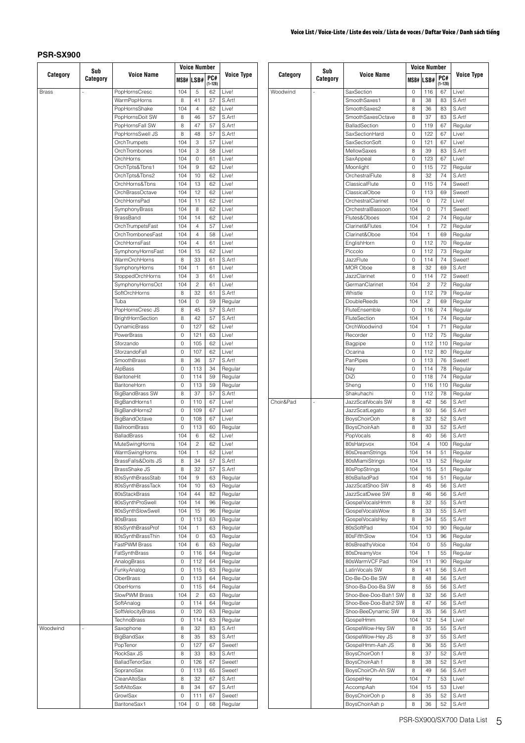## PSR-SX900

| Category | Sub Category | Voice Name | Voice Number | | | Voice Type |
|---|---|---|---|---|---|---|
| | | | MSB# | LSB# | PC# (1–128) | |
| Brass | - | PopHornsCresc | 104 | 5 | 62 | Live! |
| | | WarmPopHorns | 8 | 41 | 57 | S.Art! |
| | | PopHornsShake | 104 | 4 | 62 | Live! |
| | | PopHornsDoit SW | 8 | 46 | 57 | S.Art! |
| | | PopHornsFall SW | 8 | 47 | 57 | S.Art! |
| | | PopHornsSwell JS | 8 | 48 | 57 | S.Art! |
| | | OrchTrumpets | 104 | 3 | 57 | Live! |
| | | OrchTrombones | 104 | 3 | 58 | Live! |
| | | OrchHorns | 104 | 0 | 61 | Live! |
| | | OrchTpts&Tbns1 | 104 | 9 | 62 | Live! |
| | | OrchTpts&Tbns2 | 104 | 10 | 62 | Live! |
| | | OrchHorns&Tbns | 104 | 13 | 62 | Live! |
| | | OrchBrassOctave | 104 | 12 | 62 | Live! |
| | | OrchHornsPad | 104 | 11 | 62 | Live! |
| | | SymphonyBrass | 104 | 8 | 62 | Live! |
| | | BrassBand | 104 | 14 | 62 | Live! |
| | | OrchTrumpetsFast | 104 | 4 | 57 | Live! |
| | | OrchTrombonesFast | 104 | 4 | 58 | Live! |
| | | OrchHornsFast | 104 | 4 | 61 | Live! |
| | | SymphonyHornsFast | 104 | 15 | 62 | Live! |
| | | WarmOrchHorns | 8 | 33 | 61 | S.Art! |
| | | SymphonyHorns | 104 | 1 | 61 | Live! |
| | | StoppedOrchHorns | 104 | 3 | 61 | Live! |
| | | SymphonyHornsOct | 104 | 2 | 61 | Live! |
| | | SoftOrchHorns | 8 | 32 | 61 | S.Art! |
| | | Tuba | 104 | 0 | 59 | Regular |
| | | PopHornsCresc JS | 8 | 45 | 57 | S.Art! |
| | | BrightHornSection | 8 | 42 | 57 | S.Art! |
| | | DynamicBrass | 0 | 127 | 62 | Live! |
| | | PowerBrass | 0 | 121 | 63 | Live! |
| | | Sforzando | 0 | 105 | 62 | Live! |
| | | SforzandoFall | 0 | 107 | 62 | Live! |
| | | SmoothBrass | 8 | 36 | 57 | S.Art! |
| | | AlpBass | 0 | 113 | 34 | Regular |
| | | BaritoneHit | 0 | 114 | 59 | Regular |
| | | BaritoneHorn | 0 | 113 | 59 | Regular |
| | | BigBandBrass SW | 8 | 37 | 57 | S.Art! |
| | | BigBandHorns1 | 0 | 110 | 67 | Live! |
| | | BigBandHorns2 | 0 | 109 | 67 | Live! |
| | | BigBandOctave | 0 | 108 | 67 | Live! |
| | | BallroomBrass | 0 | 113 | 60 | Regular |
| | | BalladBrass | 104 | 6 | 62 | Live! |
| | | MuteSwingHorns | 104 | 2 | 62 | Live! |
| | | WarmSwingHorns | 104 | 1 | 62 | Live! |
| | | BrassFalls&Doits JS | 8 | 34 | 57 | S.Art! |
| | | BrassShake JS | 8 | 32 | 57 | S.Art! |
| | | 80sSynthBrassStab | 104 | 9 | 63 | Regular |
| | | 80sSynthBrassTack | 104 | 10 | 63 | Regular |
| | | 80sStackBrass | 104 | 44 | 82 | Regular |
| | | 80sSynthProSwell | 104 | 14 | 96 | Regular |
| | | 80sSynthSlowSwell | 104 | 15 | 96 | Regular |
| | | 80sBrass | 0 | 113 | 63 | Regular |
| | | 80sSynthBrassProf | 104 | 1 | 63 | Regular |
| | | 80sSynthBrassThin | 104 | 0 | 63 | Regular |
| | | FastPWM Brass | 104 | 6 | 63 | Regular |
| | | FatSynthBrass | 0 | 116 | 64 | Regular |
| | | AnalogBrass | 0 | 112 | 64 | Regular |
| | | FunkyAnalog | 0 | 115 | 63 | Regular |
| | | OberBrass | 0 | 113 | 64 | Regular |
| | | OberHorns | 0 | 115 | 64 | Regular |
| | | SlowPWM Brass | 104 | 2 | 63 | Regular |
| | | SoftAnalog | 0 | 114 | 64 | Regular |
| | | SoftVelocityBrass | 0 | 120 | 63 | Regular |
| | | TechnoBrass | 0 | 114 | 63 | Regular |
| Woodwind | - | Saxophone | 8 | 32 | 83 | S.Art! |
| | | BigBandSax | 8 | 35 | 83 | S.Art! |
| | | PopTenor | 0 | 127 | 67 | Sweet! |
| | | RockSax JS | 8 | 33 | 83 | S.Art! |
| | | BalladTenorSax | 0 | 126 | 67 | Sweet! |
| | | SopranoSax | 0 | 113 | 65 | Sweet! |
| | | CleanAltoSax | 8 | 32 | 67 | S.Art! |
| | | SoftAltoSax | 8 | 34 | 67 | S.Art! |
| | | GrowlSax | 0 | 111 | 67 | Sweet! |
| | | BaritoneSax1 | 104 | 0 | 68 | Regular |
| Woodwind | - | SaxSection | 0 | 116 | 67 | Live! |
| | | SmoothSaxes1 | 8 | 38 | 83 | S.Art! |
| | | SmoothSaxes2 | 8 | 36 | 83 | S.Art! |
| | | SmoothSaxesOctave | 8 | 37 | 83 | S.Art! |
| | | BalladSection | 0 | 119 | 67 | Regular |
| | | SaxSectionHard | 0 | 122 | 67 | Live! |
| | | SaxSectionSoft | 0 | 121 | 67 | Live! |
| | | MellowSaxes | 8 | 39 | 83 | S.Art! |
| | | SaxAppeal | 0 | 123 | 67 | Live! |
| | | Moonlight | 0 | 115 | 72 | Regular |
| | | OrchestralFlute | 8 | 32 | 74 | S.Art! |
| | | ClassicalFlute | 0 | 115 | 74 | Sweet! |
| | | ClassicalOboe | 0 | 113 | 69 | Sweet! |
| | | OrchestralClarinet | 104 | 0 | 72 | Live! |
| | | OrchestralBassoon | 104 | 0 | 71 | Sweet! |
| | | Flutes&Oboes | 104 | 2 | 74 | Regular |
| | | Clarinet&Flutes | 104 | 1 | 72 | Regular |
| | | Clarinet&Oboe | 104 | 1 | 69 | Regular |
| | | EnglishHorn | 0 | 112 | 70 | Regular |
| | | Piccolo | 0 | 112 | 73 | Regular |
| | | JazzFlute | 0 | 114 | 74 | Sweet! |
| | | MOR Oboe | 8 | 32 | 69 | S.Art! |
| | | JazzClarinet | 0 | 114 | 72 | Sweet! |
| | | GermanClarinet | 104 | 2 | 72 | Regular |
| | | Whistle | 0 | 112 | 79 | Regular |
| | | DoubleReeds | 104 | 2 | 69 | Regular |
| | | FluteEnsemble | 0 | 116 | 74 | Regular |
| | | FluteSection | 104 | 1 | 74 | Regular |
| | | OrchWoodwind | 104 | 1 | 71 | Regular |
| | | Recorder | 0 | 112 | 75 | Regular |
| | | Bagpipe | 0 | 112 | 110 | Regular |
| | | Ocarina | 0 | 112 | 80 | Regular |
| | | PanPipes | 0 | 113 | 76 | Sweet! |
| | | Nay | 0 | 114 | 78 | Regular |
| | | DiZi | 0 | 118 | 74 | Regular |
| | | Sheng | 0 | 116 | 110 | Regular |
| | | Shakuhachi | 0 | 112 | 78 | Regular |
| Choir&Pad | - | JazzScatVocals SW | 8 | 42 | 56 | S.Art! |
| | | JazzScatLegato | 8 | 50 | 56 | S.Art! |
| | | BoysChoirOoh | 8 | 32 | 52 | S.Art! |
| | | BoysChoirAah | 8 | 33 | 52 | S.Art! |
| | | PopVocals | 8 | 40 | 56 | S.Art! |
| | | 80sHarpvox | 104 | 4 | 100 | Regular |
| | | 80sDreamStrings | 104 | 14 | 51 | Regular |
| | | 80sMiamiStrings | 104 | 13 | 52 | Regular |
| | | 80sPopStrings | 104 | 15 | 51 | Regular |
| | | 80sBalladPad | 104 | 16 | 51 | Regular |
| | | JazzScatShoo SW | 8 | 45 | 56 | S.Art! |
| | | JazzScatDwee SW | 8 | 46 | 56 | S.Art! |
| | | GospelVocalsHmm | 8 | 32 | 55 | S.Art! |
| | | GospelVocalsWow | 8 | 33 | 55 | S.Art! |
| | | GospelVocalsHey | 8 | 34 | 55 | S.Art! |
| | | 80sSoftPad | 104 | 10 | 90 | Regular |
| | | 80sFifthSlow | 104 | 13 | 96 | Regular |
| | | 80sBreathyVoice | 104 | 0 | 55 | Regular |
| | | 80sDreamyVox | 104 | 1 | 55 | Regular |
| | | 80sWarmVCF Pad | 104 | 11 | 90 | Regular |
| | | LatinVocals SW | 8 | 41 | 56 | S.Art! |
| | | Do-Be-Do-Be SW | 8 | 48 | 56 | S.Art! |
| | | Shoo-Ba-Doo-Ba SW | 8 | 55 | 56 | S.Art! |
| | | Shoo-Bee-Doo-Bah1 SW | 8 | 32 | 56 | S.Art! |
| | | Shoo-Bee-Doo-Bah2 SW | 8 | 47 | 56 | S.Art! |
| | | Shoo-BeeDynamic SW | 8 | 35 | 56 | S.Art! |
| | | GospelHmm | 104 | 12 | 54 | Live! |
| | | GospelWow-Hey SW | 8 | 35 | 55 | S.Art! |
| | | GospelWow-Hey JS | 8 | 37 | 55 | S.Art! |
| | | GospelHmm-Aah JS | 8 | 36 | 55 | S.Art! |
| | | BoysChoirOoh f | 8 | 37 | 52 | S.Art! |
| | | BoysChoirAah f | 8 | 38 | 52 | S.Art! |
| | | BoysChoirOh-Ah SW | 8 | 49 | 56 | S.Art! |
| | | GospelHey | 104 | 7 | 53 | Live! |
| | | AccompAah | 104 | 15 | 53 | Live! |
| | | BoysChoirOoh p | 8 | 35 | 52 | S.Art! |
| | | BoysChoirAah p | 8 | 36 | 52 | S.Art! |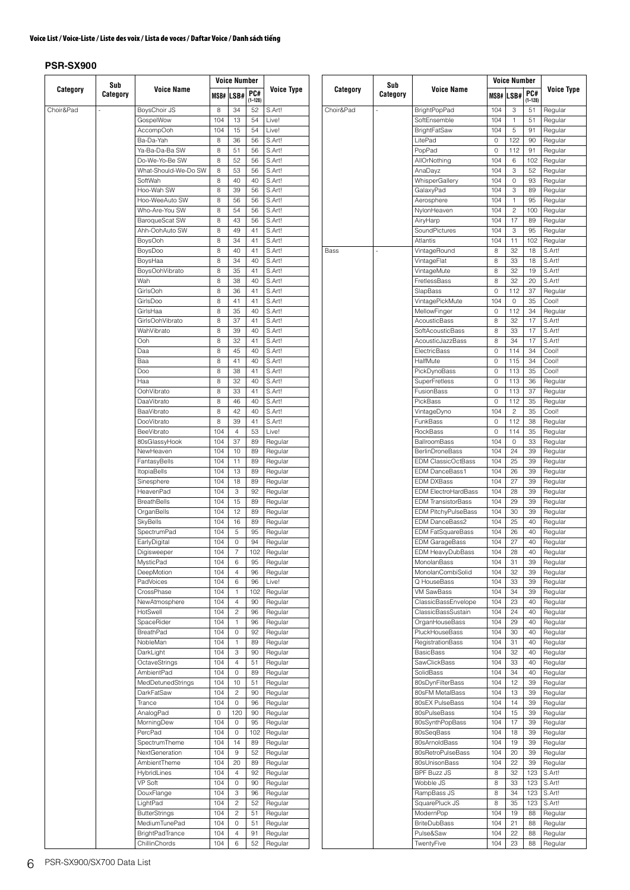**Voice List / Voice-Liste / Liste des voix / Lista de voces / Daftar Voice / Danh sách tiếng**

### PSR-SX900

| Category | Sub Category | Voice Name | Voice Number | | | Voice Type |
|---|---|---|---|---|---|---|
| | | | MSB# | LSB# | PC# (1–128) | |
| Choir&Pad | - | BoysChoir JS | 8 | 34 | 52 | S.Art! |
| | | GospelWow | 104 | 13 | 54 | Live! |
| | | AccompOoh | 104 | 15 | 54 | Live! |
| | | Ba-Da-Yah | 8 | 36 | 56 | S.Art! |
| | | Ya-Ba-Da-Ba SW | 8 | 51 | 56 | S.Art! |
| | | Do-We-Yo-Be SW | 8 | 52 | 56 | S.Art! |
| | | What-Should-We-Do SW | 8 | 53 | 56 | S.Art! |
| | | SoftWah | 8 | 40 | 40 | S.Art! |
| | | Hoo-Wah SW | 8 | 39 | 56 | S.Art! |
| | | Hoo-WeeAuto SW | 8 | 56 | 56 | S.Art! |
| | | Who-Are-You SW | 8 | 54 | 56 | S.Art! |
| | | BaroqueScat SW | 8 | 43 | 56 | S.Art! |
| | | Ahh-OohAuto SW | 8 | 49 | 41 | S.Art! |
| | | BoysOoh | 8 | 34 | 41 | S.Art! |
| | | BoysDoo | 8 | 40 | 41 | S.Art! |
| | | BoysHaa | 8 | 34 | 40 | S.Art! |
| | | BoysOohVibrato | 8 | 35 | 41 | S.Art! |
| | | Wah | 8 | 38 | 40 | S.Art! |
| | | GirlsOoh | 8 | 36 | 41 | S.Art! |
| | | GirlsDoo | 8 | 41 | 41 | S.Art! |
| | | GirlsHaa | 8 | 35 | 40 | S.Art! |
| | | GirlsOohVibrato | 8 | 37 | 41 | S.Art! |
| | | WahVibrato | 8 | 39 | 40 | S.Art! |
| | | Ooh | 8 | 32 | 41 | S.Art! |
| | | Daa | 8 | 45 | 40 | S.Art! |
| | | Baa | 8 | 41 | 40 | S.Art! |
| | | Doo | 8 | 38 | 41 | S.Art! |
| | | Haa | 8 | 32 | 40 | S.Art! |
| | | OohVibrato | 8 | 33 | 41 | S.Art! |
| | | DaaVibrato | 8 | 46 | 40 | S.Art! |
| | | BaaVibrato | 8 | 42 | 40 | S.Art! |
| | | DooVibrato | 8 | 39 | 41 | S.Art! |
| | | BeeVibrato | 104 | 4 | 53 | Live! |
| | | 80sGlassyHook | 104 | 37 | 89 | Regular |
| | | NewHeaven | 104 | 10 | 89 | Regular |
| | | FantasyBells | 104 | 11 | 89 | Regular |
| | | ItopiaBells | 104 | 13 | 89 | Regular |
| | | Sinesphere | 104 | 18 | 89 | Regular |
| | | HeavenPad | 104 | 3 | 92 | Regular |
| | | BreathBells | 104 | 15 | 89 | Regular |
| | | OrganBells | 104 | 12 | 89 | Regular |
| | | SkyBells | 104 | 16 | 89 | Regular |
| | | SpectrumPad | 104 | 5 | 95 | Regular |
| | | EarlyDigital | 104 | 0 | 94 | Regular |
| | | Digisweeper | 104 | 7 | 102 | Regular |
| | | MysticPad | 104 | 6 | 95 | Regular |
| | | DeepMotion | 104 | 4 | 96 | Regular |
| | | PadVoices | 104 | 6 | 96 | Live! |
| | | CrossPhase | 104 | 1 | 102 | Regular |
| | | NewAtmosphere | 104 | 4 | 90 | Regular |
| | | HotSwell | 104 | 2 | 96 | Regular |
| | | SpaceRider | 104 | 1 | 96 | Regular |
| | | BreathPad | 104 | 0 | 92 | Regular |
| | | NobleMan | 104 | 1 | 89 | Regular |
| | | DarkLight | 104 | 3 | 90 | Regular |
| | | OctaveStrings | 104 | 4 | 51 | Regular |
| | | AmbientPad | 104 | 0 | 89 | Regular |
| | | MedDetunedStrings | 104 | 10 | 51 | Regular |
| | | DarkFatSaw | 104 | 2 | 90 | Regular |
| | | Trance | 104 | 0 | 96 | Regular |
| | | AnalogPad | 0 | 120 | 90 | Regular |
| | | MorningDew | 104 | 0 | 95 | Regular |
| | | PercPad | 104 | 0 | 102 | Regular |
| | | SpectrumTheme | 104 | 14 | 89 | Regular |
| | | NextGeneration | 104 | 9 | 52 | Regular |
| | | AmbientTheme | 104 | 20 | 89 | Regular |
| | | HybridLines | 104 | 4 | 92 | Regular |
| | | VP Soft | 104 | 0 | 90 | Regular |
| | | DouxFlange | 104 | 3 | 96 | Regular |
| | | LightPad | 104 | 2 | 52 | Regular |
| | | ButterStrings | 104 | 2 | 51 | Regular |
| | | MediumTunePad | 104 | 0 | 51 | Regular |
| | | BrightPadTrance | 104 | 4 | 91 | Regular |
| | | ChillinChords | 104 | 6 | 52 | Regular |
| Choir&Pad | - | BrightPopPad | 104 | 3 | 51 | Regular |
| | | SoftEnsemble | 104 | 1 | 51 | Regular |
| | | BrightFatSaw | 104 | 5 | 91 | Regular |
| | | LitePad | 0 | 122 | 90 | Regular |
| | | PopPad | 0 | 112 | 91 | Regular |
| | | AllOrNothing | 104 | 6 | 102 | Regular |
| | | AnaDayz | 104 | 3 | 52 | Regular |
| | | WhisperGallery | 104 | 0 | 93 | Regular |
| | | GalaxyPad | 104 | 3 | 89 | Regular |
| | | Aerosphere | 104 | 1 | 95 | Regular |
| | | NylonHeaven | 104 | 2 | 100 | Regular |
| | | AiryHarp | 104 | 17 | 89 | Regular |
| | | SoundPictures | 104 | 3 | 95 | Regular |
| | | Atlantis | 104 | 11 | 102 | Regular |
| Bass | - | VintageRound | 8 | 32 | 18 | S.Art! |
| | | VintageFlat | 8 | 33 | 18 | S.Art! |
| | | VintageMute | 8 | 32 | 19 | S.Art! |
| | | FretlessBass | 8 | 32 | 20 | S.Art! |
| | | SlapBass | 0 | 112 | 37 | Regular |
| | | VintagePickMute | 104 | 0 | 35 | Cool! |
| | | MellowFinger | 0 | 112 | 34 | Regular |
| | | AcousticBass | 8 | 32 | 17 | S.Art! |
| | | SoftAcousticBass | 8 | 33 | 17 | S.Art! |
| | | AcousticJazzBass | 8 | 34 | 17 | S.Art! |
| | | ElectricBass | 0 | 114 | 34 | Cool! |
| | | HalfMute | 0 | 115 | 34 | Cool! |
| | | PickDynoBass | 0 | 113 | 35 | Cool! |
| | | SuperFretless | 0 | 113 | 36 | Regular |
| | | FusionBass | 0 | 113 | 37 | Regular |
| | | PickBass | 0 | 112 | 35 | Regular |
| | | VintageDyno | 104 | 2 | 35 | Cool! |
| | | FunkBass | 0 | 112 | 38 | Regular |
| | | RockBass | 0 | 114 | 35 | Regular |
| | | BallroomBass | 104 | 0 | 33 | Regular |
| | | BerlinDroneBass | 104 | 24 | 39 | Regular |
| | | EDM ClassicOctBass | 104 | 25 | 39 | Regular |
| | | EDM DanceBass1 | 104 | 26 | 39 | Regular |
| | | EDM DXBass | 104 | 27 | 39 | Regular |
| | | EDM ElectroHardBass | 104 | 28 | 39 | Regular |
| | | EDM TransistorBass | 104 | 29 | 39 | Regular |
| | | EDM PitchyPulseBass | 104 | 30 | 39 | Regular |
| | | EDM DanceBass2 | 104 | 25 | 40 | Regular |
| | | EDM FatSquareBass | 104 | 26 | 40 | Regular |
| | | EDM GarageBass | 104 | 27 | 40 | Regular |
| | | EDM HeavyDubBass | 104 | 28 | 40 | Regular |
| | | MonolanBass | 104 | 31 | 39 | Regular |
| | | MonolanCombiSolid | 104 | 32 | 39 | Regular |
| | | Q HouseBass | 104 | 33 | 39 | Regular |
| | | VM SawBass | 104 | 34 | 39 | Regular |
| | | ClassicBassEnvelope | 104 | 23 | 40 | Regular |
| | | ClassicBassSustain | 104 | 24 | 40 | Regular |
| | | OrganHouseBass | 104 | 29 | 40 | Regular |
| | | PluckHouseBass | 104 | 30 | 40 | Regular |
| | | RegistrationBass | 104 | 31 | 40 | Regular |
| | | BasicBass | 104 | 32 | 40 | Regular |
| | | SawClickBass | 104 | 33 | 40 | Regular |
| | | SolidBass | 104 | 34 | 40 | Regular |
| | | 80sDynFilterBass | 104 | 12 | 39 | Regular |
| | | 80sFM MetalBass | 104 | 13 | 39 | Regular |
| | | 80sEX PulseBass | 104 | 14 | 39 | Regular |
| | | 80sPulseBass | 104 | 15 | 39 | Regular |
| | | 80sSynthPopBass | 104 | 17 | 39 | Regular |
| | | 80sSeqBass | 104 | 18 | 39 | Regular |
| | | 80sArnoldBass | 104 | 19 | 39 | Regular |
| | | 80sRetroPulseBass | 104 | 20 | 39 | Regular |
| | | 80sUnisonBass | 104 | 22 | 39 | Regular |
| | | BPF Buzz JS | 8 | 32 | 123 | S.Art! |
| | | Wobble JS | 8 | 33 | 123 | S.Art! |
| | | RampBass JS | 8 | 34 | 123 | S.Art! |
| | | SquarePluck JS | 8 | 35 | 123 | S.Art! |
| | | ModernPop | 104 | 19 | 88 | Regular |
| | | BriteDubBass | 104 | 21 | 88 | Regular |
| | | Pulse&Saw | 104 | 22 | 88 | Regular |
| | | TwentyFive | 104 | 23 | 88 | Regular |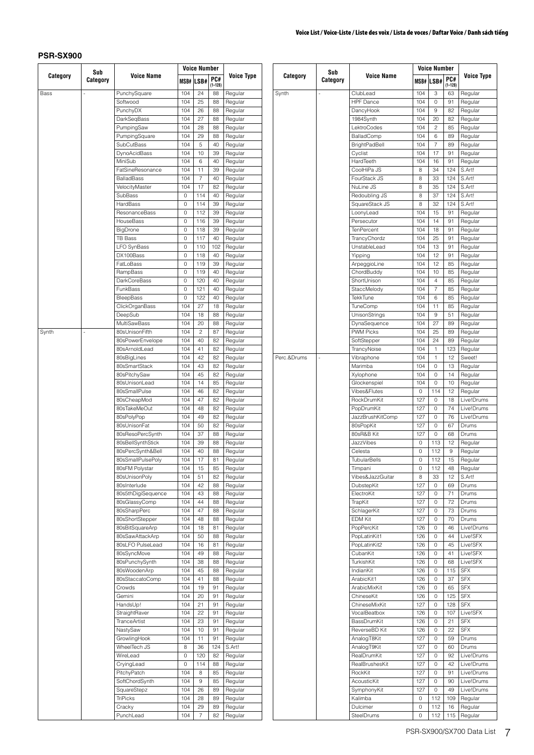## PSR-SX900

| Category | Sub Category | Voice Name | Voice Number | | | Voice Type |
|---|---|---|---|---|---|---|
| | | | MSB# | LSB# | PC# (1–128) | |
| Bass | - | PunchySquare | 104 | 24 | 88 | Regular |
| | | Softwood | 104 | 25 | 88 | Regular |
| | | PunchyDX | 104 | 26 | 88 | Regular |
| | | DarkSeqBass | 104 | 27 | 88 | Regular |
| | | PumpingSaw | 104 | 28 | 88 | Regular |
| | | PumpingSquare | 104 | 29 | 88 | Regular |
| | | SubCutBass | 104 | 5 | 40 | Regular |
| | | DynoAcidBass | 104 | 10 | 39 | Regular |
| | | MiniSub | 104 | 6 | 40 | Regular |
| | | FatSineResonance | 104 | 11 | 39 | Regular |
| | | BalladBass | 104 | 7 | 40 | Regular |
| | | VelocityMaster | 104 | 17 | 82 | Regular |
| | | SubBass | 0 | 114 | 40 | Regular |
| | | HardBass | 0 | 114 | 39 | Regular |
| | | ResonanceBass | 0 | 112 | 39 | Regular |
| | | HouseBass | 0 | 116 | 39 | Regular |
| | | BigDrone | 0 | 118 | 39 | Regular |
| | | TB Bass | 0 | 117 | 40 | Regular |
| | | LFO SynBass | 0 | 110 | 102 | Regular |
| | | DX100Bass | 0 | 118 | 40 | Regular |
| | | FatLoBass | 0 | 119 | 39 | Regular |
| | | RampBass | 0 | 119 | 40 | Regular |
| | | DarkCoreBass | 0 | 120 | 40 | Regular |
| | | FunkBass | 0 | 121 | 40 | Regular |
| | | BleepBass | 0 | 122 | 40 | Regular |
| | | ClickOrganBass | 104 | 27 | 18 | Regular |
| | | DeepSub | 104 | 18 | 88 | Regular |
| | | MultiSawBass | 104 | 20 | 88 | Regular |
| Synth | - | 80sUnisonFifth | 104 | 2 | 87 | Regular |
| | | 80sPowerEnvelope | 104 | 40 | 82 | Regular |
| | | 80sArnoldLead | 104 | 41 | 82 | Regular |
| | | 80sBigLines | 104 | 42 | 82 | Regular |
| | | 80sSmartStack | 104 | 43 | 82 | Regular |
| | | 80sPitchySaw | 104 | 45 | 82 | Regular |
| | | 80sUnisonLead | 104 | 14 | 85 | Regular |
| | | 80sSmallPulse | 104 | 46 | 82 | Regular |
| | | 80sCheapMod | 104 | 47 | 82 | Regular |
| | | 80sTakeMeOut | 104 | 48 | 82 | Regular |
| | | 80sPolyPop | 104 | 49 | 82 | Regular |
| | | 80sUnisonFat | 104 | 50 | 82 | Regular |
| | | 80sResoPercSynth | 104 | 37 | 88 | Regular |
| | | 80sBellSynthStick | 104 | 39 | 88 | Regular |
| | | 80sPercSynth&Bell | 104 | 40 | 88 | Regular |
| | | 80sSmallPulsePoly | 104 | 17 | 81 | Regular |
| | | 80sFM Polystar | 104 | 15 | 85 | Regular |
| | | 80sUnisonPoly | 104 | 51 | 82 | Regular |
| | | 80sInterlude | 104 | 42 | 88 | Regular |
| | | 80s5thDigiSequence | 104 | 43 | 88 | Regular |
| | | 80sGlassyComp | 104 | 44 | 88 | Regular |
| | | 80sSharpPerc | 104 | 47 | 88 | Regular |
| | | 80sShortStepper | 104 | 48 | 88 | Regular |
| | | 80sBitSquareArp | 104 | 18 | 81 | Regular |
| | | 80sSawAttackArp | 104 | 50 | 88 | Regular |
| | | 80sLFO PulseLead | 104 | 16 | 81 | Regular |
| | | 80sSyncMove | 104 | 49 | 88 | Regular |
| | | 80sPunchySynth | 104 | 38 | 88 | Regular |
| | | 80sWoodenArp | 104 | 45 | 88 | Regular |
| | | 80sStaccatoComp | 104 | 41 | 88 | Regular |
| | | Crowds | 104 | 19 | 91 | Regular |
| | | Gemini | 104 | 20 | 91 | Regular |
| | | HandsUp! | 104 | 21 | 91 | Regular |
| | | StraightRaver | 104 | 22 | 91 | Regular |
| | | TranceArtist | 104 | 23 | 91 | Regular |
| | | NastySaw | 104 | 10 | 91 | Regular |
| | | GrowlingHook | 104 | 11 | 91 | Regular |
| | | WheelTech JS | 8 | 36 | 124 | S.Art! |
| | | WireLead | 0 | 120 | 82 | Regular |
| | | CryingLead | 0 | 114 | 88 | Regular |
| | | PitchyPatch | 104 | 8 | 85 | Regular |
| | | SoftChordSynth | 104 | 9 | 85 | Regular |
| | | SquareStepz | 104 | 26 | 89 | Regular |
| | | TriPicks | 104 | 28 | 89 | Regular |
| | | Cracky | 104 | 29 | 89 | Regular |
| | | PunchLead | 104 | 7 | 82 | Regular |
| Synth | - | ClubLead | 104 | 3 | 63 | Regular |
| | | HPF Dance | 104 | 0 | 91 | Regular |
| | | DancyHook | 104 | 9 | 82 | Regular |
| | | 1984Synth | 104 | 20 | 82 | Regular |
| | | LektroCodes | 104 | 2 | 85 | Regular |
| | | BalladComp | 104 | 6 | 89 | Regular |
| | | BrightPadBell | 104 | 7 | 89 | Regular |
| | | Cyclist | 104 | 17 | 91 | Regular |
| | | HardTeeth | 104 | 16 | 91 | Regular |
| | | CoolHiPa JS | 8 | 34 | 124 | S.Art! |
| | | FourStack JS | 8 | 33 | 124 | S.Art! |
| | | NuLine JS | 8 | 35 | 124 | S.Art! |
| | | Redoubling JS | 8 | 37 | 124 | S.Art! |
| | | SquareStack JS | 8 | 32 | 124 | S.Art! |
| | | LoonyLead | 104 | 15 | 91 | Regular |
| | | Persecutor | 104 | 14 | 91 | Regular |
| | | TenPercent | 104 | 18 | 91 | Regular |
| | | TrancyChordz | 104 | 25 | 91 | Regular |
| | | UnstableLead | 104 | 13 | 91 | Regular |
| | | Yipping | 104 | 12 | 91 | Regular |
| | | ArpeggioLine | 104 | 12 | 85 | Regular |
| | | ChordBuddy | 104 | 10 | 85 | Regular |
| | | ShortUnison | 104 | 4 | 85 | Regular |
| | | StaccMelody | 104 | 7 | 85 | Regular |
| | | TekkTune | 104 | 6 | 85 | Regular |
| | | TuneComp | 104 | 11 | 85 | Regular |
| | | UnisonStrings | 104 | 9 | 51 | Regular |
| | | DynaSequence | 104 | 27 | 89 | Regular |
| | | PWM Picks | 104 | 25 | 89 | Regular |
| | | SoftStepper | 104 | 24 | 89 | Regular |
| | | TrancyNoise | 104 | 1 | 123 | Regular |
| Perc.&Drums | - | Vibraphone | 104 | 1 | 12 | Sweet! |
| | | Marimba | 104 | 0 | 13 | Regular |
| | | Xylophone | 104 | 0 | 14 | Regular |
| | | Glockenspiel | 104 | 0 | 10 | Regular |
| | | Vibes&Flutes | 0 | 114 | 12 | Regular |
| | | RockDrumKit | 127 | 0 | 18 | Live!Drums |
| | | PopDrumKit | 127 | 0 | 74 | Live!Drums |
| | | JazzBrushKitComp | 127 | 0 | 76 | Live!Drums |
| | | 80sPopKit | 127 | 0 | 67 | Drums |
| | | 80sR&B Kit | 127 | 0 | 68 | Drums |
| | | JazzVibes | 0 | 113 | 12 | Regular |
| | | Celesta | 0 | 112 | 9 | Regular |
| | | TubularBells | 0 | 112 | 15 | Regular |
| | | Timpani | 0 | 112 | 48 | Regular |
| | | Vibes&JazzGuitar | 8 | 33 | 12 | S.Art! |
| | | DubstepKit | 127 | 0 | 69 | Drums |
| | | ElectroKit | 127 | 0 | 71 | Drums |
| | | TrapKit | 127 | 0 | 72 | Drums |
| | | SchlagerKit | 127 | 0 | 73 | Drums |
| | | EDM Kit | 127 | 0 | 70 | Drums |
| | | PopPercKit | 126 | 0 | 46 | Live!Drums |
| | | PopLatinKit1 | 126 | 0 | 44 | Live!SFX |
| | | PopLatinKit2 | 126 | 0 | 45 | Live!SFX |
| | | CubanKit | 126 | 0 | 41 | Live!SFX |
| | | TurkishKit | 126 | 0 | 68 | Live!SFX |
| | | IndianKit | 126 | 0 | 115 | SFX |
| | | ArabicKit1 | 126 | 0 | 37 | SFX |
| | | ArabicMixKit | 126 | 0 | 65 | SFX |
| | | ChineseKit | 126 | 0 | 125 | SFX |
| | | ChineseMixKit | 127 | 0 | 128 | SFX |
| | | VocalBeatbox | 126 | 0 | 107 | Live!SFX |
| | | BassDrumKit | 126 | 0 | 21 | SFX |
| | | ReverseBD Kit | 126 | 0 | 22 | SFX |
| | | AnalogT8Kit | 127 | 0 | 59 | Drums |
| | | AnalogT9Kit | 127 | 0 | 60 | Drums |
| | | RealDrumKit | 127 | 0 | 92 | Live!Drums |
| | | RealBrushesKit | 127 | 0 | 42 | Live!Drums |
| | | RockKit | 127 | 0 | 91 | Live!Drums |
| | | AcousticKit | 127 | 0 | 90 | Live!Drums |
| | | SymphonyKit | 127 | 0 | 49 | Live!Drums |
| | | Kalimba | 0 | 112 | 109 | Regular |
| | | Dulcimer | 0 | 112 | 16 | Regular |
| | | SteelDrums | 0 | 112 | 115 | Regular |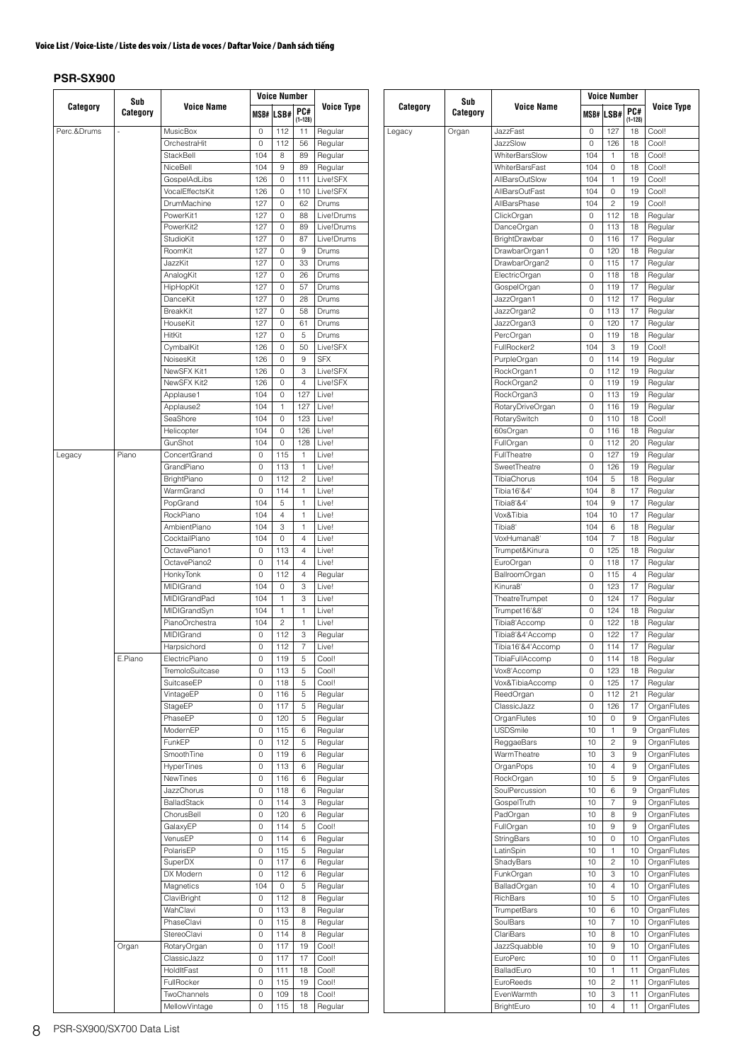## Voice List / Voice-Liste / Liste des voix / Lista de voces / Daftar Voice / Danh sách tiếng

### PSR-SX900

| Category | Sub Category | Voice Name | Voice Number | | | Voice Type |
|---|---|---|---|---|---|---|
| | | | MSB# | LSB# | PC# (1–128) | |
| Perc.&Drums | - | MusicBox | 0 | 112 | 11 | Regular |
| | | OrchestraHit | 0 | 112 | 56 | Regular |
| | | StackBell | 104 | 8 | 89 | Regular |
| | | NiceBell | 104 | 9 | 89 | Regular |
| | | GospelAdLibs | 126 | 0 | 111 | Live!SFX |
| | | VocalEffectsKit | 126 | 0 | 110 | Live!SFX |
| | | DrumMachine | 127 | 0 | 62 | Drums |
| | | PowerKit1 | 127 | 0 | 88 | Live!Drums |
| | | PowerKit2 | 127 | 0 | 89 | Live!Drums |
| | | StudioKit | 127 | 0 | 87 | Live!Drums |
| | | RoomKit | 127 | 0 | 9 | Drums |
| | | JazzKit | 127 | 0 | 33 | Drums |
| | | AnalogKit | 127 | 0 | 26 | Drums |
| | | HipHopKit | 127 | 0 | 57 | Drums |
| | | DanceKit | 127 | 0 | 28 | Drums |
| | | BreakKit | 127 | 0 | 58 | Drums |
| | | HouseKit | 127 | 0 | 61 | Drums |
| | | HitKit | 127 | 0 | 5 | Drums |
| | | CymbalKit | 126 | 0 | 50 | Live!SFX |
| | | NoisesKit | 126 | 0 | 9 | SFX |
| | | NewSFX Kit1 | 126 | 0 | 3 | Live!SFX |
| | | NewSFX Kit2 | 126 | 0 | 4 | Live!SFX |
| | | Applause1 | 104 | 0 | 127 | Live! |
| | | Applause2 | 104 | 1 | 127 | Live! |
| | | SeaShore | 104 | 0 | 123 | Live! |
| | | Helicopter | 104 | 0 | 126 | Live! |
| | | GunShot | 104 | 0 | 128 | Live! |
| Legacy | Piano | ConcertGrand | 0 | 115 | 1 | Live! |
| | | GrandPiano | 0 | 113 | 1 | Live! |
| | | BrightPiano | 0 | 112 | 2 | Live! |
| | | WarmGrand | 0 | 114 | 1 | Live! |
| | | PopGrand | 104 | 5 | 1 | Live! |
| | | RockPiano | 104 | 4 | 1 | Live! |
| | | AmbientPiano | 104 | 3 | 1 | Live! |
| | | CocktailPiano | 104 | 0 | 4 | Live! |
| | | OctavePiano1 | 0 | 113 | 4 | Live! |
| | | OctavePiano2 | 0 | 114 | 4 | Live! |
| | | HonkyTonk | 0 | 112 | 4 | Regular |
| | | MIDIGrand | 104 | 0 | 3 | Live! |
| | | MIDIGrandPad | 104 | 1 | 3 | Live! |
| | | MIDIGrandSyn | 104 | 1 | 1 | Live! |
| | | PianoOrchestra | 104 | 2 | 1 | Live! |
| | | MIDIGrand | 0 | 112 | 3 | Regular |
| | | Harpsichord | 0 | 112 | 7 | Live! |
| | E.Piano | ElectricPiano | 0 | 119 | 5 | Cool! |
| | | TremoloSuitcase | 0 | 113 | 5 | Cool! |
| | | SuitcaseEP | 0 | 118 | 5 | Cool! |
| | | VintageEP | 0 | 116 | 5 | Regular |
| | | StageEP | 0 | 117 | 5 | Regular |
| | | PhaseEP | 0 | 120 | 5 | Regular |
| | | ModernEP | 0 | 115 | 6 | Regular |
| | | FunkEP | 0 | 112 | 5 | Regular |
| | | SmoothTine | 0 | 119 | 6 | Regular |
| | | HyperTines | 0 | 113 | 6 | Regular |
| | | NewTines | 0 | 116 | 6 | Regular |
| | | JazzChorus | 0 | 118 | 6 | Regular |
| | | BalladStack | 0 | 114 | 3 | Regular |
| | | ChorusBell | 0 | 120 | 6 | Regular |
| | | GalaxyEP | 0 | 114 | 5 | Cool! |
| | | VenusEP | 0 | 114 | 6 | Regular |
| | | PolarisEP | 0 | 115 | 5 | Regular |
| | | SuperDX | 0 | 117 | 6 | Regular |
| | | DX Modern | 0 | 112 | 6 | Regular |
| | | Magnetics | 104 | 0 | 5 | Regular |
| | | ClaviBright | 0 | 112 | 8 | Regular |
| | | WahClavi | 0 | 113 | 8 | Regular |
| | | PhaseClavi | 0 | 115 | 8 | Regular |
| | | StereoClavi | 0 | 114 | 8 | Regular |
| | Organ | RotaryOrgan | 0 | 117 | 19 | Cool! |
| | | ClassicJazz | 0 | 117 | 17 | Cool! |
| | | HoldItFast | 0 | 111 | 18 | Cool! |
| | | FullRocker | 0 | 115 | 19 | Cool! |
| | | TwoChannels | 0 | 109 | 18 | Cool! |
| | | MellowVintage | 0 | 115 | 18 | Regular |
| Legacy | Organ | JazzFast | 0 | 127 | 18 | Cool! |
| | | JazzSlow | 0 | 126 | 18 | Cool! |
| | | WhiterBarsSlow | 104 | 1 | 18 | Cool! |
| | | WhiterBarsFast | 104 | 0 | 18 | Cool! |
| | | AllBarsOutSlow | 104 | 1 | 19 | Cool! |
| | | AllBarsOutFast | 104 | 0 | 19 | Cool! |
| | | AllBarsPhase | 104 | 2 | 19 | Cool! |
| | | ClickOrgan | 0 | 112 | 18 | Regular |
| | | DanceOrgan | 0 | 113 | 18 | Regular |
| | | BrightDrawbar | 0 | 116 | 17 | Regular |
| | | DrawbarOrgan1 | 0 | 120 | 18 | Regular |
| | | DrawbarOrgan2 | 0 | 115 | 17 | Regular |
| | | ElectricOrgan | 0 | 118 | 18 | Regular |
| | | GospelOrgan | 0 | 119 | 17 | Regular |
| | | JazzOrgan1 | 0 | 112 | 17 | Regular |
| | | JazzOrgan2 | 0 | 113 | 17 | Regular |
| | | JazzOrgan3 | 0 | 120 | 17 | Regular |
| | | PercOrgan | 0 | 119 | 18 | Regular |
| | | FullRocker2 | 104 | 3 | 19 | Cool! |
| | | PurpleOrgan | 0 | 114 | 19 | Regular |
| | | RockOrgan1 | 0 | 112 | 19 | Regular |
| | | RockOrgan2 | 0 | 119 | 19 | Regular |
| | | RockOrgan3 | 0 | 113 | 19 | Regular |
| | | RotaryDriveOrgan | 0 | 116 | 19 | Regular |
| | | RotarySwitch | 0 | 110 | 18 | Cool! |
| | | 60sOrgan | 0 | 116 | 18 | Regular |
| | | FullOrgan | 0 | 112 | 20 | Regular |
| | | FullTheatre | 0 | 127 | 19 | Regular |
| | | SweetTheatre | 0 | 126 | 19 | Regular |
| | | TibiaChorus | 104 | 5 | 18 | Regular |
| | | Tibia16'&4' | 104 | 8 | 17 | Regular |
| | | Tibia8'&4' | 104 | 9 | 17 | Regular |
| | | Vox&Tibia | 104 | 10 | 17 | Regular |
| | | Tibia8' | 104 | 6 | 18 | Regular |
| | | VoxHumana8' | 104 | 7 | 18 | Regular |
| | | Trumpet&Kinura | 0 | 125 | 18 | Regular |
| | | EuroOrgan | 0 | 118 | 17 | Regular |
| | | BallroomOrgan | 0 | 115 | 4 | Regular |
| | | Kinura8' | 0 | 123 | 17 | Regular |
| | | TheatreTrumpet | 0 | 124 | 17 | Regular |
| | | Trumpet16'&8' | 0 | 124 | 18 | Regular |
| | | Tibia8'Accomp | 0 | 122 | 18 | Regular |
| | | Tibia8'&4'Accomp | 0 | 122 | 17 | Regular |
| | | Tibia16'&4'Accomp | 0 | 114 | 17 | Regular |
| | | TibiaFullAccomp | 0 | 114 | 18 | Regular |
| | | Vox8'Accomp | 0 | 123 | 18 | Regular |
| | | Vox&TibiaAccomp | 0 | 125 | 17 | Regular |
| | | ReedOrgan | 0 | 112 | 21 | Regular |
| | | ClassicJazz | 0 | 126 | 17 | OrganFlutes |
| | | OrganFlutes | 10 | 0 | 9 | OrganFlutes |
| | | USDSmile | 10 | 1 | 9 | OrganFlutes |
| | | ReggaeBars | 10 | 2 | 9 | OrganFlutes |
| | | WarmTheatre | 10 | 3 | 9 | OrganFlutes |
| | | OrganPops | 10 | 4 | 9 | OrganFlutes |
| | | RockOrgan | 10 | 5 | 9 | OrganFlutes |
| | | SoulPercussion | 10 | 6 | 9 | OrganFlutes |
| | | GospelTruth | 10 | 7 | 9 | OrganFlutes |
| | | PadOrgan | 10 | 8 | 9 | OrganFlutes |
| | | FullOrgan | 10 | 9 | 9 | OrganFlutes |
| | | StringBars | 10 | 0 | 10 | OrganFlutes |
| | | LatinSpin | 10 | 1 | 10 | OrganFlutes |
| | | ShadyBars | 10 | 2 | 10 | OrganFlutes |
| | | FunkOrgan | 10 | 3 | 10 | OrganFlutes |
| | | BalladOrgan | 10 | 4 | 10 | OrganFlutes |
| | | RichBars | 10 | 5 | 10 | OrganFlutes |
| | | TrumpetBars | 10 | 6 | 10 | OrganFlutes |
| | | SoulBars | 10 | 7 | 10 | OrganFlutes |
| | | ClariBars | 10 | 8 | 10 | OrganFlutes |
| | | JazzSquabble | 10 | 9 | 10 | OrganFlutes |
| | | EuroPerc | 10 | 0 | 11 | OrganFlutes |
| | | BalladEuro | 10 | 1 | 11 | OrganFlutes |
| | | EuroReeds | 10 | 2 | 11 | OrganFlutes |
| | | EvenWarmth | 10 | 3 | 11 | OrganFlutes |
| | | BrightEuro | 10 | 4 | 11 | OrganFlutes |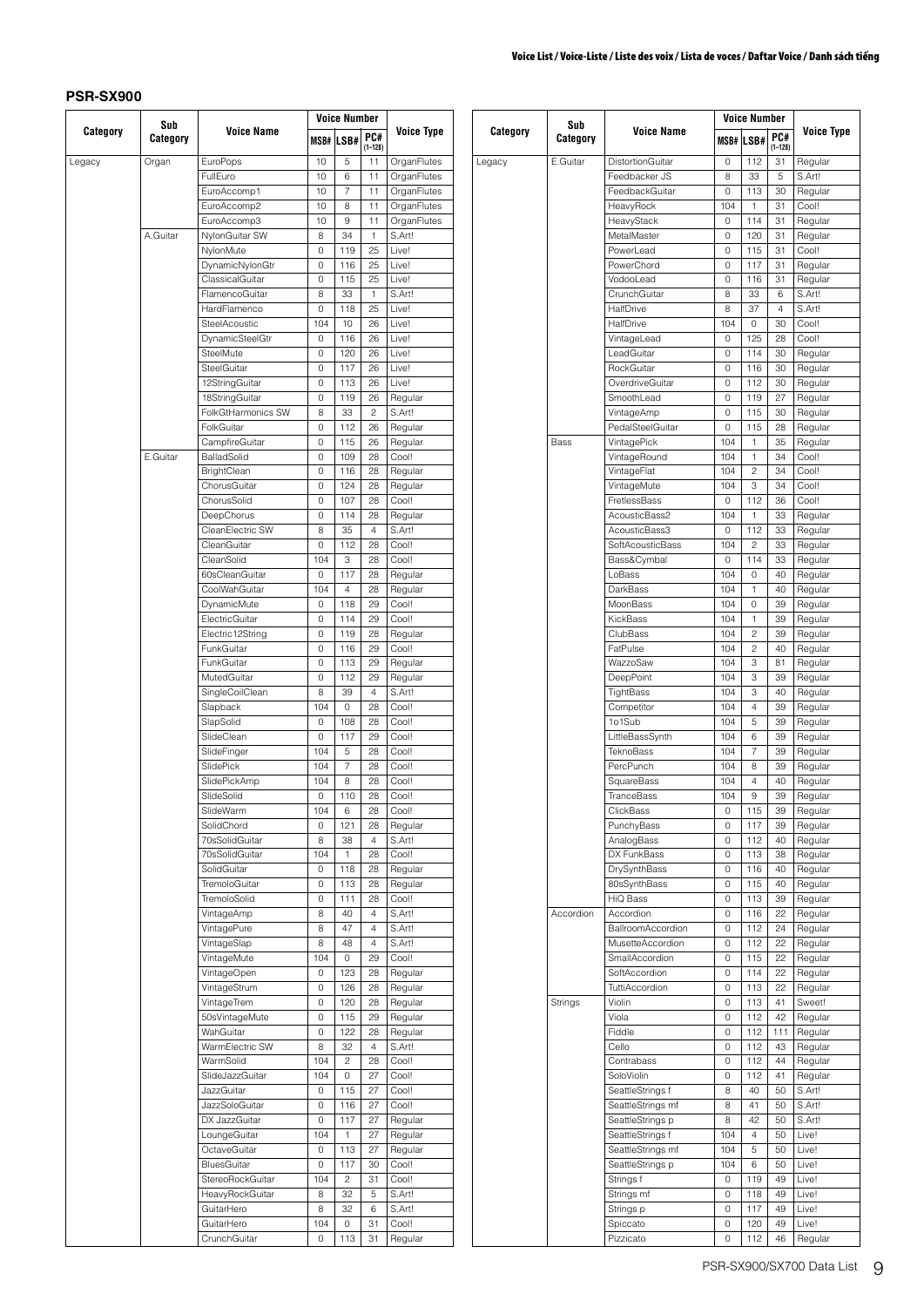## PSR-SX900

| Category | Sub Category | Voice Name | Voice Number | | | Voice Type |
|---|---|---|---|---|---|---|
| | | | MSB# | LSB# | PC# (1–128) | |
| Legacy | Organ | EuroPops | 10 | 5 | 11 | OrganFlutes |
| | | FullEuro | 10 | 6 | 11 | OrganFlutes |
| | | EuroAccomp1 | 10 | 7 | 11 | OrganFlutes |
| | | EuroAccomp2 | 10 | 8 | 11 | OrganFlutes |
| | | EuroAccomp3 | 10 | 9 | 11 | OrganFlutes |
| | A.Guitar | NylonGuitar SW | 8 | 34 | 1 | S.Art! |
| | | NylonMute | 0 | 119 | 25 | Live! |
| | | DynamicNylonGtr | 0 | 116 | 25 | Live! |
| | | ClassicalGuitar | 0 | 115 | 25 | Live! |
| | | FlamencoGuitar | 8 | 33 | 1 | S.Art! |
| | | HardFlamenco | 0 | 118 | 25 | Live! |
| | | SteelAcoustic | 104 | 10 | 26 | Live! |
| | | DynamicSteelGtr | 0 | 116 | 26 | Live! |
| | | SteelMute | 0 | 120 | 26 | Live! |
| | | SteelGuitar | 0 | 117 | 26 | Live! |
| | | 12StringGuitar | 0 | 113 | 26 | Live! |
| | | 18StringGuitar | 0 | 119 | 26 | Regular |
| | | FolkGtHarmonics SW | 8 | 33 | 2 | S.Art! |
| | | FolkGuitar | 0 | 112 | 26 | Regular |
| | | CampfireGuitar | 0 | 115 | 26 | Regular |
| | E.Guitar | BalladSolid | 0 | 109 | 28 | Cool! |
| | | BrightClean | 0 | 116 | 28 | Regular |
| | | ChorusGuitar | 0 | 124 | 28 | Regular |
| | | ChorusSolid | 0 | 107 | 28 | Cool! |
| | | DeepChorus | 0 | 114 | 28 | Regular |
| | | CleanElectric SW | 8 | 35 | 4 | S.Art! |
| | | CleanGuitar | 0 | 112 | 28 | Cool! |
| | | CleanSolid | 104 | 3 | 28 | Cool! |
| | | 60sCleanGuitar | 0 | 117 | 28 | Regular |
| | | CoolWahGuitar | 104 | 4 | 28 | Regular |
| | | DynamicMute | 0 | 118 | 29 | Cool! |
| | | ElectricGuitar | 0 | 114 | 29 | Cool! |
| | | Electric12String | 0 | 119 | 28 | Regular |
| | | FunkGuitar | 0 | 116 | 29 | Cool! |
| | | FunkGuitar | 0 | 113 | 29 | Regular |
| | | MutedGuitar | 0 | 112 | 29 | Regular |
| | | SingleCoilClean | 8 | 39 | 4 | S.Art! |
| | | Slapback | 104 | 0 | 28 | Cool! |
| | | SlapSolid | 0 | 108 | 28 | Cool! |
| | | SlideClean | 0 | 117 | 29 | Cool! |
| | | SlideFinger | 104 | 5 | 28 | Cool! |
| | | SlidePick | 104 | 7 | 28 | Cool! |
| | | SlidePickAmp | 104 | 8 | 28 | Cool! |
| | | SlideSolid | 0 | 110 | 28 | Cool! |
| | | SlideWarm | 104 | 6 | 28 | Cool! |
| | | SolidChord | 0 | 121 | 28 | Regular |
| | | 70sSolidGuitar | 8 | 38 | 4 | S.Art! |
| | | 70sSolidGuitar | 104 | 1 | 28 | Cool! |
| | | SolidGuitar | 0 | 118 | 28 | Regular |
| | | TremoloGuitar | 0 | 113 | 28 | Regular |
| | | TremoloSolid | 0 | 111 | 28 | Cool! |
| | | VintageAmp | 8 | 40 | 4 | S.Art! |
| | | VintagePure | 8 | 47 | 4 | S.Art! |
| | | VintageSlap | 8 | 48 | 4 | S.Art! |
| | | VintageMute | 104 | 0 | 29 | Cool! |
| | | VintageOpen | 0 | 123 | 28 | Regular |
| | | VintageStrum | 0 | 126 | 28 | Regular |
| | | VintageTrem | 0 | 120 | 28 | Regular |
| | | 50sVintageMute | 0 | 115 | 29 | Regular |
| | | WahGuitar | 0 | 122 | 28 | Regular |
| | | WarmElectric SW | 8 | 32 | 4 | S.Art! |
| | | WarmSolid | 104 | 2 | 28 | Cool! |
| | | SlideJazzGuitar | 104 | 0 | 27 | Cool! |
| | | JazzGuitar | 0 | 115 | 27 | Cool! |
| | | JazzSoloGuitar | 0 | 116 | 27 | Cool! |
| | | DX JazzGuitar | 0 | 117 | 27 | Regular |
| | | LoungeGuitar | 104 | 1 | 27 | Regular |
| | | OctaveGuitar | 0 | 113 | 27 | Regular |
| | | BluesGuitar | 0 | 117 | 30 | Cool! |
| | | StereoRockGuitar | 104 | 2 | 31 | Cool! |
| | | HeavyRockGuitar | 8 | 32 | 5 | S.Art! |
| | | GuitarHero | 8 | 32 | 6 | S.Art! |
| | | GuitarHero | 104 | 0 | 31 | Cool! |
| | | CrunchGuitar | 0 | 113 | 31 | Regular |
| Legacy | E.Guitar | DistortionGuitar | 0 | 112 | 31 | Regular |
| | | Feedbacker JS | 8 | 33 | 5 | S.Art! |
| | | FeedbackGuitar | 0 | 113 | 30 | Regular |
| | | HeavyRock | 104 | 1 | 31 | Cool! |
| | | HeavyStack | 0 | 114 | 31 | Regular |
| | | MetalMaster | 0 | 120 | 31 | Regular |
| | | PowerLead | 0 | 115 | 31 | Cool! |
| | | PowerChord | 0 | 117 | 31 | Regular |
| | | VodooLead | 0 | 116 | 31 | Regular |
| | | CrunchGuitar | 8 | 33 | 6 | S.Art! |
| | | HalfDrive | 8 | 37 | 4 | S.Art! |
| | | HalfDrive | 104 | 0 | 30 | Cool! |
| | | VintageLead | 0 | 125 | 28 | Cool! |
| | | LeadGuitar | 0 | 114 | 30 | Regular |
| | | RockGuitar | 0 | 116 | 30 | Regular |
| | | OverdriveGuitar | 0 | 112 | 30 | Regular |
| | | SmoothLead | 0 | 119 | 27 | Regular |
| | | VintageAmp | 0 | 115 | 30 | Regular |
| | | PedalSteelGuitar | 0 | 115 | 28 | Regular |
| | Bass | VintagePick | 104 | 1 | 35 | Regular |
| | | VintageRound | 104 | 1 | 34 | Cool! |
| | | VintageFlat | 104 | 2 | 34 | Cool! |
| | | VintageMute | 104 | 3 | 34 | Cool! |
| | | FretlessBass | 0 | 112 | 36 | Cool! |
| | | AcousticBass2 | 104 | 1 | 33 | Regular |
| | | AcousticBass3 | 0 | 112 | 33 | Regular |
| | | SoftAcousticBass | 104 | 2 | 33 | Regular |
| | | Bass&Cymbal | 0 | 114 | 33 | Regular |
| | | LoBass | 104 | 0 | 40 | Regular |
| | | DarkBass | 104 | 1 | 40 | Regular |
| | | MoonBass | 104 | 0 | 39 | Regular |
| | | KickBass | 104 | 1 | 39 | Regular |
| | | ClubBass | 104 | 2 | 39 | Regular |
| | | FatPulse | 104 | 2 | 40 | Regular |
| | | WazzoSaw | 104 | 3 | 81 | Regular |
| | | DeepPoint | 104 | 3 | 39 | Regular |
| | | TightBass | 104 | 3 | 40 | Regular |
| | | Competitor | 104 | 4 | 39 | Regular |
| | | 1o1Sub | 104 | 5 | 39 | Regular |
| | | LittleBassSynth | 104 | 6 | 39 | Regular |
| | | TeknoBass | 104 | 7 | 39 | Regular |
| | | PercPunch | 104 | 8 | 39 | Regular |
| | | SquareBass | 104 | 4 | 40 | Regular |
| | | TranceBass | 104 | 9 | 39 | Regular |
| | | ClickBass | 0 | 115 | 39 | Regular |
| | | PunchyBass | 0 | 117 | 39 | Regular |
| | | AnalogBass | 0 | 112 | 40 | Regular |
| | | DX FunkBass | 0 | 113 | 38 | Regular |
| | | DrySynthBass | 0 | 116 | 40 | Regular |
| | | 80sSynthBass | 0 | 115 | 40 | Regular |
| | | HiQ Bass | 0 | 113 | 39 | Regular |
| | Accordion | Accordion | 0 | 116 | 22 | Regular |
| | | BallroomAccordion | 0 | 112 | 24 | Regular |
| | | MusetteAccordion | 0 | 112 | 22 | Regular |
| | | SmallAccordion | 0 | 115 | 22 | Regular |
| | | SoftAccordion | 0 | 114 | 22 | Regular |
| | | TuttiAccordion | 0 | 113 | 22 | Regular |
| | Strings | Violin | 0 | 113 | 41 | Sweet! |
| | | Viola | 0 | 112 | 42 | Regular |
| | | Fiddle | 0 | 112 | 111 | Regular |
| | | Cello | 0 | 112 | 43 | Regular |
| | | Contrabass | 0 | 112 | 44 | Regular |
| | | SoloViolin | 0 | 112 | 41 | Regular |
| | | SeattleStrings f | 8 | 40 | 50 | S.Art! |
| | | SeattleStrings mf | 8 | 41 | 50 | S.Art! |
| | | SeattleStrings p | 8 | 42 | 50 | S.Art! |
| | | SeattleStrings f | 104 | 4 | 50 | Live! |
| | | SeattleStrings mf | 104 | 5 | 50 | Live! |
| | | SeattleStrings p | 104 | 6 | 50 | Live! |
| | | Strings f | 0 | 119 | 49 | Live! |
| | | Strings mf | 0 | 118 | 49 | Live! |
| | | Strings p | 0 | 117 | 49 | Live! |
| | | Spiccato | 0 | 120 | 49 | Live! |
| | | Pizzicato | 0 | 112 | 46 | Regular |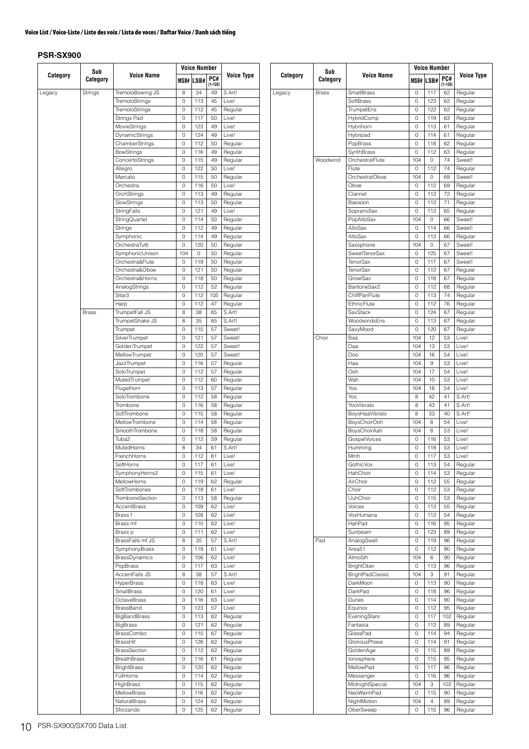**Voice List / Voice-Liste / Liste des voix / Lista de voces / Daftar Voice / Danh sách tiếng**

## PSR-SX900

| Category | Sub Category | Voice Name | Voice Number MSB# | LSB# | PC# (1–128) | Voice Type |
|---|---|---|---|---|---|---|
| Legacy | Strings | TremoloBowing JS | 8 | 34 | 49 | S.Art! |
| | | TremoloStrings | 0 | 113 | 45 | Live! |
| | | TremoloStrings | 0 | 112 | 45 | Regular |
| | | Strings Pad | 0 | 117 | 50 | Live! |
| | | MovieStrings | 0 | 123 | 49 | Live! |
| | | DynamicStrings | 0 | 124 | 49 | Live! |
| | | ChamberStrings | 0 | 112 | 50 | Regular |
| | | BowStrings | 0 | 116 | 49 | Regular |
| | | ConcertoStrings | 0 | 115 | 49 | Regular |
| | | Allegro | 0 | 122 | 50 | Live! |
| | | Marcato | 0 | 115 | 50 | Regular |
| | | Orchestra | 0 | 116 | 50 | Live! |
| | | OrchStrings | 0 | 113 | 49 | Regular |
| | | SlowStrings | 0 | 113 | 50 | Regular |
| | | StringFalls | 0 | 121 | 49 | Live! |
| | | StringQuartet | 0 | 114 | 50 | Regular |
| | | Strings | 0 | 112 | 49 | Regular |
| | | Symphonic | 0 | 114 | 49 | Regular |
| | | OrchestraTutti | 0 | 120 | 50 | Regular |
| | | SymphonicUnison | 104 | 0 | 50 | Regular |
| | | Orchestra&Flute | 0 | 119 | 50 | Regular |
| | | Orchestra&Oboe | 0 | 121 | 50 | Regular |
| | | Orchestra&Horns | 0 | 118 | 50 | Regular |
| | | AnalogStrings | 0 | 112 | 52 | Regular |
| | | Sitar3 | 0 | 112 | 105 | Regular |
| | | Harp | 0 | 112 | 47 | Regular |
| | Brass | TrumpetFall JS | 8 | 38 | 65 | S.Art! |
| | | TrumpetShake JS | 8 | 35 | 65 | S.Art! |
| | | Trumpet | 0 | 115 | 57 | Sweet! |
| | | SilverTrumpet | 0 | 121 | 57 | Sweet! |
| | | GoldenTrumpet | 0 | 122 | 57 | Sweet! |
| | | MellowTrumpet | 0 | 120 | 57 | Sweet! |
| | | JazzTrumpet | 0 | 116 | 57 | Regular |
| | | SoloTrumpet | 0 | 112 | 57 | Regular |
| | | MutedTrumpet | 0 | 112 | 60 | Regular |
| | | Flugelhorn | 0 | 113 | 57 | Regular |
| | | SoloTrombone | 0 | 112 | 58 | Regular |
| | | Trombone | 0 | 116 | 58 | Regular |
| | | SoftTrombone | 0 | 115 | 58 | Regular |
| | | MellowTrombone | 0 | 114 | 58 | Regular |
| | | SmoothTrombone | 0 | 118 | 58 | Regular |
| | | Tuba2 | 0 | 112 | 59 | Regular |
| | | MutedHorns | 8 | 34 | 61 | S.Art! |
| | | FrenchHorns | 0 | 112 | 61 | Live! |
| | | SoftHorns | 0 | 117 | 61 | Live! |
| | | SymphonyHorns2 | 0 | 115 | 61 | Live! |
| | | MellowHorns | 0 | 119 | 62 | Regular |
| | | SoftTrombones | 0 | 118 | 61 | Live! |
| | | TromboneSection | 0 | 113 | 58 | Regular |
| | | AccentBrass | 0 | 109 | 62 | Live! |
| | | Brass f | 0 | 108 | 62 | Live! |
| | | Brass mf | 0 | 110 | 62 | Live! |
| | | Brass p | 0 | 111 | 62 | Live! |
| | | BrassFalls mf JS | 8 | 35 | 57 | S.Art! |
| | | SymphonyBrass | 0 | 119 | 61 | Live! |
| | | BrassDynamics | 0 | 106 | 62 | Live! |
| | | PopBrass | 0 | 117 | 63 | Live! |
| | | AccentFalls JS | 8 | 38 | 57 | S.Art! |
| | | HyperBrass | 0 | 118 | 63 | Live! |
| | | SmallBrass | 0 | 120 | 61 | Live! |
| | | OctaveBrass | 0 | 116 | 63 | Live! |
| | | BrassBand | 0 | 123 | 57 | Live! |
| | | BigBandBrass | 0 | 113 | 62 | Regular |
| | | BigBrass | 0 | 121 | 62 | Regular |
| | | BrassCombo | 0 | 115 | 67 | Regular |
| | | BrassHit | 0 | 126 | 62 | Regular |
| | | BrassSection | 0 | 112 | 62 | Regular |
| | | BreathBrass | 0 | 116 | 61 | Regular |
| | | BrightBrass | 0 | 120 | 62 | Regular |
| | | FullHorns | 0 | 114 | 62 | Regular |
| | | HighBrass | 0 | 115 | 62 | Regular |
| | | MellowBrass | 0 | 116 | 62 | Regular |
| | | NaturalBrass | 0 | 124 | 62 | Regular |
| | | Sforzando | 0 | 125 | 62 | Regular |
| Legacy | Brass | SmallBrass | 0 | 117 | 62 | Regular |
| | | SoftBrass | 0 | 123 | 62 | Regular |
| | | TrumpetEns | 0 | 122 | 62 | Regular |
| | | HybridComp | 0 | 119 | 63 | Regular |
| | | Hybrihorn | 0 | 113 | 61 | Regular |
| | | Hybripad | 0 | 114 | 61 | Regular |
| | | PopBrass | 0 | 118 | 62 | Regular |
| | | SynthBrass | 0 | 112 | 63 | Regular |
| | Woodwind | OrchestralFlute | 104 | 0 | 74 | Sweet! |
| | | Flute | 0 | 112 | 74 | Regular |
| | | OrchestralOboe | 104 | 0 | 69 | Sweet! |
| | | Oboe | 0 | 112 | 69 | Regular |
| | | Clarinet | 0 | 112 | 72 | Regular |
| | | Bassoon | 0 | 112 | 71 | Regular |
| | | SopranoSax | 0 | 112 | 65 | Regular |
| | | PopAltoSax | 104 | 0 | 66 | Sweet! |
| | | AltoSax | 0 | 114 | 66 | Sweet! |
| | | AltoSax | 0 | 112 | 66 | Regular |
| | | Saxophone | 104 | 0 | 67 | Sweet! |
| | | SweetTenorSax | 0 | 125 | 67 | Sweet! |
| | | TenorSax | 0 | 117 | 67 | Sweet! |
| | | TenorSax | 0 | 112 | 67 | Regular |
| | | GrowlSax | 0 | 118 | 67 | Regular |
| | | BaritoneSax2 | 0 | 112 | 68 | Regular |
| | | ChiffPanFlute | 0 | 113 | 74 | Regular |
| | | EthnicFlute | 0 | 112 | 76 | Regular |
| | | SaxStack | 0 | 124 | 67 | Regular |
| | | WoodwindsEns | 0 | 113 | 67 | Regular |
| | | SaxyMood | 0 | 120 | 67 | Regular |
| | Choir | Baa | 104 | 12 | 53 | Live! |
| | | Daa | 104 | 13 | 53 | Live! |
| | | Doo | 104 | 16 | 54 | Live! |
| | | Haa | 104 | 9 | 53 | Live! |
| | | Ooh | 104 | 17 | 54 | Live! |
| | | Wah | 104 | 10 | 53 | Live! |
| | | Yoo | 104 | 18 | 54 | Live! |
| | | Yoo | 8 | 42 | 41 | S.Art! |
| | | YooVibrato | 8 | 43 | 41 | S.Art! |
| | | BoysHaaVibrato | 8 | 33 | 40 | S.Art! |
| | | BoysChoirOoh | 104 | 8 | 54 | Live! |
| | | BoysChoirAah | 104 | 8 | 53 | Live! |
| | | GospelVoices | 0 | 116 | 53 | Live! |
| | | Humming | 0 | 118 | 53 | Live! |
| | | Mmh | 0 | 117 | 53 | Live! |
| | | GothicVox | 0 | 113 | 54 | Regular |
| | | HahChoir | 0 | 114 | 53 | Regular |
| | | AirChoir | 0 | 112 | 55 | Regular |
| | | Choir | 0 | 112 | 53 | Regular |
| | | UuhChoir | 0 | 115 | 53 | Regular |
| | | Voices | 0 | 113 | 55 | Regular |
| | | VoxHumana | 0 | 112 | 54 | Regular |
| | | HahPad | 0 | 116 | 95 | Regular |
| | | Sunbeam | 0 | 123 | 89 | Regular |
| | Pad | AnalogSwell | 0 | 119 | 96 | Regular |
| | | Area51 | 0 | 112 | 90 | Regular |
| | | Atmo5th | 104 | 6 | 90 | Regular |
| | | BrightOber | 0 | 113 | 96 | Regular |
| | | BrightPadClassic | 104 | 3 | 91 | Regular |
| | | DarkMoon | 0 | 113 | 90 | Regular |
| | | DarkPad | 0 | 118 | 96 | Regular |
| | | Dunes | 0 | 114 | 90 | Regular |
| | | Equinox | 0 | 112 | 95 | Regular |
| | | EveningStars | 0 | 117 | 102 | Regular |
| | | Fantasia | 0 | 112 | 89 | Regular |
| | | GlassPad | 0 | 114 | 94 | Regular |
| | | GloriousPhase | 0 | 114 | 91 | Regular |
| | | GoldenAge | 0 | 115 | 89 | Regular |
| | | Ionosphere | 0 | 115 | 95 | Regular |
| | | MellowPad | 0 | 117 | 96 | Regular |
| | | Messenger | 0 | 116 | 96 | Regular |
| | | MidnightSpecial | 104 | 3 | 102 | Regular |
| | | NeoWarmPad | 0 | 115 | 90 | Regular |
| | | NightMotion | 104 | 4 | 89 | Regular |
| | | OberSweep | 0 | 115 | 96 | Regular |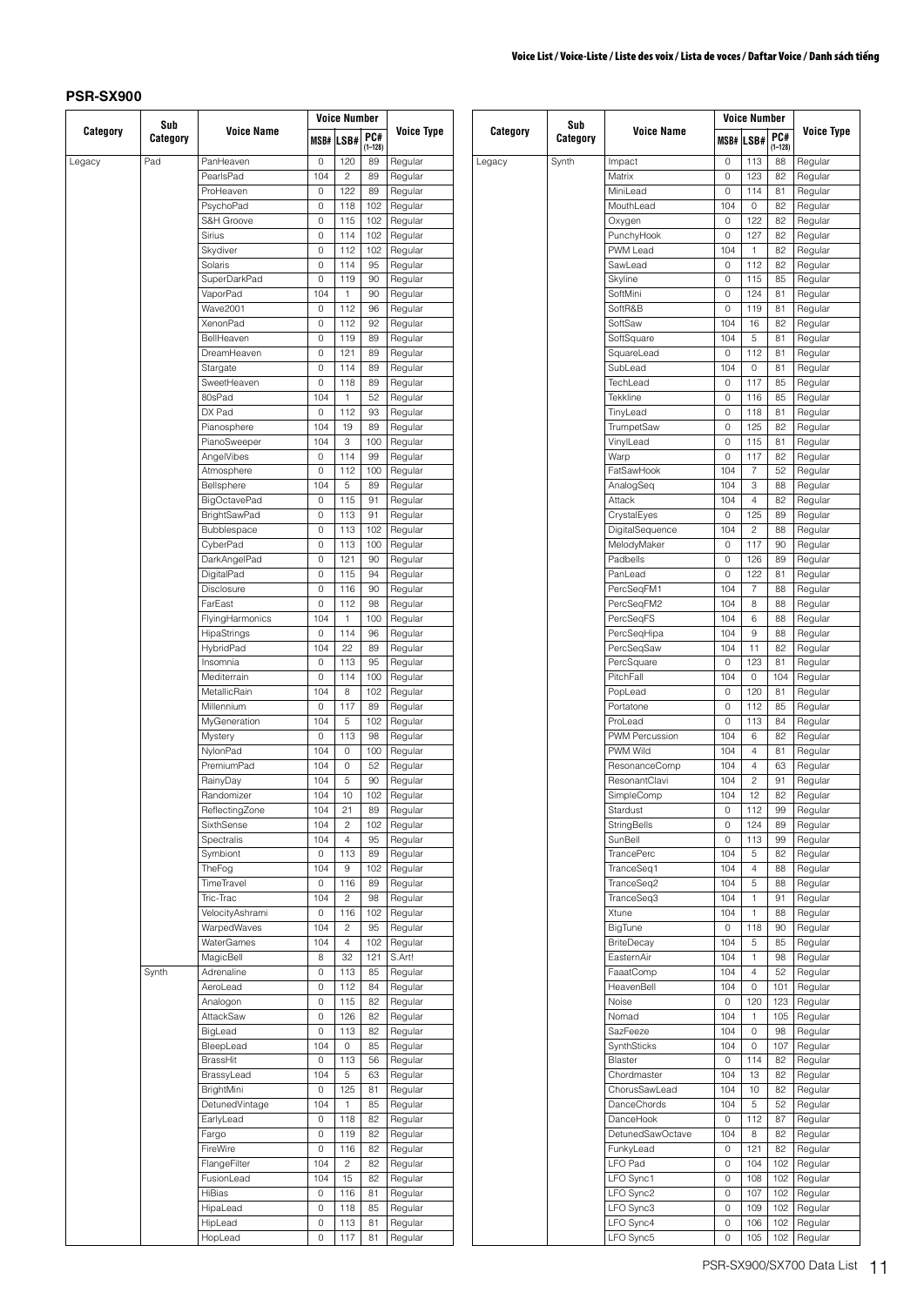## PSR-SX900

| Category | Sub Category | Voice Name | Voice Number | | | Voice Type |
|---|---|---|---|---|---|---|
| | | | MSB# | LSB# | PC# (1–128) | |
| Legacy | Pad | PanHeaven | 0 | 120 | 89 | Regular |
| | | PearlsPad | 104 | 2 | 89 | Regular |
| | | ProHeaven | 0 | 122 | 89 | Regular |
| | | PsychoPad | 0 | 118 | 102 | Regular |
| | | S&H Groove | 0 | 115 | 102 | Regular |
| | | Sirius | 0 | 114 | 102 | Regular |
| | | Skydiver | 0 | 112 | 102 | Regular |
| | | Solaris | 0 | 114 | 95 | Regular |
| | | SuperDarkPad | 0 | 119 | 90 | Regular |
| | | VaporPad | 104 | 1 | 90 | Regular |
| | | Wave2001 | 0 | 112 | 96 | Regular |
| | | XenonPad | 0 | 112 | 92 | Regular |
| | | BellHeaven | 0 | 119 | 89 | Regular |
| | | DreamHeaven | 0 | 121 | 89 | Regular |
| | | Stargate | 0 | 114 | 89 | Regular |
| | | SweetHeaven | 0 | 118 | 89 | Regular |
| | | 80sPad | 104 | 1 | 52 | Regular |
| | | DX Pad | 0 | 112 | 93 | Regular |
| | | Pianosphere | 104 | 19 | 89 | Regular |
| | | PianoSweeper | 104 | 3 | 100 | Regular |
| | | AngelVibes | 0 | 114 | 99 | Regular |
| | | Atmosphere | 0 | 112 | 100 | Regular |
| | | Bellsphere | 104 | 5 | 89 | Regular |
| | | BigOctavePad | 0 | 115 | 91 | Regular |
| | | BrightSawPad | 0 | 113 | 91 | Regular |
| | | Bubblespace | 0 | 113 | 102 | Regular |
| | | CyberPad | 0 | 113 | 100 | Regular |
| | | DarkAngelPad | 0 | 121 | 90 | Regular |
| | | DigitalPad | 0 | 115 | 94 | Regular |
| | | Disclosure | 0 | 116 | 90 | Regular |
| | | FarEast | 0 | 112 | 98 | Regular |
| | | FlyingHarmonics | 104 | 1 | 100 | Regular |
| | | HipaStrings | 0 | 114 | 96 | Regular |
| | | HybridPad | 104 | 22 | 89 | Regular |
| | | Insomnia | 0 | 113 | 95 | Regular |
| | | Mediterrain | 0 | 114 | 100 | Regular |
| | | MetallicRain | 104 | 8 | 102 | Regular |
| | | Millennium | 0 | 117 | 89 | Regular |
| | | MyGeneration | 104 | 5 | 102 | Regular |
| | | Mystery | 0 | 113 | 98 | Regular |
| | | NylonPad | 104 | 0 | 100 | Regular |
| | | PremiumPad | 104 | 0 | 52 | Regular |
| | | RainyDay | 104 | 5 | 90 | Regular |
| | | Randomizer | 104 | 10 | 102 | Regular |
| | | ReflectingZone | 104 | 21 | 89 | Regular |
| | | SixthSense | 104 | 2 | 102 | Regular |
| | | Spectralis | 104 | 4 | 95 | Regular |
| | | Symbiont | 0 | 113 | 89 | Regular |
| | | TheFog | 104 | 9 | 102 | Regular |
| | | TimeTravel | 0 | 116 | 89 | Regular |
| | | Tric-Trac | 104 | 2 | 98 | Regular |
| | | VelocityAshrami | 0 | 116 | 102 | Regular |
| | | WarpedWaves | 104 | 2 | 95 | Regular |
| | | WaterGames | 104 | 4 | 102 | Regular |
| | | MagicBell | 8 | 32 | 121 | S.Art! |
| | Synth | Adrenaline | 0 | 113 | 85 | Regular |
| | | AeroLead | 0 | 112 | 84 | Regular |
| | | Analogon | 0 | 115 | 82 | Regular |
| | | AttackSaw | 0 | 126 | 82 | Regular |
| | | BigLead | 0 | 113 | 82 | Regular |
| | | BleepLead | 104 | 0 | 85 | Regular |
| | | BrassHit | 0 | 113 | 56 | Regular |
| | | BrassyLead | 104 | 5 | 63 | Regular |
| | | BrightMini | 0 | 125 | 81 | Regular |
| | | DetunedVintage | 104 | 1 | 85 | Regular |
| | | EarlyLead | 0 | 118 | 82 | Regular |
| | | Fargo | 0 | 119 | 82 | Regular |
| | | FireWire | 0 | 116 | 82 | Regular |
| | | FlangeFilter | 104 | 2 | 82 | Regular |
| | | FusionLead | 104 | 15 | 82 | Regular |
| | | HiBias | 0 | 116 | 81 | Regular |
| | | HipaLead | 0 | 118 | 85 | Regular |
| | | HipLead | 0 | 113 | 81 | Regular |
| | | HopLead | 0 | 117 | 81 | Regular |
| Legacy | Synth | Impact | 0 | 113 | 88 | Regular |
| | | Matrix | 0 | 123 | 82 | Regular |
| | | MiniLead | 0 | 114 | 81 | Regular |
| | | MouthLead | 104 | 0 | 82 | Regular |
| | | Oxygen | 0 | 122 | 82 | Regular |
| | | PunchyHook | 0 | 127 | 82 | Regular |
| | | PWM Lead | 104 | 1 | 82 | Regular |
| | | SawLead | 0 | 112 | 82 | Regular |
| | | Skyline | 0 | 115 | 85 | Regular |
| | | SoftMini | 0 | 124 | 81 | Regular |
| | | SoftR&B | 0 | 119 | 81 | Regular |
| | | SoftSaw | 104 | 16 | 82 | Regular |
| | | SoftSquare | 104 | 5 | 81 | Regular |
| | | SquareLead | 0 | 112 | 81 | Regular |
| | | SubLead | 104 | 0 | 81 | Regular |
| | | TechLead | 0 | 117 | 85 | Regular |
| | | Tekkline | 0 | 116 | 85 | Regular |
| | | TinyLead | 0 | 118 | 81 | Regular |
| | | TrumpetSaw | 0 | 125 | 82 | Regular |
| | | VinylLead | 0 | 115 | 81 | Regular |
| | | Warp | 0 | 117 | 82 | Regular |
| | | FatSawHook | 104 | 7 | 52 | Regular |
| | | AnalogSeq | 104 | 3 | 88 | Regular |
| | | Attack | 104 | 4 | 82 | Regular |
| | | CrystalEyes | 0 | 125 | 89 | Regular |
| | | DigitalSequence | 104 | 2 | 88 | Regular |
| | | MelodyMaker | 0 | 117 | 90 | Regular |
| | | Padbells | 0 | 126 | 89 | Regular |
| | | PanLead | 0 | 122 | 81 | Regular |
| | | PercSeqFM1 | 104 | 7 | 88 | Regular |
| | | PercSeqFM2 | 104 | 8 | 88 | Regular |
| | | PercSeqFS | 104 | 6 | 88 | Regular |
| | | PercSeqHipa | 104 | 9 | 88 | Regular |
| | | PercSeqSaw | 104 | 11 | 82 | Regular |
| | | PercSquare | 0 | 123 | 81 | Regular |
| | | PitchFall | 104 | 0 | 104 | Regular |
| | | PopLead | 0 | 120 | 81 | Regular |
| | | Portatone | 0 | 112 | 85 | Regular |
| | | ProLead | 0 | 113 | 84 | Regular |
| | | PWM Percussion | 104 | 6 | 82 | Regular |
| | | PWM Wild | 104 | 4 | 81 | Regular |
| | | ResonanceComp | 104 | 4 | 63 | Regular |
| | | ResonantClavi | 104 | 2 | 91 | Regular |
| | | SimpleComp | 104 | 12 | 82 | Regular |
| | | Stardust | 0 | 112 | 99 | Regular |
| | | StringBells | 0 | 124 | 89 | Regular |
| | | SunBell | 0 | 113 | 99 | Regular |
| | | TrancePerc | 104 | 5 | 82 | Regular |
| | | TranceSeq1 | 104 | 4 | 88 | Regular |
| | | TranceSeq2 | 104 | 5 | 88 | Regular |
| | | TranceSeq3 | 104 | 1 | 91 | Regular |
| | | Xtune | 104 | 1 | 88 | Regular |
| | | BigTune | 0 | 118 | 90 | Regular |
| | | BriteDecay | 104 | 5 | 85 | Regular |
| | | EasternAir | 104 | 1 | 98 | Regular |
| | | FaaatComp | 104 | 4 | 52 | Regular |
| | | HeavenBell | 104 | 0 | 101 | Regular |
| | | Noise | 0 | 120 | 123 | Regular |
| | | Nomad | 104 | 1 | 105 | Regular |
| | | SazFeeze | 104 | 0 | 98 | Regular |
| | | SynthSticks | 104 | 0 | 107 | Regular |
| | | Blaster | 0 | 114 | 82 | Regular |
| | | Chordmaster | 104 | 13 | 82 | Regular |
| | | ChorusSawLead | 104 | 10 | 82 | Regular |
| | | DanceChords | 104 | 5 | 52 | Regular |
| | | DanceHook | 0 | 112 | 87 | Regular |
| | | DetunedSawOctave | 104 | 8 | 82 | Regular |
| | | FunkyLead | 0 | 121 | 82 | Regular |
| | | LFO Pad | 0 | 104 | 102 | Regular |
| | | LFO Sync1 | 0 | 108 | 102 | Regular |
| | | LFO Sync2 | 0 | 107 | 102 | Regular |
| | | LFO Sync3 | 0 | 109 | 102 | Regular |
| | | LFO Sync4 | 0 | 106 | 102 | Regular |
| | | LFO Sync5 | 0 | 105 | 102 | Regular |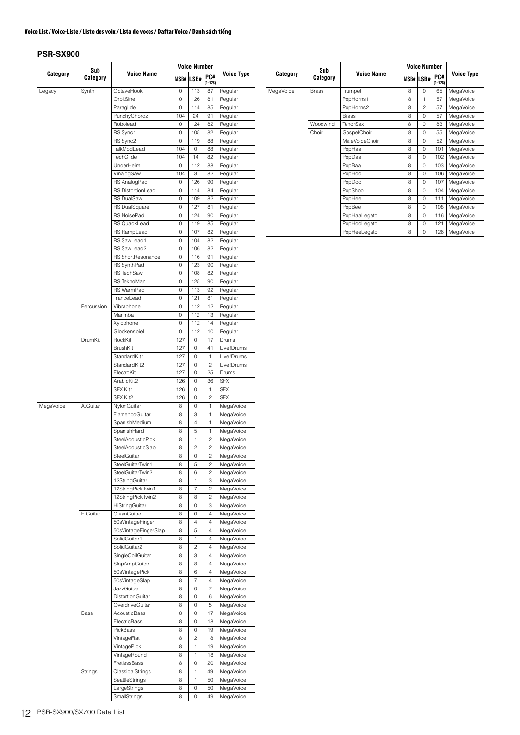# Voice List / Voice-Liste / Liste des voix / Lista de voces / Daftar Voice / Danh sách tiếng

## PSR-SX900

| Category | Sub Category | Voice Name | Voice Number | | | Voice Type |
|---|---|---|---|---|---|---|
| | | | MSB# | LSB# | PC# (1–128) | |
| Legacy | Synth | OctaveHook | 0 | 113 | 87 | Regular |
| | | OrbitSine | 0 | 126 | 81 | Regular |
| | | Paraglide | 0 | 114 | 85 | Regular |
| | | PunchyChordz | 104 | 24 | 91 | Regular |
| | | Robolead | 0 | 124 | 82 | Regular |
| | | RS Sync1 | 0 | 105 | 82 | Regular |
| | | RS Sync2 | 0 | 119 | 88 | Regular |
| | | TalkModLead | 104 | 0 | 88 | Regular |
| | | TechGlide | 104 | 14 | 82 | Regular |
| | | UnderHeim | 0 | 112 | 88 | Regular |
| | | VinalogSaw | 104 | 3 | 82 | Regular |
| | | RS AnalogPad | 0 | 126 | 90 | Regular |
| | | RS DistortionLead | 0 | 114 | 84 | Regular |
| | | RS DualSaw | 0 | 109 | 82 | Regular |
| | | RS DualSquare | 0 | 127 | 81 | Regular |
| | | RS NoisePad | 0 | 124 | 90 | Regular |
| | | RS QuackLead | 0 | 119 | 85 | Regular |
| | | RS RampLead | 0 | 107 | 82 | Regular |
| | | RS SawLead1 | 0 | 104 | 82 | Regular |
| | | RS SawLead2 | 0 | 106 | 82 | Regular |
| | | RS ShortResonance | 0 | 116 | 91 | Regular |
| | | RS SynthPad | 0 | 123 | 90 | Regular |
| | | RS TechSaw | 0 | 108 | 82 | Regular |
| | | RS TeknoMan | 0 | 125 | 90 | Regular |
| | | RS WarmPad | 0 | 113 | 92 | Regular |
| | | TranceLead | 0 | 121 | 81 | Regular |
| | Percussion | Vibraphone | 0 | 112 | 12 | Regular |
| | | Marimba | 0 | 112 | 13 | Regular |
| | | Xylophone | 0 | 112 | 14 | Regular |
| | | Glockenspiel | 0 | 112 | 10 | Regular |
| | DrumKit | RockKit | 127 | 0 | 17 | Drums |
| | | BrushKit | 127 | 0 | 41 | Live!Drums |
| | | StandardKit1 | 127 | 0 | 1 | Live!Drums |
| | | StandardKit2 | 127 | 0 | 2 | Live!Drums |
| | | ElectroKit | 127 | 0 | 25 | Drums |
| | | ArabicKit2 | 126 | 0 | 36 | SFX |
| | | SFX Kit1 | 126 | 0 | 1 | SFX |
| | | SFX Kit2 | 126 | 0 | 2 | SFX |
| MegaVoice | A.Guitar | NylonGuitar | 8 | 0 | 1 | MegaVoice |
| | | FlamencoGuitar | 8 | 3 | 1 | MegaVoice |
| | | SpanishMedium | 8 | 4 | 1 | MegaVoice |
| | | SpanishHard | 8 | 5 | 1 | MegaVoice |
| | | SteelAcousticPick | 8 | 1 | 2 | MegaVoice |
| | | SteelAcousticSlap | 8 | 2 | 2 | MegaVoice |
| | | SteelGuitar | 8 | 0 | 2 | MegaVoice |
| | | SteelGuitarTwin1 | 8 | 5 | 2 | MegaVoice |
| | | SteelGuitarTwin2 | 8 | 6 | 2 | MegaVoice |
| | | 12StringGuitar | 8 | 1 | 3 | MegaVoice |
| | | 12StringPickTwin1 | 8 | 7 | 2 | MegaVoice |
| | | 12StringPickTwin2 | 8 | 8 | 2 | MegaVoice |
| | | HiStringGuitar | 8 | 0 | 3 | MegaVoice |
| | E.Guitar | CleanGuitar | 8 | 0 | 4 | MegaVoice |
| | | 50sVintageFinger | 8 | 4 | 4 | MegaVoice |
| | | 50sVintageFingerSlap | 8 | 5 | 4 | MegaVoice |
| | | SolidGuitar1 | 8 | 1 | 4 | MegaVoice |
| | | SolidGuitar2 | 8 | 2 | 4 | MegaVoice |
| | | SingleCoilGuitar | 8 | 3 | 4 | MegaVoice |
| | | SlapAmpGuitar | 8 | 8 | 4 | MegaVoice |
| | | 50sVintagePick | 8 | 6 | 4 | MegaVoice |
| | | 50sVintageSlap | 8 | 7 | 4 | MegaVoice |
| | | JazzGuitar | 8 | 0 | 7 | MegaVoice |
| | | DistortionGuitar | 8 | 0 | 6 | MegaVoice |
| | | OverdriveGuitar | 8 | 0 | 5 | MegaVoice |
| | Bass | AcousticBass | 8 | 0 | 17 | MegaVoice |
| | | ElectricBass | 8 | 0 | 18 | MegaVoice |
| | | PickBass | 8 | 0 | 19 | MegaVoice |
| | | VintageFlat | 8 | 2 | 18 | MegaVoice |
| | | VintagePick | 8 | 1 | 19 | MegaVoice |
| | | VintageRound | 8 | 1 | 18 | MegaVoice |
| | | FretlessBass | 8 | 0 | 20 | MegaVoice |
| | Strings | ClassicalStrings | 8 | 1 | 49 | MegaVoice |
| | | SeattleStrings | 8 | 1 | 50 | MegaVoice |
| | | LargeStrings | 8 | 0 | 50 | MegaVoice |
| | | SmallStrings | 8 | 0 | 49 | MegaVoice |
| MegaVoice | Brass | Trumpet | 8 | 0 | 65 | MegaVoice |
| | | PopHorns1 | 8 | 1 | 57 | MegaVoice |
| | | PopHorns2 | 8 | 2 | 57 | MegaVoice |
| | | Brass | 8 | 0 | 57 | MegaVoice |
| | Woodwind | TenorSax | 8 | 0 | 83 | MegaVoice |
| | Choir | GospelChoir | 8 | 0 | 55 | MegaVoice |
| | | MaleVoiceChoir | 8 | 0 | 52 | MegaVoice |
| | | PopHaa | 8 | 0 | 101 | MegaVoice |
| | | PopDaa | 8 | 0 | 102 | MegaVoice |
| | | PopBaa | 8 | 0 | 103 | MegaVoice |
| | | PopHoo | 8 | 0 | 106 | MegaVoice |
| | | PopDoo | 8 | 0 | 107 | MegaVoice |
| | | PopShoo | 8 | 0 | 104 | MegaVoice |
| | | PopHee | 8 | 0 | 111 | MegaVoice |
| | | PopBee | 8 | 0 | 108 | MegaVoice |
| | | PopHaaLegato | 8 | 0 | 116 | MegaVoice |
| | | PopHooLegato | 8 | 0 | 121 | MegaVoice |
| | | PopHeeLegato | 8 | 0 | 126 | MegaVoice |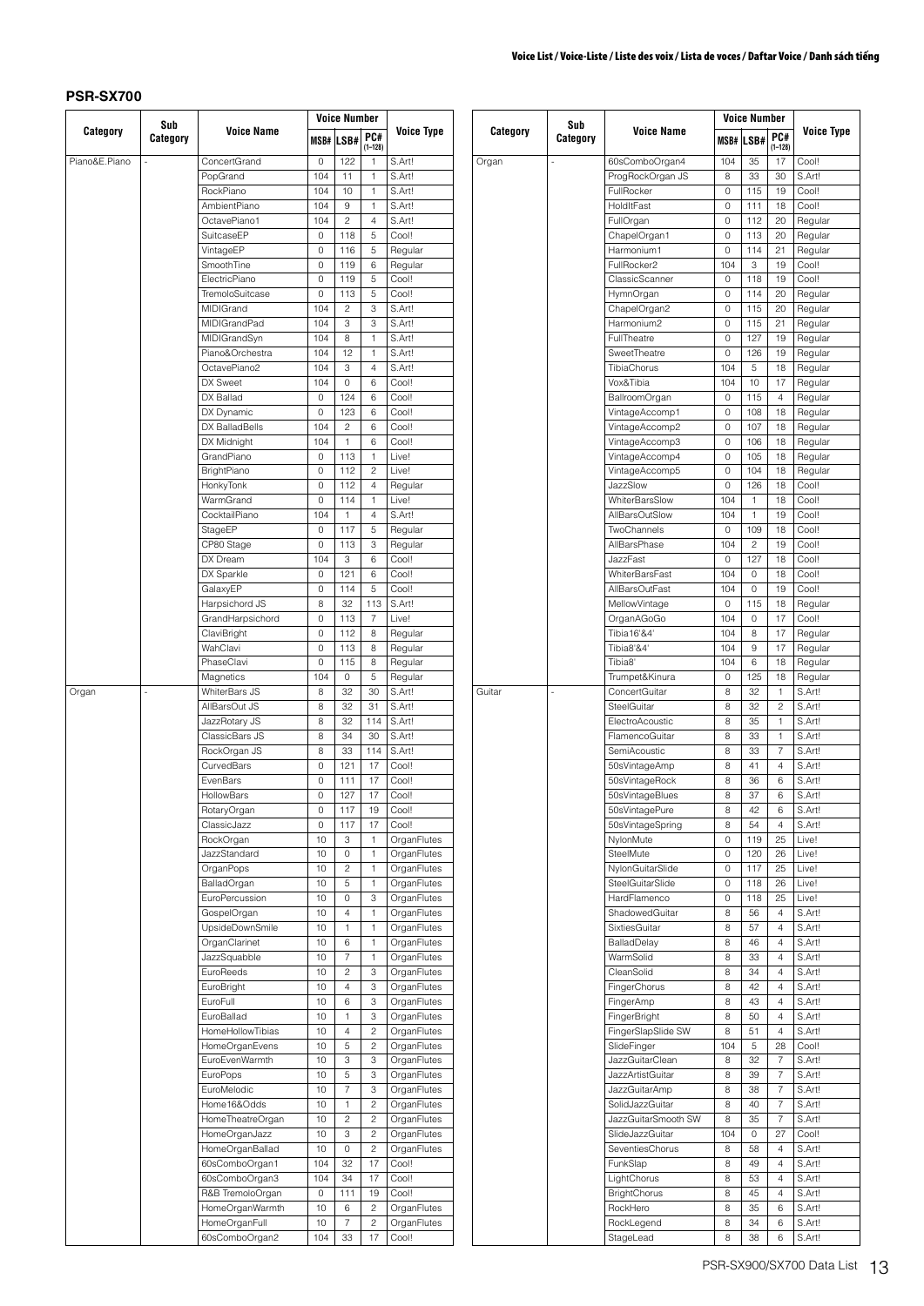## PSR-SX700

| Category | Sub Category | Voice Name | Voice Number | | | Voice Type |
|---|---|---|---|---|---|---|
| | | | MSB# | LSB# | PC# (1–128) | |
| Piano&E.Piano | - | ConcertGrand | 0 | 122 | 1 | S.Art! |
| | | PopGrand | 104 | 11 | 1 | S.Art! |
| | | RockPiano | 104 | 10 | 1 | S.Art! |
| | | AmbientPiano | 104 | 9 | 1 | S.Art! |
| | | OctavePiano1 | 104 | 2 | 4 | S.Art! |
| | | SuitcaseEP | 0 | 118 | 5 | Cool! |
| | | VintageEP | 0 | 116 | 5 | Regular |
| | | SmoothTine | 0 | 119 | 6 | Regular |
| | | ElectricPiano | 0 | 119 | 5 | Cool! |
| | | TremoloSuitcase | 0 | 113 | 5 | Cool! |
| | | MIDIGrand | 104 | 2 | 3 | S.Art! |
| | | MIDIGrandPad | 104 | 3 | 3 | S.Art! |
| | | MIDIGrandSyn | 104 | 8 | 1 | S.Art! |
| | | Piano&Orchestra | 104 | 12 | 1 | S.Art! |
| | | OctavePiano2 | 104 | 3 | 4 | S.Art! |
| | | DX Sweet | 104 | 0 | 6 | Cool! |
| | | DX Ballad | 0 | 124 | 6 | Cool! |
| | | DX Dynamic | 0 | 123 | 6 | Cool! |
| | | DX BalladBells | 104 | 2 | 6 | Cool! |
| | | DX Midnight | 104 | 1 | 6 | Cool! |
| | | GrandPiano | 0 | 113 | 1 | Live! |
| | | BrightPiano | 0 | 112 | 2 | Live! |
| | | HonkyTonk | 0 | 112 | 4 | Regular |
| | | WarmGrand | 0 | 114 | 1 | Live! |
| | | CocktailPiano | 104 | 1 | 4 | S.Art! |
| | | StageEP | 0 | 117 | 5 | Regular |
| | | CP80 Stage | 0 | 113 | 3 | Regular |
| | | DX Dream | 104 | 3 | 6 | Cool! |
| | | DX Sparkle | 0 | 121 | 6 | Cool! |
| | | GalaxyEP | 0 | 114 | 5 | Cool! |
| | | Harpsichord JS | 8 | 32 | 113 | S.Art! |
| | | GrandHarpsichord | 0 | 113 | 7 | Live! |
| | | ClaviBright | 0 | 112 | 8 | Regular |
| | | WahClavi | 0 | 113 | 8 | Regular |
| | | PhaseClavi | 0 | 115 | 8 | Regular |
| | | Magnetics | 104 | 0 | 5 | Regular |
| Organ | - | WhiterBars JS | 8 | 32 | 30 | S.Art! |
| | | AllBarsOut JS | 8 | 32 | 31 | S.Art! |
| | | JazzRotary JS | 8 | 32 | 114 | S.Art! |
| | | ClassicBars JS | 8 | 34 | 30 | S.Art! |
| | | RockOrgan JS | 8 | 33 | 114 | S.Art! |
| | | CurvedBars | 0 | 121 | 17 | Cool! |
| | | EvenBars | 0 | 111 | 17 | Cool! |
| | | HollowBars | 0 | 127 | 17 | Cool! |
| | | RotaryOrgan | 0 | 117 | 19 | Cool! |
| | | ClassicJazz | 0 | 117 | 17 | Cool! |
| | | RockOrgan | 10 | 3 | 1 | OrganFlutes |
| | | JazzStandard | 10 | 0 | 1 | OrganFlutes |
| | | OrganPops | 10 | 2 | 1 | OrganFlutes |
| | | BalladOrgan | 10 | 5 | 1 | OrganFlutes |
| | | EuroPercussion | 10 | 0 | 3 | OrganFlutes |
| | | GospelOrgan | 10 | 4 | 1 | OrganFlutes |
| | | UpsideDownSmile | 10 | 1 | 1 | OrganFlutes |
| | | OrganClarinet | 10 | 6 | 1 | OrganFlutes |
| | | JazzSquabble | 10 | 7 | 1 | OrganFlutes |
| | | EuroReeds | 10 | 2 | 3 | OrganFlutes |
| | | EuroBright | 10 | 4 | 3 | OrganFlutes |
| | | EuroFull | 10 | 6 | 3 | OrganFlutes |
| | | EuroBallad | 10 | 1 | 3 | OrganFlutes |
| | | HomeHollowTibias | 10 | 4 | 2 | OrganFlutes |
| | | HomeOrganEvens | 10 | 5 | 2 | OrganFlutes |
| | | EuroEvenWarmth | 10 | 3 | 3 | OrganFlutes |
| | | EuroPops | 10 | 5 | 3 | OrganFlutes |
| | | EuroMelodic | 10 | 7 | 3 | OrganFlutes |
| | | Home16&Odds | 10 | 1 | 2 | OrganFlutes |
| | | HomeTheatreOrgan | 10 | 2 | 2 | OrganFlutes |
| | | HomeOrganJazz | 10 | 3 | 2 | OrganFlutes |
| | | HomeOrganBallad | 10 | 0 | 2 | OrganFlutes |
| | | 60sComboOrgan1 | 104 | 32 | 17 | Cool! |
| | | 60sComboOrgan3 | 104 | 34 | 17 | Cool! |
| | | R&B TremoloOrgan | 0 | 111 | 19 | Cool! |
| | | HomeOrganWarmth | 10 | 6 | 2 | OrganFlutes |
| | | HomeOrganFull | 10 | 7 | 2 | OrganFlutes |
| | | 60sComboOrgan2 | 104 | 33 | 17 | Cool! |
| Organ | - | 60sComboOrgan4 | 104 | 35 | 17 | Cool! |
| | | ProgRockOrgan JS | 8 | 33 | 30 | S.Art! |
| | | FullRocker | 0 | 115 | 19 | Cool! |
| | | HoldItFast | 0 | 111 | 18 | Cool! |
| | | FullOrgan | 0 | 112 | 20 | Regular |
| | | ChapelOrgan1 | 0 | 113 | 20 | Regular |
| | | Harmonium1 | 0 | 114 | 21 | Regular |
| | | FullRocker2 | 104 | 3 | 19 | Cool! |
| | | ClassicScanner | 0 | 118 | 19 | Cool! |
| | | HymnOrgan | 0 | 114 | 20 | Regular |
| | | ChapelOrgan2 | 0 | 115 | 20 | Regular |
| | | Harmonium2 | 0 | 115 | 21 | Regular |
| | | FullTheatre | 0 | 127 | 19 | Regular |
| | | SweetTheatre | 0 | 126 | 19 | Regular |
| | | TibiaChorus | 104 | 5 | 18 | Regular |
| | | Vox&Tibia | 104 | 10 | 17 | Regular |
| | | BallroomOrgan | 0 | 115 | 4 | Regular |
| | | VintageAccomp1 | 0 | 108 | 18 | Regular |
| | | VintageAccomp2 | 0 | 107 | 18 | Regular |
| | | VintageAccomp3 | 0 | 106 | 18 | Regular |
| | | VintageAccomp4 | 0 | 105 | 18 | Regular |
| | | VintageAccomp5 | 0 | 104 | 18 | Regular |
| | | JazzSlow | 0 | 126 | 18 | Cool! |
| | | WhiterBarsSlow | 104 | 1 | 18 | Cool! |
| | | AllBarsOutSlow | 104 | 1 | 19 | Cool! |
| | | TwoChannels | 0 | 109 | 18 | Cool! |
| | | AllBarsPhase | 104 | 2 | 19 | Cool! |
| | | JazzFast | 0 | 127 | 18 | Cool! |
| | | WhiterBarsFast | 104 | 0 | 18 | Cool! |
| | | AllBarsOutFast | 104 | 0 | 19 | Cool! |
| | | MellowVintage | 0 | 115 | 18 | Regular |
| | | OrganAGoGo | 104 | 0 | 17 | Cool! |
| | | Tibia16'&4' | 104 | 8 | 17 | Regular |
| | | Tibia8'&4' | 104 | 9 | 17 | Regular |
| | | Tibia8' | 104 | 6 | 18 | Regular |
| | | Trumpet&Kinura | 0 | 125 | 18 | Regular |
| Guitar | - | ConcertGuitar | 8 | 32 | 1 | S.Art! |
| | | SteelGuitar | 8 | 32 | 2 | S.Art! |
| | | ElectroAcoustic | 8 | 35 | 1 | S.Art! |
| | | FlamencoGuitar | 8 | 33 | 1 | S.Art! |
| | | SemiAcoustic | 8 | 33 | 7 | S.Art! |
| | | 50sVintageAmp | 8 | 41 | 4 | S.Art! |
| | | 50sVintageRock | 8 | 36 | 6 | S.Art! |
| | | 50sVintageBlues | 8 | 37 | 6 | S.Art! |
| | | 50sVintagePure | 8 | 42 | 6 | S.Art! |
| | | 50sVintageSpring | 8 | 54 | 4 | S.Art! |
| | | NylonMute | 0 | 119 | 25 | Live! |
| | | SteelMute | 0 | 120 | 26 | Live! |
| | | NylonGuitarSlide | 0 | 117 | 25 | Live! |
| | | SteelGuitarSlide | 0 | 118 | 26 | Live! |
| | | HardFlamenco | 0 | 118 | 25 | Live! |
| | | ShadowedGuitar | 8 | 56 | 4 | S.Art! |
| | | SixtiesGuitar | 8 | 57 | 4 | S.Art! |
| | | BalladDelay | 8 | 46 | 4 | S.Art! |
| | | WarmSolid | 8 | 33 | 4 | S.Art! |
| | | CleanSolid | 8 | 34 | 4 | S.Art! |
| | | FingerChorus | 8 | 42 | 4 | S.Art! |
| | | FingerAmp | 8 | 43 | 4 | S.Art! |
| | | FingerBright | 8 | 50 | 4 | S.Art! |
| | | FingerSlapSlide SW | 8 | 51 | 4 | S.Art! |
| | | SlideFinger | 104 | 5 | 28 | Cool! |
| | | JazzGuitarClean | 8 | 32 | 7 | S.Art! |
| | | JazzArtistGuitar | 8 | 39 | 7 | S.Art! |
| | | JazzGuitarAmp | 8 | 38 | 7 | S.Art! |
| | | SolidJazzGuitar | 8 | 40 | 7 | S.Art! |
| | | JazzGuitarSmooth SW | 8 | 35 | 7 | S.Art! |
| | | SlideJazzGuitar | 104 | 0 | 27 | Cool! |
| | | SeventiesChorus | 8 | 58 | 4 | S.Art! |
| | | FunkSlap | 8 | 49 | 4 | S.Art! |
| | | LightChorus | 8 | 53 | 4 | S.Art! |
| | | BrightChorus | 8 | 45 | 4 | S.Art! |
| | | RockHero | 8 | 35 | 6 | S.Art! |
| | | RockLegend | 8 | 34 | 6 | S.Art! |
| | | StageLead | 8 | 38 | 6 | S.Art! |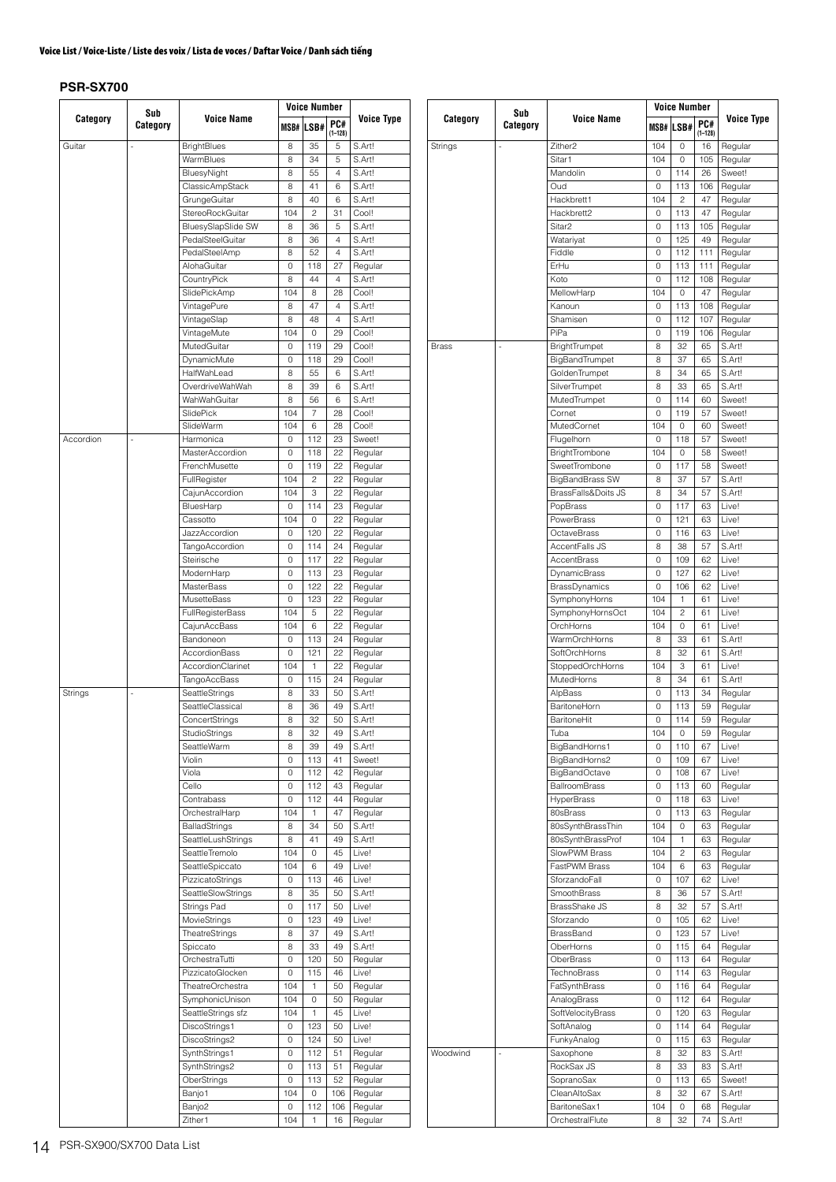**Voice List / Voice-Liste / Liste des voix / Lista de voces / Daftar Voice / Danh sách tiếng**

### PSR-SX700

| Category | Sub Category | Voice Name | Voice Number | | | Voice Type |
|---|---|---|---|---|---|---|
| | | | MSB# | LSB# | PC# (1–128) | |
| Guitar | - | BrightBlues | 8 | 35 | 5 | S.Art! |
| | | WarmBlues | 8 | 34 | 5 | S.Art! |
| | | BluesyNight | 8 | 55 | 4 | S.Art! |
| | | ClassicAmpStack | 8 | 41 | 6 | S.Art! |
| | | GrungeGuitar | 8 | 40 | 6 | S.Art! |
| | | StereoRockGuitar | 104 | 2 | 31 | Cool! |
| | | BluesySlapSlide SW | 8 | 36 | 5 | S.Art! |
| | | PedalSteelGuitar | 8 | 36 | 4 | S.Art! |
| | | PedalSteelAmp | 8 | 52 | 4 | S.Art! |
| | | AlohaGuitar | 0 | 118 | 27 | Regular |
| | | CountryPick | 8 | 44 | 4 | S.Art! |
| | | SlidePickAmp | 104 | 8 | 28 | Cool! |
| | | VintagePure | 8 | 47 | 4 | S.Art! |
| | | VintageSlap | 8 | 48 | 4 | S.Art! |
| | | VintageMute | 104 | 0 | 29 | Cool! |
| | | MutedGuitar | 0 | 119 | 29 | Cool! |
| | | DynamicMute | 0 | 118 | 29 | Cool! |
| | | HalfWahLead | 8 | 55 | 6 | S.Art! |
| | | OverdriveWahWah | 8 | 39 | 6 | S.Art! |
| | | WahWahGuitar | 8 | 56 | 6 | S.Art! |
| | | SlidePick | 104 | 7 | 28 | Cool! |
| | | SlideWarm | 104 | 6 | 28 | Cool! |
| Accordion | - | Harmonica | 0 | 112 | 23 | Sweet! |
| | | MasterAccordion | 0 | 118 | 22 | Regular |
| | | FrenchMusette | 0 | 119 | 22 | Regular |
| | | FullRegister | 104 | 2 | 22 | Regular |
| | | CajunAccordion | 104 | 3 | 22 | Regular |
| | | BluesHarp | 0 | 114 | 23 | Regular |
| | | Cassotto | 104 | 0 | 22 | Regular |
| | | JazzAccordion | 0 | 120 | 22 | Regular |
| | | TangoAccordion | 0 | 114 | 24 | Regular |
| | | Steirische | 0 | 117 | 22 | Regular |
| | | ModernHarp | 0 | 113 | 23 | Regular |
| | | MasterBass | 0 | 122 | 22 | Regular |
| | | MusetteBass | 0 | 123 | 22 | Regular |
| | | FullRegisterBass | 104 | 5 | 22 | Regular |
| | | CajunAccBass | 104 | 6 | 22 | Regular |
| | | Bandoneon | 0 | 113 | 24 | Regular |
| | | AccordionBass | 0 | 121 | 22 | Regular |
| | | AccordionClarinet | 104 | 1 | 22 | Regular |
| | | TangoAccBass | 0 | 115 | 24 | Regular |
| Strings | - | SeattleStrings | 8 | 33 | 50 | S.Art! |
| | | SeattleClassical | 8 | 36 | 49 | S.Art! |
| | | ConcertStrings | 8 | 32 | 50 | S.Art! |
| | | StudioStrings | 8 | 32 | 49 | S.Art! |
| | | SeattleWarm | 8 | 39 | 49 | S.Art! |
| | | Violin | 0 | 113 | 41 | Sweet! |
| | | Viola | 0 | 112 | 42 | Regular |
| | | Cello | 0 | 112 | 43 | Regular |
| | | Contrabass | 0 | 112 | 44 | Regular |
| | | OrchestralHarp | 104 | 1 | 47 | Regular |
| | | BalladStrings | 8 | 34 | 50 | S.Art! |
| | | SeattleLushStrings | 8 | 41 | 49 | S.Art! |
| | | SeattleTremolo | 104 | 0 | 45 | Live! |
| | | SeattleSpiccato | 104 | 6 | 49 | Live! |
| | | PizzicatoStrings | 0 | 113 | 46 | Live! |
| | | SeattleSlowStrings | 8 | 35 | 50 | S.Art! |
| | | Strings Pad | 0 | 117 | 50 | Live! |
| | | MovieStrings | 0 | 123 | 49 | Live! |
| | | TheatreStrings | 8 | 37 | 49 | S.Art! |
| | | Spiccato | 8 | 33 | 49 | S.Art! |
| | | OrchestraTutti | 0 | 120 | 50 | Regular |
| | | PizzicatoGlocken | 0 | 115 | 46 | Live! |
| | | TheatreOrchestra | 104 | 1 | 50 | Regular |
| | | SymphonicUnison | 104 | 0 | 50 | Regular |
| | | SeattleStrings sfz | 104 | 1 | 45 | Live! |
| | | DiscoStrings1 | 0 | 123 | 50 | Live! |
| | | DiscoStrings2 | 0 | 124 | 50 | Live! |
| | | SynthStrings1 | 0 | 112 | 51 | Regular |
| | | SynthStrings2 | 0 | 113 | 51 | Regular |
| | | OberStrings | 0 | 113 | 52 | Regular |
| | | Banjo1 | 104 | 0 | 106 | Regular |
| | | Banjo2 | 0 | 112 | 106 | Regular |
| | | Zither1 | 104 | 1 | 16 | Regular |
| Strings | - | Zither2 | 104 | 0 | 16 | Regular |
| | | Sitar1 | 104 | 0 | 105 | Regular |
| | | Mandolin | 0 | 114 | 26 | Sweet! |
| | | Oud | 0 | 113 | 106 | Regular |
| | | Hackbrett1 | 104 | 2 | 47 | Regular |
| | | Hackbrett2 | 0 | 113 | 47 | Regular |
| | | Sitar2 | 0 | 113 | 105 | Regular |
| | | Watariyat | 0 | 125 | 49 | Regular |
| | | Fiddle | 0 | 112 | 111 | Regular |
| | | ErHu | 0 | 113 | 111 | Regular |
| | | Koto | 0 | 112 | 108 | Regular |
| | | MellowHarp | 104 | 0 | 47 | Regular |
| | | Kanoun | 0 | 113 | 108 | Regular |
| | | Shamisen | 0 | 112 | 107 | Regular |
| | | PiPa | 0 | 119 | 106 | Regular |
| Brass | - | BrightTrumpet | 8 | 32 | 65 | S.Art! |
| | | BigBandTrumpet | 8 | 37 | 65 | S.Art! |
| | | GoldenTrumpet | 8 | 34 | 65 | S.Art! |
| | | SilverTrumpet | 8 | 33 | 65 | S.Art! |
| | | MutedTrumpet | 0 | 114 | 60 | Sweet! |
| | | Cornet | 0 | 119 | 57 | Sweet! |
| | | MutedCornet | 104 | 0 | 60 | Sweet! |
| | | Flugelhorn | 0 | 118 | 57 | Sweet! |
| | | BrightTrombone | 104 | 0 | 58 | Sweet! |
| | | SweetTrombone | 0 | 117 | 58 | Sweet! |
| | | BigBandBrass SW | 8 | 37 | 57 | S.Art! |
| | | BrassFalls&Doits JS | 8 | 34 | 57 | S.Art! |
| | | PopBrass | 0 | 117 | 63 | Live! |
| | | PowerBrass | 0 | 121 | 63 | Live! |
| | | OctaveBrass | 0 | 116 | 63 | Live! |
| | | AccentFalls JS | 8 | 38 | 57 | S.Art! |
| | | AccentBrass | 0 | 109 | 62 | Live! |
| | | DynamicBrass | 0 | 127 | 62 | Live! |
| | | BrassDynamics | 0 | 106 | 62 | Live! |
| | | SymphonyHorns | 104 | 1 | 61 | Live! |
| | | SymphonyHornsOct | 104 | 2 | 61 | Live! |
| | | OrchHorns | 104 | 0 | 61 | Live! |
| | | WarmOrchHorns | 8 | 33 | 61 | S.Art! |
| | | SoftOrchHorns | 8 | 32 | 61 | S.Art! |
| | | StoppedOrchHorns | 104 | 3 | 61 | Live! |
| | | MutedHorns | 8 | 34 | 61 | S.Art! |
| | | AlpBass | 0 | 113 | 34 | Regular |
| | | BaritoneHorn | 0 | 113 | 59 | Regular |
| | | BaritoneHit | 0 | 114 | 59 | Regular |
| | | Tuba | 104 | 0 | 59 | Regular |
| | | BigBandHorns1 | 0 | 110 | 67 | Live! |
| | | BigBandHorns2 | 0 | 109 | 67 | Live! |
| | | BigBandOctave | 0 | 108 | 67 | Live! |
| | | BallroomBrass | 0 | 113 | 60 | Regular |
| | | HyperBrass | 0 | 118 | 63 | Live! |
| | | 80sBrass | 0 | 113 | 63 | Regular |
| | | 80sSynthBrassThin | 104 | 0 | 63 | Regular |
| | | 80sSynthBrassProf | 104 | 1 | 63 | Regular |
| | | SlowPWM Brass | 104 | 2 | 63 | Regular |
| | | FastPWM Brass | 104 | 6 | 63 | Regular |
| | | SforzandoFall | 0 | 107 | 62 | Live! |
| | | SmoothBrass | 8 | 36 | 57 | S.Art! |
| | | BrassShake JS | 8 | 32 | 57 | S.Art! |
| | | Sforzando | 0 | 105 | 62 | Live! |
| | | BrassBand | 0 | 123 | 57 | Live! |
| | | OberHorns | 0 | 115 | 64 | Regular |
| | | OberBrass | 0 | 113 | 64 | Regular |
| | | TechnoBrass | 0 | 114 | 63 | Regular |
| | | FatSynthBrass | 0 | 116 | 64 | Regular |
| | | AnalogBrass | 0 | 112 | 64 | Regular |
| | | SoftVelocityBrass | 0 | 120 | 63 | Regular |
| | | SoftAnalog | 0 | 114 | 64 | Regular |
| | | FunkyAnalog | 0 | 115 | 63 | Regular |
| Woodwind | - | Saxophone | 8 | 32 | 83 | S.Art! |
| | | RockSax JS | 8 | 33 | 83 | S.Art! |
| | | SopranoSax | 0 | 113 | 65 | Sweet! |
| | | CleanAltoSax | 8 | 32 | 67 | S.Art! |
| | | BaritoneSax1 | 104 | 0 | 68 | Regular |
| | | OrchestralFlute | 8 | 32 | 74 | S.Art! |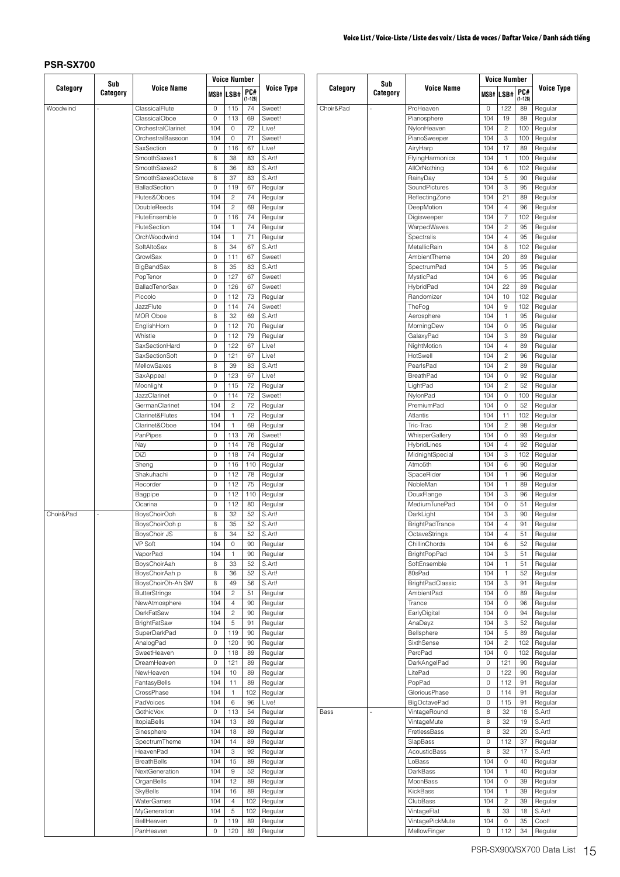## PSR-SX700

| Category | Sub Category | Voice Name | Voice Number MSB# | LSB# | PC# (1–128) | Voice Type |
|---|---|---|---|---|---|---|
| Woodwind | - | ClassicalFlute | 0 | 115 | 74 | Sweet! |
| | | ClassicalOboe | 0 | 113 | 69 | Sweet! |
| | | OrchestralClarinet | 104 | 0 | 72 | Live! |
| | | OrchestralBassoon | 104 | 0 | 71 | Sweet! |
| | | SaxSection | 0 | 116 | 67 | Live! |
| | | SmoothSaxes1 | 8 | 38 | 83 | S.Art! |
| | | SmoothSaxes2 | 8 | 36 | 83 | S.Art! |
| | | SmoothSaxesOctave | 8 | 37 | 83 | S.Art! |
| | | BalladSection | 0 | 119 | 67 | Regular |
| | | Flutes&Oboes | 104 | 2 | 74 | Regular |
| | | DoubleReeds | 104 | 2 | 69 | Regular |
| | | FluteEnsemble | 0 | 116 | 74 | Regular |
| | | FluteSection | 104 | 1 | 74 | Regular |
| | | OrchWoodwind | 104 | 1 | 71 | Regular |
| | | SoftAltoSax | 8 | 34 | 67 | S.Art! |
| | | GrowlSax | 0 | 111 | 67 | Sweet! |
| | | BigBandSax | 8 | 35 | 83 | S.Art! |
| | | PopTenor | 0 | 127 | 67 | Sweet! |
| | | BalladTenorSax | 0 | 126 | 67 | Sweet! |
| | | Piccolo | 0 | 112 | 73 | Regular |
| | | JazzFlute | 0 | 114 | 74 | Sweet! |
| | | MOR Oboe | 8 | 32 | 69 | S.Art! |
| | | EnglishHorn | 0 | 112 | 70 | Regular |
| | | Whistle | 0 | 112 | 79 | Regular |
| | | SaxSectionHard | 0 | 122 | 67 | Live! |
| | | SaxSectionSoft | 0 | 121 | 67 | Live! |
| | | MellowSaxes | 8 | 39 | 83 | S.Art! |
| | | SaxAppeal | 0 | 123 | 67 | Live! |
| | | Moonlight | 0 | 115 | 72 | Regular |
| | | JazzClarinet | 0 | 114 | 72 | Sweet! |
| | | GermanClarinet | 104 | 2 | 72 | Regular |
| | | Clarinet&Flutes | 104 | 1 | 72 | Regular |
| | | Clarinet&Oboe | 104 | 1 | 69 | Regular |
| | | PanPipes | 0 | 113 | 76 | Sweet! |
| | | Nay | 0 | 114 | 78 | Regular |
| | | DiZi | 0 | 118 | 74 | Regular |
| | | Sheng | 0 | 116 | 110 | Regular |
| | | Shakuhachi | 0 | 112 | 78 | Regular |
| | | Recorder | 0 | 112 | 75 | Regular |
| | | Bagpipe | 0 | 112 | 110 | Regular |
| | | Ocarina | 0 | 112 | 80 | Regular |
| Choir&Pad | - | BoysChoirOoh | 8 | 32 | 52 | S.Art! |
| | | BoysChoirOoh p | 8 | 35 | 52 | S.Art! |
| | | BoysChoir JS | 8 | 34 | 52 | S.Art! |
| | | VP Soft | 104 | 0 | 90 | Regular |
| | | VaporPad | 104 | 1 | 90 | Regular |
| | | BoysChoirAah | 8 | 33 | 52 | S.Art! |
| | | BoysChoirAah p | 8 | 36 | 52 | S.Art! |
| | | BoysChoirOh-Ah SW | 8 | 49 | 56 | S.Art! |
| | | ButterStrings | 104 | 2 | 51 | Regular |
| | | NewAtmosphere | 104 | 4 | 90 | Regular |
| | | DarkFatSaw | 104 | 2 | 90 | Regular |
| | | BrightFatSaw | 104 | 5 | 91 | Regular |
| | | SuperDarkPad | 0 | 119 | 90 | Regular |
| | | AnalogPad | 0 | 120 | 90 | Regular |
| | | SweetHeaven | 0 | 118 | 89 | Regular |
| | | DreamHeaven | 0 | 121 | 89 | Regular |
| | | NewHeaven | 104 | 10 | 89 | Regular |
| | | FantasyBells | 104 | 11 | 89 | Regular |
| | | CrossPhase | 104 | 1 | 102 | Regular |
| | | PadVoices | 104 | 6 | 96 | Live! |
| | | GothicVox | 0 | 113 | 54 | Regular |
| | | ItopiaBells | 104 | 13 | 89 | Regular |
| | | Sinesphere | 104 | 18 | 89 | Regular |
| | | SpectrumTheme | 104 | 14 | 89 | Regular |
| | | HeavenPad | 104 | 3 | 92 | Regular |
| | | BreathBells | 104 | 15 | 89 | Regular |
| | | NextGeneration | 104 | 9 | 52 | Regular |
| | | OrganBells | 104 | 12 | 89 | Regular |
| | | SkyBells | 104 | 16 | 89 | Regular |
| | | WaterGames | 104 | 4 | 102 | Regular |
| | | MyGeneration | 104 | 5 | 102 | Regular |
| | | BellHeaven | 0 | 119 | 89 | Regular |
| | | PanHeaven | 0 | 120 | 89 | Regular |
| Choir&Pad | - | ProHeaven | 0 | 122 | 89 | Regular |
| | | Pianosphere | 104 | 19 | 89 | Regular |
| | | NylonHeaven | 104 | 2 | 100 | Regular |
| | | PianoSweeper | 104 | 3 | 100 | Regular |
| | | AiryHarp | 104 | 17 | 89 | Regular |
| | | FlyingHarmonics | 104 | 1 | 100 | Regular |
| | | AllOrNothing | 104 | 6 | 102 | Regular |
| | | RainyDay | 104 | 5 | 90 | Regular |
| | | SoundPictures | 104 | 3 | 95 | Regular |
| | | ReflectingZone | 104 | 21 | 89 | Regular |
| | | DeepMotion | 104 | 4 | 96 | Regular |
| | | Digisweeper | 104 | 7 | 102 | Regular |
| | | WarpedWaves | 104 | 2 | 95 | Regular |
| | | Spectralis | 104 | 4 | 95 | Regular |
| | | MetallicRain | 104 | 8 | 102 | Regular |
| | | AmbientTheme | 104 | 20 | 89 | Regular |
| | | SpectrumPad | 104 | 5 | 95 | Regular |
| | | MysticPad | 104 | 6 | 95 | Regular |
| | | HybridPad | 104 | 22 | 89 | Regular |
| | | Randomizer | 104 | 10 | 102 | Regular |
| | | TheFog | 104 | 9 | 102 | Regular |
| | | Aerosphere | 104 | 1 | 95 | Regular |
| | | MorningDew | 104 | 0 | 95 | Regular |
| | | GalaxyPad | 104 | 3 | 89 | Regular |
| | | NightMotion | 104 | 4 | 89 | Regular |
| | | HotSwell | 104 | 2 | 96 | Regular |
| | | PearlsPad | 104 | 2 | 89 | Regular |
| | | BreathPad | 104 | 0 | 92 | Regular |
| | | LightPad | 104 | 2 | 52 | Regular |
| | | NylonPad | 104 | 0 | 100 | Regular |
| | | PremiumPad | 104 | 0 | 52 | Regular |
| | | Atlantis | 104 | 11 | 102 | Regular |
| | | Tric-Trac | 104 | 2 | 98 | Regular |
| | | WhisperGallery | 104 | 0 | 93 | Regular |
| | | HybridLines | 104 | 4 | 92 | Regular |
| | | MidnightSpecial | 104 | 3 | 102 | Regular |
| | | Atmo5th | 104 | 6 | 90 | Regular |
| | | SpaceRider | 104 | 1 | 96 | Regular |
| | | NobleMan | 104 | 1 | 89 | Regular |
| | | DouxFlange | 104 | 3 | 96 | Regular |
| | | MediumTunePad | 104 | 0 | 51 | Regular |
| | | DarkLight | 104 | 3 | 90 | Regular |
| | | BrightPadTrance | 104 | 4 | 91 | Regular |
| | | OctaveStrings | 104 | 4 | 51 | Regular |
| | | ChillinChords | 104 | 6 | 52 | Regular |
| | | BrightPopPad | 104 | 3 | 51 | Regular |
| | | SoftEnsemble | 104 | 1 | 51 | Regular |
| | | 80sPad | 104 | 1 | 52 | Regular |
| | | BrightPadClassic | 104 | 3 | 91 | Regular |
| | | AmbientPad | 104 | 0 | 89 | Regular |
| | | Trance | 104 | 0 | 96 | Regular |
| | | EarlyDigital | 104 | 0 | 94 | Regular |
| | | AnaDayz | 104 | 3 | 52 | Regular |
| | | Bellsphere | 104 | 5 | 89 | Regular |
| | | SixthSense | 104 | 2 | 102 | Regular |
| | | PercPad | 104 | 0 | 102 | Regular |
| | | DarkAngelPad | 0 | 121 | 90 | Regular |
| | | LitePad | 0 | 122 | 90 | Regular |
| | | PopPad | 0 | 112 | 91 | Regular |
| | | GloriousPhase | 0 | 114 | 91 | Regular |
| | | BigOctavePad | 0 | 115 | 91 | Regular |
| Bass | - | VintageRound | 8 | 32 | 18 | S.Art! |
| | | VintageMute | 8 | 32 | 19 | S.Art! |
| | | FretlessBass | 8 | 32 | 20 | S.Art! |
| | | SlapBass | 0 | 112 | 37 | Regular |
| | | AcousticBass | 8 | 32 | 17 | S.Art! |
| | | LoBass | 104 | 0 | 40 | Regular |
| | | DarkBass | 104 | 1 | 40 | Regular |
| | | MoonBass | 104 | 0 | 39 | Regular |
| | | KickBass | 104 | 1 | 39 | Regular |
| | | ClubBass | 104 | 2 | 39 | Regular |
| | | VintageFlat | 8 | 33 | 18 | S.Art! |
| | | VintagePickMute | 104 | 0 | 35 | Cool! |
| | | MellowFinger | 0 | 112 | 34 | Regular |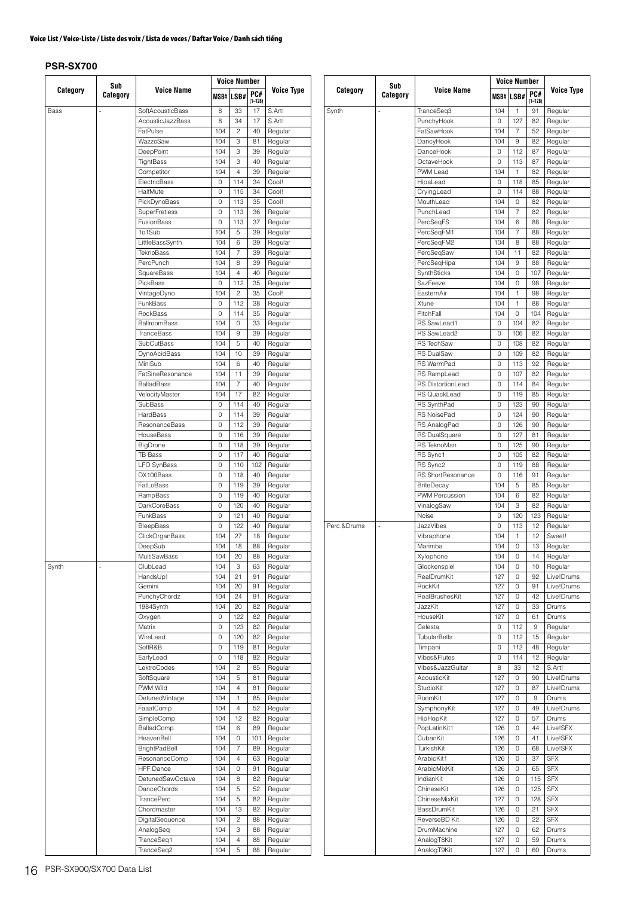### Voice List / Voice-Liste / Liste des voix / Lista de voces / Daftar Voice / Danh sách tiếng

## PSR-SX700

| Category | Sub Category | Voice Name | Voice Number | | | Voice Type |
|---|---|---|---|---|---|---|
| | | | MSB# | LSB# | PC# (1–128) | |
| Bass | - | SoftAcousticBass | 8 | 33 | 17 | S.Art! |
| | | AcousticJazzBass | 8 | 34 | 17 | S.Art! |
| | | FatPulse | 104 | 2 | 40 | Regular |
| | | WazzoSaw | 104 | 3 | 81 | Regular |
| | | DeepPoint | 104 | 3 | 39 | Regular |
| | | TightBass | 104 | 3 | 40 | Regular |
| | | Competitor | 104 | 4 | 39 | Regular |
| | | ElectricBass | 0 | 114 | 34 | Cool! |
| | | HalfMute | 0 | 115 | 34 | Cool! |
| | | PickDynoBass | 0 | 113 | 35 | Cool! |
| | | SuperFretless | 0 | 113 | 36 | Regular |
| | | FusionBass | 0 | 113 | 37 | Regular |
| | | 1o1Sub | 104 | 5 | 39 | Regular |
| | | LittleBassSynth | 104 | 6 | 39 | Regular |
| | | TeknoBass | 104 | 7 | 39 | Regular |
| | | PercPunch | 104 | 8 | 39 | Regular |
| | | SquareBass | 104 | 4 | 40 | Regular |
| | | PickBass | 0 | 112 | 35 | Regular |
| | | VintageDyno | 104 | 2 | 35 | Cool! |
| | | FunkBass | 0 | 112 | 38 | Regular |
| | | RockBass | 0 | 114 | 35 | Regular |
| | | BallroomBass | 104 | 0 | 33 | Regular |
| | | TranceBass | 104 | 9 | 39 | Regular |
| | | SubCutBass | 104 | 5 | 40 | Regular |
| | | DynoAcidBass | 104 | 10 | 39 | Regular |
| | | MiniSub | 104 | 6 | 40 | Regular |
| | | FatSineResonance | 104 | 11 | 39 | Regular |
| | | BalladBass | 104 | 7 | 40 | Regular |
| | | VelocityMaster | 104 | 17 | 82 | Regular |
| | | SubBass | 0 | 114 | 40 | Regular |
| | | HardBass | 0 | 114 | 39 | Regular |
| | | ResonanceBass | 0 | 112 | 39 | Regular |
| | | HouseBass | 0 | 116 | 39 | Regular |
| | | BigDrone | 0 | 118 | 39 | Regular |
| | | TB Bass | 0 | 117 | 40 | Regular |
| | | LFO SynBass | 0 | 110 | 102 | Regular |
| | | DX100Bass | 0 | 118 | 40 | Regular |
| | | FatLoBass | 0 | 119 | 39 | Regular |
| | | RampBass | 0 | 119 | 40 | Regular |
| | | DarkCoreBass | 0 | 120 | 40 | Regular |
| | | FunkBass | 0 | 121 | 40 | Regular |
| | | BleepBass | 0 | 122 | 40 | Regular |
| | | ClickOrganBass | 104 | 27 | 18 | Regular |
| | | DeepSub | 104 | 18 | 88 | Regular |
| | | MultiSawBass | 104 | 20 | 88 | Regular |
| Synth | - | ClubLead | 104 | 3 | 63 | Regular |
| | | HandsUp! | 104 | 21 | 91 | Regular |
| | | Gemini | 104 | 20 | 91 | Regular |
| | | PunchyChordz | 104 | 24 | 91 | Regular |
| | | 1984Synth | 104 | 20 | 82 | Regular |
| | | Oxygen | 0 | 122 | 82 | Regular |
| | | Matrix | 0 | 123 | 82 | Regular |
| | | WireLead | 0 | 120 | 82 | Regular |
| | | SoftR&B | 0 | 119 | 81 | Regular |
| | | EarlyLead | 0 | 118 | 82 | Regular |
| | | LektroCodes | 104 | 2 | 85 | Regular |
| | | SoftSquare | 104 | 5 | 81 | Regular |
| | | PWM Wild | 104 | 4 | 81 | Regular |
| | | DetunedVintage | 104 | 1 | 85 | Regular |
| | | FaaatComp | 104 | 4 | 52 | Regular |
| | | SimpleComp | 104 | 12 | 82 | Regular |
| | | BalladComp | 104 | 6 | 89 | Regular |
| | | HeavenBell | 104 | 0 | 101 | Regular |
| | | BrightPadBell | 104 | 7 | 89 | Regular |
| | | ResonanceComp | 104 | 4 | 63 | Regular |
| | | HPF Dance | 104 | 0 | 91 | Regular |
| | | DetunedSawOctave | 104 | 8 | 82 | Regular |
| | | DanceChords | 104 | 5 | 52 | Regular |
| | | TrancePerc | 104 | 5 | 82 | Regular |
| | | Chordmaster | 104 | 13 | 82 | Regular |
| | | DigitalSequence | 104 | 2 | 88 | Regular |
| | | AnalogSeq | 104 | 3 | 88 | Regular |
| | | TranceSeq1 | 104 | 4 | 88 | Regular |
| | | TranceSeq2 | 104 | 5 | 88 | Regular |
| Synth | - | TranceSeq3 | 104 | 1 | 91 | Regular |
| | | PunchyHook | 0 | 127 | 82 | Regular |
| | | FatSawHook | 104 | 7 | 52 | Regular |
| | | DancyHook | 104 | 9 | 82 | Regular |
| | | DanceHook | 0 | 112 | 87 | Regular |
| | | OctaveHook | 0 | 113 | 87 | Regular |
| | | PWM Lead | 104 | 1 | 82 | Regular |
| | | HipaLead | 0 | 118 | 85 | Regular |
| | | CryingLead | 0 | 114 | 88 | Regular |
| | | MouthLead | 104 | 0 | 82 | Regular |
| | | PunchLead | 104 | 7 | 82 | Regular |
| | | PercSeqFS | 104 | 6 | 88 | Regular |
| | | PercSeqFM1 | 104 | 7 | 88 | Regular |
| | | PercSeqFM2 | 104 | 8 | 88 | Regular |
| | | PercSeqSaw | 104 | 11 | 82 | Regular |
| | | PercSeqHipa | 104 | 9 | 88 | Regular |
| | | SynthSticks | 104 | 0 | 107 | Regular |
| | | SazFeeze | 104 | 0 | 98 | Regular |
| | | EasternAir | 104 | 1 | 98 | Regular |
| | | Xtune | 104 | 1 | 88 | Regular |
| | | PitchFall | 104 | 0 | 104 | Regular |
| | | RS SawLead1 | 0 | 104 | 82 | Regular |
| | | RS SawLead2 | 0 | 106 | 82 | Regular |
| | | RS TechSaw | 0 | 108 | 82 | Regular |
| | | RS DualSaw | 0 | 109 | 82 | Regular |
| | | RS WarmPad | 0 | 113 | 92 | Regular |
| | | RS RampLead | 0 | 107 | 82 | Regular |
| | | RS DistortionLead | 0 | 114 | 84 | Regular |
| | | RS QuackLead | 0 | 119 | 85 | Regular |
| | | RS SynthPad | 0 | 123 | 90 | Regular |
| | | RS NoisePad | 0 | 124 | 90 | Regular |
| | | RS AnalogPad | 0 | 126 | 90 | Regular |
| | | RS DualSquare | 0 | 127 | 81 | Regular |
| | | RS TeknoMan | 0 | 125 | 90 | Regular |
| | | RS Sync1 | 0 | 105 | 82 | Regular |
| | | RS Sync2 | 0 | 119 | 88 | Regular |
| | | RS ShortResonance | 0 | 116 | 91 | Regular |
| | | BriteDecay | 104 | 5 | 85 | Regular |
| | | PWM Percussion | 104 | 6 | 82 | Regular |
| | | VinalogSaw | 104 | 3 | 82 | Regular |
| | | Noise | 0 | 120 | 123 | Regular |
| Perc.&Drums | - | JazzVibes | 0 | 113 | 12 | Regular |
| | | Vibraphone | 104 | 1 | 12 | Sweet! |
| | | Marimba | 104 | 0 | 13 | Regular |
| | | Xylophone | 104 | 0 | 14 | Regular |
| | | Glockenspiel | 104 | 0 | 10 | Regular |
| | | RealDrumKit | 127 | 0 | 92 | Live!Drums |
| | | RockKit | 127 | 0 | 91 | Live!Drums |
| | | RealBrushesKit | 127 | 0 | 42 | Live!Drums |
| | | JazzKit | 127 | 0 | 33 | Drums |
| | | HouseKit | 127 | 0 | 61 | Drums |
| | | Celesta | 0 | 112 | 9 | Regular |
| | | TubularBells | 0 | 112 | 15 | Regular |
| | | Timpani | 0 | 112 | 48 | Regular |
| | | Vibes&Flutes | 0 | 114 | 12 | Regular |
| | | Vibes&JazzGuitar | 8 | 33 | 12 | S.Art! |
| | | AcousticKit | 127 | 0 | 90 | Live!Drums |
| | | StudioKit | 127 | 0 | 87 | Live!Drums |
| | | RoomKit | 127 | 0 | 9 | Drums |
| | | SymphonyKit | 127 | 0 | 49 | Live!Drums |
| | | HipHopKit | 127 | 0 | 57 | Drums |
| | | PopLatinKit1 | 126 | 0 | 44 | Live!SFX |
| | | CubanKit | 126 | 0 | 41 | Live!SFX |
| | | TurkishKit | 126 | 0 | 68 | Live!SFX |
| | | ArabicKit1 | 126 | 0 | 37 | SFX |
| | | ArabicMixKit | 126 | 0 | 65 | SFX |
| | | IndianKit | 126 | 0 | 115 | SFX |
| | | ChineseKit | 126 | 0 | 125 | SFX |
| | | ChineseMixKit | 127 | 0 | 128 | SFX |
| | | BassDrumKit | 126 | 0 | 21 | SFX |
| | | ReverseBD Kit | 126 | 0 | 22 | SFX |
| | | DrumMachine | 127 | 0 | 62 | Drums |
| | | AnalogT8Kit | 127 | 0 | 59 | Drums |
| | | AnalogT9Kit | 127 | 0 | 60 | Drums |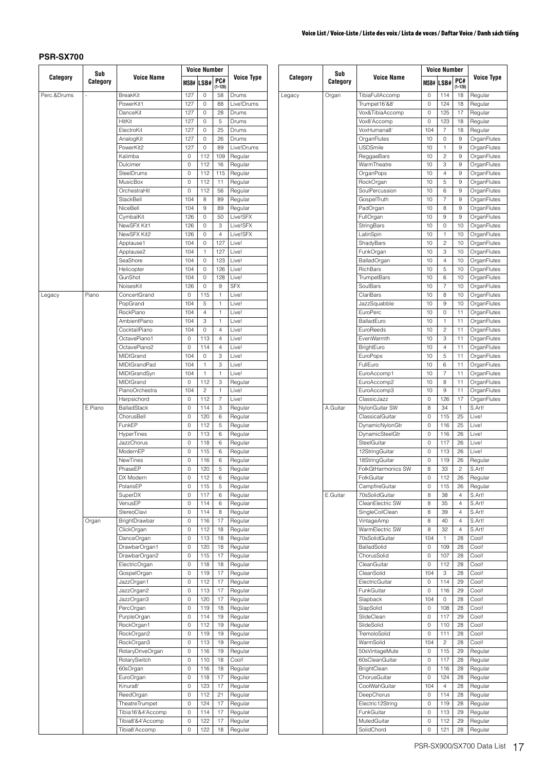## PSR-SX700

| Category | Sub Category | Voice Name | Voice Number | | | Voice Type |
|---|---|---|---|---|---|---|
| | | | MSB# | LSB# | PC# (1–128) | |
| Perc.&Drums | - | BreakKit | 127 | 0 | 58 | Drums |
| | | PowerKit1 | 127 | 0 | 88 | Live!Drums |
| | | DanceKit | 127 | 0 | 28 | Drums |
| | | HitKit | 127 | 0 | 5 | Drums |
| | | ElectroKit | 127 | 0 | 25 | Drums |
| | | AnalogKit | 127 | 0 | 26 | Drums |
| | | PowerKit2 | 127 | 0 | 89 | Live!Drums |
| | | Kalimba | 0 | 112 | 109 | Regular |
| | | Dulcimer | 0 | 112 | 16 | Regular |
| | | SteelDrums | 0 | 112 | 115 | Regular |
| | | MusicBox | 0 | 112 | 11 | Regular |
| | | OrchestraHit | 0 | 112 | 56 | Regular |
| | | StackBell | 104 | 8 | 89 | Regular |
| | | NiceBell | 104 | 9 | 89 | Regular |
| | | CymbalKit | 126 | 0 | 50 | Live!SFX |
| | | NewSFX Kit1 | 126 | 0 | 3 | Live!SFX |
| | | NewSFX Kit2 | 126 | 0 | 4 | Live!SFX |
| | | Applause1 | 104 | 0 | 127 | Live! |
| | | Applause2 | 104 | 1 | 127 | Live! |
| | | SeaShore | 104 | 0 | 123 | Live! |
| | | Helicopter | 104 | 0 | 126 | Live! |
| | | GunShot | 104 | 0 | 128 | Live! |
| | | NoisesKit | 126 | 0 | 9 | SFX |
| Legacy | Piano | ConcertGrand | 0 | 115 | 1 | Live! |
| | | PopGrand | 104 | 5 | 1 | Live! |
| | | RockPiano | 104 | 4 | 1 | Live! |
| | | AmbientPiano | 104 | 3 | 1 | Live! |
| | | CocktailPiano | 104 | 0 | 4 | Live! |
| | | OctavePiano1 | 0 | 113 | 4 | Live! |
| | | OctavePiano2 | 0 | 114 | 4 | Live! |
| | | MIDIGrand | 104 | 0 | 3 | Live! |
| | | MIDIGrandPad | 104 | 1 | 3 | Live! |
| | | MIDIGrandSyn | 104 | 1 | 1 | Live! |
| | | MIDIGrand | 0 | 112 | 3 | Regular |
| | | PianoOrchestra | 104 | 2 | 1 | Live! |
| | | Harpsichord | 0 | 112 | 7 | Live! |
| | E.Piano | BalladStack | 0 | 114 | 3 | Regular |
| | | ChorusBell | 0 | 120 | 6 | Regular |
| | | FunkEP | 0 | 112 | 5 | Regular |
| | | HyperTines | 0 | 113 | 6 | Regular |
| | | JazzChorus | 0 | 118 | 6 | Regular |
| | | ModernEP | 0 | 115 | 6 | Regular |
| | | NewTines | 0 | 116 | 6 | Regular |
| | | PhaseEP | 0 | 120 | 5 | Regular |
| | | DX Modern | 0 | 112 | 6 | Regular |
| | | PolarisEP | 0 | 115 | 5 | Regular |
| | | SuperDX | 0 | 117 | 6 | Regular |
| | | VenusEP | 0 | 114 | 6 | Regular |
| | | StereoClavi | 0 | 114 | 8 | Regular |
| | Organ | BrightDrawbar | 0 | 116 | 17 | Regular |
| | | ClickOrgan | 0 | 112 | 18 | Regular |
| | | DanceOrgan | 0 | 113 | 18 | Regular |
| | | DrawbarOrgan1 | 0 | 120 | 18 | Regular |
| | | DrawbarOrgan2 | 0 | 115 | 17 | Regular |
| | | ElectricOrgan | 0 | 118 | 18 | Regular |
| | | GospelOrgan | 0 | 119 | 17 | Regular |
| | | JazzOrgan1 | 0 | 112 | 17 | Regular |
| | | JazzOrgan2 | 0 | 113 | 17 | Regular |
| | | JazzOrgan3 | 0 | 120 | 17 | Regular |
| | | PercOrgan | 0 | 119 | 18 | Regular |
| | | PurpleOrgan | 0 | 114 | 19 | Regular |
| | | RockOrgan1 | 0 | 112 | 19 | Regular |
| | | RockOrgan2 | 0 | 119 | 19 | Regular |
| | | RockOrgan3 | 0 | 113 | 19 | Regular |
| | | RotaryDriveOrgan | 0 | 116 | 19 | Regular |
| | | RotarySwitch | 0 | 110 | 18 | Cool! |
| | | 60sOrgan | 0 | 116 | 18 | Regular |
| | | EuroOrgan | 0 | 118 | 17 | Regular |
| | | Kinura8' | 0 | 123 | 17 | Regular |
| | | ReedOrgan | 0 | 112 | 21 | Regular |
| | | TheatreTrumpet | 0 | 124 | 17 | Regular |
| | | Tibia16'&4'Accomp | 0 | 114 | 17 | Regular |
| | | Tibia8'&4'Accomp | 0 | 122 | 17 | Regular |
| | | Tibia8'Accomp | 0 | 122 | 18 | Regular |
| Legacy | Organ | TibiaFullAccomp | 0 | 114 | 18 | Regular |
| | | Trumpet16'&8' | 0 | 124 | 18 | Regular |
| | | Vox&TibiaAccomp | 0 | 125 | 17 | Regular |
| | | Vox8'Accomp | 0 | 123 | 18 | Regular |
| | | VoxHumana8' | 104 | 7 | 18 | Regular |
| | | OrganFlutes | 10 | 0 | 9 | OrganFlutes |
| | | USDSmile | 10 | 1 | 9 | OrganFlutes |
| | | ReggaeBars | 10 | 2 | 9 | OrganFlutes |
| | | WarmTheatre | 10 | 3 | 9 | OrganFlutes |
| | | OrganPops | 10 | 4 | 9 | OrganFlutes |
| | | RockOrgan | 10 | 5 | 9 | OrganFlutes |
| | | SoulPercussion | 10 | 6 | 9 | OrganFlutes |
| | | GospelTruth | 10 | 7 | 9 | OrganFlutes |
| | | PadOrgan | 10 | 8 | 9 | OrganFlutes |
| | | FullOrgan | 10 | 9 | 9 | OrganFlutes |
| | | StringBars | 10 | 0 | 10 | OrganFlutes |
| | | LatinSpin | 10 | 1 | 10 | OrganFlutes |
| | | ShadyBars | 10 | 2 | 10 | OrganFlutes |
| | | FunkOrgan | 10 | 3 | 10 | OrganFlutes |
| | | BalladOrgan | 10 | 4 | 10 | OrganFlutes |
| | | RichBars | 10 | 5 | 10 | OrganFlutes |
| | | TrumpetBars | 10 | 6 | 10 | OrganFlutes |
| | | SoulBars | 10 | 7 | 10 | OrganFlutes |
| | | ClariBars | 10 | 8 | 10 | OrganFlutes |
| | | JazzSquabble | 10 | 9 | 10 | OrganFlutes |
| | | EuroPerc | 10 | 0 | 11 | OrganFlutes |
| | | BalladEuro | 10 | 1 | 11 | OrganFlutes |
| | | EuroReeds | 10 | 2 | 11 | OrganFlutes |
| | | EvenWarmth | 10 | 3 | 11 | OrganFlutes |
| | | BrightEuro | 10 | 4 | 11 | OrganFlutes |
| | | EuroPops | 10 | 5 | 11 | OrganFlutes |
| | | FullEuro | 10 | 6 | 11 | OrganFlutes |
| | | EuroAccomp1 | 10 | 7 | 11 | OrganFlutes |
| | | EuroAccomp2 | 10 | 8 | 11 | OrganFlutes |
| | | EuroAccomp3 | 10 | 9 | 11 | OrganFlutes |
| | | ClassicJazz | 0 | 126 | 17 | OrganFlutes |
| | A.Guitar | NylonGuitar SW | 8 | 34 | 1 | S.Art! |
| | | ClassicalGuitar | 0 | 115 | 25 | Live! |
| | | DynamicNylonGtr | 0 | 116 | 25 | Live! |
| | | DynamicSteelGtr | 0 | 116 | 26 | Live! |
| | | SteelGuitar | 0 | 117 | 26 | Live! |
| | | 12StringGuitar | 0 | 113 | 26 | Live! |
| | | 18StringGuitar | 0 | 119 | 26 | Regular |
| | | FolkGtHarmonics SW | 8 | 33 | 2 | S.Art! |
| | | FolkGuitar | 0 | 112 | 26 | Regular |
| | | CampfireGuitar | 0 | 115 | 26 | Regular |
| | E.Guitar | 70sSolidGuitar | 8 | 38 | 4 | S.Art! |
| | | CleanElectric SW | 8 | 35 | 4 | S.Art! |
| | | SingleCoilClean | 8 | 39 | 4 | S.Art! |
| | | VintageAmp | 8 | 40 | 4 | S.Art! |
| | | WarmElectric SW | 8 | 32 | 4 | S.Art! |
| | | 70sSolidGuitar | 104 | 1 | 28 | Cool! |
| | | BalladSolid | 0 | 109 | 28 | Cool! |
| | | ChorusSolid | 0 | 107 | 28 | Cool! |
| | | CleanGuitar | 0 | 112 | 28 | Cool! |
| | | CleanSolid | 104 | 3 | 28 | Cool! |
| | | ElectricGuitar | 0 | 114 | 29 | Cool! |
| | | FunkGuitar | 0 | 116 | 29 | Cool! |
| | | Slapback | 104 | 0 | 28 | Cool! |
| | | SlapSolid | 0 | 108 | 28 | Cool! |
| | | SlideClean | 0 | 117 | 29 | Cool! |
| | | SlideSolid | 0 | 110 | 28 | Cool! |
| | | TremoloSolid | 0 | 111 | 28 | Cool! |
| | | WarmSolid | 104 | 2 | 28 | Cool! |
| | | 50sVintageMute | 0 | 115 | 29 | Regular |
| | | 60sCleanGuitar | 0 | 117 | 28 | Regular |
| | | BrightClean | 0 | 116 | 28 | Regular |
| | | ChorusGuitar | 0 | 124 | 28 | Regular |
| | | CoolWahGuitar | 104 | 4 | 28 | Regular |
| | | DeepChorus | 0 | 114 | 28 | Regular |
| | | Electric12String | 0 | 119 | 28 | Regular |
| | | FunkGuitar | 0 | 113 | 29 | Regular |
| | | MutedGuitar | 0 | 112 | 29 | Regular |
| | | SolidChord | 0 | 121 | 28 | Regular |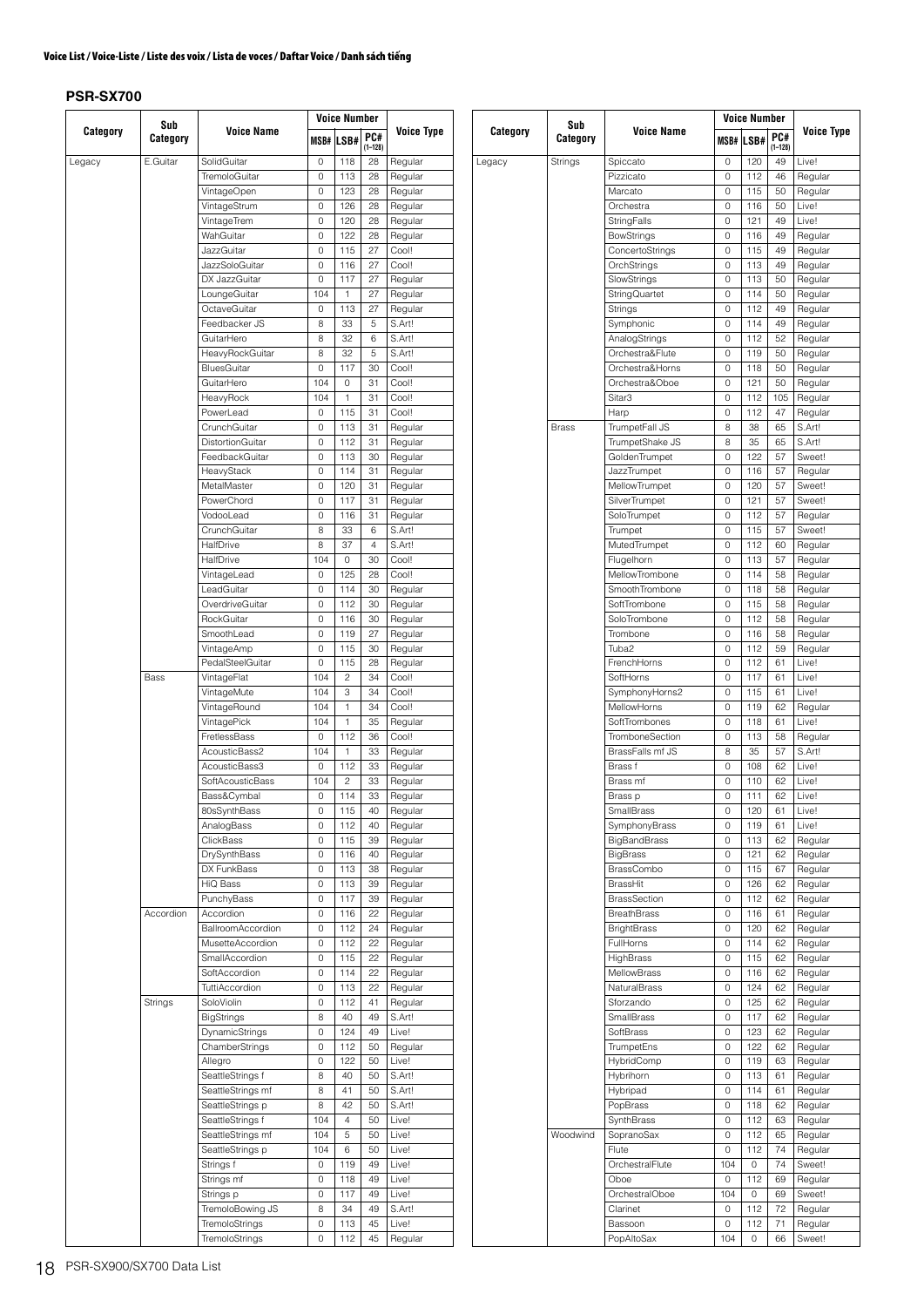**Voice List / Voice-Liste / Liste des voix / Lista de voces / Daftar Voice / Danh sách tiếng**

## PSR-SX700

| Category | Sub Category | Voice Name | Voice Number | | | Voice Type |
|---|---|---|---|---|---|---|
| | | | MSB# | LSB# | PC# (1–128) | |
| Legacy | E.Guitar | SolidGuitar | 0 | 118 | 28 | Regular |
| | | TremoloGuitar | 0 | 113 | 28 | Regular |
| | | VintageOpen | 0 | 123 | 28 | Regular |
| | | VintageStrum | 0 | 126 | 28 | Regular |
| | | VintageTrem | 0 | 120 | 28 | Regular |
| | | WahGuitar | 0 | 122 | 28 | Regular |
| | | JazzGuitar | 0 | 115 | 27 | Cool! |
| | | JazzSoloGuitar | 0 | 116 | 27 | Cool! |
| | | DX JazzGuitar | 0 | 117 | 27 | Regular |
| | | LoungeGuitar | 104 | 1 | 27 | Regular |
| | | OctaveGuitar | 0 | 113 | 27 | Regular |
| | | Feedbacker JS | 8 | 33 | 5 | S.Art! |
| | | GuitarHero | 8 | 32 | 6 | S.Art! |
| | | HeavyRockGuitar | 8 | 32 | 5 | S.Art! |
| | | BluesGuitar | 0 | 117 | 30 | Cool! |
| | | GuitarHero | 104 | 0 | 31 | Cool! |
| | | HeavyRock | 104 | 1 | 31 | Cool! |
| | | PowerLead | 0 | 115 | 31 | Cool! |
| | | CrunchGuitar | 0 | 113 | 31 | Regular |
| | | DistortionGuitar | 0 | 112 | 31 | Regular |
| | | FeedbackGuitar | 0 | 113 | 30 | Regular |
| | | HeavyStack | 0 | 114 | 31 | Regular |
| | | MetalMaster | 0 | 120 | 31 | Regular |
| | | PowerChord | 0 | 117 | 31 | Regular |
| | | VodooLead | 0 | 116 | 31 | Regular |
| | | CrunchGuitar | 8 | 33 | 6 | S.Art! |
| | | HalfDrive | 8 | 37 | 4 | S.Art! |
| | | HalfDrive | 104 | 0 | 30 | Cool! |
| | | VintageLead | 0 | 125 | 28 | Cool! |
| | | LeadGuitar | 0 | 114 | 30 | Regular |
| | | OverdriveGuitar | 0 | 112 | 30 | Regular |
| | | RockGuitar | 0 | 116 | 30 | Regular |
| | | SmoothLead | 0 | 119 | 27 | Regular |
| | | VintageAmp | 0 | 115 | 30 | Regular |
| | | PedalSteelGuitar | 0 | 115 | 28 | Regular |
| | Bass | VintageFlat | 104 | 2 | 34 | Cool! |
| | | VintageMute | 104 | 3 | 34 | Cool! |
| | | VintageRound | 104 | 1 | 34 | Cool! |
| | | VintagePick | 104 | 1 | 35 | Regular |
| | | FretlessBass | 0 | 112 | 36 | Cool! |
| | | AcousticBass2 | 104 | 1 | 33 | Regular |
| | | AcousticBass3 | 0 | 112 | 33 | Regular |
| | | SoftAcousticBass | 104 | 2 | 33 | Regular |
| | | Bass&Cymbal | 0 | 114 | 33 | Regular |
| | | 80sSynthBass | 0 | 115 | 40 | Regular |
| | | AnalogBass | 0 | 112 | 40 | Regular |
| | | ClickBass | 0 | 115 | 39 | Regular |
| | | DrySynthBass | 0 | 116 | 40 | Regular |
| | | DX FunkBass | 0 | 113 | 38 | Regular |
| | | HiQ Bass | 0 | 113 | 39 | Regular |
| | | PunchyBass | 0 | 117 | 39 | Regular |
| | Accordion | Accordion | 0 | 116 | 22 | Regular |
| | | BallroomAccordion | 0 | 112 | 24 | Regular |
| | | MusetteAccordion | 0 | 112 | 22 | Regular |
| | | SmallAccordion | 0 | 115 | 22 | Regular |
| | | SoftAccordion | 0 | 114 | 22 | Regular |
| | | TuttiAccordion | 0 | 113 | 22 | Regular |
| | Strings | SoloViolin | 0 | 112 | 41 | Regular |
| | | BigStrings | 8 | 40 | 49 | S.Art! |
| | | DynamicStrings | 0 | 124 | 49 | Live! |
| | | ChamberStrings | 0 | 112 | 50 | Regular |
| | | Allegro | 0 | 122 | 50 | Live! |
| | | SeattleStrings f | 8 | 40 | 50 | S.Art! |
| | | SeattleStrings mf | 8 | 41 | 50 | S.Art! |
| | | SeattleStrings p | 8 | 42 | 50 | S.Art! |
| | | SeattleStrings f | 104 | 4 | 50 | Live! |
| | | SeattleStrings mf | 104 | 5 | 50 | Live! |
| | | SeattleStrings p | 104 | 6 | 50 | Live! |
| | | Strings f | 0 | 119 | 49 | Live! |
| | | Strings mf | 0 | 118 | 49 | Live! |
| | | Strings p | 0 | 117 | 49 | Live! |
| | | TremoloBowing JS | 8 | 34 | 49 | S.Art! |
| | | TremoloStrings | 0 | 113 | 45 | Live! |
| | | TremoloStrings | 0 | 112 | 45 | Regular |
| Legacy | Strings | Spiccato | 0 | 120 | 49 | Live! |
| | | Pizzicato | 0 | 112 | 46 | Regular |
| | | Marcato | 0 | 115 | 50 | Regular |
| | | Orchestra | 0 | 116 | 50 | Live! |
| | | StringFalls | 0 | 121 | 49 | Live! |
| | | BowStrings | 0 | 116 | 49 | Regular |
| | | ConcertoStrings | 0 | 115 | 49 | Regular |
| | | OrchStrings | 0 | 113 | 49 | Regular |
| | | SlowStrings | 0 | 113 | 50 | Regular |
| | | StringQuartet | 0 | 114 | 50 | Regular |
| | | Strings | 0 | 112 | 49 | Regular |
| | | Symphonic | 0 | 114 | 49 | Regular |
| | | AnalogStrings | 0 | 112 | 52 | Regular |
| | | Orchestra&Flute | 0 | 119 | 50 | Regular |
| | | Orchestra&Horns | 0 | 118 | 50 | Regular |
| | | Orchestra&Oboe | 0 | 121 | 50 | Regular |
| | | Sitar3 | 0 | 112 | 105 | Regular |
| | | Harp | 0 | 112 | 47 | Regular |
| | Brass | TrumpetFall JS | 8 | 38 | 65 | S.Art! |
| | | TrumpetShake JS | 8 | 35 | 65 | S.Art! |
| | | GoldenTrumpet | 0 | 122 | 57 | Sweet! |
| | | JazzTrumpet | 0 | 116 | 57 | Regular |
| | | MellowTrumpet | 0 | 120 | 57 | Sweet! |
| | | SilverTrumpet | 0 | 121 | 57 | Sweet! |
| | | SoloTrumpet | 0 | 112 | 57 | Regular |
| | | Trumpet | 0 | 115 | 57 | Sweet! |
| | | MutedTrumpet | 0 | 112 | 60 | Regular |
| | | Flugelhorn | 0 | 113 | 57 | Regular |
| | | MellowTrombone | 0 | 114 | 58 | Regular |
| | | SmoothTrombone | 0 | 118 | 58 | Regular |
| | | SoftTrombone | 0 | 115 | 58 | Regular |
| | | SoloTrombone | 0 | 112 | 58 | Regular |
| | | Trombone | 0 | 116 | 58 | Regular |
| | | Tuba2 | 0 | 112 | 59 | Regular |
| | | FrenchHorns | 0 | 112 | 61 | Live! |
| | | SoftHorns | 0 | 117 | 61 | Live! |
| | | SymphonyHorns2 | 0 | 115 | 61 | Live! |
| | | MellowHorns | 0 | 119 | 62 | Regular |
| | | SoftTrombones | 0 | 118 | 61 | Live! |
| | | TromboneSection | 0 | 113 | 58 | Regular |
| | | BrassFalls mf JS | 8 | 35 | 57 | S.Art! |
| | | Brass f | 0 | 108 | 62 | Live! |
| | | Brass mf | 0 | 110 | 62 | Live! |
| | | Brass p | 0 | 111 | 62 | Live! |
| | | SmallBrass | 0 | 120 | 61 | Live! |
| | | SymphonyBrass | 0 | 119 | 61 | Live! |
| | | BigBandBrass | 0 | 113 | 62 | Regular |
| | | BigBrass | 0 | 121 | 62 | Regular |
| | | BrassCombo | 0 | 115 | 67 | Regular |
| | | BrassHit | 0 | 126 | 62 | Regular |
| | | BrassSection | 0 | 112 | 62 | Regular |
| | | BreathBrass | 0 | 116 | 61 | Regular |
| | | BrightBrass | 0 | 120 | 62 | Regular |
| | | FullHorns | 0 | 114 | 62 | Regular |
| | | HighBrass | 0 | 115 | 62 | Regular |
| | | MellowBrass | 0 | 116 | 62 | Regular |
| | | NaturalBrass | 0 | 124 | 62 | Regular |
| | | Sforzando | 0 | 125 | 62 | Regular |
| | | SmallBrass | 0 | 117 | 62 | Regular |
| | | SoftBrass | 0 | 123 | 62 | Regular |
| | | TrumpetEns | 0 | 122 | 62 | Regular |
| | | HybridComp | 0 | 119 | 63 | Regular |
| | | Hybrihorn | 0 | 113 | 61 | Regular |
| | | Hybripad | 0 | 114 | 61 | Regular |
| | | PopBrass | 0 | 118 | 62 | Regular |
| | | SynthBrass | 0 | 112 | 63 | Regular |
| | Woodwind | SopranoSax | 0 | 112 | 65 | Regular |
| | | Flute | 0 | 112 | 74 | Regular |
| | | OrchestralFlute | 104 | 0 | 74 | Sweet! |
| | | Oboe | 0 | 112 | 69 | Regular |
| | | OrchestralOboe | 104 | 0 | 69 | Sweet! |
| | | Clarinet | 0 | 112 | 72 | Regular |
| | | Bassoon | 0 | 112 | 71 | Regular |
| | | PopAltoSax | 104 | 0 | 66 | Sweet! |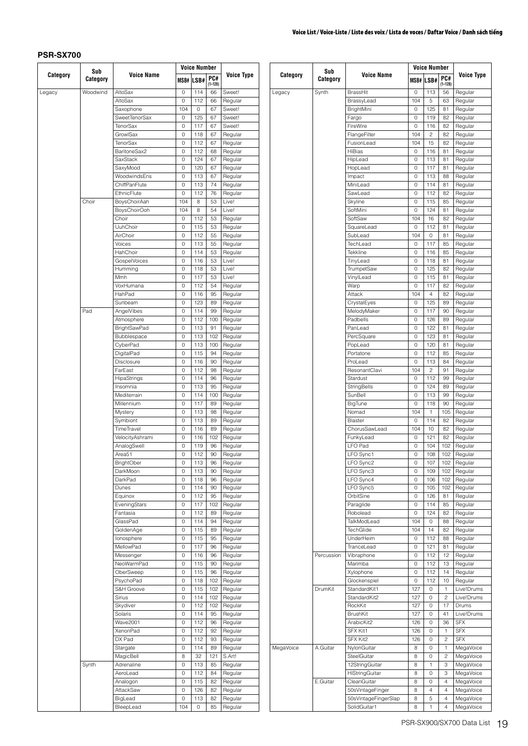## PSR-SX700

| Category | Sub Category | Voice Name | Voice Number | | | Voice Type |
|---|---|---|---|---|---|---|
| | | | MSB# | LSB# | PC# (1–128) | |
| Legacy | Woodwind | AltoSax | 0 | 114 | 66 | Sweet! |
| | | AltoSax | 0 | 112 | 66 | Regular |
| | | Saxophone | 104 | 0 | 67 | Sweet! |
| | | SweetTenorSax | 0 | 125 | 67 | Sweet! |
| | | TenorSax | 0 | 117 | 67 | Sweet! |
| | | GrowlSax | 0 | 118 | 67 | Regular |
| | | TenorSax | 0 | 112 | 67 | Regular |
| | | BaritoneSax2 | 0 | 112 | 68 | Regular |
| | | SaxStack | 0 | 124 | 67 | Regular |
| | | SaxyMood | 0 | 120 | 67 | Regular |
| | | WoodwindsEns | 0 | 113 | 67 | Regular |
| | | ChiffPanFlute | 0 | 113 | 74 | Regular |
| | | EthnicFlute | 0 | 112 | 76 | Regular |
| | Choir | BoysChoirAah | 104 | 8 | 53 | Live! |
| | | BoysChoirOoh | 104 | 8 | 54 | Live! |
| | | Choir | 0 | 112 | 53 | Regular |
| | | UuhChoir | 0 | 115 | 53 | Regular |
| | | AirChoir | 0 | 112 | 55 | Regular |
| | | Voices | 0 | 113 | 55 | Regular |
| | | HahChoir | 0 | 114 | 53 | Regular |
| | | GospelVoices | 0 | 116 | 53 | Live! |
| | | Humming | 0 | 118 | 53 | Live! |
| | | Mmh | 0 | 117 | 53 | Live! |
| | | VoxHumana | 0 | 112 | 54 | Regular |
| | | HahPad | 0 | 116 | 95 | Regular |
| | | Sunbeam | 0 | 123 | 89 | Regular |
| | Pad | AngelVibes | 0 | 114 | 99 | Regular |
| | | Atmosphere | 0 | 112 | 100 | Regular |
| | | BrightSawPad | 0 | 113 | 91 | Regular |
| | | Bubblespace | 0 | 113 | 102 | Regular |
| | | CyberPad | 0 | 113 | 100 | Regular |
| | | DigitalPad | 0 | 115 | 94 | Regular |
| | | Disclosure | 0 | 116 | 90 | Regular |
| | | FarEast | 0 | 112 | 98 | Regular |
| | | HipaStrings | 0 | 114 | 96 | Regular |
| | | Insomnia | 0 | 113 | 95 | Regular |
| | | Mediterrain | 0 | 114 | 100 | Regular |
| | | Millennium | 0 | 117 | 89 | Regular |
| | | Mystery | 0 | 113 | 98 | Regular |
| | | Symbiont | 0 | 113 | 89 | Regular |
| | | TimeTravel | 0 | 116 | 89 | Regular |
| | | VelocityAshrami | 0 | 116 | 102 | Regular |
| | | AnalogSwell | 0 | 119 | 96 | Regular |
| | | Area51 | 0 | 112 | 90 | Regular |
| | | BrightOber | 0 | 113 | 96 | Regular |
| | | DarkMoon | 0 | 113 | 90 | Regular |
| | | DarkPad | 0 | 118 | 96 | Regular |
| | | Dunes | 0 | 114 | 90 | Regular |
| | | Equinox | 0 | 112 | 95 | Regular |
| | | EveningStars | 0 | 117 | 102 | Regular |
| | | Fantasia | 0 | 112 | 89 | Regular |
| | | GlassPad | 0 | 114 | 94 | Regular |
| | | GoldenAge | 0 | 115 | 89 | Regular |
| | | Ionosphere | 0 | 115 | 95 | Regular |
| | | MellowPad | 0 | 117 | 96 | Regular |
| | | Messenger | 0 | 116 | 96 | Regular |
| | | NeoWarmPad | 0 | 115 | 90 | Regular |
| | | OberSweep | 0 | 115 | 96 | Regular |
| | | PsychoPad | 0 | 118 | 102 | Regular |
| | | S&H Groove | 0 | 115 | 102 | Regular |
| | | Sirius | 0 | 114 | 102 | Regular |
| | | Skydiver | 0 | 112 | 102 | Regular |
| | | Solaris | 0 | 114 | 95 | Regular |
| | | Wave2001 | 0 | 112 | 96 | Regular |
| | | XenonPad | 0 | 112 | 92 | Regular |
| | | DX Pad | 0 | 112 | 93 | Regular |
| | | Stargate | 0 | 114 | 89 | Regular |
| | | MagicBell | 8 | 32 | 121 | S.Art! |
| | Synth | Adrenaline | 0 | 113 | 85 | Regular |
| | | AeroLead | 0 | 112 | 84 | Regular |
| | | Analogon | 0 | 115 | 82 | Regular |
| | | AttackSaw | 0 | 126 | 82 | Regular |
| | | BigLead | 0 | 113 | 82 | Regular |
| | | BleepLead | 104 | 0 | 85 | Regular |
| Legacy | Synth | BrassHit | 0 | 113 | 56 | Regular |
| | | BrassyLead | 104 | 5 | 63 | Regular |
| | | BrightMini | 0 | 125 | 81 | Regular |
| | | Fargo | 0 | 119 | 82 | Regular |
| | | FireWire | 0 | 116 | 82 | Regular |
| | | FlangeFilter | 104 | 2 | 82 | Regular |
| | | FusionLead | 104 | 15 | 82 | Regular |
| | | HiBias | 0 | 116 | 81 | Regular |
| | | HipLead | 0 | 113 | 81 | Regular |
| | | HopLead | 0 | 117 | 81 | Regular |
| | | Impact | 0 | 113 | 88 | Regular |
| | | MiniLead | 0 | 114 | 81 | Regular |
| | | SawLead | 0 | 112 | 82 | Regular |
| | | Skyline | 0 | 115 | 85 | Regular |
| | | SoftMini | 0 | 124 | 81 | Regular |
| | | SoftSaw | 104 | 16 | 82 | Regular |
| | | SquareLead | 0 | 112 | 81 | Regular |
| | | SubLead | 104 | 0 | 81 | Regular |
| | | TechLead | 0 | 117 | 85 | Regular |
| | | Tekkline | 0 | 116 | 85 | Regular |
| | | TinyLead | 0 | 118 | 81 | Regular |
| | | TrumpetSaw | 0 | 125 | 82 | Regular |
| | | VinylLead | 0 | 115 | 81 | Regular |
| | | Warp | 0 | 117 | 82 | Regular |
| | | Attack | 104 | 4 | 82 | Regular |
| | | CrystalEyes | 0 | 125 | 89 | Regular |
| | | MelodyMaker | 0 | 117 | 90 | Regular |
| | | Padbells | 0 | 126 | 89 | Regular |
| | | PanLead | 0 | 122 | 81 | Regular |
| | | PercSquare | 0 | 123 | 81 | Regular |
| | | PopLead | 0 | 120 | 81 | Regular |
| | | Portatone | 0 | 112 | 85 | Regular |
| | | ProLead | 0 | 113 | 84 | Regular |
| | | ResonantClavi | 104 | 2 | 91 | Regular |
| | | Stardust | 0 | 112 | 99 | Regular |
| | | StringBells | 0 | 124 | 89 | Regular |
| | | SunBell | 0 | 113 | 99 | Regular |
| | | BigTune | 0 | 118 | 90 | Regular |
| | | Nomad | 104 | 1 | 105 | Regular |
| | | Blaster | 0 | 114 | 82 | Regular |
| | | ChorusSawLead | 104 | 10 | 82 | Regular |
| | | FunkyLead | 0 | 121 | 82 | Regular |
| | | LFO Pad | 0 | 104 | 102 | Regular |
| | | LFO Sync1 | 0 | 108 | 102 | Regular |
| | | LFO Sync2 | 0 | 107 | 102 | Regular |
| | | LFO Sync3 | 0 | 109 | 102 | Regular |
| | | LFO Sync4 | 0 | 106 | 102 | Regular |
| | | LFO Sync5 | 0 | 105 | 102 | Regular |
| | | OrbitSine | 0 | 126 | 81 | Regular |
| | | Paraglide | 0 | 114 | 85 | Regular |
| | | Robolead | 0 | 124 | 82 | Regular |
| | | TalkModLead | 104 | 0 | 88 | Regular |
| | | TechGlide | 104 | 14 | 82 | Regular |
| | | UnderHeim | 0 | 112 | 88 | Regular |
| | | TranceLead | 0 | 121 | 81 | Regular |
| | Percussion | Vibraphone | 0 | 112 | 12 | Regular |
| | | Marimba | 0 | 112 | 13 | Regular |
| | | Xylophone | 0 | 112 | 14 | Regular |
| | | Glockenspiel | 0 | 112 | 10 | Regular |
| | DrumKit | StandardKit1 | 127 | 0 | 1 | Live!Drums |
| | | StandardKit2 | 127 | 0 | 2 | Live!Drums |
| | | RockKit | 127 | 0 | 17 | Drums |
| | | BrushKit | 127 | 0 | 41 | Live!Drums |
| | | ArabicKit2 | 126 | 0 | 36 | SFX |
| | | SFX Kit1 | 126 | 0 | 1 | SFX |
| | | SFX Kit2 | 126 | 0 | 2 | SFX |
| MegaVoice | A.Guitar | NylonGuitar | 8 | 0 | 1 | MegaVoice |
| | | SteelGuitar | 8 | 0 | 2 | MegaVoice |
| | | 12StringGuitar | 8 | 1 | 3 | MegaVoice |
| | | HiStringGuitar | 8 | 0 | 3 | MegaVoice |
| | E.Guitar | CleanGuitar | 8 | 0 | 4 | MegaVoice |
| | | 50sVintageFinger | 8 | 4 | 4 | MegaVoice |
| | | 50sVintageFingerSlap | 8 | 5 | 4 | MegaVoice |
| | | SolidGuitar1 | 8 | 1 | 4 | MegaVoice |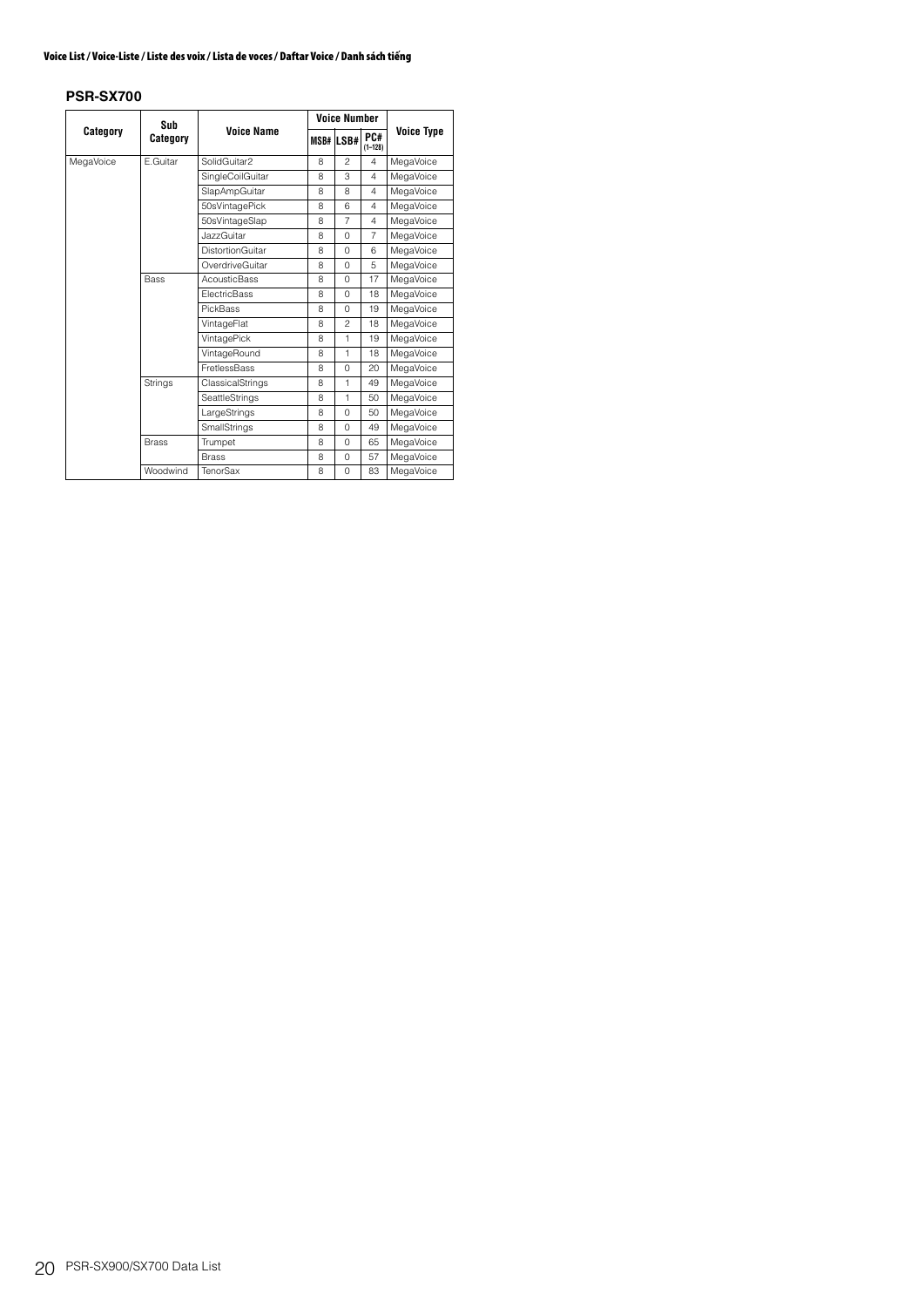## Voice List / Voice-Liste / Liste des voix / Lista de voces / Daftar Voice / Danh sách tiếng

### PSR-SX700

| Category | Sub Category | Voice Name | Voice Number | | | Voice Type |
|---|---|---|---|---|---|---|
| | | | MSB# | LSB# | PC# (1–128) | |
| MegaVoice | E.Guitar | SolidGuitar2 | 8 | 2 | 4 | MegaVoice |
| | | SingleCoilGuitar | 8 | 3 | 4 | MegaVoice |
| | | SlapAmpGuitar | 8 | 8 | 4 | MegaVoice |
| | | 50sVintagePick | 8 | 6 | 4 | MegaVoice |
| | | 50sVintageSlap | 8 | 7 | 4 | MegaVoice |
| | | JazzGuitar | 8 | 0 | 7 | MegaVoice |
| | | DistortionGuitar | 8 | 0 | 6 | MegaVoice |
| | | OverdriveGuitar | 8 | 0 | 5 | MegaVoice |
| | Bass | AcousticBass | 8 | 0 | 17 | MegaVoice |
| | | ElectricBass | 8 | 0 | 18 | MegaVoice |
| | | PickBass | 8 | 0 | 19 | MegaVoice |
| | | VintageFlat | 8 | 2 | 18 | MegaVoice |
| | | VintagePick | 8 | 1 | 19 | MegaVoice |
| | | VintageRound | 8 | 1 | 18 | MegaVoice |
| | | FretlessBass | 8 | 0 | 20 | MegaVoice |
| | Strings | ClassicalStrings | 8 | 1 | 49 | MegaVoice |
| | | SeattleStrings | 8 | 1 | 50 | MegaVoice |
| | | LargeStrings | 8 | 0 | 50 | MegaVoice |
| | | SmallStrings | 8 | 0 | 49 | MegaVoice |
| | Brass | Trumpet | 8 | 0 | 65 | MegaVoice |
| | | Brass | 8 | 0 | 57 | MegaVoice |
| | Woodwind | TenorSax | 8 | 0 | 83 | MegaVoice |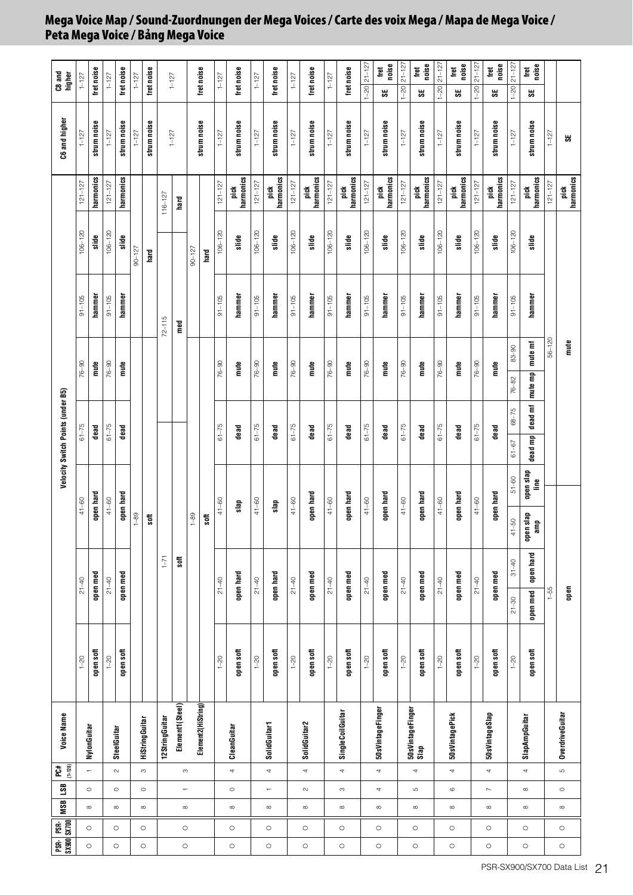## Mega Voice Map / Sound-Zuordnungen der Mega Voices / Carte des voix Mega / Mapa de Mega Voice / Peta Mega Voice / Bảng Mega Voice

| PSR-SX900 | PSR-SX700 | MSB | LSB | PC# (1–128) | Voice Name | Velocity Switch Points (under B5) | | | | | | | | C6 and higher | C8 and higher |
|---|---|---|---|---|---|---|---|---|---|---|---|---|---|---|---|
| ○ | ○ | 8 | 0 | 1 | NylonGuitar | 1–20 open soft | 21–40 open med | 41–60 open hard | 61–75 dead | 76–90 mute | 91–105 hammer | 106–120 slide | 121–127 harmonics | 1–127 strum noise | 1–127 fret noise |
| ○ | ○ | 8 | 0 | 2 | SteelGuitar | 1–20 open soft | 21–40 open med | 41–60 open hard | 61–75 dead | 76–90 mute | 91–105 hammer | 106–120 slide | 121–127 harmonics | 1–127 strum noise | 1–127 fret noise |
| ○ | ○ | 8 | 0 | 3 | HiStringGuitar | | | 1–89 soft | | | | 90–127 hard | | 1–127 strum noise | 1–127 fret noise |
| ○ | ○ | 8 | 1 | 3 | 12StringGuitar Element1(Steel) | | | 1–71 soft | | 72–115 med | | | 116–127 hard | 1–127 | 1–127 |
| | | | | | Element2(HiString) | | | 1–89 soft | | | | 90–127 hard | | strum noise | fret noise |
| ○ | ○ | 8 | 0 | 4 | CleanGuitar | 1–20 open soft | 21–40 open hard | 41–60 slap | 61–75 dead | 76–90 mute | 91–105 hammer | 106–120 slide | 121–127 pick harmonics | 1–127 strum noise | 1–127 fret noise |
| ○ | ○ | 8 | 1 | 4 | SolidGuitar1 | 1–20 open soft | 21–40 open hard | 41–60 slap | 61–75 dead | 76–90 mute | 91–105 hammer | 106–120 slide | 121–127 pick harmonics | 1–127 strum noise | 1–127 fret noise |
| ○ | ○ | 8 | 2 | 4 | SolidGuitar2 | 1–20 open soft | 21–40 open med | 41–60 open hard | 61–75 dead | 76–90 mute | 91–105 hammer | 106–120 slide | 121–127 pick harmonics | 1–127 strum noise | 1–127 fret noise |
| ○ | ○ | 8 | 3 | 4 | SingleCoilGuitar | 1–20 open soft | 21–40 open med | 41–60 open hard | 61–75 dead | 76–90 mute | 91–105 hammer | 106–120 slide | 121–127 pick harmonics | 1–127 strum noise | 1–127 fret noise |
| ○ | ○ | 8 | 4 | 4 | 50sVintageFinger | 1–20 open soft | 21–40 open med | 41–60 open hard | 61–75 dead | 76–90 mute | 91–105 hammer | 106–120 slide | 121–127 pick harmonics | 1–127 strum noise | 1–20 SE / 21–127 fret noise |
| ○ | ○ | 8 | 5 | 4 | 50sVintageFinger Slap | 1–20 open soft | 21–40 open med | 41–60 open hard | 61–75 dead | 76–90 mute | 91–105 hammer | 106–120 slide | 121–127 pick harmonics | 1–127 strum noise | 1–20 SE / 21–127 fret noise |
| ○ | ○ | 8 | 6 | 4 | 50sVintagePick | 1–20 open soft | 21–40 open med | 41–60 open hard | 61–75 dead | 76–90 mute | 91–105 hammer | 106–120 slide | 121–127 pick harmonics | 1–127 strum noise | 1–20 SE / 21–127 fret noise |
| ○ | ○ | 8 | 7 | 4 | 50sVintageSlap | 1–20 open soft | 21–40 open med | 41–60 open hard | 61–75 dead | 76–90 mute | 91–105 hammer | 106–120 slide | 121–127 pick harmonics | 1–127 strum noise | 1–20 SE / 21–127 fret noise |
| ○ | ○ | 8 | 8 | 4 | SlapAmpGuitar | 1–20 open soft | 21–30 open med / 31–40 open hard | 41–50 open slap amp / 51–60 open slap line | 61–67 dead mp / 68–75 dead mf | 76–82 mute mp / 83–90 mute mf | 91–105 hammer | 106–120 slide | 121–127 pick harmonics | 1–127 strum noise | 1–20 SE / 21–127 fret noise |
| ○ | ○ | 8 | 0 | 5 | OverdriveGuitar | | 1–55 open | | | 56–120 mute | | | 121–127 pick harmonics | 1–127 SE | |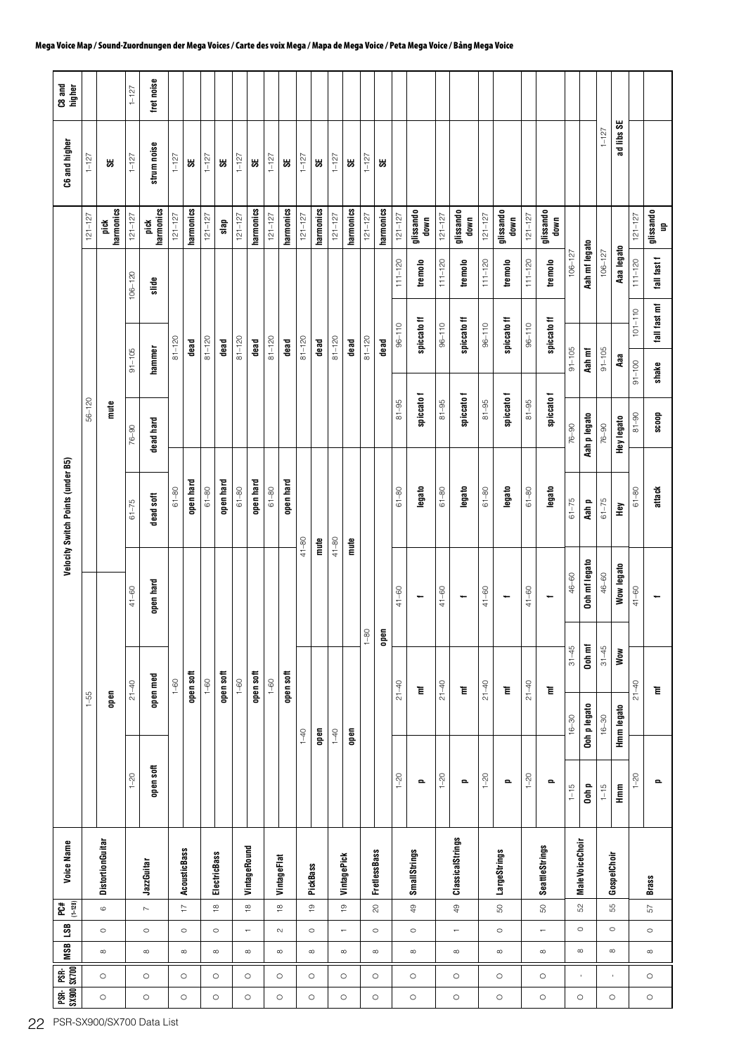# Mega Voice Map / Sound-Zuordnungen der Mega Voices / Carte des voix Mega / Mapa de Mega Voice / Peta Mega Voice / Bảng Mega Voice

| PSR-SX900 | PSR-SX700 | MSB | LSB | PC# (1–128) | Voice Name | Velocity Switch Points (under B5) | C6 and higher | C8 and higher |
|---|---|---|---|---|---|---|---|---|
| ○ | ○ | 8 | 0 | 6 | DistortionGuitar | 1–55: open; 56–120: mute; 121–127: pick harmonics | 1–127: SE | |
| ○ | ○ | 8 | 0 | 7 | JazzGuitar | 1–20: open soft; 21–40: open med; 41–60: open hard; 61–75: dead soft; 76–90: dead hard; 91–105: hammer; 106–120: slide; 121–127: pick harmonics | 1–127: strum noise | 1–127: fret noise |
| ○ | ○ | 8 | 0 | 17 | AcousticBass | 1–60: open soft; 61–80: open hard; 81–120: dead; 121–127: harmonics | 1–127: SE | |
| ○ | ○ | 8 | 0 | 18 | ElectricBass | 1–60: open soft; 61–80: open hard; 81–120: dead; 121–127: slap | 1–127: SE | |
| ○ | ○ | 8 | 1 | 18 | VintageRound | 1–60: open soft; 61–80: open hard; 81–120: dead; 121–127: harmonics | 1–127: SE | |
| ○ | ○ | 8 | 2 | 18 | VintageFlat | 1–60: open soft; 61–80: open hard; 81–120: dead; 121–127: harmonics | 1–127: SE | |
| ○ | ○ | 8 | 0 | 19 | PickBass | 1–40: open; 41–80: mute; 81–120: dead; 121–127: harmonics | 1–127: SE | |
| ○ | ○ | 8 | 1 | 19 | VintagePick | 1–40: open; 41–80: mute; 81–120: dead; 121–127: harmonics | 1–127: SE | |
| ○ | ○ | 8 | 0 | 20 | FretlessBass | 1–80: open; 81–120: dead; 121–127: harmonics | 1–127: SE | |
| ○ | ○ | 8 | 0 | 49 | SmallStrings | 1–20: p; 21–40: mf; 41–60: f; 61–80: legato; 81–95: spiccato f; 96–110: spiccato ff; 111–120: tremolo; 121–127: glissando down | | |
| ○ | ○ | 8 | 1 | 49 | ClassicalStrings | 1–20: p; 21–40: mf; 41–60: f; 61–80: legato; 81–95: spiccato f; 96–110: spiccato ff; 111–120: tremolo; 121–127: glissando down | | |
| ○ | ○ | 8 | 0 | 50 | LargeStrings | 1–20: p; 21–40: mf; 41–60: f; 61–80: legato; 81–95: spiccato f; 96–110: spiccato ff; 111–120: tremolo; 121–127: glissando down | | |
| ○ | ○ | 8 | 1 | 50 | SeattleStrings | 1–20: p; 21–40: mf; 41–60: f; 61–80: legato; 81–95: spiccato f; 96–110: spiccato ff; 111–120: tremolo; 121–127: glissando down | | |
| ○ | - | 8 | 0 | 52 | MaleVoiceChoir | 1–15: Ooh p; 16–30: Ooh p legato; 31–45: Ooh mf; 46–60: Ooh mf legato; 61–75: Aah p; 76–90: Aah p legato; 91–105: Aah mf; 106–127: Aah mf legato | | |
| ○ | - | 8 | 0 | 55 | GospelChoir | 1–15: Hmm; 16–30: Hmm legato; 31–45: Wow; 46–60: Wow legato; 61–75: Hey; 76–90: Hey legato; 91–105: Aaa; 106–127: Aaa legato | 1–127: ad libs SE | |
| ○ | ○ | 8 | 0 | 57 | Brass | 1–20: p; 21–40: mf; 41–60: f; 61–80: attack; 81–90: scoop; 91–100: shake; 101–110: fall fast mf; 111–120: fall fast f; 121–127: glissando up | | |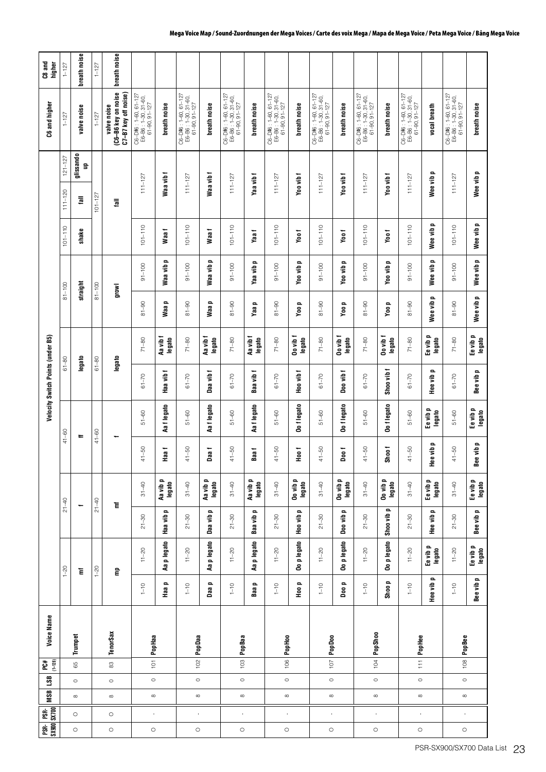# Mega Voice Map / Sound-Zuordnungen der Mega Voices / Carte des voix Mega / Mapa de Mega Voice / Peta Mega Voice / Bảng Mega Voice

| PSR-SX900 | PSR-SX700 | MSB | LSB | PC# (1–128) | Voice Name | Velocity Switch Points (under B5) | | | | | | | | C6 and higher | C8 and higher |
|---|---|---|---|---|---|---|---|---|---|---|---|---|---|---|---|
| ○ | ○ | 8 | 0 | 65 | Trumpet | 1–20 | 21–40 | 41–60 | 61–80 | 81–100 | 101–110 | 111–120 | 121–127 | 1–127 | 1–127 |
| | | | | | | mf | f | ff | legato | straight | shake | fall | glissando up | valve noise | breath noise |
| ○ | ○ | 8 | 0 | 83 | TenorSax | 1–20 | 21–40 | 41–60 | 61–80 | 81–100 | 101–127 | | | 1–127 | 1–127 |
| | | | | | | mp | mf | f | legato | growl | fall | | | valve noise (C6–B6 key on noise C7–B7 key off noise) | breath noise |

| PSR-SX900 | PSR-SX700 | MSB | LSB | PC# (1–128) | Voice Name | Velocity Switch Points (under B5) | | | | | | | | | | | | C6 and higher | C8 and higher |
|---|---|---|---|---|---|---|---|---|---|---|---|---|---|---|---|---|---|---|---|
| ○ | - | 8 | 0 | 101 | PopHaa | 1–10 | 11–20 | 21–30 | 31–40 | 41–50 | 51–60 | 61–70 | 71–80 | 81–90 | 91–100 | 101–110 | 111–127 | C6–D♯6 : 1–60, 61–127 E6–B6 : 1–30, 31–60, 61–90, 91–127 | |
| | | | | | | Haa p | Aa p legato | Haa vib p | Aa vib p legato | Haa f | Aa f legato | Haa vib f | Aa vib f legato | Waa p | Waa vib p | Waa f | Waa vib f | breath noise | |
| ○ | - | 8 | 0 | 102 | PopDaa | 1–10 | 11–20 | 21–30 | 31–40 | 41–50 | 51–60 | 61–70 | 71–80 | 81–90 | 91–100 | 101–110 | 111–127 | C6–D♯6 : 1–60, 61–127 E6–B6 : 1–30, 31–60, 61–90, 91–127 | |
| | | | | | | Daa p | Aa p legato | Daa vib p | Aa vib p legato | Daa f | Aa f legato | Daa vib f | Aa vib f legato | Waa p | Waa vib p | Waa f | Waa vib f | breath noise | |
| ○ | - | 8 | 0 | 103 | PopBaa | 1–10 | 11–20 | 21–30 | 31–40 | 41–50 | 51–60 | 61–70 | 71–80 | 81–90 | 91–100 | 101–110 | 111–127 | C6–D♯6 : 1–60, 61–127 E6–B6 : 1–30, 31–60, 61–90, 91–127 | |
| | | | | | | Baa p | Aa p legato | Baa vib p | Aa vib p legato | Baa f | Aa f legato | Baa vib f | Aa vib f legato | Yaa p | Yaa vib p | Yaa f | Yaa vib f | breath noise | |
| ○ | - | 8 | 0 | 106 | PopHoo | 1–10 | 11–20 | 21–30 | 31–40 | 41–50 | 51–60 | 61–70 | 71–80 | 81–90 | 91–100 | 101–110 | 111–127 | C6–D♯6 : 1–60, 61–127 E6–B6 : 1–30, 31–60, 61–90, 91–127 | |
| | | | | | | Hoo p | Oo p legato | Hoo vib p | Oo vib p legato | Hoo f | Oo f legato | Hoo vib f | Oo vib f legato | Yoo p | Yoo vib p | Yoo f | Yoo vib f | breath noise | |
| ○ | - | 8 | 0 | 107 | PopDoo | 1–10 | 11–20 | 21–30 | 31–40 | 41–50 | 51–60 | 61–70 | 71–80 | 81–90 | 91–100 | 101–110 | 111–127 | C6–D♯6 : 1–60, 61–127 E6–B6 : 1–30, 31–60, 61–90, 91–127 | |
| | | | | | | Doo p | Oo p legato | Doo vib p | Oo vib p legato | Doo f | Oo f legato | Doo vib f | Oo vib f legato | Yoo p | Yoo vib p | Yoo f | Yoo vib f | breath noise | |
| ○ | - | 8 | 0 | 104 | PopShoo | 1–10 | 11–20 | 21–30 | 31–40 | 41–50 | 51–60 | 61–70 | 71–80 | 81–90 | 91–100 | 101–110 | 111–127 | C6–D♯6 : 1–60, 61–127 E6–B6 : 1–30, 31–60, 61–90, 91–127 | |
| | | | | | | Shoo p | Oo p legato | Shoo vib p | Oo vib p legato | Shoo f | Oo f legato | Shoo vib f | Oo vib f legato | Yoo p | Yoo vib p | Yoo f | Yoo vib f | breath noise | |
| ○ | - | 8 | 0 | 111 | PopHee | 1–10 | 11–20 | 21–30 | 31–40 | 41–50 | 51–60 | 61–70 | 71–80 | 81–90 | 91–100 | 101–110 | 111–127 | C6–D♯6 : 1–60, 61–127 E6–B6 : 1–30, 31–60, 61–90, 91–127 | |
| | | | | | | Hee vib p | Ee vib p legato | Hee vib p | Ee vib p legato | Hee vib p | Ee vib p legato | Hee vib p | Ee vib p legato | Wee vib p | Wee vib p | Wee vib p | Wee vib p | vocal breath | |
| ○ | - | 8 | 0 | 108 | PopBee | 1–10 | 11–20 | 21–30 | 31–40 | 41–50 | 51–60 | 61–70 | 71–80 | 81–90 | 91–100 | 101–110 | 111–127 | C6–D♯6 : 1–60, 61–127 E6–B6 : 1–30, 31–60, 61–90, 91–127 | |
| | | | | | | Bee vib p | Ee vib p legato | Bee vib p | Ee vib p legato | Bee vib p | Ee vib p legato | Bee vib p | Ee vib p legato | Wee vib p | Wee vib p | Wee vib p | Wee vib p | breath noise | |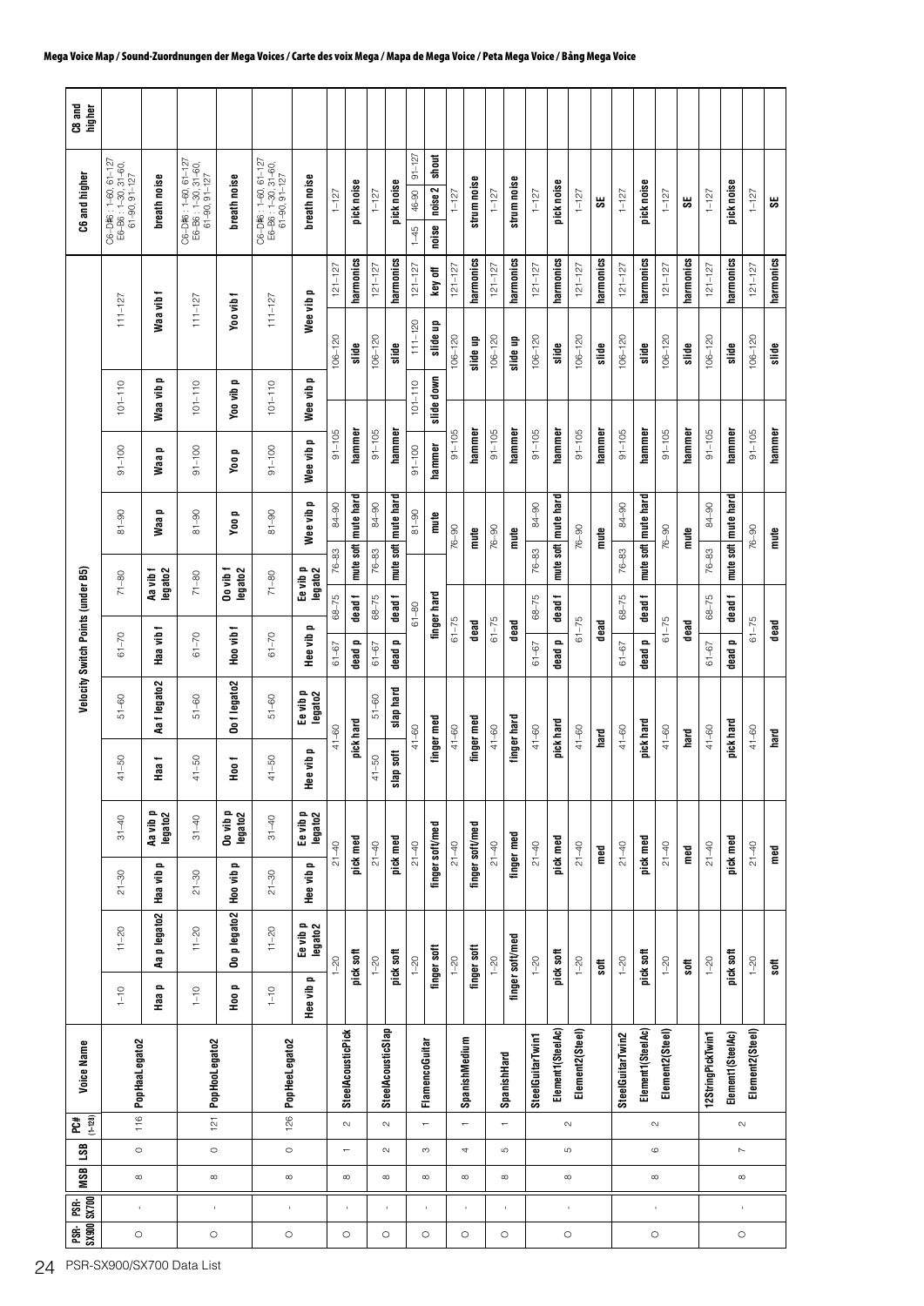## Mega Voice Map / Sound-Zuordnungen der Mega Voices / Carte des voix Mega / Mapa de Mega Voice / Peta Mega Voice / Bảng Mega Voice

| PSR-SX900 | PSR-SX700 | MSB | LSB | PC# (1–128) | Voice Name | Velocity Switch Points (under B5) | | | | | | | | | | | | C6 and higher | C8 and higher |
|---|---|---|---|---|---|---|---|---|---|---|---|---|---|---|---|---|---|---|---|
| ○ | - | 8 | 0 | 116 | PopHaaLegato2 | 1–10 | 11–20 | 21–30 | 31–40 | 41–50 | 51–60 | 61–70 | 71–80 | 81–90 | 91–100 | 101–110 | 111–127 | C6–D♯6 : 1–60, 61–127 E6–B6 : 1–30, 31–60, 61–90, 91–127 | |
| | | | | | | Haa p | Aa p legato2 | Haa vib p | Aa vib p legato2 | Haa f | Aa f legato2 | Haa vib f | Aa vib f legato2 | Waa p | Waa p | Waa vib p | Waa vib f | breath noise | |
| ○ | - | 8 | 0 | 121 | PopHooLegato2 | 1–10 | 11–20 | 21–30 | 31–40 | 41–50 | 51–60 | 61–70 | 71–80 | 81–90 | 91–100 | 101–110 | 111–127 | C6–D♯6 : 1–60, 61–127 E6–B6 : 1–30, 31–60, 61–90, 91–127 | |
| | | | | | | Hoo p | Oo p legato2 | Hoo vib p | Oo vib p legato2 | Hoo f | Oo f legato2 | Hoo vib f | Oo vib f legato2 | Yoo p | Yoo p | Yoo vib p | Yoo vib f | breath noise | |
| ○ | - | 8 | 0 | 126 | PopHeeLegato2 | 1–10 | 11–20 | 21–30 | 31–40 | 41–50 | 51–60 | 61–70 | 71–80 | 81–90 | 91–100 | 101–110 | 111–127 | C6–D♯6 : 1–60, 61–127 E6–B6 : 1–30, 31–60, 61–90, 91–127 | |
| | | | | | | Hee vib p | Ee vib p legato2 | Hee vib p | Ee vib p legato2 | Hee vib p | Ee vib p legato2 | Hee vib p | Ee vib p legato2 | Wee vib p | Wee vib p | Wee vib p | Wee vib p | breath noise | |
| ○ | - | 8 | 1 | 2 | SteelAcousticPick | 1–20 | 21–40 | 41–60 | 61–67 | 68–75 | 76–83 | 84–90 | 91–105 | 106–120 | 121–127 | | | 1–127 | |
| | | | | | | pick soft | pick med | pick hard | dead p | dead f | mute soft | mute hard | hammer | slide | harmonics | | | pick noise | |
| ○ | - | 8 | 2 | 2 | SteelAcousticSlap | 1–20 | 21–40 | 41–50 | 51–60 | 61–67 | 68–75 | 76–83 | 84–90 | 91–105 | 106–120 | 121–127 | | 1–127 | |
| | | | | | | pick soft | pick med | slap soft | slap hard | dead p | dead f | mute soft | mute hard | hammer | slide | harmonics | | pick noise | |
| ○ | - | 8 | 3 | 1 | FlamencoGuitar | 1–20 | 21–40 | 41–60 | 61–80 | 81–90 | 91–100 | 101–110 | 111–120 | 121–127 | | | | 1–45 / 46–90 / 91–127 | |
| | | | | | | finger soft | finger soft/med | finger med | finger hard | mute | hammer | slide down | slide up | key off | | | | noise / noise 2 / shout | |
| ○ | - | 8 | 4 | 1 | SpanishMedium | 1–20 | 21–40 | 41–60 | 61–75 | 76–90 | 91–105 | 106–120 | 121–127 | | | | | 1–127 | |
| | | | | | | finger soft | finger soft/med | finger med | dead | mute | hammer | slide up | harmonics | | | | | strum noise | |
| ○ | - | 8 | 5 | 1 | SpanishHard | 1–20 | 21–40 | 41–60 | 61–75 | 76–90 | 91–105 | 106–120 | 121–127 | | | | | 1–127 | |
| | | | | | | finger soft/med | finger med | finger hard | dead | mute | hammer | slide up | harmonics | | | | | strum noise | |
| ○ | - | 8 | 5 | 2 | SteelGuitarTwin1 | | | | | | | | | | | | | | |
| | | | | | Element1(SteelAc) | 1–20 | 21–40 | 41–60 | 61–67 | 68–75 | 76–83 | 84–90 | 91–105 | 106–120 | 121–127 | | | 1–127 | |
| | | | | | | pick soft | pick med | pick hard | dead p | dead f | mute soft | mute hard | hammer | slide | harmonics | | | pick noise | |
| | | | | | Element2(Steel) | 1–20 | 21–40 | 41–60 | 61–75 | 76–90 | 91–105 | 106–120 | 121–127 | | | | | 1–127 | |
| | | | | | | soft | med | hard | dead | mute | hammer | slide | harmonics | | | | | SE | |
| ○ | - | 8 | 6 | 2 | SteelGuitarTwin2 | | | | | | | | | | | | | | |
| | | | | | Element1(SteelAc) | 1–20 | 21–40 | 41–60 | 61–67 | 68–75 | 76–83 | 84–90 | 91–105 | 106–120 | 121–127 | | | 1–127 | |
| | | | | | | pick soft | pick med | pick hard | dead p | dead f | mute soft | mute hard | hammer | slide | harmonics | | | pick noise | |
| | | | | | Element2(Steel) | 1–20 | 21–40 | 41–60 | 61–75 | 76–90 | 91–105 | 106–120 | 121–127 | | | | | 1–127 | |
| | | | | | | soft | med | hard | dead | mute | hammer | slide | harmonics | | | | | SE | |
| ○ | - | 8 | 7 | 2 | 12StringPickTwin1 | | | | | | | | | | | | | | |
| | | | | | Element1(SteelAc) | 1–20 | 21–40 | 41–60 | 61–67 | 68–75 | 76–83 | 84–90 | 91–105 | 106–120 | 121–127 | | | 1–127 | |
| | | | | | | pick soft | pick med | pick hard | dead p | dead f | mute soft | mute hard | hammer | slide | harmonics | | | pick noise | |
| | | | | | Element2(Steel) | 1–20 | 21–40 | 41–60 | 61–75 | 76–90 | 91–105 | 106–120 | 121–127 | | | | | 1–127 | |
| | | | | | | soft | med | hard | dead | mute | hammer | slide | harmonics | | | | | SE | |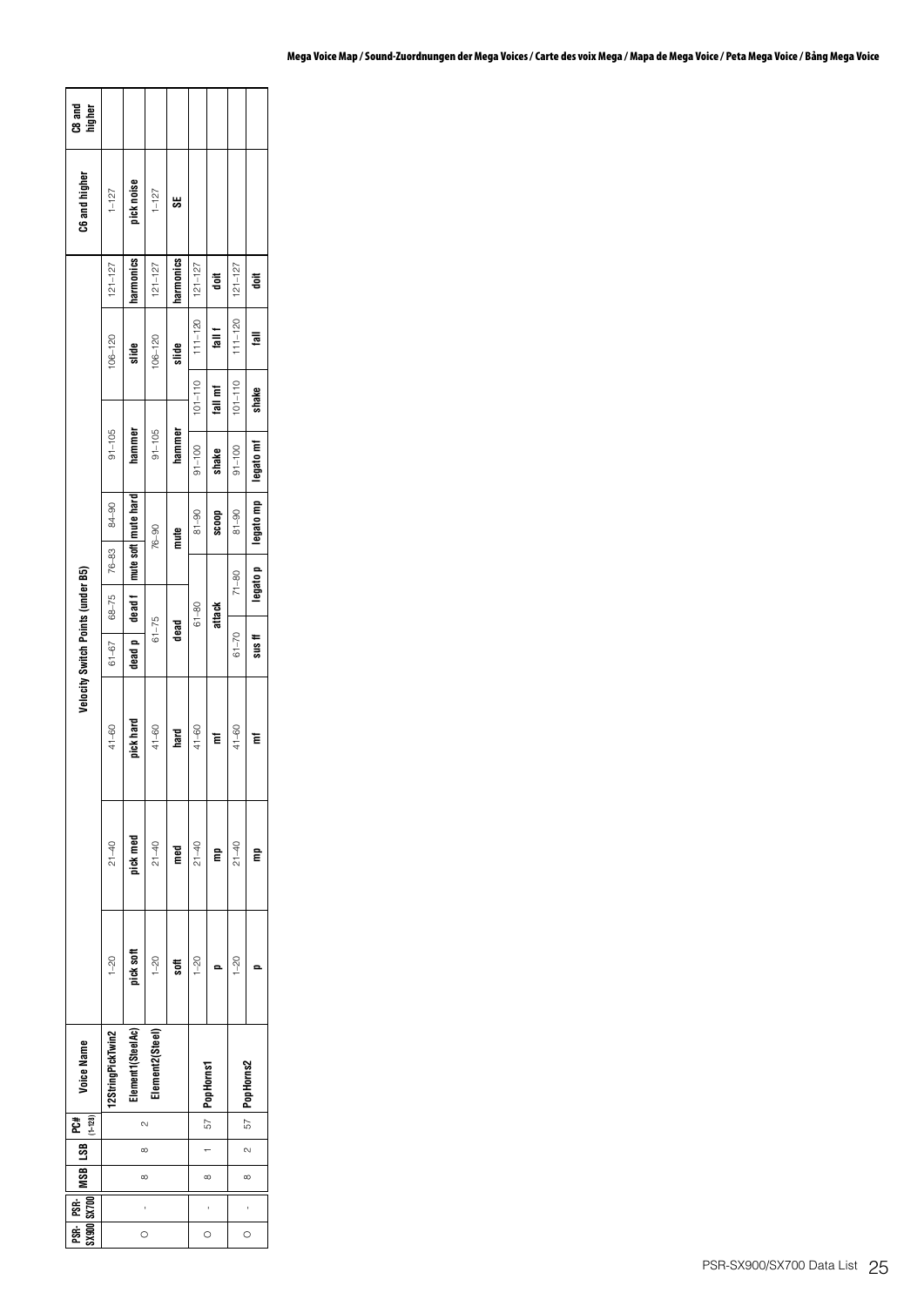| PSR-SX900 | PSR-SX700 | MSB | LSB | PC# (1–128) | Voice Name | Velocity Switch Points (under B5) | | | | | | | | | | C6 and higher | C8 and higher |
|---|---|---|---|---|---|---|---|---|---|---|---|---|---|---|---|---|---|
| ○ | - | 8 | 8 | 2 | 12StringPickTwin2 | 1–20 | 21–40 | 41–60 | 61–67 | 68–75 | 76–83 | 84–90 | 91–105 | 106–120 | 121–127 | 1–127 | |
| | | | | | Element1(SteelAc) | pick soft | pick med | pick hard | dead p | dead f | mute soft | mute hard | hammer | slide | harmonics | pick noise | |
| | | | | | Element2(Steel) | 1–20 | 21–40 | 41–60 | 61–75 | | 76–90 | | 91–105 | 106–120 | 121–127 | 1–127 | |
| | | | | | | soft | med | hard | dead | | mute | | hammer | slide | harmonics | SE | |
| ○ | - | 8 | 1 | 57 | PopHorns1 | 1–20 | 21–40 | 41–60 | 61–80 | | 81–90 | 91–100 | 101–110 | 111–120 | 121–127 | | |
| | | | | | | p | mp | mf | attack | | scoop | shake | fall mf | fall f | doit | | |
| ○ | - | 8 | 2 | 57 | PopHorns2 | 1–20 | 21–40 | 41–60 | 61–70 | 71–80 | 81–90 | 91–100 | 101–110 | 111–120 | 121–127 | | |
| | | | | | | p | mp | mf | sus ff | legato p | legato mp | legato mf | shake | fall | doit | | |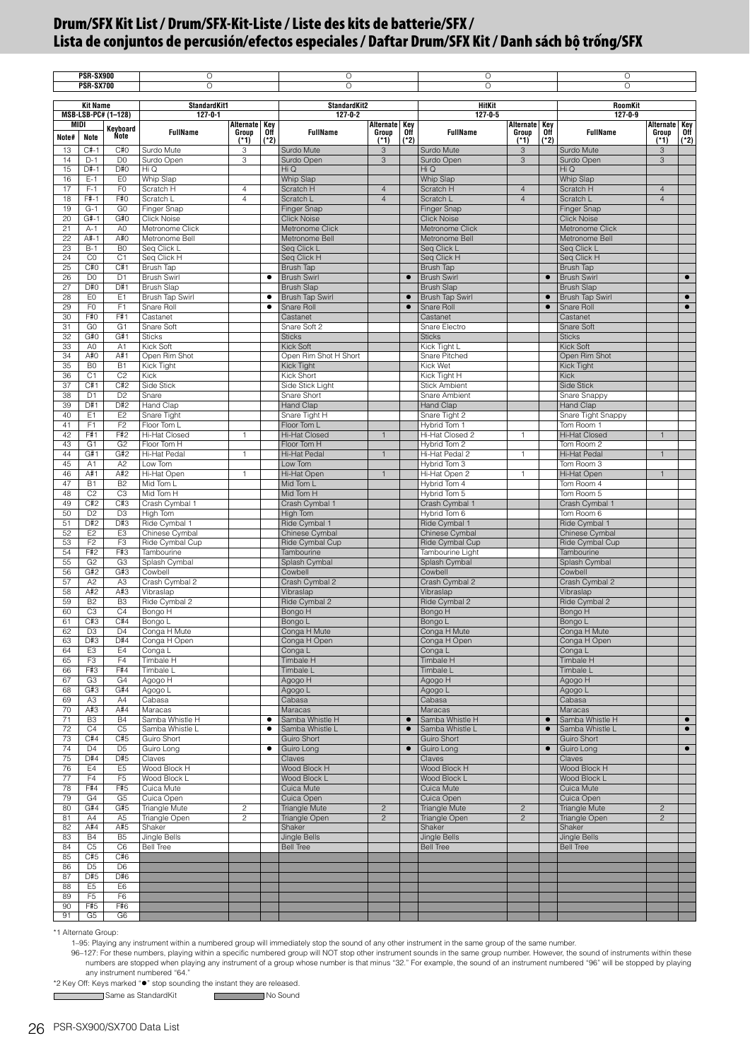# Drum/SFX Kit List / Drum/SFX-Kit-Liste / Liste des kits de batterie/SFX / Lista de conjuntos de percusión/efectos especiales / Daftar Drum/SFX Kit / Danh sách bộ trống/SFX

| PSR-SX900 | | | ○ | | | ○ | | | ○ | | | ○ | | |
|---|---|---|---|---|---|---|---|---|---|---|---|---|---|---|
| PSR-SX700 | | | ○ | | | ○ | | | ○ | | | ○ | | |
| Kit Name | | | StandardKit1 | | | StandardKit2 | | | HitKit | | | RoomKit | | |
| MSB-LSB-PC# (1–128) | | | 127-0-1 | | | 127-0-2 | | | 127-0-5 | | | 127-0-9 | | |
| MIDI | | Keyboard | | | | | | | | | | | | |
| Note# | Note | Note | FullName | Alternate Group (*1) | Key Off (*2) | FullName | Alternate Group (*1) | Key Off (*2) | FullName | Alternate Group (*1) | Key Off (*2) | FullName | Alternate Group (*1) | Key Off (*2) |
| 13 | C#-1 | C#0 | Surdo Mute | 3 | | Surdo Mute | 3 | | Surdo Mute | 3 | | Surdo Mute | 3 | |
| 14 | D-1 | D0 | Surdo Open | 3 | | Surdo Open | 3 | | Surdo Open | 3 | | Surdo Open | 3 | |
| 15 | D#-1 | D#0 | Hi Q | | | Hi Q | | | Hi Q | | | Hi Q | | |
| 16 | E-1 | E0 | Whip Slap | | | Whip Slap | | | Whip Slap | | | Whip Slap | | |
| 17 | F-1 | F0 | Scratch H | 4 | | Scratch H | 4 | | Scratch H | 4 | | Scratch H | 4 | |
| 18 | F#-1 | F#0 | Scratch L | 4 | | Scratch L | 4 | | Scratch L | 4 | | Scratch L | 4 | |
| 19 | G-1 | G0 | Finger Snap | | | Finger Snap | | | Finger Snap | | | Finger Snap | | |
| 20 | G#-1 | G#0 | Click Noise | | | Click Noise | | | Click Noise | | | Click Noise | | |
| 21 | A-1 | A0 | Metronome Click | | | Metronome Click | | | Metronome Click | | | Metronome Click | | |
| 22 | A#-1 | A#0 | Metronome Bell | | | Metronome Bell | | | Metronome Bell | | | Metronome Bell | | |
| 23 | B-1 | B0 | Seq Click L | | | Seq Click L | | | Seq Click L | | | Seq Click L | | |
| 24 | C0 | C1 | Seq Click H | | | Seq Click H | | | Seq Click H | | | Seq Click H | | |
| 25 | C#0 | C#1 | Brush Tap | | | Brush Tap | | | Brush Tap | | | Brush Tap | | |
| 26 | D0 | D1 | Brush Swirl | | ● | Brush Swirl | | ● | Brush Swirl | | ● | Brush Swirl | | ● |
| 27 | D#0 | D#1 | Brush Slap | | | Brush Slap | | | Brush Slap | | | Brush Slap | | |
| 28 | E0 | E1 | Brush Tap Swirl | | ● | Brush Tap Swirl | | ● | Brush Tap Swirl | | ● | Brush Tap Swirl | | ● |
| 29 | F0 | F1 | Snare Roll | | ● | Snare Roll | | ● | Snare Roll | | ● | Snare Roll | | ● |
| 30 | F#0 | F#1 | Castanet | | | Castanet | | | Castanet | | | Castanet | | |
| 31 | G0 | G1 | Snare Soft | | | Snare Soft 2 | | | Snare Electro | | | Snare Soft | | |
| 32 | G#0 | G#1 | Sticks | | | Sticks | | | Sticks | | | Sticks | | |
| 33 | A0 | A1 | Kick Soft | | | Kick Soft | | | Kick Tight L | | | Kick Soft | | |
| 34 | A#0 | A#1 | Open Rim Shot | | | Open Rim Shot H Short | | | Snare Pitched | | | Open Rim Shot | | |
| 35 | B0 | B1 | Kick Tight | | | Kick Tight | | | Kick Wet | | | Kick Tight | | |
| 36 | C1 | C2 | Kick | | | Kick Short | | | Kick Tight H | | | Kick | | |
| 37 | C#1 | C#2 | Side Stick | | | Side Stick Light | | | Stick Ambient | | | Side Stick | | |
| 38 | D1 | D2 | Snare | | | Snare Short | | | Snare Ambient | | | Snare Snappy | | |
| 39 | D#1 | D#2 | Hand Clap | | | Hand Clap | | | Hand Clap | | | Hand Clap | | |
| 40 | E1 | E2 | Snare Tight | | | Snare Tight H | | | Snare Tight 2 | | | Snare Tight Snappy | | |
| 41 | F1 | F2 | Floor Tom L | | | Floor Tom L | | | Hybrid Tom 1 | | | Tom Room 1 | | |
| 42 | F#1 | F#2 | Hi-Hat Closed | 1 | | Hi-Hat Closed | 1 | | Hi-Hat Closed 2 | 1 | | Hi-Hat Closed | 1 | |
| 43 | G1 | G2 | Floor Tom H | | | Floor Tom H | | | Hybrid Tom 2 | | | Tom Room 2 | | |
| 44 | G#1 | G#2 | Hi-Hat Pedal | 1 | | Hi-Hat Pedal | 1 | | Hi-Hat Pedal 2 | 1 | | Hi-Hat Pedal | 1 | |
| 45 | A1 | A2 | Low Tom | | | Low Tom | | | Hybrid Tom 3 | | | Tom Room 3 | | |
| 46 | A#1 | A#2 | Hi-Hat Open | 1 | | Hi-Hat Open | 1 | | Hi-Hat Open 2 | 1 | | Hi-Hat Open | 1 | |
| 47 | B1 | B2 | Mid Tom L | | | Mid Tom L | | | Hybrid Tom 4 | | | Tom Room 4 | | |
| 48 | C2 | C3 | Mid Tom H | | | Mid Tom H | | | Hybrid Tom 5 | | | Tom Room 5 | | |
| 49 | C#2 | C#3 | Crash Cymbal 1 | | | Crash Cymbal 1 | | | Crash Cymbal 1 | | | Crash Cymbal 1 | | |
| 50 | D2 | D3 | High Tom | | | High Tom | | | Hybrid Tom 6 | | | Tom Room 6 | | |
| 51 | D#2 | D#3 | Ride Cymbal 1 | | | Ride Cymbal 1 | | | Ride Cymbal 1 | | | Ride Cymbal 1 | | |
| 52 | E2 | E3 | Chinese Cymbal | | | Chinese Cymbal | | | Chinese Cymbal | | | Chinese Cymbal | | |
| 53 | F2 | F3 | Ride Cymbal Cup | | | Ride Cymbal Cup | | | Ride Cymbal Cup | | | Ride Cymbal Cup | | |
| 54 | F#2 | F#3 | Tambourine | | | Tambourine | | | Tambourine Light | | | Tambourine | | |
| 55 | G2 | G3 | Splash Cymbal | | | Splash Cymbal | | | Splash Cymbal | | | Splash Cymbal | | |
| 56 | G#2 | G#3 | Cowbell | | | Cowbell | | | Cowbell | | | Cowbell | | |
| 57 | A2 | A3 | Crash Cymbal 2 | | | Crash Cymbal 2 | | | Crash Cymbal 2 | | | Crash Cymbal 2 | | |
| 58 | A#2 | A#3 | Vibraslap | | | Vibraslap | | | Vibraslap | | | Vibraslap | | |
| 59 | B2 | B3 | Ride Cymbal 2 | | | Ride Cymbal 2 | | | Ride Cymbal 2 | | | Ride Cymbal 2 | | |
| 60 | C3 | C4 | Bongo H | | | Bongo H | | | Bongo H | | | Bongo H | | |
| 61 | C#3 | C#4 | Bongo L | | | Bongo L | | | Bongo L | | | Bongo L | | |
| 62 | D3 | D4 | Conga H Mute | | | Conga H Mute | | | Conga H Mute | | | Conga H Mute | | |
| 63 | D#3 | D#4 | Conga H Open | | | Conga H Open | | | Conga H Open | | | Conga H Open | | |
| 64 | E3 | E4 | Conga L | | | Conga L | | | Conga L | | | Conga L | | |
| 65 | F3 | F4 | Timbale H | | | Timbale H | | | Timbale H | | | Timbale H | | |
| 66 | F#3 | F#4 | Timbale L | | | Timbale L | | | Timbale L | | | Timbale L | | |
| 67 | G3 | G4 | Agogo H | | | Agogo H | | | Agogo H | | | Agogo H | | |
| 68 | G#3 | G#4 | Agogo L | | | Agogo L | | | Agogo L | | | Agogo L | | |
| 69 | A3 | A4 | Cabasa | | | Cabasa | | | Cabasa | | | Cabasa | | |
| 70 | A#3 | A#4 | Maracas | | | Maracas | | | Maracas | | | Maracas | | |
| 71 | B3 | B4 | Samba Whistle H | | ● | Samba Whistle H | | ● | Samba Whistle H | | ● | Samba Whistle H | | ● |
| 72 | C4 | C5 | Samba Whistle L | | ● | Samba Whistle L | | ● | Samba Whistle L | | ● | Samba Whistle L | | ● |
| 73 | C#4 | C#5 | Guiro Short | | | Guiro Short | | | Guiro Short | | | Guiro Short | | |
| 74 | D4 | D5 | Guiro Long | | ● | Guiro Long | | ● | Guiro Long | | ● | Guiro Long | | ● |
| 75 | D#4 | D#5 | Claves | | | Claves | | | Claves | | | Claves | | |
| 76 | E4 | E5 | Wood Block H | | | Wood Block H | | | Wood Block H | | | Wood Block H | | |
| 77 | F4 | F5 | Wood Block L | | | Wood Block L | | | Wood Block L | | | Wood Block L | | |
| 78 | F#4 | F#5 | Cuica Mute | | | Cuica Mute | | | Cuica Mute | | | Cuica Mute | | |
| 79 | G4 | G5 | Cuica Open | | | Cuica Open | | | Cuica Open | | | Cuica Open | | |
| 80 | G#4 | G#5 | Triangle Mute | 2 | | Triangle Mute | 2 | | Triangle Mute | 2 | | Triangle Mute | 2 | |
| 81 | A4 | A5 | Triangle Open | 2 | | Triangle Open | 2 | | Triangle Open | 2 | | Triangle Open | 2 | |
| 82 | A#4 | A#5 | Shaker | | | Shaker | | | Shaker | | | Shaker | | |
| 83 | B4 | B5 | Jingle Bells | | | Jingle Bells | | | Jingle Bells | | | Jingle Bells | | |
| 84 | C5 | C6 | Bell Tree | | | Bell Tree | | | Bell Tree | | | Bell Tree | | |
| 85 | C#5 | C#6 | | | | | | | | | | | | |
| 86 | D5 | D6 | | | | | | | | | | | | |
| 87 | D#5 | D#6 | | | | | | | | | | | | |
| 88 | E5 | E6 | | | | | | | | | | | | |
| 89 | F5 | F6 | | | | | | | | | | | | |
| 90 | F#5 | F#6 | | | | | | | | | | | | |
| 91 | G5 | G6 | | | | | | | | | | | | |

*1 Alternate Group:
1–95: Playing any instrument within a numbered group will immediately stop the sound of any other instrument in the same group of the same number.
96–127: For these numbers, playing within a specific numbered group will NOT stop other instrument sounds in the same group number. However, the sound of instruments within these numbers are stopped when playing any instrument of a group whose number is that minus "32." For example, the sound of an instrument numbered "96" will be stopped by playing any instrument numbered "64."

*2 Key Off: Keys marked "●" stop sounding the instant they are released.

Same as StandardKit　　No Sound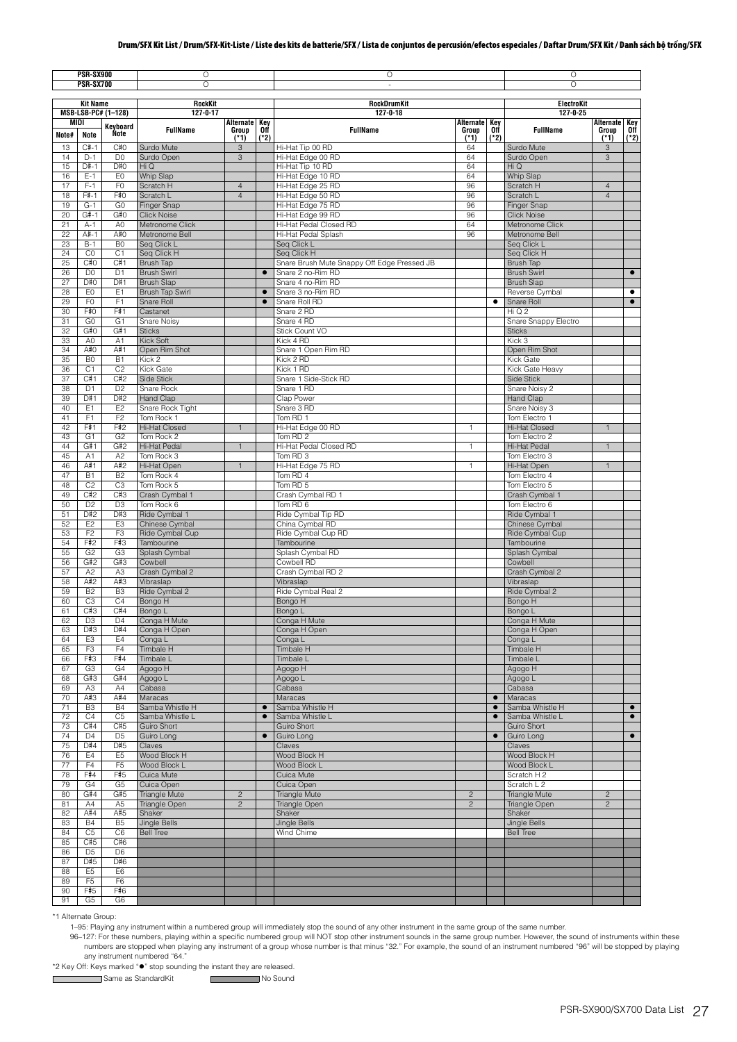## Drum/SFX Kit List / Drum/SFX-Kit-Liste / Liste des kits de batterie/SFX / Lista de conjuntos de percusión/efectos especiales / Daftar Drum/SFX Kit / Danh sách bộ trống/SFX

| PSR-SX900 | | | O | | | O | | | O | | |
|---|---|---|---|---|---|---|---|---|---|---|---|
| PSR-SX700 | | | O | | | - | | | O | | |
| Kit Name | | | RockKit | | | RockDrumKit | | | ElectroKit | | |
| MSB-LSB-PC# (1–128) | | | 127-0-17 | | | 127-0-18 | | | 127-0-25 | | |
| MIDI | | Keyboard Note | FullName | Alternate Group (*1) | Key Off (*2) | FullName | Alternate Group (*1) | Key Off (*2) | FullName | Alternate Group (*1) | Key Off (*2) |
| Note# | Note | | | | | | | | | | |
| 13 | C#-1 | C#0 | Surdo Mute | 3 | | Hi-Hat Tip 00 RD | 64 | | Surdo Mute | 3 | |
| 14 | D-1 | D0 | Surdo Open | 3 | | Hi-Hat Edge 00 RD | 64 | | Surdo Open | 3 | |
| 15 | D#-1 | D#0 | Hi Q | | | Hi-Hat Tip 10 RD | 64 | | Hi Q | | |
| 16 | E-1 | E0 | Whip Slap | | | Hi-Hat Edge 10 RD | 64 | | Whip Slap | | |
| 17 | F-1 | F0 | Scratch H | 4 | | Hi-Hat Edge 25 RD | 96 | | Scratch H | 4 | |
| 18 | F#-1 | F#0 | Scratch L | 4 | | Hi-Hat Edge 50 RD | 96 | | Scratch L | 4 | |
| 19 | G-1 | G0 | Finger Snap | | | Hi-Hat Edge 75 RD | 96 | | Finger Snap | | |
| 20 | G#-1 | G#0 | Click Noise | | | Hi-Hat Edge 99 RD | 96 | | Click Noise | | |
| 21 | A-1 | A0 | Metronome Click | | | Hi-Hat Pedal Closed RD | 64 | | Metronome Click | | |
| 22 | A#-1 | A#0 | Metronome Bell | | | Hi-Hat Pedal Splash | 96 | | Metronome Bell | | |
| 23 | B-1 | B0 | Seq Click L | | | Seq Click L | | | Seq Click L | | |
| 24 | C0 | C1 | Seq Click H | | | Seq Click H | | | Seq Click H | | |
| 25 | C#0 | C#1 | Brush Tap | | | Snare Brush Mute Snappy Off Edge Pressed JB | | | Brush Tap | | |
| 26 | D0 | D1 | Brush Swirl | | ● | Snare 2 no-Rim RD | | | Brush Swirl | | ● |
| 27 | D#0 | D#1 | Brush Slap | | | Snare 4 no-Rim RD | | | Brush Slap | | |
| 28 | E0 | E1 | Brush Tap Swirl | | ● | Snare 3 no-Rim RD | | | Reverse Cymbal | | ● |
| 29 | F0 | F1 | Snare Roll | | ● | Snare Roll RD | | ● | Snare Roll | | ● |
| 30 | F#0 | F#1 | Castanet | | | Snare 2 RD | | | Hi Q 2 | | |
| 31 | G0 | G1 | Snare Noisy | | | Snare 4 RD | | | Snare Snappy Electro | | |
| 32 | G#0 | G#1 | Sticks | | | Stick Count VO | | | Sticks | | |
| 33 | A0 | A1 | Kick Soft | | | Kick 4 RD | | | Kick 3 | | |
| 34 | A#0 | A#1 | Open Rim Shot | | | Snare 1 Open Rim RD | | | Open Rim Shot | | |
| 35 | B0 | B1 | Kick 2 | | | Kick 2 RD | | | Kick Gate | | |
| 36 | C1 | C2 | Kick Gate | | | Kick 1 RD | | | Kick Gate Heavy | | |
| 37 | C#1 | C#2 | Side Stick | | | Snare 1 Side-Stick RD | | | Side Stick | | |
| 38 | D1 | D2 | Snare Rock | | | Snare 1 RD | | | Snare Noisy 2 | | |
| 39 | D#1 | D#2 | Hand Clap | | | Clap Power | | | Hand Clap | | |
| 40 | E1 | E2 | Snare Rock Tight | | | Snare 3 RD | | | Snare Noisy 3 | | |
| 41 | F1 | F2 | Tom Rock 1 | | | Tom RD 1 | | | Tom Electro 1 | | |
| 42 | F#1 | F#2 | Hi-Hat Closed | 1 | | Hi-Hat Edge 00 RD | 1 | | Hi-Hat Closed | 1 | |
| 43 | G1 | G2 | Tom Rock 2 | | | Tom RD 2 | | | Tom Electro 2 | | |
| 44 | G#1 | G#2 | Hi-Hat Pedal | 1 | | Hi-Hat Pedal Closed RD | 1 | | Hi-Hat Pedal | 1 | |
| 45 | A1 | A2 | Tom Rock 3 | | | Tom RD 3 | | | Tom Electro 3 | | |
| 46 | A#1 | A#2 | Hi-Hat Open | 1 | | Hi-Hat Edge 75 RD | 1 | | Hi-Hat Open | 1 | |
| 47 | B1 | B2 | Tom Rock 4 | | | Tom RD 4 | | | Tom Electro 4 | | |
| 48 | C2 | C3 | Tom Rock 5 | | | Tom RD 5 | | | Tom Electro 5 | | |
| 49 | C#2 | C#3 | Crash Cymbal 1 | | | Crash Cymbal RD 1 | | | Crash Cymbal 1 | | |
| 50 | D2 | D3 | Tom Rock 6 | | | Tom RD 6 | | | Tom Electro 6 | | |
| 51 | D#2 | D#3 | Ride Cymbal 1 | | | Ride Cymbal Tip RD | | | Ride Cymbal 1 | | |
| 52 | E2 | E3 | Chinese Cymbal | | | China Cymbal RD | | | Chinese Cymbal | | |
| 53 | F2 | F3 | Ride Cymbal Cup | | | Ride Cymbal Cup RD | | | Ride Cymbal Cup | | |
| 54 | F#2 | F#3 | Tambourine | | | Tambourine | | | Tambourine | | |
| 55 | G2 | G3 | Splash Cymbal | | | Splash Cymbal RD | | | Splash Cymbal | | |
| 56 | G#2 | G#3 | Cowbell | | | Cowbell RD | | | Cowbell | | |
| 57 | A2 | A3 | Crash Cymbal 2 | | | Crash Cymbal RD 2 | | | Crash Cymbal 2 | | |
| 58 | A#2 | A#3 | Vibraslap | | | Vibraslap | | | Vibraslap | | |
| 59 | B2 | B3 | Ride Cymbal 2 | | | Ride Cymbal Real 2 | | | Ride Cymbal 2 | | |
| 60 | C3 | C4 | Bongo H | | | Bongo H | | | Bongo H | | |
| 61 | C#3 | C#4 | Bongo L | | | Bongo L | | | Bongo L | | |
| 62 | D3 | D4 | Conga H Mute | | | Conga H Mute | | | Conga H Mute | | |
| 63 | D#3 | D#4 | Conga H Open | | | Conga H Open | | | Conga H Open | | |
| 64 | E3 | E4 | Conga L | | | Conga L | | | Conga L | | |
| 65 | F3 | F4 | Timbale H | | | Timbale H | | | Timbale H | | |
| 66 | F#3 | F#4 | Timbale L | | | Timbale L | | | Timbale L | | |
| 67 | G3 | G4 | Agogo H | | | Agogo H | | | Agogo H | | |
| 68 | G#3 | G#4 | Agogo L | | | Agogo L | | | Agogo L | | |
| 69 | A3 | A4 | Cabasa | | | Cabasa | | | Cabasa | | |
| 70 | A#3 | A#4 | Maracas | | | Maracas | | ● | Maracas | | |
| 71 | B3 | B4 | Samba Whistle H | | ● | Samba Whistle H | | ● | Samba Whistle H | | ● |
| 72 | C4 | C5 | Samba Whistle L | | ● | Samba Whistle L | | ● | Samba Whistle L | | ● |
| 73 | C#4 | C#5 | Guiro Short | | | Guiro Short | | | Guiro Short | | |
| 74 | D4 | D5 | Guiro Long | | ● | Guiro Long | | ● | Guiro Long | | ● |
| 75 | D#4 | D#5 | Claves | | | Claves | | | Claves | | |
| 76 | E4 | E5 | Wood Block H | | | Wood Block H | | | Wood Block H | | |
| 77 | F4 | F5 | Wood Block L | | | Wood Block L | | | Wood Block L | | |
| 78 | F#4 | F#5 | Cuica Mute | | | Cuica Mute | | | Scratch H 2 | | |
| 79 | G4 | G5 | Cuica Open | | | Cuica Open | | | Scratch L 2 | | |
| 80 | G#4 | G#5 | Triangle Mute | 2 | | Triangle Mute | 2 | | Triangle Mute | 2 | |
| 81 | A4 | A5 | Triangle Open | 2 | | Triangle Open | 2 | | Triangle Open | 2 | |
| 82 | A#4 | A#5 | Shaker | | | Shaker | | | Shaker | | |
| 83 | B4 | B5 | Jingle Bells | | | Jingle Bells | | | Jingle Bells | | |
| 84 | C5 | C6 | Bell Tree | | | Wind Chime | | | Bell Tree | | |
| 85 | C#5 | C#6 | | | | | | | | | |
| 86 | D5 | D6 | | | | | | | | | |
| 87 | D#5 | D#6 | | | | | | | | | |
| 88 | E5 | E6 | | | | | | | | | |
| 89 | F5 | F6 | | | | | | | | | |
| 90 | F#5 | F#6 | | | | | | | | | |
| 91 | G5 | G6 | | | | | | | | | |

*1 Alternate Group:
1–95: Playing any instrument within a numbered group will immediately stop the sound of any other instrument in the same group of the same number.
96–127: For these numbers, playing within a specific numbered group will NOT stop other instrument sounds in the same group number. However, the sound of instruments within these numbers are stopped when playing any instrument of a group whose number is that minus "32." For example, the sound of an instrument numbered "96" will be stopped by playing any instrument numbered "64."

*2 Key Off: Keys marked "●" stop sounding the instant they are released.

Same as StandardKit　　No Sound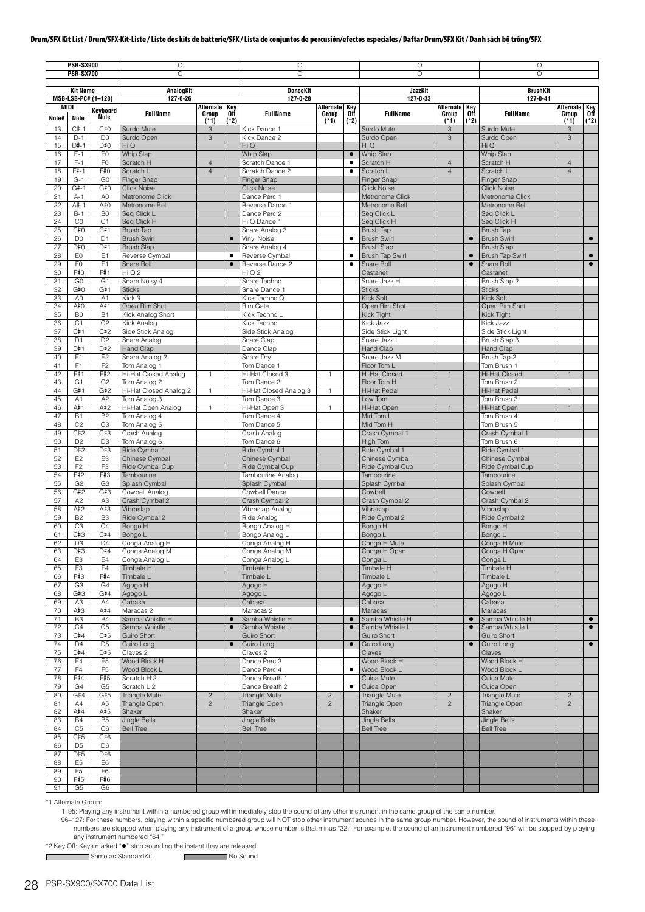## Drum/SFX Kit List / Drum/SFX-Kit-Liste / Liste des kits de batterie/SFX / Lista de conjuntos de percusión/efectos especiales / Daftar Drum/SFX Kit / Danh sách bộ trống/SFX

| PSR-SX900 | | | O | | | O | | | O | | | O | | |
|---|---|---|---|---|---|---|---|---|---|---|---|---|---|---|
| PSR-SX700 | | | O | | | O | | | O | | | O | | |
| Kit Name | | | AnalogKit | | | DanceKit | | | JazzKit | | | BrushKit | | |
| MSB-LSB-PC# (1–128) | | | 127-0-26 | | | 127-0-28 | | | 127-0-33 | | | 127-0-41 | | |
| MIDI Note# | MIDI Note | Keyboard Note | FullName | Alternate Group (*1) | Key Off (*2) | FullName | Alternate Group (*1) | Key Off (*2) | FullName | Alternate Group (*1) | Key Off (*2) | FullName | Alternate Group (*1) | Key Off (*2) |
| 13 | C#-1 | C#0 | Surdo Mute | 3 | | Kick Dance 1 | | | Surdo Mute | 3 | | Surdo Mute | 3 | |
| 14 | D-1 | D0 | Surdo Open | 3 | | Kick Dance 2 | | | Surdo Open | 3 | | Surdo Open | 3 | |
| 15 | D#-1 | D#0 | Hi Q | | | Hi Q | | | Hi Q | | | Hi Q | | |
| 16 | E-1 | E0 | Whip Slap | | | Whip Slap | | ● | Whip Slap | | | Whip Slap | | |
| 17 | F-1 | F0 | Scratch H | 4 | | Scratch Dance 1 | | ● | Scratch H | 4 | | Scratch H | 4 | |
| 18 | F#-1 | F#0 | Scratch L | 4 | | Scratch Dance 2 | | ● | Scratch L | 4 | | Scratch L | 4 | |
| 19 | G-1 | G0 | Finger Snap | | | Finger Snap | | | Finger Snap | | | Finger Snap | | |
| 20 | G#-1 | G#0 | Click Noise | | | Click Noise | | | Click Noise | | | Click Noise | | |
| 21 | A-1 | A0 | Metronome Click | | | Dance Perc 1 | | | Metronome Click | | | Metronome Click | | |
| 22 | A#-1 | A#0 | Metronome Bell | | | Reverse Dance 1 | | | Metronome Bell | | | Metronome Bell | | |
| 23 | B-1 | B0 | Seq Click L | | | Dance Perc 2 | | | Seq Click L | | | Seq Click L | | |
| 24 | C0 | C1 | Seq Click H | | | Hi Q Dance 1 | | | Seq Click H | | | Seq Click H | | |
| 25 | C#0 | C#1 | Brush Tap | | | Snare Analog 3 | | | Brush Tap | | | Brush Tap | | |
| 26 | D0 | D1 | Brush Swirl | | ● | Vinyl Noise | | ● | Brush Swirl | | ● | Brush Swirl | | ● |
| 27 | D#0 | D#1 | Brush Slap | | | Snare Analog 4 | | | Brush Slap | | | Brush Slap | | |
| 28 | E0 | E1 | Reverse Cymbal | | ● | Reverse Cymbal | | ● | Brush Tap Swirl | | ● | Brush Tap Swirl | | ● |
| 29 | F0 | F1 | Snare Roll | | ● | Reverse Dance 2 | | ● | Snare Roll | | ● | Snare Roll | | ● |
| 30 | F#0 | F#1 | Hi Q 2 | | | Hi Q 2 | | | Castanet | | | Castanet | | |
| 31 | G0 | G1 | Snare Noisy 4 | | | Snare Techno | | | Snare Jazz H | | | Brush Slap 2 | | |
| 32 | G#0 | G#1 | Sticks | | | Snare Dance 1 | | | Sticks | | | Sticks | | |
| 33 | A0 | A1 | Kick 3 | | | Kick Techno Q | | | Kick Soft | | | Kick Soft | | |
| 34 | A#0 | A#1 | Open Rim Shot | | | Rim Gate | | | Open Rim Shot | | | Open Rim Shot | | |
| 35 | B0 | B1 | Kick Analog Short | | | Kick Techno L | | | Kick Tight | | | Kick Tight | | |
| 36 | C1 | C2 | Kick Analog | | | Kick Techno | | | Kick Jazz | | | Kick Jazz | | |
| 37 | C#1 | C#2 | Side Stick Analog | | | Side Stick Analog | | | Side Stick Light | | | Side Stick Light | | |
| 38 | D1 | D2 | Snare Analog | | | Snare Clap | | | Snare Jazz L | | | Brush Slap 3 | | |
| 39 | D#1 | D#2 | Hand Clap | | | Dance Clap | | | Hand Clap | | | Hand Clap | | |
| 40 | E1 | E2 | Snare Analog 2 | | | Snare Dry | | | Snare Jazz M | | | Brush Tap 2 | | |
| 41 | F1 | F2 | Tom Analog 1 | | | Tom Dance 1 | | | Floor Tom L | | | Tom Brush 1 | | |
| 42 | F#1 | F#2 | Hi-Hat Closed Analog | 1 | | Hi-Hat Closed 3 | 1 | | Hi-Hat Closed | 1 | | Hi-Hat Closed | 1 | |
| 43 | G1 | G2 | Tom Analog 2 | | | Tom Dance 2 | | | Floor Tom H | | | Tom Brush 2 | | |
| 44 | G#1 | G#2 | Hi-Hat Closed Analog 2 | 1 | | Hi-Hat Closed Analog 3 | 1 | | Hi-Hat Pedal | 1 | | Hi-Hat Pedal | 1 | |
| 45 | A1 | A2 | Tom Analog 3 | | | Tom Dance 3 | | | Low Tom | | | Tom Brush 3 | | |
| 46 | A#1 | A#2 | Hi-Hat Open Analog | 1 | | Hi-Hat Open 3 | 1 | | Hi-Hat Open | 1 | | Hi-Hat Open | 1 | |
| 47 | B1 | B2 | Tom Analog 4 | | | Tom Dance 4 | | | Mid Tom L | | | Tom Brush 4 | | |
| 48 | C2 | C3 | Tom Analog 5 | | | Tom Dance 5 | | | Mid Tom H | | | Tom Brush 5 | | |
| 49 | C#2 | C#3 | Crash Analog | | | Crash Analog | | | Crash Cymbal 1 | | | Crash Cymbal 1 | | |
| 50 | D2 | D3 | Tom Analog 6 | | | Tom Dance 6 | | | High Tom | | | Tom Brush 6 | | |
| 51 | D#2 | D#3 | Ride Cymbal 1 | | | Ride Cymbal 1 | | | Ride Cymbal 1 | | | Ride Cymbal 1 | | |
| 52 | E2 | E3 | Chinese Cymbal | | | Chinese Cymbal | | | Chinese Cymbal | | | Chinese Cymbal | | |
| 53 | F2 | F3 | Ride Cymbal Cup | | | Ride Cymbal Cup | | | Ride Cymbal Cup | | | Ride Cymbal Cup | | |
| 54 | F#2 | F#3 | Tambourine | | | Tambourine Analog | | | Tambourine | | | Tambourine | | |
| 55 | G2 | G3 | Splash Cymbal | | | Splash Cymbal | | | Splash Cymbal | | | Splash Cymbal | | |
| 56 | G#2 | G#3 | Cowbell Analog | | | Cowbell Dance | | | Cowbell | | | Cowbell | | |
| 57 | A2 | A3 | Crash Cymbal 2 | | | Crash Cymbal 2 | | | Crash Cymbal 2 | | | Crash Cymbal 2 | | |
| 58 | A#2 | A#3 | Vibraslap | | | Vibraslap Analog | | | Vibraslap | | | Vibraslap | | |
| 59 | B2 | B3 | Ride Cymbal 2 | | | Ride Analog | | | Ride Cymbal 2 | | | Ride Cymbal 2 | | |
| 60 | C3 | C4 | Bongo H | | | Bongo Analog H | | | Bongo H | | | Bongo H | | |
| 61 | C#3 | C#4 | Bongo L | | | Bongo Analog L | | | Bongo L | | | Bongo L | | |
| 62 | D3 | D4 | Conga Analog H | | | Conga Analog H | | | Conga H Mute | | | Conga H Mute | | |
| 63 | D#3 | D#4 | Conga Analog M | | | Conga Analog M | | | Conga H Open | | | Conga H Open | | |
| 64 | E3 | E4 | Conga Analog L | | | Conga Analog L | | | Conga L | | | Conga L | | |
| 65 | F3 | F4 | Timbale H | | | Timbale H | | | Timbale H | | | Timbale H | | |
| 66 | F#3 | F#4 | Timbale L | | | Timbale L | | | Timbale L | | | Timbale L | | |
| 67 | G3 | G4 | Agogo H | | | Agogo H | | | Agogo H | | | Agogo H | | |
| 68 | G#3 | G#4 | Agogo L | | | Agogo L | | | Agogo L | | | Agogo L | | |
| 69 | A3 | A4 | Cabasa | | | Cabasa | | | Cabasa | | | Cabasa | | |
| 70 | A#3 | A#4 | Maracas 2 | | | Maracas 2 | | | Maracas | | | Maracas | | |
| 71 | B3 | B4 | Samba Whistle H | | ● | Samba Whistle H | | ● | Samba Whistle H | | ● | Samba Whistle H | | ● |
| 72 | C4 | C5 | Samba Whistle L | | ● | Samba Whistle L | | ● | Samba Whistle L | | ● | Samba Whistle L | | ● |
| 73 | C#4 | C#5 | Guiro Short | | | Guiro Short | | | Guiro Short | | | Guiro Short | | |
| 74 | D4 | D5 | Guiro Long | | ● | Guiro Long | | ● | Guiro Long | | ● | Guiro Long | | ● |
| 75 | D#4 | D#5 | Claves 2 | | | Claves 2 | | | Claves | | | Claves | | |
| 76 | E4 | E5 | Wood Block H | | | Dance Perc 3 | | | Wood Block H | | | Wood Block H | | |
| 77 | F4 | F5 | Wood Block L | | | Dance Perc 4 | | ● | Wood Block L | | | Wood Block L | | |
| 78 | F#4 | F#5 | Scratch H 2 | | | Dance Breath 1 | | | Cuica Mute | | | Cuica Mute | | |
| 79 | G4 | G5 | Scratch L 2 | | | Dance Breath 2 | | ● | Cuica Open | | | Cuica Open | | |
| 80 | G#4 | G#5 | Triangle Mute | 2 | | Triangle Mute | 2 | | Triangle Mute | 2 | | Triangle Mute | 2 | |
| 81 | A4 | A5 | Triangle Open | 2 | | Triangle Open | 2 | | Triangle Open | 2 | | Triangle Open | 2 | |
| 82 | A#4 | A#5 | Shaker | | | Shaker | | | Shaker | | | Shaker | | |
| 83 | B4 | B5 | Jingle Bells | | | Jingle Bells | | | Jingle Bells | | | Jingle Bells | | |
| 84 | C5 | C6 | Bell Tree | | | Bell Tree | | | Bell Tree | | | Bell Tree | | |
| 85 | C#5 | C#6 | | | | | | | | | | | | |
| 86 | D5 | D6 | | | | | | | | | | | | |
| 87 | D#5 | D#6 | | | | | | | | | | | | |
| 88 | E5 | E6 | | | | | | | | | | | | |
| 89 | F5 | F6 | | | | | | | | | | | | |
| 90 | F#5 | F#6 | | | | | | | | | | | | |
| 91 | G5 | G6 | | | | | | | | | | | | |

*1 Alternate Group:

1–95: Playing any instrument within a numbered group will immediately stop the sound of any other instrument in the same group of the same number.

96–127: For these numbers, playing within a specific numbered group will NOT stop other instrument sounds in the same group number. However, the sound of instruments within these numbers are stopped when playing any instrument of a group whose number is that minus "32." For example, the sound of an instrument numbered "96" will be stopped by playing any instrument numbered "64."

*2 Key Off: Keys marked "●" stop sounding the instant they are released.

Same as StandardKit     No Sound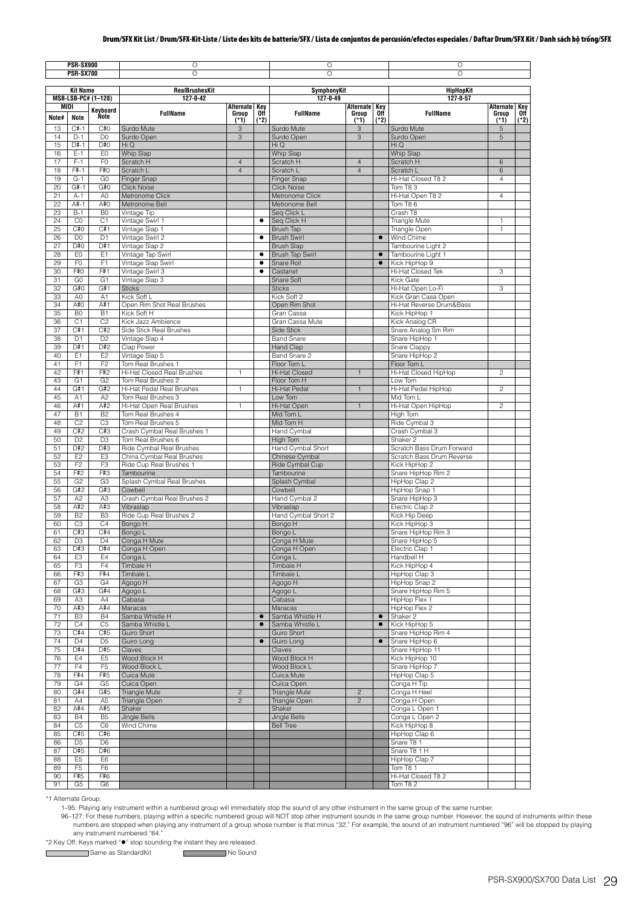# Drum/SFX Kit List / Drum/SFX-Kit-Liste / Liste des kits de batterie/SFX / Lista de conjuntos de percusión/efectos especiales / Daftar Drum/SFX Kit / Danh sách bộ trống/SFX

| PSR-SX900 | | | ○ | | | ○ | | | ○ | | |
|---|---|---|---|---|---|---|---|---|---|---|---|
| PSR-SX700 | | | ○ | | | ○ | | | ○ | | |
| Kit Name | | | RealBrushesKit | | | SymphonyKit | | | HipHopKit | | |
| MSB-LSB-PC# (1–128) | | | 127-0-42 | | | 127-0-49 | | | 127-0-57 | | |
| MIDI | | Keyboard Note | FullName | Alternate Group (*1) | Key Off (*2) | FullName | Alternate Group (*1) | Key Off (*2) | FullName | Alternate Group (*1) | Key Off (*2) |
| Note# | Note | | | | | | | | | | |
| 13 | C#-1 | C#0 | Surdo Mute | 3 | | Surdo Mute | 3 | | Surdo Mute | 5 | |
| 14 | D-1 | D0 | Surdo Open | 3 | | Surdo Open | 3 | | Surdo Open | 5 | |
| 15 | D#-1 | D#0 | Hi Q | | | Hi Q | | | Hi Q | | |
| 16 | E-1 | E0 | Whip Slap | | | Whip Slap | | | Whip Slap | | |
| 17 | F-1 | F0 | Scratch H | 4 | | Scratch H | 4 | | Scratch H | 6 | |
| 18 | F#-1 | F#0 | Scratch L | 4 | | Scratch L | 4 | | Scratch L | 6 | |
| 19 | G-1 | G0 | Finger Snap | | | Finger Snap | | | Hi-Hat Closed T8 2 | 4 | |
| 20 | G#-1 | G#0 | Click Noise | | | Click Noise | | | Tom T8 3 | | |
| 21 | A-1 | A0 | Metronome Click | | | Metronome Click | | | Hi-Hat Open T8 2 | 4 | |
| 22 | A#-1 | A#0 | Metronome Bell | | | Metronome Bell | | | Tom T8 6 | | |
| 23 | B-1 | B0 | Vintage Tip | | | Seq Click L | | | Crash T8 | | |
| 24 | C0 | C1 | Vintage Swirl 1 | | ● | Seq Click H | | | Triangle Mute | 1 | |
| 25 | C#0 | C#1 | Vintage Slap 1 | | | Brush Tap | | | Triangle Open | 1 | |
| 26 | D0 | D1 | Vintage Swirl 2 | | ● | Brush Swirl | | ● | Wind Chime | | |
| 27 | D#0 | D#1 | Vintage Slap 2 | | | Brush Slap | | | Tambourine Light 2 | | |
| 28 | E0 | E1 | Vintage Tap Swirl | | ● | Brush Tap Swirl | | ● | Tambourine Light 1 | | |
| 29 | F0 | F1 | Vintage Slap Swirl | | ● | Snare Roll | | ● | Kick HipHop 9 | | |
| 30 | F#0 | F#1 | Vintage Swirl 3 | | ● | Castanet | | | Hi-Hat Closed Tek | 3 | |
| 31 | G0 | G1 | Vintage Slap 3 | | | Snare Soft | | | Kick Gate | | |
| 32 | G#0 | G#1 | Sticks | | | Sticks | | | Hi-Hat Open Lo-Fi | 3 | |
| 33 | A0 | A1 | Kick Soft L | | | Kick Soft 2 | | | Kick Gran Casa Open | | |
| 34 | A#0 | A#1 | Open Rim Shot Real Brushes | | | Open Rim Shot | | | Hi-Hat Reverse Drum&Bass | | |
| 35 | B0 | B1 | Kick Soft H | | | Gran Cassa | | | Kick HipHop 1 | | |
| 36 | C1 | C2 | Kick Jazz Ambience | | | Gran Cassa Mute | | | Kick Analog CR | | |
| 37 | C#1 | C#2 | Side Stick Real Brushes | | | Side Stick | | | Snare Analog Sm Rim | | |
| 38 | D1 | D2 | Vintage Slap 4 | | | Band Snare | | | Snare HipHop 1 | | |
| 39 | D#1 | D#2 | Clap Power | | | Hand Clap | | | Snare Clappy | | |
| 40 | E1 | E2 | Vintage Slap 5 | | | Band Snare 2 | | | Snare HipHop 2 | | |
| 41 | F1 | F2 | Tom Real Brushes 1 | | | Floor Tom L | | | Floor Tom L | | |
| 42 | F#1 | F#2 | Hi-Hat Closed Real Brushes | 1 | | Hi-Hat Closed | 1 | | Hi-Hat Closed HipHop | 2 | |
| 43 | G1 | G2 | Tom Real Brushes 2 | | | Floor Tom H | | | Low Tom | | |
| 44 | G#1 | G#2 | Hi-Hat Pedal Real Brushes | 1 | | Hi-Hat Pedal | 1 | | Hi-Hat Pedal HipHop | 2 | |
| 45 | A1 | A2 | Tom Real Brushes 3 | | | Low Tom | | | Mid Tom L | | |
| 46 | A#1 | A#2 | Hi-Hat Open Real Brushes | 1 | | Hi-Hat Open | 1 | | Hi-Hat Open HipHop | 2 | |
| 47 | B1 | B2 | Tom Real Brushes 4 | | | Mid Tom L | | | High Tom | | |
| 48 | C2 | C3 | Tom Real Brushes 5 | | | Mid Tom H | | | Ride Cymbal 3 | | |
| 49 | C#2 | C#3 | Crash Cymbal Real Brushes 1 | | | Hand Cymbal | | | Crash Cymbal 3 | | |
| 50 | D2 | D3 | Tom Real Brushes 6 | | | High Tom | | | Shaker 2 | | |
| 51 | D#2 | D#3 | Ride Cymbal Real Brushes | | | Hand Cymbal Short | | | Scratch Bass Drum Forward | | |
| 52 | E2 | E3 | China Cymbal Real Brushes | | | Chinese Cymbal | | | Scratch Bass Drum Reverse | | |
| 53 | F2 | F3 | Ride Cup Real Brushes 1 | | | Ride Cymbal Cup | | | Kick HipHop 2 | | |
| 54 | F#2 | F#3 | Tambourine | | | Tambourine | | | Snare HipHop Rim 2 | | |
| 55 | G2 | G3 | Splash Cymbal Real Brushes | | | Splash Cymbal | | | HipHop Clap 2 | | |
| 56 | G#2 | G#3 | Cowbell | | | Cowbell | | | HipHop Snap 1 | | |
| 57 | A2 | A3 | Crash Cymbal Real Brushes 2 | | | Hand Cymbal 2 | | | Snare HipHop 3 | | |
| 58 | A#2 | A#3 | Vibraslap | | | Vibraslap | | | Electric Clap 2 | | |
| 59 | B2 | B3 | Ride Cup Real Brushes 2 | | | Hand Cymbal Short 2 | | | Kick Hip Deep | | |
| 60 | C3 | C4 | Bongo H | | | Bongo H | | | Kick HipHop 3 | | |
| 61 | C#3 | C#4 | Bongo L | | | Bongo L | | | Snare HipHop Rim 3 | | |
| 62 | D3 | D4 | Conga H Mute | | | Conga H Mute | | | Snare HipHop 5 | | |
| 63 | D#3 | D#4 | Conga H Open | | | Conga H Open | | | Electric Clap 1 | | |
| 64 | E3 | E4 | Conga L | | | Conga L | | | Handbell H | | |
| 65 | F3 | F4 | Timbale H | | | Timbale H | | | Kick HipHop 4 | | |
| 66 | F#3 | F#4 | Timbale L | | | Timbale L | | | HipHop Clap 3 | | |
| 67 | G3 | G4 | Agogo H | | | Agogo H | | | HipHop Snap 2 | | |
| 68 | G#3 | G#4 | Agogo L | | | Agogo L | | | Snare HipHop Rim 5 | | |
| 69 | A3 | A4 | Cabasa | | | Cabasa | | | HipHop Flex 1 | | |
| 70 | A#3 | A#4 | Maracas | | | Maracas | | | HipHop Flex 2 | | |
| 71 | B3 | B4 | Samba Whistle H | | ● | Samba Whistle H | | ● | Shaker 2 | | |
| 72 | C4 | C5 | Samba Whistle L | | ● | Samba Whistle L | | ● | Kick HipHop 5 | | |
| 73 | C#4 | C#5 | Guiro Short | | | Guiro Short | | | Snare HipHop Rim 4 | | |
| 74 | D4 | D5 | Guiro Long | | ● | Guiro Long | | ● | Snare HipHop 6 | | |
| 75 | D#4 | D#5 | Claves | | | Claves | | | Snare HipHop 11 | | |
| 76 | E4 | E5 | Wood Block H | | | Wood Block H | | | Kick HipHop 10 | | |
| 77 | F4 | F5 | Wood Block L | | | Wood Block L | | | Snare HipHop 7 | | |
| 78 | F#4 | F#5 | Cuica Mute | | | Cuica Mute | | | HipHop Clap 5 | | |
| 79 | G4 | G5 | Cuica Open | | | Cuica Open | | | Conga H Tip | | |
| 80 | G#4 | G#5 | Triangle Mute | 2 | | Triangle Mute | 2 | | Conga H Heel | | |
| 81 | A4 | A5 | Triangle Open | 2 | | Triangle Open | 2 | | Conga H Open | | |
| 82 | A#4 | A#5 | Shaker | | | Shaker | | | Conga L Open 1 | | |
| 83 | B4 | B5 | Jingle Bells | | | Jingle Bells | | | Conga L Open 2 | | |
| 84 | C5 | C6 | Wind Chime | | | Bell Tree | | | Kick HipHop 8 | | |
| 85 | C#5 | C#6 | | | | | | | HipHop Clap 6 | | |
| 86 | D5 | D6 | | | | | | | Snare T8 1 | | |
| 87 | D#5 | D#6 | | | | | | | Snare T8 1 H | | |
| 88 | E5 | E6 | | | | | | | HipHop Clap 7 | | |
| 89 | F5 | F6 | | | | | | | Tom T8 1 | | |
| 90 | F#5 | F#6 | | | | | | | Hi-Hat Closed T8 2 | | |
| 91 | G5 | G6 | | | | | | | Tom T8 2 | | |

*1 Alternate Group:

1–95: Playing any instrument within a numbered group will immediately stop the sound of any other instrument in the same group of the same number.

96–127: For these numbers, playing within a specific numbered group will NOT stop other instrument sounds in the same group number. However, the sound of instruments within these numbers are stopped when playing any instrument of a group whose number is that minus "32." For example, the sound of an instrument numbered "96" will be stopped by playing any instrument numbered "64."

*2 Key Off: Keys marked "●" stop sounding the instant they are released.

Same as StandardKit　　No Sound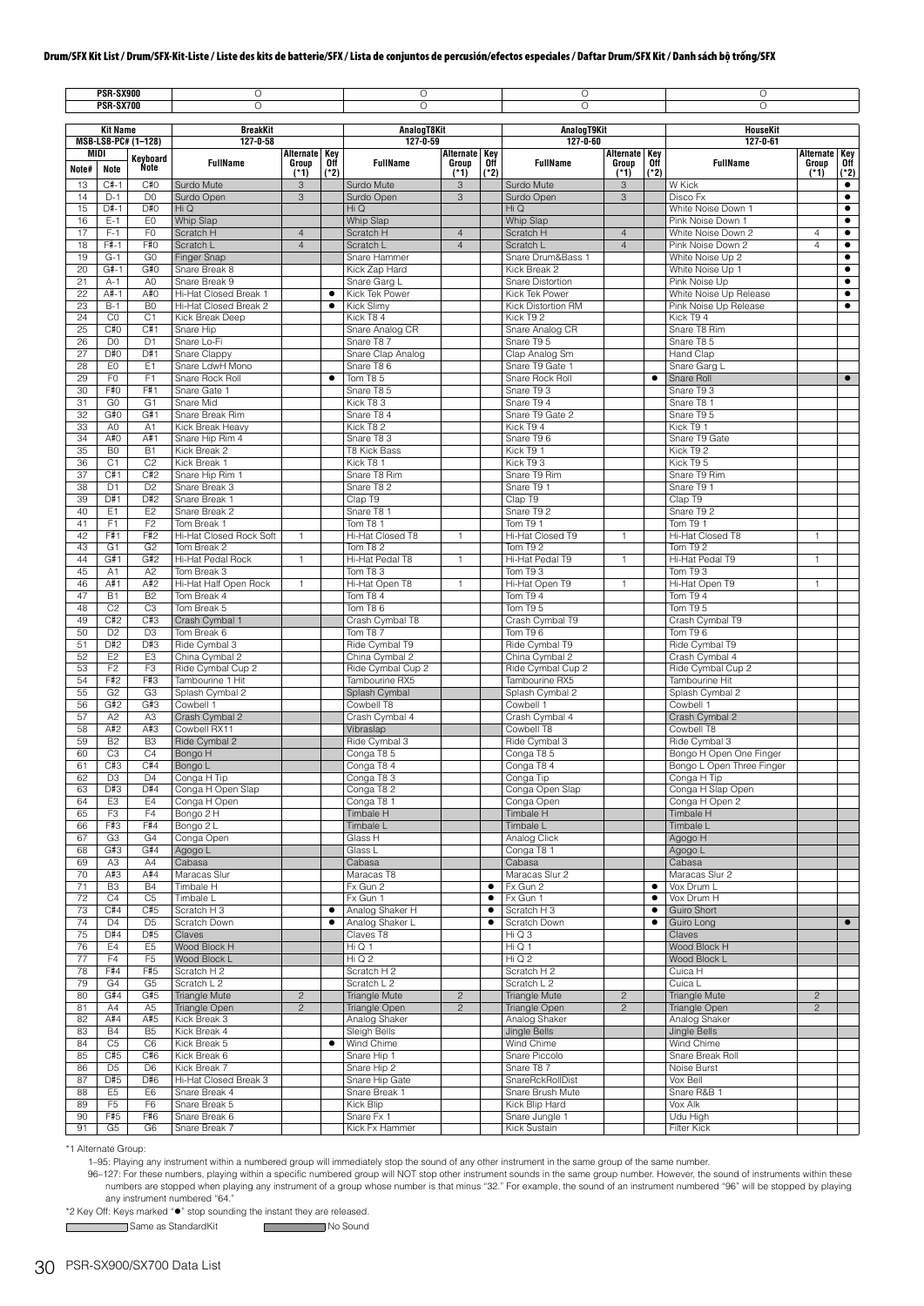# Drum/SFX Kit List / Drum/SFX-Kit-Liste / Liste des kits de batterie/SFX / Lista de conjuntos de percusión/efectos especiales / Daftar Drum/SFX Kit / Danh sách bộ trống/SFX

| PSR-SX900 | | | ○ | | | ○ | | | ○ | | | ○ | | |
|---|---|---|---|---|---|---|---|---|---|---|---|---|---|---|
| **PSR-SX700** | | | ○ | | | ○ | | | ○ | | | ○ | | |
| **Kit Name** | | | **BreakKit** | | | **AnalogT8Kit** | | | **AnalogT9Kit** | | | **HouseKit** | | |
| **MSB-LSB-PC# (1–128)** | | | **127-0-58** | | | **127-0-59** | | | **127-0-60** | | | **127-0-61** | | |
| **MIDI** | | **Keyboard** | | | | | | | | | | | | |
| **Note#** | **Note** | **Note** | **FullName** | **Alternate Group (*1)** | **Key Off (*2)** | **FullName** | **Alternate Group (*1)** | **Key Off (*2)** | **FullName** | **Alternate Group (*1)** | **Key Off (*2)** | **FullName** | **Alternate Group (*1)** | **Key Off (*2)** |
| 13 | C#-1 | C#0 | Surdo Mute | 3 | | Surdo Mute | 3 | | Surdo Mute | 3 | | W Kick | | ● |
| 14 | D-1 | D0 | Surdo Open | 3 | | Surdo Open | 3 | | Surdo Open | 3 | | Disco Fx | | ● |
| 15 | D#-1 | D#0 | Hi Q | | | Hi Q | | | Hi Q | | | White Noise Down 1 | | ● |
| 16 | E-1 | E0 | Whip Slap | | | Whip Slap | | | Whip Slap | | | Pink Noise Down 1 | | ● |
| 17 | F-1 | F0 | Scratch H | 4 | | Scratch H | 4 | | Scratch H | 4 | | White Noise Down 2 | 4 | ● |
| 18 | F#-1 | F#0 | Scratch L | 4 | | Scratch L | 4 | | Scratch L | 4 | | Pink Noise Down 2 | 4 | ● |
| 19 | G-1 | G0 | Finger Snap | | | Snare Hammer | | | Snare Drum&Bass 1 | | | White Noise Up 2 | | ● |
| 20 | G#-1 | G#0 | Snare Break 8 | | | Kick Zap Hard | | | Kick Break 2 | | | White Noise Up 1 | | ● |
| 21 | A-1 | A0 | Snare Break 9 | | | Snare Garg L | | | Snare Distortion | | | Pink Noise Up | | ● |
| 22 | A#-1 | A#0 | Hi-Hat Closed Break 1 | | ● | Kick Tek Power | | | Kick Tek Power | | | White Noise Up Release | | ● |
| 23 | B-1 | B0 | Hi-Hat Closed Break 2 | | ● | Kick Slimy | | | Kick Distortion RM | | | Pink Noise Up Release | | ● |
| 24 | C0 | C1 | Kick Break Deep | | | Kick T8 4 | | | Kick T9 2 | | | Kick T9 4 | | |
| 25 | C#0 | C#1 | Snare Hip | | | Snare Analog CR | | | Snare Analog CR | | | Snare T8 Rim | | |
| 26 | D0 | D1 | Snare Lo-Fi | | | Snare T8 7 | | | Snare T9 5 | | | Snare T8 5 | | |
| 27 | D#0 | D#1 | Snare Clappy | | | Snare Clap Analog | | | Clap Analog Sm | | | Hand Clap | | |
| 28 | E0 | E1 | Snare LdwH Mono | | | Snare T8 6 | | | Snare T9 Gate 1 | | | Snare Garg L | | |
| 29 | F0 | F1 | Snare Rock Roll | | ● | Tom T8 5 | | | Snare Rock Roll | | ● | Snare Roll | | ● |
| 30 | F#0 | F#1 | Snare Gate 1 | | | Snare T8 5 | | | Snare T9 3 | | | Snare T9 3 | | |
| 31 | G0 | G1 | Snare Mid | | | Kick T8 3 | | | Snare T9 4 | | | Snare T8 1 | | |
| 32 | G#0 | G#1 | Snare Break Rim | | | Snare T8 4 | | | Snare T9 Gate 2 | | | Snare T9 5 | | |
| 33 | A0 | A1 | Kick Break Heavy | | | Kick T8 2 | | | Kick T9 4 | | | Kick T9 1 | | |
| 34 | A#0 | A#1 | Snare Hip Rim 4 | | | Snare T8 3 | | | Snare T9 6 | | | Snare T9 Gate | | |
| 35 | B0 | B1 | Kick Break 2 | | | T8 Kick Bass | | | Kick T9 1 | | | Kick T9 2 | | |
| 36 | C1 | C2 | Kick Break 1 | | | Kick T8 1 | | | Kick T9 3 | | | Kick T9 5 | | |
| 37 | C#1 | C#2 | Snare Hip Rim 1 | | | Snare T8 Rim | | | Snare T9 Rim | | | Snare T9 Rim | | |
| 38 | D1 | D2 | Snare Break 3 | | | Snare T8 2 | | | Snare T9 1 | | | Snare T9 1 | | |
| 39 | D#1 | D#2 | Snare Break 1 | | | Clap T9 | | | Clap T9 | | | Clap T9 | | |
| 40 | E1 | E2 | Snare Break 2 | | | Snare T8 1 | | | Snare T9 2 | | | Snare T9 2 | | |
| 41 | F1 | F2 | Tom Break 1 | | | Tom T8 1 | | | Tom T9 1 | | | Tom T9 1 | | |
| 42 | F#1 | F#2 | Hi-Hat Closed Rock Soft | 1 | | Hi-Hat Closed T8 | 1 | | Hi-Hat Closed T9 | 1 | | Hi-Hat Closed T8 | 1 | |
| 43 | G1 | G2 | Tom Break 2 | | | Tom T8 2 | | | Tom T9 2 | | | Tom T9 2 | | |
| 44 | G#1 | G#2 | Hi-Hat Pedal Rock | 1 | | Hi-Hat Pedal T8 | 1 | | Hi-Hat Pedal T9 | 1 | | Hi-Hat Pedal T9 | 1 | |
| 45 | A1 | A2 | Tom Break 3 | | | Tom T8 3 | | | Tom T9 3 | | | Tom T9 3 | | |
| 46 | A#1 | A#2 | Hi-Hat Half Open Rock | 1 | | Hi-Hat Open T8 | 1 | | Hi-Hat Open T9 | 1 | | Hi-Hat Open T9 | 1 | |
| 47 | B1 | B2 | Tom Break 4 | | | Tom T8 4 | | | Tom T9 4 | | | Tom T9 4 | | |
| 48 | C2 | C3 | Tom Break 5 | | | Tom T8 6 | | | Tom T9 5 | | | Tom T9 5 | | |
| 49 | C#2 | C#3 | Crash Cymbal 1 | | | Crash Cymbal T8 | | | Crash Cymbal T9 | | | Crash Cymbal T9 | | |
| 50 | D2 | D3 | Tom Break 6 | | | Tom T8 7 | | | Tom T9 6 | | | Tom T9 6 | | |
| 51 | D#2 | D#3 | Ride Cymbal 3 | | | Ride Cymbal T9 | | | Ride Cymbal T9 | | | Ride Cymbal T9 | | |
| 52 | E2 | E3 | China Cymbal 2 | | | China Cymbal 2 | | | China Cymbal 2 | | | Crash Cymbal 4 | | |
| 53 | F2 | F3 | Ride Cymbal Cup 2 | | | Ride Cymbal Cup 2 | | | Ride Cymbal Cup 2 | | | Ride Cymbal Cup 2 | | |
| 54 | F#2 | F#3 | Tambourine 1 Hit | | | Tambourine RX5 | | | Tambourine RX5 | | | Tambourine Hit | | |
| 55 | G2 | G3 | Splash Cymbal 2 | | | Splash Cymbal | | | Splash Cymbal 2 | | | Splash Cymbal 2 | | |
| 56 | G#2 | G#3 | Cowbell 1 | | | Cowbell T8 | | | Cowbell 1 | | | Cowbell 1 | | |
| 57 | A2 | A3 | Crash Cymbal 2 | | | Crash Cymbal 4 | | | Crash Cymbal 4 | | | Crash Cymbal 2 | | |
| 58 | A#2 | A#3 | Cowbell RX11 | | | Vibraslap | | | Cowbell T8 | | | Cowbell T8 | | |
| 59 | B2 | B3 | Ride Cymbal 2 | | | Ride Cymbal 3 | | | Ride Cymbal 3 | | | Ride Cymbal 3 | | |
| 60 | C3 | C4 | Bongo H | | | Conga T8 5 | | | Conga T8 5 | | | Bongo H Open One Finger | | |
| 61 | C#3 | C#4 | Bongo L | | | Conga T8 4 | | | Conga T8 4 | | | Bongo L Open Three Finger | | |
| 62 | D3 | D4 | Conga H Tip | | | Conga T8 3 | | | Conga Tip | | | Conga H Tip | | |
| 63 | D#3 | D#4 | Conga H Open Slap | | | Conga T8 2 | | | Conga Open Slap | | | Conga H Slap Open | | |
| 64 | E3 | E4 | Conga H Open | | | Conga T8 1 | | | Conga Open | | | Conga H Open 2 | | |
| 65 | F3 | F4 | Bongo 2 H | | | Timbale H | | | Timbale H | | | Timbale H | | |
| 66 | F#3 | F#4 | Bongo 2 L | | | Timbale L | | | Timbale L | | | Timbale L | | |
| 67 | G3 | G4 | Conga Open | | | Glass H | | | Analog Click | | | Agogo H | | |
| 68 | G#3 | G#4 | Agogo L | | | Glass L | | | Conga T8 1 | | | Agogo L | | |
| 69 | A3 | A4 | Cabasa | | | Cabasa | | | Cabasa | | | Cabasa | | |
| 70 | A#3 | A#4 | Maracas Slur | | | Maracas T8 | | | Maracas Slur 2 | | | Maracas Slur 2 | | |
| 71 | B3 | B4 | Timbale H | | | Fx Gun 2 | | ● | Fx Gun 2 | | ● | Vox Drum L | | |
| 72 | C4 | C5 | Timbale L | | | Fx Gun 1 | | ● | Fx Gun 1 | | ● | Vox Drum H | | |
| 73 | C#4 | C#5 | Scratch H 3 | | ● | Analog Shaker H | | ● | Scratch H 3 | | ● | Guiro Short | | |
| 74 | D4 | D5 | Scratch Down | | ● | Analog Shaker L | | ● | Scratch Down | | ● | Guiro Long | | ● |
| 75 | D#4 | D#5 | Claves | | | Claves T8 | | | Hi Q 3 | | | Claves | | |
| 76 | E4 | E5 | Wood Block H | | | Hi Q 1 | | | Hi Q 1 | | | Wood Block H | | |
| 77 | F4 | F5 | Wood Block L | | | Hi Q 2 | | | Hi Q 2 | | | Wood Block L | | |
| 78 | F#4 | F#5 | Scratch H 2 | | | Scratch H 2 | | | Scratch H 2 | | | Cuica H | | |
| 79 | G4 | G5 | Scratch L 2 | | | Scratch L 2 | | | Scratch L 2 | | | Cuica L | | |
| 80 | G#4 | G#5 | Triangle Mute | 2 | | Triangle Mute | 2 | | Triangle Mute | 2 | | Triangle Mute | 2 | |
| 81 | A4 | A5 | Triangle Open | 2 | | Triangle Open | 2 | | Triangle Open | 2 | | Triangle Open | 2 | |
| 82 | A#4 | A#5 | Kick Break 3 | | | Analog Shaker | | | Analog Shaker | | | Analog Shaker | | |
| 83 | B4 | B5 | Kick Break 4 | | | Sleigh Bells | | | Jingle Bells | | | Jingle Bells | | |
| 84 | C5 | C6 | Kick Break 5 | | ● | Wind Chime | | | Wind Chime | | | Wind Chime | | |
| 85 | C#5 | C#6 | Kick Break 6 | | | Snare Hip 1 | | | Snare Piccolo | | | Snare Break Roll | | |
| 86 | D5 | D6 | Kick Break 7 | | | Snare Hip 2 | | | Snare T8 7 | | | Noise Burst | | |
| 87 | D#5 | D#6 | Hi-Hat Closed Break 3 | | | Snare Hip Gate | | | SnareRckRollDist | | | Vox Bell | | |
| 88 | E5 | E6 | Snare Break 4 | | | Snare Break 1 | | | Snare Brush Mute | | | Snare R&B 1 | | |
| 89 | F5 | F6 | Snare Break 5 | | | Kick Blip | | | Kick Blip Hard | | | Vox Alk | | |
| 90 | F#5 | F#6 | Snare Break 6 | | | Snare Fx 1 | | | Snare Jungle 1 | | | Udu High | | |
| 91 | G5 | G6 | Snare Break 7 | | | Kick Fx Hammer | | | Kick Sustain | | | Filter Kick | | |

*1 Alternate Group:

1–95: Playing any instrument within a numbered group will immediately stop the sound of any other instrument in the same group of the same number.

96–127: For these numbers, playing within a specific numbered group will NOT stop other instrument sounds in the same group number. However, the sound of instruments within these numbers are stopped when playing any instrument of a group whose number is that minus "32." For example, the sound of an instrument numbered "96" will be stopped by playing any instrument numbered "64."

*2 Key Off: Keys marked "●" stop sounding the instant they are released.

Same as StandardKit　　No Sound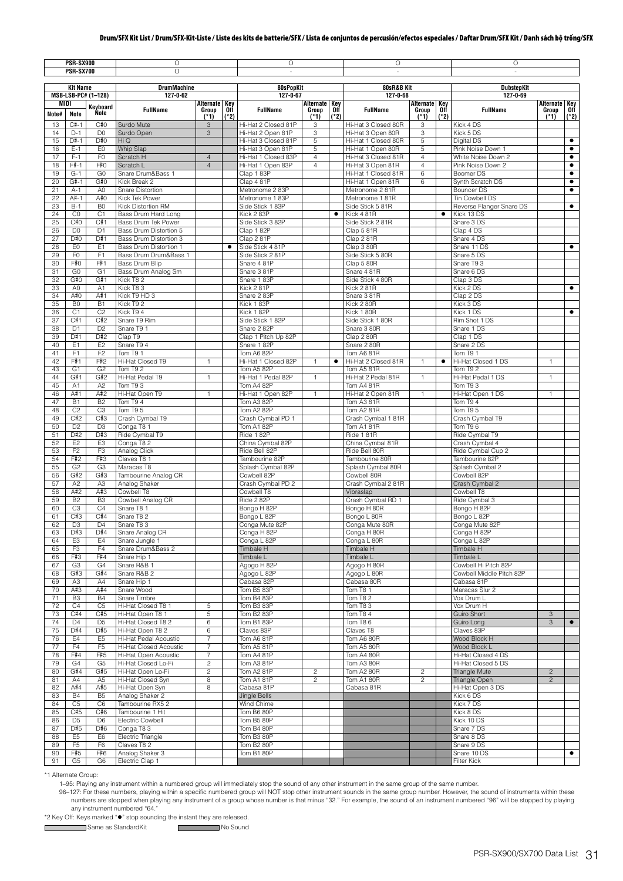# Drum/SFX Kit List / Drum/SFX-Kit-Liste / Liste des kits de batterie/SFX / Lista de conjuntos de percusión/efectos especiales / Daftar Drum/SFX Kit / Danh sách bộ trống/SFX

| PSR-SX900 | | | ○ | | | ○ | | | ○ | | | ○ | | |
|---|---|---|---|---|---|---|---|---|---|---|---|---|---|---|
| **PSR-SX700** | | | ○ | | | - | | | - | | | - | | |
| **Kit Name** | | | **DrumMachine** | | | **80sPopKit** | | | **80sR&B Kit** | | | **DubstepKit** | | |
| **MSB-LSB-PC# (1–128)** | | | **127-0-62** | | | **127-0-67** | | | **127-0-68** | | | **127-0-69** | | |
| **MIDI Note#** | **MIDI Note** | **Keyboard Note** | **FullName** | **Alternate Group (*1)** | **Key Off (*2)** | **FullName** | **Alternate Group (*1)** | **Key Off (*2)** | **FullName** | **Alternate Group (*1)** | **Key Off (*2)** | **FullName** | **Alternate Group (*1)** | **Key Off (*2)** |
| 13 | C#-1 | C#0 | Surdo Mute | 3 | | Hi-Hat 2 Closed 81P | 3 | | Hi-Hat 3 Closed 80R | 3 | | Kick 4 DS | | |
| 14 | D-1 | D0 | Surdo Open | 3 | | Hi-Hat 2 Open 81P | 3 | | Hi-Hat 3 Open 80R | 3 | | Kick 5 DS | | |
| 15 | D#-1 | D#0 | Hi Q | | | Hi-Hat 3 Closed 81P | 5 | | Hi-Hat 1 Closed 80R | 5 | | Digital DS | | ● |
| 16 | E-1 | E0 | Whip Slap | | | Hi-Hat 3 Open 81P | 5 | | Hi-Hat 1 Open 80R | 5 | | Pink Noise Down 1 | | ● |
| 17 | F-1 | F0 | Scratch H | 4 | | Hi-Hat 1 Closed 83P | 4 | | Hi-Hat 3 Closed 81R | 4 | | White Noise Down 2 | | ● |
| 18 | F#-1 | F#0 | Scratch L | 4 | | Hi-Hat 1 Open 83P | 4 | | Hi-Hat 3 Open 81R | 4 | | Pink Noise Down 2 | | ● |
| 19 | G-1 | G0 | Snare Drum&Bass 1 | | | Clap 1 83P | | | Hi-Hat 1 Closed 81R | 6 | | Boomer DS | | ● |
| 20 | G#-1 | G#0 | Kick Break 2 | | | Clap 4 81P | | | Hi-Hat 1 Open 81R | 6 | | Synth Scratch DS | | ● |
| 21 | A-1 | A0 | Snare Distortion | | | Metronome 2 83P | | | Metronome 2 81R | | | Bouncer DS | | ● |
| 22 | A#-1 | A#0 | Kick Tek Power | | | Metronome 1 83P | | | Metronome 1 81R | | | Tin Cowbell DS | | |
| 23 | B-1 | B0 | Kick Distortion RM | | | Side Stick 1 83P | | | Side Stick 5 81R | | | Reverse Flanger Snare DS | | ● |
| 24 | C0 | C1 | Bass Drum Hard Long | | | Kick 2 83P | | ● | Kick 4 81R | | ● | Kick 13 DS | | |
| 25 | C#0 | C#1 | Bass Drum Tek Power | | | Side Stick 3 82P | | | Side Stick 2 81R | | | Snare 3 DS | | |
| 26 | D0 | D1 | Bass Drum Distortion 5 | | | Clap 1 82P | | | Clap 5 81R | | | Clap 4 DS | | |
| 27 | D#0 | D#1 | Bass Drum Distortion 3 | | | Clap 2 81P | | | Clap 2 81R | | | Snare 4 DS | | |
| 28 | E0 | E1 | Bass Drum Distortion 1 | | ● | Side Stick 4 81P | | | Clap 3 80R | | | Snare 11 DS | | ● |
| 29 | F0 | F1 | Bass Drum Drum&Bass 1 | | | Side Stick 2 81P | | | Side Stick 5 80R | | | Snare 5 DS | | |
| 30 | F#0 | F#1 | Bass Drum Blip | | | Snare 4 81P | | | Clap 5 80R | | | Snare T9 3 | | |
| 31 | G0 | G1 | Bass Drum Analog Sm | | | Snare 3 81P | | | Snare 4 81R | | | Snare 6 DS | | |
| 32 | G#0 | G#1 | Kick T8 2 | | | Snare 1 83P | | | Side Stick 4 80R | | | Clap 3 DS | | |
| 33 | A0 | A1 | Kick T8 3 | | | Kick 2 81P | | | Kick 2 81R | | | Kick 2 DS | | ● |
| 34 | A#0 | A#1 | Kick T9 HD 3 | | | Snare 2 83P | | | Snare 3 81R | | | Clap 2 DS | | |
| 35 | B0 | B1 | Kick T9 2 | | | Kick 1 83P | | | Kick 2 80R | | | Kick 3 DS | | |
| 36 | C1 | C2 | Kick T9 4 | | | Kick 1 82P | | | Kick 1 80R | | | Kick 1 DS | | ● |
| 37 | C#1 | C#2 | Snare T9 Rim | | | Side Stick 1 82P | | | Side Stick 1 80R | | | Rim Shot 1 DS | | |
| 38 | D1 | D2 | Snare T9 1 | | | Snare 2 82P | | | Snare 3 80R | | | Snare 1 DS | | |
| 39 | D#1 | D#2 | Clap T9 | | | Clap 1 Pitch Up 82P | | | Clap 2 80R | | | Clap 1 DS | | |
| 40 | E1 | E2 | Snare T9 4 | | | Snare 1 82P | | | Snare 2 80R | | | Snare 2 DS | | |
| 41 | F1 | F2 | Tom T9 1 | | | Tom A6 82P | | | Tom A6 81R | | | Tom T9 1 | | |
| 42 | F#1 | F#2 | Hi-Hat Closed T9 | 1 | | Hi-Hat 1 Closed 82P | 1 | ● | Hi-Hat 2 Closed 81R | 1 | ● | Hi-Hat Closed 1 DS | 1 | |
| 43 | G1 | G2 | Tom T9 2 | | | Tom A5 82P | | | Tom A5 81R | | | Tom T9 2 | | |
| 44 | G#1 | G#2 | Hi-Hat Pedal T9 | 1 | | Hi-Hat 1 Pedal 82P | 1 | | Hi-Hat 2 Pedal 81R | 1 | | Hi-Hat Pedal 1 DS | 1 | |
| 45 | A1 | A2 | Tom T9 3 | | | Tom A4 82P | | | Tom A4 81R | | | Tom T9 3 | | |
| 46 | A#1 | A#2 | Hi-Hat Open T9 | 1 | | Hi-Hat 1 Open 82P | 1 | | Hi-Hat 2 Open 81R | 1 | | Hi-Hat Open 1 DS | 1 | |
| 47 | B1 | B2 | Tom T9 4 | | | Tom A3 82P | | | Tom A3 81R | | | Tom T9 4 | | |
| 48 | C2 | C3 | Tom T9 5 | | | Tom A2 82P | | | Tom A2 81R | | | Tom T9 5 | | |
| 49 | C#2 | C#3 | Crash Cymbal T9 | | | Crash Cymbal PD 1 | | | Crash Cymbal 1 81R | | | Crash Cymbal T9 | | |
| 50 | D2 | D3 | Conga T8 1 | | | Tom A1 82P | | | Tom A1 81R | | | Tom T9 6 | | |
| 51 | D#2 | D#3 | Ride Cymbal T9 | | | Ride 1 82P | | | Ride 1 81R | | | Ride Cymbal T9 | | |
| 52 | E2 | E3 | Conga T8 2 | | | China Cymbal 82P | | | China Cymbal 81R | | | Crash Cymbal 4 | | |
| 53 | F2 | F3 | Analog Click | | | Ride Bell 82P | | | Ride Bell 80R | | | Ride Cymbal Cup 2 | | |
| 54 | F#2 | F#3 | Claves T8 1 | | | Tambourine 82P | | | Tambourine 80R | | | Tambourine 82P | | |
| 55 | G2 | G3 | Maracas T8 | | | Splash Cymbal 82P | | | Splash Cymbal 80R | | | Splash Cymbal 2 | | |
| 56 | G#2 | G#3 | Tambourine Analog CR | | | Cowbell 82P | | | Cowbell 80R | | | Cowbell 82P | | |
| 57 | A2 | A3 | Analog Shaker | | | Crash Cymbal PD 2 | | | Crash Cymbal 2 81R | | | Crash Cymbal 2 | | |
| 58 | A#2 | A#3 | Cowbell T8 | | | Cowbell T8 | | | Vibraslap | | | Cowbell T8 | | |
| 59 | B2 | B3 | Cowbell Analog CR | | | Ride 2 82P | | | Crash Cymbal RD 1 | | | Ride Cymbal 3 | | |
| 60 | C3 | C4 | Snare T8 1 | | | Bongo H 82P | | | Bongo H 80R | | | Bongo H 82P | | |
| 61 | C#3 | C#4 | Snare T8 2 | | | Bongo L 82P | | | Bongo L 80R | | | Bongo L 82P | | |
| 62 | D3 | D4 | Snare T8 3 | | | Conga Mute 82P | | | Conga Mute 80R | | | Conga Mute 82P | | |
| 63 | D#3 | D#4 | Snare Analog CR | | | Conga H 82P | | | Conga H 80R | | | Conga H 82P | | |
| 64 | E3 | E4 | Snare Jungle 1 | | | Conga L 82P | | | Conga L 80R | | | Conga L 82P | | |
| 65 | F3 | F4 | Snare Drum&Bass 2 | | | Timbale H | | | Timbale H | | | Timbale H | | |
| 66 | F#3 | F#4 | Snare Hip 1 | | | Timbale L | | | Timbale L | | | Timbale L | | |
| 67 | G3 | G4 | Snare R&B 1 | | | Agogo H 82P | | | Agogo H 80R | | | Cowbell Hi Pitch 82P | | |
| 68 | G#3 | G#4 | Snare R&B 2 | | | Agogo L 82P | | | Agogo L 80R | | | Cowbell Middle Pitch 82P | | |
| 69 | A3 | A4 | Snare Hip 1 | | | Cabasa 82P | | | Cabasa 80R | | | Cabasa 81P | | |
| 70 | A#3 | A#4 | Snare Wood | | | Tom B5 83P | | | Tom T8 1 | | | Maracas Slur 2 | | |
| 71 | B3 | B4 | Snare Timbre | | | Tom B4 83P | | | Tom T8 2 | | | Vox Drum L | | |
| 72 | C4 | C5 | Hi-Hat Closed T8 1 | 5 | | Tom B3 83P | | | Tom T8 3 | | | Vox Drum H | | |
| 73 | C#4 | C#5 | Hi-Hat Open T8 1 | 5 | | Tom B2 83P | | | Tom T8 4 | | | Guiro Short | 3 | |
| 74 | D4 | D5 | Hi-Hat Closed T8 2 | 6 | | Tom B1 83P | | | Tom T8 6 | | | Guiro Long | 3 | ● |
| 75 | D#4 | D#5 | Hi-Hat Open T8 2 | 6 | | Claves 83P | | | Claves T8 | | | Claves 83P | | |
| 76 | E4 | E5 | Hi-Hat Pedal Acoustic | 7 | | Tom A6 81P | | | Tom A6 80R | | | Wood Block H | | |
| 77 | F4 | F5 | Hi-Hat Closed Acoustic | 7 | | Tom A5 81P | | | Tom A5 80R | | | Wood Block L | | |
| 78 | F#4 | F#5 | Hi-Hat Open Acoustic | 7 | | Tom A4 81P | | | Tom A4 80R | | | Hi-Hat Closed 4 DS | | |
| 79 | G4 | G5 | Hi-Hat Closed Lo-Fi | 2 | | Tom A3 81P | | | Tom A3 80R | | | Hi-Hat Closed 5 DS | | |
| 80 | G#4 | G#5 | Hi-Hat Open Lo-Fi | 2 | | Tom A2 81P | 2 | | Tom A2 80R | 2 | | Triangle Mute | 2 | |
| 81 | A4 | A5 | Hi-Hat Closed Syn | 8 | | Tom A1 81P | 2 | | Tom A1 80R | 2 | | Triangle Open | 2 | |
| 82 | A#4 | A#5 | Hi-Hat Open Syn | 8 | | Cabasa 81P | | | Cabasa 81R | | | Hi-Hat Open 3 DS | | |
| 83 | B4 | B5 | Analog Shaker 2 | | | Jingle Bells | | | | | | Kick 6 DS | | |
| 84 | C5 | C6 | Tambourine RX5 2 | | | Wind Chime | | | | | | Kick 7 DS | | |
| 85 | C#5 | C#6 | Tambourine 1 Hit | | | Tom B6 80P | | | | | | Kick 8 DS | | |
| 86 | D5 | D6 | Electric Cowbell | | | Tom B5 80P | | | | | | Kick 10 DS | | |
| 87 | D#5 | D#6 | Conga T8 3 | | | Tom B4 80P | | | | | | Snare 7 DS | | |
| 88 | E5 | E6 | Electric Triangle | | | Tom B3 80P | | | | | | Snare 8 DS | | |
| 89 | F5 | F6 | Claves T8 2 | | | Tom B2 80P | | | | | | Snare 9 DS | | |
| 90 | F#5 | F#6 | Analog Shaker 3 | | | Tom B1 80P | | | | | | Snare 10 DS | | ● |
| 91 | G5 | G6 | Electric Clap 1 | | | | | | | | | Filter Kick | | |

*1 Alternate Group:

1–95: Playing any instrument within a numbered group will immediately stop the sound of any other instrument in the same group of the same number.

96–127: For these numbers, playing within a specific numbered group will NOT stop other instrument sounds in the same group number. However, the sound of instruments within these numbers are stopped when playing any instrument of a group whose number is that minus "32." For example, the sound of an instrument numbered "96" will be stopped by playing any instrument numbered "64."

*2 Key Off: Keys marked "●" stop sounding the instant they are released.

Same as StandardKit　　No Sound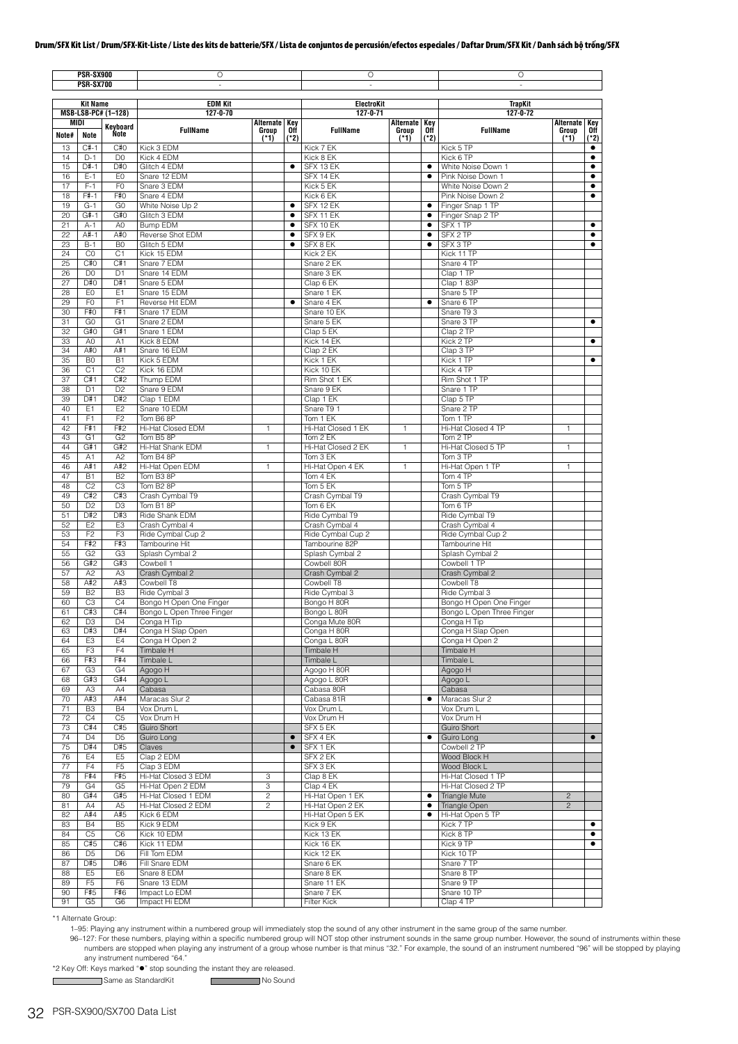# Drum/SFX Kit List / Drum/SFX-Kit-Liste / Liste des kits de batterie/SFX / Lista de conjuntos de percusión/efectos especiales / Daftar Drum/SFX Kit / Danh sách bộ trống/SFX

| PSR-SX900 | | | ○ | | | ○ | | | ○ | | |
|---|---|---|---|---|---|---|---|---|---|---|---|
| PSR-SX700 | | | - | | | - | | | - | | |
| Kit Name | | | EDM Kit | | | ElectroKit | | | TrapKit | | |
| MSB-LSB-PC# (1–128) | | | 127-0-70 | | | 127-0-71 | | | 127-0-72 | | |
| MIDI | | Keyboard | FullName | Alternate Group (*1) | Key Off (*2) | FullName | Alternate Group (*1) | Key Off (*2) | FullName | Alternate Group (*1) | Key Off (*2) |
| Note# | Note | Note | | | | | | | | | |
| 13 | C#-1 | C#0 | Kick 3 EDM | | | Kick 7 EK | | | Kick 5 TP | | ● |
| 14 | D-1 | D0 | Kick 4 EDM | | | Kick 8 EK | | | Kick 6 TP | | ● |
| 15 | D#-1 | D#0 | Glitch 4 EDM | | ● | SFX 13 EK | | ● | White Noise Down 1 | | ● |
| 16 | E-1 | E0 | Snare 12 EDM | | | SFX 14 EK | | ● | Pink Noise Down 1 | | ● |
| 17 | F-1 | F0 | Snare 3 EDM | | | Kick 5 EK | | | White Noise Down 2 | | ● |
| 18 | F#-1 | F#0 | Snare 4 EDM | | | Kick 6 EK | | | Pink Noise Down 2 | | ● |
| 19 | G-1 | G0 | White Noise Up 2 | | ● | SFX 12 EK | | ● | Finger Snap 1 TP | | |
| 20 | G#-1 | G#0 | Glitch 3 EDM | | ● | SFX 11 EK | | ● | Finger Snap 2 TP | | |
| 21 | A-1 | A0 | Bump EDM | | ● | SFX 10 EK | | ● | SFX 1 TP | | ● |
| 22 | A#-1 | A#0 | Reverse Shot EDM | | ● | SFX 9 EK | | ● | SFX 2 TP | | ● |
| 23 | B-1 | B0 | Glitch 5 EDM | | ● | SFX 8 EK | | ● | SFX 3 TP | | ● |
| 24 | C0 | C1 | Kick 15 EDM | | | Kick 2 EK | | | Kick 11 TP | | |
| 25 | C#0 | C#1 | Snare 7 EDM | | | Snare 2 EK | | | Snare 4 TP | | |
| 26 | D0 | D1 | Snare 14 EDM | | | Snare 3 EK | | | Clap 1 TP | | |
| 27 | D#0 | D#1 | Snare 5 EDM | | | Clap 6 EK | | | Clap 1 83P | | |
| 28 | E0 | E1 | Snare 15 EDM | | | Snare 1 EK | | | Snare 5 TP | | |
| 29 | F0 | F1 | Reverse Hit EDM | | ● | Snare 4 EK | | ● | Snare 6 TP | | |
| 30 | F#0 | F#1 | Snare 17 EDM | | | Snare 10 EK | | | Snare T9 3 | | |
| 31 | G0 | G1 | Snare 2 EDM | | | Snare 5 EK | | | Snare 3 TP | | ● |
| 32 | G#0 | G#1 | Snare 1 EDM | | | Clap 5 EK | | | Clap 2 TP | | |
| 33 | A0 | A1 | Kick 8 EDM | | | Kick 14 EK | | | Kick 2 TP | | ● |
| 34 | A#0 | A#1 | Snare 16 EDM | | | Clap 2 EK | | | Clap 3 TP | | |
| 35 | B0 | B1 | Kick 5 EDM | | | Kick 1 EK | | | Kick 1 TP | | ● |
| 36 | C1 | C2 | Kick 16 EDM | | | Kick 10 EK | | | Kick 4 TP | | |
| 37 | C#1 | C#2 | Thump EDM | | | Rim Shot 1 EK | | | Rim Shot 1 TP | | |
| 38 | D1 | D2 | Snare 9 EDM | | | Snare 9 EK | | | Snare 1 TP | | |
| 39 | D#1 | D#2 | Clap 1 EDM | | | Clap 1 EK | | | Clap 5 TP | | |
| 40 | E1 | E2 | Snare 10 EDM | | | Snare T9 1 | | | Snare 2 TP | | |
| 41 | F1 | F2 | Tom B6 8P | | | Tom 1 EK | | | Tom 1 TP | | |
| 42 | F#1 | F#2 | Hi-Hat Closed EDM | 1 | | Hi-Hat Closed 1 EK | 1 | | Hi-Hat Closed 4 TP | 1 | |
| 43 | G1 | G2 | Tom B5 8P | | | Tom 2 EK | | | Tom 2 TP | | |
| 44 | G#1 | G#2 | Hi-Hat Shank EDM | 1 | | Hi-Hat Closed 2 EK | 1 | | Hi-Hat Closed 5 TP | 1 | |
| 45 | A1 | A2 | Tom B4 8P | | | Tom 3 EK | | | Tom 3 TP | | |
| 46 | A#1 | A#2 | Hi-Hat Open EDM | 1 | | Hi-Hat Open 4 EK | 1 | | Hi-Hat Open 1 TP | 1 | |
| 47 | B1 | B2 | Tom B3 8P | | | Tom 4 EK | | | Tom 4 TP | | |
| 48 | C2 | C3 | Tom B2 8P | | | Tom 5 EK | | | Tom 5 TP | | |
| 49 | C#2 | C#3 | Crash Cymbal T9 | | | Crash Cymbal T9 | | | Crash Cymbal T9 | | |
| 50 | D2 | D3 | Tom B1 8P | | | Tom 6 EK | | | Tom 6 TP | | |
| 51 | D#2 | D#3 | Ride Shank EDM | | | Ride Cymbal T9 | | | Ride Cymbal T9 | | |
| 52 | E2 | E3 | Crash Cymbal 4 | | | Crash Cymbal 4 | | | Crash Cymbal 4 | | |
| 53 | F2 | F3 | Ride Cymbal Cup 2 | | | Ride Cymbal Cup 2 | | | Ride Cymbal Cup 2 | | |
| 54 | F#2 | F#3 | Tambourine Hit | | | Tambourine 82P | | | Tambourine Hit | | |
| 55 | G2 | G3 | Splash Cymbal 2 | | | Splash Cymbal 2 | | | Splash Cymbal 2 | | |
| 56 | G#2 | G#3 | Cowbell 1 | | | Cowbell 80R | | | Cowbell 1 TP | | |
| 57 | A2 | A3 | Crash Cymbal 2 | | | Crash Cymbal 2 | | | Crash Cymbal 2 | | |
| 58 | A#2 | A#3 | Cowbell T8 | | | Cowbell T8 | | | Cowbell T8 | | |
| 59 | B2 | B3 | Ride Cymbal 3 | | | Ride Cymbal 3 | | | Ride Cymbal 3 | | |
| 60 | C3 | C4 | Bongo H Open One Finger | | | Bongo H 80R | | | Bongo H Open One Finger | | |
| 61 | C#3 | C#4 | Bongo L Open Three Finger | | | Bongo L 80R | | | Bongo L Open Three Finger | | |
| 62 | D3 | D4 | Conga H Tip | | | Conga Mute 80R | | | Conga H Tip | | |
| 63 | D#3 | D#4 | Conga H Slap Open | | | Conga H 80R | | | Conga H Slap Open | | |
| 64 | E3 | E4 | Conga H Open 2 | | | Conga L 80R | | | Conga H Open 2 | | |
| 65 | F3 | F4 | Timbale H | | | Timbale H | | | Timbale H | | |
| 66 | F#3 | F#4 | Timbale L | | | Timbale L | | | Timbale L | | |
| 67 | G3 | G4 | Agogo H | | | Agogo H 80R | | | Agogo H | | |
| 68 | G#3 | G#4 | Agogo L | | | Agogo L 80R | | | Agogo L | | |
| 69 | A3 | A4 | Cabasa | | | Cabasa 80R | | | Cabasa | | |
| 70 | A#3 | A#4 | Maracas Slur 2 | | | Cabasa 81R | | ● | Maracas Slur 2 | | |
| 71 | B3 | B4 | Vox Drum L | | | Vox Drum L | | | Vox Drum L | | |
| 72 | C4 | C5 | Vox Drum H | | | Vox Drum H | | | Vox Drum H | | |
| 73 | C#4 | C#5 | Guiro Short | | | SFX 5 EK | | | Guiro Short | | |
| 74 | D4 | D5 | Guiro Long | | ● | SFX 4 EK | | ● | Guiro Long | | ● |
| 75 | D#4 | D#5 | Claves | | ● | SFX 1 EK | | | Cowbell 2 TP | | |
| 76 | E4 | E5 | Clap 2 EDM | | | SFX 2 EK | | | Wood Block H | | |
| 77 | F4 | F5 | Clap 3 EDM | | | SFX 3 EK | | | Wood Block L | | |
| 78 | F#4 | F#5 | Hi-Hat Closed 3 EDM | 3 | | Clap 8 EK | | | Hi-Hat Closed 1 TP | | |
| 79 | G4 | G5 | Hi-Hat Open 2 EDM | 3 | | Clap 4 EK | | | Hi-Hat Closed 2 TP | | |
| 80 | G#4 | G#5 | Hi-Hat Closed 1 EDM | 2 | | Hi-Hat Open 1 EK | | ● | Triangle Mute | 2 | |
| 81 | A4 | A5 | Hi-Hat Closed 2 EDM | 2 | | Hi-Hat Open 2 EK | | ● | Triangle Open | 2 | |
| 82 | A#4 | A#5 | Kick 6 EDM | | | Hi-Hat Open 5 EK | | ● | Hi-Hat Open 5 TP | | |
| 83 | B4 | B5 | Kick 9 EDM | | | Kick 9 EK | | | Kick 7 TP | | ● |
| 84 | C5 | C6 | Kick 10 EDM | | | Kick 13 EK | | | Kick 8 TP | | ● |
| 85 | C#5 | C#6 | Kick 11 EDM | | | Kick 16 EK | | | Kick 9 TP | | ● |
| 86 | D5 | D6 | Fill Tom EDM | | | Kick 12 EK | | | Kick 10 TP | | |
| 87 | D#5 | D#6 | Fill Snare EDM | | | Snare 6 EK | | | Snare 7 TP | | |
| 88 | E5 | E6 | Snare 8 EDM | | | Snare 8 EK | | | Snare 8 TP | | |
| 89 | F5 | F6 | Snare 13 EDM | | | Snare 11 EK | | | Snare 9 TP | | |
| 90 | F#5 | F#6 | Impact Lo EDM | | | Snare 7 EK | | | Snare 10 TP | | |
| 91 | G5 | G6 | Impact Hi EDM | | | Filter Kick | | | Clap 4 TP | | |

*1 Alternate Group:

1–95: Playing any instrument within a numbered group will immediately stop the sound of any other instrument in the same group of the same number.

96–127: For these numbers, playing within a specific numbered group will NOT stop other instrument sounds in the same group number. However, the sound of instruments within these numbers are stopped when playing any instrument of a group whose number is that are minus "32." For example, the sound of an instrument numbered "96" will be stopped by playing any instrument numbered "64."

*2 Key Off: Keys marked "●" stop sounding the instant they are released.

Same as StandardKit　　No Sound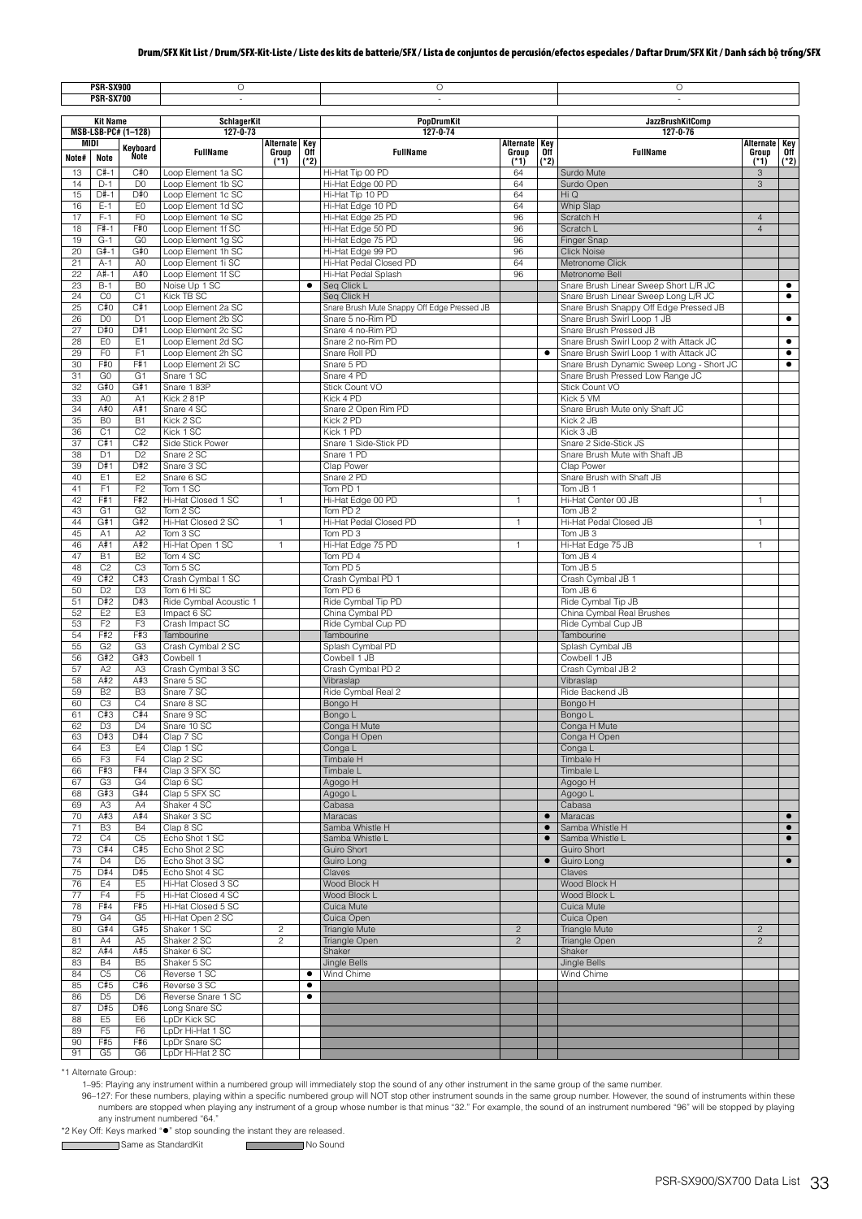# Drum/SFX Kit List / Drum/SFX-Kit-Liste / Liste des kits de batterie/SFX / Lista de conjuntos de percusión/efectos especiales / Daftar Drum/SFX Kit / Danh sách bộ trống/SFX

| | | | PSR-SX900: O | | | PSR-SX900: O | | | PSR-SX900: O | | |
|---|---|---|---|---|---|---|---|---|---|---|---|
| | | | PSR-SX700: - | | | PSR-SX700: - | | | PSR-SX700: - | | |
| Kit Name | | | SchlagerKit | | | PopDrumKit | | | JazzBrushKitComp | | |
| MSB-LSB-PC# (1–128) | | | 127-0-73 | | | 127-0-74 | | | 127-0-76 | | |
| MIDI Note# | MIDI Note | Keyboard Note | FullName | Alternate Group (*1) | Key Off (*2) | FullName | Alternate Group (*1) | Key Off (*2) | FullName | Alternate Group (*1) | Key Off (*2) |
| 13 | C#-1 | C#0 | Loop Element 1a SC | | | Hi-Hat Tip 00 PD | 64 | | Surdo Mute | 3 | |
| 14 | D-1 | D0 | Loop Element 1b SC | | | Hi-Hat Edge 00 PD | 64 | | Surdo Open | 3 | |
| 15 | D#-1 | D#0 | Loop Element 1c SC | | | Hi-Hat Tip 10 PD | 64 | | Hi Q | | |
| 16 | E-1 | E0 | Loop Element 1d SC | | | Hi-Hat Edge 10 PD | 64 | | Whip Slap | | |
| 17 | F-1 | F0 | Loop Element 1e SC | | | Hi-Hat Edge 25 PD | 96 | | Scratch H | 4 | |
| 18 | F#-1 | F#0 | Loop Element 1f SC | | | Hi-Hat Edge 50 PD | 96 | | Scratch L | 4 | |
| 19 | G-1 | G0 | Loop Element 1g SC | | | Hi-Hat Edge 75 PD | 96 | | Finger Snap | | |
| 20 | G#-1 | G#0 | Loop Element 1h SC | | | Hi-Hat Edge 99 PD | 96 | | Click Noise | | |
| 21 | A-1 | A0 | Loop Element 1i SC | | | Hi-Hat Pedal Closed PD | 64 | | Metronome Click | | |
| 22 | A#-1 | A#0 | Loop Element 1f SC | | | Hi-Hat Pedal Splash | 96 | | Metronome Bell | | |
| 23 | B-1 | B0 | Noise Up 1 SC | | ● | Seq Click L | | | Snare Brush Linear Sweep Short L/R JC | | ● |
| 24 | C0 | C1 | Kick TB SC | | | Seq Click H | | | Snare Brush Linear Sweep Long L/R JC | | ● |
| 25 | C#0 | C#1 | Loop Element 2a SC | | | Snare Brush Mute Snappy Off Edge Pressed JB | | | Snare Brush Snappy Off Edge Pressed JB | | |
| 26 | D0 | D1 | Loop Element 2b SC | | | Snare 5 no-Rim PD | | | Snare Brush Swirl Loop 1 JB | | ● |
| 27 | D#0 | D#1 | Loop Element 2c SC | | | Snare 4 no-Rim PD | | | Snare Brush Pressed JB | | |
| 28 | E0 | E1 | Loop Element 2d SC | | | Snare 2 no-Rim PD | | | Snare Brush Swirl Loop 2 with Attack JC | | ● |
| 29 | F0 | F1 | Loop Element 2h SC | | | Snare Roll PD | | ● | Snare Brush Swirl Loop 1 with Attack JC | | ● |
| 30 | F#0 | F#1 | Loop Element 2i SC | | | Snare 5 PD | | | Snare Brush Dynamic Sweep Long - Short JC | | ● |
| 31 | G0 | G1 | Snare 1 SC | | | Snare 4 PD | | | Snare Brush Pressed Low Range JC | | |
| 32 | G#0 | G#1 | Snare 1 83P | | | Stick Count VO | | | Stick Count VO | | |
| 33 | A0 | A1 | Kick 2 81P | | | Kick 4 PD | | | Kick 5 VM | | |
| 34 | A#0 | A#1 | Snare 4 SC | | | Snare 2 Open Rim PD | | | Snare Brush Mute only Shaft JC | | |
| 35 | B0 | B1 | Kick 2 SC | | | Kick 2 PD | | | Kick 2 JB | | |
| 36 | C1 | C2 | Kick 1 SC | | | Kick 1 PD | | | Kick 3 JB | | |
| 37 | C#1 | C#2 | Side Stick Power | | | Snare 1 Side-Stick PD | | | Snare 2 Side-Stick JS | | |
| 38 | D1 | D2 | Snare 2 SC | | | Snare 1 PD | | | Snare Brush Mute with Shaft JB | | |
| 39 | D#1 | D#2 | Snare 3 SC | | | Clap Power | | | Clap Power | | |
| 40 | E1 | E2 | Snare 6 SC | | | Snare 2 PD | | | Snare Brush with Shaft JB | | |
| 41 | F1 | F2 | Tom 1 SC | | | Tom PD 1 | | | Tom JB 1 | | |
| 42 | F#1 | F#2 | Hi-Hat Closed 1 SC | 1 | | Hi-Hat Edge 00 PD | 1 | | Hi-Hat Center 00 JB | 1 | |
| 43 | G1 | G2 | Tom 2 SC | | | Tom PD 2 | | | Tom JB 2 | | |
| 44 | G#1 | G#2 | Hi-Hat Closed 2 SC | 1 | | Hi-Hat Pedal Closed PD | 1 | | Hi-Hat Pedal Closed JB | 1 | |
| 45 | A1 | A2 | Tom 3 SC | | | Tom PD 3 | | | Tom JB 3 | | |
| 46 | A#1 | A#2 | Hi-Hat Open 1 SC | 1 | | Hi-Hat Edge 75 PD | 1 | | Hi-Hat Edge 75 JB | 1 | |
| 47 | B1 | B2 | Tom 4 SC | | | Tom PD 4 | | | Tom JB 4 | | |
| 48 | C2 | C3 | Tom 5 SC | | | Tom PD 5 | | | Tom JB 5 | | |
| 49 | C#2 | C#3 | Crash Cymbal 1 SC | | | Crash Cymbal PD 1 | | | Crash Cymbal JB 1 | | |
| 50 | D2 | D3 | Tom 6 Hi SC | | | Tom PD 6 | | | Tom JB 6 | | |
| 51 | D#2 | D#3 | Ride Cymbal Acoustic 1 | | | Ride Cymbal Tip PD | | | Ride Cymbal Tip JB | | |
| 52 | E2 | E3 | Impact 6 SC | | | China Cymbal PD | | | China Cymbal Real Brushes | | |
| 53 | F2 | F3 | Crash Impact SC | | | Ride Cymbal Cup PD | | | Ride Cymbal Cup JB | | |
| 54 | F#2 | F#3 | Tambourine | | | Tambourine | | | Tambourine | | |
| 55 | G2 | G3 | Crash Cymbal 2 SC | | | Splash Cymbal PD | | | Splash Cymbal JB | | |
| 56 | G#2 | G#3 | Cowbell 1 | | | Cowbell 1 JB | | | Cowbell 1 JB | | |
| 57 | A2 | A3 | Crash Cymbal 3 SC | | | Crash Cymbal PD 2 | | | Crash Cymbal JB 2 | | |
| 58 | A#2 | A#3 | Snare 5 SC | | | Vibraslap | | | Vibraslap | | |
| 59 | B2 | B3 | Snare 7 SC | | | Ride Cymbal Real 2 | | | Ride Backend JB | | |
| 60 | C3 | C4 | Snare 8 SC | | | Bongo H | | | Bongo H | | |
| 61 | C#3 | C#4 | Snare 9 SC | | | Bongo L | | | Bongo L | | |
| 62 | D3 | D4 | Snare 10 SC | | | Conga H Mute | | | Conga H Mute | | |
| 63 | D#3 | D#4 | Clap 7 SC | | | Conga H Open | | | Conga H Open | | |
| 64 | E3 | E4 | Clap 1 SC | | | Conga L | | | Conga L | | |
| 65 | F3 | F4 | Clap 2 SC | | | Timbale H | | | Timbale H | | |
| 66 | F#3 | F#4 | Clap 3 SFX SC | | | Timbale L | | | Timbale L | | |
| 67 | G3 | G4 | Clap 6 SC | | | Agogo H | | | Agogo H | | |
| 68 | G#3 | G#4 | Clap 5 SFX SC | | | Agogo L | | | Agogo L | | |
| 69 | A3 | A4 | Shaker 4 SC | | | Cabasa | | | Cabasa | | |
| 70 | A#3 | A#4 | Shaker 3 SC | | | Maracas | | ● | Maracas | | ● |
| 71 | B3 | B4 | Clap 8 SC | | | Samba Whistle H | | ● | Samba Whistle H | | ● |
| 72 | C4 | C5 | Echo Shot 1 SC | | | Samba Whistle L | | ● | Samba Whistle L | | ● |
| 73 | C#4 | C#5 | Echo Shot 2 SC | | | Guiro Short | | | Guiro Short | | |
| 74 | D4 | D5 | Echo Shot 3 SC | | | Guiro Long | | ● | Guiro Long | | ● |
| 75 | D#4 | D#5 | Echo Shot 4 SC | | | Claves | | | Claves | | |
| 76 | E4 | E5 | Hi-Hat Closed 3 SC | | | Wood Block H | | | Wood Block H | | |
| 77 | F4 | F5 | Hi-Hat Closed 4 SC | | | Wood Block L | | | Wood Block L | | |
| 78 | F#4 | F#5 | Hi-Hat Closed 5 SC | | | Cuica Mute | | | Cuica Mute | | |
| 79 | G4 | G5 | Hi-Hat Open 2 SC | | | Cuica Open | | | Cuica Open | | |
| 80 | G#4 | G#5 | Shaker 1 SC | 2 | | Triangle Mute | 2 | | Triangle Mute | 2 | |
| 81 | A4 | A5 | Shaker 2 SC | 2 | | Triangle Open | 2 | | Triangle Open | 2 | |
| 82 | A#4 | A#5 | Shaker 6 SC | | | Shaker | | | Shaker | | |
| 83 | B4 | B5 | Shaker 5 SC | | | Jingle Bells | | | Jingle Bells | | |
| 84 | C5 | C6 | Reverse 1 SC | | ● | Wind Chime | | | Wind Chime | | |
| 85 | C#5 | C#6 | Reverse 3 SC | | ● | | | | | | |
| 86 | D5 | D6 | Reverse Snare 1 SC | | ● | | | | | | |
| 87 | D#5 | D#6 | Long Snare SC | | | | | | | | |
| 88 | E5 | E6 | LpDr Kick SC | | | | | | | | |
| 89 | F5 | F6 | LpDr Hi-Hat 1 SC | | | | | | | | |
| 90 | F#5 | F#6 | LpDr Snare SC | | | | | | | | |
| 91 | G5 | G6 | LpDr Hi-Hat 2 SC | | | | | | | | |

*1 Alternate Group:

1–95: Playing any instrument within a numbered group will immediately stop the sound of any other instrument in the same group of the same number.

96–127: For these numbers, playing within a specific numbered group will NOT stop other instrument sounds in the same group number. However, the sound of instruments within these numbers are stopped when playing any instrument of a group whose number is that minus "32." For example, the sound of an instrument numbered "96" will be stopped by playing any instrument numbered "64."

*2 Key Off: Keys marked "●" stop sounding the instant they are released.

Same as StandardKit    No Sound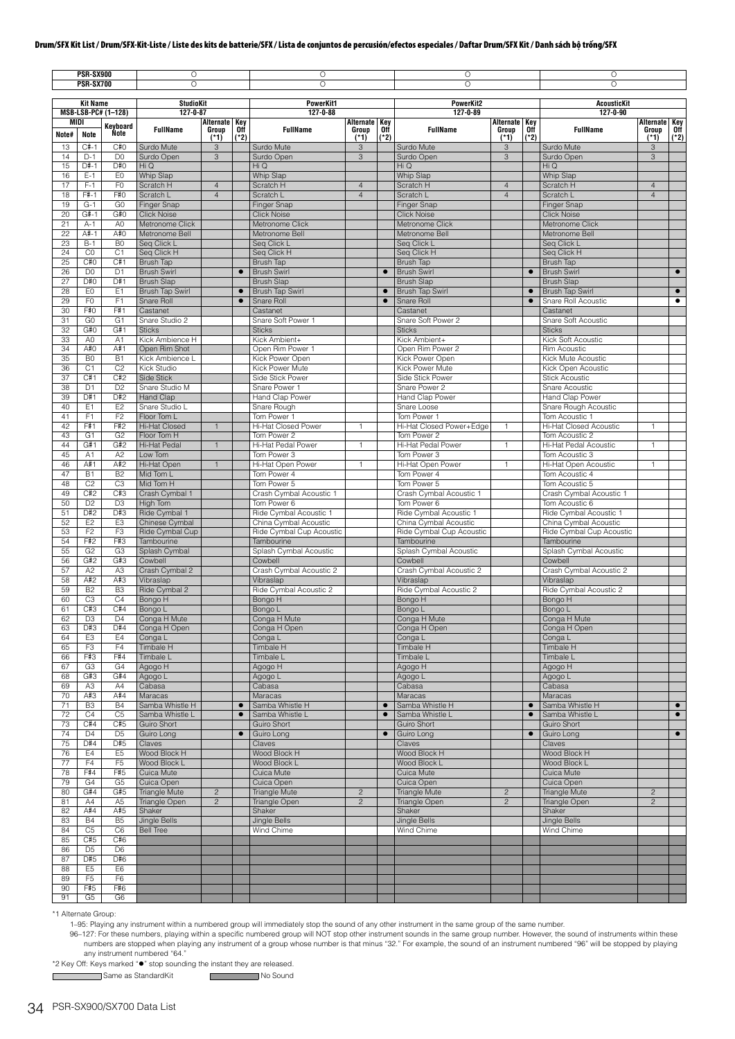#### Drum/SFX Kit List / Drum/SFX-Kit-Liste / Liste des kits de batterie/SFX / Lista de conjuntos de percusión/efectos especiales / Daftar Drum/SFX Kit / Danh sách bộ trống/SFX

| PSR-SX900 | | | ○ | | | ○ | | | ○ | | | ○ | | |
|---|---|---|---|---|---|---|---|---|---|---|---|---|---|---|
| **PSR-SX700** | | | ○ | | | ○ | | | ○ | | | ○ | | |
| **Kit Name** | | | **StudioKit** | | | **PowerKit1** | | | **PowerKit2** | | | **AcousticKit** | | |
| **MSB-LSB-PC# (1–128)** | | | **127-0-87** | | | **127-0-88** | | | **127-0-89** | | | **127-0-90** | | |
| **MIDI Note#** | **MIDI Note** | **Keyboard Note** | **FullName** | **Alternate Group (*1)** | **Key Off (*2)** | **FullName** | **Alternate Group (*1)** | **Key Off (*2)** | **FullName** | **Alternate Group (*1)** | **Key Off (*2)** | **FullName** | **Alternate Group (*1)** | **Key Off (*2)** |
| 13 | C#-1 | C#0 | Surdo Mute | 3 | | Surdo Mute | 3 | | Surdo Mute | 3 | | Surdo Mute | 3 | |
| 14 | D-1 | D0 | Surdo Open | 3 | | Surdo Open | 3 | | Surdo Open | 3 | | Surdo Open | 3 | |
| 15 | D#-1 | D#0 | Hi Q | | | Hi Q | | | Hi Q | | | Hi Q | | |
| 16 | E-1 | E0 | Whip Slap | | | Whip Slap | | | Whip Slap | | | Whip Slap | | |
| 17 | F-1 | F0 | Scratch H | 4 | | Scratch H | 4 | | Scratch H | 4 | | Scratch H | 4 | |
| 18 | F#-1 | F#0 | Scratch L | 4 | | Scratch L | 4 | | Scratch L | 4 | | Scratch L | 4 | |
| 19 | G-1 | G0 | Finger Snap | | | Finger Snap | | | Finger Snap | | | Finger Snap | | |
| 20 | G#-1 | G#0 | Click Noise | | | Click Noise | | | Click Noise | | | Click Noise | | |
| 21 | A-1 | A0 | Metronome Click | | | Metronome Click | | | Metronome Click | | | Metronome Click | | |
| 22 | A#-1 | A#0 | Metronome Bell | | | Metronome Bell | | | Metronome Bell | | | Metronome Bell | | |
| 23 | B-1 | B0 | Seq Click L | | | Seq Click L | | | Seq Click L | | | Seq Click L | | |
| 24 | C0 | C1 | Seq Click H | | | Seq Click H | | | Seq Click H | | | Seq Click H | | |
| 25 | C#0 | C#1 | Brush Tap | | | Brush Tap | | | Brush Tap | | | Brush Tap | | |
| 26 | D0 | D1 | Brush Swirl | | ● | Brush Swirl | | ● | Brush Swirl | | ● | Brush Swirl | | ● |
| 27 | D#0 | D#1 | Brush Slap | | | Brush Slap | | | Brush Slap | | | Brush Slap | | |
| 28 | E0 | E1 | Brush Tap Swirl | | ● | Brush Tap Swirl | | ● | Brush Tap Swirl | | ● | Brush Tap Swirl | | ● |
| 29 | F0 | F1 | Snare Roll | | ● | Snare Roll | | ● | Snare Roll | | ● | Snare Roll Acoustic | | ● |
| 30 | F#0 | F#1 | Castanet | | | Castanet | | | Castanet | | | Castanet | | |
| 31 | G0 | G1 | Snare Studio 2 | | | Snare Soft Power 1 | | | Snare Soft Power 2 | | | Snare Soft Acoustic | | |
| 32 | G#0 | G#1 | Sticks | | | Sticks | | | Sticks | | | Sticks | | |
| 33 | A0 | A1 | Kick Ambience H | | | Kick Ambient+ | | | Kick Ambient+ | | | Kick Soft Acoustic | | |
| 34 | A#0 | A#1 | Open Rim Shot | | | Open Rim Power 1 | | | Open Rim Power 2 | | | Rim Acoustic | | |
| 35 | B0 | B1 | Kick Ambience L | | | Kick Power Open | | | Kick Power Open | | | Kick Mute Acoustic | | |
| 36 | C1 | C2 | Kick Studio | | | Kick Power Mute | | | Kick Power Mute | | | Kick Open Acoustic | | |
| 37 | C#1 | C#2 | Side Stick | | | Side Stick Power | | | Side Stick Power | | | Stick Acoustic | | |
| 38 | D1 | D2 | Snare Studio M | | | Snare Power 1 | | | Snare Power 2 | | | Snare Acoustic | | |
| 39 | D#1 | D#2 | Hand Clap | | | Hand Clap Power | | | Hand Clap Power | | | Hand Clap Power | | |
| 40 | E1 | E2 | Snare Studio L | | | Snare Rough | | | Snare Loose | | | Snare Rough Acoustic | | |
| 41 | F1 | F2 | Floor Tom L | | | Tom Power 1 | | | Tom Power 1 | | | Tom Acoustic 1 | | |
| 42 | F#1 | F#2 | Hi-Hat Closed | 1 | | Hi-Hat Closed Power | 1 | | Hi-Hat Closed Power+Edge | 1 | | Hi-Hat Closed Acoustic | 1 | |
| 43 | G1 | G2 | Floor Tom H | | | Tom Power 2 | | | Tom Power 2 | | | Tom Acoustic 2 | | |
| 44 | G#1 | G#2 | Hi-Hat Pedal | 1 | | Hi-Hat Pedal Power | 1 | | Hi-Hat Pedal Power | 1 | | Hi-Hat Pedal Acoustic | 1 | |
| 45 | A1 | A2 | Low Tom | | | Tom Power 3 | | | Tom Power 3 | | | Tom Acoustic 3 | | |
| 46 | A#1 | A#2 | Hi-Hat Open | 1 | | Hi-Hat Open Power | 1 | | Hi-Hat Open Power | 1 | | Hi-Hat Open Acoustic | 1 | |
| 47 | B1 | B2 | Mid Tom L | | | Tom Power 4 | | | Tom Power 4 | | | Tom Acoustic 4 | | |
| 48 | C2 | C3 | Mid Tom H | | | Tom Power 5 | | | Tom Power 5 | | | Tom Acoustic 5 | | |
| 49 | C#2 | C#3 | Crash Cymbal 1 | | | Crash Cymbal Acoustic 1 | | | Crash Cymbal Acoustic 1 | | | Crash Cymbal Acoustic 1 | | |
| 50 | D2 | D3 | High Tom | | | Tom Power 6 | | | Tom Power 6 | | | Tom Acoustic 6 | | |
| 51 | D#2 | D#3 | Ride Cymbal 1 | | | Ride Cymbal Acoustic 1 | | | Ride Cymbal Acoustic 1 | | | Ride Cymbal Acoustic 1 | | |
| 52 | E2 | E3 | Chinese Cymbal | | | China Cymbal Acoustic | | | China Cymbal Acoustic | | | China Cymbal Acoustic | | |
| 53 | F2 | F3 | Ride Cymbal Cup | | | Ride Cymbal Cup Acoustic | | | Ride Cymbal Cup Acoustic | | | Ride Cymbal Cup Acoustic | | |
| 54 | F#2 | F#3 | Tambourine | | | Tambourine | | | Tambourine | | | Tambourine | | |
| 55 | G2 | G3 | Splash Cymbal | | | Splash Cymbal Acoustic | | | Splash Cymbal Acoustic | | | Splash Cymbal Acoustic | | |
| 56 | G#2 | G#3 | Cowbell | | | Cowbell | | | Cowbell | | | Cowbell | | |
| 57 | A2 | A3 | Crash Cymbal 2 | | | Crash Cymbal Acoustic 2 | | | Crash Cymbal Acoustic 2 | | | Crash Cymbal Acoustic 2 | | |
| 58 | A#2 | A#3 | Vibraslap | | | Vibraslap | | | Vibraslap | | | Vibraslap | | |
| 59 | B2 | B3 | Ride Cymbal 2 | | | Ride Cymbal Acoustic 2 | | | Ride Cymbal Acoustic 2 | | | Ride Cymbal Acoustic 2 | | |
| 60 | C3 | C4 | Bongo H | | | Bongo H | | | Bongo H | | | Bongo H | | |
| 61 | C#3 | C#4 | Bongo L | | | Bongo L | | | Bongo L | | | Bongo L | | |
| 62 | D3 | D4 | Conga H Mute | | | Conga H Mute | | | Conga H Mute | | | Conga H Mute | | |
| 63 | D#3 | D#4 | Conga H Open | | | Conga H Open | | | Conga H Open | | | Conga H Open | | |
| 64 | E3 | E4 | Conga L | | | Conga L | | | Conga L | | | Conga L | | |
| 65 | F3 | F4 | Timbale H | | | Timbale H | | | Timbale H | | | Timbale H | | |
| 66 | F#3 | F#4 | Timbale L | | | Timbale L | | | Timbale L | | | Timbale L | | |
| 67 | G3 | G4 | Agogo H | | | Agogo H | | | Agogo H | | | Agogo H | | |
| 68 | G#3 | G#4 | Agogo L | | | Agogo L | | | Agogo L | | | Agogo L | | |
| 69 | A3 | A4 | Cabasa | | | Cabasa | | | Cabasa | | | Cabasa | | |
| 70 | A#3 | A#4 | Maracas | | | Maracas | | | Maracas | | | Maracas | | |
| 71 | B3 | B4 | Samba Whistle H | | ● | Samba Whistle H | | ● | Samba Whistle H | | ● | Samba Whistle H | | ● |
| 72 | C4 | C5 | Samba Whistle L | | ● | Samba Whistle L | | ● | Samba Whistle L | | ● | Samba Whistle L | | ● |
| 73 | C#4 | C#5 | Guiro Short | | | Guiro Short | | | Guiro Short | | | Guiro Short | | |
| 74 | D4 | D5 | Guiro Long | | ● | Guiro Long | | ● | Guiro Long | | ● | Guiro Long | | ● |
| 75 | D#4 | D#5 | Claves | | | Claves | | | Claves | | | Claves | | |
| 76 | E4 | E5 | Wood Block H | | | Wood Block H | | | Wood Block H | | | Wood Block H | | |
| 77 | F4 | F5 | Wood Block L | | | Wood Block L | | | Wood Block L | | | Wood Block L | | |
| 78 | F#4 | F#5 | Cuica Mute | | | Cuica Mute | | | Cuica Mute | | | Cuica Mute | | |
| 79 | G4 | G5 | Cuica Open | | | Cuica Open | | | Cuica Open | | | Cuica Open | | |
| 80 | G#4 | G#5 | Triangle Mute | 2 | | Triangle Mute | 2 | | Triangle Mute | 2 | | Triangle Mute | 2 | |
| 81 | A4 | A5 | Triangle Open | 2 | | Triangle Open | 2 | | Triangle Open | 2 | | Triangle Open | 2 | |
| 82 | A#4 | A#5 | Shaker | | | Shaker | | | Shaker | | | Shaker | | |
| 83 | B4 | B5 | Jingle Bells | | | Jingle Bells | | | Jingle Bells | | | Jingle Bells | | |
| 84 | C5 | C6 | Bell Tree | | | Wind Chime | | | Wind Chime | | | Wind Chime | | |
| 85 | C#5 | C#6 | | | | | | | | | | | | |
| 86 | D5 | D6 | | | | | | | | | | | | |
| 87 | D#5 | D#6 | | | | | | | | | | | | |
| 88 | E5 | E6 | | | | | | | | | | | | |
| 89 | F5 | F6 | | | | | | | | | | | | |
| 90 | F#5 | F#6 | | | | | | | | | | | | |
| 91 | G5 | G6 | | | | | | | | | | | | |

*1 Alternate Group:

1–95: Playing any instrument within a numbered group will immediately stop the sound of any other instrument in the same group of the same number.

96–127: For these numbers, playing within a specific numbered group will NOT stop other instrument sounds in the same group number. However, the sound of instruments within these numbers are stopped when playing any instrument of a group whose number is that minus "32." For example, the sound of an instrument numbered "96" will be stopped by playing any instrument numbered "64."

*2 Key Off: Keys marked "●" stop sounding the instant they are released.

[light shading] Same as StandardKit [dark shading] No Sound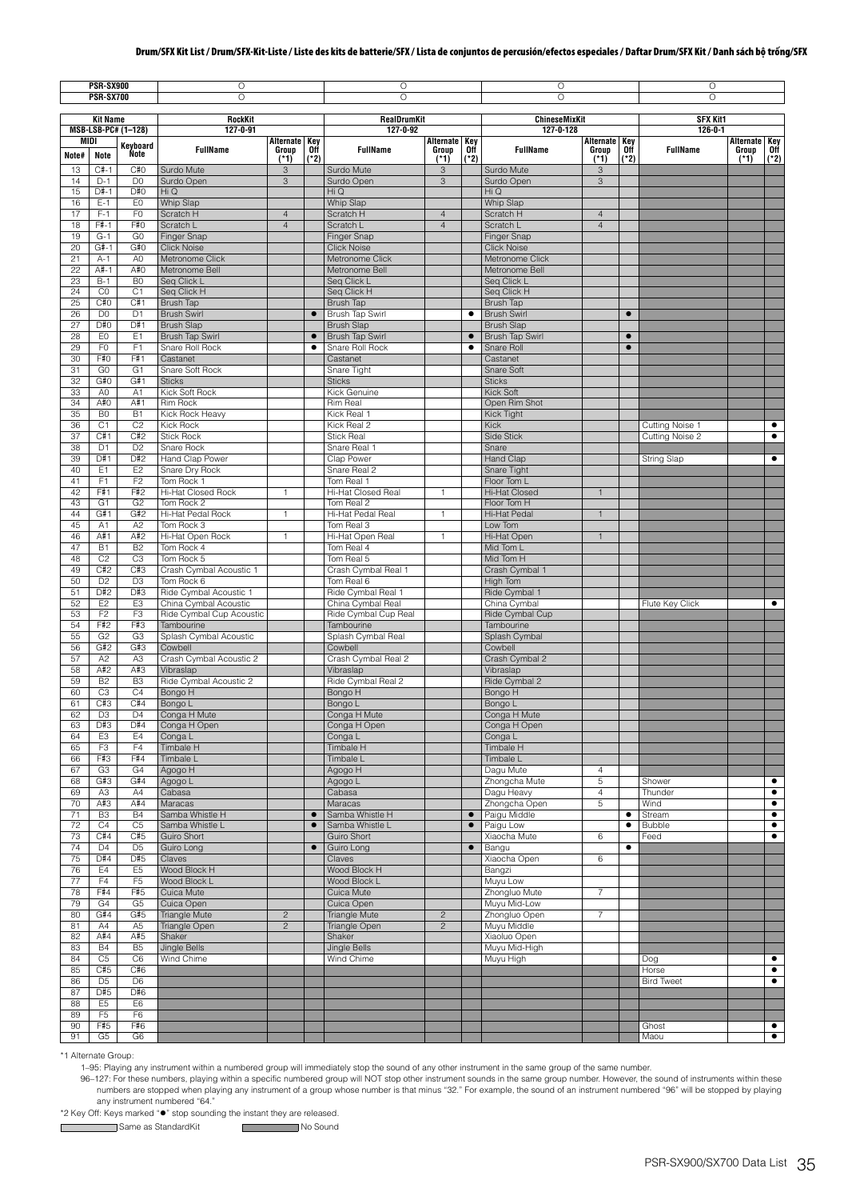# Drum/SFX Kit List / Drum/SFX-Kit-Liste / Liste des kits de batterie/SFX / Lista de conjuntos de percusión/efectos especiales / Daftar Drum/SFX Kit / Danh sách bộ trống/SFX

| PSR-SX900 | | | ○ | | | ○ | | | ○ | | | ○ | | |
|---|---|---|---|---|---|---|---|---|---|---|---|---|---|---|
| PSR-SX700 | | | ○ | | | ○ | | | ○ | | | ○ | | |
| Kit Name | | | RockKit | | | RealDrumKit | | | ChineseMixKit | | | SFX Kit1 | | |
| MSB-LSB-PC# (1–128) | | | 127-0-91 | | | 127-0-92 | | | 127-0-128 | | | 126-0-1 | | |
| MIDI | | Keyboard | | | | | | | | | | | | |
| Note# | Note | Note | FullName | Alternate Group (*1) | Key Off (*2) | FullName | Alternate Group (*1) | Key Off (*2) | FullName | Alternate Group (*1) | Key Off (*2) | FullName | Alternate Group (*1) | Key Off (*2) |
| 13 | C#-1 | C#0 | Surdo Mute | 3 | | Surdo Mute | 3 | | Surdo Mute | 3 | | | | |
| 14 | D-1 | D0 | Surdo Open | 3 | | Surdo Open | 3 | | Surdo Open | 3 | | | | |
| 15 | D#-1 | D#0 | Hi Q | | | Hi Q | | | Hi Q | | | | | |
| 16 | E-1 | E0 | Whip Slap | | | Whip Slap | | | Whip Slap | | | | | |
| 17 | F-1 | F0 | Scratch H | 4 | | Scratch H | 4 | | Scratch H | 4 | | | | |
| 18 | F#-1 | F#0 | Scratch L | 4 | | Scratch L | 4 | | Scratch L | 4 | | | | |
| 19 | G-1 | G0 | Finger Snap | | | Finger Snap | | | Finger Snap | | | | | |
| 20 | G#-1 | G#0 | Click Noise | | | Click Noise | | | Click Noise | | | | | |
| 21 | A-1 | A0 | Metronome Click | | | Metronome Click | | | Metronome Click | | | | | |
| 22 | A#-1 | A#0 | Metronome Bell | | | Metronome Bell | | | Metronome Bell | | | | | |
| 23 | B-1 | B0 | Seq Click L | | | Seq Click L | | | Seq Click L | | | | | |
| 24 | C0 | C1 | Seq Click H | | | Seq Click H | | | Seq Click H | | | | | |
| 25 | C#0 | C#1 | Brush Tap | | | Brush Tap | | | Brush Tap | | | | | |
| 26 | D0 | D1 | Brush Swirl | | ● | Brush Tap Swirl | | ● | Brush Swirl | | ● | | | |
| 27 | D#0 | D#1 | Brush Slap | | | Brush Slap | | | Brush Slap | | | | | |
| 28 | E0 | E1 | Brush Tap Swirl | | ● | Brush Tap Swirl | | ● | Brush Tap Swirl | | ● | | | |
| 29 | F0 | F1 | Snare Roll Rock | | ● | Snare Roll Rock | | ● | Snare Roll | | ● | | | |
| 30 | F#0 | F#1 | Castanet | | | Castanet | | | Castanet | | | | | |
| 31 | G0 | G1 | Snare Soft Rock | | | Snare Tight | | | Snare Soft | | | | | |
| 32 | G#0 | G#1 | Sticks | | | Sticks | | | Sticks | | | | | |
| 33 | A0 | A1 | Kick Soft Rock | | | Kick Genuine | | | Kick Soft | | | | | |
| 34 | A#0 | A#1 | Rim Rock | | | Rim Real | | | Open Rim Shot | | | | | |
| 35 | B0 | B1 | Kick Rock Heavy | | | Kick Real 1 | | | Kick Tight | | | | | |
| 36 | C1 | C2 | Kick Rock | | | Kick Real 2 | | | Kick | | | Cutting Noise 1 | | ● |
| 37 | C#1 | C#2 | Stick Rock | | | Stick Real | | | Side Stick | | | Cutting Noise 2 | | ● |
| 38 | D1 | D2 | Snare Rock | | | Snare Real 1 | | | Snare | | | | | |
| 39 | D#1 | D#2 | Hand Clap Power | | | Clap Power | | | Hand Clap | | | String Slap | | ● |
| 40 | E1 | E2 | Snare Dry Rock | | | Snare Real 2 | | | Snare Tight | | | | | |
| 41 | F1 | F2 | Tom Rock 1 | | | Tom Real 1 | | | Floor Tom L | | | | | |
| 42 | F#1 | F#2 | Hi-Hat Closed Rock | 1 | | Hi-Hat Closed Real | 1 | | Hi-Hat Closed | 1 | | | | |
| 43 | G1 | G2 | Tom Rock 2 | | | Tom Real 2 | | | Floor Tom H | | | | | |
| 44 | G#1 | G#2 | Hi-Hat Pedal Rock | 1 | | Hi-Hat Pedal Real | 1 | | Hi-Hat Pedal | 1 | | | | |
| 45 | A1 | A2 | Tom Rock 3 | | | Tom Real 3 | | | Low Tom | | | | | |
| 46 | A#1 | A#2 | Hi-Hat Open Rock | 1 | | Hi-Hat Open Real | 1 | | Hi-Hat Open | 1 | | | | |
| 47 | B1 | B2 | Tom Rock 4 | | | Tom Real 4 | | | Mid Tom L | | | | | |
| 48 | C2 | C3 | Tom Rock 5 | | | Tom Real 5 | | | Mid Tom H | | | | | |
| 49 | C#2 | C#3 | Crash Cymbal Acoustic 1 | | | Crash Cymbal Real 1 | | | Crash Cymbal 1 | | | | | |
| 50 | D2 | D3 | Tom Rock 6 | | | Tom Real 6 | | | High Tom | | | | | |
| 51 | D#2 | D#3 | Ride Cymbal Acoustic 1 | | | Ride Cymbal Real 1 | | | Ride Cymbal 1 | | | | | |
| 52 | E2 | E3 | China Cymbal Acoustic | | | China Cymbal Real | | | China Cymbal | | | Flute Key Click | | ● |
| 53 | F2 | F3 | Ride Cymbal Cup Acoustic | | | Ride Cymbal Cup Real | | | Ride Cymbal Cup | | | | | |
| 54 | F#2 | F#3 | Tambourine | | | Tambourine | | | Tambourine | | | | | |
| 55 | G2 | G3 | Splash Cymbal Acoustic | | | Splash Cymbal Real | | | Splash Cymbal | | | | | |
| 56 | G#2 | G#3 | Cowbell | | | Cowbell | | | Cowbell | | | | | |
| 57 | A2 | A3 | Crash Cymbal Acoustic 2 | | | Crash Cymbal Real 2 | | | Crash Cymbal 2 | | | | | |
| 58 | A#2 | A#3 | Vibraslap | | | Vibraslap | | | Vibraslap | | | | | |
| 59 | B2 | B3 | Ride Cymbal Acoustic 2 | | | Ride Cymbal Real 2 | | | Ride Cymbal 2 | | | | | |
| 60 | C3 | C4 | Bongo H | | | Bongo H | | | Bongo H | | | | | |
| 61 | C#3 | C#4 | Bongo L | | | Bongo L | | | Bongo L | | | | | |
| 62 | D3 | D4 | Conga H Mute | | | Conga H Mute | | | Conga H Mute | | | | | |
| 63 | D#3 | D#4 | Conga H Open | | | Conga H Open | | | Conga H Open | | | | | |
| 64 | E3 | E4 | Conga L | | | Conga L | | | Conga L | | | | | |
| 65 | F3 | F4 | Timbale H | | | Timbale H | | | Timbale H | | | | | |
| 66 | F#3 | F#4 | Timbale L | | | Timbale L | | | Timbale L | | | | | |
| 67 | G3 | G4 | Agogo H | | | Agogo H | | | Dagu Mute | 4 | | | | |
| 68 | G#3 | G#4 | Agogo L | | | Agogo L | | | Zhongcha Mute | 5 | | Shower | | ● |
| 69 | A3 | A4 | Cabasa | | | Cabasa | | | Dagu Heavy | 4 | | Thunder | | ● |
| 70 | A#3 | A#4 | Maracas | | | Maracas | | | Zhongcha Open | 5 | | Wind | | ● |
| 71 | B3 | B4 | Samba Whistle H | | ● | Samba Whistle H | | ● | Paigu Middle | | ● | Stream | | ● |
| 72 | C4 | C5 | Samba Whistle L | | ● | Samba Whistle L | | ● | Paigu Low | | ● | Bubble | | ● |
| 73 | C#4 | C#5 | Guiro Short | | | Guiro Short | | | Xiaocha Mute | 6 | | Feed | | ● |
| 74 | D4 | D5 | Guiro Long | | ● | Guiro Long | | ● | Bangu | | ● | | | |
| 75 | D#4 | D#5 | Claves | | | Claves | | | Xiaocha Open | 6 | | | | |
| 76 | E4 | E5 | Wood Block H | | | Wood Block H | | | Bangzi | | | | | |
| 77 | F4 | F5 | Wood Block L | | | Wood Block L | | | Muyu Low | | | | | |
| 78 | F#4 | F#5 | Cuica Mute | | | Cuica Mute | | | Zhongluo Mute | 7 | | | | |
| 79 | G4 | G5 | Cuica Open | | | Cuica Open | | | Muyu Mid-Low | | | | | |
| 80 | G#4 | G#5 | Triangle Mute | 2 | | Triangle Mute | 2 | | Zhongluo Open | 7 | | | | |
| 81 | A4 | A5 | Triangle Open | 2 | | Triangle Open | 2 | | Muyu Middle | | | | | |
| 82 | A#4 | A#5 | Shaker | | | Shaker | | | Xiaoluo Open | | | | | |
| 83 | B4 | B5 | Jingle Bells | | | Jingle Bells | | | Muyu Mid-High | | | | | |
| 84 | C5 | C6 | Wind Chime | | | Wind Chime | | | Muyu High | | | Dog | | ● |
| 85 | C#5 | C#6 | | | | | | | | | | Horse | | ● |
| 86 | D5 | D6 | | | | | | | | | | Bird Tweet | | ● |
| 87 | D#5 | D#6 | | | | | | | | | | | | |
| 88 | E5 | E6 | | | | | | | | | | | | |
| 89 | F5 | F6 | | | | | | | | | | | | |
| 90 | F#5 | F#6 | | | | | | | | | | Ghost | | ● |
| 91 | G5 | G6 | | | | | | | | | | Maou | | ● |

*1 Alternate Group:

1–95: Playing any instrument within a numbered group will immediately stop the sound of any other instrument in the same group of the same number.

96–127: For these numbers, playing within a specific numbered group will NOT stop other instrument sounds in the same group number. However, the sound of instruments within these numbers are stopped when playing any instrument of a group whose number is that minus "32." For example, the sound of an instrument numbered "96" will be stopped by playing any instrument numbered "64."

*2 Key Off: Keys marked "●" stop sounding the instant they are released.

Same as StandardKit    No Sound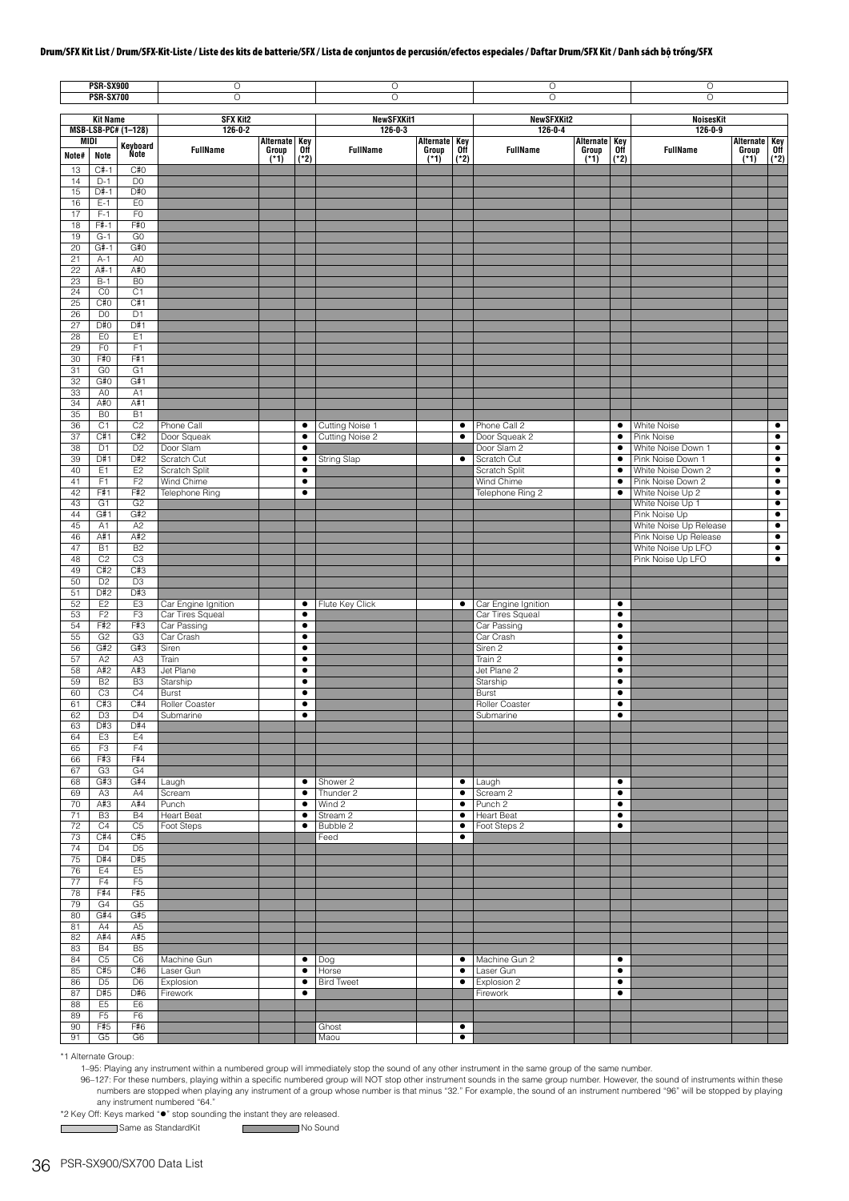# Drum/SFX Kit List / Drum/SFX-Kit-Liste / Liste des kits de batterie/SFX / Lista de conjuntos de percusión/efectos especiales / Daftar Drum/SFX Kit / Danh sách bộ trống/SFX

| PSR-SX900 | | | ○ | | | ○ | | | ○ | | | ○ | | |
|---|---|---|---|---|---|---|---|---|---|---|---|---|---|---|
| **PSR-SX700** | | | ○ | | | ○ | | | ○ | | | ○ | | |
| **Kit Name** | | | **SFX Kit2** | | | **NewSFXKit1** | | | **NewSFXKit2** | | | **NoisesKit** | | |
| **MSB-LSB-PC# (1–128)** | | | **126-0-2** | | | **126-0-3** | | | **126-0-4** | | | **126-0-9** | | |
| **MIDI** | | **Keyboard** | **FullName** | **Alternate Group (*1)** | **Key Off (*2)** | **FullName** | **Alternate Group (*1)** | **Key Off (*2)** | **FullName** | **Alternate Group (*1)** | **Key Off (*2)** | **FullName** | **Alternate Group (*1)** | **Key Off (*2)** |
| **Note#** | **Note** | **Note** | | | | | | | | | | | | |
| 13 | C#-1 | C#0 | | | | | | | | | | | | |
| 14 | D-1 | D0 | | | | | | | | | | | | |
| 15 | D#-1 | D#0 | | | | | | | | | | | | |
| 16 | E-1 | E0 | | | | | | | | | | | | |
| 17 | F-1 | F0 | | | | | | | | | | | | |
| 18 | F#-1 | F#0 | | | | | | | | | | | | |
| 19 | G-1 | G0 | | | | | | | | | | | | |
| 20 | G#-1 | G#0 | | | | | | | | | | | | |
| 21 | A-1 | A0 | | | | | | | | | | | | |
| 22 | A#-1 | A#0 | | | | | | | | | | | | |
| 23 | B-1 | B0 | | | | | | | | | | | | |
| 24 | C0 | C1 | | | | | | | | | | | | |
| 25 | C#0 | C#1 | | | | | | | | | | | | |
| 26 | D0 | D1 | | | | | | | | | | | | |
| 27 | D#0 | D#1 | | | | | | | | | | | | |
| 28 | E0 | E1 | | | | | | | | | | | | |
| 29 | F0 | F1 | | | | | | | | | | | | |
| 30 | F#0 | F#1 | | | | | | | | | | | | |
| 31 | G0 | G1 | | | | | | | | | | | | |
| 32 | G#0 | G#1 | | | | | | | | | | | | |
| 33 | A0 | A1 | | | | | | | | | | | | |
| 34 | A#0 | A#1 | | | | | | | | | | | | |
| 35 | B0 | B1 | | | | | | | | | | | | |
| 36 | C1 | C2 | Phone Call | | ● | Cutting Noise 1 | | ● | Phone Call 2 | | ● | White Noise | | ● |
| 37 | C#1 | C#2 | Door Squeak | | ● | Cutting Noise 2 | | ● | Door Squeak 2 | | ● | Pink Noise | | ● |
| 38 | D1 | D2 | Door Slam | | ● | | | | Door Slam 2 | | ● | White Noise Down 1 | | ● |
| 39 | D#1 | D#2 | Scratch Cut | | ● | String Slap | | ● | Scratch Cut | | ● | Pink Noise Down 1 | | ● |
| 40 | E1 | E2 | Scratch Split | | ● | | | | Scratch Split | | ● | White Noise Down 2 | | ● |
| 41 | F1 | F2 | Wind Chime | | ● | | | | Wind Chime | | ● | Pink Noise Down 2 | | ● |
| 42 | F#1 | F#2 | Telephone Ring | | ● | | | | Telephone Ring 2 | | ● | White Noise Up 2 | | ● |
| 43 | G1 | G2 | | | | | | | | | | White Noise Up 1 | | ● |
| 44 | G#1 | G#2 | | | | | | | | | | Pink Noise Up | | ● |
| 45 | A1 | A2 | | | | | | | | | | White Noise Up Release | | ● |
| 46 | A#1 | A#2 | | | | | | | | | | Pink Noise Up Release | | ● |
| 47 | B1 | B2 | | | | | | | | | | White Noise Up LFO | | ● |
| 48 | C2 | C3 | | | | | | | | | | Pink Noise Up LFO | | ● |
| 49 | C#2 | C#3 | | | | | | | | | | | | |
| 50 | D2 | D3 | | | | | | | | | | | | |
| 51 | D#2 | D#3 | | | | | | | | | | | | |
| 52 | E2 | E3 | Car Engine Ignition | | ● | Flute Key Click | | ● | Car Engine Ignition | | ● | | | |
| 53 | F2 | F3 | Car Tires Squeal | | ● | | | | Car Tires Squeal | | ● | | | |
| 54 | F#2 | F#3 | Car Passing | | ● | | | | Car Passing | | ● | | | |
| 55 | G2 | G3 | Car Crash | | ● | | | | Car Crash | | ● | | | |
| 56 | G#2 | G#3 | Siren | | ● | | | | Siren 2 | | ● | | | |
| 57 | A2 | A3 | Train | | ● | | | | Train 2 | | ● | | | |
| 58 | A#2 | A#3 | Jet Plane | | ● | | | | Jet Plane 2 | | ● | | | |
| 59 | B2 | B3 | Starship | | ● | | | | Starship | | ● | | | |
| 60 | C3 | C4 | Burst | | ● | | | | Burst | | ● | | | |
| 61 | C#3 | C#4 | Roller Coaster | | ● | | | | Roller Coaster | | ● | | | |
| 62 | D3 | D4 | Submarine | | ● | | | | Submarine | | ● | | | |
| 63 | D#3 | D#4 | | | | | | | | | | | | |
| 64 | E3 | E4 | | | | | | | | | | | | |
| 65 | F3 | F4 | | | | | | | | | | | | |
| 66 | F#3 | F#4 | | | | | | | | | | | | |
| 67 | G3 | G4 | | | | | | | | | | | | |
| 68 | G#3 | G#4 | Laugh | | ● | Shower 2 | | ● | Laugh | | ● | | | |
| 69 | A3 | A4 | Scream | | ● | Thunder 2 | | ● | Scream 2 | | ● | | | |
| 70 | A#3 | A#4 | Punch | | ● | Wind 2 | | ● | Punch 2 | | ● | | | |
| 71 | B3 | B4 | Heart Beat | | ● | Stream 2 | | ● | Heart Beat | | ● | | | |
| 72 | C4 | C5 | Foot Steps | | ● | Bubble 2 | | ● | Foot Steps 2 | | ● | | | |
| 73 | C#4 | C#5 | | | | Feed | | ● | | | | | | |
| 74 | D4 | D5 | | | | | | | | | | | | |
| 75 | D#4 | D#5 | | | | | | | | | | | | |
| 76 | E4 | E5 | | | | | | | | | | | | |
| 77 | F4 | F5 | | | | | | | | | | | | |
| 78 | F#4 | F#5 | | | | | | | | | | | | |
| 79 | G4 | G5 | | | | | | | | | | | | |
| 80 | G#4 | G#5 | | | | | | | | | | | | |
| 81 | A4 | A5 | | | | | | | | | | | | |
| 82 | A#4 | A#5 | | | | | | | | | | | | |
| 83 | B4 | B5 | | | | | | | | | | | | |
| 84 | C5 | C6 | Machine Gun | | ● | Dog | | ● | Machine Gun 2 | | ● | | | |
| 85 | C#5 | C#6 | Laser Gun | | ● | Horse | | ● | Laser Gun | | ● | | | |
| 86 | D5 | D6 | Explosion | | ● | Bird Tweet | | ● | Explosion 2 | | ● | | | |
| 87 | D#5 | D#6 | Firework | | ● | | | | Firework | | ● | | | |
| 88 | E5 | E6 | | | | | | | | | | | | |
| 89 | F5 | F6 | | | | | | | | | | | | |
| 90 | F#5 | F#6 | | | | Ghost | | ● | | | | | | |
| 91 | G5 | G6 | | | | Maou | | ● | | | | | | |

*1 Alternate Group:

1–95: Playing any instrument within a numbered group will immediately stop the sound of any other instrument in the same group of the same number.

96–127: For these numbers, playing within a specific numbered group will NOT stop other instrument sounds in the same group number. However, the sound of instruments within these numbers are stopped when playing any instrument of a group whose number is that minus "32." For example, the sound of an instrument numbered "96" will be stopped by playing any instrument numbered "64."

*2 Key Off: Keys marked "●" stop sounding the instant they are released.

Same as StandardKit　　No Sound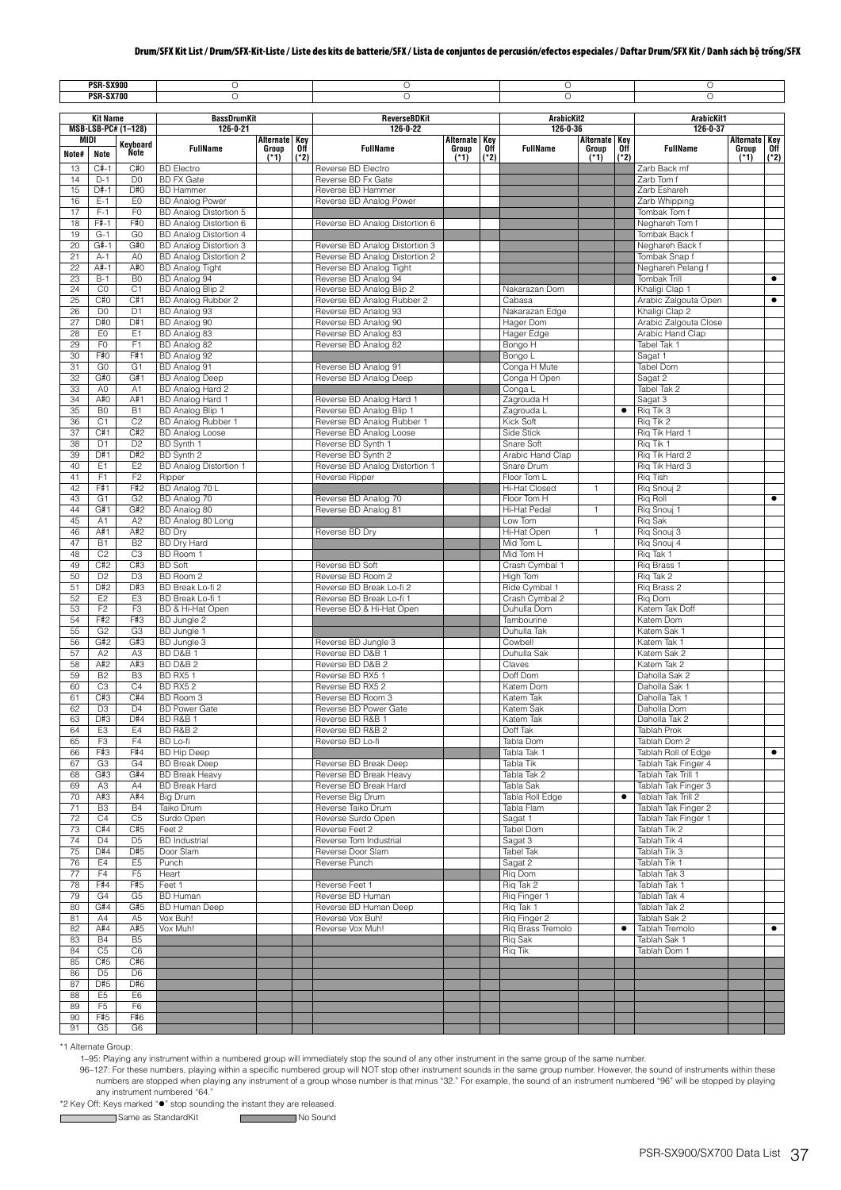## Drum/SFX Kit List / Drum/SFX-Kit-Liste / Liste des kits de batterie/SFX / Lista de conjuntos de percusión/efectos especiales / Daftar Drum/SFX Kit / Danh sách bộ trống/SFX

| PSR-SX900 | | | ○ | | | ○ | | | ○ | | | ○ | | |
|---|---|---|---|---|---|---|---|---|---|---|---|---|---|---|
| PSR-SX700 | | | ○ | | | ○ | | | ○ | | | ○ | | |
| Kit Name | | | BassDrumKit | | | ReverseBDKit | | | ArabicKit2 | | | ArabicKit1 | | |
| MSB-LSB-PC# (1–128) | | | 126-0-21 | | | 126-0-22 | | | 126-0-36 | | | 126-0-37 | | |
| MIDI | | Keyboard | | | | | | | | | | | | |
| Note# | Note | Note | FullName | Alternate Group (*1) | Key Off (*2) | FullName | Alternate Group (*1) | Key Off (*2) | FullName | Alternate Group (*1) | Key Off (*2) | FullName | Alternate Group (*1) | Key Off (*2) |
| 13 | C#-1 | C#0 | BD Electro | | | Reverse BD Electro | | | | | | Zarb Back mf | | |
| 14 | D-1 | D0 | BD FX Gate | | | Reverse BD Fx Gate | | | | | | Zarb Tom f | | |
| 15 | D#-1 | D#0 | BD Hammer | | | Reverse BD Hammer | | | | | | Zarb Eshareh | | |
| 16 | E-1 | E0 | BD Analog Power | | | Reverse BD Analog Power | | | | | | Zarb Whipping | | |
| 17 | F-1 | F0 | BD Analog Distortion 5 | | | | | | | | | Tombak Tom f | | |
| 18 | F#-1 | F#0 | BD Analog Distortion 6 | | | Reverse BD Analog Distortion 6 | | | | | | Neghareh Tom f | | |
| 19 | G-1 | G0 | BD Analog Distortion 4 | | | | | | | | | Tombak Back f | | |
| 20 | G#-1 | G#0 | BD Analog Distortion 3 | | | Reverse BD Analog Distortion 3 | | | | | | Neghareh Back f | | |
| 21 | A-1 | A0 | BD Analog Distortion 2 | | | Reverse BD Analog Distortion 2 | | | | | | Tombak Snap f | | |
| 22 | A#-1 | A#0 | BD Analog Tight | | | Reverse BD Analog Tight | | | | | | Neghareh Pelang f | | |
| 23 | B-1 | B0 | BD Analog 94 | | | Reverse BD Analog 94 | | | | | | Tombak Trill | | ● |
| 24 | C0 | C1 | BD Analog Blip 2 | | | Reverse BD Analog Blip 2 | | | Nakarazan Dom | | | Khaligi Clap 1 | | |
| 25 | C#0 | C#1 | BD Analog Rubber 2 | | | Reverse BD Analog Rubber 2 | | | Cabasa | | | Arabic Zalgouta Open | | ● |
| 26 | D0 | D1 | BD Analog 93 | | | Reverse BD Analog 93 | | | Nakarazan Edge | | | Khaligi Clap 2 | | |
| 27 | D#0 | D#1 | BD Analog 90 | | | Reverse BD Analog 90 | | | Hager Dom | | | Arabic Zalgouta Close | | |
| 28 | E0 | E1 | BD Analog 83 | | | Reverse BD Analog 83 | | | Hager Edge | | | Arabic Hand Clap | | |
| 29 | F0 | F1 | BD Analog 82 | | | Reverse BD Analog 82 | | | Bongo H | | | Tabel Tak 1 | | |
| 30 | F#0 | F#1 | BD Analog 92 | | | | | | Bongo L | | | Sagat 1 | | |
| 31 | G0 | G1 | BD Analog 91 | | | Reverse BD Analog 91 | | | Conga H Mute | | | Tabel Dom | | |
| 32 | G#0 | G#1 | BD Analog Deep | | | Reverse BD Analog Deep | | | Conga H Open | | | Sagat 2 | | |
| 33 | A0 | A1 | BD Analog Hard 2 | | | | | | Conga L | | | Tabel Tak 2 | | |
| 34 | A#0 | A#1 | BD Analog Hard 1 | | | Reverse BD Analog Hard 1 | | | Zagrouda H | | | Sagat 3 | | |
| 35 | B0 | B1 | BD Analog Blip 1 | | | Reverse BD Analog Blip 1 | | | Zagrouda L | | ● | Riq Tik 3 | | |
| 36 | C1 | C2 | BD Analog Rubber 1 | | | Reverse BD Analog Rubber 1 | | | Kick Soft | | | Riq Tik 2 | | |
| 37 | C#1 | C#2 | BD Analog Loose | | | Reverse BD Analog Loose | | | Side Stick | | | Riq Tik Hard 1 | | |
| 38 | D1 | D2 | BD Synth 1 | | | Reverse BD Synth 1 | | | Snare Soft | | | Riq Tik 1 | | |
| 39 | D#1 | D#2 | BD Synth 2 | | | Reverse BD Synth 2 | | | Arabic Hand Clap | | | Riq Tik Hard 2 | | |
| 40 | E1 | E2 | BD Analog Distortion 1 | | | Reverse BD Analog Distortion 1 | | | Snare Drum | | | Riq Tik Hard 3 | | |
| 41 | F1 | F2 | Ripper | | | Reverse Ripper | | | Floor Tom L | | | Riq Tish | | |
| 42 | F#1 | F#2 | BD Analog 70 L | | | | | | Hi-Hat Closed | 1 | | Riq Snouj 2 | | |
| 43 | G1 | G2 | BD Analog 70 | | | Reverse BD Analog 70 | | | Floor Tom H | | | Riq Roll | | ● |
| 44 | G#1 | G#2 | BD Analog 80 | | | Reverse BD Analog 81 | | | Hi-Hat Pedal | 1 | | Riq Snouj 1 | | |
| 45 | A1 | A2 | BD Analog 80 Long | | | | | | Low Tom | | | Riq Sak | | |
| 46 | A#1 | A#2 | BD Dry | | | Reverse BD Dry | | | Hi-Hat Open | 1 | | Riq Snouj 3 | | |
| 47 | B1 | B2 | BD Dry Hard | | | | | | Mid Tom L | | | Riq Snouj 4 | | |
| 48 | C2 | C3 | BD Room 1 | | | | | | Mid Tom H | | | Riq Tak 1 | | |
| 49 | C#2 | C#3 | BD Soft | | | Reverse BD Soft | | | Crash Cymbal 1 | | | Riq Brass 1 | | |
| 50 | D2 | D3 | BD Room 2 | | | Reverse BD Room 2 | | | High Tom | | | Riq Tak 2 | | |
| 51 | D#2 | D#3 | BD Break Lo-fi 2 | | | Reverse BD Break Lo-fi 2 | | | Ride Cymbal 1 | | | Riq Brass 2 | | |
| 52 | E2 | E3 | BD Break Lo-fi 1 | | | Reverse BD Break Lo-fi 1 | | | Crash Cymbal 2 | | | Riq Dom | | |
| 53 | F2 | F3 | BD & Hi-Hat Open | | | Reverse BD & Hi-Hat Open | | | Duhulla Dom | | | Katem Tak Doff | | |
| 54 | F#2 | F#3 | BD Jungle 2 | | | | | | Tambourine | | | Katem Dom | | |
| 55 | G2 | G3 | BD Jungle 1 | | | | | | Duhulla Tak | | | Katem Sak 1 | | |
| 56 | G#2 | G#3 | BD Jungle 3 | | | Reverse BD Jungle 3 | | | Cowbell | | | Katem Tak 1 | | |
| 57 | A2 | A3 | BD D&B 1 | | | Reverse BD D&B 1 | | | Duhulla Sak | | | Katem Sak 2 | | |
| 58 | A#2 | A#3 | BD D&B 2 | | | Reverse BD D&B 2 | | | Claves | | | Katem Tak 2 | | |
| 59 | B2 | B3 | BD RX5 1 | | | Reverse BD RX5 1 | | | Doff Dom | | | Dahola Sak 2 | | |
| 60 | C3 | C4 | BD RX5 2 | | | Reverse BD RX5 2 | | | Katem Dom | | | Dahola Sak 1 | | |
| 61 | C#3 | C#4 | BD Room 3 | | | Reverse BD Room 3 | | | Katem Tak | | | Dahola Tak 1 | | |
| 62 | D3 | D4 | BD Power Gate | | | Reverse BD Power Gate | | | Katem Sak | | | Dahola Dom | | |
| 63 | D#3 | D#4 | BD R&B 1 | | | Reverse BD R&B 1 | | | Katem Tak | | | Dahola Tak 2 | | |
| 64 | E3 | E4 | BD R&B 2 | | | Reverse BD R&B 2 | | | Doff Tak | | | Tablah Prok | | |
| 65 | F3 | F4 | BD Lo-fi | | | Reverse BD Lo-fi | | | Tabla Dom | | | Tablah Dom 2 | | |
| 66 | F#3 | F#4 | BD Hip Deep | | | | | | Tabla Tak 1 | | | Tablah Roll of Edge | | ● |
| 67 | G3 | G4 | BD Break Deep | | | Reverse BD Break Deep | | | Tabla Tik | | | Tablah Tak Finger 4 | | |
| 68 | G#3 | G#4 | BD Break Heavy | | | Reverse BD Break Heavy | | | Tabla Tak 2 | | | Tablah Tak Trill 1 | | |
| 69 | A3 | A4 | BD Break Hard | | | Reverse BD Break Hard | | | Tabla Sak | | | Tablah Tak Finger 3 | | |
| 70 | A#3 | A#4 | Big Drum | | | Reverse Big Drum | | | Tabla Roll Edge | | ● | Tablah Tak Trill 2 | | |
| 71 | B3 | B4 | Taiko Drum | | | Reverse Taiko Drum | | | Tabla Flam | | | Tablah Tak Finger 2 | | |
| 72 | C4 | C5 | Surdo Open | | | Reverse Surdo Open | | | Sagat 1 | | | Tablah Tak Finger 1 | | |
| 73 | C#4 | C#5 | Feet 2 | | | Reverse Feet 2 | | | Tabel Dom | | | Tablah Tik 2 | | |
| 74 | D4 | D5 | BD Industrial | | | Reverse Tom Industrial | | | Sagat 3 | | | Tablah Tik 4 | | |
| 75 | D#4 | D#5 | Door Slam | | | Reverse Door Slam | | | Tabel Tak | | | Tablah Tik 3 | | |
| 76 | E4 | E5 | Punch | | | Reverse Punch | | | Sagat 2 | | | Tablah Tik 1 | | |
| 77 | F4 | F5 | Heart | | | | | | Riq Dom | | | Tablah Tak 3 | | |
| 78 | F#4 | F#5 | Feet 1 | | | Reverse Feet 1 | | | Riq Tak 2 | | | Tablah Tak 1 | | |
| 79 | G4 | G5 | BD Human | | | Reverse BD Human | | | Riq Finger 1 | | | Tablah Tak 4 | | |
| 80 | G#4 | G#5 | BD Human Deep | | | Reverse BD Human Deep | | | Riq Tak 1 | | | Tablah Tak 2 | | |
| 81 | A4 | A5 | Vox Buh! | | | Reverse Vox Buh! | | | Riq Finger 2 | | | Tablah Sak 2 | | |
| 82 | A#4 | A#5 | Vox Muh! | | | Reverse Vox Muh! | | | Riq Brass Tremolo | | ● | Tablah Tremolo | | ● |
| 83 | B4 | B5 | | | | | | | Riq Sak | | | Tablah Sak 1 | | |
| 84 | C5 | C6 | | | | | | | Riq Tik | | | Tablah Dom 1 | | |
| 85 | C#5 | C#6 | | | | | | | | | | | | |
| 86 | D5 | D6 | | | | | | | | | | | | |
| 87 | D#5 | D#6 | | | | | | | | | | | | |
| 88 | E5 | E6 | | | | | | | | | | | | |
| 89 | F5 | F6 | | | | | | | | | | | | |
| 90 | F#5 | F#6 | | | | | | | | | | | | |
| 91 | G5 | G6 | | | | | | | | | | | | |

*1 Alternate Group:
1–95: Playing any instrument within a numbered group will immediately stop the sound of any other instrument in the same group of the same number.
96–127: For these numbers, playing within a specific numbered group will NOT stop other instrument sounds in the same group number. However, the sound of instruments within these numbers are stopped when playing any instrument of a group whose number is that minus "32." For example, the sound of an instrument numbered "96" will be stopped by playing any instrument numbered "64."

*2 Key Off: Keys marked "●" stop sounding the instant they are released.

Same as StandardKit    No Sound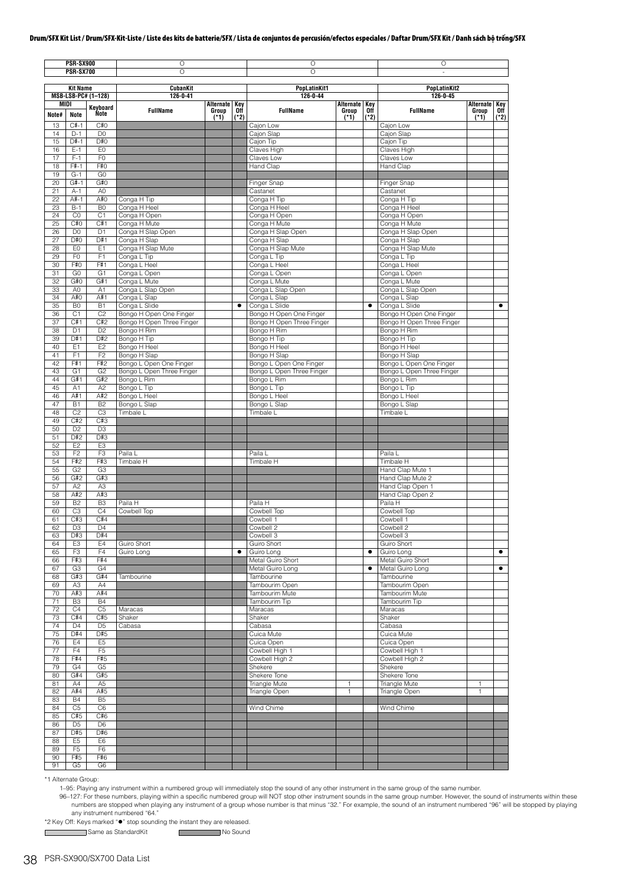## Drum/SFX Kit List / Drum/SFX-Kit-Liste / Liste des kits de batterie/SFX / Lista de conjuntos de percusión/efectos especiales / Daftar Drum/SFX Kit / Danh sách bộ trống/SFX

| | | | CubanKit | | | PopLatinKit1 | | | PopLatinKit2 | | |
|---|---|---|---|---|---|---|---|---|---|---|---|
| PSR-SX900 | | | O | | | O | | | O | | |
| PSR-SX700 | | | O | | | O | | | - | | |
| Kit Name | | | CubanKit | | | PopLatinKit1 | | | PopLatinKit2 | | |
| MSB-LSB-PC# (1–128) | | | 126-0-41 | | | 126-0-44 | | | 126-0-45 | | |
| MIDI Note# | MIDI Note | Keyboard Note | FullName | Alternate Group (*1) | Key Off (*2) | FullName | Alternate Group (*1) | Key Off (*2) | FullName | Alternate Group (*1) | Key Off (*2) |
| 13 | C#-1 | C#0 | | | | Cajon Low | | | Cajon Low | | |
| 14 | D-1 | D0 | | | | Cajon Slap | | | Cajon Slap | | |
| 15 | D#-1 | D#0 | | | | Cajon Tip | | | Cajon Tip | | |
| 16 | E-1 | E0 | | | | Claves High | | | Claves High | | |
| 17 | F-1 | F0 | | | | Claves Low | | | Claves Low | | |
| 18 | F#-1 | F#0 | | | | Hand Clap | | | Hand Clap | | |
| 19 | G-1 | G0 | | | | | | | | | |
| 20 | G#-1 | G#0 | | | | Finger Snap | | | Finger Snap | | |
| 21 | A-1 | A0 | | | | Castanet | | | Castanet | | |
| 22 | A#-1 | A#0 | Conga H Tip | | | Conga H Tip | | | Conga H Tip | | |
| 23 | B-1 | B0 | Conga H Heel | | | Conga H Heel | | | Conga H Heel | | |
| 24 | C0 | C1 | Conga H Open | | | Conga H Open | | | Conga H Open | | |
| 25 | C#0 | C#1 | Conga H Mute | | | Conga H Mute | | | Conga H Mute | | |
| 26 | D0 | D1 | Conga H Slap Open | | | Conga H Slap Open | | | Conga H Slap Open | | |
| 27 | D#0 | D#1 | Conga H Slap | | | Conga H Slap | | | Conga H Slap | | |
| 28 | E0 | E1 | Conga H Slap Mute | | | Conga H Slap Mute | | | Conga H Slap Mute | | |
| 29 | F0 | F1 | Conga L Tip | | | Conga L Tip | | | Conga L Tip | | |
| 30 | F#0 | F#1 | Conga L Heel | | | Conga L Heel | | | Conga L Heel | | |
| 31 | G0 | G1 | Conga L Open | | | Conga L Open | | | Conga L Open | | |
| 32 | G#0 | G#1 | Conga L Mute | | | Conga L Mute | | | Conga L Mute | | |
| 33 | A0 | A1 | Conga L Slap Open | | | Conga L Slap Open | | | Conga L Slap Open | | |
| 34 | A#0 | A#1 | Conga L Slap | | | Conga L Slap | | | Conga L Slap | | |
| 35 | B0 | B1 | Conga L Slide | | ● | Conga L Slide | | ● | Conga L Slide | | ● |
| 36 | C1 | C2 | Bongo H Open One Finger | | | Bongo H Open One Finger | | | Bongo H Open One Finger | | |
| 37 | C#1 | C#2 | Bongo H Open Three Finger | | | Bongo H Open Three Finger | | | Bongo H Open Three Finger | | |
| 38 | D1 | D2 | Bongo H Rim | | | Bongo H Rim | | | Bongo H Rim | | |
| 39 | D#1 | D#2 | Bongo H Tip | | | Bongo H Tip | | | Bongo H Tip | | |
| 40 | E1 | E2 | Bongo H Heel | | | Bongo H Heel | | | Bongo H Heel | | |
| 41 | F1 | F2 | Bongo H Slap | | | Bongo H Slap | | | Bongo H Slap | | |
| 42 | F#1 | F#2 | Bongo L Open One Finger | | | Bongo L Open One Finger | | | Bongo L Open One Finger | | |
| 43 | G1 | G2 | Bongo L Open Three Finger | | | Bongo L Open Three Finger | | | Bongo L Open Three Finger | | |
| 44 | G#1 | G#2 | Bongo L Rim | | | Bongo L Rim | | | Bongo L Rim | | |
| 45 | A1 | A2 | Bongo L Tip | | | Bongo L Tip | | | Bongo L Tip | | |
| 46 | A#1 | A#2 | Bongo L Heel | | | Bongo L Heel | | | Bongo L Heel | | |
| 47 | B1 | B2 | Bongo L Slap | | | Bongo L Slap | | | Bongo L Slap | | |
| 48 | C2 | C3 | Timbale L | | | Timbale L | | | Timbale L | | |
| 49 | C#2 | C#3 | | | | | | | | | |
| 50 | D2 | D3 | | | | | | | | | |
| 51 | D#2 | D#3 | | | | | | | | | |
| 52 | E2 | E3 | | | | | | | | | |
| 53 | F2 | F3 | Paila L | | | Paila L | | | Paila L | | |
| 54 | F#2 | F#3 | Timbale H | | | Timbale H | | | Timbale H | | |
| 55 | G2 | G3 | | | | | | | Hand Clap Mute 1 | | |
| 56 | G#2 | G#3 | | | | | | | Hand Clap Mute 2 | | |
| 57 | A2 | A3 | | | | | | | Hand Clap Open 1 | | |
| 58 | A#2 | A#3 | | | | | | | Hand Clap Open 2 | | |
| 59 | B2 | B3 | Paila H | | | Paila H | | | Paila H | | |
| 60 | C3 | C4 | Cowbell Top | | | Cowbell Top | | | Cowbell Top | | |
| 61 | C#3 | C#4 | | | | Cowbell 1 | | | Cowbell 1 | | |
| 62 | D3 | D4 | | | | Cowbell 2 | | | Cowbell 2 | | |
| 63 | D#3 | D#4 | | | | Cowbell 3 | | | Cowbell 3 | | |
| 64 | E3 | E4 | Guiro Short | | | Guiro Short | | | Guiro Short | | |
| 65 | F3 | F4 | Guiro Long | | ● | Guiro Long | | ● | Guiro Long | | ● |
| 66 | F#3 | F#4 | | | | Metal Guiro Short | | | Metal Guiro Short | | |
| 67 | G3 | G4 | | | | Metal Guiro Long | | ● | Metal Guiro Long | | ● |
| 68 | G#3 | G#4 | Tambourine | | | Tambourine | | | Tambourine | | |
| 69 | A3 | A4 | | | | Tambourim Open | | | Tambourim Open | | |
| 70 | A#3 | A#4 | | | | Tambourim Mute | | | Tambourim Mute | | |
| 71 | B3 | B4 | | | | Tambourim Tip | | | Tambourim Tip | | |
| 72 | C4 | C5 | Maracas | | | Maracas | | | Maracas | | |
| 73 | C#4 | C#5 | Shaker | | | Shaker | | | Shaker | | |
| 74 | D4 | D5 | Cabasa | | | Cabasa | | | Cabasa | | |
| 75 | D#4 | D#5 | | | | Cuica Mute | | | Cuica Mute | | |
| 76 | E4 | E5 | | | | Cuica Open | | | Cuica Open | | |
| 77 | F4 | F5 | | | | Cowbell High 1 | | | Cowbell High 1 | | |
| 78 | F#4 | F#5 | | | | Cowbell High 2 | | | Cowbell High 2 | | |
| 79 | G4 | G5 | | | | Shekere | | | Shekere | | |
| 80 | G#4 | G#5 | | | | Shekere Tone | | | Shekere Tone | | |
| 81 | A4 | A5 | | | | Triangle Mute | 1 | | Triangle Mute | 1 | |
| 82 | A#4 | A#5 | | | | Triangle Open | 1 | | Triangle Open | 1 | |
| 83 | B4 | B5 | | | | | | | | | |
| 84 | C5 | C6 | | | | Wind Chime | | | Wind Chime | | |
| 85 | C#5 | C#6 | | | | | | | | | |
| 86 | D5 | D6 | | | | | | | | | |
| 87 | D#5 | D#6 | | | | | | | | | |
| 88 | E5 | E6 | | | | | | | | | |
| 89 | F5 | F6 | | | | | | | | | |
| 90 | F#5 | F#6 | | | | | | | | | |
| 91 | G5 | G6 | | | | | | | | | |

*1 Alternate Group:

1–95: Playing any instrument within a numbered group will immediately stop the sound of any other instrument in the same group of the same number.

96–127: For these numbers, playing within a specific numbered group will NOT stop other instrument sounds in the same group number. However, the sound of instruments within these numbers are stopped when playing any instrument of a group whose number is that minus "32." For example, the sound of an instrument numbered "96" will be stopped by playing any instrument numbered "64."

*2 Key Off: Keys marked "●" stop sounding the instant they are released.

Same as StandardKit | No Sound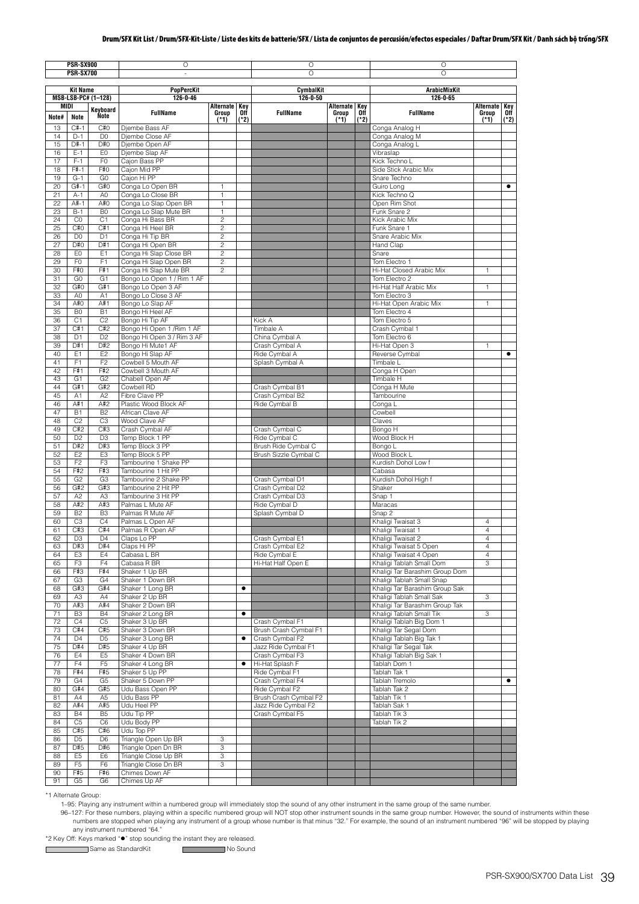**Drum/SFX Kit List / Drum/SFX-Kit-Liste / Liste des kits de batterie/SFX / Lista de conjuntos de percusión/efectos especiales / Daftar Drum/SFX Kit / Danh sách bộ trống/SFX**

| PSR-SX900 | | | ○ | | | ○ | | | ○ | | |
|---|---|---|---|---|---|---|---|---|---|---|---|
| **PSR-SX700** | | | - | | | ○ | | | ○ | | |
| **Kit Name** | | | **PopPercKit** | | | **CymbalKit** | | | **ArabicMixKit** | | |
| **MSB-LSB-PC# (1–128)** | | | **126-0-46** | | | **126-0-50** | | | **126-0-65** | | |
| **MIDI Note#** | **MIDI Note** | **Keyboard Note** | **FullName** | **Alternate Group (*1)** | **Key Off (*2)** | **FullName** | **Alternate Group (*1)** | **Key Off (*2)** | **FullName** | **Alternate Group (*1)** | **Key Off (*2)** |
| 13 | C#-1 | C#0 | Djembe Bass AF | | | | | | Conga Analog H | | |
| 14 | D-1 | D0 | Djembe Close AF | | | | | | Conga Analog M | | |
| 15 | D#-1 | D#0 | Djembe Open AF | | | | | | Conga Analog L | | |
| 16 | E-1 | E0 | Djembe Slap AF | | | | | | Vibraslap | | |
| 17 | F-1 | F0 | Cajon Bass PP | | | | | | Kick Techno L | | |
| 18 | F#-1 | F#0 | Cajon Mid PP | | | | | | Side Stick Arabic Mix | | |
| 19 | G-1 | G0 | Cajon Hi PP | | | | | | Snare Techno | | |
| 20 | G#-1 | G#0 | Conga Lo Open BR | 1 | | | | | Guiro Long | | ● |
| 21 | A-1 | A0 | Conga Lo Close BR | 1 | | | | | Kick Techno Q | | |
| 22 | A#-1 | A#0 | Conga Lo Slap Open BR | 1 | | | | | Open Rim Shot | | |
| 23 | B-1 | B0 | Conga Lo Slap Mute BR | 1 | | | | | Funk Snare 2 | | |
| 24 | C0 | C1 | Conga Hi Bass BR | 2 | | | | | Kick Arabic Mix | | |
| 25 | C#0 | C#1 | Conga Hi Heel BR | 2 | | | | | Funk Snare 1 | | |
| 26 | D0 | D1 | Conga Hi Tip BR | 2 | | | | | Snare Arabic Mix | | |
| 27 | D#0 | D#1 | Conga Hi Open BR | 2 | | | | | Hand Clap | | |
| 28 | E0 | E1 | Conga Hi Slap Close BR | 2 | | | | | Snare | | |
| 29 | F0 | F1 | Conga Hi Slap Open BR | 2 | | | | | Tom Electro 1 | | |
| 30 | F#0 | F#1 | Conga Hi Slap Mute BR | 2 | | | | | Hi-Hat Closed Arabic Mix | 1 | |
| 31 | G0 | G1 | Bongo Lo Open 1 / Rim 1 AF | | | | | | Tom Electro 2 | | |
| 32 | G#0 | G#1 | Bongo Lo Open 3 AF | | | | | | Hi-Hat Half Arabic Mix | 1 | |
| 33 | A0 | A1 | Bongo Lo Close 3 AF | | | | | | Tom Electro 3 | | |
| 34 | A#0 | A#1 | Bongo Lo Slap AF | | | | | | Hi-Hat Open Arabic Mix | 1 | |
| 35 | B0 | B1 | Bongo Hi Heel AF | | | | | | Tom Electro 4 | | |
| 36 | C1 | C2 | Bongo Hi Tip AF | | | Kick A | | | Tom Electro 5 | | |
| 37 | C#1 | C#2 | Bongo Hi Open 1 /Rim 1 AF | | | Timbale A | | | Crash Cymbal 1 | | |
| 38 | D1 | D2 | Bongo Hi Open 3 / Rim 3 AF | | | China Cymbal A | | | Tom Electro 6 | | |
| 39 | D#1 | D#2 | Bongo Hi Mute1 AF | | | Crash Cymbal A | | | Hi-Hat Open 3 | 1 | |
| 40 | E1 | E2 | Bongo Hi Slap AF | | | Ride Cymbal A | | | Reverse Cymbal | | ● |
| 41 | F1 | F2 | Cowbell 5 Mouth AF | | | Splash Cymbal A | | | Timbale L | | |
| 42 | F#1 | F#2 | Cowbell 3 Mouth AF | | | | | | Conga H Open | | |
| 43 | G1 | G2 | Chabell Open AF | | | | | | Timbale H | | |
| 44 | G#1 | G#2 | Cowbell RD | | | Crash Cymbal B1 | | | Conga H Mute | | |
| 45 | A1 | A2 | Fibre Clave PP | | | Crash Cymbal B2 | | | Tambourine | | |
| 46 | A#1 | A#2 | Plastic Wood Block AF | | | Ride Cymbal B | | | Conga L | | |
| 47 | B1 | B2 | African Clave AF | | | | | | Cowbell | | |
| 48 | C2 | C3 | Wood Clave AF | | | | | | Claves | | |
| 49 | C#2 | C#3 | Crash Cymbal AF | | | Crash Cymbal C | | | Bongo H | | |
| 50 | D2 | D3 | Temp Block 1 PP | | | Ride Cymbal C | | | Wood Block H | | |
| 51 | D#2 | D#3 | Temp Block 3 PP | | | Brush Ride Cymbal C | | | Bongo L | | |
| 52 | E2 | E3 | Temp Block 5 PP | | | Brush Sizzle Cymbal C | | | Wood Block L | | |
| 53 | F2 | F3 | Tambourine 1 Shake PP | | | | | | Kurdish Dohol Low f | | |
| 54 | F#2 | F#3 | Tambourine 1 Hit PP | | | | | | Cabasa | | |
| 55 | G2 | G3 | Tambourine 2 Shake PP | | | Crash Cymbal D1 | | | Kurdish Dohol High f | | |
| 56 | G#2 | G#3 | Tambourine 2 Hit PP | | | Crash Cymbal D2 | | | Shaker | | |
| 57 | A2 | A3 | Tambourine 3 Hit PP | | | Crash Cymbal D3 | | | Snap 1 | | |
| 58 | A#2 | A#3 | Palmas L Mute AF | | | Ride Cymbal D | | | Maracas | | |
| 59 | B2 | B3 | Palmas R Mute AF | | | Splash Cymbal D | | | Snap 2 | | |
| 60 | C3 | C4 | Palmas L Open AF | | | | | | Khaligi Twaisat 3 | 4 | |
| 61 | C#3 | C#4 | Palmas R Open AF | | | | | | Khaligi Twaisat 1 | 4 | |
| 62 | D3 | D4 | Claps Lo PP | | | Crash Cymbal E1 | | | Khaligi Twaisat 2 | 4 | |
| 63 | D#3 | D#4 | Claps Hi PP | | | Crash Cymbal E2 | | | Khaligi Twaisat 5 Open | 4 | |
| 64 | E3 | E4 | Cabasa L BR | | | Ride Cymbal E | | | Khaligi Twaisat 4 Open | 4 | |
| 65 | F3 | F4 | Cabasa R BR | | | Hi-Hat Half Open E | | | Khaligi Tablah Small Dom | 3 | |
| 66 | F#3 | F#4 | Shaker 1 Up BR | | | | | | Khaligi Tar Barashim Group Dom | | |
| 67 | G3 | G4 | Shaker 1 Down BR | | | | | | Khaligi Tablah Small Snap | | |
| 68 | G#3 | G#4 | Shaker 1 Long BR | | ● | | | | Khaligi Tar Barashim Group Sak | | |
| 69 | A3 | A4 | Shaker 2 Up BR | | | | | | Khaligi Tablah Small Sak | 3 | |
| 70 | A#3 | A#4 | Shaker 2 Down BR | | | | | | Khaligi Tar Barashim Group Tak | | |
| 71 | B3 | B4 | Shaker 2 Long BR | | ● | | | | Khaligi Tablah Small Tik | 3 | |
| 72 | C4 | C5 | Shaker 3 Up BR | | | Crash Cymbal F1 | | | Khaligi Tablah Big Dom 1 | | |
| 73 | C#4 | C#5 | Shaker 3 Down BR | | | Brush Crash Cymbal F1 | | | Khaligi Tar Segal Dom | | |
| 74 | D4 | D5 | Shaker 3 Long BR | | ● | Crash Cymbal F2 | | | Khaligi Tablah Big Tak 1 | | |
| 75 | D#4 | D#5 | Shaker 4 Up BR | | | Jazz Ride Cymbal F1 | | | Khaligi Tar Segal Tak | | |
| 76 | E4 | E5 | Shaker 4 Down BR | | | Crash Cymbal F3 | | | Khaligi Tablah Big Sak 1 | | |
| 77 | F4 | F5 | Shaker 4 Long BR | | ● | Hi-Hat Splash F | | | Tablah Dom 1 | | |
| 78 | F#4 | F#5 | Shaker 5 Up PP | | | Ride Cymbal F1 | | | Tablah Tak 1 | | |
| 79 | G4 | G5 | Shaker 5 Down PP | | | Crash Cymbal F4 | | | Tablah Tremolo | | ● |
| 80 | G#4 | G#5 | Udu Bass Open PP | | | Ride Cymbal F2 | | | Tablah Tak 2 | | |
| 81 | A4 | A5 | Udu Bass PP | | | Brush Crash Cymbal F2 | | | Tablah Tik 1 | | |
| 82 | A#4 | A#5 | Udu Heel PP | | | Jazz Ride Cymbal F2 | | | Tablah Sak 1 | | |
| 83 | B4 | B5 | Udu Tip PP | | | Crash Cymbal F5 | | | Tablah Tik 3 | | |
| 84 | C5 | C6 | Udu Body PP | | | | | | Tablah Tik 2 | | |
| 85 | C#5 | C#6 | Udu Top PP | | | | | | | | |
| 86 | D5 | D6 | Triangle Open Up BR | 3 | | | | | | | |
| 87 | D#5 | D#6 | Triangle Open Dn BR | 3 | | | | | | | |
| 88 | E5 | E6 | Triangle Close Up BR | 3 | | | | | | | |
| 89 | F5 | F6 | Triangle Close Dn BR | 3 | | | | | | | |
| 90 | F#5 | F#6 | Chimes Down AF | | | | | | | | |
| 91 | G5 | G6 | Chimes Up AF | | | | | | | | |

*1 Alternate Group:

1–95: Playing any instrument within a numbered group will immediately stop the sound of any other instrument in the same group of the same number.

96–127: For these numbers, playing within a specific numbered group will NOT stop other instrument sounds in the same group number. However, the sound of instruments within these numbers are stopped when playing any instrument of a group whose number is that minus "32." For example, the sound of an instrument numbered "96" will be stopped by playing any instrument numbered "64."

*2 Key Off: Keys marked "●" stop sounding the instant they are released.

Same as StandardKit　　No Sound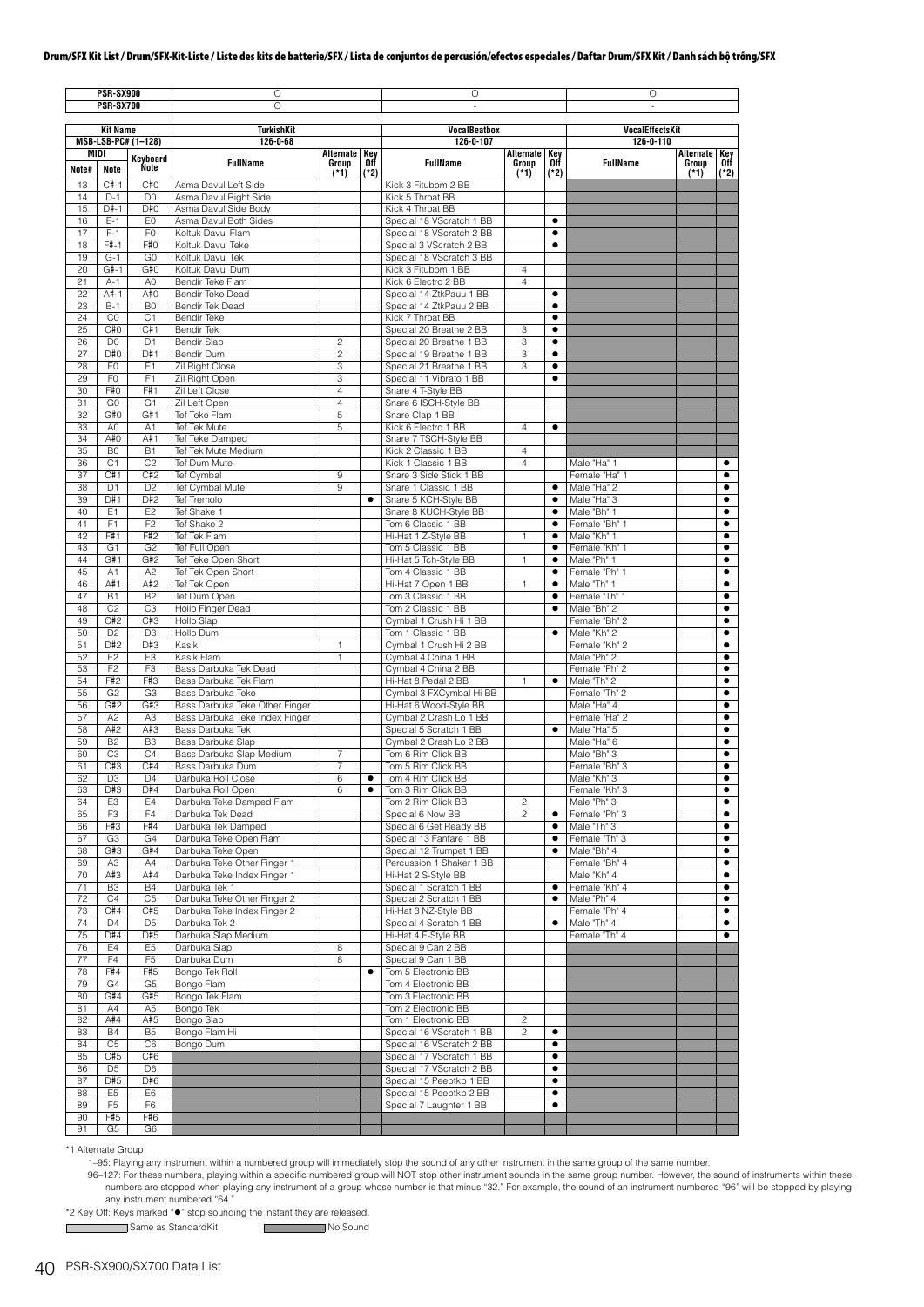**Drum/SFX Kit List / Drum/SFX-Kit-Liste / Liste des kits de batterie/SFX / Lista de conjuntos de percusión/efectos especiales / Daftar Drum/SFX Kit / Danh sách bộ trống/SFX**

| PSR-SX900 | | | O | | | O | | | O | | |
|---|---|---|---|---|---|---|---|---|---|---|---|
| PSR-SX700 | | | O | | | - | | | - | | |
| Kit Name | | | TurkishKit | | | VocalBeatbox | | | VocalEffectsKit | | |
| MSB-LSB-PC# (1–128) | | | 126-0-68 | | | 126-0-107 | | | 126-0-110 | | |
| MIDI Note# | MIDI Note | Keyboard Note | FullName | Alternate Group (*1) | Key Off (*2) | FullName | Alternate Group (*1) | Key Off (*2) | FullName | Alternate Group (*1) | Key Off (*2) |
| 13 | C#-1 | C#0 | Asma Davul Left Side | | | Kick 3 Fitubom 2 BB | | | | | |
| 14 | D-1 | D0 | Asma Davul Right Side | | | Kick 5 Throat BB | | | | | |
| 15 | D#-1 | D#0 | Asma Davul Side Body | | | Kick 4 Throat BB | | | | | |
| 16 | E-1 | E0 | Asma Davul Both Sides | | | Special 18 VScratch 1 BB | | ● | | | |
| 17 | F-1 | F0 | Koltuk Davul Flam | | | Special 18 VScratch 2 BB | | ● | | | |
| 18 | F#-1 | F#0 | Koltuk Davul Teke | | | Special 3 VScratch 2 BB | | ● | | | |
| 19 | G-1 | G0 | Koltuk Davul Tek | | | Special 18 VScratch 3 BB | | | | | |
| 20 | G#-1 | G#0 | Koltuk Davul Dum | | | Kick 3 Fitubom 1 BB | 4 | | | | |
| 21 | A-1 | A0 | Bendir Teke Flam | | | Kick 6 Electro 2 BB | 4 | | | | |
| 22 | A#-1 | A#0 | Bendir Teke Dead | | | Special 14 ZtkPauu 1 BB | | ● | | | |
| 23 | B-1 | B0 | Bendir Tek Dead | | | Special 14 ZtkPauu 2 BB | | ● | | | |
| 24 | C0 | C1 | Bendir Teke | | | Kick 7 Throat BB | | ● | | | |
| 25 | C#0 | C#1 | Bendir Tek | | | Special 20 Breathe 2 BB | 3 | ● | | | |
| 26 | D0 | D1 | Bendir Slap | 2 | | Special 20 Breathe 1 BB | 3 | ● | | | |
| 27 | D#0 | D#1 | Bendir Dum | 2 | | Special 19 Breathe 1 BB | 3 | ● | | | |
| 28 | E0 | E1 | Zil Right Close | 3 | | Special 21 Breathe 1 BB | 3 | ● | | | |
| 29 | F0 | F1 | Zil Right Open | 3 | | Special 11 Vibrato 1 BB | | ● | | | |
| 30 | F#0 | F#1 | Zil Left Close | 4 | | Snare 4 T-Style BB | | | | | |
| 31 | G0 | G1 | Zil Left Open | 4 | | Snare 6 ISCH-Style BB | | | | | |
| 32 | G#0 | G#1 | Tef Teke Flam | 5 | | Snare Clap 1 BB | | | | | |
| 33 | A0 | A1 | Tef Tek Mute | 5 | | Kick 6 Electro 1 BB | 4 | ● | | | |
| 34 | A#0 | A#1 | Tef Teke Damped | | | Snare 7 TSCH-Style BB | | | | | |
| 35 | B0 | B1 | Tef Tek Mute Medium | | | Kick 2 Classic 1 BB | 4 | | | | |
| 36 | C1 | C2 | Tef Dum Mute | | | Kick 1 Classic 1 BB | 4 | | Male "Ha" 1 | | ● |
| 37 | C#1 | C#2 | Tef Cymbal | 9 | | Snare 3 Side Stick 1 BB | | | Female "Ha" 1 | | ● |
| 38 | D1 | D2 | Tef Cymbal Mute | 9 | | Snare 1 Classic 1 BB | | ● | Male "Ha" 2 | | ● |
| 39 | D#1 | D#2 | Tef Tremolo | | ● | Snare 5 KCH-Style BB | | ● | Male "Ha" 3 | | ● |
| 40 | E1 | E2 | Tef Shake 1 | | | Snare 8 KUCH-Style BB | | ● | Male "Bh" 1 | | ● |
| 41 | F1 | F2 | Tef Shake 2 | | | Tom 6 Classic 1 BB | | ● | Female "Bh" 1 | | ● |
| 42 | F#1 | F#2 | Tef Tek Flam | | | Hi-Hat 1 Z-Style BB | 1 | ● | Male "Kh" 1 | | ● |
| 43 | G1 | G2 | Tef Full Open | | | Tom 5 Classic 1 BB | | ● | Female "Kh" 1 | | ● |
| 44 | G#1 | G#2 | Tef Teke Open Short | | | Hi-Hat 5 Tch-Style BB | 1 | ● | Male "Ph" 1 | | ● |
| 45 | A1 | A2 | Tef Tek Open Short | | | Tom 4 Classic 1 BB | | ● | Female "Ph" 1 | | ● |
| 46 | A#1 | A#2 | Tef Tek Open | | | Hi-Hat 7 Open 1 BB | 1 | ● | Male "Th" 1 | | ● |
| 47 | B1 | B2 | Tef Dum Open | | | Tom 3 Classic 1 BB | | ● | Female "Th" 1 | | ● |
| 48 | C2 | C3 | Hollo Finger Dead | | | Tom 2 Classic 1 BB | | ● | Male "Bh" 2 | | ● |
| 49 | C#2 | C#3 | Hollo Slap | | | Cymbal 1 Crush Hi 1 BB | | | Female "Bh" 2 | | ● |
| 50 | D2 | D3 | Hollo Dum | | | Tom 1 Classic 1 BB | | ● | Male "Kh" 2 | | ● |
| 51 | D#2 | D#3 | Kasik | 1 | | Cymbal 1 Crush Hi 2 BB | | | Female "Kh" 2 | | ● |
| 52 | E2 | E3 | Kasik Flam | 1 | | Cymbal 4 China 1 BB | | | Male "Ph" 2 | | ● |
| 53 | F2 | F3 | Bass Darbuka Tek Dead | | | Cymbal 4 China 2 BB | | | Female "Ph" 2 | | ● |
| 54 | F#2 | F#3 | Bass Darbuka Tek Flam | | | Hi-Hat 8 Pedal 2 BB | 1 | ● | Male "Th" 2 | | ● |
| 55 | G2 | G3 | Bass Darbuka Teke | | | Cymbal 3 FXCymbal Hi BB | | | Female "Th" 2 | | ● |
| 56 | G#2 | G#3 | Bass Darbuka Teke Other Finger | | | Hi-Hat 6 Wood-Style BB | | | Male "Ha" 4 | | ● |
| 57 | A2 | A3 | Bass Darbuka Teke Index Finger | | | Cymbal 2 Crash Lo 1 BB | | | Female "Ha" 2 | | ● |
| 58 | A#2 | A#3 | Bass Darbuka Tek | | | Special 5 Scratch 1 BB | | ● | Male "Ha" 5 | | ● |
| 59 | B2 | B3 | Bass Darbuka Slap | | | Cymbal 2 Crash Lo 2 BB | | | Male "Ha" 6 | | ● |
| 60 | C3 | C4 | Bass Darbuka Slap Medium | 7 | | Tom 6 Rim Click BB | | | Male "Bh" 3 | | ● |
| 61 | C#3 | C#4 | Bass Darbuka Dum | 7 | | Tom 5 Rim Click BB | | | Female "Bh" 3 | | ● |
| 62 | D3 | D4 | Darbuka Roll Close | 6 | ● | Tom 4 Rim Click BB | | | Male "Kh" 3 | | ● |
| 63 | D#3 | D#4 | Darbuka Roll Open | 6 | ● | Tom 3 Rim Click BB | | | Female "Kh" 3 | | ● |
| 64 | E3 | E4 | Darbuka Teke Damped Flam | | | Tom 2 Rim Click BB | 2 | | Male "Ph" 3 | | ● |
| 65 | F3 | F4 | Darbuka Tek Dead | | | Special 6 Now BB | 2 | ● | Female "Ph" 3 | | ● |
| 66 | F#3 | F#4 | Darbuka Tek Damped | | | Special 6 Get Ready BB | | ● | Male "Th" 3 | | ● |
| 67 | G3 | G4 | Darbuka Teke Open Flam | | | Special 13 Fanfare 1 BB | | ● | Female "Th" 3 | | ● |
| 68 | G#3 | G#4 | Darbuka Teke Open | | | Special 12 Trumpet 1 BB | | ● | Male "Bh" 4 | | ● |
| 69 | A3 | A4 | Darbuka Teke Other Finger 1 | | | Percussion 1 Shaker 1 BB | | | Female "Bh" 4 | | ● |
| 70 | A#3 | A#4 | Darbuka Teke Index Finger 1 | | | Hi-Hat 2 S-Style BB | | | Male "Kh" 4 | | ● |
| 71 | B3 | B4 | Darbuka Tek 1 | | | Special 1 Scratch 1 BB | | ● | Female "Kh" 4 | | ● |
| 72 | C4 | C5 | Darbuka Teke Other Finger 2 | | | Special 2 Scratch 1 BB | | ● | Male "Ph" 4 | | ● |
| 73 | C#4 | C#5 | Darbuka Teke Index Finger 2 | | | Hi-Hat 3 NZ-Style BB | | | Female "Ph" 4 | | ● |
| 74 | D4 | D5 | Darbuka Tek 2 | | | Special 4 Scratch 1 BB | | ● | Male "Th" 4 | | ● |
| 75 | D#4 | D#5 | Darbuka Slap Medium | | | Hi-Hat 4 F-Style BB | | | Female "Th" 4 | | ● |
| 76 | E4 | E5 | Darbuka Slap | 8 | | Special 9 Can 2 BB | | | | | |
| 77 | F4 | F5 | Darbuka Dum | 8 | | Special 9 Can 1 BB | | | | | |
| 78 | F#4 | F#5 | Bongo Tek Roll | | ● | Tom 5 Electronic BB | | | | | |
| 79 | G4 | G5 | Bongo Flam | | | Tom 4 Electronic BB | | | | | |
| 80 | G#4 | G#5 | Bongo Tek Flam | | | Tom 3 Electronic BB | | | | | |
| 81 | A4 | A5 | Bongo Tek | | | Tom 2 Electronic BB | | | | | |
| 82 | A#4 | A#5 | Bongo Slap | | | Tom 1 Electronic BB | 2 | | | | |
| 83 | B4 | B5 | Bongo Flam Hi | | | Special 16 VScratch 1 BB | 2 | ● | | | |
| 84 | C5 | C6 | Bongo Dum | | | Special 16 VScratch 2 BB | | ● | | | |
| 85 | C#5 | C#6 | | | | Special 17 VScratch 1 BB | | ● | | | |
| 86 | D5 | D6 | | | | Special 17 VScratch 2 BB | | ● | | | |
| 87 | D#5 | D#6 | | | | Special 15 Peeptkp 1 BB | | ● | | | |
| 88 | E5 | E6 | | | | Special 15 Peeptkp 2 BB | | ● | | | |
| 89 | F5 | F6 | | | | Special 7 Laughter 1 BB | | ● | | | |
| 90 | F#5 | F#6 | | | | | | | | | |
| 91 | G5 | G6 | | | | | | | | | |

*1 Alternate Group:

1–95: Playing any instrument within a numbered group will immediately stop the sound of any other instrument in the same group of the same number.

96–127: For these numbers, playing within a specific numbered group will NOT stop other instrument sounds in the same group number. However, the sound of instruments within these numbers are stopped when playing any instrument of a group whose number is that minus "32." For example, the sound of an instrument numbered "96" will be stopped by playing any instrument numbered "64."

*2 Key Off: Keys marked "●" stop sounding the instant they are released.

Same as StandardKit    No Sound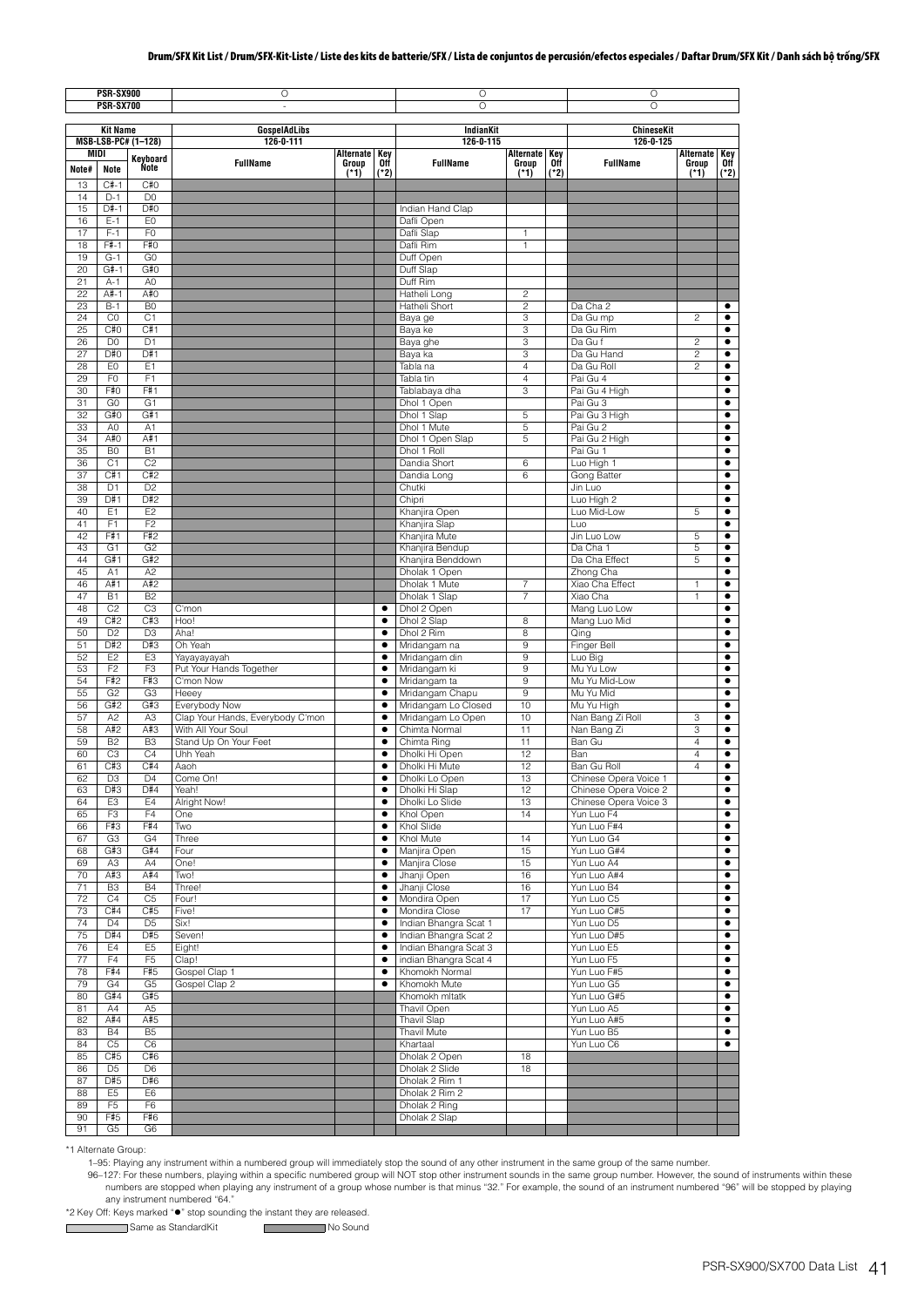## Drum/SFX Kit List / Drum/SFX-Kit-Liste / Liste des kits de batterie/SFX / Lista de conjuntos de percusión/efectos especiales / Daftar Drum/SFX Kit / Danh sách bộ trống/SFX

| PSR-SX900 | | | ○ | | | ○ | | | ○ | | |
|---|---|---|---|---|---|---|---|---|---|---|---|
| PSR-SX700 | | | - | | | ○ | | | ○ | | |
| Kit Name | | | GospelAdLibs | | | IndianKit | | | ChineseKit | | |
| MSB-LSB-PC# (1–128) | | | 126-0-111 | | | 126-0-115 | | | 126-0-125 | | |
| MIDI Note# | MIDI Note | Keyboard Note | FullName | Alternate Group (*1) | Key Off (*2) | FullName | Alternate Group (*1) | Key Off (*2) | FullName | Alternate Group (*1) | Key Off (*2) |
| 13 | C#-1 | C#0 | | | | | | | | | |
| 14 | D-1 | D0 | | | | | | | | | |
| 15 | D#-1 | D#0 | | | | Indian Hand Clap | | | | | |
| 16 | E-1 | E0 | | | | Dafli Open | | | | | |
| 17 | F-1 | F0 | | | | Dafli Slap | 1 | | | | |
| 18 | F#-1 | F#0 | | | | Dafli Rim | 1 | | | | |
| 19 | G-1 | G0 | | | | Duff Open | | | | | |
| 20 | G#-1 | G#0 | | | | Duff Slap | | | | | |
| 21 | A-1 | A0 | | | | Duff Rim | | | | | |
| 22 | A#-1 | A#0 | | | | Hatheli Long | 2 | | | | |
| 23 | B-1 | B0 | | | | Hatheli Short | 2 | | Da Cha 2 | | ● |
| 24 | C0 | C1 | | | | Baya ge | 3 | | Da Gu mp | 2 | ● |
| 25 | C#0 | C#1 | | | | Baya ke | 3 | | Da Gu Rim | | ● |
| 26 | D0 | D1 | | | | Baya ghe | 3 | | Da Gu f | 2 | ● |
| 27 | D#0 | D#1 | | | | Baya ka | 3 | | Da Gu Hand | 2 | ● |
| 28 | E0 | E1 | | | | Tabla na | 4 | | Da Gu Roll | 2 | ● |
| 29 | F0 | F1 | | | | Tabla tin | 4 | | Pai Gu 4 | | ● |
| 30 | F#0 | F#1 | | | | Tablabaya dha | 3 | | Pai Gu 4 High | | ● |
| 31 | G0 | G1 | | | | Dhol 1 Open | | | Pai Gu 3 | | ● |
| 32 | G#0 | G#1 | | | | Dhol 1 Slap | 5 | | Pai Gu 3 High | | ● |
| 33 | A0 | A1 | | | | Dhol 1 Mute | 5 | | Pai Gu 2 | | ● |
| 34 | A#0 | A#1 | | | | Dhol 1 Open Slap | 5 | | Pai Gu 2 High | | ● |
| 35 | B0 | B1 | | | | Dhol 1 Roll | | | Pai Gu 1 | | ● |
| 36 | C1 | C2 | | | | Dandia Short | 6 | | Luo High 1 | | ● |
| 37 | C#1 | C#2 | | | | Dandia Long | 6 | | Gong Batter | | ● |
| 38 | D1 | D2 | | | | Chutki | | | Jin Luo | | ● |
| 39 | D#1 | D#2 | | | | Chipri | | | Luo High 2 | | ● |
| 40 | E1 | E2 | | | | Khanjira Open | | | Luo Mid-Low | 5 | ● |
| 41 | F1 | F2 | | | | Khanjira Slap | | | Luo | | ● |
| 42 | F#1 | F#2 | | | | Khanjira Mute | | | Jin Luo Low | 5 | ● |
| 43 | G1 | G2 | | | | Khanjira Bendup | | | Da Cha 1 | 5 | ● |
| 44 | G#1 | G#2 | | | | Khanjira Benddown | | | Da Cha Effect | 5 | ● |
| 45 | A1 | A2 | | | | Dholak 1 Open | | | Zhong Cha | | ● |
| 46 | A#1 | A#2 | | | | Dholak 1 Mute | 7 | | Xiao Cha Effect | 1 | ● |
| 47 | B1 | B2 | | | | Dholak 1 Slap | 7 | | Xiao Cha | 1 | ● |
| 48 | C2 | C3 | C'mon | | ● | Dhol 2 Open | | | Mang Luo Low | | ● |
| 49 | C#2 | C#3 | Hoo! | | ● | Dhol 2 Slap | 8 | | Mang Luo Mid | | ● |
| 50 | D2 | D3 | Aha! | | ● | Dhol 2 Rim | 8 | | Qing | | ● |
| 51 | D#2 | D#3 | Oh Yeah | | ● | Mridangam na | 9 | | Finger Bell | | ● |
| 52 | E2 | E3 | Yayayayayah | | ● | Mridangam din | 9 | | Luo Big | | ● |
| 53 | F2 | F3 | Put Your Hands Together | | ● | Mridangam ki | 9 | | Mu Yu Low | | ● |
| 54 | F#2 | F#3 | C'mon Now | | ● | Mridangam ta | 9 | | Mu Yu Mid-Low | | ● |
| 55 | G2 | G3 | Heeey | | ● | Mridangam Chapu | 9 | | Mu Yu Mid | | ● |
| 56 | G#2 | G#3 | Everybody Now | | ● | Mridangam Lo Closed | 10 | | Mu Yu High | | ● |
| 57 | A2 | A3 | Clap Your Hands, Everybody C'mon | | ● | Mridangam Lo Open | 10 | | Nan Bang Zi Roll | 3 | ● |
| 58 | A#2 | A#3 | With All Your Soul | | ● | Chimta Normal | 11 | | Nan Bang Zi | 3 | ● |
| 59 | B2 | B3 | Stand Up On Your Feet | | ● | Chimta Ring | 11 | | Ban Gu | 4 | ● |
| 60 | C3 | C4 | Uhh Yeah | | ● | Dholki Hi Open | 12 | | Ban | 4 | ● |
| 61 | C#3 | C#4 | Aaoh | | ● | Dholki Hi Mute | 12 | | Ban Gu Roll | 4 | ● |
| 62 | D3 | D4 | Come On! | | ● | Dholki Lo Open | 13 | | Chinese Opera Voice 1 | | ● |
| 63 | D#3 | D#4 | Yeah! | | ● | Dholki Hi Slap | 12 | | Chinese Opera Voice 2 | | ● |
| 64 | E3 | E4 | Alright Now! | | ● | Dholki Lo Slide | 13 | | Chinese Opera Voice 3 | | ● |
| 65 | F3 | F4 | One | | ● | Khol Open | 14 | | Yun Luo F4 | | ● |
| 66 | F#3 | F#4 | Two | | ● | Khol Slide | | | Yun Luo F#4 | | ● |
| 67 | G3 | G4 | Three | | ● | Khol Mute | 14 | | Yun Luo G4 | | ● |
| 68 | G#3 | G#4 | Four | | ● | Manjira Open | 15 | | Yun Luo G#4 | | ● |
| 69 | A3 | A4 | One! | | ● | Manjira Close | 15 | | Yun Luo A4 | | ● |
| 70 | A#3 | A#4 | Two! | | ● | Jhanji Open | 16 | | Yun Luo A#4 | | ● |
| 71 | B3 | B4 | Three! | | ● | Jhanji Close | 16 | | Yun Luo B4 | | ● |
| 72 | C4 | C5 | Four! | | ● | Mondira Open | 17 | | Yun Luo C5 | | ● |
| 73 | C#4 | C#5 | Five! | | ● | Mondira Close | 17 | | Yun Luo C#5 | | ● |
| 74 | D4 | D5 | Six! | | ● | Indian Bhangra Scat 1 | | | Yun Luo D5 | | ● |
| 75 | D#4 | D#5 | Seven! | | ● | Indian Bhangra Scat 2 | | | Yun Luo D#5 | | ● |
| 76 | E4 | E5 | Eight! | | ● | Indian Bhangra Scat 3 | | | Yun Luo E5 | | ● |
| 77 | F4 | F5 | Clap! | | ● | indian Bhangra Scat 4 | | | Yun Luo F5 | | ● |
| 78 | F#4 | F#5 | Gospel Clap 1 | | ● | Khomokh Normal | | | Yun Luo F#5 | | ● |
| 79 | G4 | G5 | Gospel Clap 2 | | ● | Khomokh Mute | | | Yun Luo G5 | | ● |
| 80 | G#4 | G#5 | | | | Khomokh mltatk | | | Yun Luo G#5 | | ● |
| 81 | A4 | A5 | | | | Thavil Open | | | Yun Luo A5 | | ● |
| 82 | A#4 | A#5 | | | | Thavil Slap | | | Yun Luo A#5 | | ● |
| 83 | B4 | B5 | | | | Thavil Mute | | | Yun Luo B5 | | ● |
| 84 | C5 | C6 | | | | Khartaal | | | Yun Luo C6 | | ● |
| 85 | C#5 | C#6 | | | | Dholak 2 Open | 18 | | | | |
| 86 | D5 | D6 | | | | Dholak 2 Slide | 18 | | | | |
| 87 | D#5 | D#6 | | | | Dholak 2 Rim 1 | | | | | |
| 88 | E5 | E6 | | | | Dholak 2 Rim 2 | | | | | |
| 89 | F5 | F6 | | | | Dholak 2 Ring | | | | | |
| 90 | F#5 | F#6 | | | | Dholak 2 Slap | | | | | |
| 91 | G5 | G6 | | | | | | | | | |

*1 Alternate Group:
1–95: Playing any instrument within a numbered group will immediately stop the sound of any other instrument in the same group of the same number.
96–127: For these numbers, playing within a specific numbered group will NOT stop other instrument sounds in the same group number. However, the sound of instruments within these numbers are stopped when playing any instrument of a group whose number is that minus "32." For example, the sound of an instrument numbered "96" will be stopped by playing any instrument numbered "64."

*2 Key Off: Keys marked "●" stop sounding the instant they are released.

Same as StandardKit　　　No Sound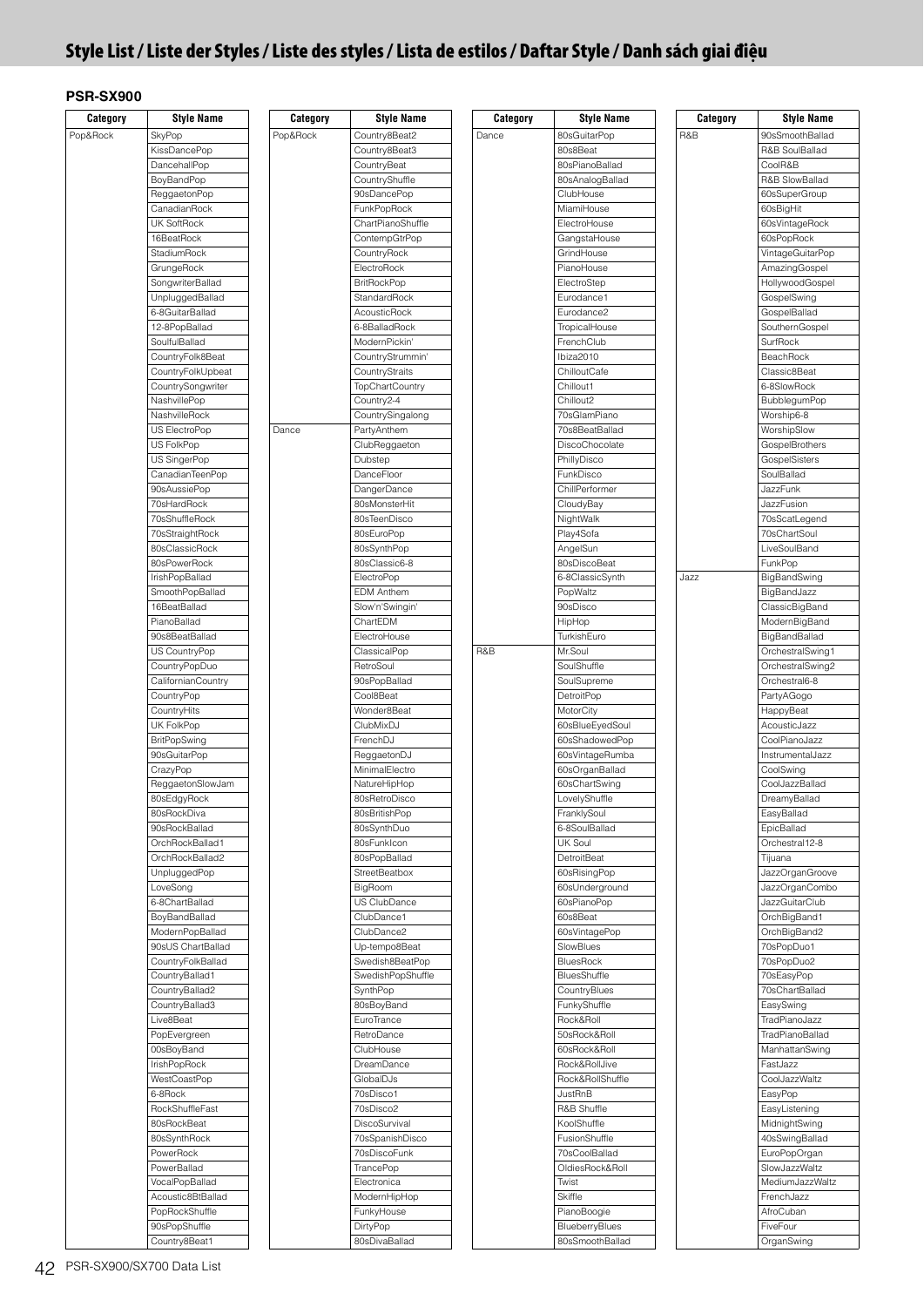# Style List / Liste der Styles / Liste des styles / Lista de estilos / Daftar Style / Danh sách giai điệu

## PSR-SX900

| Category | Style Name |
|---|---|
| Pop&Rock | SkyPop |
| | KissDancePop |
| | DancehallPop |
| | BoyBandPop |
| | ReggaetonPop |
| | CanadianRock |
| | UK SoftRock |
| | 16BeatRock |
| | StadiumRock |
| | GrungeRock |
| | SongwriterBallad |
| | UnpluggedBallad |
| | 6-8GuitarBallad |
| | 12-8PopBallad |
| | SoulfulBallad |
| | CountryFolk8Beat |
| | CountryFolkUpbeat |
| | CountrySongwriter |
| | NashvillePop |
| | NashvilleRock |
| | US ElectroPop |
| | US FolkPop |
| | US SingerPop |
| | CanadianTeenPop |
| | 90sAussiePop |
| | 70sHardRock |
| | 70sShuffleRock |
| | 70sStraightRock |
| | 80sClassicRock |
| | 80sPowerRock |
| | IrishPopBallad |
| | SmoothPopBallad |
| | 16BeatBallad |
| | PianoBallad |
| | 90s8BeatBallad |
| | US CountryPop |
| | CountryPopDuo |
| | CalifornianCountry |
| | CountryPop |
| | CountryHits |
| | UK FolkPop |
| | BritPopSwing |
| | 90sGuitarPop |
| | CrazyPop |
| | ReggaetonSlowJam |
| | 80sEdgyRock |
| | 80sRockDiva |
| | 90sRockBallad |
| | OrchRockBallad1 |
| | OrchRockBallad2 |
| | UnpluggedPop |
| | LoveSong |
| | 6-8ChartBallad |
| | BoyBandBallad |
| | ModernPopBallad |
| | 90sUS ChartBallad |
| | CountryFolkBallad |
| | CountryBallad1 |
| | CountryBallad2 |
| | CountryBallad3 |
| | Live8Beat |
| | PopEvergreen |
| | 00sBoyBand |
| | IrishPopRock |
| | WestCoastPop |
| | 6-8Rock |
| | RockShuffleFast |
| | 80sRockBeat |
| | 80sSynthRock |
| | PowerRock |
| | PowerBallad |
| | VocalPopBallad |
| | Acoustic8BtBallad |
| | PopRockShuffle |
| | 90sPopShuffle |
| | Country8Beat1 |

| Category | Style Name |
|---|---|
| Pop&Rock | Country8Beat2 |
| | Country8Beat3 |
| | CountryBeat |
| | CountryShuffle |
| | 90sDancePop |
| | FunkPopRock |
| | ChartPianoShuffle |
| | ContempGtrPop |
| | CountryRock |
| | ElectroRock |
| | BritRockPop |
| | StandardRock |
| | AcousticRock |
| | 6-8BalladRock |
| | ModernPickin' |
| | CountryStrummin' |
| | CountryStraits |
| | TopChartCountry |
| | Country2-4 |
| | CountrySingalong |
| Dance | PartyAnthem |
| | ClubReggaeton |
| | Dubstep |
| | DanceFloor |
| | DangerDance |
| | 80sMonsterHit |
| | 80sTeenDisco |
| | 80sEuroPop |
| | 80sSynthPop |
| | 80sClassic6-8 |
| | ElectroPop |
| | EDM Anthem |
| | Slow'n'Swingin' |
| | ChartEDM |
| | ElectroHouse |
| | ClassicalPop |
| | RetroSoul |
| | 90sPopBallad |
| | Cool8Beat |
| | Wonder8Beat |
| | ClubMixDJ |
| | FrenchDJ |
| | ReggaetonDJ |
| | MinimalElectro |
| | NatureHipHop |
| | 80sRetroDisco |
| | 80sBritishPop |
| | 80sSynthDuo |
| | 80sFunkIcon |
| | 80sPopBallad |
| | StreetBeatbox |
| | BigRoom |
| | US ClubDance |
| | ClubDance1 |
| | ClubDance2 |
| | Up-tempo8Beat |
| | Swedish8BeatPop |
| | SwedishPopShuffle |
| | SynthPop |
| | 80sBoyBand |
| | EuroTrance |
| | RetroDance |
| | ClubHouse |
| | DreamDance |
| | GlobalDJs |
| | 70sDisco1 |
| | 70sDisco2 |
| | DiscoSurvival |
| | 70sSpanishDisco |
| | 70sDiscoFunk |
| | TrancePop |
| | Electronica |
| | ModernHipHop |
| | FunkyHouse |
| | DirtyPop |
| | 80sDivaBallad |

| Category | Style Name |
|---|---|
| Dance | 80sGuitarPop |
| | 80s8Beat |
| | 80sPianoBallad |
| | 80sAnalogBallad |
| | ClubHouse |
| | MiamiHouse |
| | ElectroHouse |
| | GangstaHouse |
| | GrindHouse |
| | PianoHouse |
| | ElectroStep |
| | Eurodance1 |
| | Eurodance2 |
| | TropicalHouse |
| | FrenchClub |
| | Ibiza2010 |
| | ChilloutCafe |
| | Chillout1 |
| | Chillout2 |
| | 70sGlamPiano |
| | 70s8BeatBallad |
| | DiscoChocolate |
| | PhillyDisco |
| | FunkDisco |
| | ChillPerformer |
| | CloudyBay |
| | NightWalk |
| | Play4Sofa |
| | AngelSun |
| | 80sDiscoBeat |
| | 6-8ClassicSynth |
| | PopWaltz |
| | 90sDisco |
| | HipHop |
| | TurkishEuro |
| R&B | Mr.Soul |
| | SoulShuffle |
| | SoulSupreme |
| | DetroitPop |
| | MotorCity |
| | 60sBlueEyedSoul |
| | 60sShadowedPop |
| | 60sVintageRumba |
| | 60sOrganBallad |
| | 60sChartSwing |
| | LovelyShuffle |
| | FranklySoul |
| | 6-8SoulBallad |
| | UK Soul |
| | DetroitBeat |
| | 60sRisingPop |
| | 60sUnderground |
| | 60sPianoPop |
| | 60s8Beat |
| | 60sVintagePop |
| | SlowBlues |
| | BluesRock |
| | BluesShuffle |
| | CountryBlues |
| | FunkyShuffle |
| | Rock&Roll |
| | 50sRock&Roll |
| | 60sRock&Roll |
| | Rock&RollJive |
| | Rock&RollShuffle |
| | JustRnB |
| | R&B Shuffle |
| | KoolShuffle |
| | FusionShuffle |
| | 70sCoolBallad |
| | OldiesRock&Roll |
| | Twist |
| | Skiffle |
| | PianoBoogie |
| | BlueberryBlues |
| | 80sSmoothBallad |

| Category | Style Name |
|---|---|
| R&B | 90sSmoothBallad |
| | R&B SoulBallad |
| | CoolR&B |
| | R&B SlowBallad |
| | 60sSuperGroup |
| | 60sBigHit |
| | 60sVintageRock |
| | 60sPopRock |
| | VintageGuitarPop |
| | AmazingGospel |
| | HollywoodGospel |
| | GospelSwing |
| | GospelBallad |
| | SouthernGospel |
| | SurfRock |
| | BeachRock |
| | Classic8Beat |
| | 6-8SlowRock |
| | BubblegumPop |
| | Worship6-8 |
| | WorshipSlow |
| | GospelBrothers |
| | GospelSisters |
| | SoulBallad |
| | JazzFunk |
| | JazzFusion |
| | 70sScatLegend |
| | 70sChartSoul |
| | LiveSoulBand |
| | FunkPop |
| Jazz | BigBandSwing |
| | BigBandJazz |
| | ClassicBigBand |
| | ModernBigBand |
| | BigBandBallad |
| | OrchestralSwing1 |
| | OrchestralSwing2 |
| | Orchestral6-8 |
| | PartyAGogo |
| | HappyBeat |
| | AcousticJazz |
| | CoolPianoJazz |
| | InstrumentalJazz |
| | CoolSwing |
| | CoolJazzBallad |
| | DreamyBallad |
| | EasyBallad |
| | EpicBallad |
| | Orchestral12-8 |
| | Tijuana |
| | JazzOrganGroove |
| | JazzOrganCombo |
| | JazzGuitarClub |
| | OrchBigBand1 |
| | OrchBigBand2 |
| | 70sPopDuo1 |
| | 70sPopDuo2 |
| | 70sEasyPop |
| | 70sChartBallad |
| | EasySwing |
| | TradPianoJazz |
| | TradPianoBallad |
| | ManhattanSwing |
| | FastJazz |
| | CoolJazzWaltz |
| | EasyPop |
| | EasyListening |
| | MidnightSwing |
| | 40sSwingBallad |
| | EuroPopOrgan |
| | SlowJazzWaltz |
| | MediumJazzWaltz |
| | FrenchJazz |
| | AfroCuban |
| | FiveFour |
| | OrganSwing |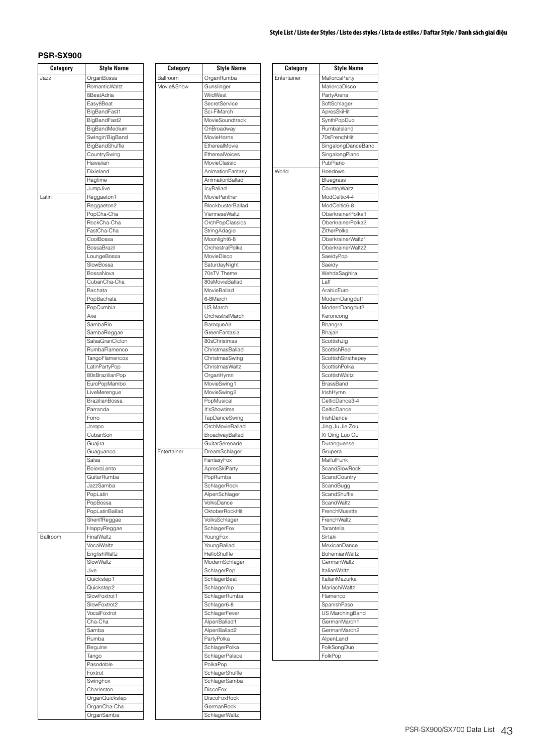## PSR-SX900

| Category | Style Name |
|---|---|
| Jazz | OrganBossa |
| | RomanticWaltz |
| | 8BeatAdria |
| | Easy8Beat |
| | BigBandFast1 |
| | BigBandFast2 |
| | BigBandMedium |
| | Swingin'BigBand |
| | BigBandShuffle |
| | CountrySwing |
| | Hawaiian |
| | Dixieland |
| | Ragtime |
| | JumpJive |
| Latin | Reggaeton1 |
| | Reggaeton2 |
| | PopCha-Cha |
| | RockCha-Cha |
| | FastCha-Cha |
| | CoolBossa |
| | BossaBrazil |
| | LoungeBossa |
| | SlowBossa |
| | BossaNova |
| | CubanCha-Cha |
| | Bachata |
| | PopBachata |
| | PopCumbia |
| | Axe |
| | SambaRio |
| | SambaReggae |
| | SalsaGranCiclon |
| | RumbaFlamenco |
| | TangoFlamencos |
| | LatinPartyPop |
| | 80sBrazilianPop |
| | EuroPopMambo |
| | LiveMerengue |
| | BrazilianBossa |
| | Parranda |
| | Forro |
| | Joropo |
| | CubanSon |
| | Guajira |
| | Guaguanco |
| | Salsa |
| | BoleroLento |
| | GuitarRumba |
| | JazzSamba |
| | PopLatin |
| | PopBossa |
| | PopLatinBallad |
| | SheriffReggae |
| | HappyReggae |
| Ballroom | FinalWaltz |
| | VocalWaltz |
| | EnglishWaltz |
| | SlowWaltz |
| | Jive |
| | Quickstep1 |
| | Quickstep2 |
| | SlowFoxtrot1 |
| | SlowFoxtrot2 |
| | VocalFoxtrot |
| | Cha-Cha |
| | Samba |
| | Rumba |
| | Beguine |
| | Tango |
| | Pasodoble |
| | Foxtrot |
| | SwingFox |
| | Charleston |
| | OrganQuickstep |
| | OrganCha-Cha |
| | OrganSamba |
| Ballroom | OrganRumba |
| Movie&Show | Gunslinger |
| | WildWest |
| | SecretService |
| | Sci-FiMarch |
| | MovieSoundtrack |
| | OnBroadway |
| | MovieHorns |
| | EtherealMovie |
| | EtherealVoices |
| | MovieClassic |
| | AnimationFantasy |
| | AnimationBallad |
| | IcyBallad |
| | MoviePanther |
| | BlockbusterBallad |
| | VienneseWaltz |
| | OrchPopClassics |
| | StringAdagio |
| | Moonlight6-8 |
| | OrchestralPolka |
| | MovieDisco |
| | SaturdayNight |
| | 70sTV Theme |
| | 80sMovieBallad |
| | MovieBallad |
| | 6-8March |
| | US March |
| | OrchestralMarch |
| | BaroqueAir |
| | GreenFantasia |
| | 80sChristmas |
| | ChristmasBallad |
| | ChristmasSwing |
| | ChristmasWaltz |
| | OrganHymn |
| | MovieSwing1 |
| | MovieSwing2 |
| | PopMusical |
| | It'sShowtime |
| | TapDanceSwing |
| | OrchMovieBallad |
| | BroadwayBallad |
| | GuitarSerenade |
| Entertainer | DreamSchlager |
| | FantasyFox |
| | ApresSkiParty |
| | PopRumba |
| | SchlagerRock |
| | AlpenSchlager |
| | VolksDance |
| | OktoberRockHit |
| | VolksSchlager |
| | SchlagerFox |
| | YoungFox |
| | YoungBallad |
| | HelloShuffle |
| | ModernSchlager |
| | SchlagerPop |
| | SchlagerBeat |
| | SchlagerAlp |
| | SchlagerRumba |
| | Schlager6-8 |
| | SchlagerFever |
| | AlpenBallad1 |
| | AlpenBallad2 |
| | PartyPolka |
| | SchlagerPolka |
| | SchlagerPalace |
| | PolkaPop |
| | SchlagerShuffle |
| | SchlagerSamba |
| | DiscoFox |
| | DiscoFoxRock |
| | GermanRock |
| | SchlagerWaltz |
| Entertainer | MallorcaParty |
| | MallorcaDisco |
| | PartyArena |
| | SoftSchlager |
| | ApresSkiHit |
| | SynthPopDuo |
| | RumbaIsland |
| | 70sFrenchHit |
| | SingalongDanceBand |
| | SingalongPiano |
| | PubPiano |
| World | Hoedown |
| | Bluegrass |
| | CountryWaltz |
| | ModCeltic4-4 |
| | ModCeltic6-8 |
| | OberkrainerPolka1 |
| | OberkrainerPolka2 |
| | ZitherPolka |
| | OberkrainerWaltz1 |
| | OberkrainerWaltz2 |
| | SaeidyPop |
| | Saeidy |
| | WehdaSaghira |
| | Laff |
| | ArabicEuro |
| | ModernDangdut1 |
| | ModernDangdut2 |
| | Keroncong |
| | Bhangra |
| | Bhajan |
| | ScottishJig |
| | ScottishReel |
| | ScottishStrathspey |
| | ScottishPolka |
| | ScottishWaltz |
| | BrassBand |
| | IrishHymn |
| | CelticDance3-4 |
| | CelticDance |
| | IrishDance |
| | Jing Ju Jie Zou |
| | Xi Qing Luo Gu |
| | Duranguense |
| | Grupera |
| | MalfufFunk |
| | ScandSlowRock |
| | ScandCountry |
| | ScandBugg |
| | ScandShuffle |
| | ScandWaltz |
| | FrenchMusette |
| | FrenchWaltz |
| | Tarantella |
| | Sirtaki |
| | MexicanDance |
| | BohemianWaltz |
| | GermanWaltz |
| | ItalianWaltz |
| | ItalianMazurka |
| | MariachiWaltz |
| | Flamenco |
| | SpanishPaso |
| | US MarchingBand |
| | GermanMarch1 |
| | GermanMarch2 |
| | AlpenLand |
| | FolkSongDuo |
| | FolkPop |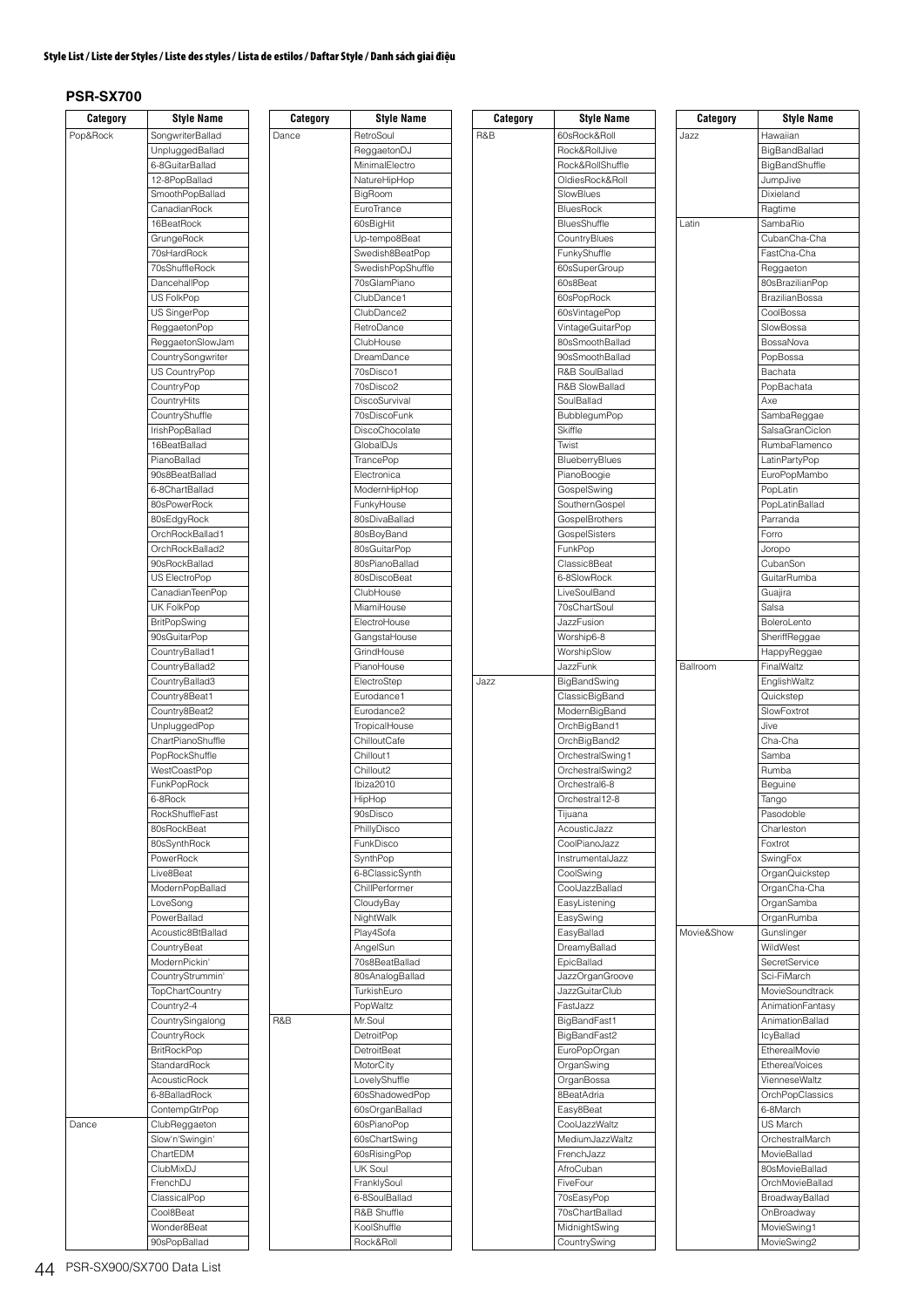### Style List / Liste der Styles / Liste des styles / Lista de estilos / Daftar Style / Danh sách giai điệu

**PSR-SX700**

| Category | Style Name |
|---|---|
| Pop&Rock | SongwriterBallad |
| | UnpluggedBallad |
| | 6-8GuitarBallad |
| | 12-8PopBallad |
| | SmoothPopBallad |
| | CanadianRock |
| | 16BeatRock |
| | GrungeRock |
| | 70sHardRock |
| | 70sShuffleRock |
| | DancehallPop |
| | US FolkPop |
| | US SingerPop |
| | ReggaetonPop |
| | ReggaetonSlowJam |
| | CountrySongwriter |
| | US CountryPop |
| | CountryPop |
| | CountryHits |
| | CountryShuffle |
| | IrishPopBallad |
| | 16BeatBallad |
| | PianoBallad |
| | 90s8BeatBallad |
| | 6-8ChartBallad |
| | 80sPowerRock |
| | 80sEdgyRock |
| | OrchRockBallad1 |
| | OrchRockBallad2 |
| | 90sRockBallad |
| | US ElectroPop |
| | CanadianTeenPop |
| | UK FolkPop |
| | BritPopSwing |
| | 90sGuitarPop |
| | CountryBallad1 |
| | CountryBallad2 |
| | CountryBallad3 |
| | Country8Beat1 |
| | Country8Beat2 |
| | UnpluggedPop |
| | ChartPianoShuffle |
| | PopRockShuffle |
| | WestCoastPop |
| | FunkPopRock |
| | 6-8Rock |
| | RockShuffleFast |
| | 80sRockBeat |
| | 80sSynthRock |
| | PowerRock |
| | Live8Beat |
| | ModernPopBallad |
| | LoveSong |
| | PowerBallad |
| | Acoustic8BtBallad |
| | CountryBeat |
| | ModernPickin' |
| | CountryStrummin' |
| | TopChartCountry |
| | Country2-4 |
| | CountrySingalong |
| | CountryRock |
| | BritRockPop |
| | StandardRock |
| | AcousticRock |
| | 6-8BalladRock |
| | ContempGtrPop |
| Dance | ClubReggaeton |
| | Slow'n'Swingin' |
| | ChartEDM |
| | ClubMixDJ |
| | FrenchDJ |
| | ClassicalPop |
| | Cool8Beat |
| | Wonder8Beat |
| | 90sPopBallad |
| | RetroSoul |
| | ReggaetonDJ |
| | MinimalElectro |
| | NatureHipHop |
| | BigRoom |
| | EuroTrance |
| | 60sBigHit |
| | Up-tempo8Beat |
| | Swedish8BeatPop |
| | SwedishPopShuffle |
| | 70sGlamPiano |
| | ClubDance1 |
| | ClubDance2 |
| | RetroDance |
| | ClubHouse |
| | DreamDance |
| | 70sDisco1 |
| | 70sDisco2 |
| | DiscoSurvival |
| | 70sDiscoFunk |
| | DiscoChocolate |
| | GlobalDJs |
| | TrancePop |
| | Electronica |
| | ModernHipHop |
| | FunkyHouse |
| | 80sDivaBallad |
| | 80sBoyBand |
| | 80sGuitarPop |
| | 80sPianoBallad |
| | 80sDiscoBeat |
| | ClubHouse |
| | MiamiHouse |
| | ElectroHouse |
| | GangstaHouse |
| | GrindHouse |
| | PianoHouse |
| | ElectroStep |
| | Eurodance1 |
| | Eurodance2 |
| | TropicalHouse |
| | ChilloutCafe |
| | Chillout1 |
| | Chillout2 |
| | Ibiza2010 |
| | HipHop |
| | 90sDisco |
| | PhillyDisco |
| | FunkDisco |
| | SynthPop |
| | 6-8ClassicSynth |
| | ChillPerformer |
| | CloudyBay |
| | NightWalk |
| | Play4Sofa |
| | AngelSun |
| | 70s8BeatBallad |
| | 80sAnalogBallad |
| | TurkishEuro |
| | PopWaltz |
| R&B | Mr.Soul |
| | DetroitPop |
| | DetroitBeat |
| | MotorCity |
| | LovelyShuffle |
| | 60sShadowedPop |
| | 60sOrganBallad |
| | 60sPianoPop |
| | 60sChartSwing |
| | 60sRisingPop |
| | UK Soul |
| | FranklySoul |
| | 6-8SoulBallad |
| | R&B Shuffle |
| | KoolShuffle |
| | Rock&Roll |
| | 60sRock&Roll |
| | Rock&RollJive |
| | Rock&RollShuffle |
| | OldiesRock&Roll |
| | SlowBlues |
| | BluesRock |
| | BluesShuffle |
| | CountryBlues |
| | FunkyShuffle |
| | 60sSuperGroup |
| | 60s8Beat |
| | 60sPopRock |
| | 60sVintagePop |
| | VintageGuitarPop |
| | 80sSmoothBallad |
| | 90sSmoothBallad |
| | R&B SoulBallad |
| | R&B SlowBallad |
| | SoulBallad |
| | BubblegumPop |
| | Skiffle |
| | Twist |
| | BlueberryBlues |
| | PianoBoogie |
| | GospelSwing |
| | SouthernGospel |
| | GospelBrothers |
| | GospelSisters |
| | FunkPop |
| | Classic8Beat |
| | 6-8SlowRock |
| | LiveSoulBand |
| | 70sChartSoul |
| | JazzFusion |
| | Worship6-8 |
| | WorshipSlow |
| | JazzFunk |
| Jazz | BigBandSwing |
| | ClassicBigBand |
| | ModernBigBand |
| | OrchBigBand1 |
| | OrchBigBand2 |
| | OrchestralSwing1 |
| | OrchestralSwing2 |
| | Orchestral6-8 |
| | Orchestral12-8 |
| | Tijuana |
| | AcousticJazz |
| | CoolPianoJazz |
| | InstrumentalJazz |
| | CoolSwing |
| | CoolJazzBallad |
| | EasyListening |
| | EasySwing |
| | EasyBallad |
| | DreamyBallad |
| | EpicBallad |
| | JazzOrganGroove |
| | JazzGuitarClub |
| | FastJazz |
| | BigBandFast1 |
| | BigBandFast2 |
| | EuroPopOrgan |
| | OrganSwing |
| | OrganBossa |
| | 8BeatAdria |
| | Easy8Beat |
| | CoolJazzWaltz |
| | MediumJazzWaltz |
| | FrenchJazz |
| | AfroCuban |
| | FiveFour |
| | 70sEasyPop |
| | 70sChartBallad |
| | MidnightSwing |
| | CountrySwing |
| | Hawaiian |
| | BigBandBallad |
| | BigBandShuffle |
| | JumpJive |
| | Dixieland |
| | Ragtime |
| Latin | SambaRio |
| | CubanCha-Cha |
| | FastCha-Cha |
| | Reggaeton |
| | 80sBrazilianPop |
| | BrazilianBossa |
| | CoolBossa |
| | SlowBossa |
| | BossaNova |
| | PopBossa |
| | Bachata |
| | PopBachata |
| | Axe |
| | SambaReggae |
| | SalsaGranCiclon |
| | RumbaFlamenco |
| | LatinPartyPop |
| | EuroPopMambo |
| | PopLatin |
| | PopLatinBallad |
| | Parranda |
| | Forro |
| | Joropo |
| | CubanSon |
| | GuitarRumba |
| | Guajira |
| | Salsa |
| | BoleroLento |
| | SheriffReggae |
| | HappyReggae |
| Ballroom | FinalWaltz |
| | EnglishWaltz |
| | Quickstep |
| | SlowFoxtrot |
| | Jive |
| | Cha-Cha |
| | Samba |
| | Rumba |
| | Beguine |
| | Tango |
| | Pasodoble |
| | Charleston |
| | Foxtrot |
| | SwingFox |
| | OrganQuickstep |
| | OrganCha-Cha |
| | OrganSamba |
| | OrganRumba |
| Movie&Show | Gunslinger |
| | WildWest |
| | SecretService |
| | Sci-FiMarch |
| | MovieSoundtrack |
| | AnimationFantasy |
| | AnimationBallad |
| | IcyBallad |
| | EtherealMovie |
| | EtherealVoices |
| | VienneseWaltz |
| | OrchPopClassics |
| | 6-8March |
| | US March |
| | OrchestralMarch |
| | MovieBallad |
| | 80sMovieBallad |
| | OrchMovieBallad |
| | BroadwayBallad |
| | OnBroadway |
| | MovieSwing1 |
| | MovieSwing2 |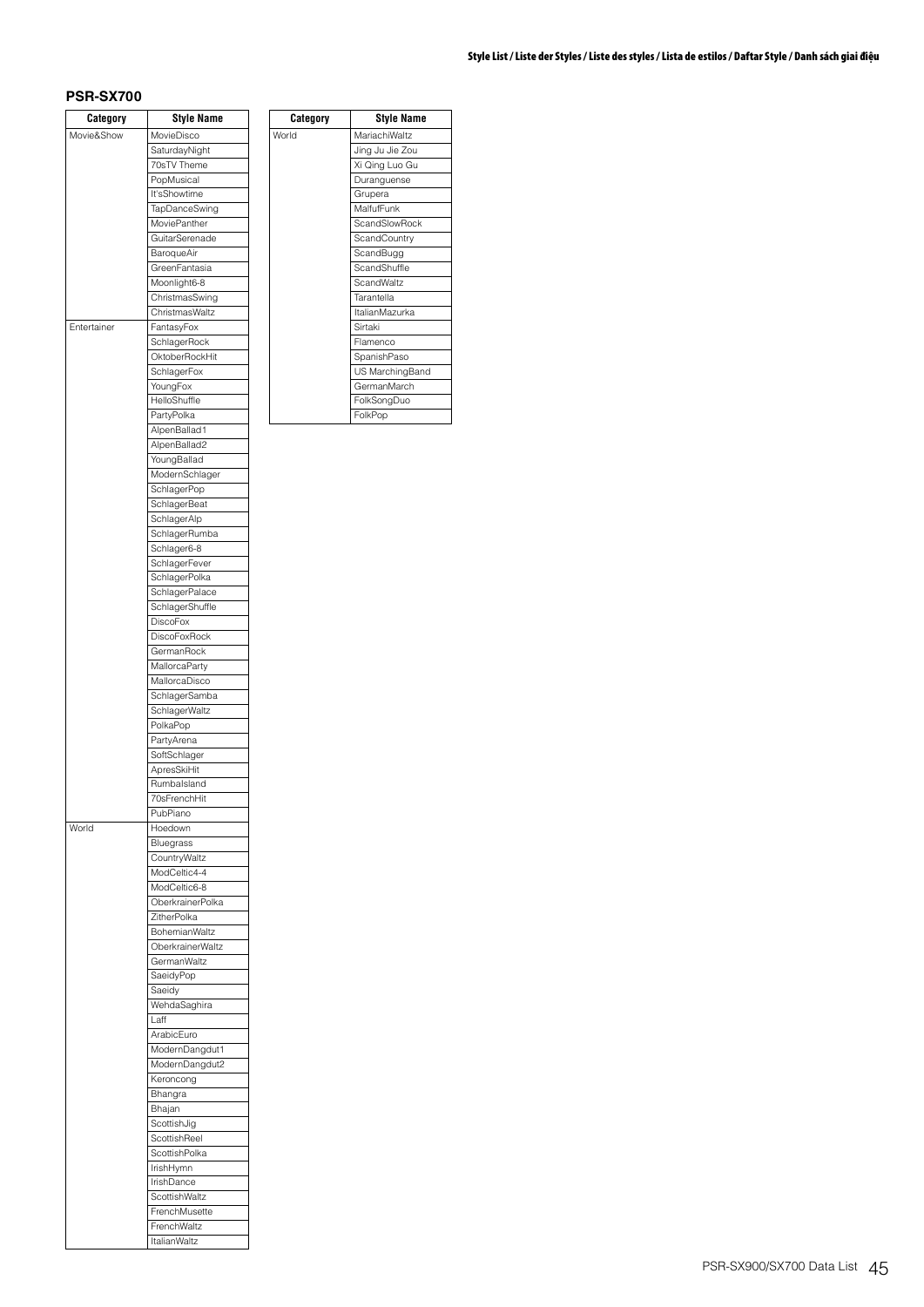## PSR-SX700

| Category | Style Name |
|---|---|
| Movie&Show | MovieDisco |
| | SaturdayNight |
| | 70sTV Theme |
| | PopMusical |
| | It'sShowtime |
| | TapDanceSwing |
| | MoviePanther |
| | GuitarSerenade |
| | BaroqueAir |
| | GreenFantasia |
| | Moonlight6-8 |
| | ChristmasSwing |
| | ChristmasWaltz |
| Entertainer | FantasyFox |
| | SchlagerRock |
| | OktoberRockHit |
| | SchlagerFox |
| | YoungFox |
| | HelloShuffle |
| | PartyPolka |
| | AlpenBallad1 |
| | AlpenBallad2 |
| | YoungBallad |
| | ModernSchlager |
| | SchlagerPop |
| | SchlagerBeat |
| | SchlagerAlp |
| | SchlagerRumba |
| | Schlager6-8 |
| | SchlagerFever |
| | SchlagerPolka |
| | SchlagerPalace |
| | SchlagerShuffle |
| | DiscoFox |
| | DiscoFoxRock |
| | GermanRock |
| | MallorcaParty |
| | MallorcaDisco |
| | SchlagerSamba |
| | SchlagerWaltz |
| | PolkaPop |
| | PartyArena |
| | SoftSchlager |
| | ApresSkiHit |
| | RumbaIsland |
| | 70sFrenchHit |
| | PubPiano |
| World | Hoedown |
| | Bluegrass |
| | CountryWaltz |
| | ModCeltic4-4 |
| | ModCeltic6-8 |
| | OberkrainerPolka |
| | ZitherPolka |
| | BohemianWaltz |
| | OberkrainerWaltz |
| | GermanWaltz |
| | SaeidyPop |
| | Saeidy |
| | WehdaSaghira |
| | Laff |
| | ArabicEuro |
| | ModernDangdut1 |
| | ModernDangdut2 |
| | Keroncong |
| | Bhangra |
| | Bhajan |
| | ScottishJig |
| | ScottishReel |
| | ScottishPolka |
| | IrishHymn |
| | IrishDance |
| | ScottishWaltz |
| | FrenchMusette |
| | FrenchWaltz |
| | ItalianWaltz |
| World | MariachiWaltz |
| | Jing Ju Jie Zou |
| | Xi Qing Luo Gu |
| | Duranguense |
| | Grupera |
| | MalfufFunk |
| | ScandSlowRock |
| | ScandCountry |
| | ScandBugg |
| | ScandShuffle |
| | ScandWaltz |
| | Tarantella |
| | ItalianMazurka |
| | Sirtaki |
| | Flamenco |
| | SpanishPaso |
| | US MarchingBand |
| | GermanMarch |
| | FolkSongDuo |
| | FolkPop |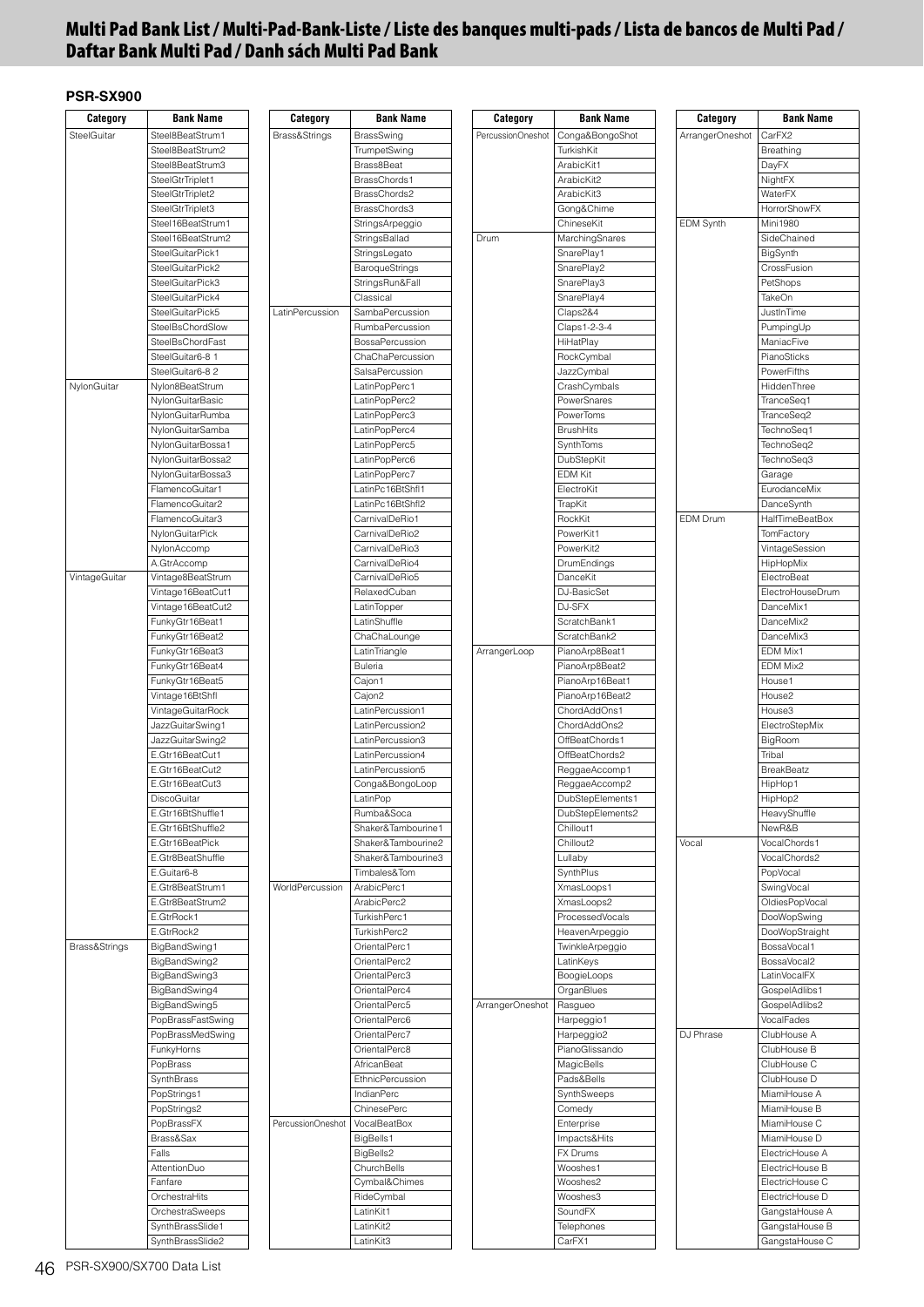# Multi Pad Bank List / Multi-Pad-Bank-Liste / Liste des banques multi-pads / Lista de bancos de Multi Pad / Daftar Bank Multi Pad / Danh sách Multi Pad Bank

**PSR-SX900**

| Category | Bank Name |
|---|---|
| SteelGuitar | Steel8BeatStrum1 |
| | Steel8BeatStrum2 |
| | Steel8BeatStrum3 |
| | SteelGtrTriplet1 |
| | SteelGtrTriplet2 |
| | SteelGtrTriplet3 |
| | Steel16BeatStrum1 |
| | Steel16BeatStrum2 |
| | SteelGuitarPick1 |
| | SteelGuitarPick2 |
| | SteelGuitarPick3 |
| | SteelGuitarPick4 |
| | SteelGuitarPick5 |
| | SteelBsChordSlow |
| | SteelBsChordFast |
| | SteelGuitar6-8 1 |
| | SteelGuitar6-8 2 |
| NylonGuitar | Nylon8BeatStrum |
| | NylonGuitarBasic |
| | NylonGuitarRumba |
| | NylonGuitarSamba |
| | NylonGuitarBossa1 |
| | NylonGuitarBossa2 |
| | NylonGuitarBossa3 |
| | FlamencoGuitar1 |
| | FlamencoGuitar2 |
| | FlamencoGuitar3 |
| | NylonGuitarPick |
| | NylonAccomp |
| | A.GtrAccomp |
| VintageGuitar | Vintage8BeatStrum |
| | Vintage16BeatCut1 |
| | Vintage16BeatCut2 |
| | FunkyGtr16Beat1 |
| | FunkyGtr16Beat2 |
| | FunkyGtr16Beat3 |
| | FunkyGtr16Beat4 |
| | FunkyGtr16Beat5 |
| | Vintage16BtShfl |
| | VintageGuitarRock |
| | JazzGuitarSwing1 |
| | JazzGuitarSwing2 |
| | E.Gtr16BeatCut1 |
| | E.Gtr16BeatCut2 |
| | E.Gtr16BeatCut3 |
| | DiscoGuitar |
| | E.Gtr16BtShuffle1 |
| | E.Gtr16BtShuffle2 |
| | E.Gtr16BeatPick |
| | E.Gtr8BeatShuffle |
| | E.Guitar6-8 |
| | E.Gtr8BeatStrum1 |
| | E.Gtr8BeatStrum2 |
| | E.GtrRock1 |
| | E.GtrRock2 |
| Brass&Strings | BigBandSwing1 |
| | BigBandSwing2 |
| | BigBandSwing3 |
| | BigBandSwing4 |
| | BigBandSwing5 |
| | PopBrassFastSwing |
| | PopBrassMedSwing |
| | FunkyHorns |
| | PopBrass |
| | SynthBrass |
| | PopStrings1 |
| | PopStrings2 |
| | PopBrassFX |
| | Brass&Sax |
| | Falls |
| | AttentionDuo |
| | Fanfare |
| | OrchestraHits |
| | OrchestraSweeps |
| | SynthBrassSlide1 |
| | SynthBrassSlide2 |
| Brass&Strings | BrassSwing |
| | TrumpetSwing |
| | Brass8Beat |
| | BrassChords1 |
| | BrassChords2 |
| | BrassChords3 |
| | StringsArpeggio |
| | StringsBallad |
| | StringsLegato |
| | BaroqueStrings |
| | StringsRun&Fall |
| | Classical |
| LatinPercussion | SambaPercussion |
| | RumbaPercussion |
| | BossaPercussion |
| | ChaChaPercussion |
| | SalsaPercussion |
| | LatinPopPerc1 |
| | LatinPopPerc2 |
| | LatinPopPerc3 |
| | LatinPopPerc4 |
| | LatinPopPerc5 |
| | LatinPopPerc6 |
| | LatinPopPerc7 |
| | LatinPc16BtShfl1 |
| | LatinPc16BtShfl2 |
| | CarnivalDeRio1 |
| | CarnivalDeRio2 |
| | CarnivalDeRio3 |
| | CarnivalDeRio4 |
| | CarnivalDeRio5 |
| | RelaxedCuban |
| | LatinTopper |
| | LatinShuffle |
| | ChaChaLounge |
| | LatinTriangle |
| | Buleria |
| | Cajon1 |
| | Cajon2 |
| | LatinPercussion1 |
| | LatinPercussion2 |
| | LatinPercussion3 |
| | LatinPercussion4 |
| | LatinPercussion5 |
| | Conga&BongoLoop |
| | LatinPop |
| | Rumba&Soca |
| | Shaker&Tambourine1 |
| | Shaker&Tambourine2 |
| | Shaker&Tambourine3 |
| | Timbales&Tom |
| WorldPercussion | ArabicPerc1 |
| | ArabicPerc2 |
| | TurkishPerc1 |
| | TurkishPerc2 |
| | OrientalPerc1 |
| | OrientalPerc2 |
| | OrientalPerc3 |
| | OrientalPerc4 |
| | OrientalPerc5 |
| | OrientalPerc6 |
| | OrientalPerc7 |
| | OrientalPerc8 |
| | AfricanBeat |
| | EthnicPercussion |
| | IndianPerc |
| | ChinesePerc |
| PercussionOneshot | VocalBeatBox |
| | BigBells1 |
| | BigBells2 |
| | ChurchBells |
| | Cymbal&Chimes |
| | RideCymbal |
| | LatinKit1 |
| | LatinKit2 |
| | LatinKit3 |
| PercussionOneshot | Conga&BongoShot |
| | TurkishKit |
| | ArabicKit1 |
| | ArabicKit2 |
| | ArabicKit3 |
| | Gong&Chime |
| | ChineseKit |
| Drum | MarchingSnares |
| | SnarePlay1 |
| | SnarePlay2 |
| | SnarePlay3 |
| | SnarePlay4 |
| | Claps2&4 |
| | Claps1-2-3-4 |
| | HiHatPlay |
| | RockCymbal |
| | JazzCymbal |
| | CrashCymbals |
| | PowerSnares |
| | PowerToms |
| | BrushHits |
| | SynthToms |
| | DubStepKit |
| | EDM Kit |
| | ElectroKit |
| | TrapKit |
| | RockKit |
| | PowerKit1 |
| | PowerKit2 |
| | DrumEndings |
| | DanceKit |
| | DJ-BasicSet |
| | DJ-SFX |
| | ScratchBank1 |
| | ScratchBank2 |
| ArrangerLoop | PianoArp8Beat1 |
| | PianoArp8Beat2 |
| | PianoArp16Beat1 |
| | PianoArp16Beat2 |
| | ChordAddOns1 |
| | ChordAddOns2 |
| | OffBeatChords1 |
| | OffBeatChords2 |
| | ReggaeAccomp1 |
| | ReggaeAccomp2 |
| | DubStepElements1 |
| | DubStepElements2 |
| | Chillout1 |
| | Chillout2 |
| | Lullaby |
| | SynthPlus |
| | XmasLoops1 |
| | XmasLoops2 |
| | ProcessedVocals |
| | HeavenArpeggio |
| | TwinkleArpeggio |
| | LatinKeys |
| | BoogieLoops |
| | OrganBlues |
| ArrangerOneshot | Rasgueo |
| | Harpeggio1 |
| | Harpeggio2 |
| | PianoGlissando |
| | MagicBells |
| | Pads&Bells |
| | SynthSweeps |
| | Comedy |
| | Enterprise |
| | Impacts&Hits |
| | FX Drums |
| | Wooshes1 |
| | Wooshes2 |
| | Wooshes3 |
| | SoundFX |
| | Telephones |
| | CarFX1 |
| ArrangerOneshot | CarFX2 |
| | Breathing |
| | DayFX |
| | NightFX |
| | WaterFX |
| | HorrorShowFX |
| EDM Synth | Mini1980 |
| | SideChained |
| | BigSynth |
| | CrossFusion |
| | PetShops |
| | TakeOn |
| | JustInTime |
| | PumpingUp |
| | ManiacFive |
| | PianoSticks |
| | PowerFifths |
| | HiddenThree |
| | TranceSeq1 |
| | TranceSeq2 |
| | TechnoSeq1 |
| | TechnoSeq2 |
| | TechnoSeq3 |
| | Garage |
| | EurodanceMix |
| | DanceSynth |
| EDM Drum | HalfTimeBeatBox |
| | TomFactory |
| | VintageSession |
| | HipHopMix |
| | ElectroBeat |
| | ElectroHouseDrum |
| | DanceMix1 |
| | DanceMix2 |
| | DanceMix3 |
| | EDM Mix1 |
| | EDM Mix2 |
| | House1 |
| | House2 |
| | House3 |
| | ElectroStepMix |
| | BigRoom |
| | Tribal |
| | BreakBeatz |
| | HipHop1 |
| | HipHop2 |
| | HeavyShuffle |
| | NewR&B |
| Vocal | VocalChords1 |
| | VocalChords2 |
| | PopVocal |
| | SwingVocal |
| | OldiesPopVocal |
| | DooWopSwing |
| | DooWopStraight |
| | BossaVocal1 |
| | BossaVocal2 |
| | LatinVocalFX |
| | GospelAdlibs1 |
| | GospelAdlibs2 |
| | VocalFades |
| DJ Phrase | ClubHouse A |
| | ClubHouse B |
| | ClubHouse C |
| | ClubHouse D |
| | MiamiHouse A |
| | MiamiHouse B |
| | MiamiHouse C |
| | MiamiHouse D |
| | ElectricHouse A |
| | ElectricHouse B |
| | ElectricHouse C |
| | ElectricHouse D |
| | GangstaHouse A |
| | GangstaHouse B |
| | GangstaHouse C |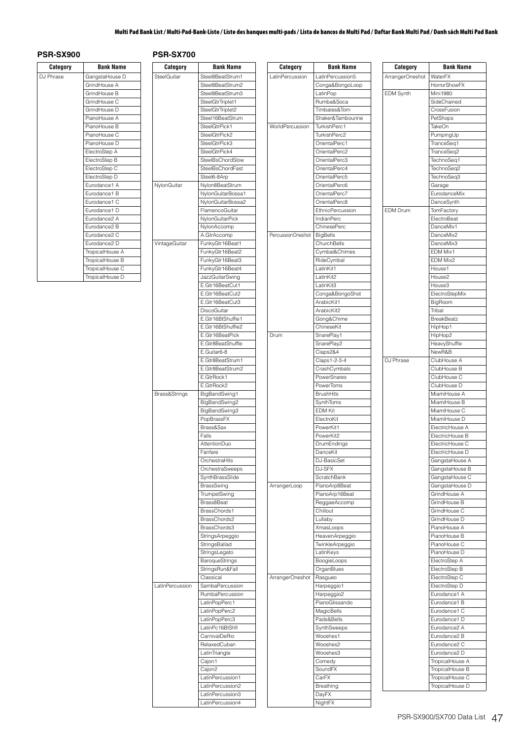# Multi Pad Bank List / Multi-Pad-Bank-Liste / Liste des banques multi-pads / Lista de bancos de Multi Pad / Daftar Bank Multi Pad / Danh sách Multi Pad Bank

## PSR-SX900

| Category | Bank Name |
|---|---|
| DJ Phrase | GangstaHouse D |
| | GrindHouse A |
| | GrindHouse B |
| | GrindHouse C |
| | GrindHouse D |
| | PianoHouse A |
| | PianoHouse B |
| | PianoHouse C |
| | PianoHouse D |
| | ElectroStep A |
| | ElectroStep B |
| | ElectroStep C |
| | ElectroStep D |
| | Eurodance1 A |
| | Eurodance1 B |
| | Eurodance1 C |
| | Eurodance1 D |
| | Eurodance2 A |
| | Eurodance2 B |
| | Eurodance2 C |
| | Eurodance2 D |
| | TropicalHouse A |
| | TropicalHouse B |
| | TropicalHouse C |
| | TropicalHouse D |

## PSR-SX700

| Category | Bank Name |
|---|---|
| SteelGuitar | Steel8BeatStrum1 |
| | Steel8BeatStrum2 |
| | Steel8BeatStrum3 |
| | SteelGtrTriplet1 |
| | SteelGtrTriplet2 |
| | Steel16BeatStrum |
| | SteelGtrPick1 |
| | SteelGtrPick2 |
| | SteelGtrPick3 |
| | SteelGtrPick4 |
| | SteelBsChordSlow |
| | SteelBsChordFast |
| | Steel6-8Arp |
| NylonGuitar | Nylon8BeatStrum |
| | NylonGuitarBossa1 |
| | NylonGuitarBossa2 |
| | FlamencoGuitar |
| | NylonGuitarPick |
| | NylonAccomp |
| | A.GtrAccomp |
| VintageGuitar | FunkyGtr16Beat1 |
| | FunkyGtr16Beat2 |
| | FunkyGtr16Beat3 |
| | FunkyGtr16Beat4 |
| | JazzGuitarSwing |
| | E.Gtr16BeatCut1 |
| | E.Gtr16BeatCut2 |
| | E.Gtr16BeatCut3 |
| | DiscoGuitar |
| | E.Gtr16BtShuffle1 |
| | E.Gtr16BtShuffle2 |
| | E.Gtr16BeatPick |
| | E.Gtr8BeatShuffle |
| | E.Guitar6-8 |
| | E.Gtr8BeatStrum1 |
| | E.Gtr8BeatStrum2 |
| | E.GtrRock1 |
| | E.GtrRock2 |
| Brass&Strings | BigBandSwing1 |
| | BigBandSwing2 |
| | BigBandSwing3 |
| | PopBrassFX |
| | Brass&Sax |
| | Falls |
| | AttentionDuo |
| | Fanfare |
| | OrchestraHits |
| | OrchestraSweeps |
| | SynthBrassSlide |
| | BrassSwing |
| | TrumpetSwing |
| | Brass8Beat |
| | BrassChords1 |
| | BrassChords2 |
| | BrassChords3 |
| | StringsArpeggio |
| | StringsBallad |
| | StringsLegato |
| | BaroqueStrings |
| | StringsRun&Fall |
| | Classical |
| LatinPercussion | SambaPercussion |
| | RumbaPercussion |
| | LatinPopPerc1 |
| | LatinPopPerc2 |
| | LatinPopPerc3 |
| | LatinPc16BtShfl |
| | CarnivalDeRio |
| | RelaxedCuban |
| | LatinTriangle |
| | Cajon1 |
| | Cajon2 |
| | LatinPercussion1 |
| | LatinPercussion2 |
| | LatinPercussion3 |
| | LatinPercussion4 |
| LatinPercussion | LatinPercussion5 |
| | Conga&BongoLoop |
| | LatinPop |
| | Rumba&Soca |
| | Timbales&Tom |
| | Shaker&Tambourine |
| WorldPercussion | TurkishPerc1 |
| | TurkishPerc2 |
| | OrientalPerc1 |
| | OrientalPerc2 |
| | OrientalPerc3 |
| | OrientalPerc4 |
| | OrientalPerc5 |
| | OrientalPerc6 |
| | OrientalPerc7 |
| | OrientalPerc8 |
| | EthnicPercussion |
| | IndianPerc |
| | ChinesePerc |
| PercussionOneshot | BigBells |
| | ChurchBells |
| | Cymbal&Chimes |
| | RideCymbal |
| | LatinKit1 |
| | LatinKit2 |
| | LatinKit3 |
| | Conga&BongoShot |
| | ArabicKit1 |
| | ArabicKit2 |
| | Gong&Chime |
| | ChineseKit |
| Drum | SnarePlay1 |
| | SnarePlay2 |
| | Claps2&4 |
| | Claps1-2-3-4 |
| | CrashCymbals |
| | PowerSnares |
| | PowerToms |
| | BrushHits |
| | SynthToms |
| | EDM Kit |
| | ElectroKit |
| | PowerKit1 |
| | PowerKit2 |
| | DrumEndings |
| | DanceKit |
| | DJ-BasicSet |
| | DJ-SFX |
| | ScratchBank |
| ArrangerLoop | PianoArp8Beat |
| | PianoArp16Beat |
| | ReggaeAccomp |
| | Chillout |
| | Lullaby |
| | XmasLoops |
| | HeavenArpeggio |
| | TwinkleArpeggio |
| | LatinKeys |
| | BoogieLoops |
| | OrganBlues |
| ArrangerOneshot | Rasgueo |
| | Harpeggio1 |
| | Harpeggio2 |
| | PianoGlissando |
| | MagicBells |
| | Pads&Bells |
| | SynthSweeps |
| | Wooshes1 |
| | Wooshes2 |
| | Wooshes3 |
| | Comedy |
| | SoundFX |
| | CarFX |
| | Breathing |
| | DayFX |
| | NightFX |
| ArrangerOneshot | WaterFX |
| | HorrorShowFX |
| EDM Synth | Mini1980 |
| | SideChained |
| | CrossFusion |
| | PetShops |
| | TakeOn |
| | PumpingUp |
| | TranceSeq1 |
| | TranceSeq2 |
| | TechnoSeq1 |
| | TechnoSeq2 |
| | TechnoSeq3 |
| | Garage |
| | EurodanceMix |
| | DanceSynth |
| EDM Drum | TomFactory |
| | ElectroBeat |
| | DanceMix1 |
| | DanceMix2 |
| | DanceMix3 |
| | EDM Mix1 |
| | EDM Mix2 |
| | House1 |
| | House2 |
| | House3 |
| | ElectroStepMix |
| | BigRoom |
| | Tribal |
| | BreakBeatz |
| | HipHop1 |
| | HipHop2 |
| | HeavyShuffle |
| | NewR&B |
| DJ Phrase | ClubHouse A |
| | ClubHouse B |
| | ClubHouse C |
| | ClubHouse D |
| | MiamiHouse A |
| | MiamiHouse B |
| | MiamiHouse C |
| | MiamiHouse D |
| | ElectricHouse A |
| | ElectricHouse B |
| | ElectricHouse C |
| | ElectricHouse D |
| | GangstaHouse A |
| | GangstaHouse B |
| | GangstaHouse C |
| | GangstaHouse D |
| | GrindHouse A |
| | GrindHouse B |
| | GrindHouse C |
| | GrindHouse D |
| | PianoHouse A |
| | PianoHouse B |
| | PianoHouse C |
| | PianoHouse D |
| | ElectroStep A |
| | ElectroStep B |
| | ElectroStep C |
| | ElectroStep D |
| | Eurodance1 A |
| | Eurodance1 B |
| | Eurodance1 C |
| | Eurodance1 D |
| | Eurodance2 A |
| | Eurodance2 B |
| | Eurodance2 C |
| | Eurodance2 D |
| | TropicalHouse A |
| | TropicalHouse B |
| | TropicalHouse C |
| | TropicalHouse D |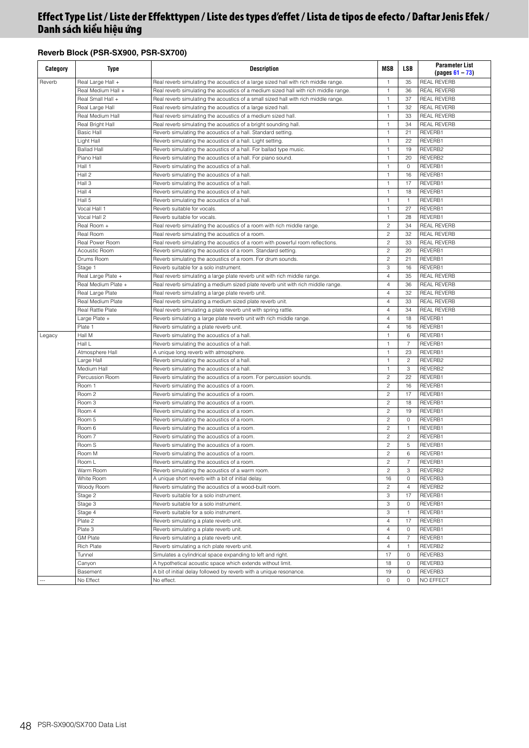# Effect Type List / Liste der Effekttypen / Liste des types d'effet / Lista de tipos de efecto / Daftar Jenis Efek / Danh sách kiểu hiệu ứng

### Reverb Block (PSR-SX900, PSR-SX700)

| Category | Type | Description | MSB | LSB | Parameter List (pages 61 – 73) |
|---|---|---|---|---|---|
| Reverb | Real Large Hall + | Real reverb simulating the acoustics of a large sized hall with rich middle range. | 1 | 35 | REAL REVERB |
| | Real Medium Hall + | Real reverb simulating the acoustics of a medium sized hall with rich middle range. | 1 | 36 | REAL REVERB |
| | Real Small Hall + | Real reverb simulating the acoustics of a small sized hall with rich middle range. | 1 | 37 | REAL REVERB |
| | Real Large Hall | Real reverb simulating the acoustics of a large sized hall. | 1 | 32 | REAL REVERB |
| | Real Medium Hall | Real reverb simulating the acoustics of a medium sized hall. | 1 | 33 | REAL REVERB |
| | Real Bright Hall | Real reverb simulating the acoustics of a bright sounding hall. | 1 | 34 | REAL REVERB |
| | Basic Hall | Reverb simulating the acoustics of a hall. Standard setting. | 1 | 21 | REVERB1 |
| | Light Hall | Reverb simulating the acoustics of a hall. Light setting. | 1 | 22 | REVERB1 |
| | Ballad Hall | Reverb simulating the acoustics of a hall. For ballad type music. | 1 | 19 | REVERB2 |
| | Piano Hall | Reverb simulating the acoustics of a hall. For piano sound. | 1 | 20 | REVERB2 |
| | Hall 1 | Reverb simulating the acoustics of a hall. | 1 | 0 | REVERB1 |
| | Hall 2 | Reverb simulating the acoustics of a hall. | 1 | 16 | REVERB1 |
| | Hall 3 | Reverb simulating the acoustics of a hall. | 1 | 17 | REVERB1 |
| | Hall 4 | Reverb simulating the acoustics of a hall. | 1 | 18 | REVERB1 |
| | Hall 5 | Reverb simulating the acoustics of a hall. | 1 | 1 | REVERB1 |
| | Vocal Hall 1 | Reverb suitable for vocals. | 1 | 27 | REVERB1 |
| | Vocal Hall 2 | Reverb suitable for vocals. | 1 | 28 | REVERB1 |
| | Real Room + | Real reverb simulating the acoustics of a room with rich middle range. | 2 | 34 | REAL REVERB |
| | Real Room | Real reverb simulating the acoustics of a room. | 2 | 32 | REAL REVERB |
| | Real Power Room | Real reverb simulating the acoustics of a room with powerful room reflections. | 2 | 33 | REAL REVERB |
| | Acoustic Room | Reverb simulating the acoustics of a room. Standard setting. | 2 | 20 | REVERB1 |
| | Drums Room | Reverb simulating the acoustics of a room. For drum sounds. | 2 | 21 | REVERB1 |
| | Stage 1 | Reverb suitable for a solo instrument. | 3 | 16 | REVERB1 |
| | Real Large Plate + | Real reverb simulating a large plate reverb unit with rich middle range. | 4 | 35 | REAL REVERB |
| | Real Medium Plate + | Real reverb simulating a medium sized plate reverb unit with rich middle range. | 4 | 36 | REAL REVERB |
| | Real Large Plate | Real reverb simulating a large plate reverb unit. | 4 | 32 | REAL REVERB |
| | Real Medium Plate | Real reverb simulating a medium sized plate reverb unit. | 4 | 33 | REAL REVERB |
| | Real Rattle Plate | Real reverb simulating a plate reverb unit with spring rattle. | 4 | 34 | REAL REVERB |
| | Large Plate + | Reverb simulating a large plate reverb unit with rich middle range. | 4 | 18 | REVERB1 |
| | Plate 1 | Reverb simulating a plate reverb unit. | 4 | 16 | REVERB1 |
| Legacy | Hall M | Reverb simulating the acoustics of a hall. | 1 | 6 | REVERB1 |
| | Hall L | Reverb simulating the acoustics of a hall. | 1 | 7 | REVERB1 |
| | Atmosphere Hall | A unique long reverb with atmosphere. | 1 | 23 | REVERB1 |
| | Large Hall | Reverb simulating the acoustics of a hall. | 1 | 2 | REVERB2 |
| | Medium Hall | Reverb simulating the acoustics of a hall. | 1 | 3 | REVERB2 |
| | Percussion Room | Reverb simulating the acoustics of a room. For percussion sounds. | 2 | 22 | REVERB1 |
| | Room 1 | Reverb simulating the acoustics of a room. | 2 | 16 | REVERB1 |
| | Room 2 | Reverb simulating the acoustics of a room. | 2 | 17 | REVERB1 |
| | Room 3 | Reverb simulating the acoustics of a room. | 2 | 18 | REVERB1 |
| | Room 4 | Reverb simulating the acoustics of a room. | 2 | 19 | REVERB1 |
| | Room 5 | Reverb simulating the acoustics of a room. | 2 | 0 | REVERB1 |
| | Room 6 | Reverb simulating the acoustics of a room. | 2 | 1 | REVERB1 |
| | Room 7 | Reverb simulating the acoustics of a room. | 2 | 2 | REVERB1 |
| | Room S | Reverb simulating the acoustics of a room. | 2 | 5 | REVERB1 |
| | Room M | Reverb simulating the acoustics of a room. | 2 | 6 | REVERB1 |
| | Room L | Reverb simulating the acoustics of a room. | 2 | 7 | REVERB1 |
| | Warm Room | Reverb simulating the acoustics of a warm room. | 2 | 3 | REVERB2 |
| | White Room | A unique short reverb with a bit of initial delay. | 16 | 0 | REVERB3 |
| | Woody Room | Reverb simulating the acoustics of a wood-built room. | 2 | 4 | REVERB2 |
| | Stage 2 | Reverb suitable for a solo instrument. | 3 | 17 | REVERB1 |
| | Stage 3 | Reverb suitable for a solo instrument. | 3 | 0 | REVERB1 |
| | Stage 4 | Reverb suitable for a solo instrument. | 3 | 1 | REVERB1 |
| | Plate 2 | Reverb simulating a plate reverb unit. | 4 | 17 | REVERB1 |
| | Plate 3 | Reverb simulating a plate reverb unit. | 4 | 0 | REVERB1 |
| | GM Plate | Reverb simulating a plate reverb unit. | 4 | 7 | REVERB1 |
| | Rich Plate | Reverb simulating a rich plate reverb unit. | 4 | 1 | REVERB2 |
| | Tunnel | Simulates a cylindrical space expanding to left and right. | 17 | 0 | REVERB3 |
| | Canyon | A hypothetical acoustic space which extends without limit. | 18 | 0 | REVERB3 |
| | Basement | A bit of initial delay followed by reverb with a unique resonance. | 19 | 0 | REVERB3 |
| --- | No Effect | No effect. | 0 | 0 | NO EFFECT |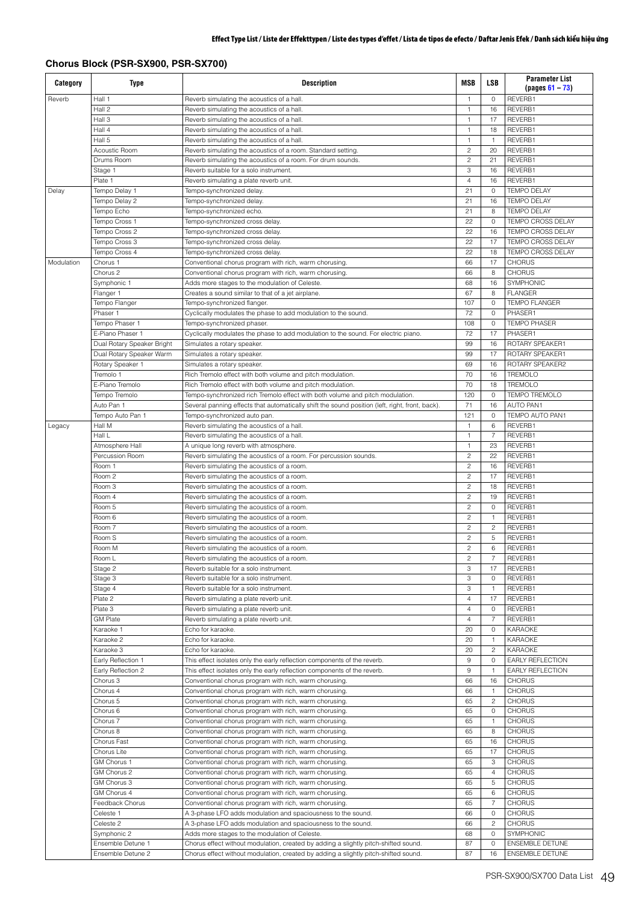## Chorus Block (PSR-SX900, PSR-SX700)

| Category | Type | Description | MSB | LSB | Parameter List (pages 61 – 73) |
|---|---|---|---|---|---|
| Reverb | Hall 1 | Reverb simulating the acoustics of a hall. | 1 | 0 | REVERB1 |
| | Hall 2 | Reverb simulating the acoustics of a hall. | 1 | 16 | REVERB1 |
| | Hall 3 | Reverb simulating the acoustics of a hall. | 1 | 17 | REVERB1 |
| | Hall 4 | Reverb simulating the acoustics of a hall. | 1 | 18 | REVERB1 |
| | Hall 5 | Reverb simulating the acoustics of a hall. | 1 | 1 | REVERB1 |
| | Acoustic Room | Reverb simulating the acoustics of a room. Standard setting. | 2 | 20 | REVERB1 |
| | Drums Room | Reverb simulating the acoustics of a room. For drum sounds. | 2 | 21 | REVERB1 |
| | Stage 1 | Reverb suitable for a solo instrument. | 3 | 16 | REVERB1 |
| | Plate 1 | Reverb simulating a plate reverb unit. | 4 | 16 | REVERB1 |
| Delay | Tempo Delay 1 | Tempo-synchronized delay. | 21 | 0 | TEMPO DELAY |
| | Tempo Delay 2 | Tempo-synchronized delay. | 21 | 16 | TEMPO DELAY |
| | Tempo Echo | Tempo-synchronized echo. | 21 | 8 | TEMPO DELAY |
| | Tempo Cross 1 | Tempo-synchronized cross delay. | 22 | 0 | TEMPO CROSS DELAY |
| | Tempo Cross 2 | Tempo-synchronized cross delay. | 22 | 16 | TEMPO CROSS DELAY |
| | Tempo Cross 3 | Tempo-synchronized cross delay. | 22 | 17 | TEMPO CROSS DELAY |
| | Tempo Cross 4 | Tempo-synchronized cross delay. | 22 | 18 | TEMPO CROSS DELAY |
| Modulation | Chorus 1 | Conventional chorus program with rich, warm chorusing. | 66 | 17 | CHORUS |
| | Chorus 2 | Conventional chorus program with rich, warm chorusing. | 66 | 8 | CHORUS |
| | Symphonic 1 | Adds more stages to the modulation of Celeste. | 68 | 16 | SYMPHONIC |
| | Flanger 1 | Creates a sound similar to that of a jet airplane. | 67 | 8 | FLANGER |
| | Tempo Flanger | Tempo-synchronized flanger. | 107 | 0 | TEMPO FLANGER |
| | Phaser 1 | Cyclically modulates the phase to add modulation to the sound. | 72 | 0 | PHASER1 |
| | Tempo Phaser 1 | Tempo-synchronized phaser. | 108 | 0 | TEMPO PHASER |
| | E-Piano Phaser 1 | Cyclically modulates the phase to add modulation to the sound. For electric piano. | 72 | 17 | PHASER1 |
| | Dual Rotary Speaker Bright | Simulates a rotary speaker. | 99 | 16 | ROTARY SPEAKER1 |
| | Dual Rotary Speaker Warm | Simulates a rotary speaker. | 99 | 17 | ROTARY SPEAKER1 |
| | Rotary Speaker 1 | Simulates a rotary speaker. | 69 | 16 | ROTARY SPEAKER2 |
| | Tremolo 1 | Rich Tremolo effect with both volume and pitch modulation. | 70 | 16 | TREMOLO |
| | E-Piano Tremolo | Rich Tremolo effect with both volume and pitch modulation. | 70 | 18 | TREMOLO |
| | Tempo Tremolo | Tempo-synchronized rich Tremolo effect with both volume and pitch modulation. | 120 | 0 | TEMPO TREMOLO |
| | Auto Pan 1 | Several panning effects that automatically shift the sound position (left, right, front, back). | 71 | 16 | AUTO PAN1 |
| | Tempo Auto Pan 1 | Tempo-synchronized auto pan. | 121 | 0 | TEMPO AUTO PAN1 |
| Legacy | Hall M | Reverb simulating the acoustics of a hall. | 1 | 6 | REVERB1 |
| | Hall L | Reverb simulating the acoustics of a hall. | 1 | 7 | REVERB1 |
| | Atmosphere Hall | A unique long reverb with atmosphere. | 1 | 23 | REVERB1 |
| | Percussion Room | Reverb simulating the acoustics of a room. For percussion sounds. | 2 | 22 | REVERB1 |
| | Room 1 | Reverb simulating the acoustics of a room. | 2 | 16 | REVERB1 |
| | Room 2 | Reverb simulating the acoustics of a room. | 2 | 17 | REVERB1 |
| | Room 3 | Reverb simulating the acoustics of a room. | 2 | 18 | REVERB1 |
| | Room 4 | Reverb simulating the acoustics of a room. | 2 | 19 | REVERB1 |
| | Room 5 | Reverb simulating the acoustics of a room. | 2 | 0 | REVERB1 |
| | Room 6 | Reverb simulating the acoustics of a room. | 2 | 1 | REVERB1 |
| | Room 7 | Reverb simulating the acoustics of a room. | 2 | 2 | REVERB1 |
| | Room S | Reverb simulating the acoustics of a room. | 2 | 5 | REVERB1 |
| | Room M | Reverb simulating the acoustics of a room. | 2 | 6 | REVERB1 |
| | Room L | Reverb simulating the acoustics of a room. | 2 | 7 | REVERB1 |
| | Stage 2 | Reverb suitable for a solo instrument. | 3 | 17 | REVERB1 |
| | Stage 3 | Reverb suitable for a solo instrument. | 3 | 0 | REVERB1 |
| | Stage 4 | Reverb suitable for a solo instrument. | 3 | 1 | REVERB1 |
| | Plate 2 | Reverb simulating a plate reverb unit. | 4 | 17 | REVERB1 |
| | Plate 3 | Reverb simulating a plate reverb unit. | 4 | 0 | REVERB1 |
| | GM Plate | Reverb simulating a plate reverb unit. | 4 | 7 | REVERB1 |
| | Karaoke 1 | Echo for karaoke. | 20 | 0 | KARAOKE |
| | Karaoke 2 | Echo for karaoke. | 20 | 1 | KARAOKE |
| | Karaoke 3 | Echo for karaoke. | 20 | 2 | KARAOKE |
| | Early Reflection 1 | This effect isolates only the early reflection components of the reverb. | 9 | 0 | EARLY REFLECTION |
| | Early Reflection 2 | This effect isolates only the early reflection components of the reverb. | 9 | 1 | EARLY REFLECTION |
| | Chorus 3 | Conventional chorus program with rich, warm chorusing. | 66 | 16 | CHORUS |
| | Chorus 4 | Conventional chorus program with rich, warm chorusing. | 66 | 1 | CHORUS |
| | Chorus 5 | Conventional chorus program with rich, warm chorusing. | 65 | 2 | CHORUS |
| | Chorus 6 | Conventional chorus program with rich, warm chorusing. | 65 | 0 | CHORUS |
| | Chorus 7 | Conventional chorus program with rich, warm chorusing. | 65 | 1 | CHORUS |
| | Chorus 8 | Conventional chorus program with rich, warm chorusing. | 65 | 8 | CHORUS |
| | Chorus Fast | Conventional chorus program with rich, warm chorusing. | 65 | 16 | CHORUS |
| | Chorus Lite | Conventional chorus program with rich, warm chorusing. | 65 | 17 | CHORUS |
| | GM Chorus 1 | Conventional chorus program with rich, warm chorusing. | 65 | 3 | CHORUS |
| | GM Chorus 2 | Conventional chorus program with rich, warm chorusing. | 65 | 4 | CHORUS |
| | GM Chorus 3 | Conventional chorus program with rich, warm chorusing. | 65 | 5 | CHORUS |
| | GM Chorus 4 | Conventional chorus program with rich, warm chorusing. | 65 | 6 | CHORUS |
| | Feedback Chorus | Conventional chorus program with rich, warm chorusing. | 65 | 7 | CHORUS |
| | Celeste 1 | A 3-phase LFO adds modulation and spaciousness to the sound. | 66 | 0 | CHORUS |
| | Celeste 2 | A 3-phase LFO adds modulation and spaciousness to the sound. | 66 | 2 | CHORUS |
| | Symphonic 2 | Adds more stages to the modulation of Celeste. | 68 | 0 | SYMPHONIC |
| | Ensemble Detune 1 | Chorus effect without modulation, created by adding a slightly pitch-shifted sound. | 87 | 0 | ENSEMBLE DETUNE |
| | Ensemble Detune 2 | Chorus effect without modulation, created by adding a slightly pitch-shifted sound. | 87 | 16 | ENSEMBLE DETUNE |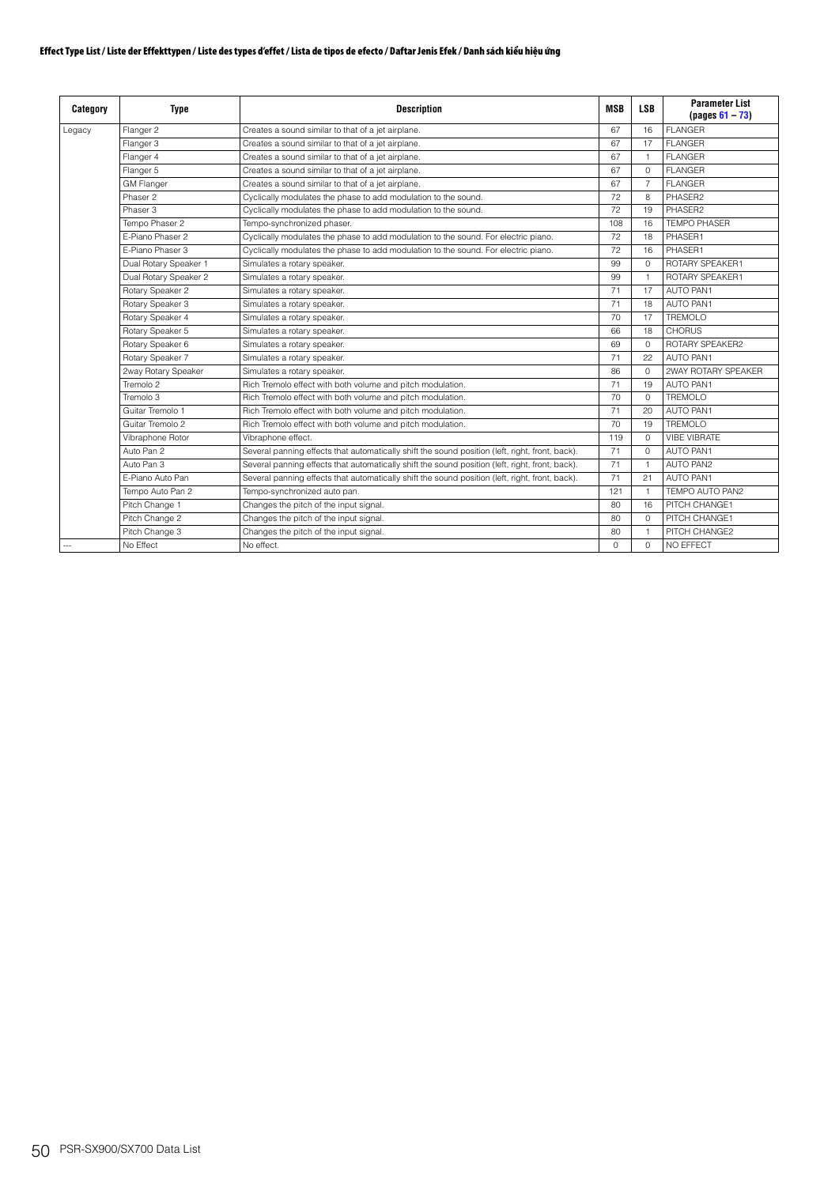**Effect Type List / Liste der Effekttypen / Liste des types d'effet / Lista de tipos de efecto / Daftar Jenis Efek / Danh sách kiểu hiệu ứng**

| Category | Type | Description | MSB | LSB | Parameter List (pages 61 – 73) |
|---|---|---|---|---|---|
| Legacy | Flanger 2 | Creates a sound similar to that of a jet airplane. | 67 | 16 | FLANGER |
| | Flanger 3 | Creates a sound similar to that of a jet airplane. | 67 | 17 | FLANGER |
| | Flanger 4 | Creates a sound similar to that of a jet airplane. | 67 | 1 | FLANGER |
| | Flanger 5 | Creates a sound similar to that of a jet airplane. | 67 | 0 | FLANGER |
| | GM Flanger | Creates a sound similar to that of a jet airplane. | 67 | 7 | FLANGER |
| | Phaser 2 | Cyclically modulates the phase to add modulation to the sound. | 72 | 8 | PHASER2 |
| | Phaser 3 | Cyclically modulates the phase to add modulation to the sound. | 72 | 19 | PHASER2 |
| | Tempo Phaser 2 | Tempo-synchronized phaser. | 108 | 16 | TEMPO PHASER |
| | E-Piano Phaser 2 | Cyclically modulates the phase to add modulation to the sound. For electric piano. | 72 | 18 | PHASER1 |
| | E-Piano Phaser 3 | Cyclically modulates the phase to add modulation to the sound. For electric piano. | 72 | 16 | PHASER1 |
| | Dual Rotary Speaker 1 | Simulates a rotary speaker. | 99 | 0 | ROTARY SPEAKER1 |
| | Dual Rotary Speaker 2 | Simulates a rotary speaker. | 99 | 1 | ROTARY SPEAKER1 |
| | Rotary Speaker 2 | Simulates a rotary speaker. | 71 | 17 | AUTO PAN1 |
| | Rotary Speaker 3 | Simulates a rotary speaker. | 71 | 18 | AUTO PAN1 |
| | Rotary Speaker 4 | Simulates a rotary speaker. | 70 | 17 | TREMOLO |
| | Rotary Speaker 5 | Simulates a rotary speaker. | 66 | 18 | CHORUS |
| | Rotary Speaker 6 | Simulates a rotary speaker. | 69 | 0 | ROTARY SPEAKER2 |
| | Rotary Speaker 7 | Simulates a rotary speaker. | 71 | 22 | AUTO PAN1 |
| | 2way Rotary Speaker | Simulates a rotary speaker. | 86 | 0 | 2WAY ROTARY SPEAKER |
| | Tremolo 2 | Rich Tremolo effect with both volume and pitch modulation. | 71 | 19 | AUTO PAN1 |
| | Tremolo 3 | Rich Tremolo effect with both volume and pitch modulation. | 70 | 0 | TREMOLO |
| | Guitar Tremolo 1 | Rich Tremolo effect with both volume and pitch modulation. | 71 | 20 | AUTO PAN1 |
| | Guitar Tremolo 2 | Rich Tremolo effect with both volume and pitch modulation. | 70 | 19 | TREMOLO |
| | Vibraphone Rotor | Vibraphone effect. | 119 | 0 | VIBE VIBRATE |
| | Auto Pan 2 | Several panning effects that automatically shift the sound position (left, right, front, back). | 71 | 0 | AUTO PAN1 |
| | Auto Pan 3 | Several panning effects that automatically shift the sound position (left, right, front, back). | 71 | 1 | AUTO PAN2 |
| | E-Piano Auto Pan | Several panning effects that automatically shift the sound position (left, right, front, back). | 71 | 21 | AUTO PAN1 |
| | Tempo Auto Pan 2 | Tempo-synchronized auto pan. | 121 | 1 | TEMPO AUTO PAN2 |
| | Pitch Change 1 | Changes the pitch of the input signal. | 80 | 16 | PITCH CHANGE1 |
| | Pitch Change 2 | Changes the pitch of the input signal. | 80 | 0 | PITCH CHANGE1 |
| | Pitch Change 3 | Changes the pitch of the input signal. | 80 | 1 | PITCH CHANGE2 |
| --- | No Effect | No effect. | 0 | 0 | NO EFFECT |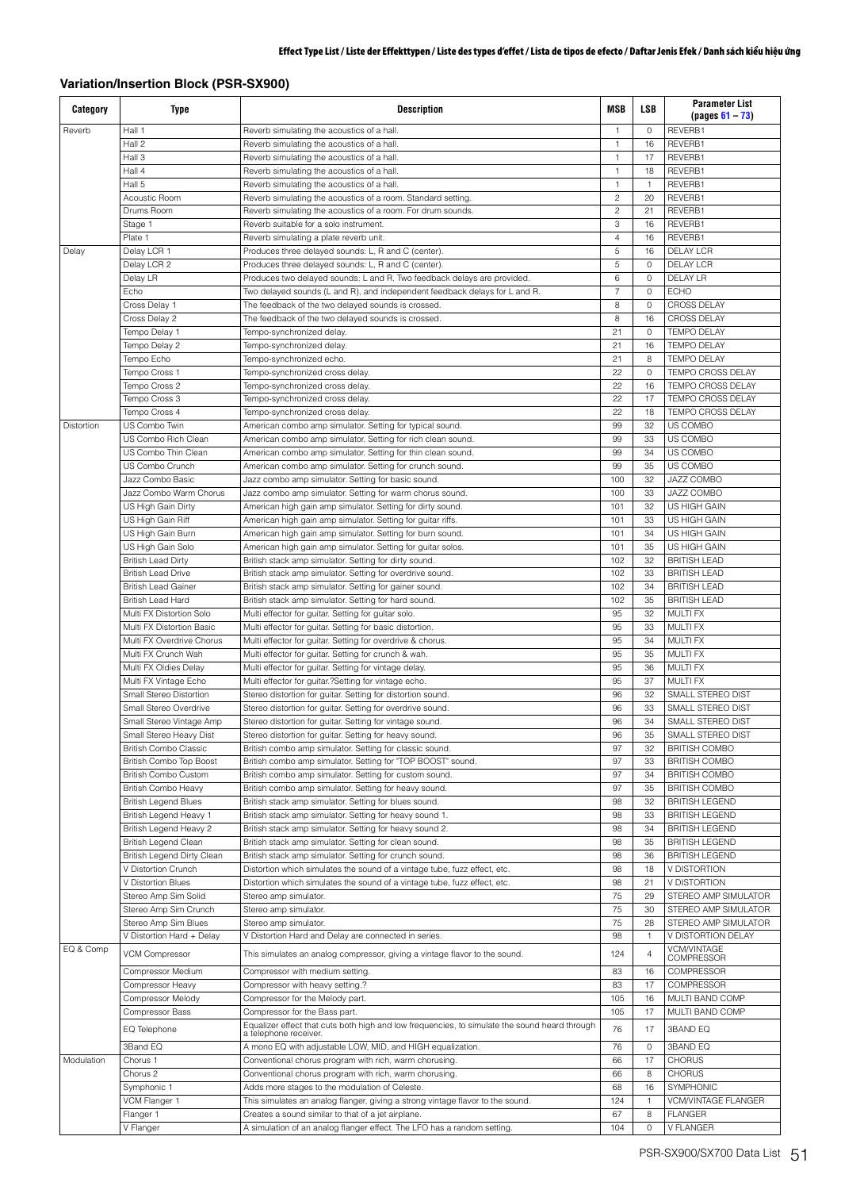## Variation/Insertion Block (PSR-SX900)

| Category | Type | Description | MSB | LSB | Parameter List (pages 61 – 73) |
|---|---|---|---|---|---|
| Reverb | Hall 1 | Reverb simulating the acoustics of a hall. | 1 | 0 | REVERB1 |
| | Hall 2 | Reverb simulating the acoustics of a hall. | 1 | 16 | REVERB1 |
| | Hall 3 | Reverb simulating the acoustics of a hall. | 1 | 17 | REVERB1 |
| | Hall 4 | Reverb simulating the acoustics of a hall. | 1 | 18 | REVERB1 |
| | Hall 5 | Reverb simulating the acoustics of a hall. | 1 | 1 | REVERB1 |
| | Acoustic Room | Reverb simulating the acoustics of a room. Standard setting. | 2 | 20 | REVERB1 |
| | Drums Room | Reverb simulating the acoustics of a room. For drum sounds. | 2 | 21 | REVERB1 |
| | Stage 1 | Reverb suitable for a solo instrument. | 3 | 16 | REVERB1 |
| | Plate 1 | Reverb simulating a plate reverb unit. | 4 | 16 | REVERB1 |
| Delay | Delay LCR 1 | Produces three delayed sounds: L, R and C (center). | 5 | 16 | DELAY LCR |
| | Delay LCR 2 | Produces three delayed sounds: L, R and C (center). | 5 | 0 | DELAY LCR |
| | Delay LR | Produces two delayed sounds: L and R. Two feedback delays are provided. | 6 | 0 | DELAY LR |
| | Echo | Two delayed sounds (L and R), and independent feedback delays for L and R. | 7 | 0 | ECHO |
| | Cross Delay 1 | The feedback of the two delayed sounds is crossed. | 8 | 0 | CROSS DELAY |
| | Cross Delay 2 | The feedback of the two delayed sounds is crossed. | 8 | 16 | CROSS DELAY |
| | Tempo Delay 1 | Tempo-synchronized delay. | 21 | 0 | TEMPO DELAY |
| | Tempo Delay 2 | Tempo-synchronized delay. | 21 | 16 | TEMPO DELAY |
| | Tempo Echo | Tempo-synchronized echo. | 21 | 8 | TEMPO DELAY |
| | Tempo Cross 1 | Tempo-synchronized cross delay. | 22 | 0 | TEMPO CROSS DELAY |
| | Tempo Cross 2 | Tempo-synchronized cross delay. | 22 | 16 | TEMPO CROSS DELAY |
| | Tempo Cross 3 | Tempo-synchronized cross delay. | 22 | 17 | TEMPO CROSS DELAY |
| | Tempo Cross 4 | Tempo-synchronized cross delay. | 22 | 18 | TEMPO CROSS DELAY |
| Distortion | US Combo Twin | American combo amp simulator. Setting for typical sound. | 99 | 32 | US COMBO |
| | US Combo Rich Clean | American combo amp simulator. Setting for rich clean sound. | 99 | 33 | US COMBO |
| | US Combo Thin Clean | American combo amp simulator. Setting for thin clean sound. | 99 | 34 | US COMBO |
| | US Combo Crunch | American combo amp simulator. Setting for crunch sound. | 99 | 35 | US COMBO |
| | Jazz Combo Basic | Jazz combo amp simulator. Setting for basic sound. | 100 | 32 | JAZZ COMBO |
| | Jazz Combo Warm Chorus | Jazz combo amp simulator. Setting for warm chorus sound. | 100 | 33 | JAZZ COMBO |
| | US High Gain Dirty | American high gain amp simulator. Setting for dirty sound. | 101 | 32 | US HIGH GAIN |
| | US High Gain Riff | American high gain amp simulator. Setting for guitar riffs. | 101 | 33 | US HIGH GAIN |
| | US High Gain Burn | American high gain amp simulator. Setting for burn sound. | 101 | 34 | US HIGH GAIN |
| | US High Gain Solo | American high gain amp simulator. Setting for guitar solos. | 101 | 35 | US HIGH GAIN |
| | British Lead Dirty | British stack amp simulator. Setting for dirty sound. | 102 | 32 | BRITISH LEAD |
| | British Lead Drive | British stack amp simulator. Setting for overdrive sound. | 102 | 33 | BRITISH LEAD |
| | British Lead Gainer | British stack amp simulator. Setting for gainer sound. | 102 | 34 | BRITISH LEAD |
| | British Lead Hard | British stack amp simulator. Setting for hard sound. | 102 | 35 | BRITISH LEAD |
| | Multi FX Distortion Solo | Multi effector for guitar. Setting for guitar solo. | 95 | 32 | MULTI FX |
| | Multi FX Distortion Basic | Multi effector for guitar. Setting for basic distortion. | 95 | 33 | MULTI FX |
| | Multi FX Overdrive Chorus | Multi effector for guitar. Setting for overdrive & chorus. | 95 | 34 | MULTI FX |
| | Multi FX Crunch Wah | Multi effector for guitar. Setting for crunch & wah. | 95 | 35 | MULTI FX |
| | Multi FX Oldies Delay | Multi effector for guitar. Setting for vintage delay. | 95 | 36 | MULTI FX |
| | Multi FX Vintage Echo | Multi effector for guitar.?Setting for vintage echo. | 95 | 37 | MULTI FX |
| | Small Stereo Distortion | Stereo distortion for guitar. Setting for distortion sound. | 96 | 32 | SMALL STEREO DIST |
| | Small Stereo Overdrive | Stereo distortion for guitar. Setting for overdrive sound. | 96 | 33 | SMALL STEREO DIST |
| | Small Stereo Vintage Amp | Stereo distortion for guitar. Setting for vintage sound. | 96 | 34 | SMALL STEREO DIST |
| | Small Stereo Heavy Dist | Stereo distortion for guitar. Setting for heavy sound. | 96 | 35 | SMALL STEREO DIST |
| | British Combo Classic | British combo amp simulator. Setting for classic sound. | 97 | 32 | BRITISH COMBO |
| | British Combo Top Boost | British combo amp simulator. Setting for "TOP BOOST" sound. | 97 | 33 | BRITISH COMBO |
| | British Combo Custom | British combo amp simulator. Setting for custom sound. | 97 | 34 | BRITISH COMBO |
| | British Combo Heavy | British combo amp simulator. Setting for heavy sound. | 97 | 35 | BRITISH COMBO |
| | British Legend Blues | British stack amp simulator. Setting for blues sound. | 98 | 32 | BRITISH LEGEND |
| | British Legend Heavy 1 | British stack amp simulator. Setting for heavy sound 1. | 98 | 33 | BRITISH LEGEND |
| | British Legend Heavy 2 | British stack amp simulator. Setting for heavy sound 2. | 98 | 34 | BRITISH LEGEND |
| | British Legend Clean | British stack amp simulator. Setting for clean sound. | 98 | 35 | BRITISH LEGEND |
| | British Legend Dirty Clean | British stack amp simulator. Setting for crunch sound. | 98 | 36 | BRITISH LEGEND |
| | V Distortion Crunch | Distortion which simulates the sound of a vintage tube, fuzz effect, etc. | 98 | 18 | V DISTORTION |
| | V Distortion Blues | Distortion which simulates the sound of a vintage tube, fuzz effect, etc. | 98 | 21 | V DISTORTION |
| | Stereo Amp Sim Solid | Stereo amp simulator. | 75 | 29 | STEREO AMP SIMULATOR |
| | Stereo Amp Sim Crunch | Stereo amp simulator. | 75 | 30 | STEREO AMP SIMULATOR |
| | Stereo Amp Sim Blues | Stereo amp simulator. | 75 | 28 | STEREO AMP SIMULATOR |
| | V Distortion Hard + Delay | V Distortion Hard and Delay are connected in series. | 98 | 1 | V DISTORTION DELAY |
| EQ & Comp | VCM Compressor | This simulates an analog compressor, giving a vintage flavor to the sound. | 124 | 4 | VCM/VINTAGE COMPRESSOR |
| | Compressor Medium | Compressor with medium setting. | 83 | 16 | COMPRESSOR |
| | Compressor Heavy | Compressor with heavy setting.? | 83 | 17 | COMPRESSOR |
| | Compressor Melody | Compressor for the Melody part. | 105 | 16 | MULTI BAND COMP |
| | Compressor Bass | Compressor for the Bass part. | 105 | 17 | MULTI BAND COMP |
| | EQ Telephone | Equalizer effect that cuts both high and low frequencies, to simulate the sound heard through a telephone receiver. | 76 | 17 | 3BAND EQ |
| | 3Band EQ | A mono EQ with adjustable LOW, MID, and HIGH equalization. | 76 | 0 | 3BAND EQ |
| Modulation | Chorus 1 | Conventional chorus program with rich, warm chorusing. | 66 | 17 | CHORUS |
| | Chorus 2 | Conventional chorus program with rich, warm chorusing. | 66 | 8 | CHORUS |
| | Symphonic 1 | Adds more stages to the modulation of Celeste. | 68 | 16 | SYMPHONIC |
| | VCM Flanger 1 | This simulates an analog flanger, giving a strong vintage flavor to the sound. | 124 | 1 | VCM/VINTAGE FLANGER |
| | Flanger 1 | Creates a sound similar to that of a jet airplane. | 67 | 8 | FLANGER |
| | V Flanger | A simulation of an analog flanger effect. The LFO has a random setting. | 104 | 0 | V FLANGER |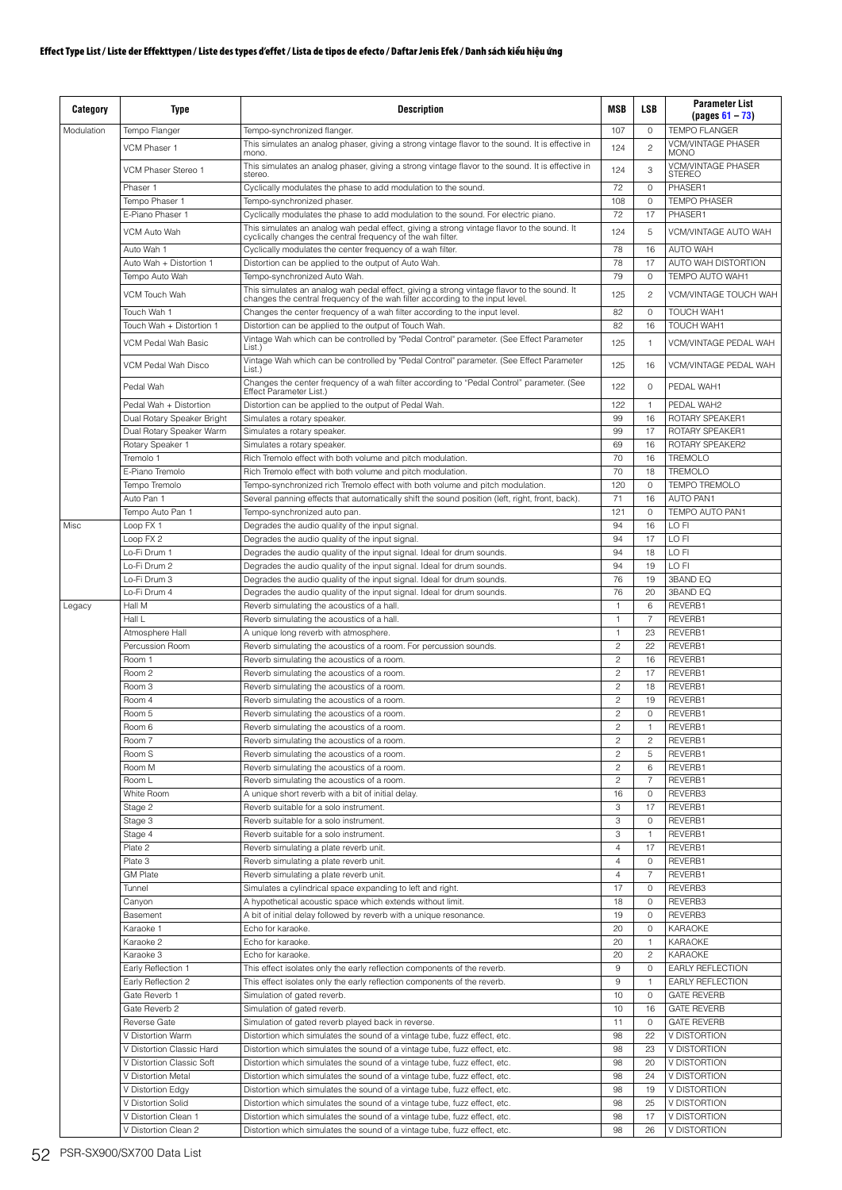**Effect Type List / Liste der Effekttypen / Liste des types d'effet / Lista de tipos de efecto / Daftar Jenis Efek / Danh sách kiểu hiệu ứng**

| Category | Type | Description | MSB | LSB | Parameter List (pages 61 – 73) |
|---|---|---|---|---|---|
| Modulation | Tempo Flanger | Tempo-synchronized flanger. | 107 | 0 | TEMPO FLANGER |
| | VCM Phaser 1 | This simulates an analog phaser, giving a strong vintage flavor to the sound. It is effective in mono. | 124 | 2 | VCM/VINTAGE PHASER MONO |
| | VCM Phaser Stereo 1 | This simulates an analog phaser, giving a strong vintage flavor to the sound. It is effective in stereo. | 124 | 3 | VCM/VINTAGE PHASER STEREO |
| | Phaser 1 | Cyclically modulates the phase to add modulation to the sound. | 72 | 0 | PHASER1 |
| | Tempo Phaser 1 | Tempo-synchronized phaser. | 108 | 0 | TEMPO PHASER |
| | E-Piano Phaser 1 | Cyclically modulates the phase to add modulation to the sound. For electric piano. | 72 | 17 | PHASER1 |
| | VCM Auto Wah | This simulates an analog wah pedal effect, giving a strong vintage flavor to the sound. It cyclically changes the central frequency of the wah filter. | 124 | 5 | VCM/VINTAGE AUTO WAH |
| | Auto Wah 1 | Cyclically modulates the center frequency of a wah filter. | 78 | 16 | AUTO WAH |
| | Auto Wah + Distortion 1 | Distortion can be applied to the output of Auto Wah. | 78 | 17 | AUTO WAH DISTORTION |
| | Tempo Auto Wah | Tempo-synchronized Auto Wah. | 79 | 0 | TEMPO AUTO WAH1 |
| | VCM Touch Wah | This simulates an analog wah pedal effect, giving a strong vintage flavor to the sound. It changes the central frequency of the wah filter according to the input level. | 125 | 2 | VCM/VINTAGE TOUCH WAH |
| | Touch Wah 1 | Changes the center frequency of a wah filter according to the input level. | 82 | 0 | TOUCH WAH1 |
| | Touch Wah + Distortion 1 | Distortion can be applied to the output of Touch Wah. | 82 | 16 | TOUCH WAH1 |
| | VCM Pedal Wah Basic | Vintage Wah which can be controlled by "Pedal Control" parameter. (See Effect Parameter List.) | 125 | 1 | VCM/VINTAGE PEDAL WAH |
| | VCM Pedal Wah Disco | Vintage Wah which can be controlled by "Pedal Control" parameter. (See Effect Parameter List.) | 125 | 16 | VCM/VINTAGE PEDAL WAH |
| | Pedal Wah | Changes the center frequency of a wah filter according to "Pedal Control" parameter. (See Effect Parameter List.) | 122 | 0 | PEDAL WAH1 |
| | Pedal Wah + Distortion | Distortion can be applied to the output of Pedal Wah. | 122 | 1 | PEDAL WAH2 |
| | Dual Rotary Speaker Bright | Simulates a rotary speaker. | 99 | 16 | ROTARY SPEAKER1 |
| | Dual Rotary Speaker Warm | Simulates a rotary speaker. | 99 | 17 | ROTARY SPEAKER1 |
| | Rotary Speaker 1 | Simulates a rotary speaker. | 69 | 16 | ROTARY SPEAKER2 |
| | Tremolo 1 | Rich Tremolo effect with both volume and pitch modulation. | 70 | 16 | TREMOLO |
| | E-Piano Tremolo | Rich Tremolo effect with both volume and pitch modulation. | 70 | 18 | TREMOLO |
| | Tempo Tremolo | Tempo-synchronized rich Tremolo effect with both volume and pitch modulation. | 120 | 0 | TEMPO TREMOLO |
| | Auto Pan 1 | Several panning effects that automatically shift the sound position (left, right, front, back). | 71 | 16 | AUTO PAN1 |
| | Tempo Auto Pan 1 | Tempo-synchronized auto pan. | 121 | 0 | TEMPO AUTO PAN1 |
| Misc | Loop FX 1 | Degrades the audio quality of the input signal. | 94 | 16 | LO FI |
| | Loop FX 2 | Degrades the audio quality of the input signal. | 94 | 17 | LO FI |
| | Lo-Fi Drum 1 | Degrades the audio quality of the input signal. Ideal for drum sounds. | 94 | 18 | LO FI |
| | Lo-Fi Drum 2 | Degrades the audio quality of the input signal. Ideal for drum sounds. | 94 | 19 | LO FI |
| | Lo-Fi Drum 3 | Degrades the audio quality of the input signal. Ideal for drum sounds. | 76 | 19 | 3BAND EQ |
| | Lo-Fi Drum 4 | Degrades the audio quality of the input signal. Ideal for drum sounds. | 76 | 20 | 3BAND EQ |
| Legacy | Hall M | Reverb simulating the acoustics of a hall. | 1 | 6 | REVERB1 |
| | Hall L | Reverb simulating the acoustics of a hall. | 1 | 7 | REVERB1 |
| | Atmosphere Hall | A unique long reverb with atmosphere. | 1 | 23 | REVERB1 |
| | Percussion Room | Reverb simulating the acoustics of a room. For percussion sounds. | 2 | 22 | REVERB1 |
| | Room 1 | Reverb simulating the acoustics of a room. | 2 | 16 | REVERB1 |
| | Room 2 | Reverb simulating the acoustics of a room. | 2 | 17 | REVERB1 |
| | Room 3 | Reverb simulating the acoustics of a room. | 2 | 18 | REVERB1 |
| | Room 4 | Reverb simulating the acoustics of a room. | 2 | 19 | REVERB1 |
| | Room 5 | Reverb simulating the acoustics of a room. | 2 | 0 | REVERB1 |
| | Room 6 | Reverb simulating the acoustics of a room. | 2 | 1 | REVERB1 |
| | Room 7 | Reverb simulating the acoustics of a room. | 2 | 2 | REVERB1 |
| | Room S | Reverb simulating the acoustics of a room. | 2 | 5 | REVERB1 |
| | Room M | Reverb simulating the acoustics of a room. | 2 | 6 | REVERB1 |
| | Room L | Reverb simulating the acoustics of a room. | 2 | 7 | REVERB1 |
| | White Room | A unique short reverb with a bit of initial delay. | 16 | 0 | REVERB3 |
| | Stage 2 | Reverb suitable for a solo instrument. | 3 | 17 | REVERB1 |
| | Stage 3 | Reverb suitable for a solo instrument. | 3 | 0 | REVERB1 |
| | Stage 4 | Reverb suitable for a solo instrument. | 3 | 1 | REVERB1 |
| | Plate 2 | Reverb simulating a plate reverb unit. | 4 | 17 | REVERB1 |
| | Plate 3 | Reverb simulating a plate reverb unit. | 4 | 0 | REVERB1 |
| | GM Plate | Reverb simulating a plate reverb unit. | 4 | 7 | REVERB1 |
| | Tunnel | Simulates a cylindrical space expanding to left and right. | 17 | 0 | REVERB3 |
| | Canyon | A hypothetical acoustic space which extends without limit. | 18 | 0 | REVERB3 |
| | Basement | A bit of initial delay followed by reverb with a unique resonance. | 19 | 0 | REVERB3 |
| | Karaoke 1 | Echo for karaoke. | 20 | 0 | KARAOKE |
| | Karaoke 2 | Echo for karaoke. | 20 | 1 | KARAOKE |
| | Karaoke 3 | Echo for karaoke. | 20 | 2 | KARAOKE |
| | Early Reflection 1 | This effect isolates only the early reflection components of the reverb. | 9 | 0 | EARLY REFLECTION |
| | Early Reflection 2 | This effect isolates only the early reflection components of the reverb. | 9 | 1 | EARLY REFLECTION |
| | Gate Reverb 1 | Simulation of gated reverb. | 10 | 0 | GATE REVERB |
| | Gate Reverb 2 | Simulation of gated reverb. | 10 | 16 | GATE REVERB |
| | Reverse Gate | Simulation of gated reverb played back in reverse. | 11 | 0 | GATE REVERB |
| | V Distortion Warm | Distortion which simulates the sound of a vintage tube, fuzz effect, etc. | 98 | 22 | V DISTORTION |
| | V Distortion Classic Hard | Distortion which simulates the sound of a vintage tube, fuzz effect, etc. | 98 | 23 | V DISTORTION |
| | V Distortion Classic Soft | Distortion which simulates the sound of a vintage tube, fuzz effect, etc. | 98 | 20 | V DISTORTION |
| | V Distortion Metal | Distortion which simulates the sound of a vintage tube, fuzz effect, etc. | 98 | 24 | V DISTORTION |
| | V Distortion Edgy | Distortion which simulates the sound of a vintage tube, fuzz effect, etc. | 98 | 19 | V DISTORTION |
| | V Distortion Solid | Distortion which simulates the sound of a vintage tube, fuzz effect, etc. | 98 | 25 | V DISTORTION |
| | V Distortion Clean 1 | Distortion which simulates the sound of a vintage tube, fuzz effect, etc. | 98 | 17 | V DISTORTION |
| | V Distortion Clean 2 | Distortion which simulates the sound of a vintage tube, fuzz effect, etc. | 98 | 26 | V DISTORTION |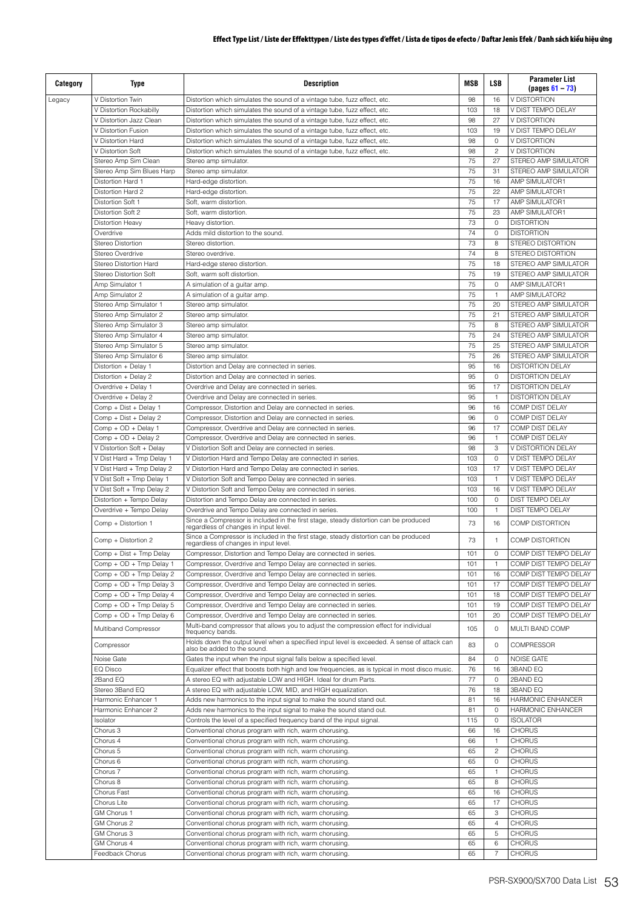| Category | Type | Description | MSB | LSB | Parameter List (pages 61 – 73) |
|---|---|---|---|---|---|
| Legacy | V Distortion Twin | Distortion which simulates the sound of a vintage tube, fuzz effect, etc. | 98 | 16 | V DISTORTION |
| | V Distortion Rockabilly | Distortion which simulates the sound of a vintage tube, fuzz effect, etc. | 103 | 18 | V DIST TEMPO DELAY |
| | V Distortion Jazz Clean | Distortion which simulates the sound of a vintage tube, fuzz effect, etc. | 98 | 27 | V DISTORTION |
| | V Distortion Fusion | Distortion which simulates the sound of a vintage tube, fuzz effect, etc. | 103 | 19 | V DIST TEMPO DELAY |
| | V Distortion Hard | Distortion which simulates the sound of a vintage tube, fuzz effect, etc. | 98 | 0 | V DISTORTION |
| | V Distortion Soft | Distortion which simulates the sound of a vintage tube, fuzz effect, etc. | 98 | 2 | V DISTORTION |
| | Stereo Amp Sim Clean | Stereo amp simulator. | 75 | 27 | STEREO AMP SIMULATOR |
| | Stereo Amp Sim Blues Harp | Stereo amp simulator. | 75 | 31 | STEREO AMP SIMULATOR |
| | Distortion Hard 1 | Hard-edge distortion. | 75 | 16 | AMP SIMULATOR1 |
| | Distortion Hard 2 | Hard-edge distortion. | 75 | 22 | AMP SIMULATOR1 |
| | Distortion Soft 1 | Soft, warm distortion. | 75 | 17 | AMP SIMULATOR1 |
| | Distortion Soft 2 | Soft, warm distortion. | 75 | 23 | AMP SIMULATOR1 |
| | Distortion Heavy | Heavy distortion. | 73 | 0 | DISTORTION |
| | Overdrive | Adds mild distortion to the sound. | 74 | 0 | DISTORTION |
| | Stereo Distortion | Stereo distortion. | 73 | 8 | STEREO DISTORTION |
| | Stereo Overdrive | Stereo overdrive. | 74 | 8 | STEREO DISTORTION |
| | Stereo Distortion Hard | Hard-edge stereo distortion. | 75 | 18 | STEREO AMP SIMULATOR |
| | Stereo Distortion Soft | Soft, warm soft distortion. | 75 | 19 | STEREO AMP SIMULATOR |
| | Amp Simulator 1 | A simulation of a guitar amp. | 75 | 0 | AMP SIMULATOR1 |
| | Amp Simulator 2 | A simulation of a guitar amp. | 75 | 1 | AMP SIMULATOR2 |
| | Stereo Amp Simulator 1 | Stereo amp simulator. | 75 | 20 | STEREO AMP SIMULATOR |
| | Stereo Amp Simulator 2 | Stereo amp simulator. | 75 | 21 | STEREO AMP SIMULATOR |
| | Stereo Amp Simulator 3 | Stereo amp simulator. | 75 | 8 | STEREO AMP SIMULATOR |
| | Stereo Amp Simulator 4 | Stereo amp simulator. | 75 | 24 | STEREO AMP SIMULATOR |
| | Stereo Amp Simulator 5 | Stereo amp simulator. | 75 | 25 | STEREO AMP SIMULATOR |
| | Stereo Amp Simulator 6 | Stereo amp simulator. | 75 | 26 | STEREO AMP SIMULATOR |
| | Distortion + Delay 1 | Distortion and Delay are connected in series. | 95 | 16 | DISTORTION DELAY |
| | Distortion + Delay 2 | Distortion and Delay are connected in series. | 95 | 0 | DISTORTION DELAY |
| | Overdrive + Delay 1 | Overdrive and Delay are connected in series. | 95 | 17 | DISTORTION DELAY |
| | Overdrive + Delay 2 | Overdrive and Delay are connected in series. | 95 | 1 | DISTORTION DELAY |
| | Comp + Dist + Delay 1 | Compressor, Distortion and Delay are connected in series. | 96 | 16 | COMP DIST DELAY |
| | Comp + Dist + Delay 2 | Compressor, Distortion and Delay are connected in series. | 96 | 0 | COMP DIST DELAY |
| | Comp + OD + Delay 1 | Compressor, Overdrive and Delay are connected in series. | 96 | 17 | COMP DIST DELAY |
| | Comp + OD + Delay 2 | Compressor, Overdrive and Delay are connected in series. | 96 | 1 | COMP DIST DELAY |
| | V Distortion Soft + Delay | V Distortion Soft and Delay are connected in series. | 98 | 3 | V DISTORTION DELAY |
| | V Dist Hard + Tmp Delay 1 | V Distortion Hard and Tempo Delay are connected in series. | 103 | 0 | V DIST TEMPO DELAY |
| | V Dist Hard + Tmp Delay 2 | V Distortion Hard and Tempo Delay are connected in series. | 103 | 17 | V DIST TEMPO DELAY |
| | V Dist Soft + Tmp Delay 1 | V Distortion Soft and Tempo Delay are connected in series. | 103 | 1 | V DIST TEMPO DELAY |
| | V Dist Soft + Tmp Delay 2 | V Distortion Soft and Tempo Delay are connected in series. | 103 | 16 | V DIST TEMPO DELAY |
| | Distortion + Tempo Delay | Distortion and Tempo Delay are connected in series. | 100 | 0 | DIST TEMPO DELAY |
| | Overdrive + Tempo Delay | Overdrive and Tempo Delay are connected in series. | 100 | 1 | DIST TEMPO DELAY |
| | Comp + Distortion 1 | Since a Compressor is included in the first stage, steady distortion can be produced regardless of changes in input level. | 73 | 16 | COMP DISTORTION |
| | Comp + Distortion 2 | Since a Compressor is included in the first stage, steady distortion can be produced regardless of changes in input level. | 73 | 1 | COMP DISTORTION |
| | Comp + Dist + Tmp Delay | Compressor, Distortion and Tempo Delay are connected in series. | 101 | 0 | COMP DIST TEMPO DELAY |
| | Comp + OD + Tmp Delay 1 | Compressor, Overdrive and Tempo Delay are connected in series. | 101 | 1 | COMP DIST TEMPO DELAY |
| | Comp + OD + Tmp Delay 2 | Compressor, Overdrive and Tempo Delay are connected in series. | 101 | 16 | COMP DIST TEMPO DELAY |
| | Comp + OD + Tmp Delay 3 | Compressor, Overdrive and Tempo Delay are connected in series. | 101 | 17 | COMP DIST TEMPO DELAY |
| | Comp + OD + Tmp Delay 4 | Compressor, Overdrive and Tempo Delay are connected in series. | 101 | 18 | COMP DIST TEMPO DELAY |
| | Comp + OD + Tmp Delay 5 | Compressor, Overdrive and Tempo Delay are connected in series. | 101 | 19 | COMP DIST TEMPO DELAY |
| | Comp + OD + Tmp Delay 6 | Compressor, Overdrive and Tempo Delay are connected in series. | 101 | 20 | COMP DIST TEMPO DELAY |
| | Multiband Compressor | Multi-band compressor that allows you to adjust the compression effect for individual frequency bands. | 105 | 0 | MULTI BAND COMP |
| | Compressor | Holds down the output level when a specified input level is exceeded. A sense of attack can also be added to the sound. | 83 | 0 | COMPRESSOR |
| | Noise Gate | Gates the input when the input signal falls below a specified level. | 84 | 0 | NOISE GATE |
| | EQ Disco | Equalizer effect that boosts both high and low frequencies, as is typical in most disco music. | 76 | 16 | 3BAND EQ |
| | 2Band EQ | A stereo EQ with adjustable LOW and HIGH. Ideal for drum Parts. | 77 | 0 | 2BAND EQ |
| | Stereo 3Band EQ | A stereo EQ with adjustable LOW, MID, and HIGH equalization. | 76 | 18 | 3BAND EQ |
| | Harmonic Enhancer 1 | Adds new harmonics to the input signal to make the sound stand out. | 81 | 16 | HARMONIC ENHANCER |
| | Harmonic Enhancer 2 | Adds new harmonics to the input signal to make the sound stand out. | 81 | 0 | HARMONIC ENHANCER |
| | Isolator | Controls the level of a specified frequency band of the input signal. | 115 | 0 | ISOLATOR |
| | Chorus 3 | Conventional chorus program with rich, warm chorusing. | 66 | 16 | CHORUS |
| | Chorus 4 | Conventional chorus program with rich, warm chorusing. | 66 | 1 | CHORUS |
| | Chorus 5 | Conventional chorus program with rich, warm chorusing. | 65 | 2 | CHORUS |
| | Chorus 6 | Conventional chorus program with rich, warm chorusing. | 65 | 0 | CHORUS |
| | Chorus 7 | Conventional chorus program with rich, warm chorusing. | 65 | 1 | CHORUS |
| | Chorus 8 | Conventional chorus program with rich, warm chorusing. | 65 | 8 | CHORUS |
| | Chorus Fast | Conventional chorus program with rich, warm chorusing. | 65 | 16 | CHORUS |
| | Chorus Lite | Conventional chorus program with rich, warm chorusing. | 65 | 17 | CHORUS |
| | GM Chorus 1 | Conventional chorus program with rich, warm chorusing. | 65 | 3 | CHORUS |
| | GM Chorus 2 | Conventional chorus program with rich, warm chorusing. | 65 | 4 | CHORUS |
| | GM Chorus 3 | Conventional chorus program with rich, warm chorusing. | 65 | 5 | CHORUS |
| | GM Chorus 4 | Conventional chorus program with rich, warm chorusing. | 65 | 6 | CHORUS |
| | Feedback Chorus | Conventional chorus program with rich, warm chorusing. | 65 | 7 | CHORUS |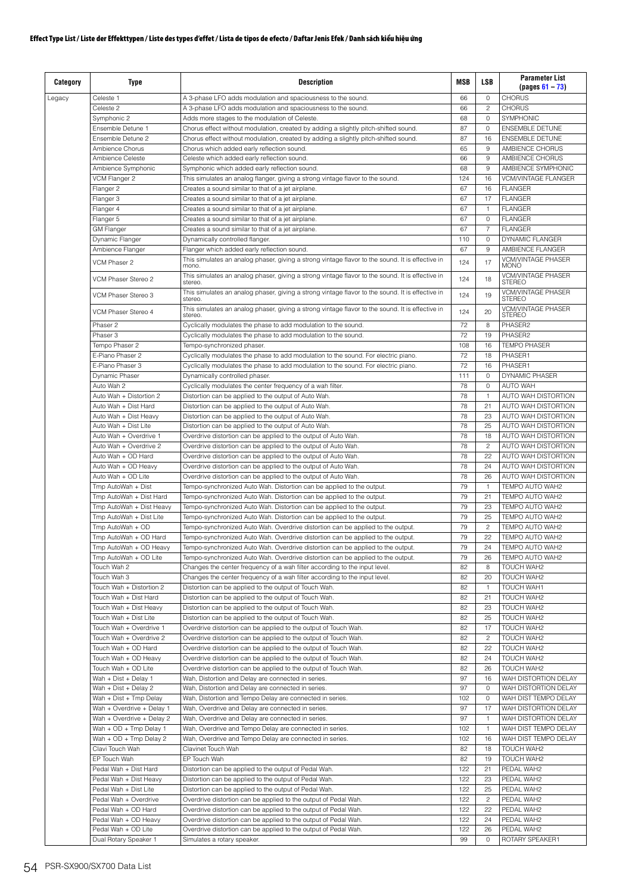**Effect Type List / Liste der Effekttypen / Liste des types d'effet / Lista de tipos de efecto / Daftar Jenis Efek / Danh sách kiểu hiệu ứng**

| Category | Type | Description | MSB | LSB | Parameter List (pages 61 – 73) |
|---|---|---|---|---|---|
| Legacy | Celeste 1 | A 3-phase LFO adds modulation and spaciousness to the sound. | 66 | 0 | CHORUS |
| | Celeste 2 | A 3-phase LFO adds modulation and spaciousness to the sound. | 66 | 2 | CHORUS |
| | Symphonic 2 | Adds more stages to the modulation of Celeste. | 68 | 0 | SYMPHONIC |
| | Ensemble Detune 1 | Chorus effect without modulation, created by adding a slightly pitch-shifted sound. | 87 | 0 | ENSEMBLE DETUNE |
| | Ensemble Detune 2 | Chorus effect without modulation, created by adding a slightly pitch-shifted sound. | 87 | 16 | ENSEMBLE DETUNE |
| | Ambience Chorus | Chorus which added early reflection sound. | 65 | 9 | AMBIENCE CHORUS |
| | Ambience Celeste | Celeste which added early reflection sound. | 66 | 9 | AMBIENCE CHORUS |
| | Ambience Symphonic | Symphonic which added early reflection sound. | 68 | 9 | AMBIENCE SYMPHONIC |
| | VCM Flanger 2 | This simulates an analog flanger, giving a strong vintage flavor to the sound. | 124 | 16 | VCM/VINTAGE FLANGER |
| | Flanger 2 | Creates a sound similar to that of a jet airplane. | 67 | 16 | FLANGER |
| | Flanger 3 | Creates a sound similar to that of a jet airplane. | 67 | 17 | FLANGER |
| | Flanger 4 | Creates a sound similar to that of a jet airplane. | 67 | 1 | FLANGER |
| | Flanger 5 | Creates a sound similar to that of a jet airplane. | 67 | 0 | FLANGER |
| | GM Flanger | Creates a sound similar to that of a jet airplane. | 67 | 7 | FLANGER |
| | Dynamic Flanger | Dynamically controlled flanger. | 110 | 0 | DYNAMIC FLANGER |
| | Ambience Flanger | Flanger which added early reflection sound. | 67 | 9 | AMBIENCE FLANGER |
| | VCM Phaser 2 | This simulates an analog phaser, giving a strong vintage flavor to the sound. It is effective in mono. | 124 | 17 | VCM/VINTAGE PHASER MONO |
| | VCM Phaser Stereo 2 | This simulates an analog phaser, giving a strong vintage flavor to the sound. It is effective in stereo. | 124 | 18 | VCM/VINTAGE PHASER STEREO |
| | VCM Phaser Stereo 3 | This simulates an analog phaser, giving a strong vintage flavor to the sound. It is effective in stereo. | 124 | 19 | VCM/VINTAGE PHASER STEREO |
| | VCM Phaser Stereo 4 | This simulates an analog phaser, giving a strong vintage flavor to the sound. It is effective in stereo. | 124 | 20 | VCM/VINTAGE PHASER STEREO |
| | Phaser 2 | Cyclically modulates the phase to add modulation to the sound. | 72 | 8 | PHASER2 |
| | Phaser 3 | Cyclically modulates the phase to add modulation to the sound. | 72 | 19 | PHASER2 |
| | Tempo Phaser 2 | Tempo-synchronized phaser. | 108 | 16 | TEMPO PHASER |
| | E-Piano Phaser 2 | Cyclically modulates the phase to add modulation to the sound. For electric piano. | 72 | 18 | PHASER1 |
| | E-Piano Phaser 3 | Cyclically modulates the phase to add modulation to the sound. For electric piano. | 72 | 16 | PHASER1 |
| | Dynamic Phaser | Dynamically controlled phaser. | 111 | 0 | DYNAMIC PHASER |
| | Auto Wah 2 | Cyclically modulates the center frequency of a wah filter. | 78 | 0 | AUTO WAH |
| | Auto Wah + Distortion 2 | Distortion can be applied to the output of Auto Wah. | 78 | 1 | AUTO WAH DISTORTION |
| | Auto Wah + Dist Hard | Distortion can be applied to the output of Auto Wah. | 78 | 21 | AUTO WAH DISTORTION |
| | Auto Wah + Dist Heavy | Distortion can be applied to the output of Auto Wah. | 78 | 23 | AUTO WAH DISTORTION |
| | Auto Wah + Dist Lite | Distortion can be applied to the output of Auto Wah. | 78 | 25 | AUTO WAH DISTORTION |
| | Auto Wah + Overdrive 1 | Overdrive distortion can be applied to the output of Auto Wah. | 78 | 18 | AUTO WAH DISTORTION |
| | Auto Wah + Overdrive 2 | Overdrive distortion can be applied to the output of Auto Wah. | 78 | 2 | AUTO WAH DISTORTION |
| | Auto Wah + OD Hard | Overdrive distortion can be applied to the output of Auto Wah. | 78 | 22 | AUTO WAH DISTORTION |
| | Auto Wah + OD Heavy | Overdrive distortion can be applied to the output of Auto Wah. | 78 | 24 | AUTO WAH DISTORTION |
| | Auto Wah + OD Lite | Overdrive distortion can be applied to the output of Auto Wah. | 78 | 26 | AUTO WAH DISTORTION |
| | Tmp AutoWah + Dist | Tempo-synchronized Auto Wah. Distortion can be applied to the output. | 79 | 1 | TEMPO AUTO WAH2 |
| | Tmp AutoWah + Dist Hard | Tempo-synchronized Auto Wah. Distortion can be applied to the output. | 79 | 21 | TEMPO AUTO WAH2 |
| | Tmp AutoWah + Dist Heavy | Tempo-synchronized Auto Wah. Distortion can be applied to the output. | 79 | 23 | TEMPO AUTO WAH2 |
| | Tmp AutoWah + Dist Lite | Tempo-synchronized Auto Wah. Distortion can be applied to the output. | 79 | 25 | TEMPO AUTO WAH2 |
| | Tmp AutoWah + OD | Tempo-synchronized Auto Wah. Overdrive distortion can be applied to the output. | 79 | 2 | TEMPO AUTO WAH2 |
| | Tmp AutoWah + OD Hard | Tempo-synchronized Auto Wah. Overdrive distortion can be applied to the output. | 79 | 22 | TEMPO AUTO WAH2 |
| | Tmp AutoWah + OD Heavy | Tempo-synchronized Auto Wah. Overdrive distortion can be applied to the output. | 79 | 24 | TEMPO AUTO WAH2 |
| | Tmp AutoWah + OD Lite | Tempo-synchronized Auto Wah. Overdrive distortion can be applied to the output. | 79 | 26 | TEMPO AUTO WAH2 |
| | Touch Wah 2 | Changes the center frequency of a wah filter according to the input level. | 82 | 8 | TOUCH WAH2 |
| | Touch Wah 3 | Changes the center frequency of a wah filter according to the input level. | 82 | 20 | TOUCH WAH2 |
| | Touch Wah + Distortion 2 | Distortion can be applied to the output of Touch Wah. | 82 | 1 | TOUCH WAH1 |
| | Touch Wah + Dist Hard | Distortion can be applied to the output of Touch Wah. | 82 | 21 | TOUCH WAH2 |
| | Touch Wah + Dist Heavy | Distortion can be applied to the output of Touch Wah. | 82 | 23 | TOUCH WAH2 |
| | Touch Wah + Dist Lite | Distortion can be applied to the output of Touch Wah. | 82 | 25 | TOUCH WAH2 |
| | Touch Wah + Overdrive 1 | Overdrive distortion can be applied to the output of Touch Wah. | 82 | 17 | TOUCH WAH2 |
| | Touch Wah + Overdrive 2 | Overdrive distortion can be applied to the output of Touch Wah. | 82 | 2 | TOUCH WAH2 |
| | Touch Wah + OD Hard | Overdrive distortion can be applied to the output of Touch Wah. | 82 | 22 | TOUCH WAH2 |
| | Touch Wah + OD Heavy | Overdrive distortion can be applied to the output of Touch Wah. | 82 | 24 | TOUCH WAH2 |
| | Touch Wah + OD Lite | Overdrive distortion can be applied to the output of Touch Wah. | 82 | 26 | TOUCH WAH2 |
| | Wah + Dist + Delay 1 | Wah, Distortion and Delay are connected in series. | 97 | 16 | WAH DISTORTION DELAY |
| | Wah + Dist + Delay 2 | Wah, Distortion and Delay are connected in series. | 97 | 0 | WAH DISTORTION DELAY |
| | Wah + Dist + Tmp Delay | Wah, Distortion and Tempo Delay are connected in series. | 102 | 0 | WAH DIST TEMPO DELAY |
| | Wah + Overdrive + Delay 1 | Wah, Overdrive and Delay are connected in series. | 97 | 17 | WAH DISTORTION DELAY |
| | Wah + Overdrive + Delay 2 | Wah, Overdrive and Delay are connected in series. | 97 | 1 | WAH DISTORTION DELAY |
| | Wah + OD + Tmp Delay 1 | Wah, Overdrive and Tempo Delay are connected in series. | 102 | 1 | WAH DIST TEMPO DELAY |
| | Wah + OD + Tmp Delay 2 | Wah, Overdrive and Tempo Delay are connected in series. | 102 | 16 | WAH DIST TEMPO DELAY |
| | Clavi Touch Wah | Clavinet Touch Wah | 82 | 18 | TOUCH WAH2 |
| | EP Touch Wah | EP Touch Wah | 82 | 19 | TOUCH WAH2 |
| | Pedal Wah + Dist Hard | Distortion can be applied to the output of Pedal Wah. | 122 | 21 | PEDAL WAH2 |
| | Pedal Wah + Dist Heavy | Distortion can be applied to the output of Pedal Wah. | 122 | 23 | PEDAL WAH2 |
| | Pedal Wah + Dist Lite | Distortion can be applied to the output of Pedal Wah. | 122 | 25 | PEDAL WAH2 |
| | Pedal Wah + Overdrive | Overdrive distortion can be applied to the output of Pedal Wah. | 122 | 2 | PEDAL WAH2 |
| | Pedal Wah + OD Hard | Overdrive distortion can be applied to the output of Pedal Wah. | 122 | 22 | PEDAL WAH2 |
| | Pedal Wah + OD Heavy | Overdrive distortion can be applied to the output of Pedal Wah. | 122 | 24 | PEDAL WAH2 |
| | Pedal Wah + OD Lite | Overdrive distortion can be applied to the output of Pedal Wah. | 122 | 26 | PEDAL WAH2 |
| | Dual Rotary Speaker 1 | Simulates a rotary speaker. | 99 | 0 | ROTARY SPEAKER1 |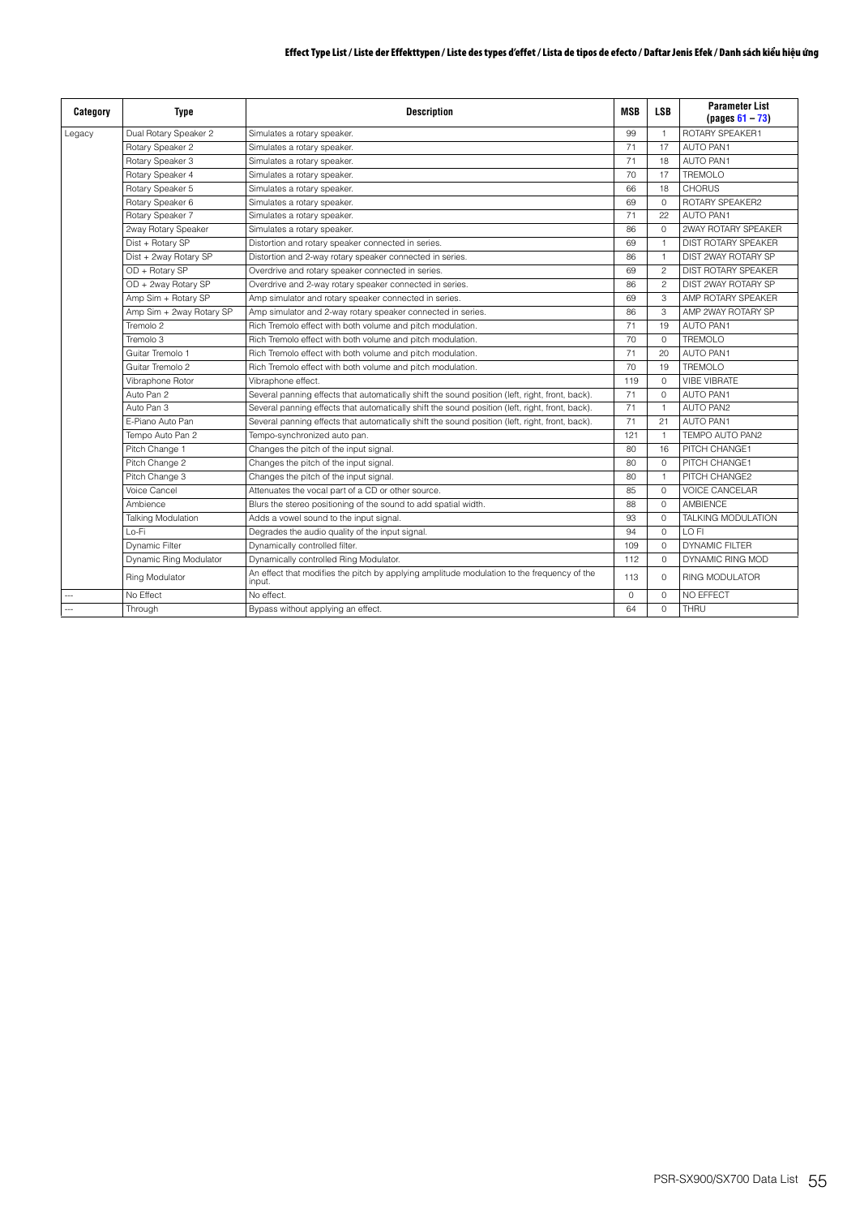| Category | Type | Description | MSB | LSB | Parameter List (pages 61 – 73) |
|---|---|---|---|---|---|
| Legacy | Dual Rotary Speaker 2 | Simulates a rotary speaker. | 99 | 1 | ROTARY SPEAKER1 |
| | Rotary Speaker 2 | Simulates a rotary speaker. | 71 | 17 | AUTO PAN1 |
| | Rotary Speaker 3 | Simulates a rotary speaker. | 71 | 18 | AUTO PAN1 |
| | Rotary Speaker 4 | Simulates a rotary speaker. | 70 | 17 | TREMOLO |
| | Rotary Speaker 5 | Simulates a rotary speaker. | 66 | 18 | CHORUS |
| | Rotary Speaker 6 | Simulates a rotary speaker. | 69 | 0 | ROTARY SPEAKER2 |
| | Rotary Speaker 7 | Simulates a rotary speaker. | 71 | 22 | AUTO PAN1 |
| | 2way Rotary Speaker | Simulates a rotary speaker. | 86 | 0 | 2WAY ROTARY SPEAKER |
| | Dist + Rotary SP | Distortion and rotary speaker connected in series. | 69 | 1 | DIST ROTARY SPEAKER |
| | Dist + 2way Rotary SP | Distortion and 2-way rotary speaker connected in series. | 86 | 1 | DIST 2WAY ROTARY SP |
| | OD + Rotary SP | Overdrive and rotary speaker connected in series. | 69 | 2 | DIST ROTARY SPEAKER |
| | OD + 2way Rotary SP | Overdrive and 2-way rotary speaker connected in series. | 86 | 2 | DIST 2WAY ROTARY SP |
| | Amp Sim + Rotary SP | Amp simulator and rotary speaker connected in series. | 69 | 3 | AMP ROTARY SPEAKER |
| | Amp Sim + 2way Rotary SP | Amp simulator and 2-way rotary speaker connected in series. | 86 | 3 | AMP 2WAY ROTARY SP |
| | Tremolo 2 | Rich Tremolo effect with both volume and pitch modulation. | 71 | 19 | AUTO PAN1 |
| | Tremolo 3 | Rich Tremolo effect with both volume and pitch modulation. | 70 | 0 | TREMOLO |
| | Guitar Tremolo 1 | Rich Tremolo effect with both volume and pitch modulation. | 71 | 20 | AUTO PAN1 |
| | Guitar Tremolo 2 | Rich Tremolo effect with both volume and pitch modulation. | 70 | 19 | TREMOLO |
| | Vibraphone Rotor | Vibraphone effect. | 119 | 0 | VIBE VIBRATE |
| | Auto Pan 2 | Several panning effects that automatically shift the sound position (left, right, front, back). | 71 | 0 | AUTO PAN1 |
| | Auto Pan 3 | Several panning effects that automatically shift the sound position (left, right, front, back). | 71 | 1 | AUTO PAN2 |
| | E-Piano Auto Pan | Several panning effects that automatically shift the sound position (left, right, front, back). | 71 | 21 | AUTO PAN1 |
| | Tempo Auto Pan 2 | Tempo-synchronized auto pan. | 121 | 1 | TEMPO AUTO PAN2 |
| | Pitch Change 1 | Changes the pitch of the input signal. | 80 | 16 | PITCH CHANGE1 |
| | Pitch Change 2 | Changes the pitch of the input signal. | 80 | 0 | PITCH CHANGE1 |
| | Pitch Change 3 | Changes the pitch of the input signal. | 80 | 1 | PITCH CHANGE2 |
| | Voice Cancel | Attenuates the vocal part of a CD or other source. | 85 | 0 | VOICE CANCELAR |
| | Ambience | Blurs the stereo positioning of the sound to add spatial width. | 88 | 0 | AMBIENCE |
| | Talking Modulation | Adds a vowel sound to the input signal. | 93 | 0 | TALKING MODULATION |
| | Lo-Fi | Degrades the audio quality of the input signal. | 94 | 0 | LO FI |
| | Dynamic Filter | Dynamically controlled filter. | 109 | 0 | DYNAMIC FILTER |
| | Dynamic Ring Modulator | Dynamically controlled Ring Modulator. | 112 | 0 | DYNAMIC RING MOD |
| | Ring Modulator | An effect that modifies the pitch by applying amplitude modulation to the frequency of the input. | 113 | 0 | RING MODULATOR |
| --- | No Effect | No effect. | 0 | 0 | NO EFFECT |
| --- | Through | Bypass without applying an effect. | 64 | 0 | THRU |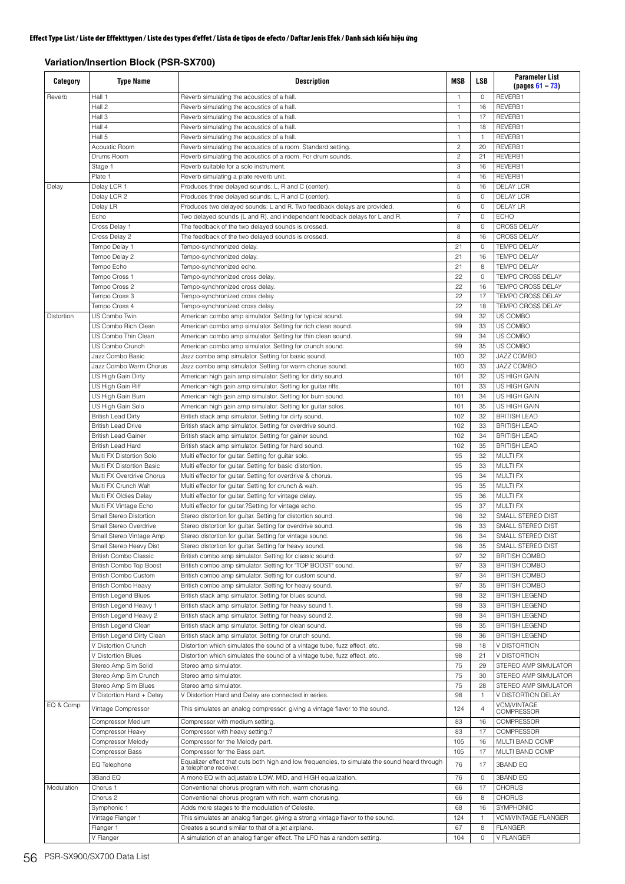**Effect Type List / Liste der Effekttypen / Liste des types d'effet / Lista de tipos de efecto / Daftar Jenis Efek / Danh sách kiểu hiệu ứng**

### Variation/Insertion Block (PSR-SX700)

| Category | Type Name | Description | MSB | LSB | Parameter List (pages 61 – 73) |
|---|---|---|---|---|---|
| Reverb | Hall 1 | Reverb simulating the acoustics of a hall. | 1 | 0 | REVERB1 |
| | Hall 2 | Reverb simulating the acoustics of a hall. | 1 | 16 | REVERB1 |
| | Hall 3 | Reverb simulating the acoustics of a hall. | 1 | 17 | REVERB1 |
| | Hall 4 | Reverb simulating the acoustics of a hall. | 1 | 18 | REVERB1 |
| | Hall 5 | Reverb simulating the acoustics of a hall. | 1 | 1 | REVERB1 |
| | Acoustic Room | Reverb simulating the acoustics of a room. Standard setting. | 2 | 20 | REVERB1 |
| | Drums Room | Reverb simulating the acoustics of a room. For drum sounds. | 2 | 21 | REVERB1 |
| | Stage 1 | Reverb suitable for a solo instrument. | 3 | 16 | REVERB1 |
| | Plate 1 | Reverb simulating a plate reverb unit. | 4 | 16 | REVERB1 |
| Delay | Delay LCR 1 | Produces three delayed sounds: L, R and C (center). | 5 | 16 | DELAY LCR |
| | Delay LCR 2 | Produces three delayed sounds: L, R and C (center). | 5 | 0 | DELAY LCR |
| | Delay LR | Produces two delayed sounds: L and R. Two feedback delays are provided. | 6 | 0 | DELAY LR |
| | Echo | Two delayed sounds (L and R), and independent feedback delays for L and R. | 7 | 0 | ECHO |
| | Cross Delay 1 | The feedback of the two delayed sounds is crossed. | 8 | 0 | CROSS DELAY |
| | Cross Delay 2 | The feedback of the two delayed sounds is crossed. | 8 | 16 | CROSS DELAY |
| | Tempo Delay 1 | Tempo-synchronized delay. | 21 | 0 | TEMPO DELAY |
| | Tempo Delay 2 | Tempo-synchronized delay. | 21 | 16 | TEMPO DELAY |
| | Tempo Echo | Tempo-synchronized echo. | 21 | 8 | TEMPO DELAY |
| | Tempo Cross 1 | Tempo-synchronized cross delay. | 22 | 0 | TEMPO CROSS DELAY |
| | Tempo Cross 2 | Tempo-synchronized cross delay. | 22 | 16 | TEMPO CROSS DELAY |
| | Tempo Cross 3 | Tempo-synchronized cross delay. | 22 | 17 | TEMPO CROSS DELAY |
| | Tempo Cross 4 | Tempo-synchronized cross delay. | 22 | 18 | TEMPO CROSS DELAY |
| Distortion | US Combo Twin | American combo amp simulator. Setting for typical sound. | 99 | 32 | US COMBO |
| | US Combo Rich Clean | American combo amp simulator. Setting for rich clean sound. | 99 | 33 | US COMBO |
| | US Combo Thin Clean | American combo amp simulator. Setting for thin clean sound. | 99 | 34 | US COMBO |
| | US Combo Crunch | American combo amp simulator. Setting for crunch sound. | 99 | 35 | US COMBO |
| | Jazz Combo Basic | Jazz combo amp simulator. Setting for basic sound. | 100 | 32 | JAZZ COMBO |
| | Jazz Combo Warm Chorus | Jazz combo amp simulator. Setting for warm chorus sound. | 100 | 33 | JAZZ COMBO |
| | US High Gain Dirty | American high gain amp simulator. Setting for dirty sound. | 101 | 32 | US HIGH GAIN |
| | US High Gain Riff | American high gain amp simulator. Setting for guitar riffs. | 101 | 33 | US HIGH GAIN |
| | US High Gain Burn | American high gain amp simulator. Setting for burn sound. | 101 | 34 | US HIGH GAIN |
| | US High Gain Solo | American high gain amp simulator. Setting for guitar solos. | 101 | 35 | US HIGH GAIN |
| | British Lead Dirty | British stack amp simulator. Setting for dirty sound. | 102 | 32 | BRITISH LEAD |
| | British Lead Drive | British stack amp simulator. Setting for overdrive sound. | 102 | 33 | BRITISH LEAD |
| | British Lead Gainer | British stack amp simulator. Setting for gainer sound. | 102 | 34 | BRITISH LEAD |
| | British Lead Hard | British stack amp simulator. Setting for hard sound. | 102 | 35 | BRITISH LEAD |
| | Multi FX Distortion Solo | Multi effector for guitar. Setting for guitar solo. | 95 | 32 | MULTI FX |
| | Multi FX Distortion Basic | Multi effector for guitar. Setting for basic distortion. | 95 | 33 | MULTI FX |
| | Multi FX Overdrive Chorus | Multi effector for guitar. Setting for overdrive & chorus. | 95 | 34 | MULTI FX |
| | Multi FX Crunch Wah | Multi effector for guitar. Setting for crunch & wah. | 95 | 35 | MULTI FX |
| | Multi FX Oldies Delay | Multi effector for guitar. Setting for vintage delay. | 95 | 36 | MULTI FX |
| | Multi FX Vintage Echo | Multi effector for guitar.?Setting for vintage echo. | 95 | 37 | MULTI FX |
| | Small Stereo Distortion | Stereo distortion for guitar. Setting for distortion sound. | 96 | 32 | SMALL STEREO DIST |
| | Small Stereo Overdrive | Stereo distortion for guitar. Setting for overdrive sound. | 96 | 33 | SMALL STEREO DIST |
| | Small Stereo Vintage Amp | Stereo distortion for guitar. Setting for vintage sound. | 96 | 34 | SMALL STEREO DIST |
| | Small Stereo Heavy Dist | Stereo distortion for guitar. Setting for heavy sound. | 96 | 35 | SMALL STEREO DIST |
| | British Combo Classic | British combo amp simulator. Setting for classic sound. | 97 | 32 | BRITISH COMBO |
| | British Combo Top Boost | British combo amp simulator. Setting for "TOP BOOST" sound. | 97 | 33 | BRITISH COMBO |
| | British Combo Custom | British combo amp simulator. Setting for custom sound. | 97 | 34 | BRITISH COMBO |
| | British Combo Heavy | British combo amp simulator. Setting for heavy sound. | 97 | 35 | BRITISH COMBO |
| | British Legend Blues | British stack amp simulator. Setting for blues sound. | 98 | 32 | BRITISH LEGEND |
| | British Legend Heavy 1 | British stack amp simulator. Setting for heavy sound 1. | 98 | 33 | BRITISH LEGEND |
| | British Legend Heavy 2 | British stack amp simulator. Setting for heavy sound 2. | 98 | 34 | BRITISH LEGEND |
| | British Legend Clean | British stack amp simulator. Setting for clean sound. | 98 | 35 | BRITISH LEGEND |
| | British Legend Dirty Clean | British stack amp simulator. Setting for crunch sound. | 98 | 36 | BRITISH LEGEND |
| | V Distortion Crunch | Distortion which simulates the sound of a vintage tube, fuzz effect, etc. | 98 | 18 | V DISTORTION |
| | V Distortion Blues | Distortion which simulates the sound of a vintage tube, fuzz effect, etc. | 98 | 21 | V DISTORTION |
| | Stereo Amp Sim Solid | Stereo amp simulator. | 75 | 29 | STEREO AMP SIMULATOR |
| | Stereo Amp Sim Crunch | Stereo amp simulator. | 75 | 30 | STEREO AMP SIMULATOR |
| | Stereo Amp Sim Blues | Stereo amp simulator. | 75 | 28 | STEREO AMP SIMULATOR |
| | V Distortion Hard + Delay | V Distortion Hard and Delay are connected in series. | 98 | 1 | V DISTORTION DELAY |
| EQ & Comp | Vintage Compressor | This simulates an analog compressor, giving a vintage flavor to the sound. | 124 | 4 | VCM/VINTAGE COMPRESSOR |
| | Compressor Medium | Compressor with medium setting. | 83 | 16 | COMPRESSOR |
| | Compressor Heavy | Compressor with heavy setting.? | 83 | 17 | COMPRESSOR |
| | Compressor Melody | Compressor for the Melody part. | 105 | 16 | MULTI BAND COMP |
| | Compressor Bass | Compressor for the Bass part. | 105 | 17 | MULTI BAND COMP |
| | EQ Telephone | Equalizer effect that cuts both high and low frequencies, to simulate the sound heard through a telephone receiver. | 76 | 17 | 3BAND EQ |
| | 3Band EQ | A mono EQ with adjustable LOW, MID, and HIGH equalization. | 76 | 0 | 3BAND EQ |
| Modulation | Chorus 1 | Conventional chorus program with rich, warm chorusing. | 66 | 17 | CHORUS |
| | Chorus 2 | Conventional chorus program with rich, warm chorusing. | 66 | 8 | CHORUS |
| | Symphonic 1 | Adds more stages to the modulation of Celeste. | 68 | 16 | SYMPHONIC |
| | Vintage Flanger 1 | This simulates an analog flanger, giving a strong vintage flavor to the sound. | 124 | 1 | VCM/VINTAGE FLANGER |
| | Flanger 1 | Creates a sound similar to that of a jet airplane. | 67 | 8 | FLANGER |
| | V Flanger | A simulation of an analog flanger effect. The LFO has a random setting. | 104 | 0 | V FLANGER |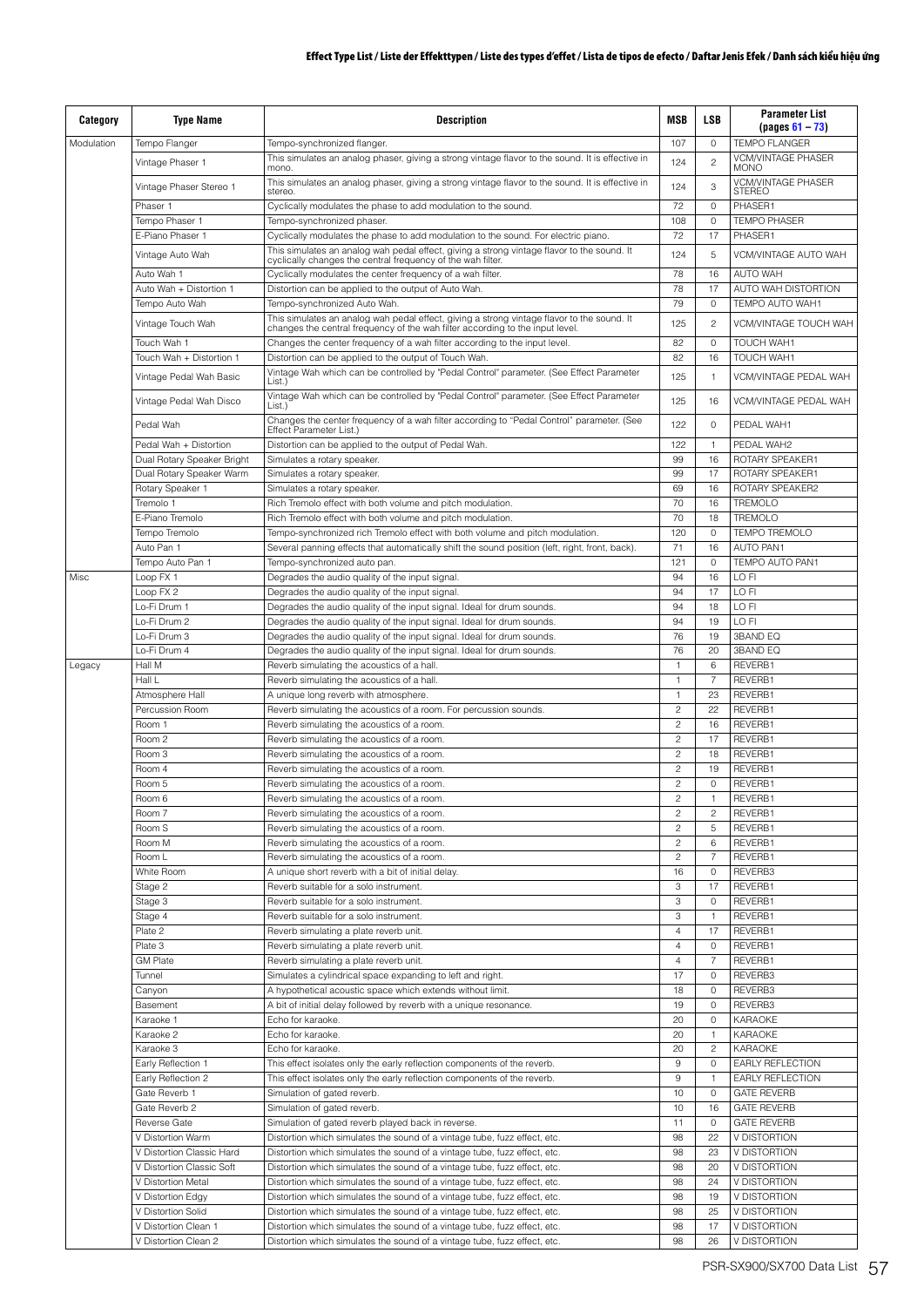| Category | Type Name | Description | MSB | LSB | Parameter List (pages 61 – 73) |
|---|---|---|---|---|---|
| Modulation | Tempo Flanger | Tempo-synchronized flanger. | 107 | 0 | TEMPO FLANGER |
| | Vintage Phaser 1 | This simulates an analog phaser, giving a strong vintage flavor to the sound. It is effective in mono. | 124 | 2 | VCM/VINTAGE PHASER MONO |
| | Vintage Phaser Stereo 1 | This simulates an analog phaser, giving a strong vintage flavor to the sound. It is effective in stereo. | 124 | 3 | VCM/VINTAGE PHASER STEREO |
| | Phaser 1 | Cyclically modulates the phase to add modulation to the sound. | 72 | 0 | PHASER1 |
| | Tempo Phaser 1 | Tempo-synchronized phaser. | 108 | 0 | TEMPO PHASER |
| | E-Piano Phaser 1 | Cyclically modulates the phase to add modulation to the sound. For electric piano. | 72 | 17 | PHASER1 |
| | Vintage Auto Wah | This simulates an analog wah pedal effect, giving a strong vintage flavor to the sound. It cyclically changes the central frequency of the wah filter. | 124 | 5 | VCM/VINTAGE AUTO WAH |
| | Auto Wah 1 | Cyclically modulates the center frequency of a wah filter. | 78 | 16 | AUTO WAH |
| | Auto Wah + Distortion 1 | Distortion can be applied to the output of Auto Wah. | 78 | 17 | AUTO WAH DISTORTION |
| | Tempo Auto Wah | Tempo-synchronized Auto Wah. | 79 | 0 | TEMPO AUTO WAH1 |
| | Vintage Touch Wah | This simulates an analog wah pedal effect, giving a strong vintage flavor to the sound. It changes the central frequency of the wah filter according to the input level. | 125 | 2 | VCM/VINTAGE TOUCH WAH |
| | Touch Wah 1 | Changes the center frequency of a wah filter according to the input level. | 82 | 0 | TOUCH WAH1 |
| | Touch Wah + Distortion 1 | Distortion can be applied to the output of Touch Wah. | 82 | 16 | TOUCH WAH1 |
| | Vintage Pedal Wah Basic | Vintage Wah which can be controlled by "Pedal Control" parameter. (See Effect Parameter List.) | 125 | 1 | VCM/VINTAGE PEDAL WAH |
| | Vintage Pedal Wah Disco | Vintage Wah which can be controlled by "Pedal Control" parameter. (See Effect Parameter List.) | 125 | 16 | VCM/VINTAGE PEDAL WAH |
| | Pedal Wah | Changes the center frequency of a wah filter according to "Pedal Control" parameter. (See Effect Parameter List.) | 122 | 0 | PEDAL WAH1 |
| | Pedal Wah + Distortion | Distortion can be applied to the output of Pedal Wah. | 122 | 1 | PEDAL WAH2 |
| | Dual Rotary Speaker Bright | Simulates a rotary speaker. | 99 | 16 | ROTARY SPEAKER1 |
| | Dual Rotary Speaker Warm | Simulates a rotary speaker. | 99 | 17 | ROTARY SPEAKER1 |
| | Rotary Speaker 1 | Simulates a rotary speaker. | 69 | 16 | ROTARY SPEAKER2 |
| | Tremolo 1 | Rich Tremolo effect with both volume and pitch modulation. | 70 | 16 | TREMOLO |
| | E-Piano Tremolo | Rich Tremolo effect with both volume and pitch modulation. | 70 | 18 | TREMOLO |
| | Tempo Tremolo | Tempo-synchronized rich Tremolo effect with both volume and pitch modulation. | 120 | 0 | TEMPO TREMOLO |
| | Auto Pan 1 | Several panning effects that automatically shift the sound position (left, right, front, back). | 71 | 16 | AUTO PAN1 |
| | Tempo Auto Pan 1 | Tempo-synchronized auto pan. | 121 | 0 | TEMPO AUTO PAN1 |
| Misc | Loop FX 1 | Degrades the audio quality of the input signal. | 94 | 16 | LO FI |
| | Loop FX 2 | Degrades the audio quality of the input signal. | 94 | 17 | LO FI |
| | Lo-Fi Drum 1 | Degrades the audio quality of the input signal. Ideal for drum sounds. | 94 | 18 | LO FI |
| | Lo-Fi Drum 2 | Degrades the audio quality of the input signal. Ideal for drum sounds. | 94 | 19 | LO FI |
| | Lo-Fi Drum 3 | Degrades the audio quality of the input signal. Ideal for drum sounds. | 76 | 19 | 3BAND EQ |
| | Lo-Fi Drum 4 | Degrades the audio quality of the input signal. Ideal for drum sounds. | 76 | 20 | 3BAND EQ |
| Legacy | Hall M | Reverb simulating the acoustics of a hall. | 1 | 6 | REVERB1 |
| | Hall L | Reverb simulating the acoustics of a hall. | 1 | 7 | REVERB1 |
| | Atmosphere Hall | A unique long reverb with atmosphere. | 1 | 23 | REVERB1 |
| | Percussion Room | Reverb simulating the acoustics of a room. For percussion sounds. | 2 | 22 | REVERB1 |
| | Room 1 | Reverb simulating the acoustics of a room. | 2 | 16 | REVERB1 |
| | Room 2 | Reverb simulating the acoustics of a room. | 2 | 17 | REVERB1 |
| | Room 3 | Reverb simulating the acoustics of a room. | 2 | 18 | REVERB1 |
| | Room 4 | Reverb simulating the acoustics of a room. | 2 | 19 | REVERB1 |
| | Room 5 | Reverb simulating the acoustics of a room. | 2 | 0 | REVERB1 |
| | Room 6 | Reverb simulating the acoustics of a room. | 2 | 1 | REVERB1 |
| | Room 7 | Reverb simulating the acoustics of a room. | 2 | 2 | REVERB1 |
| | Room S | Reverb simulating the acoustics of a room. | 2 | 5 | REVERB1 |
| | Room M | Reverb simulating the acoustics of a room. | 2 | 6 | REVERB1 |
| | Room L | Reverb simulating the acoustics of a room. | 2 | 7 | REVERB1 |
| | White Room | A unique short reverb with a bit of initial delay. | 16 | 0 | REVERB3 |
| | Stage 2 | Reverb suitable for a solo instrument. | 3 | 17 | REVERB1 |
| | Stage 3 | Reverb suitable for a solo instrument. | 3 | 0 | REVERB1 |
| | Stage 4 | Reverb suitable for a solo instrument. | 3 | 1 | REVERB1 |
| | Plate 2 | Reverb simulating a plate reverb unit. | 4 | 17 | REVERB1 |
| | Plate 3 | Reverb simulating a plate reverb unit. | 4 | 0 | REVERB1 |
| | GM Plate | Reverb simulating a plate reverb unit. | 4 | 7 | REVERB1 |
| | Tunnel | Simulates a cylindrical space expanding to left and right. | 17 | 0 | REVERB3 |
| | Canyon | A hypothetical acoustic space which extends without limit. | 18 | 0 | REVERB3 |
| | Basement | A bit of initial delay followed by reverb with a unique resonance. | 19 | 0 | REVERB3 |
| | Karaoke 1 | Echo for karaoke. | 20 | 0 | KARAOKE |
| | Karaoke 2 | Echo for karaoke. | 20 | 1 | KARAOKE |
| | Karaoke 3 | Echo for karaoke. | 20 | 2 | KARAOKE |
| | Early Reflection 1 | This effect isolates only the early reflection components of the reverb. | 9 | 0 | EARLY REFLECTION |
| | Early Reflection 2 | This effect isolates only the early reflection components of the reverb. | 9 | 1 | EARLY REFLECTION |
| | Gate Reverb 1 | Simulation of gated reverb. | 10 | 0 | GATE REVERB |
| | Gate Reverb 2 | Simulation of gated reverb. | 10 | 16 | GATE REVERB |
| | Reverse Gate | Simulation of gated reverb played back in reverse. | 11 | 0 | GATE REVERB |
| | V Distortion Warm | Distortion which simulates the sound of a vintage tube, fuzz effect, etc. | 98 | 22 | V DISTORTION |
| | V Distortion Classic Hard | Distortion which simulates the sound of a vintage tube, fuzz effect, etc. | 98 | 23 | V DISTORTION |
| | V Distortion Classic Soft | Distortion which simulates the sound of a vintage tube, fuzz effect, etc. | 98 | 20 | V DISTORTION |
| | V Distortion Metal | Distortion which simulates the sound of a vintage tube, fuzz effect, etc. | 98 | 24 | V DISTORTION |
| | V Distortion Edgy | Distortion which simulates the sound of a vintage tube, fuzz effect, etc. | 98 | 19 | V DISTORTION |
| | V Distortion Solid | Distortion which simulates the sound of a vintage tube, fuzz effect, etc. | 98 | 25 | V DISTORTION |
| | V Distortion Clean 1 | Distortion which simulates the sound of a vintage tube, fuzz effect, etc. | 98 | 17 | V DISTORTION |
| | V Distortion Clean 2 | Distortion which simulates the sound of a vintage tube, fuzz effect, etc. | 98 | 26 | V DISTORTION |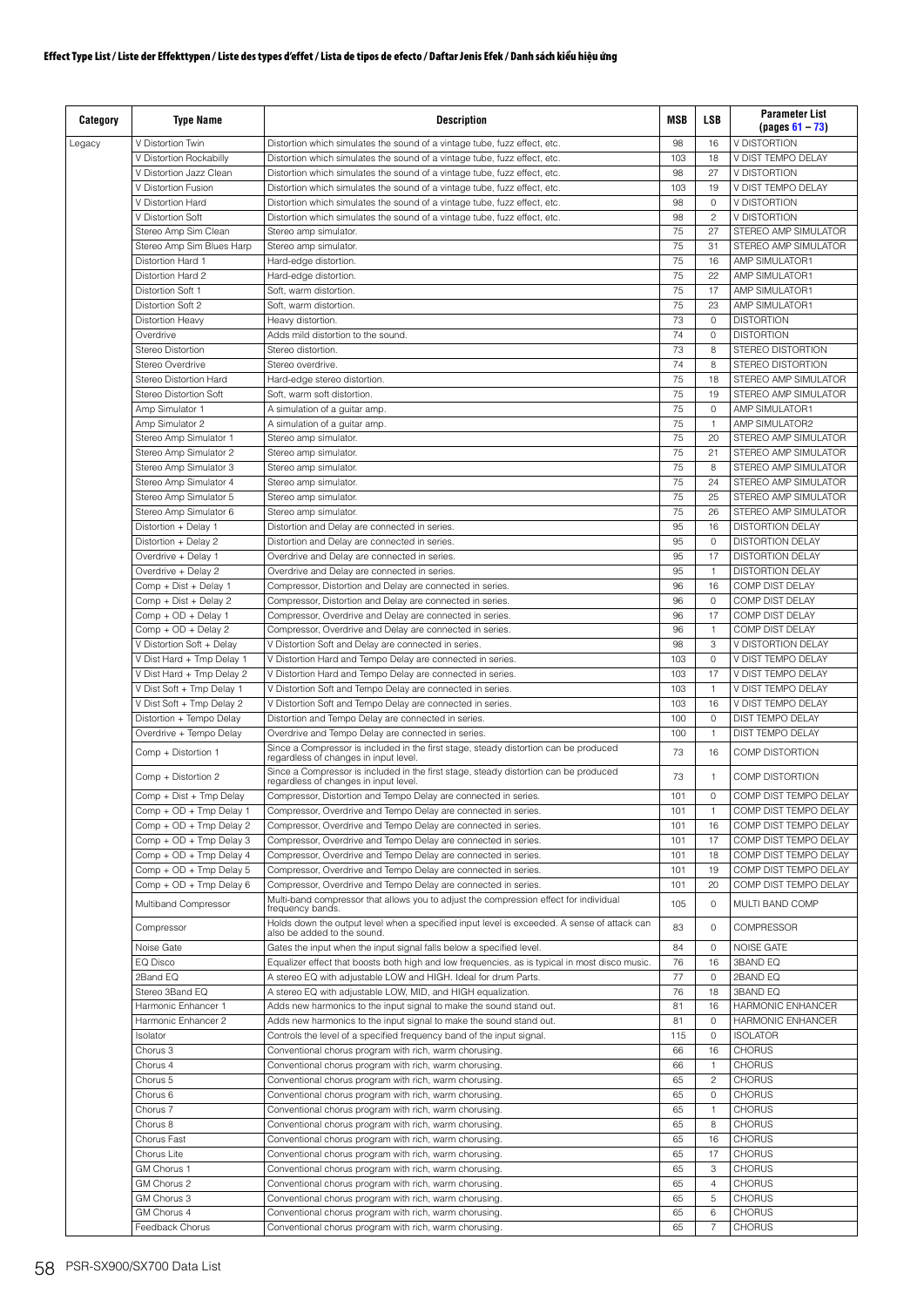**Effect Type List / Liste der Effekttypen / Liste des types d'effet / Lista de tipos de efecto / Daftar Jenis Efek / Danh sách kiểu hiệu ứng**

| Category | Type Name | Description | MSB | LSB | Parameter List (pages 61 – 73) |
|---|---|---|---|---|---|
| Legacy | V Distortion Twin | Distortion which simulates the sound of a vintage tube, fuzz effect, etc. | 98 | 16 | V DISTORTION |
| | V Distortion Rockabilly | Distortion which simulates the sound of a vintage tube, fuzz effect, etc. | 103 | 18 | V DIST TEMPO DELAY |
| | V Distortion Jazz Clean | Distortion which simulates the sound of a vintage tube, fuzz effect, etc. | 98 | 27 | V DISTORTION |
| | V Distortion Fusion | Distortion which simulates the sound of a vintage tube, fuzz effect, etc. | 103 | 19 | V DIST TEMPO DELAY |
| | V Distortion Hard | Distortion which simulates the sound of a vintage tube, fuzz effect, etc. | 98 | 0 | V DISTORTION |
| | V Distortion Soft | Distortion which simulates the sound of a vintage tube, fuzz effect, etc. | 98 | 2 | V DISTORTION |
| | Stereo Amp Sim Clean | Stereo amp simulator. | 75 | 27 | STEREO AMP SIMULATOR |
| | Stereo Amp Sim Blues Harp | Stereo amp simulator. | 75 | 31 | STEREO AMP SIMULATOR |
| | Distortion Hard 1 | Hard-edge distortion. | 75 | 16 | AMP SIMULATOR1 |
| | Distortion Hard 2 | Hard-edge distortion. | 75 | 22 | AMP SIMULATOR1 |
| | Distortion Soft 1 | Soft, warm distortion. | 75 | 17 | AMP SIMULATOR1 |
| | Distortion Soft 2 | Soft, warm distortion. | 75 | 23 | AMP SIMULATOR1 |
| | Distortion Heavy | Heavy distortion. | 73 | 0 | DISTORTION |
| | Overdrive | Adds mild distortion to the sound. | 74 | 0 | DISTORTION |
| | Stereo Distortion | Stereo distortion. | 73 | 8 | STEREO DISTORTION |
| | Stereo Overdrive | Stereo overdrive. | 74 | 8 | STEREO DISTORTION |
| | Stereo Distortion Hard | Hard-edge stereo distortion. | 75 | 18 | STEREO AMP SIMULATOR |
| | Stereo Distortion Soft | Soft, warm soft distortion. | 75 | 19 | STEREO AMP SIMULATOR |
| | Amp Simulator 1 | A simulation of a guitar amp. | 75 | 0 | AMP SIMULATOR1 |
| | Amp Simulator 2 | A simulation of a guitar amp. | 75 | 1 | AMP SIMULATOR2 |
| | Stereo Amp Simulator 1 | Stereo amp simulator. | 75 | 20 | STEREO AMP SIMULATOR |
| | Stereo Amp Simulator 2 | Stereo amp simulator. | 75 | 21 | STEREO AMP SIMULATOR |
| | Stereo Amp Simulator 3 | Stereo amp simulator. | 75 | 8 | STEREO AMP SIMULATOR |
| | Stereo Amp Simulator 4 | Stereo amp simulator. | 75 | 24 | STEREO AMP SIMULATOR |
| | Stereo Amp Simulator 5 | Stereo amp simulator. | 75 | 25 | STEREO AMP SIMULATOR |
| | Stereo Amp Simulator 6 | Stereo amp simulator. | 75 | 26 | STEREO AMP SIMULATOR |
| | Distortion + Delay 1 | Distortion and Delay are connected in series. | 95 | 16 | DISTORTION DELAY |
| | Distortion + Delay 2 | Distortion and Delay are connected in series. | 95 | 0 | DISTORTION DELAY |
| | Overdrive + Delay 1 | Overdrive and Delay are connected in series. | 95 | 17 | DISTORTION DELAY |
| | Overdrive + Delay 2 | Overdrive and Delay are connected in series. | 95 | 1 | DISTORTION DELAY |
| | Comp + Dist + Delay 1 | Compressor, Distortion and Delay are connected in series. | 96 | 16 | COMP DIST DELAY |
| | Comp + Dist + Delay 2 | Compressor, Distortion and Delay are connected in series. | 96 | 0 | COMP DIST DELAY |
| | Comp + OD + Delay 1 | Compressor, Overdrive and Delay are connected in series. | 96 | 17 | COMP DIST DELAY |
| | Comp + OD + Delay 2 | Compressor, Overdrive and Delay are connected in series. | 96 | 1 | COMP DIST DELAY |
| | V Distortion Soft + Delay | V Distortion Soft and Delay are connected in series. | 98 | 3 | V DISTORTION DELAY |
| | V Dist Hard + Tmp Delay 1 | V Distortion Hard and Tempo Delay are connected in series. | 103 | 0 | V DIST TEMPO DELAY |
| | V Dist Hard + Tmp Delay 2 | V Distortion Hard and Tempo Delay are connected in series. | 103 | 17 | V DIST TEMPO DELAY |
| | V Dist Soft + Tmp Delay 1 | V Distortion Soft and Tempo Delay are connected in series. | 103 | 1 | V DIST TEMPO DELAY |
| | V Dist Soft + Tmp Delay 2 | V Distortion Soft and Tempo Delay are connected in series. | 103 | 16 | V DIST TEMPO DELAY |
| | Distortion + Tempo Delay | Distortion and Tempo Delay are connected in series. | 100 | 0 | DIST TEMPO DELAY |
| | Overdrive + Tempo Delay | Overdrive and Tempo Delay are connected in series. | 100 | 1 | DIST TEMPO DELAY |
| | Comp + Distortion 1 | Since a Compressor is included in the first stage, steady distortion can be produced regardless of changes in input level. | 73 | 16 | COMP DISTORTION |
| | Comp + Distortion 2 | Since a Compressor is included in the first stage, steady distortion can be produced regardless of changes in input level. | 73 | 1 | COMP DISTORTION |
| | Comp + Dist + Tmp Delay | Compressor, Distortion and Tempo Delay are connected in series. | 101 | 0 | COMP DIST TEMPO DELAY |
| | Comp + OD + Tmp Delay 1 | Compressor, Overdrive and Tempo Delay are connected in series. | 101 | 1 | COMP DIST TEMPO DELAY |
| | Comp + OD + Tmp Delay 2 | Compressor, Overdrive and Tempo Delay are connected in series. | 101 | 16 | COMP DIST TEMPO DELAY |
| | Comp + OD + Tmp Delay 3 | Compressor, Overdrive and Tempo Delay are connected in series. | 101 | 17 | COMP DIST TEMPO DELAY |
| | Comp + OD + Tmp Delay 4 | Compressor, Overdrive and Tempo Delay are connected in series. | 101 | 18 | COMP DIST TEMPO DELAY |
| | Comp + OD + Tmp Delay 5 | Compressor, Overdrive and Tempo Delay are connected in series. | 101 | 19 | COMP DIST TEMPO DELAY |
| | Comp + OD + Tmp Delay 6 | Compressor, Overdrive and Tempo Delay are connected in series. | 101 | 20 | COMP DIST TEMPO DELAY |
| | Multiband Compressor | Multi-band compressor that allows you to adjust the compression effect for individual frequency bands. | 105 | 0 | MULTI BAND COMP |
| | Compressor | Holds down the output level when a specified input level is exceeded. A sense of attack can also be added to the sound. | 83 | 0 | COMPRESSOR |
| | Noise Gate | Gates the input when the input signal falls below a specified level. | 84 | 0 | NOISE GATE |
| | EQ Disco | Equalizer effect that boosts both high and low frequencies, as is typical in most disco music. | 76 | 16 | 3BAND EQ |
| | 2Band EQ | A stereo EQ with adjustable LOW and HIGH. Ideal for drum Parts. | 77 | 0 | 2BAND EQ |
| | Stereo 3Band EQ | A stereo EQ with adjustable LOW, MID, and HIGH equalization. | 76 | 18 | 3BAND EQ |
| | Harmonic Enhancer 1 | Adds new harmonics to the input signal to make the sound stand out. | 81 | 16 | HARMONIC ENHANCER |
| | Harmonic Enhancer 2 | Adds new harmonics to the input signal to make the sound stand out. | 81 | 0 | HARMONIC ENHANCER |
| | Isolator | Controls the level of a specified frequency band of the input signal. | 115 | 0 | ISOLATOR |
| | Chorus 3 | Conventional chorus program with rich, warm chorusing. | 66 | 16 | CHORUS |
| | Chorus 4 | Conventional chorus program with rich, warm chorusing. | 66 | 1 | CHORUS |
| | Chorus 5 | Conventional chorus program with rich, warm chorusing. | 65 | 2 | CHORUS |
| | Chorus 6 | Conventional chorus program with rich, warm chorusing. | 65 | 0 | CHORUS |
| | Chorus 7 | Conventional chorus program with rich, warm chorusing. | 65 | 1 | CHORUS |
| | Chorus 8 | Conventional chorus program with rich, warm chorusing. | 65 | 8 | CHORUS |
| | Chorus Fast | Conventional chorus program with rich, warm chorusing. | 65 | 16 | CHORUS |
| | Chorus Lite | Conventional chorus program with rich, warm chorusing. | 65 | 17 | CHORUS |
| | GM Chorus 1 | Conventional chorus program with rich, warm chorusing. | 65 | 3 | CHORUS |
| | GM Chorus 2 | Conventional chorus program with rich, warm chorusing. | 65 | 4 | CHORUS |
| | GM Chorus 3 | Conventional chorus program with rich, warm chorusing. | 65 | 5 | CHORUS |
| | GM Chorus 4 | Conventional chorus program with rich, warm chorusing. | 65 | 6 | CHORUS |
| | Feedback Chorus | Conventional chorus program with rich, warm chorusing. | 65 | 7 | CHORUS |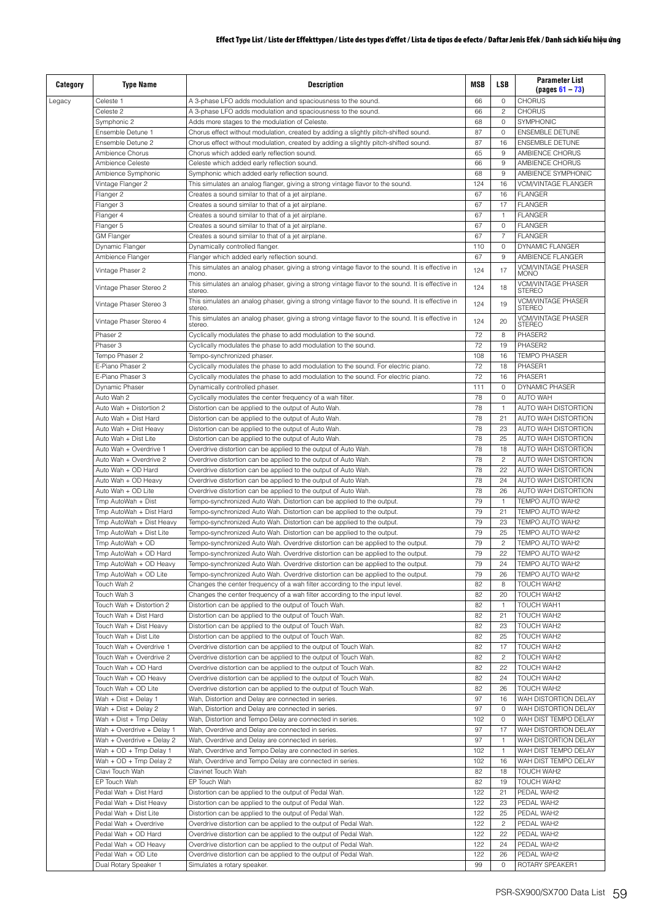| Category | Type Name | Description | MSB | LSB | Parameter List (pages 61 – 73) |
|---|---|---|---|---|---|
| Legacy | Celeste 1 | A 3-phase LFO adds modulation and spaciousness to the sound. | 66 | 0 | CHORUS |
| | Celeste 2 | A 3-phase LFO adds modulation and spaciousness to the sound. | 66 | 2 | CHORUS |
| | Symphonic 2 | Adds more stages to the modulation of Celeste. | 68 | 0 | SYMPHONIC |
| | Ensemble Detune 1 | Chorus effect without modulation, created by adding a slightly pitch-shifted sound. | 87 | 0 | ENSEMBLE DETUNE |
| | Ensemble Detune 2 | Chorus effect without modulation, created by adding a slightly pitch-shifted sound. | 87 | 16 | ENSEMBLE DETUNE |
| | Ambience Chorus | Chorus which added early reflection sound. | 65 | 9 | AMBIENCE CHORUS |
| | Ambience Celeste | Celeste which added early reflection sound. | 66 | 9 | AMBIENCE CHORUS |
| | Ambience Symphonic | Symphonic which added early reflection sound. | 68 | 9 | AMBIENCE SYMPHONIC |
| | Vintage Flanger 2 | This simulates an analog flanger, giving a strong vintage flavor to the sound. | 124 | 16 | VCM/VINTAGE FLANGER |
| | Flanger 2 | Creates a sound similar to that of a jet airplane. | 67 | 16 | FLANGER |
| | Flanger 3 | Creates a sound similar to that of a jet airplane. | 67 | 17 | FLANGER |
| | Flanger 4 | Creates a sound similar to that of a jet airplane. | 67 | 1 | FLANGER |
| | Flanger 5 | Creates a sound similar to that of a jet airplane. | 67 | 0 | FLANGER |
| | GM Flanger | Creates a sound similar to that of a jet airplane. | 67 | 7 | FLANGER |
| | Dynamic Flanger | Dynamically controlled flanger. | 110 | 0 | DYNAMIC FLANGER |
| | Ambience Flanger | Flanger which added early reflection sound. | 67 | 9 | AMBIENCE FLANGER |
| | Vintage Phaser 2 | This simulates an analog phaser, giving a strong vintage flavor to the sound. It is effective in mono. | 124 | 17 | VCM/VINTAGE PHASER MONO |
| | Vintage Phaser Stereo 2 | This simulates an analog phaser, giving a strong vintage flavor to the sound. It is effective in stereo. | 124 | 18 | VCM/VINTAGE PHASER STEREO |
| | Vintage Phaser Stereo 3 | This simulates an analog phaser, giving a strong vintage flavor to the sound. It is effective in stereo. | 124 | 19 | VCM/VINTAGE PHASER STEREO |
| | Vintage Phaser Stereo 4 | This simulates an analog phaser, giving a strong vintage flavor to the sound. It is effective in stereo. | 124 | 20 | VCM/VINTAGE PHASER STEREO |
| | Phaser 2 | Cyclically modulates the phase to add modulation to the sound. | 72 | 8 | PHASER2 |
| | Phaser 3 | Cyclically modulates the phase to add modulation to the sound. | 72 | 19 | PHASER2 |
| | Tempo Phaser 2 | Tempo-synchronized phaser. | 108 | 16 | TEMPO PHASER |
| | E-Piano Phaser 2 | Cyclically modulates the phase to add modulation to the sound. For electric piano. | 72 | 18 | PHASER1 |
| | E-Piano Phaser 3 | Cyclically modulates the phase to add modulation to the sound. For electric piano. | 72 | 16 | PHASER1 |
| | Dynamic Phaser | Dynamically controlled phaser. | 111 | 0 | DYNAMIC PHASER |
| | Auto Wah 2 | Cyclically modulates the center frequency of a wah filter. | 78 | 0 | AUTO WAH |
| | Auto Wah + Distortion 2 | Distortion can be applied to the output of Auto Wah. | 78 | 1 | AUTO WAH DISTORTION |
| | Auto Wah + Dist Hard | Distortion can be applied to the output of Auto Wah. | 78 | 21 | AUTO WAH DISTORTION |
| | Auto Wah + Dist Heavy | Distortion can be applied to the output of Auto Wah. | 78 | 23 | AUTO WAH DISTORTION |
| | Auto Wah + Dist Lite | Distortion can be applied to the output of Auto Wah. | 78 | 25 | AUTO WAH DISTORTION |
| | Auto Wah + Overdrive 1 | Overdrive distortion can be applied to the output of Auto Wah. | 78 | 18 | AUTO WAH DISTORTION |
| | Auto Wah + Overdrive 2 | Overdrive distortion can be applied to the output of Auto Wah. | 78 | 2 | AUTO WAH DISTORTION |
| | Auto Wah + OD Hard | Overdrive distortion can be applied to the output of Auto Wah. | 78 | 22 | AUTO WAH DISTORTION |
| | Auto Wah + OD Heavy | Overdrive distortion can be applied to the output of Auto Wah. | 78 | 24 | AUTO WAH DISTORTION |
| | Auto Wah + OD Lite | Overdrive distortion can be applied to the output of Auto Wah. | 78 | 26 | AUTO WAH DISTORTION |
| | Tmp AutoWah + Dist | Tempo-synchronized Auto Wah. Distortion can be applied to the output. | 79 | 1 | TEMPO AUTO WAH2 |
| | Tmp AutoWah + Dist Hard | Tempo-synchronized Auto Wah. Distortion can be applied to the output. | 79 | 21 | TEMPO AUTO WAH2 |
| | Tmp AutoWah + Dist Heavy | Tempo-synchronized Auto Wah. Distortion can be applied to the output. | 79 | 23 | TEMPO AUTO WAH2 |
| | Tmp AutoWah + Dist Lite | Tempo-synchronized Auto Wah. Distortion can be applied to the output. | 79 | 25 | TEMPO AUTO WAH2 |
| | Tmp AutoWah + OD | Tempo-synchronized Auto Wah. Overdrive distortion can be applied to the output. | 79 | 2 | TEMPO AUTO WAH2 |
| | Tmp AutoWah + OD Hard | Tempo-synchronized Auto Wah. Overdrive distortion can be applied to the output. | 79 | 22 | TEMPO AUTO WAH2 |
| | Tmp AutoWah + OD Heavy | Tempo-synchronized Auto Wah. Overdrive distortion can be applied to the output. | 79 | 24 | TEMPO AUTO WAH2 |
| | Tmp AutoWah + OD Lite | Tempo-synchronized Auto Wah. Overdrive distortion can be applied to the output. | 79 | 26 | TEMPO AUTO WAH2 |
| | Touch Wah 2 | Changes the center frequency of a wah filter according to the input level. | 82 | 8 | TOUCH WAH2 |
| | Touch Wah 3 | Changes the center frequency of a wah filter according to the input level. | 82 | 20 | TOUCH WAH2 |
| | Touch Wah + Distortion 2 | Distortion can be applied to the output of Touch Wah. | 82 | 1 | TOUCH WAH1 |
| | Touch Wah + Dist Hard | Distortion can be applied to the output of Touch Wah. | 82 | 21 | TOUCH WAH2 |
| | Touch Wah + Dist Heavy | Distortion can be applied to the output of Touch Wah. | 82 | 23 | TOUCH WAH2 |
| | Touch Wah + Dist Lite | Distortion can be applied to the output of Touch Wah. | 82 | 25 | TOUCH WAH2 |
| | Touch Wah + Overdrive 1 | Overdrive distortion can be applied to the output of Touch Wah. | 82 | 17 | TOUCH WAH2 |
| | Touch Wah + Overdrive 2 | Overdrive distortion can be applied to the output of Touch Wah. | 82 | 2 | TOUCH WAH2 |
| | Touch Wah + OD Hard | Overdrive distortion can be applied to the output of Touch Wah. | 82 | 22 | TOUCH WAH2 |
| | Touch Wah + OD Heavy | Overdrive distortion can be applied to the output of Touch Wah. | 82 | 24 | TOUCH WAH2 |
| | Touch Wah + OD Lite | Overdrive distortion can be applied to the output of Touch Wah. | 82 | 26 | TOUCH WAH2 |
| | Wah + Dist + Delay 1 | Wah, Distortion and Delay are connected in series. | 97 | 16 | WAH DISTORTION DELAY |
| | Wah + Dist + Delay 2 | Wah, Distortion and Delay are connected in series. | 97 | 0 | WAH DISTORTION DELAY |
| | Wah + Dist + Tmp Delay | Wah, Distortion and Tempo Delay are connected in series. | 102 | 0 | WAH DIST TEMPO DELAY |
| | Wah + Overdrive + Delay 1 | Wah, Overdrive and Delay are connected in series. | 97 | 17 | WAH DISTORTION DELAY |
| | Wah + Overdrive + Delay 2 | Wah, Overdrive and Delay are connected in series. | 97 | 1 | WAH DISTORTION DELAY |
| | Wah + OD + Tmp Delay 1 | Wah, Overdrive and Tempo Delay are connected in series. | 102 | 1 | WAH DIST TEMPO DELAY |
| | Wah + OD + Tmp Delay 2 | Wah, Overdrive and Tempo Delay are connected in series. | 102 | 16 | WAH DIST TEMPO DELAY |
| | Clavi Touch Wah | Clavinet Touch Wah | 82 | 18 | TOUCH WAH2 |
| | EP Touch Wah | EP Touch Wah | 82 | 19 | TOUCH WAH2 |
| | Pedal Wah + Dist Hard | Distortion can be applied to the output of Pedal Wah. | 122 | 21 | PEDAL WAH2 |
| | Pedal Wah + Dist Heavy | Distortion can be applied to the output of Pedal Wah. | 122 | 23 | PEDAL WAH2 |
| | Pedal Wah + Dist Lite | Distortion can be applied to the output of Pedal Wah. | 122 | 25 | PEDAL WAH2 |
| | Pedal Wah + Overdrive | Overdrive distortion can be applied to the output of Pedal Wah. | 122 | 2 | PEDAL WAH2 |
| | Pedal Wah + OD Hard | Overdrive distortion can be applied to the output of Pedal Wah. | 122 | 22 | PEDAL WAH2 |
| | Pedal Wah + OD Heavy | Overdrive distortion can be applied to the output of Pedal Wah. | 122 | 24 | PEDAL WAH2 |
| | Pedal Wah + OD Lite | Overdrive distortion can be applied to the output of Pedal Wah. | 122 | 26 | PEDAL WAH2 |
| | Dual Rotary Speaker 1 | Simulates a rotary speaker. | 99 | 0 | ROTARY SPEAKER1 |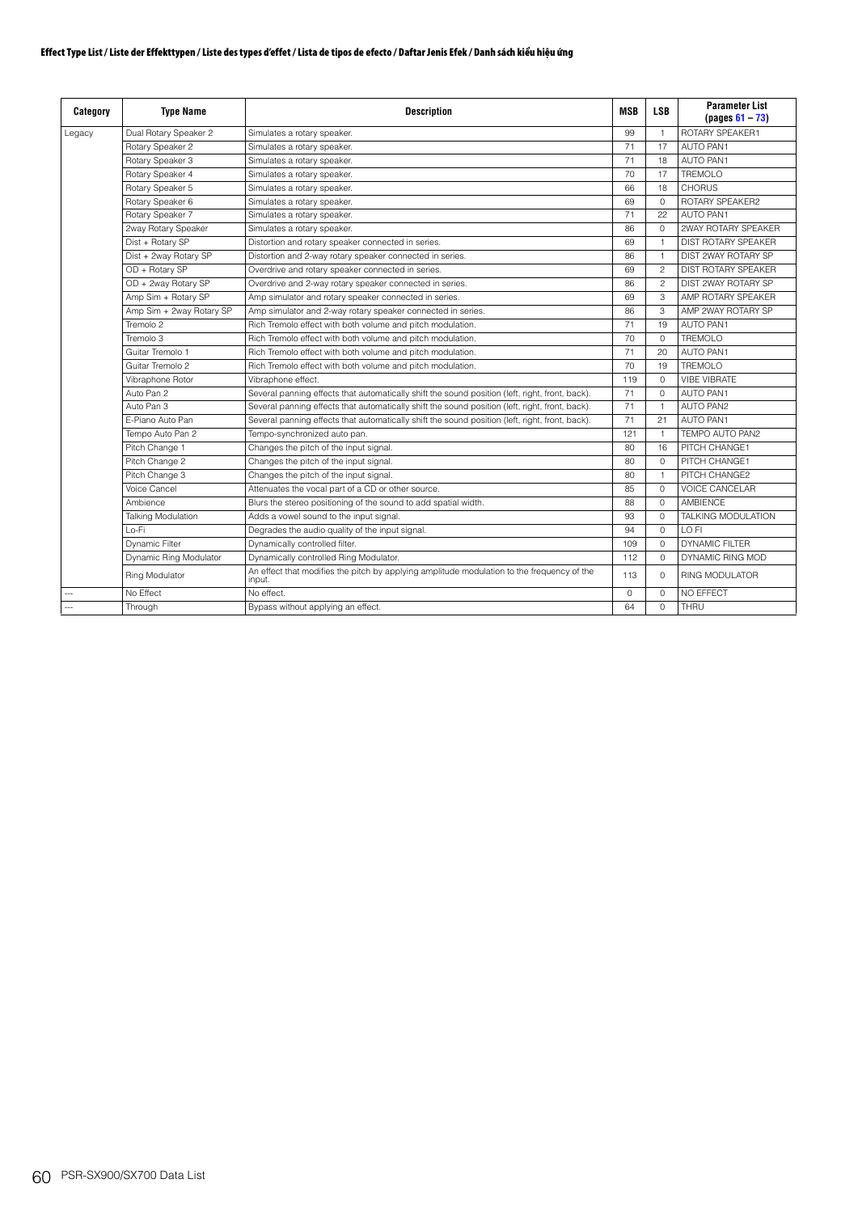**Effect Type List / Liste der Effekttypen / Liste des types d'effet / Lista de tipos de efecto / Daftar Jenis Efek / Danh sách kiểu hiệu ứng**

| Category | Type Name | Description | MSB | LSB | Parameter List (pages 61 – 73) |
|---|---|---|---|---|---|
| Legacy | Dual Rotary Speaker 2 | Simulates a rotary speaker. | 99 | 1 | ROTARY SPEAKER1 |
| | Rotary Speaker 2 | Simulates a rotary speaker. | 71 | 17 | AUTO PAN1 |
| | Rotary Speaker 3 | Simulates a rotary speaker. | 71 | 18 | AUTO PAN1 |
| | Rotary Speaker 4 | Simulates a rotary speaker. | 70 | 17 | TREMOLO |
| | Rotary Speaker 5 | Simulates a rotary speaker. | 66 | 18 | CHORUS |
| | Rotary Speaker 6 | Simulates a rotary speaker. | 69 | 0 | ROTARY SPEAKER2 |
| | Rotary Speaker 7 | Simulates a rotary speaker. | 71 | 22 | AUTO PAN1 |
| | 2way Rotary Speaker | Simulates a rotary speaker. | 86 | 0 | 2WAY ROTARY SPEAKER |
| | Dist + Rotary SP | Distortion and rotary speaker connected in series. | 69 | 1 | DIST ROTARY SPEAKER |
| | Dist + 2way Rotary SP | Distortion and 2-way rotary speaker connected in series. | 86 | 1 | DIST 2WAY ROTARY SP |
| | OD + Rotary SP | Overdrive and rotary speaker connected in series. | 69 | 2 | DIST ROTARY SPEAKER |
| | OD + 2way Rotary SP | Overdrive and 2-way rotary speaker connected in series. | 86 | 2 | DIST 2WAY ROTARY SP |
| | Amp Sim + Rotary SP | Amp simulator and rotary speaker connected in series. | 69 | 3 | AMP ROTARY SPEAKER |
| | Amp Sim + 2way Rotary SP | Amp simulator and 2-way rotary speaker connected in series. | 86 | 3 | AMP 2WAY ROTARY SP |
| | Tremolo 2 | Rich Tremolo effect with both volume and pitch modulation. | 71 | 19 | AUTO PAN1 |
| | Tremolo 3 | Rich Tremolo effect with both volume and pitch modulation. | 70 | 0 | TREMOLO |
| | Guitar Tremolo 1 | Rich Tremolo effect with both volume and pitch modulation. | 71 | 20 | AUTO PAN1 |
| | Guitar Tremolo 2 | Rich Tremolo effect with both volume and pitch modulation. | 70 | 19 | TREMOLO |
| | Vibraphone Rotor | Vibraphone effect. | 119 | 0 | VIBE VIBRATE |
| | Auto Pan 2 | Several panning effects that automatically shift the sound position (left, right, front, back). | 71 | 0 | AUTO PAN1 |
| | Auto Pan 3 | Several panning effects that automatically shift the sound position (left, right, front, back). | 71 | 1 | AUTO PAN2 |
| | E-Piano Auto Pan | Several panning effects that automatically shift the sound position (left, right, front, back). | 71 | 21 | AUTO PAN1 |
| | Tempo Auto Pan 2 | Tempo-synchronized auto pan. | 121 | 1 | TEMPO AUTO PAN2 |
| | Pitch Change 1 | Changes the pitch of the input signal. | 80 | 16 | PITCH CHANGE1 |
| | Pitch Change 2 | Changes the pitch of the input signal. | 80 | 0 | PITCH CHANGE1 |
| | Pitch Change 3 | Changes the pitch of the input signal. | 80 | 1 | PITCH CHANGE2 |
| | Voice Cancel | Attenuates the vocal part of a CD or other source. | 85 | 0 | VOICE CANCELAR |
| | Ambience | Blurs the stereo positioning of the sound to add spatial width. | 88 | 0 | AMBIENCE |
| | Talking Modulation | Adds a vowel sound to the input signal. | 93 | 0 | TALKING MODULATION |
| | Lo-Fi | Degrades the audio quality of the input signal. | 94 | 0 | LO FI |
| | Dynamic Filter | Dynamically controlled filter. | 109 | 0 | DYNAMIC FILTER |
| | Dynamic Ring Modulator | Dynamically controlled Ring Modulator. | 112 | 0 | DYNAMIC RING MOD |
| | Ring Modulator | An effect that modifies the pitch by applying amplitude modulation to the frequency of the input. | 113 | 0 | RING MODULATOR |
| --- | No Effect | No effect. | 0 | 0 | NO EFFECT |
| --- | Through | Bypass without applying an effect. | 64 | 0 | THRU |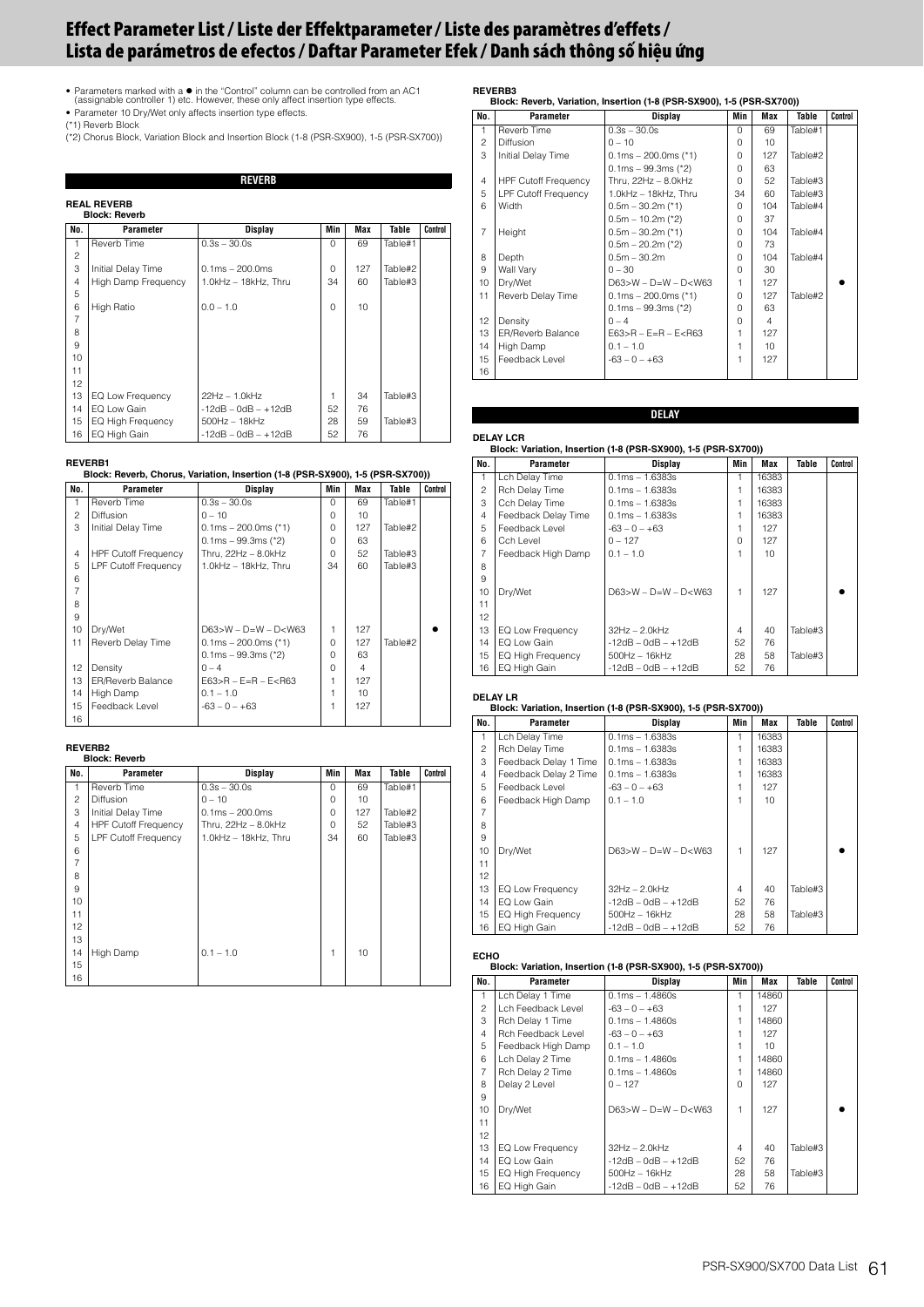# Effect Parameter List / Liste der Effektparameter / Liste des paramètres d'effets / Lista de parámetros de efectos / Daftar Parameter Efek / Danh sách thông số hiệu ứng

- Parameters marked with a ● in the "Control" column can be controlled from an AC1 (assignable controller 1) etc. However, these only affect insertion type effects.
- Parameter 10 Dry/Wet only affects insertion type effects.

(*1) Reverb Block
(*2) Chorus Block, Variation Block and Insertion Block (1-8 (PSR-SX900), 1-5 (PSR-SX700))

## REVERB

**REAL REVERB**
**Block: Reverb**

| No. | Parameter | Display | Min | Max | Table | Control |
|---|---|---|---|---|---|---|
| 1 | Reverb Time | 0.3s – 30.0s | 0 | 69 | Table#1 | |
| 2 | | | | | | |
| 3 | Initial Delay Time | 0.1ms – 200.0ms | 0 | 127 | Table#2 | |
| 4 | High Damp Frequency | 1.0kHz – 18kHz, Thru | 34 | 60 | Table#3 | |
| 5 | | | | | | |
| 6 | High Ratio | 0.0 – 1.0 | 0 | 10 | | |
| 7 | | | | | | |
| 8 | | | | | | |
| 9 | | | | | | |
| 10 | | | | | | |
| 11 | | | | | | |
| 12 | | | | | | |
| 13 | EQ Low Frequency | 22Hz – 1.0kHz | 1 | 34 | Table#3 | |
| 14 | EQ Low Gain | -12dB – 0dB – +12dB | 52 | 76 | | |
| 15 | EQ High Frequency | 500Hz – 18kHz | 28 | 59 | Table#3 | |
| 16 | EQ High Gain | -12dB – 0dB – +12dB | 52 | 76 | | |

**REVERB1**
**Block: Reverb, Chorus, Variation, Insertion (1-8 (PSR-SX900), 1-5 (PSR-SX700))**

| No. | Parameter | Display | Min | Max | Table | Control |
|---|---|---|---|---|---|---|
| 1 | Reverb Time | 0.3s – 30.0s | 0 | 69 | Table#1 | |
| 2 | Diffusion | 0 – 10 | 0 | 10 | | |
| 3 | Initial Delay Time | 0.1ms – 200.0ms (*1) | 0 | 127 | Table#2 | |
| | | 0.1ms – 99.3ms (*2) | 0 | 63 | | |
| 4 | HPF Cutoff Frequency | Thru, 22Hz – 8.0kHz | 0 | 52 | Table#3 | |
| 5 | LPF Cutoff Frequency | 1.0kHz – 18kHz, Thru | 34 | 60 | Table#3 | |
| 6 | | | | | | |
| 7 | | | | | | |
| 8 | | | | | | |
| 9 | | | | | | |
| 10 | Dry/Wet | D63>W – D=W – D<W63 | 1 | 127 | | ● |
| 11 | Reverb Delay Time | 0.1ms – 200.0ms (*1) | 0 | 127 | Table#2 | |
| | | 0.1ms – 99.3ms (*2) | 0 | 63 | | |
| 12 | Density | 0 – 4 | 0 | 4 | | |
| 13 | ER/Reverb Balance | E63>R – E=R – E<R63 | 1 | 127 | | |
| 14 | High Damp | 0.1 – 1.0 | 1 | 10 | | |
| 15 | Feedback Level | -63 – 0 – +63 | 1 | 127 | | |
| 16 | | | | | | |

**REVERB2**
**Block: Reverb**

| No. | Parameter | Display | Min | Max | Table | Control |
|---|---|---|---|---|---|---|
| 1 | Reverb Time | 0.3s – 30.0s | 0 | 69 | Table#1 | |
| 2 | Diffusion | 0 – 10 | 0 | 10 | | |
| 3 | Initial Delay Time | 0.1ms – 200.0ms | 0 | 127 | Table#2 | |
| 4 | HPF Cutoff Frequency | Thru, 22Hz – 8.0kHz | 0 | 52 | Table#3 | |
| 5 | LPF Cutoff Frequency | 1.0kHz – 18kHz, Thru | 34 | 60 | Table#3 | |
| 6 | | | | | | |
| 7 | | | | | | |
| 8 | | | | | | |
| 9 | | | | | | |
| 10 | | | | | | |
| 11 | | | | | | |
| 12 | | | | | | |
| 13 | | | | | | |
| 14 | High Damp | 0.1 – 1.0 | 1 | 10 | | |
| 15 | | | | | | |
| 16 | | | | | | |

**REVERB3**
**Block: Reverb, Variation, Insertion (1-8 (PSR-SX900), 1-5 (PSR-SX700))**

| No. | Parameter | Display | Min | Max | Table | Control |
|---|---|---|---|---|---|---|
| 1 | Reverb Time | 0.3s – 30.0s | 0 | 69 | Table#1 | |
| 2 | Diffusion | 0 – 10 | 0 | 10 | | |
| 3 | Initial Delay Time | 0.1ms – 200.0ms (*1) | 0 | 127 | Table#2 | |
| | | 0.1ms – 99.3ms (*2) | 0 | 63 | | |
| 4 | HPF Cutoff Frequency | Thru, 22Hz – 8.0kHz | 0 | 52 | Table#3 | |
| 5 | LPF Cutoff Frequency | 1.0kHz – 18kHz, Thru | 34 | 60 | Table#3 | |
| 6 | Width | 0.5m – 30.2m (*1) | 0 | 104 | Table#4 | |
| | | 0.5m – 10.2m (*2) | 0 | 37 | | |
| 7 | Height | 0.5m – 30.2m (*1) | 0 | 104 | Table#4 | |
| | | 0.5m – 20.2m (*2) | 0 | 73 | | |
| 8 | Depth | 0.5m – 30.2m | 0 | 104 | Table#4 | |
| 9 | Wall Vary | 0 – 30 | 0 | 30 | | |
| 10 | Dry/Wet | D63>W – D=W – D<W63 | 1 | 127 | | ● |
| 11 | Reverb Delay Time | 0.1ms – 200.0ms (*1) | 0 | 127 | Table#2 | |
| | | 0.1ms – 99.3ms (*2) | 0 | 63 | | |
| 12 | Density | 0 – 4 | 0 | 4 | | |
| 13 | ER/Reverb Balance | E63>R – E=R – E<R63 | 1 | 127 | | |
| 14 | High Damp | 0.1 – 1.0 | 1 | 10 | | |
| 15 | Feedback Level | -63 – 0 – +63 | 1 | 127 | | |
| 16 | | | | | | |

## DELAY

**DELAY LCR**
**Block: Variation, Insertion (1-8 (PSR-SX900), 1-5 (PSR-SX700))**

| No. | Parameter | Display | Min | Max | Table | Control |
|---|---|---|---|---|---|---|
| 1 | Lch Delay Time | 0.1ms – 1.6383s | 1 | 16383 | | |
| 2 | Rch Delay Time | 0.1ms – 1.6383s | 1 | 16383 | | |
| 3 | Cch Delay Time | 0.1ms – 1.6383s | 1 | 16383 | | |
| 4 | Feedback Delay Time | 0.1ms – 1.6383s | 1 | 16383 | | |
| 5 | Feedback Level | -63 – 0 – +63 | 1 | 127 | | |
| 6 | Cch Level | 0 – 127 | 0 | 127 | | |
| 7 | Feedback High Damp | 0.1 – 1.0 | 1 | 10 | | |
| 8 | | | | | | |
| 9 | | | | | | |
| 10 | Dry/Wet | D63>W – D=W – D<W63 | 1 | 127 | | ● |
| 11 | | | | | | |
| 12 | | | | | | |
| 13 | EQ Low Frequency | 32Hz – 2.0kHz | 4 | 40 | Table#3 | |
| 14 | EQ Low Gain | -12dB – 0dB – +12dB | 52 | 76 | | |
| 15 | EQ High Frequency | 500Hz – 16kHz | 28 | 58 | Table#3 | |
| 16 | EQ High Gain | -12dB – 0dB – +12dB | 52 | 76 | | |

**DELAY LR**
**Block: Variation, Insertion (1-8 (PSR-SX900), 1-5 (PSR-SX700))**

| No. | Parameter | Display | Min | Max | Table | Control |
|---|---|---|---|---|---|---|
| 1 | Lch Delay Time | 0.1ms – 1.6383s | 1 | 16383 | | |
| 2 | Rch Delay Time | 0.1ms – 1.6383s | 1 | 16383 | | |
| 3 | Feedback Delay 1 Time | 0.1ms – 1.6383s | 1 | 16383 | | |
| 4 | Feedback Delay 2 Time | 0.1ms – 1.6383s | 1 | 16383 | | |
| 5 | Feedback Level | -63 – 0 – +63 | 1 | 127 | | |
| 6 | Feedback High Damp | 0.1 – 1.0 | 1 | 10 | | |
| 7 | | | | | | |
| 8 | | | | | | |
| 9 | | | | | | |
| 10 | Dry/Wet | D63>W – D=W – D<W63 | 1 | 127 | | ● |
| 11 | | | | | | |
| 12 | | | | | | |
| 13 | EQ Low Frequency | 32Hz – 2.0kHz | 4 | 40 | Table#3 | |
| 14 | EQ Low Gain | -12dB – 0dB – +12dB | 52 | 76 | | |
| 15 | EQ High Frequency | 500Hz – 16kHz | 28 | 58 | Table#3 | |
| 16 | EQ High Gain | -12dB – 0dB – +12dB | 52 | 76 | | |

**ECHO**
**Block: Variation, Insertion (1-8 (PSR-SX900), 1-5 (PSR-SX700))**

| No. | Parameter | Display | Min | Max | Table | Control |
|---|---|---|---|---|---|---|
| 1 | Lch Delay 1 Time | 0.1ms – 1.4860s | 1 | 14860 | | |
| 2 | Lch Feedback Level | -63 – 0 – +63 | 1 | 127 | | |
| 3 | Rch Delay 1 Time | 0.1ms – 1.4860s | 1 | 14860 | | |
| 4 | Rch Feedback Level | -63 – 0 – +63 | 1 | 127 | | |
| 5 | Feedback High Damp | 0.1 – 1.0 | 1 | 10 | | |
| 6 | Lch Delay 2 Time | 0.1ms – 1.4860s | 1 | 14860 | | |
| 7 | Rch Delay 2 Time | 0.1ms – 1.4860s | 1 | 14860 | | |
| 8 | Delay 2 Level | 0 – 127 | 0 | 127 | | |
| 9 | | | | | | |
| 10 | Dry/Wet | D63>W – D=W – D<W63 | 1 | 127 | | ● |
| 11 | | | | | | |
| 12 | | | | | | |
| 13 | EQ Low Frequency | 32Hz – 2.0kHz | 4 | 40 | Table#3 | |
| 14 | EQ Low Gain | -12dB – 0dB – +12dB | 52 | 76 | | |
| 15 | EQ High Frequency | 500Hz – 16kHz | 28 | 58 | Table#3 | |
| 16 | EQ High Gain | -12dB – 0dB – +12dB | 52 | 76 | | |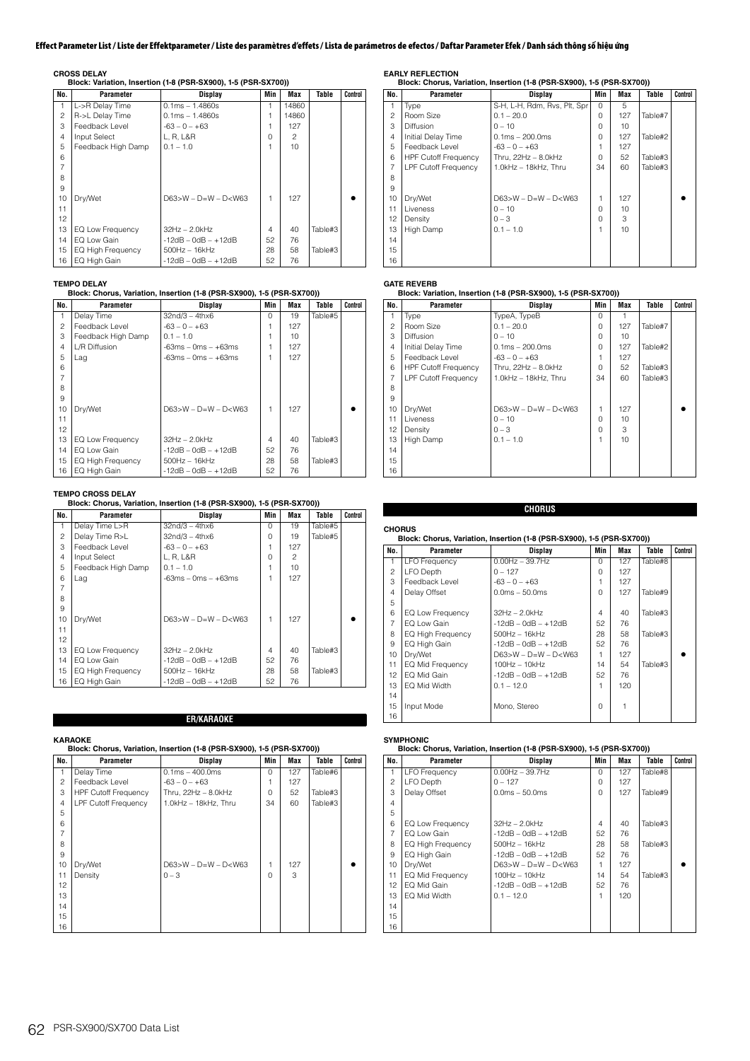# Effect Parameter List / Liste der Effektparameter / Liste des paramètres d'effets / Lista de parámetros de efectos / Daftar Parameter Efek / Danh sách thông số hiệu ứng

**CROSS DELAY**
**Block: Variation, Insertion (1-8 (PSR-SX900), 1-5 (PSR-SX700))**

| No. | Parameter | Display | Min | Max | Table | Control |
|---|---|---|---|---|---|---|
| 1 | L->R Delay Time | 0.1ms – 1.4860s | 1 | 14860 | | |
| 2 | R->L Delay Time | 0.1ms – 1.4860s | 1 | 14860 | | |
| 3 | Feedback Level | -63 – 0 – +63 | 1 | 127 | | |
| 4 | Input Select | L, R, L&R | 0 | 2 | | |
| 5 | Feedback High Damp | 0.1 – 1.0 | 1 | 10 | | |
| 6 | | | | | | |
| 7 | | | | | | |
| 8 | | | | | | |
| 9 | | | | | | |
| 10 | Dry/Wet | D63>W – D=W – D<W63 | 1 | 127 | | ● |
| 11 | | | | | | |
| 12 | | | | | | |
| 13 | EQ Low Frequency | 32Hz – 2.0kHz | 4 | 40 | Table#3 | |
| 14 | EQ Low Gain | -12dB – 0dB – +12dB | 52 | 76 | | |
| 15 | EQ High Frequency | 500Hz – 16kHz | 28 | 58 | Table#3 | |
| 16 | EQ High Gain | -12dB – 0dB – +12dB | 52 | 76 | | |

**TEMPO DELAY**
**Block: Chorus, Variation, Insertion (1-8 (PSR-SX900), 1-5 (PSR-SX700))**

| No. | Parameter | Display | Min | Max | Table | Control |
|---|---|---|---|---|---|---|
| 1 | Delay Time | 32nd/3 – 4thx6 | 0 | 19 | Table#5 | |
| 2 | Feedback Level | -63 – 0 – +63 | 1 | 127 | | |
| 3 | Feedback High Damp | 0.1 – 1.0 | 1 | 10 | | |
| 4 | L/R Diffusion | -63ms – 0ms – +63ms | 1 | 127 | | |
| 5 | Lag | -63ms – 0ms – +63ms | 1 | 127 | | |
| 6 | | | | | | |
| 7 | | | | | | |
| 8 | | | | | | |
| 9 | | | | | | |
| 10 | Dry/Wet | D63>W – D=W – D<W63 | 1 | 127 | | ● |
| 11 | | | | | | |
| 12 | | | | | | |
| 13 | EQ Low Frequency | 32Hz – 2.0kHz | 4 | 40 | Table#3 | |
| 14 | EQ Low Gain | -12dB – 0dB – +12dB | 52 | 76 | | |
| 15 | EQ High Frequency | 500Hz – 16kHz | 28 | 58 | Table#3 | |
| 16 | EQ High Gain | -12dB – 0dB – +12dB | 52 | 76 | | |

**TEMPO CROSS DELAY**
**Block: Chorus, Variation, Insertion (1-8 (PSR-SX900), 1-5 (PSR-SX700))**

| No. | Parameter | Display | Min | Max | Table | Control |
|---|---|---|---|---|---|---|
| 1 | Delay Time L>R | 32nd/3 – 4thx6 | 0 | 19 | Table#5 | |
| 2 | Delay Time R>L | 32nd/3 – 4thx6 | 0 | 19 | Table#5 | |
| 3 | Feedback Level | -63 – 0 – +63 | 1 | 127 | | |
| 4 | Input Select | L, R, L&R | 0 | 2 | | |
| 5 | Feedback High Damp | 0.1 – 1.0 | 1 | 10 | | |
| 6 | Lag | -63ms – 0ms – +63ms | 1 | 127 | | |
| 7 | | | | | | |
| 8 | | | | | | |
| 9 | | | | | | |
| 10 | Dry/Wet | D63>W – D=W – D<W63 | 1 | 127 | | ● |
| 11 | | | | | | |
| 12 | | | | | | |
| 13 | EQ Low Frequency | 32Hz – 2.0kHz | 4 | 40 | Table#3 | |
| 14 | EQ Low Gain | -12dB – 0dB – +12dB | 52 | 76 | | |
| 15 | EQ High Frequency | 500Hz – 16kHz | 28 | 58 | Table#3 | |
| 16 | EQ High Gain | -12dB – 0dB – +12dB | 52 | 76 | | |

## ER/KARAOKE

**KARAOKE**
**Block: Chorus, Variation, Insertion (1-8 (PSR-SX900), 1-5 (PSR-SX700))**

| No. | Parameter | Display | Min | Max | Table | Control |
|---|---|---|---|---|---|---|
| 1 | Delay Time | 0.1ms – 400.0ms | 0 | 127 | Table#6 | |
| 2 | Feedback Level | -63 – 0 – +63 | 1 | 127 | | |
| 3 | HPF Cutoff Frequency | Thru, 22Hz – 8.0kHz | 0 | 52 | Table#3 | |
| 4 | LPF Cutoff Frequency | 1.0kHz – 18kHz, Thru | 34 | 60 | Table#3 | |
| 5 | | | | | | |
| 6 | | | | | | |
| 7 | | | | | | |
| 8 | | | | | | |
| 9 | | | | | | |
| 10 | Dry/Wet | D63>W – D=W – D<W63 | 1 | 127 | | ● |
| 11 | Density | 0 – 3 | 0 | 3 | | |
| 12 | | | | | | |
| 13 | | | | | | |
| 14 | | | | | | |
| 15 | | | | | | |
| 16 | | | | | | |

**EARLY REFLECTION**
**Block: Chorus, Variation, Insertion (1-8 (PSR-SX900), 1-5 (PSR-SX700))**

| No. | Parameter | Display | Min | Max | Table | Control |
|---|---|---|---|---|---|---|
| 1 | Type | S-H, L-H, Rdm, Rvs, Plt, Spr | 0 | 5 | | |
| 2 | Room Size | 0.1 – 20.0 | 0 | 127 | Table#7 | |
| 3 | Diffusion | 0 – 10 | 0 | 10 | | |
| 4 | Initial Delay Time | 0.1ms – 200.0ms | 0 | 127 | Table#2 | |
| 5 | Feedback Level | -63 – 0 – +63 | 1 | 127 | | |
| 6 | HPF Cutoff Frequency | Thru, 22Hz – 8.0kHz | 0 | 52 | Table#3 | |
| 7 | LPF Cutoff Frequency | 1.0kHz – 18kHz, Thru | 34 | 60 | Table#3 | |
| 8 | | | | | | |
| 9 | | | | | | |
| 10 | Dry/Wet | D63>W – D=W – D<W63 | 1 | 127 | | ● |
| 11 | Liveness | 0 – 10 | 0 | 10 | | |
| 12 | Density | 0 – 3 | 0 | 3 | | |
| 13 | High Damp | 0.1 – 1.0 | 1 | 10 | | |
| 14 | | | | | | |
| 15 | | | | | | |
| 16 | | | | | | |

**GATE REVERB**
**Block: Variation, Insertion (1-8 (PSR-SX900), 1-5 (PSR-SX700))**

| No. | Parameter | Display | Min | Max | Table | Control |
|---|---|---|---|---|---|---|
| 1 | Type | TypeA, TypeB | 0 | 1 | | |
| 2 | Room Size | 0.1 – 20.0 | 0 | 127 | Table#7 | |
| 3 | Diffusion | 0 – 10 | 0 | 10 | | |
| 4 | Initial Delay Time | 0.1ms – 200.0ms | 0 | 127 | Table#2 | |
| 5 | Feedback Level | -63 – 0 – +63 | 1 | 127 | | |
| 6 | HPF Cutoff Frequency | Thru, 22Hz – 8.0kHz | 0 | 52 | Table#3 | |
| 7 | LPF Cutoff Frequency | 1.0kHz – 18kHz, Thru | 34 | 60 | Table#3 | |
| 8 | | | | | | |
| 9 | | | | | | |
| 10 | Dry/Wet | D63>W – D=W – D<W63 | 1 | 127 | | ● |
| 11 | Liveness | 0 – 10 | 0 | 10 | | |
| 12 | Density | 0 – 3 | 0 | 3 | | |
| 13 | High Damp | 0.1 – 1.0 | 1 | 10 | | |
| 14 | | | | | | |
| 15 | | | | | | |
| 16 | | | | | | |

## CHORUS

**CHORUS**
**Block: Chorus, Variation, Insertion (1-8 (PSR-SX900), 1-5 (PSR-SX700))**

| No. | Parameter | Display | Min | Max | Table | Control |
|---|---|---|---|---|---|---|
| 1 | LFO Frequency | 0.00Hz – 39.7Hz | 0 | 127 | Table#8 | |
| 2 | LFO Depth | 0 – 127 | 0 | 127 | | |
| 3 | Feedback Level | -63 – 0 – +63 | 1 | 127 | | |
| 4 | Delay Offset | 0.0ms – 50.0ms | 0 | 127 | Table#9 | |
| 5 | | | | | | |
| 6 | EQ Low Frequency | 32Hz – 2.0kHz | 4 | 40 | Table#3 | |
| 7 | EQ Low Gain | -12dB – 0dB – +12dB | 52 | 76 | | |
| 8 | EQ High Frequency | 500Hz – 16kHz | 28 | 58 | Table#3 | |
| 9 | EQ High Gain | -12dB – 0dB – +12dB | 52 | 76 | | |
| 10 | Dry/Wet | D63>W – D=W – D<W63 | 1 | 127 | | ● |
| 11 | EQ Mid Frequency | 100Hz – 10kHz | 14 | 54 | Table#3 | |
| 12 | EQ Mid Gain | -12dB – 0dB – +12dB | 52 | 76 | | |
| 13 | EQ Mid Width | 0.1 – 12.0 | 1 | 120 | | |
| 14 | | | | | | |
| 15 | Input Mode | Mono, Stereo | 0 | 1 | | |
| 16 | | | | | | |

**SYMPHONIC**
**Block: Chorus, Variation, Insertion (1-8 (PSR-SX900), 1-5 (PSR-SX700))**

| No. | Parameter | Display | Min | Max | Table | Control |
|---|---|---|---|---|---|---|
| 1 | LFO Frequency | 0.00Hz – 39.7Hz | 0 | 127 | Table#8 | |
| 2 | LFO Depth | 0 – 127 | 0 | 127 | | |
| 3 | Delay Offset | 0.0ms – 50.0ms | 0 | 127 | Table#9 | |
| 4 | | | | | | |
| 5 | | | | | | |
| 6 | EQ Low Frequency | 32Hz – 2.0kHz | 4 | 40 | Table#3 | |
| 7 | EQ Low Gain | -12dB – 0dB – +12dB | 52 | 76 | | |
| 8 | EQ High Frequency | 500Hz – 16kHz | 28 | 58 | Table#3 | |
| 9 | EQ High Gain | -12dB – 0dB – +12dB | 52 | 76 | | |
| 10 | Dry/Wet | D63>W – D=W – D<W63 | 1 | 127 | | ● |
| 11 | EQ Mid Frequency | 100Hz – 10kHz | 14 | 54 | Table#3 | |
| 12 | EQ Mid Gain | -12dB – 0dB – +12dB | 52 | 76 | | |
| 13 | EQ Mid Width | 0.1 – 12.0 | 1 | 120 | | |
| 14 | | | | | | |
| 15 | | | | | | |
| 16 | | | | | | |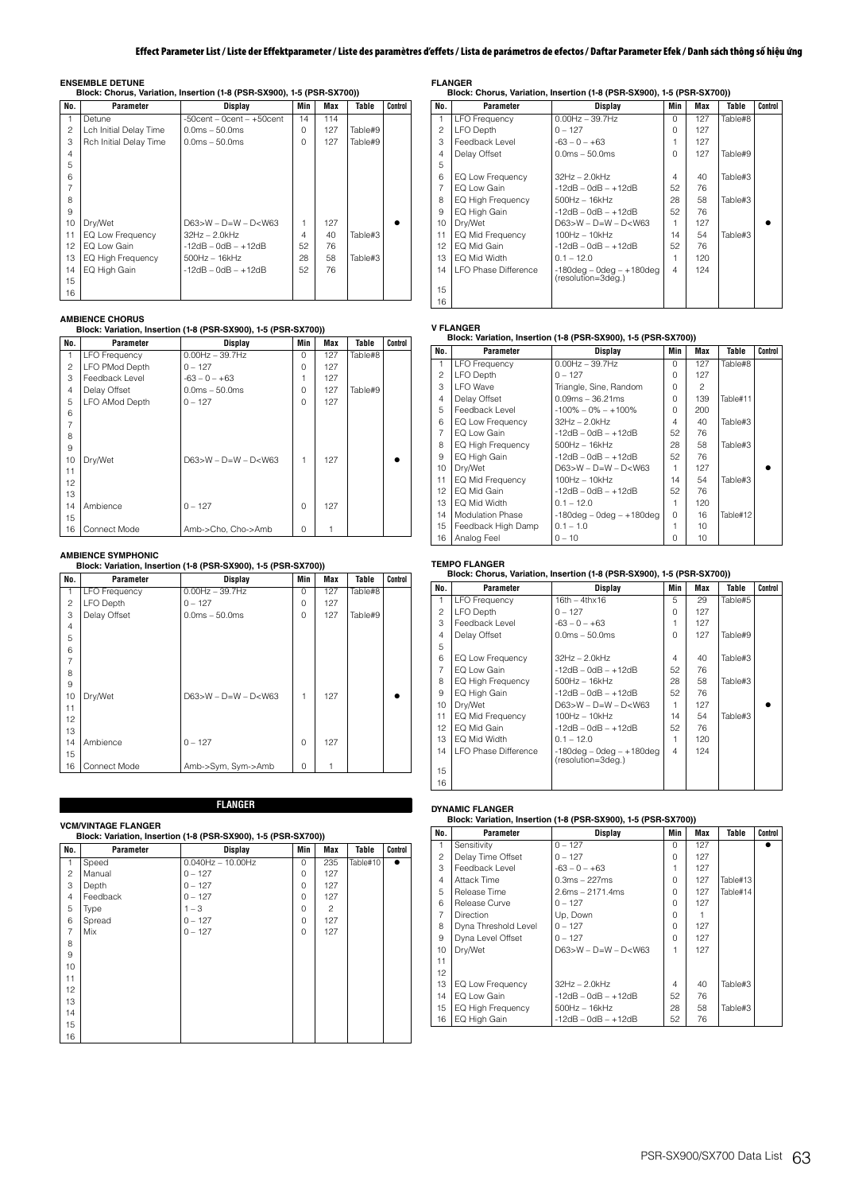# Effect Parameter List / Liste der Effektparameter / Liste des paramètres d'effets / Lista de parámetros de efectos / Daftar Parameter Efek / Danh sách thông số hiệu ứng

### ENSEMBLE DETUNE

Block: Chorus, Variation, Insertion (1-8 (PSR-SX900), 1-5 (PSR-SX700))

| No. | Parameter | Display | Min | Max | Table | Control |
|---|---|---|---|---|---|---|
| 1 | Detune | -50cent – 0cent – +50cent | 14 | 114 | | |
| 2 | Lch Initial Delay Time | 0.0ms – 50.0ms | 0 | 127 | Table#9 | |
| 3 | Rch Initial Delay Time | 0.0ms – 50.0ms | 0 | 127 | Table#9 | |
| 4 | | | | | | |
| 5 | | | | | | |
| 6 | | | | | | |
| 7 | | | | | | |
| 8 | | | | | | |
| 9 | | | | | | |
| 10 | Dry/Wet | D63>W – D=W – D<W63 | 1 | 127 | | ● |
| 11 | EQ Low Frequency | 32Hz – 2.0kHz | 4 | 40 | Table#3 | |
| 12 | EQ Low Gain | -12dB – 0dB – +12dB | 52 | 76 | | |
| 13 | EQ High Frequency | 500Hz – 16kHz | 28 | 58 | Table#3 | |
| 14 | EQ High Gain | -12dB – 0dB – +12dB | 52 | 76 | | |
| 15 | | | | | | |
| 16 | | | | | | |

### AMBIENCE CHORUS

Block: Variation, Insertion (1-8 (PSR-SX900), 1-5 (PSR-SX700))

| No. | Parameter | Display | Min | Max | Table | Control |
|---|---|---|---|---|---|---|
| 1 | LFO Frequency | 0.00Hz – 39.7Hz | 0 | 127 | Table#8 | |
| 2 | LFO PMod Depth | 0 – 127 | 0 | 127 | | |
| 3 | Feedback Level | -63 – 0 – +63 | 1 | 127 | | |
| 4 | Delay Offset | 0.0ms – 50.0ms | 0 | 127 | Table#9 | |
| 5 | LFO AMod Depth | 0 – 127 | 0 | 127 | | |
| 6 | | | | | | |
| 7 | | | | | | |
| 8 | | | | | | |
| 9 | | | | | | |
| 10 | Dry/Wet | D63>W – D=W – D<W63 | 1 | 127 | | ● |
| 11 | | | | | | |
| 12 | | | | | | |
| 13 | | | | | | |
| 14 | Ambience | 0 – 127 | 0 | 127 | | |
| 15 | | | | | | |
| 16 | Connect Mode | Amb->Cho, Cho->Amb | 0 | 1 | | |

### AMBIENCE SYMPHONIC

Block: Variation, Insertion (1-8 (PSR-SX900), 1-5 (PSR-SX700))

| No. | Parameter | Display | Min | Max | Table | Control |
|---|---|---|---|---|---|---|
| 1 | LFO Frequency | 0.00Hz – 39.7Hz | 0 | 127 | Table#8 | |
| 2 | LFO Depth | 0 – 127 | 0 | 127 | | |
| 3 | Delay Offset | 0.0ms – 50.0ms | 0 | 127 | Table#9 | |
| 4 | | | | | | |
| 5 | | | | | | |
| 6 | | | | | | |
| 7 | | | | | | |
| 8 | | | | | | |
| 9 | | | | | | |
| 10 | Dry/Wet | D63>W – D=W – D<W63 | 1 | 127 | | ● |
| 11 | | | | | | |
| 12 | | | | | | |
| 13 | | | | | | |
| 14 | Ambience | 0 – 127 | 0 | 127 | | |
| 15 | | | | | | |
| 16 | Connect Mode | Amb->Sym, Sym->Amb | 0 | 1 | | |

## FLANGER

### VCM/VINTAGE FLANGER

Block: Variation, Insertion (1-8 (PSR-SX900), 1-5 (PSR-SX700))

| No. | Parameter | Display | Min | Max | Table | Control |
|---|---|---|---|---|---|---|
| 1 | Speed | 0.040Hz – 10.00Hz | 0 | 235 | Table#10 | ● |
| 2 | Manual | 0 – 127 | 0 | 127 | | |
| 3 | Depth | 0 – 127 | 0 | 127 | | |
| 4 | Feedback | 0 – 127 | 0 | 127 | | |
| 5 | Type | 1 – 3 | 0 | 2 | | |
| 6 | Spread | 0 – 127 | 0 | 127 | | |
| 7 | Mix | 0 – 127 | 0 | 127 | | |
| 8 | | | | | | |
| 9 | | | | | | |
| 10 | | | | | | |
| 11 | | | | | | |
| 12 | | | | | | |
| 13 | | | | | | |
| 14 | | | | | | |
| 15 | | | | | | |
| 16 | | | | | | |

### FLANGER

Block: Chorus, Variation, Insertion (1-8 (PSR-SX900), 1-5 (PSR-SX700))

| No. | Parameter | Display | Min | Max | Table | Control |
|---|---|---|---|---|---|---|
| 1 | LFO Frequency | 0.00Hz – 39.7Hz | 0 | 127 | Table#8 | |
| 2 | LFO Depth | 0 – 127 | 0 | 127 | | |
| 3 | Feedback Level | -63 – 0 – +63 | 1 | 127 | | |
| 4 | Delay Offset | 0.0ms – 50.0ms | 0 | 127 | Table#9 | |
| 5 | | | | | | |
| 6 | EQ Low Frequency | 32Hz – 2.0kHz | 4 | 40 | Table#3 | |
| 7 | EQ Low Gain | -12dB – 0dB – +12dB | 52 | 76 | | |
| 8 | EQ High Frequency | 500Hz – 16kHz | 28 | 58 | Table#3 | |
| 9 | EQ High Gain | -12dB – 0dB – +12dB | 52 | 76 | | |
| 10 | Dry/Wet | D63>W – D=W – D<W63 | 1 | 127 | | ● |
| 11 | EQ Mid Frequency | 100Hz – 10kHz | 14 | 54 | Table#3 | |
| 12 | EQ Mid Gain | -12dB – 0dB – +12dB | 52 | 76 | | |
| 13 | EQ Mid Width | 0.1 – 12.0 | 1 | 120 | | |
| 14 | LFO Phase Difference | -180deg – 0deg – +180deg (resolution=3deg.) | 4 | 124 | | |
| 15 | | | | | | |
| 16 | | | | | | |

### V FLANGER

Block: Variation, Insertion (1-8 (PSR-SX900), 1-5 (PSR-SX700))

| No. | Parameter | Display | Min | Max | Table | Control |
|---|---|---|---|---|---|---|
| 1 | LFO Frequency | 0.00Hz – 39.7Hz | 0 | 127 | Table#8 | |
| 2 | LFO Depth | 0 – 127 | 0 | 127 | | |
| 3 | LFO Wave | Triangle, Sine, Random | 0 | 2 | | |
| 4 | Delay Offset | 0.09ms – 36.21ms | 0 | 139 | Table#11 | |
| 5 | Feedback Level | -100% – 0% – +100% | 0 | 200 | | |
| 6 | EQ Low Frequency | 32Hz – 2.0kHz | 4 | 40 | Table#3 | |
| 7 | EQ Low Gain | -12dB – 0dB – +12dB | 52 | 76 | | |
| 8 | EQ High Frequency | 500Hz – 16kHz | 28 | 58 | Table#3 | |
| 9 | EQ High Gain | -12dB – 0dB – +12dB | 52 | 76 | | |
| 10 | Dry/Wet | D63>W – D=W – D<W63 | 1 | 127 | | ● |
| 11 | EQ Mid Frequency | 100Hz – 10kHz | 14 | 54 | Table#3 | |
| 12 | EQ Mid Gain | -12dB – 0dB – +12dB | 52 | 76 | | |
| 13 | EQ Mid Width | 0.1 – 12.0 | 1 | 120 | | |
| 14 | Modulation Phase | -180deg – 0deg – +180deg | 0 | 16 | Table#12 | |
| 15 | Feedback High Damp | 0.1 – 1.0 | 1 | 10 | | |
| 16 | Analog Feel | 0 – 10 | 0 | 10 | | |

### TEMPO FLANGER

Block: Chorus, Variation, Insertion (1-8 (PSR-SX900), 1-5 (PSR-SX700))

| No. | Parameter | Display | Min | Max | Table | Control |
|---|---|---|---|---|---|---|
| 1 | LFO Frequency | 16th – 4thx16 | 5 | 29 | Table#5 | |
| 2 | LFO Depth | 0 – 127 | 0 | 127 | | |
| 3 | Feedback Level | -63 – 0 – +63 | 1 | 127 | | |
| 4 | Delay Offset | 0.0ms – 50.0ms | 0 | 127 | Table#9 | |
| 5 | | | | | | |
| 6 | EQ Low Frequency | 32Hz – 2.0kHz | 4 | 40 | Table#3 | |
| 7 | EQ Low Gain | -12dB – 0dB – +12dB | 52 | 76 | | |
| 8 | EQ High Frequency | 500Hz – 16kHz | 28 | 58 | Table#3 | |
| 9 | EQ High Gain | -12dB – 0dB – +12dB | 52 | 76 | | |
| 10 | Dry/Wet | D63>W – D=W – D<W63 | 1 | 127 | | ● |
| 11 | EQ Mid Frequency | 100Hz – 10kHz | 14 | 54 | Table#3 | |
| 12 | EQ Mid Gain | -12dB – 0dB – +12dB | 52 | 76 | | |
| 13 | EQ Mid Width | 0.1 – 12.0 | 1 | 120 | | |
| 14 | LFO Phase Difference | -180deg – 0deg – +180deg (resolution=3deg.) | 4 | 124 | | |
| 15 | | | | | | |
| 16 | | | | | | |

### DYNAMIC FLANGER

Block: Variation, Insertion (1-8 (PSR-SX900), 1-5 (PSR-SX700))

| No. | Parameter | Display | Min | Max | Table | Control |
|---|---|---|---|---|---|---|
| 1 | Sensitivity | 0 – 127 | 0 | 127 | | ● |
| 2 | Delay Time Offset | 0 – 127 | 0 | 127 | | |
| 3 | Feedback Level | -63 – 0 – +63 | 1 | 127 | | |
| 4 | Attack Time | 0.3ms – 227ms | 0 | 127 | Table#13 | |
| 5 | Release Time | 2.6ms – 2171.4ms | 0 | 127 | Table#14 | |
| 6 | Release Curve | 0 – 127 | 0 | 127 | | |
| 7 | Direction | Up, Down | 0 | 1 | | |
| 8 | Dyna Threshold Level | 0 – 127 | 0 | 127 | | |
| 9 | Dyna Level Offset | 0 – 127 | 0 | 127 | | |
| 10 | Dry/Wet | D63>W – D=W – D<W63 | 1 | 127 | | |
| 11 | | | | | | |
| 12 | | | | | | |
| 13 | EQ Low Frequency | 32Hz – 2.0kHz | 4 | 40 | Table#3 | |
| 14 | EQ Low Gain | -12dB – 0dB – +12dB | 52 | 76 | | |
| 15 | EQ High Frequency | 500Hz – 16kHz | 28 | 58 | Table#3 | |
| 16 | EQ High Gain | -12dB – 0dB – +12dB | 52 | 76 | | |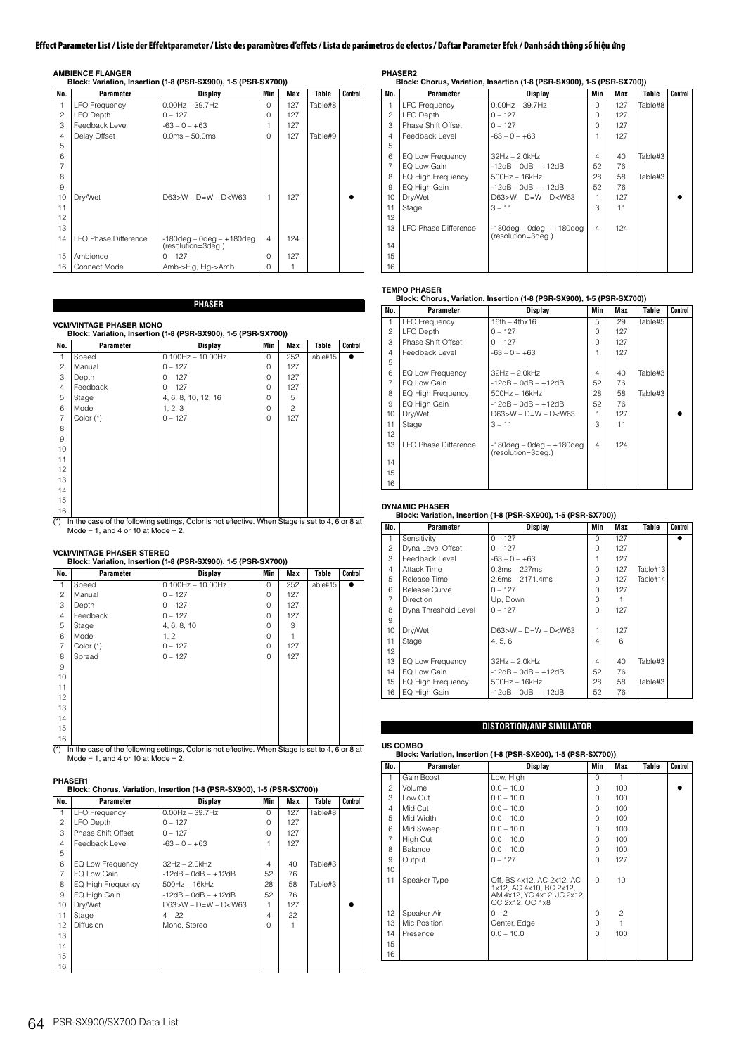# Effect Parameter List / Liste der Effektparameter / Liste des paramètres d'effets / Lista de parámetros de efectos / Daftar Parameter Efek / Danh sách thông số hiệu ứng

### AMBIENCE FLANGER
**Block: Variation, Insertion (1-8 (PSR-SX900), 1-5 (PSR-SX700))**

| No. | Parameter | Display | Min | Max | Table | Control |
|---|---|---|---|---|---|---|
| 1 | LFO Frequency | 0.00Hz – 39.7Hz | 0 | 127 | Table#8 | |
| 2 | LFO Depth | 0 – 127 | 0 | 127 | | |
| 3 | Feedback Level | -63 – 0 – +63 | 1 | 127 | | |
| 4 | Delay Offset | 0.0ms – 50.0ms | 0 | 127 | Table#9 | |
| 5 | | | | | | |
| 6 | | | | | | |
| 7 | | | | | | |
| 8 | | | | | | |
| 9 | | | | | | |
| 10 | Dry/Wet | D63>W – D=W – D<W63 | 1 | 127 | | ● |
| 11 | | | | | | |
| 12 | | | | | | |
| 13 | | | | | | |
| 14 | LFO Phase Difference | -180deg – 0deg – +180deg (resolution=3deg.) | 4 | 124 | | |
| 15 | Ambience | 0 – 127 | 0 | 127 | | |
| 16 | Connect Mode | Amb->Flg, Flg->Amb | 0 | 1 | | |

## PHASER

### VCM/VINTAGE PHASER MONO
**Block: Variation, Insertion (1-8 (PSR-SX900), 1-5 (PSR-SX700))**

| No. | Parameter | Display | Min | Max | Table | Control |
|---|---|---|---|---|---|---|
| 1 | Speed | 0.100Hz – 10.00Hz | 0 | 252 | Table#15 | ● |
| 2 | Manual | 0 – 127 | 0 | 127 | | |
| 3 | Depth | 0 – 127 | 0 | 127 | | |
| 4 | Feedback | 0 – 127 | 0 | 127 | | |
| 5 | Stage | 4, 6, 8, 10, 12, 16 | 0 | 5 | | |
| 6 | Mode | 1, 2, 3 | 0 | 2 | | |
| 7 | Color (*) | 0 – 127 | 0 | 127 | | |
| 8 | | | | | | |
| 9 | | | | | | |
| 10 | | | | | | |
| 11 | | | | | | |
| 12 | | | | | | |
| 13 | | | | | | |
| 14 | | | | | | |
| 15 | | | | | | |
| 16 | | | | | | |

(*) In the case of the following settings, Color is not effective. When Stage is set to 4, 6 or 8 at Mode = 1, and 4 or 10 at Mode = 2.

### VCM/VINTAGE PHASER STEREO
**Block: Variation, Insertion (1-8 (PSR-SX900), 1-5 (PSR-SX700))**

| No. | Parameter | Display | Min | Max | Table | Control |
|---|---|---|---|---|---|---|
| 1 | Speed | 0.100Hz – 10.00Hz | 0 | 252 | Table#15 | ● |
| 2 | Manual | 0 – 127 | 0 | 127 | | |
| 3 | Depth | 0 – 127 | 0 | 127 | | |
| 4 | Feedback | 0 – 127 | 0 | 127 | | |
| 5 | Stage | 4, 6, 8, 10 | 0 | 3 | | |
| 6 | Mode | 1, 2 | 0 | 1 | | |
| 7 | Color (*) | 0 – 127 | 0 | 127 | | |
| 8 | Spread | 0 – 127 | 0 | 127 | | |
| 9 | | | | | | |
| 10 | | | | | | |
| 11 | | | | | | |
| 12 | | | | | | |
| 13 | | | | | | |
| 14 | | | | | | |
| 15 | | | | | | |
| 16 | | | | | | |

(*) In the case of the following settings, Color is not effective. When Stage is set to 4, 6 or 8 at Mode = 1, and 4 or 10 at Mode = 2.

### PHASER1
**Block: Chorus, Variation, Insertion (1-8 (PSR-SX900), 1-5 (PSR-SX700))**

| No. | Parameter | Display | Min | Max | Table | Control |
|---|---|---|---|---|---|---|
| 1 | LFO Frequency | 0.00Hz – 39.7Hz | 0 | 127 | Table#8 | |
| 2 | LFO Depth | 0 – 127 | 0 | 127 | | |
| 3 | Phase Shift Offset | 0 – 127 | 0 | 127 | | |
| 4 | Feedback Level | -63 – 0 – +63 | 1 | 127 | | |
| 5 | | | | | | |
| 6 | EQ Low Frequency | 32Hz – 2.0kHz | 4 | 40 | Table#3 | |
| 7 | EQ Low Gain | -12dB – 0dB – +12dB | 52 | 76 | | |
| 8 | EQ High Frequency | 500Hz – 16kHz | 28 | 58 | Table#3 | |
| 9 | EQ High Gain | -12dB – 0dB – +12dB | 52 | 76 | | |
| 10 | Dry/Wet | D63>W – D=W – D<W63 | 1 | 127 | | ● |
| 11 | Stage | 4 – 22 | 4 | 22 | | |
| 12 | Diffusion | Mono, Stereo | 0 | 1 | | |
| 13 | | | | | | |
| 14 | | | | | | |
| 15 | | | | | | |
| 16 | | | | | | |

### PHASER2
**Block: Chorus, Variation, Insertion (1-8 (PSR-SX900), 1-5 (PSR-SX700))**

| No. | Parameter | Display | Min | Max | Table | Control |
|---|---|---|---|---|---|---|
| 1 | LFO Frequency | 0.00Hz – 39.7Hz | 0 | 127 | Table#8 | |
| 2 | LFO Depth | 0 – 127 | 0 | 127 | | |
| 3 | Phase Shift Offset | 0 – 127 | 0 | 127 | | |
| 4 | Feedback Level | -63 – 0 – +63 | 1 | 127 | | |
| 5 | | | | | | |
| 6 | EQ Low Frequency | 32Hz – 2.0kHz | 4 | 40 | Table#3 | |
| 7 | EQ Low Gain | -12dB – 0dB – +12dB | 52 | 76 | | |
| 8 | EQ High Frequency | 500Hz – 16kHz | 28 | 58 | Table#3 | |
| 9 | EQ High Gain | -12dB – 0dB – +12dB | 52 | 76 | | |
| 10 | Dry/Wet | D63>W – D=W – D<W63 | 1 | 127 | | ● |
| 11 | Stage | 3 – 11 | 3 | 11 | | |
| 12 | | | | | | |
| 13 | LFO Phase Difference | -180deg – 0deg – +180deg (resolution=3deg.) | 4 | 124 | | |
| 14 | | | | | | |
| 15 | | | | | | |
| 16 | | | | | | |

### TEMPO PHASER
**Block: Chorus, Variation, Insertion (1-8 (PSR-SX900), 1-5 (PSR-SX700))**

| No. | Parameter | Display | Min | Max | Table | Control |
|---|---|---|---|---|---|---|
| 1 | LFO Frequency | 16th – 4thx16 | 5 | 29 | Table#5 | |
| 2 | LFO Depth | 0 – 127 | 0 | 127 | | |
| 3 | Phase Shift Offset | 0 – 127 | 0 | 127 | | |
| 4 | Feedback Level | -63 – 0 – +63 | 1 | 127 | | |
| 5 | | | | | | |
| 6 | EQ Low Frequency | 32Hz – 2.0kHz | 4 | 40 | Table#3 | |
| 7 | EQ Low Gain | -12dB – 0dB – +12dB | 52 | 76 | | |
| 8 | EQ High Frequency | 500Hz – 16kHz | 28 | 58 | Table#3 | |
| 9 | EQ High Gain | -12dB – 0dB – +12dB | 52 | 76 | | |
| 10 | Dry/Wet | D63>W – D=W – D<W63 | 1 | 127 | | ● |
| 11 | Stage | 3 – 11 | 3 | 11 | | |
| 12 | | | | | | |
| 13 | LFO Phase Difference | -180deg – 0deg – +180deg (resolution=3deg.) | 4 | 124 | | |
| 14 | | | | | | |
| 15 | | | | | | |
| 16 | | | | | | |

### DYNAMIC PHASER
**Block: Variation, Insertion (1-8 (PSR-SX900), 1-5 (PSR-SX700))**

| No. | Parameter | Display | Min | Max | Table | Control |
|---|---|---|---|---|---|---|
| 1 | Sensitivity | 0 – 127 | 0 | 127 | | ● |
| 2 | Dyna Level Offset | 0 – 127 | 0 | 127 | | |
| 3 | Feedback Level | -63 – 0 – +63 | 1 | 127 | | |
| 4 | Attack Time | 0.3ms – 227ms | 0 | 127 | Table#13 | |
| 5 | Release Time | 2.6ms – 2171.4ms | 0 | 127 | Table#14 | |
| 6 | Release Curve | 0 – 127 | 0 | 127 | | |
| 7 | Direction | Up, Down | 0 | 1 | | |
| 8 | Dyna Threshold Level | 0 – 127 | 0 | 127 | | |
| 9 | | | | | | |
| 10 | Dry/Wet | D63>W – D=W – D<W63 | 1 | 127 | | |
| 11 | Stage | 4, 5, 6 | 4 | 6 | | |
| 12 | | | | | | |
| 13 | EQ Low Frequency | 32Hz – 2.0kHz | 4 | 40 | Table#3 | |
| 14 | EQ Low Gain | -12dB – 0dB – +12dB | 52 | 76 | | |
| 15 | EQ High Frequency | 500Hz – 16kHz | 28 | 58 | Table#3 | |
| 16 | EQ High Gain | -12dB – 0dB – +12dB | 52 | 76 | | |

## DISTORTION/AMP SIMULATOR

### US COMBO
**Block: Variation, Insertion (1-8 (PSR-SX900), 1-5 (PSR-SX700))**

| No. | Parameter | Display | Min | Max | Table | Control |
|---|---|---|---|---|---|---|
| 1 | Gain Boost | Low, High | 0 | 1 | | |
| 2 | Volume | 0.0 – 10.0 | 0 | 100 | | ● |
| 3 | Low Cut | 0.0 – 10.0 | 0 | 100 | | |
| 4 | Mid Cut | 0.0 – 10.0 | 0 | 100 | | |
| 5 | Mid Width | 0.0 – 10.0 | 0 | 100 | | |
| 6 | Mid Sweep | 0.0 – 10.0 | 0 | 100 | | |
| 7 | High Cut | 0.0 – 10.0 | 0 | 100 | | |
| 8 | Balance | 0.0 – 10.0 | 0 | 100 | | |
| 9 | Output | 0 – 127 | 0 | 127 | | |
| 10 | | | | | | |
| 11 | Speaker Type | Off, BS 4x12, AC 2x12, AC 1x12, AC 4x10, BC 2x12, AM 4x12, YC 4x12, JC 2x12, OC 2x12, OC 1x8 | 0 | 10 | | |
| 12 | Speaker Air | 0 – 2 | 0 | 2 | | |
| 13 | Mic Position | Center, Edge | 0 | 1 | | |
| 14 | Presence | 0.0 – 10.0 | 0 | 100 | | |
| 15 | | | | | | |
| 16 | | | | | | |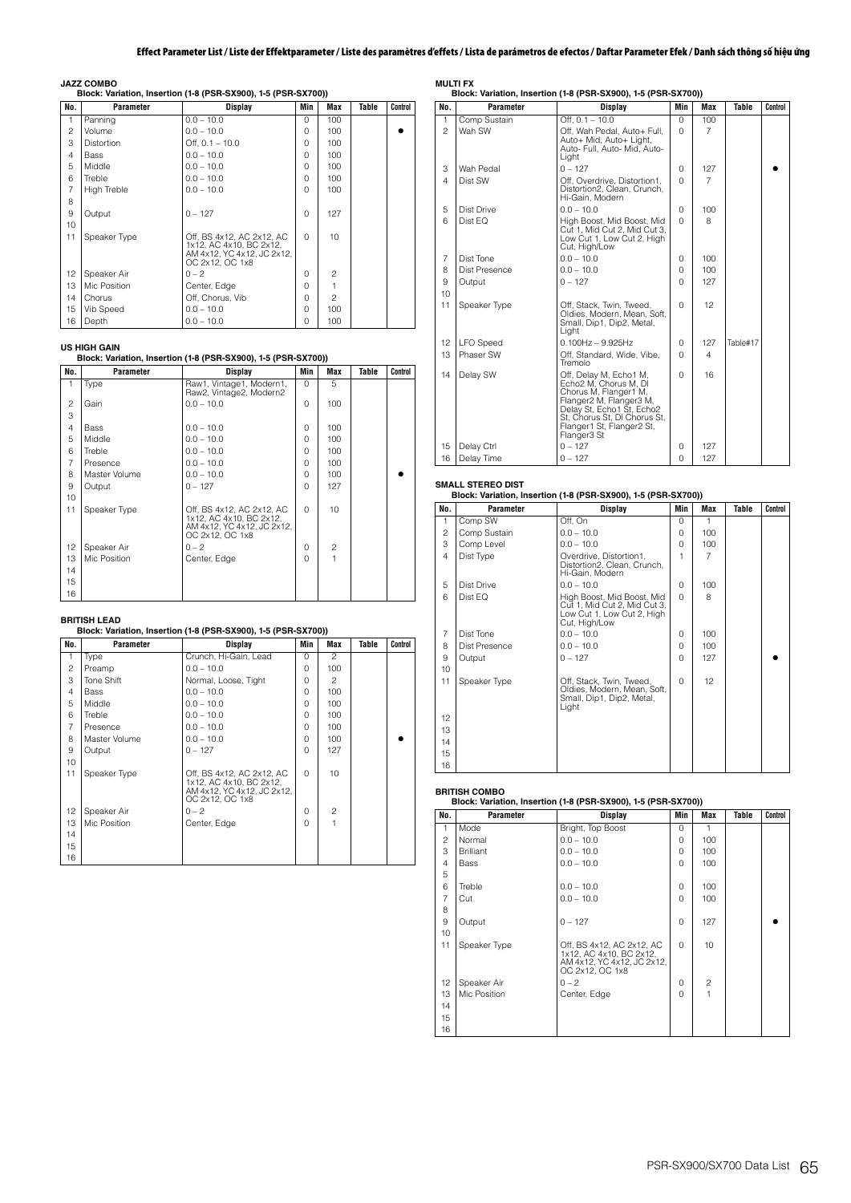### JAZZ COMBO

**Block: Variation, Insertion (1-8 (PSR-SX900), 1-5 (PSR-SX700))**

| No. | Parameter | Display | Min | Max | Table | Control |
|---|---|---|---|---|---|---|
| 1 | Panning | 0.0 – 10.0 | 0 | 100 | | |
| 2 | Volume | 0.0 – 10.0 | 0 | 100 | | ● |
| 3 | Distortion | Off, 0.1 – 10.0 | 0 | 100 | | |
| 4 | Bass | 0.0 – 10.0 | 0 | 100 | | |
| 5 | Middle | 0.0 – 10.0 | 0 | 100 | | |
| 6 | Treble | 0.0 – 10.0 | 0 | 100 | | |
| 7 | High Treble | 0.0 – 10.0 | 0 | 100 | | |
| 8 | | | | | | |
| 9 | Output | 0 – 127 | 0 | 127 | | |
| 10 | | | | | | |
| 11 | Speaker Type | Off, BS 4x12, AC 2x12, AC 1x12, AC 4x10, BC 2x12, AM 4x12, YC 4x12, JC 2x12, OC 2x12, OC 1x8 | 0 | 10 | | |
| 12 | Speaker Air | 0 – 2 | 0 | 2 | | |
| 13 | Mic Position | Center, Edge | 0 | 1 | | |
| 14 | Chorus | Off, Chorus, Vib | 0 | 2 | | |
| 15 | Vib Speed | 0.0 – 10.0 | 0 | 100 | | |
| 16 | Depth | 0.0 – 10.0 | 0 | 100 | | |

### US HIGH GAIN

**Block: Variation, Insertion (1-8 (PSR-SX900), 1-5 (PSR-SX700))**

| No. | Parameter | Display | Min | Max | Table | Control |
|---|---|---|---|---|---|---|
| 1 | Type | Raw1, Vintage1, Modern1, Raw2, Vintage2, Modern2 | 0 | 5 | | |
| 2 | Gain | 0.0 – 10.0 | 0 | 100 | | |
| 3 | | | | | | |
| 4 | Bass | 0.0 – 10.0 | 0 | 100 | | |
| 5 | Middle | 0.0 – 10.0 | 0 | 100 | | |
| 6 | Treble | 0.0 – 10.0 | 0 | 100 | | |
| 7 | Presence | 0.0 – 10.0 | 0 | 100 | | |
| 8 | Master Volume | 0.0 – 10.0 | 0 | 100 | | ● |
| 9 | Output | 0 – 127 | 0 | 127 | | |
| 10 | | | | | | |
| 11 | Speaker Type | Off, BS 4x12, AC 2x12, AC 1x12, AC 4x10, BC 2x12, AM 4x12, YC 4x12, JC 2x12, OC 2x12, OC 1x8 | 0 | 10 | | |
| 12 | Speaker Air | 0 – 2 | 0 | 2 | | |
| 13 | Mic Position | Center, Edge | 0 | 1 | | |
| 14 | | | | | | |
| 15 | | | | | | |
| 16 | | | | | | |

### BRITISH LEAD

**Block: Variation, Insertion (1-8 (PSR-SX900), 1-5 (PSR-SX700))**

| No. | Parameter | Display | Min | Max | Table | Control |
|---|---|---|---|---|---|---|
| 1 | Type | Crunch, Hi-Gain, Lead | 0 | 2 | | |
| 2 | Preamp | 0.0 – 10.0 | 0 | 100 | | |
| 3 | Tone Shift | Normal, Loose, Tight | 0 | 2 | | |
| 4 | Bass | 0.0 – 10.0 | 0 | 100 | | |
| 5 | Middle | 0.0 – 10.0 | 0 | 100 | | |
| 6 | Treble | 0.0 – 10.0 | 0 | 100 | | |
| 7 | Presence | 0.0 – 10.0 | 0 | 100 | | |
| 8 | Master Volume | 0.0 – 10.0 | 0 | 100 | | ● |
| 9 | Output | 0 – 127 | 0 | 127 | | |
| 10 | | | | | | |
| 11 | Speaker Type | Off, BS 4x12, AC 2x12, AC 1x12, AC 4x10, BC 2x12, AM 4x12, YC 4x12, JC 2x12, OC 2x12, OC 1x8 | 0 | 10 | | |
| 12 | Speaker Air | 0 – 2 | 0 | 2 | | |
| 13 | Mic Position | Center, Edge | 0 | 1 | | |
| 14 | | | | | | |
| 15 | | | | | | |
| 16 | | | | | | |

### MULTI FX

**Block: Variation, Insertion (1-8 (PSR-SX900), 1-5 (PSR-SX700))**

| No. | Parameter | Display | Min | Max | Table | Control |
|---|---|---|---|---|---|---|
| 1 | Comp Sustain | Off, 0.1 – 10.0 | 0 | 100 | | |
| 2 | Wah SW | Off, Wah Pedal, Auto+ Full, Auto+ Mid, Auto+ Light, Auto- Full, Auto- Mid, Auto- Light | 0 | 7 | | |
| 3 | Wah Pedal | 0 – 127 | 0 | 127 | | ● |
| 4 | Dist SW | Off, Overdrive, Distortion1, Distortion2, Clean, Crunch, Hi-Gain, Modern | 0 | 7 | | |
| 5 | Dist Drive | 0.0 – 10.0 | 0 | 100 | | |
| 6 | Dist EQ | High Boost, Mid Boost, Mid Cut 1, Mid Cut 2, Mid Cut 3, Low Cut 1, Low Cut 2, High Cut, High/Low | 0 | 8 | | |
| 7 | Dist Tone | 0.0 – 10.0 | 0 | 100 | | |
| 8 | Dist Presence | 0.0 – 10.0 | 0 | 100 | | |
| 9 | Output | 0 – 127 | 0 | 127 | | |
| 10 | | | | | | |
| 11 | Speaker Type | Off, Stack, Twin, Tweed, Oldies, Modern, Mean, Soft, Small, Dip1, Dip2, Metal, Light | 0 | 12 | | |
| 12 | LFO Speed | 0.100Hz – 9.925Hz | 0 | 127 | Table#17 | |
| 13 | Phaser SW | Off, Standard, Wide, Vibe, Tremolo | 0 | 4 | | |
| 14 | Delay SW | Off, Delay M, Echo1 M, Echo2 M, Chorus M, Dl Chorus M, Flanger1 M, Flanger2 M, Flanger3 M, Delay St, Echo1 St, Echo2 St, Chorus St, Dl Chorus St, Flanger1 St, Flanger2 St, Flanger3 St | 0 | 16 | | |
| 15 | Delay Ctrl | 0 – 127 | 0 | 127 | | |
| 16 | Delay Time | 0 – 127 | 0 | 127 | | |

### SMALL STEREO DIST

**Block: Variation, Insertion (1-8 (PSR-SX900), 1-5 (PSR-SX700))**

| No. | Parameter | Display | Min | Max | Table | Control |
|---|---|---|---|---|---|---|
| 1 | Comp SW | Off, On | 0 | 1 | | |
| 2 | Comp Sustain | 0.0 – 10.0 | 0 | 100 | | |
| 3 | Comp Level | 0.0 – 10.0 | 0 | 100 | | |
| 4 | Dist Type | Overdrive, Distortion1, Distortion2, Clean, Crunch, Hi-Gain, Modern | 1 | 7 | | |
| 5 | Dist Drive | 0.0 – 10.0 | 0 | 100 | | |
| 6 | Dist EQ | High Boost, Mid Boost, Mid Cut 1, Mid Cut 2, Mid Cut 3, Low Cut 1, Low Cut 2, High Cut, High/Low | 0 | 8 | | |
| 7 | Dist Tone | 0.0 – 10.0 | 0 | 100 | | |
| 8 | Dist Presence | 0.0 – 10.0 | 0 | 100 | | |
| 9 | Output | 0 – 127 | 0 | 127 | | ● |
| 10 | | | | | | |
| 11 | Speaker Type | Off, Stack, Twin, Tweed, Oldies, Modern, Mean, Soft, Small, Dip1, Dip2, Metal, Light | 0 | 12 | | |
| 12 | | | | | | |
| 13 | | | | | | |
| 14 | | | | | | |
| 15 | | | | | | |
| 16 | | | | | | |

### BRITISH COMBO

**Block: Variation, Insertion (1-8 (PSR-SX900), 1-5 (PSR-SX700))**

| No. | Parameter | Display | Min | Max | Table | Control |
|---|---|---|---|---|---|---|
| 1 | Mode | Bright, Top Boost | 0 | 1 | | |
| 2 | Normal | 0.0 – 10.0 | 0 | 100 | | |
| 3 | Brilliant | 0.0 – 10.0 | 0 | 100 | | |
| 4 | Bass | 0.0 – 10.0 | 0 | 100 | | |
| 5 | | | | | | |
| 6 | Treble | 0.0 – 10.0 | 0 | 100 | | |
| 7 | Cut | 0.0 – 10.0 | 0 | 100 | | |
| 8 | | | | | | |
| 9 | Output | 0 – 127 | 0 | 127 | | ● |
| 10 | | | | | | |
| 11 | Speaker Type | Off, BS 4x12, AC 2x12, AC 1x12, AC 4x10, BC 2x12, AM 4x12, YC 4x12, JC 2x12, OC 2x12, OC 1x8 | 0 | 10 | | |
| 12 | Speaker Air | 0 – 2 | 0 | 2 | | |
| 13 | Mic Position | Center, Edge | 0 | 1 | | |
| 14 | | | | | | |
| 15 | | | | | | |
| 16 | | | | | | |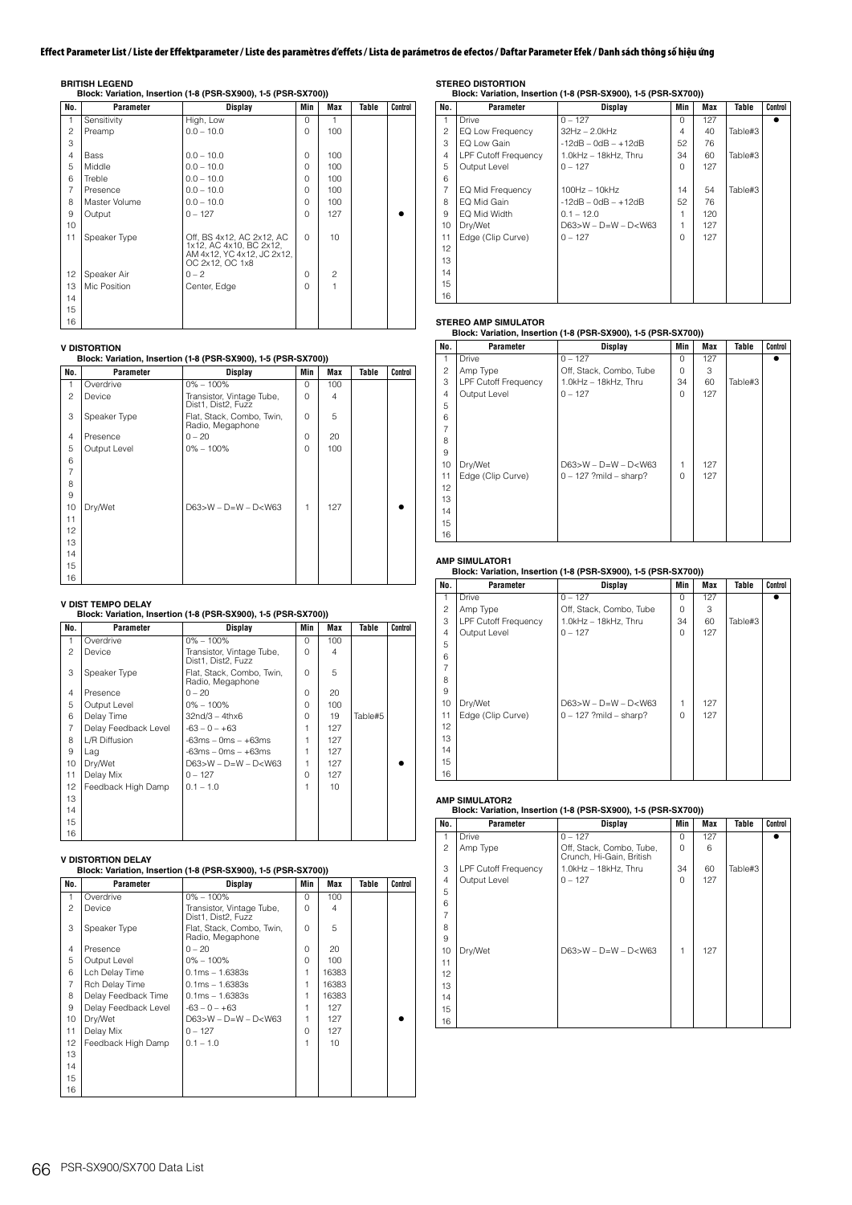# Effect Parameter List / Liste der Effektparameter / Liste des paramètres d'effets / Lista de parámetros de efectos / Daftar Parameter Efek / Danh sách thông số hiệu ứng

### BRITISH LEGEND
**Block: Variation, Insertion (1-8 (PSR-SX900), 1-5 (PSR-SX700))**

| No. | Parameter | Display | Min | Max | Table | Control |
|---|---|---|---|---|---|---|
| 1 | Sensitivity | High, Low | 0 | 1 | | |
| 2 | Preamp | 0.0 – 10.0 | 0 | 100 | | |
| 3 | | | | | | |
| 4 | Bass | 0.0 – 10.0 | 0 | 100 | | |
| 5 | Middle | 0.0 – 10.0 | 0 | 100 | | |
| 6 | Treble | 0.0 – 10.0 | 0 | 100 | | |
| 7 | Presence | 0.0 – 10.0 | 0 | 100 | | |
| 8 | Master Volume | 0.0 – 10.0 | 0 | 100 | | |
| 9 | Output | 0 – 127 | 0 | 127 | | ● |
| 10 | | | | | | |
| 11 | Speaker Type | Off, BS 4x12, AC 2x12, AC 1x12, AC 4x10, BC 2x12, AM 4x12, YC 4x12, JC 2x12, OC 2x12, OC 1x8 | 0 | 10 | | |
| 12 | Speaker Air | 0 – 2 | 0 | 2 | | |
| 13 | Mic Position | Center, Edge | 0 | 1 | | |
| 14 | | | | | | |
| 15 | | | | | | |
| 16 | | | | | | |

### V DISTORTION
**Block: Variation, Insertion (1-8 (PSR-SX900), 1-5 (PSR-SX700))**

| No. | Parameter | Display | Min | Max | Table | Control |
|---|---|---|---|---|---|---|
| 1 | Overdrive | 0% – 100% | 0 | 100 | | |
| 2 | Device | Transistor, Vintage Tube, Dist1, Dist2, Fuzz | 0 | 4 | | |
| 3 | Speaker Type | Flat, Stack, Combo, Twin, Radio, Megaphone | 0 | 5 | | |
| 4 | Presence | 0 – 20 | 0 | 20 | | |
| 5 | Output Level | 0% – 100% | 0 | 100 | | |
| 6 | | | | | | |
| 7 | | | | | | |
| 8 | | | | | | |
| 9 | | | | | | |
| 10 | Dry/Wet | D63>W – D=W – D<W63 | 1 | 127 | | ● |
| 11 | | | | | | |
| 12 | | | | | | |
| 13 | | | | | | |
| 14 | | | | | | |
| 15 | | | | | | |
| 16 | | | | | | |

### V DIST TEMPO DELAY
**Block: Variation, Insertion (1-8 (PSR-SX900), 1-5 (PSR-SX700))**

| No. | Parameter | Display | Min | Max | Table | Control |
|---|---|---|---|---|---|---|
| 1 | Overdrive | 0% – 100% | 0 | 100 | | |
| 2 | Device | Transistor, Vintage Tube, Dist1, Dist2, Fuzz | 0 | 4 | | |
| 3 | Speaker Type | Flat, Stack, Combo, Twin, Radio, Megaphone | 0 | 5 | | |
| 4 | Presence | 0 – 20 | 0 | 20 | | |
| 5 | Output Level | 0% – 100% | 0 | 100 | | |
| 6 | Delay Time | 32nd/3 – 4thx6 | 0 | 19 | Table#5 | |
| 7 | Delay Feedback Level | -63 – 0 – +63 | 1 | 127 | | |
| 8 | L/R Diffusion | -63ms – 0ms – +63ms | 1 | 127 | | |
| 9 | Lag | -63ms – 0ms – +63ms | 1 | 127 | | |
| 10 | Dry/Wet | D63>W – D=W – D<W63 | 1 | 127 | | ● |
| 11 | Delay Mix | 0 – 127 | 0 | 127 | | |
| 12 | Feedback High Damp | 0.1 – 1.0 | 1 | 10 | | |
| 13 | | | | | | |
| 14 | | | | | | |
| 15 | | | | | | |
| 16 | | | | | | |

### V DISTORTION DELAY
**Block: Variation, Insertion (1-8 (PSR-SX900), 1-5 (PSR-SX700))**

| No. | Parameter | Display | Min | Max | Table | Control |
|---|---|---|---|---|---|---|
| 1 | Overdrive | 0% – 100% | 0 | 100 | | |
| 2 | Device | Transistor, Vintage Tube, Dist1, Dist2, Fuzz | 0 | 4 | | |
| 3 | Speaker Type | Flat, Stack, Combo, Twin, Radio, Megaphone | 0 | 5 | | |
| 4 | Presence | 0 – 20 | 0 | 20 | | |
| 5 | Output Level | 0% – 100% | 0 | 100 | | |
| 6 | Lch Delay Time | 0.1ms – 1.6383s | 1 | 16383 | | |
| 7 | Rch Delay Time | 0.1ms – 1.6383s | 1 | 16383 | | |
| 8 | Delay Feedback Time | 0.1ms – 1.6383s | 1 | 16383 | | |
| 9 | Delay Feedback Level | -63 – 0 – +63 | 1 | 127 | | |
| 10 | Dry/Wet | D63>W – D=W – D<W63 | 1 | 127 | | ● |
| 11 | Delay Mix | 0 – 127 | 0 | 127 | | |
| 12 | Feedback High Damp | 0.1 – 1.0 | 1 | 10 | | |
| 13 | | | | | | |
| 14 | | | | | | |
| 15 | | | | | | |
| 16 | | | | | | |

### STEREO DISTORTION
**Block: Variation, Insertion (1-8 (PSR-SX900), 1-5 (PSR-SX700))**

| No. | Parameter | Display | Min | Max | Table | Control |
|---|---|---|---|---|---|---|
| 1 | Drive | 0 – 127 | 0 | 127 | | ● |
| 2 | EQ Low Frequency | 32Hz – 2.0kHz | 4 | 40 | Table#3 | |
| 3 | EQ Low Gain | -12dB – 0dB – +12dB | 52 | 76 | | |
| 4 | LPF Cutoff Frequency | 1.0kHz – 18kHz, Thru | 34 | 60 | Table#3 | |
| 5 | Output Level | 0 – 127 | 0 | 127 | | |
| 6 | | | | | | |
| 7 | EQ Mid Frequency | 100Hz – 10kHz | 14 | 54 | Table#3 | |
| 8 | EQ Mid Gain | -12dB – 0dB – +12dB | 52 | 76 | | |
| 9 | EQ Mid Width | 0.1 – 12.0 | 1 | 120 | | |
| 10 | Dry/Wet | D63>W – D=W – D<W63 | 1 | 127 | | |
| 11 | Edge (Clip Curve) | 0 – 127 | 0 | 127 | | |
| 12 | | | | | | |
| 13 | | | | | | |
| 14 | | | | | | |
| 15 | | | | | | |
| 16 | | | | | | |

### STEREO AMP SIMULATOR
**Block: Variation, Insertion (1-8 (PSR-SX900), 1-5 (PSR-SX700))**

| No. | Parameter | Display | Min | Max | Table | Control |
|---|---|---|---|---|---|---|
| 1 | Drive | 0 – 127 | 0 | 127 | | ● |
| 2 | Amp Type | Off, Stack, Combo, Tube | 0 | 3 | | |
| 3 | LPF Cutoff Frequency | 1.0kHz – 18kHz, Thru | 34 | 60 | Table#3 | |
| 4 | Output Level | 0 – 127 | 0 | 127 | | |
| 5 | | | | | | |
| 6 | | | | | | |
| 7 | | | | | | |
| 8 | | | | | | |
| 9 | | | | | | |
| 10 | Dry/Wet | D63>W – D=W – D<W63 | 1 | 127 | | |
| 11 | Edge (Clip Curve) | 0 – 127 ?mild – sharp? | 0 | 127 | | |
| 12 | | | | | | |
| 13 | | | | | | |
| 14 | | | | | | |
| 15 | | | | | | |
| 16 | | | | | | |

### AMP SIMULATOR1
**Block: Variation, Insertion (1-8 (PSR-SX900), 1-5 (PSR-SX700))**

| No. | Parameter | Display | Min | Max | Table | Control |
|---|---|---|---|---|---|---|
| 1 | Drive | 0 – 127 | 0 | 127 | | ● |
| 2 | Amp Type | Off, Stack, Combo, Tube | 0 | 3 | | |
| 3 | LPF Cutoff Frequency | 1.0kHz – 18kHz, Thru | 34 | 60 | Table#3 | |
| 4 | Output Level | 0 – 127 | 0 | 127 | | |
| 5 | | | | | | |
| 6 | | | | | | |
| 7 | | | | | | |
| 8 | | | | | | |
| 9 | | | | | | |
| 10 | Dry/Wet | D63>W – D=W – D<W63 | 1 | 127 | | |
| 11 | Edge (Clip Curve) | 0 – 127 ?mild – sharp? | 0 | 127 | | |
| 12 | | | | | | |
| 13 | | | | | | |
| 14 | | | | | | |
| 15 | | | | | | |
| 16 | | | | | | |

### AMP SIMULATOR2
**Block: Variation, Insertion (1-8 (PSR-SX900), 1-5 (PSR-SX700))**

| No. | Parameter | Display | Min | Max | Table | Control |
|---|---|---|---|---|---|---|
| 1 | Drive | 0 – 127 | 0 | 127 | | ● |
| 2 | Amp Type | Off, Stack, Combo, Tube, Crunch, Hi-Gain, British | 0 | 6 | | |
| 3 | LPF Cutoff Frequency | 1.0kHz – 18kHz, Thru | 34 | 60 | Table#3 | |
| 4 | Output Level | 0 – 127 | 0 | 127 | | |
| 5 | | | | | | |
| 6 | | | | | | |
| 7 | | | | | | |
| 8 | | | | | | |
| 9 | | | | | | |
| 10 | Dry/Wet | D63>W – D=W – D<W63 | 1 | 127 | | |
| 11 | | | | | | |
| 12 | | | | | | |
| 13 | | | | | | |
| 14 | | | | | | |
| 15 | | | | | | |
| 16 | | | | | | |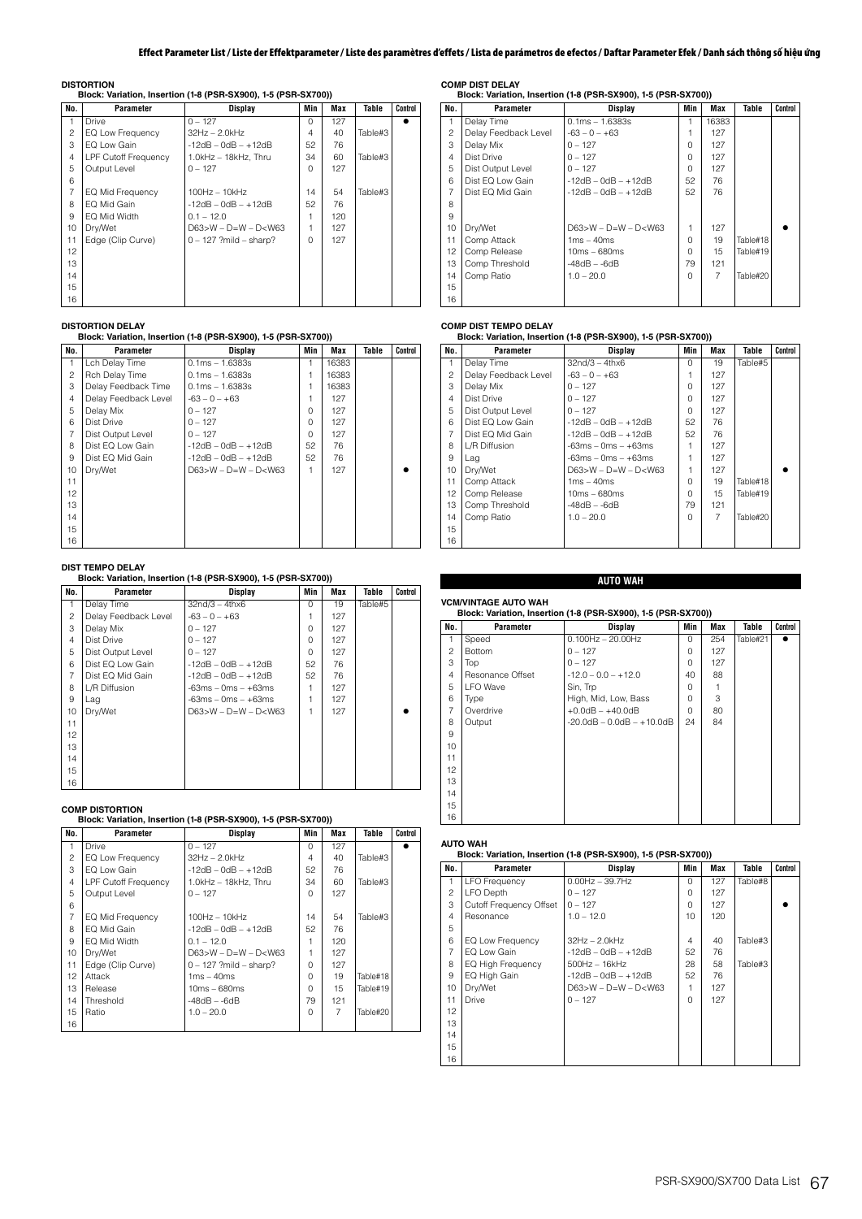## DISTORTION

**Block: Variation, Insertion (1-8 (PSR-SX900), 1-5 (PSR-SX700))**

| No. | Parameter | Display | Min | Max | Table | Control |
|---|---|---|---|---|---|---|
| 1 | Drive | 0 – 127 | 0 | 127 | | ● |
| 2 | EQ Low Frequency | 32Hz – 2.0kHz | 4 | 40 | Table#3 | |
| 3 | EQ Low Gain | -12dB – 0dB – +12dB | 52 | 76 | | |
| 4 | LPF Cutoff Frequency | 1.0kHz – 18kHz, Thru | 34 | 60 | Table#3 | |
| 5 | Output Level | 0 – 127 | 0 | 127 | | |
| 6 | | | | | | |
| 7 | EQ Mid Frequency | 100Hz – 10kHz | 14 | 54 | Table#3 | |
| 8 | EQ Mid Gain | -12dB – 0dB – +12dB | 52 | 76 | | |
| 9 | EQ Mid Width | 0.1 – 12.0 | 1 | 120 | | |
| 10 | Dry/Wet | D63>W – D=W – D<W63 | 1 | 127 | | |
| 11 | Edge (Clip Curve) | 0 – 127 ?mild – sharp? | 0 | 127 | | |
| 12 | | | | | | |
| 13 | | | | | | |
| 14 | | | | | | |
| 15 | | | | | | |
| 16 | | | | | | |

## DISTORTION DELAY

**Block: Variation, Insertion (1-8 (PSR-SX900), 1-5 (PSR-SX700))**

| No. | Parameter | Display | Min | Max | Table | Control |
|---|---|---|---|---|---|---|
| 1 | Lch Delay Time | 0.1ms – 1.6383s | 1 | 16383 | | |
| 2 | Rch Delay Time | 0.1ms – 1.6383s | 1 | 16383 | | |
| 3 | Delay Feedback Time | 0.1ms – 1.6383s | 1 | 16383 | | |
| 4 | Delay Feedback Level | -63 – 0 – +63 | 1 | 127 | | |
| 5 | Delay Mix | 0 – 127 | 0 | 127 | | |
| 6 | Dist Drive | 0 – 127 | 0 | 127 | | |
| 7 | Dist Output Level | 0 – 127 | 0 | 127 | | |
| 8 | Dist EQ Low Gain | -12dB – 0dB – +12dB | 52 | 76 | | |
| 9 | Dist EQ Mid Gain | -12dB – 0dB – +12dB | 52 | 76 | | |
| 10 | Dry/Wet | D63>W – D=W – D<W63 | 1 | 127 | | ● |
| 11 | | | | | | |
| 12 | | | | | | |
| 13 | | | | | | |
| 14 | | | | | | |
| 15 | | | | | | |
| 16 | | | | | | |

## DIST TEMPO DELAY

**Block: Variation, Insertion (1-8 (PSR-SX900), 1-5 (PSR-SX700))**

| No. | Parameter | Display | Min | Max | Table | Control |
|---|---|---|---|---|---|---|
| 1 | Delay Time | 32nd/3 – 4thx6 | 0 | 19 | Table#5 | |
| 2 | Delay Feedback Level | -63 – 0 – +63 | 1 | 127 | | |
| 3 | Delay Mix | 0 – 127 | 0 | 127 | | |
| 4 | Dist Drive | 0 – 127 | 0 | 127 | | |
| 5 | Dist Output Level | 0 – 127 | 0 | 127 | | |
| 6 | Dist EQ Low Gain | -12dB – 0dB – +12dB | 52 | 76 | | |
| 7 | Dist EQ Mid Gain | -12dB – 0dB – +12dB | 52 | 76 | | |
| 8 | L/R Diffusion | -63ms – 0ms – +63ms | 1 | 127 | | |
| 9 | Lag | -63ms – 0ms – +63ms | 1 | 127 | | |
| 10 | Dry/Wet | D63>W – D=W – D<W63 | 1 | 127 | | ● |
| 11 | | | | | | |
| 12 | | | | | | |
| 13 | | | | | | |
| 14 | | | | | | |
| 15 | | | | | | |
| 16 | | | | | | |

## COMP DISTORTION

**Block: Variation, Insertion (1-8 (PSR-SX900), 1-5 (PSR-SX700))**

| No. | Parameter | Display | Min | Max | Table | Control |
|---|---|---|---|---|---|---|
| 1 | Drive | 0 – 127 | 0 | 127 | | ● |
| 2 | EQ Low Frequency | 32Hz – 2.0kHz | 4 | 40 | Table#3 | |
| 3 | EQ Low Gain | -12dB – 0dB – +12dB | 52 | 76 | | |
| 4 | LPF Cutoff Frequency | 1.0kHz – 18kHz, Thru | 34 | 60 | Table#3 | |
| 5 | Output Level | 0 – 127 | 0 | 127 | | |
| 6 | | | | | | |
| 7 | EQ Mid Frequency | 100Hz – 10kHz | 14 | 54 | Table#3 | |
| 8 | EQ Mid Gain | -12dB – 0dB – +12dB | 52 | 76 | | |
| 9 | EQ Mid Width | 0.1 – 12.0 | 1 | 120 | | |
| 10 | Dry/Wet | D63>W – D=W – D<W63 | 1 | 127 | | |
| 11 | Edge (Clip Curve) | 0 – 127 ?mild – sharp? | 0 | 127 | | |
| 12 | Attack | 1ms – 40ms | 0 | 19 | Table#18 | |
| 13 | Release | 10ms – 680ms | 0 | 15 | Table#19 | |
| 14 | Threshold | -48dB – -6dB | 79 | 121 | | |
| 15 | Ratio | 1.0 – 20.0 | 0 | 7 | Table#20 | |
| 16 | | | | | | |

## COMP DIST DELAY

**Block: Variation, Insertion (1-8 (PSR-SX900), 1-5 (PSR-SX700))**

| No. | Parameter | Display | Min | Max | Table | Control |
|---|---|---|---|---|---|---|
| 1 | Delay Time | 0.1ms – 1.6383s | 1 | 16383 | | |
| 2 | Delay Feedback Level | -63 – 0 – +63 | 1 | 127 | | |
| 3 | Delay Mix | 0 – 127 | 0 | 127 | | |
| 4 | Dist Drive | 0 – 127 | 0 | 127 | | |
| 5 | Dist Output Level | 0 – 127 | 0 | 127 | | |
| 6 | Dist EQ Low Gain | -12dB – 0dB – +12dB | 52 | 76 | | |
| 7 | Dist EQ Mid Gain | -12dB – 0dB – +12dB | 52 | 76 | | |
| 8 | | | | | | |
| 9 | | | | | | |
| 10 | Dry/Wet | D63>W – D=W – D<W63 | 1 | 127 | | ● |
| 11 | Comp Attack | 1ms – 40ms | 0 | 19 | Table#18 | |
| 12 | Comp Release | 10ms – 680ms | 0 | 15 | Table#19 | |
| 13 | Comp Threshold | -48dB – -6dB | 79 | 121 | | |
| 14 | Comp Ratio | 1.0 – 20.0 | 0 | 7 | Table#20 | |
| 15 | | | | | | |
| 16 | | | | | | |

## COMP DIST TEMPO DELAY

**Block: Variation, Insertion (1-8 (PSR-SX900), 1-5 (PSR-SX700))**

| No. | Parameter | Display | Min | Max | Table | Control |
|---|---|---|---|---|---|---|
| 1 | Delay Time | 32nd/3 – 4thx6 | 0 | 19 | Table#5 | |
| 2 | Delay Feedback Level | -63 – 0 – +63 | 1 | 127 | | |
| 3 | Delay Mix | 0 – 127 | 0 | 127 | | |
| 4 | Dist Drive | 0 – 127 | 0 | 127 | | |
| 5 | Dist Output Level | 0 – 127 | 0 | 127 | | |
| 6 | Dist EQ Low Gain | -12dB – 0dB – +12dB | 52 | 76 | | |
| 7 | Dist EQ Mid Gain | -12dB – 0dB – +12dB | 52 | 76 | | |
| 8 | L/R Diffusion | -63ms – 0ms – +63ms | 1 | 127 | | |
| 9 | Lag | -63ms – 0ms – +63ms | 1 | 127 | | |
| 10 | Dry/Wet | D63>W – D=W – D<W63 | 1 | 127 | | ● |
| 11 | Comp Attack | 1ms – 40ms | 0 | 19 | Table#18 | |
| 12 | Comp Release | 10ms – 680ms | 0 | 15 | Table#19 | |
| 13 | Comp Threshold | -48dB – -6dB | 79 | 121 | | |
| 14 | Comp Ratio | 1.0 – 20.0 | 0 | 7 | Table#20 | |
| 15 | | | | | | |
| 16 | | | | | | |

# AUTO WAH

## VCM/VINTAGE AUTO WAH

**Block: Variation, Insertion (1-8 (PSR-SX900), 1-5 (PSR-SX700))**

| No. | Parameter | Display | Min | Max | Table | Control |
|---|---|---|---|---|---|---|
| 1 | Speed | 0.100Hz – 20.00Hz | 0 | 254 | Table#21 | ● |
| 2 | Bottom | 0 – 127 | 0 | 127 | | |
| 3 | Top | 0 – 127 | 0 | 127 | | |
| 4 | Resonance Offset | -12.0 – 0.0 – +12.0 | 40 | 88 | | |
| 5 | LFO Wave | Sin, Trp | 0 | 1 | | |
| 6 | Type | High, Mid, Low, Bass | 0 | 3 | | |
| 7 | Overdrive | +0.0dB – +40.0dB | 0 | 80 | | |
| 8 | Output | -20.0dB – 0.0dB – +10.0dB | 24 | 84 | | |
| 9 | | | | | | |
| 10 | | | | | | |
| 11 | | | | | | |
| 12 | | | | | | |
| 13 | | | | | | |
| 14 | | | | | | |
| 15 | | | | | | |
| 16 | | | | | | |

## AUTO WAH

**Block: Variation, Insertion (1-8 (PSR-SX900), 1-5 (PSR-SX700))**

| No. | Parameter | Display | Min | Max | Table | Control |
|---|---|---|---|---|---|---|
| 1 | LFO Frequency | 0.00Hz – 39.7Hz | 0 | 127 | Table#8 | |
| 2 | LFO Depth | 0 – 127 | 0 | 127 | | |
| 3 | Cutoff Frequency Offset | 0 – 127 | 0 | 127 | | ● |
| 4 | Resonance | 1.0 – 12.0 | 10 | 120 | | |
| 5 | | | | | | |
| 6 | EQ Low Frequency | 32Hz – 2.0kHz | 4 | 40 | Table#3 | |
| 7 | EQ Low Gain | -12dB – 0dB – +12dB | 52 | 76 | | |
| 8 | EQ High Frequency | 500Hz – 16kHz | 28 | 58 | Table#3 | |
| 9 | EQ High Gain | -12dB – 0dB – +12dB | 52 | 76 | | |
| 10 | Dry/Wet | D63>W – D=W – D<W63 | 1 | 127 | | |
| 11 | Drive | 0 – 127 | 0 | 127 | | |
| 12 | | | | | | |
| 13 | | | | | | |
| 14 | | | | | | |
| 15 | | | | | | |
| 16 | | | | | | |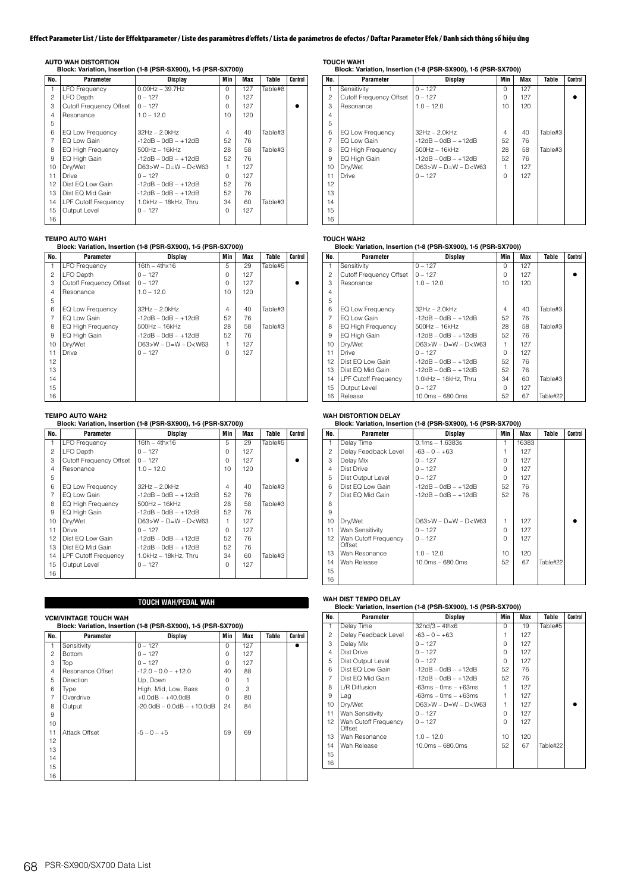**Effect Parameter List / Liste der Effektparameter / Liste des paramètres d'effets / Lista de parámetros de efectos / Daftar Parameter Efek / Danh sách thông số hiệu ứng**

### AUTO WAH DISTORTION
Block: Variation, Insertion (1-8 (PSR-SX900), 1-5 (PSR-SX700))

| No. | Parameter | Display | Min | Max | Table | Control |
|---|---|---|---|---|---|---|
| 1 | LFO Frequency | 0.00Hz – 39.7Hz | 0 | 127 | Table#8 | |
| 2 | LFO Depth | 0 – 127 | 0 | 127 | | |
| 3 | Cutoff Frequency Offset | 0 – 127 | 0 | 127 | | ● |
| 4 | Resonance | 1.0 – 12.0 | 10 | 120 | | |
| 5 | | | | | | |
| 6 | EQ Low Frequency | 32Hz – 2.0kHz | 4 | 40 | Table#3 | |
| 7 | EQ Low Gain | -12dB – 0dB – +12dB | 52 | 76 | | |
| 8 | EQ High Frequency | 500Hz – 16kHz | 28 | 58 | Table#3 | |
| 9 | EQ High Gain | -12dB – 0dB – +12dB | 52 | 76 | | |
| 10 | Dry/Wet | D63>W – D=W – D<W63 | 1 | 127 | | |
| 11 | Drive | 0 – 127 | 0 | 127 | | |
| 12 | Dist EQ Low Gain | -12dB – 0dB – +12dB | 52 | 76 | | |
| 13 | Dist EQ Mid Gain | -12dB – 0dB – +12dB | 52 | 76 | | |
| 14 | LPF Cutoff Frequency | 1.0kHz – 18kHz, Thru | 34 | 60 | Table#3 | |
| 15 | Output Level | 0 – 127 | 0 | 127 | | |
| 16 | | | | | | |

### TEMPO AUTO WAH1
Block: Variation, Insertion (1-8 (PSR-SX900), 1-5 (PSR-SX700))

| No. | Parameter | Display | Min | Max | Table | Control |
|---|---|---|---|---|---|---|
| 1 | LFO Frequency | 16th – 4thx16 | 5 | 29 | Table#5 | |
| 2 | LFO Depth | 0 – 127 | 0 | 127 | | |
| 3 | Cutoff Frequency Offset | 0 – 127 | 0 | 127 | | ● |
| 4 | Resonance | 1.0 – 12.0 | 10 | 120 | | |
| 5 | | | | | | |
| 6 | EQ Low Frequency | 32Hz – 2.0kHz | 4 | 40 | Table#3 | |
| 7 | EQ Low Gain | -12dB – 0dB – +12dB | 52 | 76 | | |
| 8 | EQ High Frequency | 500Hz – 16kHz | 28 | 58 | Table#3 | |
| 9 | EQ High Gain | -12dB – 0dB – +12dB | 52 | 76 | | |
| 10 | Dry/Wet | D63>W – D=W – D<W63 | 1 | 127 | | |
| 11 | Drive | 0 – 127 | 0 | 127 | | |
| 12 | | | | | | |
| 13 | | | | | | |
| 14 | | | | | | |
| 15 | | | | | | |
| 16 | | | | | | |

### TEMPO AUTO WAH2
Block: Variation, Insertion (1-8 (PSR-SX900), 1-5 (PSR-SX700))

| No. | Parameter | Display | Min | Max | Table | Control |
|---|---|---|---|---|---|---|
| 1 | LFO Frequency | 16th – 4thx16 | 5 | 29 | Table#5 | |
| 2 | LFO Depth | 0 – 127 | 0 | 127 | | |
| 3 | Cutoff Frequency Offset | 0 – 127 | 0 | 127 | | ● |
| 4 | Resonance | 1.0 – 12.0 | 10 | 120 | | |
| 5 | | | | | | |
| 6 | EQ Low Frequency | 32Hz – 2.0kHz | 4 | 40 | Table#3 | |
| 7 | EQ Low Gain | -12dB – 0dB – +12dB | 52 | 76 | | |
| 8 | EQ High Frequency | 500Hz – 16kHz | 28 | 58 | Table#3 | |
| 9 | EQ High Gain | -12dB – 0dB – +12dB | 52 | 76 | | |
| 10 | Dry/Wet | D63>W – D=W – D<W63 | 1 | 127 | | |
| 11 | Drive | 0 – 127 | 0 | 127 | | |
| 12 | Dist EQ Low Gain | -12dB – 0dB – +12dB | 52 | 76 | | |
| 13 | Dist EQ Mid Gain | -12dB – 0dB – +12dB | 52 | 76 | | |
| 14 | LPF Cutoff Frequency | 1.0kHz – 18kHz, Thru | 34 | 60 | Table#3 | |
| 15 | Output Level | 0 – 127 | 0 | 127 | | |
| 16 | | | | | | |

## TOUCH WAH/PEDAL WAH

### VCM/VINTAGE TOUCH WAH
Block: Variation, Insertion (1-8 (PSR-SX900), 1-5 (PSR-SX700))

| No. | Parameter | Display | Min | Max | Table | Control |
|---|---|---|---|---|---|---|
| 1 | Sensitivity | 0 – 127 | 0 | 127 | | ● |
| 2 | Bottom | 0 – 127 | 0 | 127 | | |
| 3 | Top | 0 – 127 | 0 | 127 | | |
| 4 | Resonance Offset | -12.0 – 0.0 – +12.0 | 40 | 88 | | |
| 5 | Direction | Up, Down | 0 | 1 | | |
| 6 | Type | High, Mid, Low, Bass | 0 | 3 | | |
| 7 | Overdrive | +0.0dB – +40.0dB | 0 | 80 | | |
| 8 | Output | -20.0dB – 0.0dB – +10.0dB | 24 | 84 | | |
| 9 | | | | | | |
| 10 | | | | | | |
| 11 | Attack Offset | -5 – 0 – +5 | 59 | 69 | | |
| 12 | | | | | | |
| 13 | | | | | | |
| 14 | | | | | | |
| 15 | | | | | | |
| 16 | | | | | | |

### TOUCH WAH1
Block: Variation, Insertion (1-8 (PSR-SX900), 1-5 (PSR-SX700))

| No. | Parameter | Display | Min | Max | Table | Control |
|---|---|---|---|---|---|---|
| 1 | Sensitivity | 0 – 127 | 0 | 127 | | |
| 2 | Cutoff Frequency Offset | 0 – 127 | 0 | 127 | | ● |
| 3 | Resonance | 1.0 – 12.0 | 10 | 120 | | |
| 4 | | | | | | |
| 5 | | | | | | |
| 6 | EQ Low Frequency | 32Hz – 2.0kHz | 4 | 40 | Table#3 | |
| 7 | EQ Low Gain | -12dB – 0dB – +12dB | 52 | 76 | | |
| 8 | EQ High Frequency | 500Hz – 16kHz | 28 | 58 | Table#3 | |
| 9 | EQ High Gain | -12dB – 0dB – +12dB | 52 | 76 | | |
| 10 | Dry/Wet | D63>W – D=W – D<W63 | 1 | 127 | | |
| 11 | Drive | 0 – 127 | 0 | 127 | | |
| 12 | | | | | | |
| 13 | | | | | | |
| 14 | | | | | | |
| 15 | | | | | | |
| 16 | | | | | | |

### TOUCH WAH2
Block: Variation, Insertion (1-8 (PSR-SX900), 1-5 (PSR-SX700))

| No. | Parameter | Display | Min | Max | Table | Control |
|---|---|---|---|---|---|---|
| 1 | Sensitivity | 0 – 127 | 0 | 127 | | |
| 2 | Cutoff Frequency Offset | 0 – 127 | 0 | 127 | | ● |
| 3 | Resonance | 1.0 – 12.0 | 10 | 120 | | |
| 4 | | | | | | |
| 5 | | | | | | |
| 6 | EQ Low Frequency | 32Hz – 2.0kHz | 4 | 40 | Table#3 | |
| 7 | EQ Low Gain | -12dB – 0dB – +12dB | 52 | 76 | | |
| 8 | EQ High Frequency | 500Hz – 16kHz | 28 | 58 | Table#3 | |
| 9 | EQ High Gain | -12dB – 0dB – +12dB | 52 | 76 | | |
| 10 | Dry/Wet | D63>W – D=W – D<W63 | 1 | 127 | | |
| 11 | Drive | 0 – 127 | 0 | 127 | | |
| 12 | Dist EQ Low Gain | -12dB – 0dB – +12dB | 52 | 76 | | |
| 13 | Dist EQ Mid Gain | -12dB – 0dB – +12dB | 52 | 76 | | |
| 14 | LPF Cutoff Frequency | 1.0kHz – 18kHz, Thru | 34 | 60 | Table#3 | |
| 15 | Output Level | 0 – 127 | 0 | 127 | | |
| 16 | Release | 10.0ms – 680.0ms | 52 | 67 | Table#22 | |

### WAH DISTORTION DELAY
Block: Variation, Insertion (1-8 (PSR-SX900), 1-5 (PSR-SX700))

| No. | Parameter | Display | Min | Max | Table | Control |
|---|---|---|---|---|---|---|
| 1 | Delay Time | 0.1ms – 1.6383s | 1 | 16383 | | |
| 2 | Delay Feedback Level | -63 – 0 – +63 | 1 | 127 | | |
| 3 | Delay Mix | 0 – 127 | 0 | 127 | | |
| 4 | Dist Drive | 0 – 127 | 0 | 127 | | |
| 5 | Dist Output Level | 0 – 127 | 0 | 127 | | |
| 6 | Dist EQ Low Gain | -12dB – 0dB – +12dB | 52 | 76 | | |
| 7 | Dist EQ Mid Gain | -12dB – 0dB – +12dB | 52 | 76 | | |
| 8 | | | | | | |
| 9 | | | | | | |
| 10 | Dry/Wet | D63>W – D=W – D<W63 | 1 | 127 | | ● |
| 11 | Wah Sensitivity | 0 – 127 | 0 | 127 | | |
| 12 | Wah Cutoff Frequency Offset | 0 – 127 | 0 | 127 | | |
| 13 | Wah Resonance | 1.0 – 12.0 | 10 | 120 | | |
| 14 | Wah Release | 10.0ms – 680.0ms | 52 | 67 | Table#22 | |
| 15 | | | | | | |
| 16 | | | | | | |

### WAH DIST TEMPO DELAY
Block: Variation, Insertion (1-8 (PSR-SX900), 1-5 (PSR-SX700))

| No. | Parameter | Display | Min | Max | Table | Control |
|---|---|---|---|---|---|---|
| 1 | Delay Time | 32nd/3 – 4thx6 | 0 | 19 | Table#5 | |
| 2 | Delay Feedback Level | -63 – 0 – +63 | 1 | 127 | | |
| 3 | Delay Mix | 0 – 127 | 0 | 127 | | |
| 4 | Dist Drive | 0 – 127 | 0 | 127 | | |
| 5 | Dist Output Level | 0 – 127 | 0 | 127 | | |
| 6 | Dist EQ Low Gain | -12dB – 0dB – +12dB | 52 | 76 | | |
| 7 | Dist EQ Mid Gain | -12dB – 0dB – +12dB | 52 | 76 | | |
| 8 | L/R Diffusion | -63ms – 0ms – +63ms | 1 | 127 | | |
| 9 | Lag | -63ms – 0ms – +63ms | 1 | 127 | | |
| 10 | Dry/Wet | D63>W – D=W – D<W63 | 1 | 127 | | ● |
| 11 | Wah Sensitivity | 0 – 127 | 0 | 127 | | |
| 12 | Wah Cutoff Frequency Offset | 0 – 127 | 0 | 127 | | |
| 13 | Wah Resonance | 1.0 – 12.0 | 10 | 120 | | |
| 14 | Wah Release | 10.0ms – 680.0ms | 52 | 67 | Table#22 | |
| 15 | | | | | | |
| 16 | | | | | | |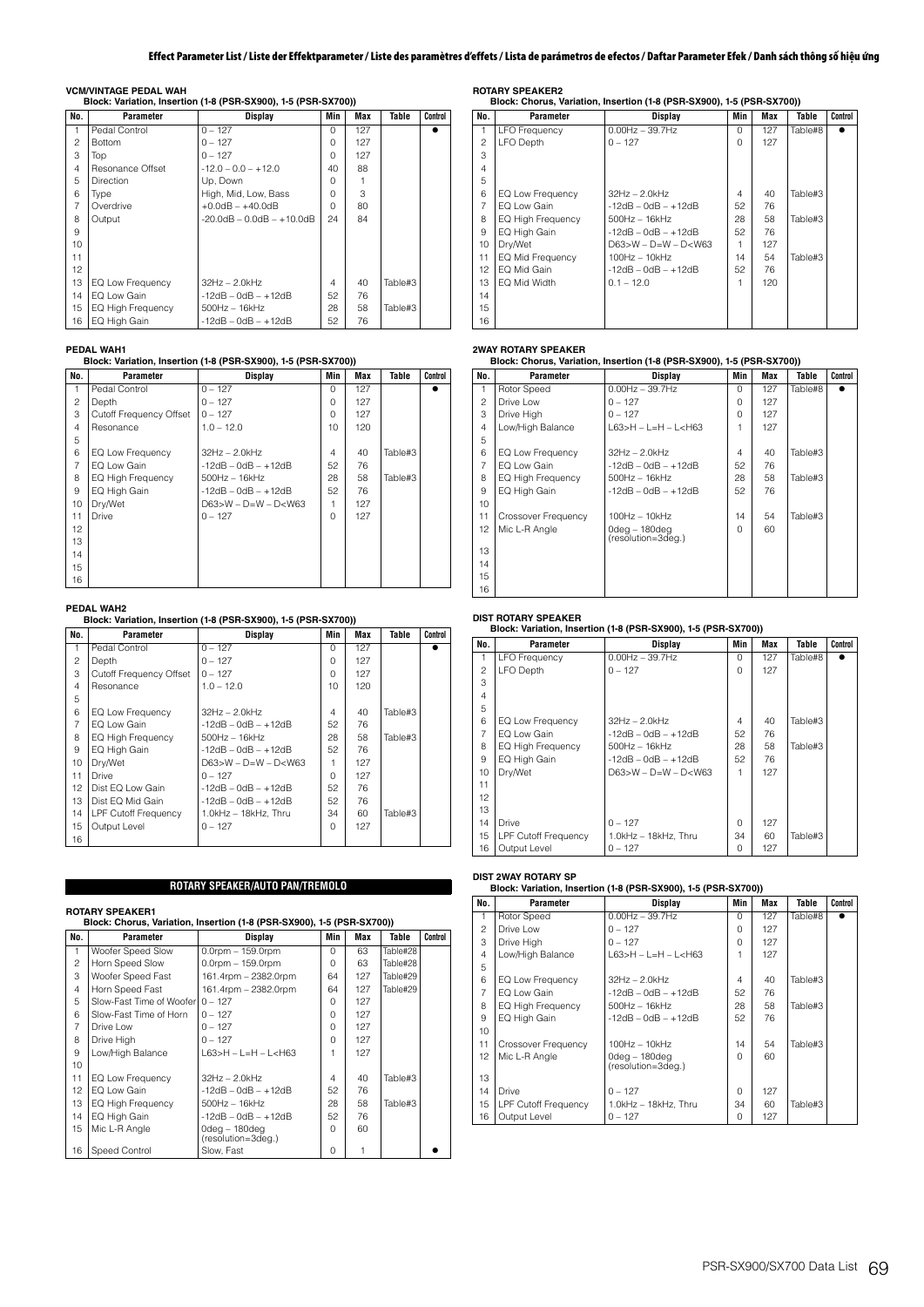### VCM/VINTAGE PEDAL WAH

**Block: Variation, Insertion (1-8 (PSR-SX900), 1-5 (PSR-SX700))**

| No. | Parameter | Display | Min | Max | Table | Control |
|---|---|---|---|---|---|---|
| 1 | Pedal Control | 0 – 127 | 0 | 127 | | ● |
| 2 | Bottom | 0 – 127 | 0 | 127 | | |
| 3 | Top | 0 – 127 | 0 | 127 | | |
| 4 | Resonance Offset | -12.0 – 0.0 – +12.0 | 40 | 88 | | |
| 5 | Direction | Up, Down | 0 | 1 | | |
| 6 | Type | High, Mid, Low, Bass | 0 | 3 | | |
| 7 | Overdrive | +0.0dB – +40.0dB | 0 | 80 | | |
| 8 | Output | -20.0dB – 0.0dB – +10.0dB | 24 | 84 | | |
| 9 | | | | | | |
| 10 | | | | | | |
| 11 | | | | | | |
| 12 | | | | | | |
| 13 | EQ Low Frequency | 32Hz – 2.0kHz | 4 | 40 | Table#3 | |
| 14 | EQ Low Gain | -12dB – 0dB – +12dB | 52 | 76 | | |
| 15 | EQ High Frequency | 500Hz – 16kHz | 28 | 58 | Table#3 | |
| 16 | EQ High Gain | -12dB – 0dB – +12dB | 52 | 76 | | |

### PEDAL WAH1

**Block: Variation, Insertion (1-8 (PSR-SX900), 1-5 (PSR-SX700))**

| No. | Parameter | Display | Min | Max | Table | Control |
|---|---|---|---|---|---|---|
| 1 | Pedal Control | 0 – 127 | 0 | 127 | | ● |
| 2 | Depth | 0 – 127 | 0 | 127 | | |
| 3 | Cutoff Frequency Offset | 0 – 127 | 0 | 127 | | |
| 4 | Resonance | 1.0 – 12.0 | 10 | 120 | | |
| 5 | | | | | | |
| 6 | EQ Low Frequency | 32Hz – 2.0kHz | 4 | 40 | Table#3 | |
| 7 | EQ Low Gain | -12dB – 0dB – +12dB | 52 | 76 | | |
| 8 | EQ High Frequency | 500Hz – 16kHz | 28 | 58 | Table#3 | |
| 9 | EQ High Gain | -12dB – 0dB – +12dB | 52 | 76 | | |
| 10 | Dry/Wet | D63>W – D=W – D<W63 | 1 | 127 | | |
| 11 | Drive | 0 – 127 | 0 | 127 | | |
| 12 | | | | | | |
| 13 | | | | | | |
| 14 | | | | | | |
| 15 | | | | | | |
| 16 | | | | | | |

### PEDAL WAH2

**Block: Variation, Insertion (1-8 (PSR-SX900), 1-5 (PSR-SX700))**

| No. | Parameter | Display | Min | Max | Table | Control |
|---|---|---|---|---|---|---|
| 1 | Pedal Control | 0 – 127 | 0 | 127 | | ● |
| 2 | Depth | 0 – 127 | 0 | 127 | | |
| 3 | Cutoff Frequency Offset | 0 – 127 | 0 | 127 | | |
| 4 | Resonance | 1.0 – 12.0 | 10 | 120 | | |
| 5 | | | | | | |
| 6 | EQ Low Frequency | 32Hz – 2.0kHz | 4 | 40 | Table#3 | |
| 7 | EQ Low Gain | -12dB – 0dB – +12dB | 52 | 76 | | |
| 8 | EQ High Frequency | 500Hz – 16kHz | 28 | 58 | Table#3 | |
| 9 | EQ High Gain | -12dB – 0dB – +12dB | 52 | 76 | | |
| 10 | Dry/Wet | D63>W – D=W – D<W63 | 1 | 127 | | |
| 11 | Drive | 0 – 127 | 0 | 127 | | |
| 12 | Dist EQ Low Gain | -12dB – 0dB – +12dB | 52 | 76 | | |
| 13 | Dist EQ Mid Gain | -12dB – 0dB – +12dB | 52 | 76 | | |
| 14 | LPF Cutoff Frequency | 1.0kHz – 18kHz, Thru | 34 | 60 | Table#3 | |
| 15 | Output Level | 0 – 127 | 0 | 127 | | |
| 16 | | | | | | |

## ROTARY SPEAKER/AUTO PAN/TREMOLO

### ROTARY SPEAKER1

**Block: Chorus, Variation, Insertion (1-8 (PSR-SX900), 1-5 (PSR-SX700))**

| No. | Parameter | Display | Min | Max | Table | Control |
|---|---|---|---|---|---|---|
| 1 | Woofer Speed Slow | 0.0rpm – 159.0rpm | 0 | 63 | Table#28 | |
| 2 | Horn Speed Slow | 0.0rpm – 159.0rpm | 0 | 63 | Table#28 | |
| 3 | Woofer Speed Fast | 161.4rpm – 2382.0rpm | 64 | 127 | Table#29 | |
| 4 | Horn Speed Fast | 161.4rpm – 2382.0rpm | 64 | 127 | Table#29 | |
| 5 | Slow-Fast Time of Woofer | 0 – 127 | 0 | 127 | | |
| 6 | Slow-Fast Time of Horn | 0 – 127 | 0 | 127 | | |
| 7 | Drive Low | 0 – 127 | 0 | 127 | | |
| 8 | Drive High | 0 – 127 | 0 | 127 | | |
| 9 | Low/High Balance | L63>H – L=H – L<H63 | 1 | 127 | | |
| 10 | | | | | | |
| 11 | EQ Low Frequency | 32Hz – 2.0kHz | 4 | 40 | Table#3 | |
| 12 | EQ Low Gain | -12dB – 0dB – +12dB | 52 | 76 | | |
| 13 | EQ High Frequency | 500Hz – 16kHz | 28 | 58 | Table#3 | |
| 14 | EQ High Gain | -12dB – 0dB – +12dB | 52 | 76 | | |
| 15 | Mic L-R Angle | 0deg – 180deg (resolution=3deg.) | 0 | 60 | | |
| 16 | Speed Control | Slow, Fast | 0 | 1 | | ● |

### ROTARY SPEAKER2

**Block: Chorus, Variation, Insertion (1-8 (PSR-SX900), 1-5 (PSR-SX700))**

| No. | Parameter | Display | Min | Max | Table | Control |
|---|---|---|---|---|---|---|
| 1 | LFO Frequency | 0.00Hz – 39.7Hz | 0 | 127 | Table#8 | ● |
| 2 | LFO Depth | 0 – 127 | 0 | 127 | | |
| 3 | | | | | | |
| 4 | | | | | | |
| 5 | | | | | | |
| 6 | EQ Low Frequency | 32Hz – 2.0kHz | 4 | 40 | Table#3 | |
| 7 | EQ Low Gain | -12dB – 0dB – +12dB | 52 | 76 | | |
| 8 | EQ High Frequency | 500Hz – 16kHz | 28 | 58 | Table#3 | |
| 9 | EQ High Gain | -12dB – 0dB – +12dB | 52 | 76 | | |
| 10 | Dry/Wet | D63>W – D=W – D<W63 | 1 | 127 | | |
| 11 | EQ Mid Frequency | 100Hz – 10kHz | 14 | 54 | Table#3 | |
| 12 | EQ Mid Gain | -12dB – 0dB – +12dB | 52 | 76 | | |
| 13 | EQ Mid Width | 0.1 – 12.0 | 1 | 120 | | |
| 14 | | | | | | |
| 15 | | | | | | |
| 16 | | | | | | |

### 2WAY ROTARY SPEAKER

**Block: Chorus, Variation, Insertion (1-8 (PSR-SX900), 1-5 (PSR-SX700))**

| No. | Parameter | Display | Min | Max | Table | Control |
|---|---|---|---|---|---|---|
| 1 | Rotor Speed | 0.00Hz – 39.7Hz | 0 | 127 | Table#8 | ● |
| 2 | Drive Low | 0 – 127 | 0 | 127 | | |
| 3 | Drive High | 0 – 127 | 0 | 127 | | |
| 4 | Low/High Balance | L63>H – L=H – L<H63 | 1 | 127 | | |
| 5 | | | | | | |
| 6 | EQ Low Frequency | 32Hz – 2.0kHz | 4 | 40 | Table#3 | |
| 7 | EQ Low Gain | -12dB – 0dB – +12dB | 52 | 76 | | |
| 8 | EQ High Frequency | 500Hz – 16kHz | 28 | 58 | Table#3 | |
| 9 | EQ High Gain | -12dB – 0dB – +12dB | 52 | 76 | | |
| 10 | | | | | | |
| 11 | Crossover Frequency | 100Hz – 10kHz | 14 | 54 | Table#3 | |
| 12 | Mic L-R Angle | 0deg – 180deg (resolution=3deg.) | 0 | 60 | | |
| 13 | | | | | | |
| 14 | | | | | | |
| 15 | | | | | | |
| 16 | | | | | | |

### DIST ROTARY SPEAKER

**Block: Variation, Insertion (1-8 (PSR-SX900), 1-5 (PSR-SX700))**

| No. | Parameter | Display | Min | Max | Table | Control |
|---|---|---|---|---|---|---|
| 1 | LFO Frequency | 0.00Hz – 39.7Hz | 0 | 127 | Table#8 | ● |
| 2 | LFO Depth | 0 – 127 | 0 | 127 | | |
| 3 | | | | | | |
| 4 | | | | | | |
| 5 | | | | | | |
| 6 | EQ Low Frequency | 32Hz – 2.0kHz | 4 | 40 | Table#3 | |
| 7 | EQ Low Gain | -12dB – 0dB – +12dB | 52 | 76 | | |
| 8 | EQ High Frequency | 500Hz – 16kHz | 28 | 58 | Table#3 | |
| 9 | EQ High Gain | -12dB – 0dB – +12dB | 52 | 76 | | |
| 10 | Dry/Wet | D63>W – D=W – D<W63 | 1 | 127 | | |
| 11 | | | | | | |
| 12 | | | | | | |
| 13 | | | | | | |
| 14 | Drive | 0 – 127 | 0 | 127 | | |
| 15 | LPF Cutoff Frequency | 1.0kHz – 18kHz, Thru | 34 | 60 | Table#3 | |
| 16 | Output Level | 0 – 127 | 0 | 127 | | |

### DIST 2WAY ROTARY SP

**Block: Variation, Insertion (1-8 (PSR-SX900), 1-5 (PSR-SX700))**

| No. | Parameter | Display | Min | Max | Table | Control |
|---|---|---|---|---|---|---|
| 1 | Rotor Speed | 0.00Hz – 39.7Hz | 0 | 127 | Table#8 | ● |
| 2 | Drive Low | 0 – 127 | 0 | 127 | | |
| 3 | Drive High | 0 – 127 | 0 | 127 | | |
| 4 | Low/High Balance | L63>H – L=H – L<H63 | 1 | 127 | | |
| 5 | | | | | | |
| 6 | EQ Low Frequency | 32Hz – 2.0kHz | 4 | 40 | Table#3 | |
| 7 | EQ Low Gain | -12dB – 0dB – +12dB | 52 | 76 | | |
| 8 | EQ High Frequency | 500Hz – 16kHz | 28 | 58 | Table#3 | |
| 9 | EQ High Gain | -12dB – 0dB – +12dB | 52 | 76 | | |
| 10 | | | | | | |
| 11 | Crossover Frequency | 100Hz – 10kHz | 14 | 54 | Table#3 | |
| 12 | Mic L-R Angle | 0deg – 180deg (resolution=3deg.) | 0 | 60 | | |
| 13 | | | | | | |
| 14 | Drive | 0 – 127 | 0 | 127 | | |
| 15 | LPF Cutoff Frequency | 1.0kHz – 18kHz, Thru | 34 | 60 | Table#3 | |
| 16 | Output Level | 0 – 127 | 0 | 127 | | |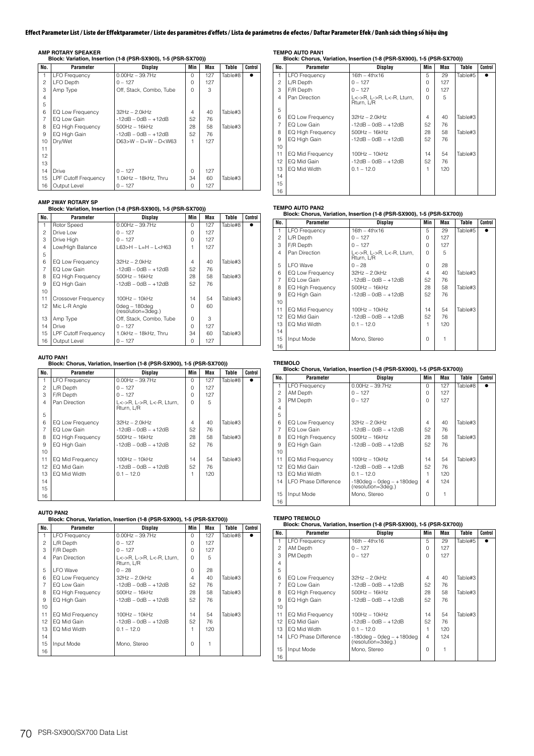# Effect Parameter List / Liste der Effektparameter / Liste des paramètres d'effets / Lista de parámetros de efectos / Daftar Parameter Efek / Danh sách thông số hiệu ứng

**AMP ROTARY SPEAKER**
**Block: Variation, Insertion (1-8 (PSR-SX900), 1-5 (PSR-SX700))**

| No. | Parameter | Display | Min | Max | Table | Control |
|---|---|---|---|---|---|---|
| 1 | LFO Frequency | 0.00Hz – 39.7Hz | 0 | 127 | Table#8 | ● |
| 2 | LFO Depth | 0 – 127 | 0 | 127 | | |
| 3 | Amp Type | Off, Stack, Combo, Tube | 0 | 3 | | |
| 4 | | | | | | |
| 5 | | | | | | |
| 6 | EQ Low Frequency | 32Hz – 2.0kHz | 4 | 40 | Table#3 | |
| 7 | EQ Low Gain | -12dB – 0dB – +12dB | 52 | 76 | | |
| 8 | EQ High Frequency | 500Hz – 16kHz | 28 | 58 | Table#3 | |
| 9 | EQ High Gain | -12dB – 0dB – +12dB | 52 | 76 | | |
| 10 | Dry/Wet | D63>W – D=W – D<W63 | 1 | 127 | | |
| 11 | | | | | | |
| 12 | | | | | | |
| 13 | | | | | | |
| 14 | Drive | 0 – 127 | 0 | 127 | | |
| 15 | LPF Cutoff Frequency | 1.0kHz – 18kHz, Thru | 34 | 60 | Table#3 | |
| 16 | Output Level | 0 – 127 | 0 | 127 | | |

**AMP 2WAY ROTARY SP**
**Block: Variation, Insertion (1-8 (PSR-SX900), 1-5 (PSR-SX700))**

| No. | Parameter | Display | Min | Max | Table | Control |
|---|---|---|---|---|---|---|
| 1 | Rotor Speed | 0.00Hz – 39.7Hz | 0 | 127 | Table#8 | ● |
| 2 | Drive Low | 0 – 127 | 0 | 127 | | |
| 3 | Drive High | 0 – 127 | 0 | 127 | | |
| 4 | Low/High Balance | L63>H – L=H – L<H63 | 1 | 127 | | |
| 5 | | | | | | |
| 6 | EQ Low Frequency | 32Hz – 2.0kHz | 4 | 40 | Table#3 | |
| 7 | EQ Low Gain | -12dB – 0dB – +12dB | 52 | 76 | | |
| 8 | EQ High Frequency | 500Hz – 16kHz | 28 | 58 | Table#3 | |
| 9 | EQ High Gain | -12dB – 0dB – +12dB | 52 | 76 | | |
| 10 | | | | | | |
| 11 | Crossover Frequency | 100Hz – 10kHz | 14 | 54 | Table#3 | |
| 12 | Mic L-R Angle | 0deg – 180deg (resolution=3deg.) | 0 | 60 | | |
| 13 | Amp Type | Off, Stack, Combo, Tube | 0 | 3 | | |
| 14 | Drive | 0 – 127 | 0 | 127 | | |
| 15 | LPF Cutoff Frequency | 1.0kHz – 18kHz, Thru | 34 | 60 | Table#3 | |
| 16 | Output Level | 0 – 127 | 0 | 127 | | |

**AUTO PAN1**
**Block: Chorus, Variation, Insertion (1-8 (PSR-SX900), 1-5 (PSR-SX700))**

| No. | Parameter | Display | Min | Max | Table | Control |
|---|---|---|---|---|---|---|
| 1 | LFO Frequency | 0.00Hz – 39.7Hz | 0 | 127 | Table#8 | ● |
| 2 | L/R Depth | 0 – 127 | 0 | 127 | | |
| 3 | F/R Depth | 0 – 127 | 0 | 127 | | |
| 4 | Pan Direction | L<->R, L->R, L<-R, Lturn, Rturn, L/R | 0 | 5 | | |
| 5 | | | | | | |
| 6 | EQ Low Frequency | 32Hz – 2.0kHz | 4 | 40 | Table#3 | |
| 7 | EQ Low Gain | -12dB – 0dB – +12dB | 52 | 76 | | |
| 8 | EQ High Frequency | 500Hz – 16kHz | 28 | 58 | Table#3 | |
| 9 | EQ High Gain | -12dB – 0dB – +12dB | 52 | 76 | | |
| 10 | | | | | | |
| 11 | EQ Mid Frequency | 100Hz – 10kHz | 14 | 54 | Table#3 | |
| 12 | EQ Mid Gain | -12dB – 0dB – +12dB | 52 | 76 | | |
| 13 | EQ Mid Width | 0.1 – 12.0 | 1 | 120 | | |
| 14 | | | | | | |
| 15 | | | | | | |
| 16 | | | | | | |

**AUTO PAN2**
**Block: Chorus, Variation, Insertion (1-8 (PSR-SX900), 1-5 (PSR-SX700))**

| No. | Parameter | Display | Min | Max | Table | Control |
|---|---|---|---|---|---|---|
| 1 | LFO Frequency | 0.00Hz – 39.7Hz | 0 | 127 | Table#8 | ● |
| 2 | L/R Depth | 0 – 127 | 0 | 127 | | |
| 3 | F/R Depth | 0 – 127 | 0 | 127 | | |
| 4 | Pan Direction | L<->R, L->R, L<-R, Lturn, Rturn, L/R | 0 | 5 | | |
| 5 | LFO Wave | 0 – 28 | 0 | 28 | | |
| 6 | EQ Low Frequency | 32Hz – 2.0kHz | 4 | 40 | Table#3 | |
| 7 | EQ Low Gain | -12dB – 0dB – +12dB | 52 | 76 | | |
| 8 | EQ High Frequency | 500Hz – 16kHz | 28 | 58 | Table#3 | |
| 9 | EQ High Gain | -12dB – 0dB – +12dB | 52 | 76 | | |
| 10 | | | | | | |
| 11 | EQ Mid Frequency | 100Hz – 10kHz | 14 | 54 | Table#3 | |
| 12 | EQ Mid Gain | -12dB – 0dB – +12dB | 52 | 76 | | |
| 13 | EQ Mid Width | 0.1 – 12.0 | 1 | 120 | | |
| 14 | | | | | | |
| 15 | Input Mode | Mono, Stereo | 0 | 1 | | |
| 16 | | | | | | |

**TEMPO AUTO PAN1**
**Block: Chorus, Variation, Insertion (1-8 (PSR-SX900), 1-5 (PSR-SX700))**

| No. | Parameter | Display | Min | Max | Table | Control |
|---|---|---|---|---|---|---|
| 1 | LFO Frequency | 16th – 4thx16 | 5 | 29 | Table#5 | ● |
| 2 | L/R Depth | 0 – 127 | 0 | 127 | | |
| 3 | F/R Depth | 0 – 127 | 0 | 127 | | |
| 4 | Pan Direction | L<->R, L->R, L<-R, Lturn, Rturn, L/R | 0 | 5 | | |
| 5 | | | | | | |
| 6 | EQ Low Frequency | 32Hz – 2.0kHz | 4 | 40 | Table#3 | |
| 7 | EQ Low Gain | -12dB – 0dB – +12dB | 52 | 76 | | |
| 8 | EQ High Frequency | 500Hz – 16kHz | 28 | 58 | Table#3 | |
| 9 | EQ High Gain | -12dB – 0dB – +12dB | 52 | 76 | | |
| 10 | | | | | | |
| 11 | EQ Mid Frequency | 100Hz – 10kHz | 14 | 54 | Table#3 | |
| 12 | EQ Mid Gain | -12dB – 0dB – +12dB | 52 | 76 | | |
| 13 | EQ Mid Width | 0.1 – 12.0 | 1 | 120 | | |
| 14 | | | | | | |
| 15 | | | | | | |
| 16 | | | | | | |

**TEMPO AUTO PAN2**
**Block: Chorus, Variation, Insertion (1-8 (PSR-SX900), 1-5 (PSR-SX700))**

| No. | Parameter | Display | Min | Max | Table | Control |
|---|---|---|---|---|---|---|
| 1 | LFO Frequency | 16th – 4thx16 | 5 | 29 | Table#5 | ● |
| 2 | L/R Depth | 0 – 127 | 0 | 127 | | |
| 3 | F/R Depth | 0 – 127 | 0 | 127 | | |
| 4 | Pan Direction | L<->R, L->R, L<-R, Lturn, Rturn, L/R | 0 | 5 | | |
| 5 | LFO Wave | 0 – 28 | 0 | 28 | | |
| 6 | EQ Low Frequency | 32Hz – 2.0kHz | 4 | 40 | Table#3 | |
| 7 | EQ Low Gain | -12dB – 0dB – +12dB | 52 | 76 | | |
| 8 | EQ High Frequency | 500Hz – 16kHz | 28 | 58 | Table#3 | |
| 9 | EQ High Gain | -12dB – 0dB – +12dB | 52 | 76 | | |
| 10 | | | | | | |
| 11 | EQ Mid Frequency | 100Hz – 10kHz | 14 | 54 | Table#3 | |
| 12 | EQ Mid Gain | -12dB – 0dB – +12dB | 52 | 76 | | |
| 13 | EQ Mid Width | 0.1 – 12.0 | 1 | 120 | | |
| 14 | | | | | | |
| 15 | Input Mode | Mono, Stereo | 0 | 1 | | |
| 16 | | | | | | |

**TREMOLO**
**Block: Chorus, Variation, Insertion (1-8 (PSR-SX900), 1-5 (PSR-SX700))**

| No. | Parameter | Display | Min | Max | Table | Control |
|---|---|---|---|---|---|---|
| 1 | LFO Frequency | 0.00Hz – 39.7Hz | 0 | 127 | Table#8 | ● |
| 2 | AM Depth | 0 – 127 | 0 | 127 | | |
| 3 | PM Depth | 0 – 127 | 0 | 127 | | |
| 4 | | | | | | |
| 5 | | | | | | |
| 6 | EQ Low Frequency | 32Hz – 2.0kHz | 4 | 40 | Table#3 | |
| 7 | EQ Low Gain | -12dB – 0dB – +12dB | 52 | 76 | | |
| 8 | EQ High Frequency | 500Hz – 16kHz | 28 | 58 | Table#3 | |
| 9 | EQ High Gain | -12dB – 0dB – +12dB | 52 | 76 | | |
| 10 | | | | | | |
| 11 | EQ Mid Frequency | 100Hz – 10kHz | 14 | 54 | Table#3 | |
| 12 | EQ Mid Gain | -12dB – 0dB – +12dB | 52 | 76 | | |
| 13 | EQ Mid Width | 0.1 – 12.0 | 1 | 120 | | |
| 14 | LFO Phase Difference | -180deg – 0deg – +180deg (resolution=3deg.) | 4 | 124 | | |
| 15 | Input Mode | Mono, Stereo | 0 | 1 | | |
| 16 | | | | | | |

**TEMPO TREMOLO**
**Block: Chorus, Variation, Insertion (1-8 (PSR-SX900), 1-5 (PSR-SX700))**

| No. | Parameter | Display | Min | Max | Table | Control |
|---|---|---|---|---|---|---|
| 1 | LFO Frequency | 16th – 4thx16 | 5 | 29 | Table#5 | ● |
| 2 | AM Depth | 0 – 127 | 0 | 127 | | |
| 3 | PM Depth | 0 – 127 | 0 | 127 | | |
| 4 | | | | | | |
| 5 | | | | | | |
| 6 | EQ Low Frequency | 32Hz – 2.0kHz | 4 | 40 | Table#3 | |
| 7 | EQ Low Gain | -12dB – 0dB – +12dB | 52 | 76 | | |
| 8 | EQ High Frequency | 500Hz – 16kHz | 28 | 58 | Table#3 | |
| 9 | EQ High Gain | -12dB – 0dB – +12dB | 52 | 76 | | |
| 10 | | | | | | |
| 11 | EQ Mid Frequency | 100Hz – 10kHz | 14 | 54 | Table#3 | |
| 12 | EQ Mid Gain | -12dB – 0dB – +12dB | 52 | 76 | | |
| 13 | EQ Mid Width | 0.1 – 12.0 | 1 | 120 | | |
| 14 | LFO Phase Difference | -180deg – 0deg – +180deg (resolution=3deg.) | 4 | 124 | | |
| 15 | Input Mode | Mono, Stereo | 0 | 1 | | |
| 16 | | | | | | |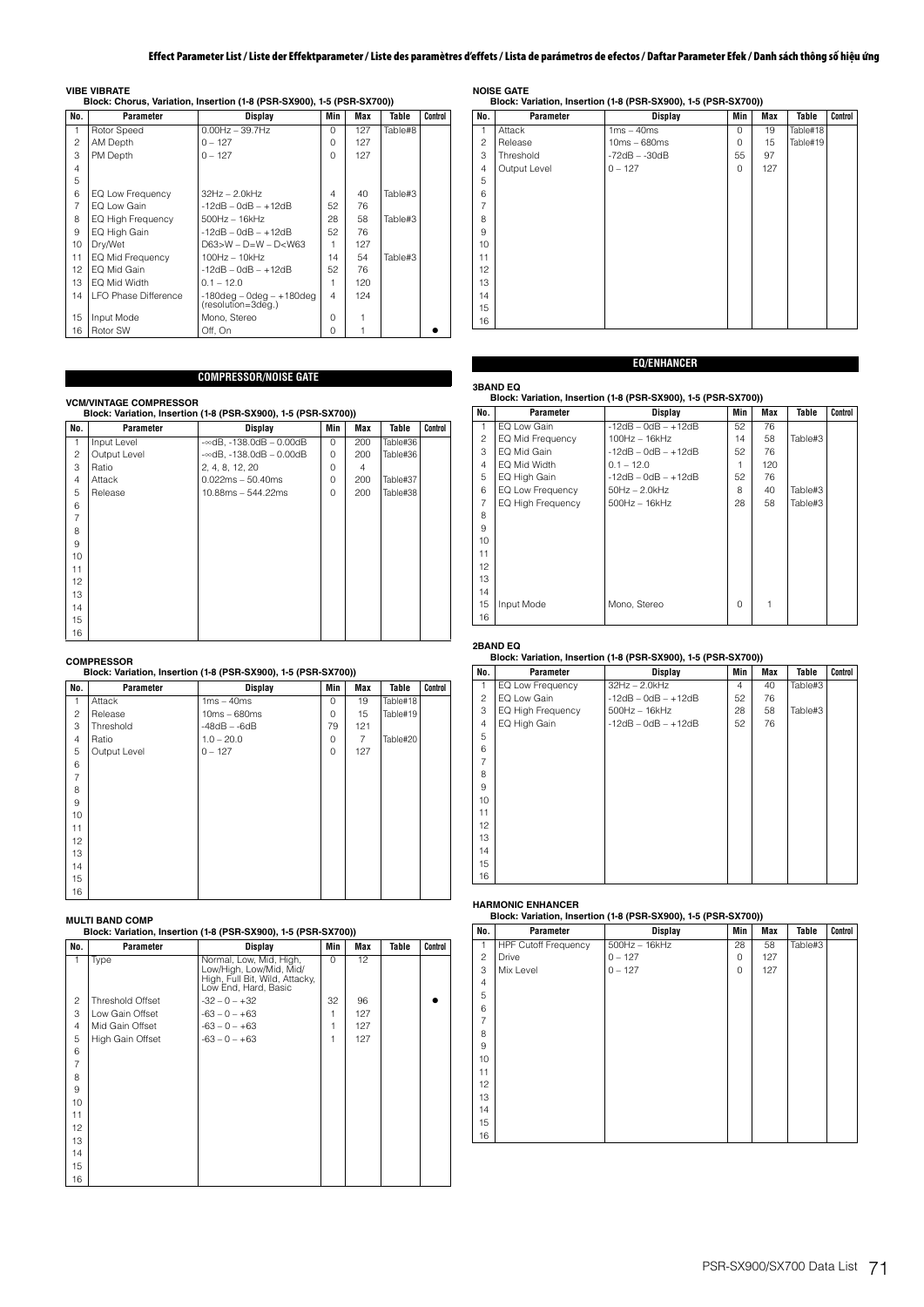**VIBE VIBRATE**
**Block: Chorus, Variation, Insertion (1-8 (PSR-SX900), 1-5 (PSR-SX700))**

| No. | Parameter | Display | Min | Max | Table | Control |
|---|---|---|---|---|---|---|
| 1 | Rotor Speed | 0.00Hz – 39.7Hz | 0 | 127 | Table#8 | |
| 2 | AM Depth | 0 – 127 | 0 | 127 | | |
| 3 | PM Depth | 0 – 127 | 0 | 127 | | |
| 4 | | | | | | |
| 5 | | | | | | |
| 6 | EQ Low Frequency | 32Hz – 2.0kHz | 4 | 40 | Table#3 | |
| 7 | EQ Low Gain | -12dB – 0dB – +12dB | 52 | 76 | | |
| 8 | EQ High Frequency | 500Hz – 16kHz | 28 | 58 | Table#3 | |
| 9 | EQ High Gain | -12dB – 0dB – +12dB | 52 | 76 | | |
| 10 | Dry/Wet | D63>W – D=W – D<W63 | 1 | 127 | | |
| 11 | EQ Mid Frequency | 100Hz – 10kHz | 14 | 54 | Table#3 | |
| 12 | EQ Mid Gain | -12dB – 0dB – +12dB | 52 | 76 | | |
| 13 | EQ Mid Width | 0.1 – 12.0 | 1 | 120 | | |
| 14 | LFO Phase Difference | -180deg – 0deg – +180deg (resolution=3deg.) | 4 | 124 | | |
| 15 | Input Mode | Mono, Stereo | 0 | 1 | | |
| 16 | Rotor SW | Off, On | 0 | 1 | | ● |

## COMPRESSOR/NOISE GATE

**VCM/VINTAGE COMPRESSOR**
**Block: Variation, Insertion (1-8 (PSR-SX900), 1-5 (PSR-SX700))**

| No. | Parameter | Display | Min | Max | Table | Control |
|---|---|---|---|---|---|---|
| 1 | Input Level | -∞dB, -138.0dB – 0.00dB | 0 | 200 | Table#36 | |
| 2 | Output Level | -∞dB, -138.0dB – 0.00dB | 0 | 200 | Table#36 | |
| 3 | Ratio | 2, 4, 8, 12, 20 | 0 | 4 | | |
| 4 | Attack | 0.022ms – 50.40ms | 0 | 200 | Table#37 | |
| 5 | Release | 10.88ms – 544.22ms | 0 | 200 | Table#38 | |
| 6 | | | | | | |
| 7 | | | | | | |
| 8 | | | | | | |
| 9 | | | | | | |
| 10 | | | | | | |
| 11 | | | | | | |
| 12 | | | | | | |
| 13 | | | | | | |
| 14 | | | | | | |
| 15 | | | | | | |
| 16 | | | | | | |

**COMPRESSOR**
**Block: Variation, Insertion (1-8 (PSR-SX900), 1-5 (PSR-SX700))**

| No. | Parameter | Display | Min | Max | Table | Control |
|---|---|---|---|---|---|---|
| 1 | Attack | 1ms – 40ms | 0 | 19 | Table#18 | |
| 2 | Release | 10ms – 680ms | 0 | 15 | Table#19 | |
| 3 | Threshold | -48dB – -6dB | 79 | 121 | | |
| 4 | Ratio | 1.0 – 20.0 | 0 | 7 | Table#20 | |
| 5 | Output Level | 0 – 127 | 0 | 127 | | |
| 6 | | | | | | |
| 7 | | | | | | |
| 8 | | | | | | |
| 9 | | | | | | |
| 10 | | | | | | |
| 11 | | | | | | |
| 12 | | | | | | |
| 13 | | | | | | |
| 14 | | | | | | |
| 15 | | | | | | |
| 16 | | | | | | |

**MULTI BAND COMP**
**Block: Variation, Insertion (1-8 (PSR-SX900), 1-5 (PSR-SX700))**

| No. | Parameter | Display | Min | Max | Table | Control |
|---|---|---|---|---|---|---|
| 1 | Type | Normal, Low, Mid, High, Low/High, Low/Mid, Mid/High, Full Bit, Wild, Attacky, Low End, Hard, Basic | 0 | 12 | | |
| 2 | Threshold Offset | -32 – 0 – +32 | 32 | 96 | | ● |
| 3 | Low Gain Offset | -63 – 0 – +63 | 1 | 127 | | |
| 4 | Mid Gain Offset | -63 – 0 – +63 | 1 | 127 | | |
| 5 | High Gain Offset | -63 – 0 – +63 | 1 | 127 | | |
| 6 | | | | | | |
| 7 | | | | | | |
| 8 | | | | | | |
| 9 | | | | | | |
| 10 | | | | | | |
| 11 | | | | | | |
| 12 | | | | | | |
| 13 | | | | | | |
| 14 | | | | | | |
| 15 | | | | | | |
| 16 | | | | | | |

**NOISE GATE**
**Block: Variation, Insertion (1-8 (PSR-SX900), 1-5 (PSR-SX700))**

| No. | Parameter | Display | Min | Max | Table | Control |
|---|---|---|---|---|---|---|
| 1 | Attack | 1ms – 40ms | 0 | 19 | Table#18 | |
| 2 | Release | 10ms – 680ms | 0 | 15 | Table#19 | |
| 3 | Threshold | -72dB – -30dB | 55 | 97 | | |
| 4 | Output Level | 0 – 127 | 0 | 127 | | |
| 5 | | | | | | |
| 6 | | | | | | |
| 7 | | | | | | |
| 8 | | | | | | |
| 9 | | | | | | |
| 10 | | | | | | |
| 11 | | | | | | |
| 12 | | | | | | |
| 13 | | | | | | |
| 14 | | | | | | |
| 15 | | | | | | |
| 16 | | | | | | |

## EQ/ENHANCER

**3BAND EQ**
**Block: Variation, Insertion (1-8 (PSR-SX900), 1-5 (PSR-SX700))**

| No. | Parameter | Display | Min | Max | Table | Control |
|---|---|---|---|---|---|---|
| 1 | EQ Low Gain | -12dB – 0dB – +12dB | 52 | 76 | | |
| 2 | EQ Mid Frequency | 100Hz – 16kHz | 14 | 58 | Table#3 | |
| 3 | EQ Mid Gain | -12dB – 0dB – +12dB | 52 | 76 | | |
| 4 | EQ Mid Width | 0.1 – 12.0 | 1 | 120 | | |
| 5 | EQ High Gain | -12dB – 0dB – +12dB | 52 | 76 | | |
| 6 | EQ Low Frequency | 50Hz – 2.0kHz | 8 | 40 | Table#3 | |
| 7 | EQ High Frequency | 500Hz – 16kHz | 28 | 58 | Table#3 | |
| 8 | | | | | | |
| 9 | | | | | | |
| 10 | | | | | | |
| 11 | | | | | | |
| 12 | | | | | | |
| 13 | | | | | | |
| 14 | | | | | | |
| 15 | Input Mode | Mono, Stereo | 0 | 1 | | |
| 16 | | | | | | |

**2BAND EQ**
**Block: Variation, Insertion (1-8 (PSR-SX900), 1-5 (PSR-SX700))**

| No. | Parameter | Display | Min | Max | Table | Control |
|---|---|---|---|---|---|---|
| 1 | EQ Low Frequency | 32Hz – 2.0kHz | 4 | 40 | Table#3 | |
| 2 | EQ Low Gain | -12dB – 0dB – +12dB | 52 | 76 | | |
| 3 | EQ High Frequency | 500Hz – 16kHz | 28 | 58 | Table#3 | |
| 4 | EQ High Gain | -12dB – 0dB – +12dB | 52 | 76 | | |
| 5 | | | | | | |
| 6 | | | | | | |
| 7 | | | | | | |
| 8 | | | | | | |
| 9 | | | | | | |
| 10 | | | | | | |
| 11 | | | | | | |
| 12 | | | | | | |
| 13 | | | | | | |
| 14 | | | | | | |
| 15 | | | | | | |
| 16 | | | | | | |

**HARMONIC ENHANCER**
**Block: Variation, Insertion (1-8 (PSR-SX900), 1-5 (PSR-SX700))**

| No. | Parameter | Display | Min | Max | Table | Control |
|---|---|---|---|---|---|---|
| 1 | HPF Cutoff Frequency | 500Hz – 16kHz | 28 | 58 | Table#3 | |
| 2 | Drive | 0 – 127 | 0 | 127 | | |
| 3 | Mix Level | 0 – 127 | 0 | 127 | | |
| 4 | | | | | | |
| 5 | | | | | | |
| 6 | | | | | | |
| 7 | | | | | | |
| 8 | | | | | | |
| 9 | | | | | | |
| 10 | | | | | | |
| 11 | | | | | | |
| 12 | | | | | | |
| 13 | | | | | | |
| 14 | | | | | | |
| 15 | | | | | | |
| 16 | | | | | | |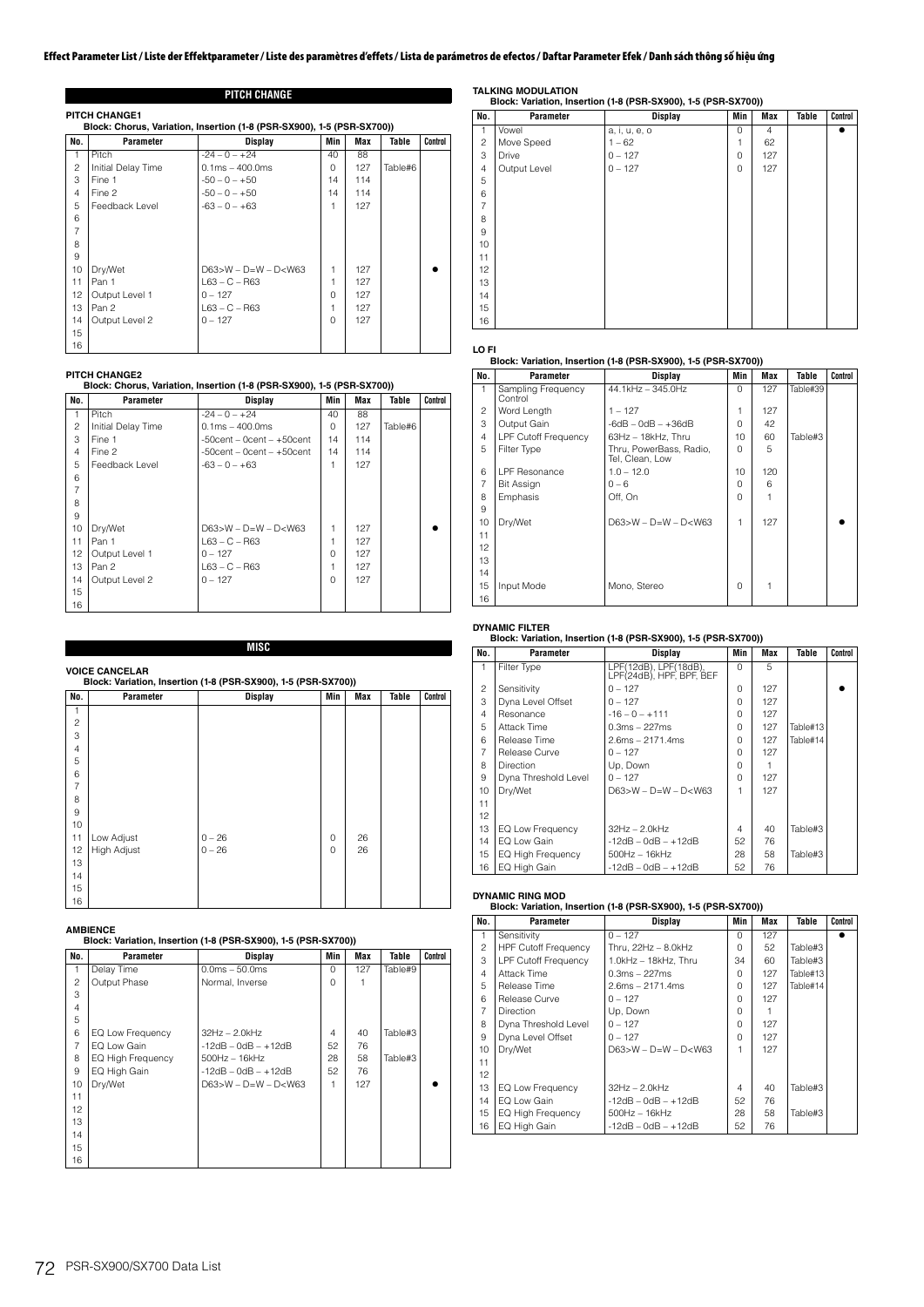# Effect Parameter List / Liste der Effektparameter / Liste des paramètres d'effets / Lista de parámetros de efectos / Daftar Parameter Efek / Danh sách thông số hiệu ứng

## PITCH CHANGE

### PITCH CHANGE1

Block: Chorus, Variation, Insertion (1-8 (PSR-SX900), 1-5 (PSR-SX700))

| No. | Parameter | Display | Min | Max | Table | Control |
|---|---|---|---|---|---|---|
| 1 | Pitch | -24 – 0 – +24 | 40 | 88 | | |
| 2 | Initial Delay Time | 0.1ms – 400.0ms | 0 | 127 | Table#6 | |
| 3 | Fine 1 | -50 – 0 – +50 | 14 | 114 | | |
| 4 | Fine 2 | -50 – 0 – +50 | 14 | 114 | | |
| 5 | Feedback Level | -63 – 0 – +63 | 1 | 127 | | |
| 6 | | | | | | |
| 7 | | | | | | |
| 8 | | | | | | |
| 9 | | | | | | |
| 10 | Dry/Wet | D63>W – D=W – D<W63 | 1 | 127 | | ● |
| 11 | Pan 1 | L63 – C – R63 | 1 | 127 | | |
| 12 | Output Level 1 | 0 – 127 | 0 | 127 | | |
| 13 | Pan 2 | L63 – C – R63 | 1 | 127 | | |
| 14 | Output Level 2 | 0 – 127 | 0 | 127 | | |
| 15 | | | | | | |
| 16 | | | | | | |

### PITCH CHANGE2

Block: Chorus, Variation, Insertion (1-8 (PSR-SX900), 1-5 (PSR-SX700))

| No. | Parameter | Display | Min | Max | Table | Control |
|---|---|---|---|---|---|---|
| 1 | Pitch | -24 – 0 – +24 | 40 | 88 | | |
| 2 | Initial Delay Time | 0.1ms – 400.0ms | 0 | 127 | Table#6 | |
| 3 | Fine 1 | -50cent – 0cent – +50cent | 14 | 114 | | |
| 4 | Fine 2 | -50cent – 0cent – +50cent | 14 | 114 | | |
| 5 | Feedback Level | -63 – 0 – +63 | 1 | 127 | | |
| 6 | | | | | | |
| 7 | | | | | | |
| 8 | | | | | | |
| 9 | | | | | | |
| 10 | Dry/Wet | D63>W – D=W – D<W63 | 1 | 127 | | ● |
| 11 | Pan 1 | L63 – C – R63 | 1 | 127 | | |
| 12 | Output Level 1 | 0 – 127 | 0 | 127 | | |
| 13 | Pan 2 | L63 – C – R63 | 1 | 127 | | |
| 14 | Output Level 2 | 0 – 127 | 0 | 127 | | |
| 15 | | | | | | |
| 16 | | | | | | |

## MISC

### VOICE CANCELAR

Block: Variation, Insertion (1-8 (PSR-SX900), 1-5 (PSR-SX700))

| No. | Parameter | Display | Min | Max | Table | Control |
|---|---|---|---|---|---|---|
| 1 | | | | | | |
| 2 | | | | | | |
| 3 | | | | | | |
| 4 | | | | | | |
| 5 | | | | | | |
| 6 | | | | | | |
| 7 | | | | | | |
| 8 | | | | | | |
| 9 | | | | | | |
| 10 | | | | | | |
| 11 | Low Adjust | 0 – 26 | 0 | 26 | | |
| 12 | High Adjust | 0 – 26 | 0 | 26 | | |
| 13 | | | | | | |
| 14 | | | | | | |
| 15 | | | | | | |
| 16 | | | | | | |

### AMBIENCE

Block: Variation, Insertion (1-8 (PSR-SX900), 1-5 (PSR-SX700))

| No. | Parameter | Display | Min | Max | Table | Control |
|---|---|---|---|---|---|---|
| 1 | Delay Time | 0.0ms – 50.0ms | 0 | 127 | Table#9 | |
| 2 | Output Phase | Normal, Inverse | 0 | 1 | | |
| 3 | | | | | | |
| 4 | | | | | | |
| 5 | | | | | | |
| 6 | EQ Low Frequency | 32Hz – 2.0kHz | 4 | 40 | Table#3 | |
| 7 | EQ Low Gain | -12dB – 0dB – +12dB | 52 | 76 | | |
| 8 | EQ High Frequency | 500Hz – 16kHz | 28 | 58 | Table#3 | |
| 9 | EQ High Gain | -12dB – 0dB – +12dB | 52 | 76 | | |
| 10 | Dry/Wet | D63>W – D=W – D<W63 | 1 | 127 | | ● |
| 11 | | | | | | |
| 12 | | | | | | |
| 13 | | | | | | |
| 14 | | | | | | |
| 15 | | | | | | |
| 16 | | | | | | |

### TALKING MODULATION

Block: Variation, Insertion (1-8 (PSR-SX900), 1-5 (PSR-SX700))

| No. | Parameter | Display | Min | Max | Table | Control |
|---|---|---|---|---|---|---|
| 1 | Vowel | a, i, u, e, o | 0 | 4 | | ● |
| 2 | Move Speed | 1 – 62 | 1 | 62 | | |
| 3 | Drive | 0 – 127 | 0 | 127 | | |
| 4 | Output Level | 0 – 127 | 0 | 127 | | |
| 5 | | | | | | |
| 6 | | | | | | |
| 7 | | | | | | |
| 8 | | | | | | |
| 9 | | | | | | |
| 10 | | | | | | |
| 11 | | | | | | |
| 12 | | | | | | |
| 13 | | | | | | |
| 14 | | | | | | |
| 15 | | | | | | |
| 16 | | | | | | |

### LO FI

Block: Variation, Insertion (1-8 (PSR-SX900), 1-5 (PSR-SX700))

| No. | Parameter | Display | Min | Max | Table | Control |
|---|---|---|---|---|---|---|
| 1 | Sampling Frequency Control | 44.1kHz – 345.0Hz | 0 | 127 | Table#39 | |
| 2 | Word Length | 1 – 127 | 1 | 127 | | |
| 3 | Output Gain | -6dB – 0dB – +36dB | 0 | 42 | | |
| 4 | LPF Cutoff Frequency | 63Hz – 18kHz, Thru | 10 | 60 | Table#3 | |
| 5 | Filter Type | Thru, PowerBass, Radio, Tel, Clean, Low | 0 | 5 | | |
| 6 | LPF Resonance | 1.0 – 12.0 | 10 | 120 | | |
| 7 | Bit Assign | 0 – 6 | 0 | 6 | | |
| 8 | Emphasis | Off, On | 0 | 1 | | |
| 9 | | | | | | |
| 10 | Dry/Wet | D63>W – D=W – D<W63 | 1 | 127 | | ● |
| 11 | | | | | | |
| 12 | | | | | | |
| 13 | | | | | | |
| 14 | | | | | | |
| 15 | Input Mode | Mono, Stereo | 0 | 1 | | |
| 16 | | | | | | |

### DYNAMIC FILTER

Block: Variation, Insertion (1-8 (PSR-SX900), 1-5 (PSR-SX700))

| No. | Parameter | Display | Min | Max | Table | Control |
|---|---|---|---|---|---|---|
| 1 | Filter Type | LPF(12dB), LPF(18dB), LPF(24dB), HPF, BPF, BEF | 0 | 5 | | |
| 2 | Sensitivity | 0 – 127 | 0 | 127 | | ● |
| 3 | Dyna Level Offset | 0 – 127 | 0 | 127 | | |
| 4 | Resonance | -16 – 0 – +111 | 0 | 127 | | |
| 5 | Attack Time | 0.3ms – 227ms | 0 | 127 | Table#13 | |
| 6 | Release Time | 2.6ms – 2171.4ms | 0 | 127 | Table#14 | |
| 7 | Release Curve | 0 – 127 | 0 | 127 | | |
| 8 | Direction | Up, Down | 0 | 1 | | |
| 9 | Dyna Threshold Level | 0 – 127 | 0 | 127 | | |
| 10 | Dry/Wet | D63>W – D=W – D<W63 | 1 | 127 | | |
| 11 | | | | | | |
| 12 | | | | | | |
| 13 | EQ Low Frequency | 32Hz – 2.0kHz | 4 | 40 | Table#3 | |
| 14 | EQ Low Gain | -12dB – 0dB – +12dB | 52 | 76 | | |
| 15 | EQ High Frequency | 500Hz – 16kHz | 28 | 58 | Table#3 | |
| 16 | EQ High Gain | -12dB – 0dB – +12dB | 52 | 76 | | |

### DYNAMIC RING MOD

Block: Variation, Insertion (1-8 (PSR-SX900), 1-5 (PSR-SX700))

| No. | Parameter | Display | Min | Max | Table | Control |
|---|---|---|---|---|---|---|
| 1 | Sensitivity | 0 – 127 | 0 | 127 | | ● |
| 2 | HPF Cutoff Frequency | Thru, 22Hz – 8.0kHz | 0 | 52 | Table#3 | |
| 3 | LPF Cutoff Frequency | 1.0kHz – 18kHz, Thru | 34 | 60 | Table#3 | |
| 4 | Attack Time | 0.3ms – 227ms | 0 | 127 | Table#13 | |
| 5 | Release Time | 2.6ms – 2171.4ms | 0 | 127 | Table#14 | |
| 6 | Release Curve | 0 – 127 | 0 | 127 | | |
| 7 | Direction | Up, Down | 0 | 1 | | |
| 8 | Dyna Threshold Level | 0 – 127 | 0 | 127 | | |
| 9 | Dyna Level Offset | 0 – 127 | 0 | 127 | | |
| 10 | Dry/Wet | D63>W – D=W – D<W63 | 1 | 127 | | |
| 11 | | | | | | |
| 12 | | | | | | |
| 13 | EQ Low Frequency | 32Hz – 2.0kHz | 4 | 40 | Table#3 | |
| 14 | EQ Low Gain | -12dB – 0dB – +12dB | 52 | 76 | | |
| 15 | EQ High Frequency | 500Hz – 16kHz | 28 | 58 | Table#3 | |
| 16 | EQ High Gain | -12dB – 0dB – +12dB | 52 | 76 | | |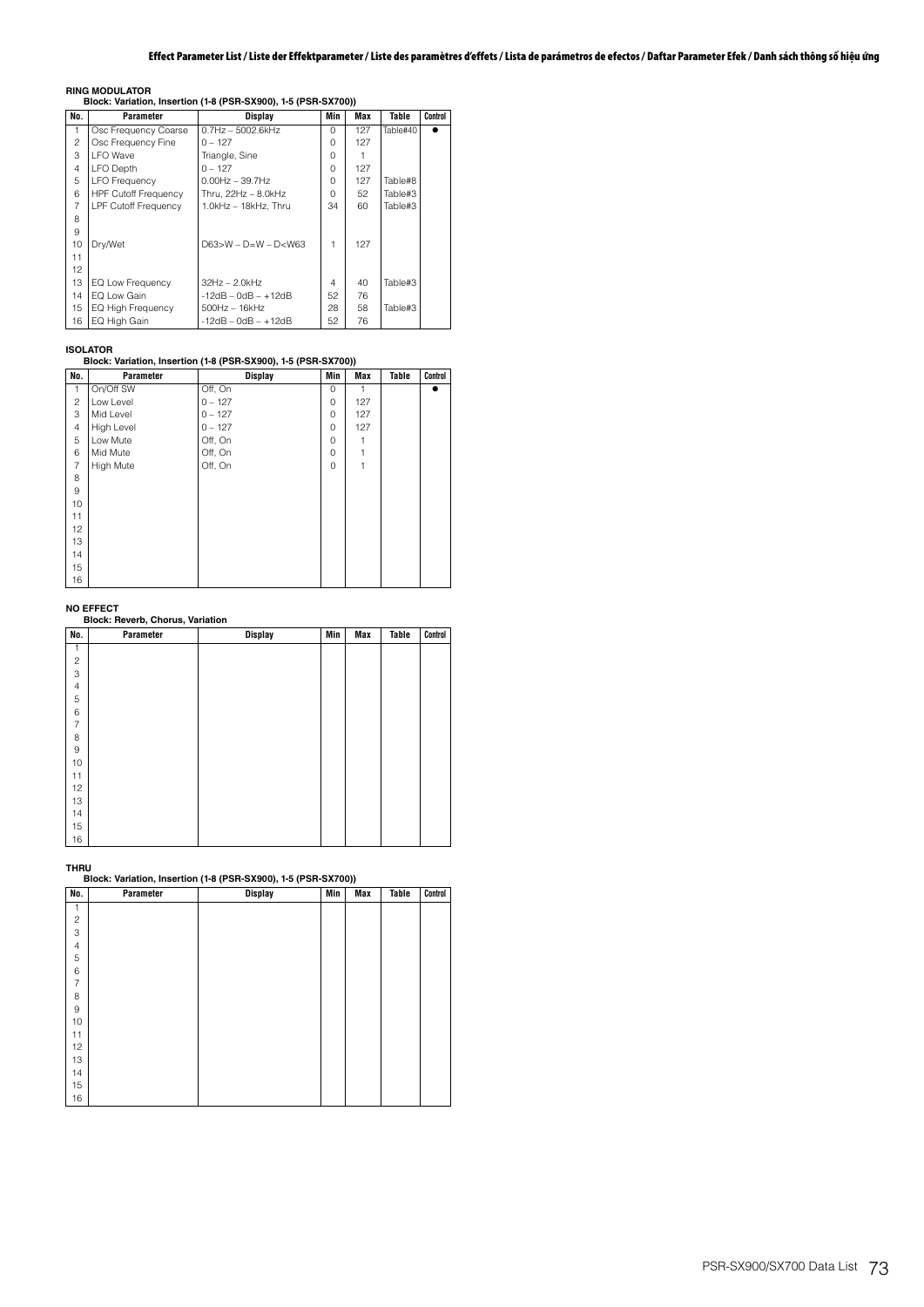**RING MODULATOR**
**Block: Variation, Insertion (1-8 (PSR-SX900), 1-5 (PSR-SX700))**

| No. | Parameter | Display | Min | Max | Table | Control |
|---|---|---|---|---|---|---|
| 1 | Osc Frequency Coarse | 0.7Hz – 5002.6kHz | 0 | 127 | Table#40 | ● |
| 2 | Osc Frequency Fine | 0 – 127 | 0 | 127 | | |
| 3 | LFO Wave | Triangle, Sine | 0 | 1 | | |
| 4 | LFO Depth | 0 – 127 | 0 | 127 | | |
| 5 | LFO Frequency | 0.00Hz – 39.7Hz | 0 | 127 | Table#8 | |
| 6 | HPF Cutoff Frequency | Thru, 22Hz – 8.0kHz | 0 | 52 | Table#3 | |
| 7 | LPF Cutoff Frequency | 1.0kHz – 18kHz, Thru | 34 | 60 | Table#3 | |
| 8 | | | | | | |
| 9 | | | | | | |
| 10 | Dry/Wet | D63>W – D=W – D<W63 | 1 | 127 | | |
| 11 | | | | | | |
| 12 | | | | | | |
| 13 | EQ Low Frequency | 32Hz – 2.0kHz | 4 | 40 | Table#3 | |
| 14 | EQ Low Gain | -12dB – 0dB – +12dB | 52 | 76 | | |
| 15 | EQ High Frequency | 500Hz – 16kHz | 28 | 58 | Table#3 | |
| 16 | EQ High Gain | -12dB – 0dB – +12dB | 52 | 76 | | |

**ISOLATOR**
**Block: Variation, Insertion (1-8 (PSR-SX900), 1-5 (PSR-SX700))**

| No. | Parameter | Display | Min | Max | Table | Control |
|---|---|---|---|---|---|---|
| 1 | On/Off SW | Off, On | 0 | 1 | | ● |
| 2 | Low Level | 0 – 127 | 0 | 127 | | |
| 3 | Mid Level | 0 – 127 | 0 | 127 | | |
| 4 | High Level | 0 – 127 | 0 | 127 | | |
| 5 | Low Mute | Off, On | 0 | 1 | | |
| 6 | Mid Mute | Off, On | 0 | 1 | | |
| 7 | High Mute | Off, On | 0 | 1 | | |
| 8 | | | | | | |
| 9 | | | | | | |
| 10 | | | | | | |
| 11 | | | | | | |
| 12 | | | | | | |
| 13 | | | | | | |
| 14 | | | | | | |
| 15 | | | | | | |
| 16 | | | | | | |

**NO EFFECT**
**Block: Reverb, Chorus, Variation**

| No. | Parameter | Display | Min | Max | Table | Control |
|---|---|---|---|---|---|---|
| 1 | | | | | | |
| 2 | | | | | | |
| 3 | | | | | | |
| 4 | | | | | | |
| 5 | | | | | | |
| 6 | | | | | | |
| 7 | | | | | | |
| 8 | | | | | | |
| 9 | | | | | | |
| 10 | | | | | | |
| 11 | | | | | | |
| 12 | | | | | | |
| 13 | | | | | | |
| 14 | | | | | | |
| 15 | | | | | | |
| 16 | | | | | | |

**THRU**
**Block: Variation, Insertion (1-8 (PSR-SX900), 1-5 (PSR-SX700))**

| No. | Parameter | Display | Min | Max | Table | Control |
|---|---|---|---|---|---|---|
| 1 | | | | | | |
| 2 | | | | | | |
| 3 | | | | | | |
| 4 | | | | | | |
| 5 | | | | | | |
| 6 | | | | | | |
| 7 | | | | | | |
| 8 | | | | | | |
| 9 | | | | | | |
| 10 | | | | | | |
| 11 | | | | | | |
| 12 | | | | | | |
| 13 | | | | | | |
| 14 | | | | | | |
| 15 | | | | | | |
| 16 | | | | | | |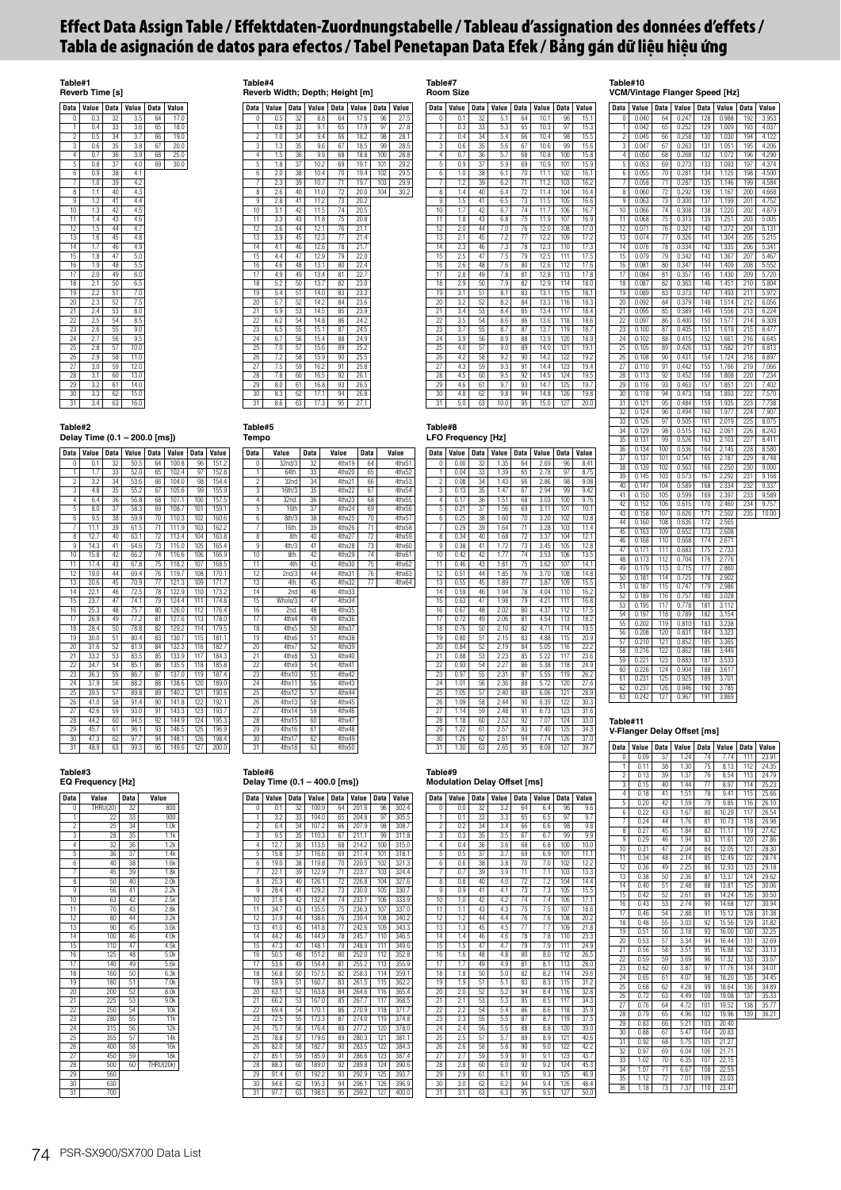# Effect Data Assign Table / Effektdaten-Zuordnungstabelle / Tableau d'assignation des données d'effets / Tabla de asignación de datos para efectos / Tabel Penetapan Data Efek / Bảng gán dữ liệu hiệu ứng

### Table#1
**Reverb Time [s]**

| Data | Value | Data | Value | Data | Value |
|---|---|---|---|---|---|
| 0 | 0.3 | 32 | 3.5 | 64 | 17.0 |
| 1 | 0.4 | 33 | 3.6 | 65 | 18.0 |
| 2 | 0.5 | 34 | 3.7 | 66 | 19.0 |
| 3 | 0.6 | 35 | 3.8 | 67 | 20.0 |
| 4 | 0.7 | 36 | 3.9 | 68 | 25.0 |
| 5 | 0.8 | 37 | 4.0 | 69 | 30.0 |
| 6 | 0.9 | 38 | 4.1 | | |
| 7 | 1.0 | 39 | 4.2 | | |
| 8 | 1.1 | 40 | 4.3 | | |
| 9 | 1.2 | 41 | 4.4 | | |
| 10 | 1.3 | 42 | 4.5 | | |
| 11 | 1.4 | 43 | 4.6 | | |
| 12 | 1.5 | 44 | 4.7 | | |
| 13 | 1.6 | 45 | 4.8 | | |
| 14 | 1.7 | 46 | 4.9 | | |
| 15 | 1.8 | 47 | 5.0 | | |
| 16 | 1.9 | 48 | 5.5 | | |
| 17 | 2.0 | 49 | 6.0 | | |
| 18 | 2.1 | 50 | 6.5 | | |
| 19 | 2.2 | 51 | 7.0 | | |
| 20 | 2.3 | 52 | 7.5 | | |
| 21 | 2.4 | 53 | 8.0 | | |
| 22 | 2.5 | 54 | 8.5 | | |
| 23 | 2.6 | 55 | 9.0 | | |
| 24 | 2.7 | 56 | 9.5 | | |
| 25 | 2.8 | 57 | 10.0 | | |
| 26 | 2.9 | 58 | 11.0 | | |
| 27 | 3.0 | 59 | 12.0 | | |
| 28 | 3.1 | 60 | 13.0 | | |
| 29 | 3.2 | 61 | 14.0 | | |
| 30 | 3.3 | 62 | 15.0 | | |
| 31 | 3.4 | 63 | 16.0 | | |

### Table#2
**Delay Time (0.1 – 200.0 [ms])**

| Data | Value | Data | Value | Data | Value | Data | Value |
|---|---|---|---|---|---|---|---|
| 0 | 0.1 | 32 | 50.5 | 64 | 100.8 | 96 | 151.2 |
| 1 | 1.7 | 33 | 52.0 | 65 | 102.4 | 97 | 152.8 |
| 2 | 3.2 | 34 | 53.6 | 66 | 104.0 | 98 | 154.4 |
| 3 | 4.8 | 35 | 55.2 | 67 | 105.6 | 99 | 155.9 |
| 4 | 6.4 | 36 | 56.8 | 68 | 107.1 | 100 | 157.5 |
| 5 | 8.0 | 37 | 58.3 | 69 | 108.7 | 101 | 159.1 |
| 6 | 9.5 | 38 | 59.9 | 70 | 110.3 | 102 | 160.6 |
| 7 | 11.1 | 39 | 61.5 | 71 | 111.9 | 103 | 162.2 |
| 8 | 12.7 | 40 | 63.1 | 72 | 113.4 | 104 | 163.8 |
| 9 | 14.3 | 41 | 64.6 | 73 | 115.0 | 105 | 165.4 |
| 10 | 15.8 | 42 | 66.2 | 74 | 116.6 | 106 | 166.9 |
| 11 | 17.4 | 43 | 67.8 | 75 | 118.2 | 107 | 168.5 |
| 12 | 19.0 | 44 | 69.4 | 76 | 119.7 | 108 | 170.1 |
| 13 | 20.6 | 45 | 70.9 | 77 | 121.3 | 109 | 171.7 |
| 14 | 22.1 | 46 | 72.5 | 78 | 122.9 | 110 | 173.2 |
| 15 | 23.7 | 47 | 74.1 | 79 | 124.4 | 111 | 174.8 |
| 16 | 25.3 | 48 | 75.7 | 80 | 126.0 | 112 | 176.4 |
| 17 | 26.9 | 49 | 77.2 | 81 | 127.6 | 113 | 178.0 |
| 18 | 28.4 | 50 | 78.8 | 82 | 129.2 | 114 | 179.5 |
| 19 | 30.0 | 51 | 80.4 | 83 | 130.7 | 115 | 181.1 |
| 20 | 31.6 | 52 | 81.9 | 84 | 132.3 | 116 | 182.7 |
| 21 | 33.2 | 53 | 83.5 | 85 | 133.9 | 117 | 184.3 |
| 22 | 34.7 | 54 | 85.1 | 86 | 135.5 | 118 | 185.8 |
| 23 | 36.3 | 55 | 86.7 | 87 | 137.0 | 119 | 187.4 |
| 24 | 37.9 | 56 | 88.2 | 88 | 138.6 | 120 | 189.0 |
| 25 | 39.5 | 57 | 89.8 | 89 | 140.2 | 121 | 190.6 |
| 26 | 41.0 | 58 | 91.4 | 90 | 141.8 | 122 | 192.1 |
| 27 | 42.6 | 59 | 93.0 | 91 | 143.3 | 123 | 193.7 |
| 28 | 44.2 | 60 | 94.5 | 92 | 144.9 | 124 | 195.3 |
| 29 | 45.7 | 61 | 96.1 | 93 | 146.5 | 125 | 196.9 |
| 30 | 47.3 | 62 | 97.7 | 94 | 148.1 | 126 | 198.4 |
| 31 | 48.9 | 63 | 99.3 | 95 | 149.6 | 127 | 200.0 |

### Table#3
**EQ Frequency [Hz]**

| Data | Value | Data | Value |
|---|---|---|---|
| 0 | THRU(20) | 32 | 800 |
| 1 | 22 | 33 | 900 |
| 2 | 25 | 34 | 1.0k |
| 3 | 28 | 35 | 1.1k |
| 4 | 32 | 36 | 1.2k |
| 5 | 36 | 37 | 1.4k |
| 6 | 40 | 38 | 1.6k |
| 7 | 45 | 39 | 1.8k |
| 8 | 50 | 40 | 2.0k |
| 9 | 56 | 41 | 2.2k |
| 10 | 63 | 42 | 2.5k |
| 11 | 70 | 43 | 2.8k |
| 12 | 80 | 44 | 3.2k |
| 13 | 90 | 45 | 3.6k |
| 14 | 100 | 46 | 4.0k |
| 15 | 110 | 47 | 4.5k |
| 16 | 125 | 48 | 5.0k |
| 17 | 140 | 49 | 5.6k |
| 18 | 160 | 50 | 6.3k |
| 19 | 180 | 51 | 7.0k |
| 20 | 200 | 52 | 8.0k |
| 21 | 225 | 53 | 9.0k |
| 22 | 250 | 54 | 10k |
| 23 | 280 | 55 | 11k |
| 24 | 315 | 56 | 12k |
| 25 | 355 | 57 | 14k |
| 26 | 400 | 58 | 16k |
| 27 | 450 | 59 | 18k |
| 28 | 500 | 60 | THRU(20k) |
| 29 | 560 | | |
| 30 | 630 | | |
| 31 | 700 | | |

### Table#4
**Reverb Width; Depth; Height [m]**

| Data | Value | Data | Value | Data | Value | Data | Value |
|---|---|---|---|---|---|---|---|
| 0 | 0.5 | 32 | 8.8 | 64 | 17.6 | 96 | 27.5 |
| 1 | 0.8 | 33 | 9.1 | 65 | 17.9 | 97 | 27.8 |
| 2 | 1.0 | 34 | 9.4 | 66 | 18.2 | 98 | 28.1 |
| 3 | 1.3 | 35 | 9.6 | 67 | 18.5 | 99 | 28.5 |
| 4 | 1.5 | 36 | 9.9 | 68 | 18.8 | 100 | 28.8 |
| 5 | 1.8 | 37 | 10.2 | 69 | 19.1 | 101 | 29.2 |
| 6 | 2.0 | 38 | 10.4 | 70 | 19.4 | 102 | 29.5 |
| 7 | 2.3 | 39 | 10.7 | 71 | 19.7 | 103 | 29.9 |
| 8 | 2.6 | 40 | 11.0 | 72 | 20.0 | 104 | 30.2 |
| 9 | 2.8 | 41 | 11.2 | 73 | 20.2 | | |
| 10 | 3.1 | 42 | 11.5 | 74 | 20.5 | | |
| 11 | 3.3 | 43 | 11.8 | 75 | 20.8 | | |
| 12 | 3.6 | 44 | 12.1 | 76 | 21.1 | | |
| 13 | 3.9 | 45 | 12.3 | 77 | 21.4 | | |
| 14 | 4.1 | 46 | 12.6 | 78 | 21.7 | | |
| 15 | 4.4 | 47 | 12.9 | 79 | 22.0 | | |
| 16 | 4.6 | 48 | 13.1 | 80 | 22.4 | | |
| 17 | 4.9 | 49 | 13.4 | 81 | 22.7 | | |
| 18 | 5.2 | 50 | 13.7 | 82 | 23.0 | | |
| 19 | 5.4 | 51 | 14.0 | 83 | 23.3 | | |
| 20 | 5.7 | 52 | 14.2 | 84 | 23.6 | | |
| 21 | 5.9 | 53 | 14.5 | 85 | 23.9 | | |
| 22 | 6.2 | 54 | 14.8 | 86 | 24.2 | | |
| 23 | 6.5 | 55 | 15.1 | 87 | 24.5 | | |
| 24 | 6.7 | 56 | 15.4 | 88 | 24.9 | | |
| 25 | 7.0 | 57 | 15.6 | 89 | 25.2 | | |
| 26 | 7.2 | 58 | 15.9 | 90 | 25.5 | | |
| 27 | 7.5 | 59 | 16.2 | 91 | 25.8 | | |
| 28 | 7.8 | 60 | 16.5 | 92 | 26.1 | | |
| 29 | 8.0 | 61 | 16.8 | 93 | 26.5 | | |
| 30 | 8.3 | 62 | 17.1 | 94 | 26.8 | | |
| 31 | 8.6 | 63 | 17.3 | 95 | 27.1 | | |

### Table#5
**Tempo**

| Data | Value | Data | Value | Data | Value |
|---|---|---|---|---|---|
| 0 | 32nd/3 | 32 | 4thx19 | 64 | 4thx51 |
| 1 | 64th. | 33 | 4thx20 | 65 | 4thx52 |
| 2 | 32nd | 34 | 4thx21 | 66 | 4thx53 |
| 3 | 16th/3 | 35 | 4thx22 | 67 | 4thx54 |
| 4 | 32nd. | 36 | 4thx23 | 68 | 4thx55 |
| 5 | 16th | 37 | 4thx24 | 69 | 4thx56 |
| 6 | 8th/3 | 38 | 4thx25 | 70 | 4thx57 |
| 7 | 16th. | 39 | 4thx26 | 71 | 4thx58 |
| 8 | 8th | 40 | 4thx27 | 72 | 4thx59 |
| 9 | 4th/3 | 41 | 4thx28 | 73 | 4thx60 |
| 10 | 8th. | 42 | 4thx29 | 74 | 4thx61 |
| 11 | 4th | 43 | 4thx30 | 75 | 4thx62 |
| 12 | 2nd/3 | 44 | 4thx31 | 76 | 4thx63 |
| 13 | 4th. | 45 | 4thx32 | 77 | 4thx64 |
| 14 | 2nd | 46 | 4thx33 | | |
| 15 | Whole/3 | 47 | 4thx34 | | |
| 16 | 2nd. | 48 | 4thx35 | | |
| 17 | 4thx4 | 49 | 4thx36 | | |
| 18 | 4thx5 | 50 | 4thx37 | | |
| 19 | 4thx6 | 51 | 4thx38 | | |
| 20 | 4thx7 | 52 | 4thx39 | | |
| 21 | 4thx8 | 53 | 4thx40 | | |
| 22 | 4thx9 | 54 | 4thx41 | | |
| 23 | 4thx10 | 55 | 4thx42 | | |
| 24 | 4thx11 | 56 | 4thx43 | | |
| 25 | 4thx12 | 57 | 4thx44 | | |
| 26 | 4thx13 | 58 | 4thx45 | | |
| 27 | 4thx14 | 59 | 4thx46 | | |
| 28 | 4thx15 | 60 | 4thx47 | | |
| 29 | 4thx16 | 61 | 4thx48 | | |
| 30 | 4thx17 | 62 | 4thx49 | | |
| 31 | 4thx18 | 63 | 4thx50 | | |

### Table#6
**Delay Time (0.1 – 400.0 [ms])**

| Data | Value | Data | Value | Data | Value | Data | Value |
|---|---|---|---|---|---|---|---|
| 0 | 0.1 | 32 | 100.9 | 64 | 201.6 | 96 | 302.4 |
| 1 | 3.2 | 33 | 104.0 | 65 | 204.8 | 97 | 305.5 |
| 2 | 6.4 | 34 | 107.2 | 66 | 207.9 | 98 | 308.7 |
| 3 | 9.5 | 35 | 110.3 | 67 | 211.1 | 99 | 311.8 |
| 4 | 12.7 | 36 | 113.5 | 68 | 214.2 | 100 | 315.0 |
| 5 | 15.8 | 37 | 116.6 | 69 | 217.4 | 101 | 318.1 |
| 6 | 19.0 | 38 | 119.8 | 70 | 220.5 | 102 | 321.3 |
| 7 | 22.1 | 39 | 122.9 | 71 | 223.7 | 103 | 324.4 |
| 8 | 25.3 | 40 | 126.1 | 72 | 226.8 | 104 | 327.6 |
| 9 | 28.4 | 41 | 129.2 | 73 | 230.0 | 105 | 330.7 |
| 10 | 31.6 | 42 | 132.4 | 74 | 233.1 | 106 | 333.9 |
| 11 | 34.7 | 43 | 135.5 | 75 | 236.3 | 107 | 337.0 |
| 12 | 37.9 | 44 | 138.6 | 76 | 239.4 | 108 | 340.2 |
| 13 | 41.0 | 45 | 141.8 | 77 | 242.6 | 109 | 343.3 |
| 14 | 44.2 | 46 | 144.9 | 78 | 245.7 | 110 | 346.5 |
| 15 | 47.3 | 47 | 148.1 | 79 | 248.9 | 111 | 349.6 |
| 16 | 50.5 | 48 | 151.2 | 80 | 252.0 | 112 | 352.8 |
| 17 | 53.6 | 49 | 154.4 | 81 | 255.2 | 113 | 355.9 |
| 18 | 56.8 | 50 | 157.5 | 82 | 258.3 | 114 | 359.1 |
| 19 | 59.9 | 51 | 160.7 | 83 | 261.5 | 115 | 362.2 |
| 20 | 63.1 | 52 | 163.8 | 84 | 264.6 | 116 | 365.4 |
| 21 | 66.2 | 53 | 167.0 | 85 | 267.7 | 117 | 368.5 |
| 22 | 69.4 | 54 | 170.1 | 86 | 270.9 | 118 | 371.7 |
| 23 | 72.5 | 55 | 173.3 | 87 | 274.0 | 119 | 374.8 |
| 24 | 75.7 | 56 | 176.4 | 88 | 277.2 | 120 | 378.0 |
| 25 | 78.8 | 57 | 179.6 | 89 | 280.3 | 121 | 381.1 |
| 26 | 82.0 | 58 | 182.7 | 90 | 283.5 | 122 | 384.3 |
| 27 | 85.1 | 59 | 185.9 | 91 | 286.6 | 123 | 387.4 |
| 28 | 88.3 | 60 | 189.0 | 92 | 289.8 | 124 | 390.6 |
| 29 | 91.4 | 61 | 192.2 | 93 | 292.9 | 125 | 393.7 |
| 30 | 94.6 | 62 | 195.3 | 94 | 296.1 | 126 | 396.9 |
| 31 | 97.7 | 63 | 198.5 | 95 | 299.2 | 127 | 400.0 |

### Table#7
**Room Size**

| Data | Value | Data | Value | Data | Value | Data | Value |
|---|---|---|---|---|---|---|---|
| 0 | 0.1 | 32 | 5.1 | 64 | 10.1 | 96 | 15.1 |
| 1 | 0.3 | 33 | 5.3 | 65 | 10.3 | 97 | 15.3 |
| 2 | 0.4 | 34 | 5.4 | 66 | 10.4 | 98 | 15.5 |
| 3 | 0.6 | 35 | 5.6 | 67 | 10.6 | 99 | 15.6 |
| 4 | 0.7 | 36 | 5.7 | 68 | 10.8 | 100 | 15.8 |
| 5 | 0.9 | 37 | 5.9 | 69 | 10.9 | 101 | 15.9 |
| 6 | 1.0 | 38 | 6.1 | 70 | 11.1 | 102 | 16.1 |
| 7 | 1.2 | 39 | 6.2 | 71 | 11.2 | 103 | 16.2 |
| 8 | 1.4 | 40 | 6.4 | 72 | 11.4 | 104 | 16.4 |
| 9 | 1.5 | 41 | 6.5 | 73 | 11.5 | 105 | 16.6 |
| 10 | 1.7 | 42 | 6.7 | 74 | 11.7 | 106 | 16.7 |
| 11 | 1.8 | 43 | 6.8 | 75 | 11.9 | 107 | 16.9 |
| 12 | 2.0 | 44 | 7.0 | 76 | 12.0 | 108 | 17.0 |
| 13 | 2.1 | 45 | 7.2 | 77 | 12.2 | 109 | 17.2 |
| 14 | 2.3 | 46 | 7.3 | 78 | 12.3 | 110 | 17.3 |
| 15 | 2.5 | 47 | 7.5 | 79 | 12.5 | 111 | 17.5 |
| 16 | 2.6 | 48 | 7.6 | 80 | 12.6 | 112 | 17.6 |
| 17 | 2.8 | 49 | 7.8 | 81 | 12.8 | 113 | 17.8 |
| 18 | 2.9 | 50 | 7.9 | 82 | 12.9 | 114 | 18.0 |
| 19 | 3.1 | 51 | 8.1 | 83 | 13.1 | 115 | 18.1 |
| 20 | 3.2 | 52 | 8.2 | 84 | 13.3 | 116 | 18.3 |
| 21 | 3.4 | 53 | 8.4 | 85 | 13.4 | 117 | 18.4 |
| 22 | 3.5 | 54 | 8.6 | 86 | 13.6 | 118 | 18.6 |
| 23 | 3.7 | 55 | 8.7 | 87 | 13.7 | 119 | 18.7 |
| 24 | 3.9 | 56 | 8.9 | 88 | 13.9 | 120 | 18.9 |
| 25 | 4.0 | 57 | 9.0 | 89 | 14.0 | 121 | 19.1 |
| 26 | 4.2 | 58 | 9.2 | 90 | 14.2 | 122 | 19.2 |
| 27 | 4.3 | 59 | 9.3 | 91 | 14.4 | 123 | 19.4 |
| 28 | 4.5 | 60 | 9.5 | 92 | 14.5 | 124 | 19.5 |
| 29 | 4.6 | 61 | 9.7 | 93 | 14.7 | 125 | 19.7 |
| 30 | 4.8 | 62 | 9.8 | 94 | 14.8 | 126 | 19.8 |
| 31 | 5.0 | 63 | 10.0 | 95 | 15.0 | 127 | 20.0 |

### Table#8
**LFO Frequency [Hz]**

| Data | Value | Data | Value | Data | Value | Data | Value |
|---|---|---|---|---|---|---|---|
| 0 | 0.00 | 32 | 1.35 | 64 | 2.69 | 96 | 8.41 |
| 1 | 0.04 | 33 | 1.39 | 65 | 2.78 | 97 | 8.75 |
| 2 | 0.08 | 34 | 1.43 | 66 | 2.86 | 98 | 9.08 |
| 3 | 0.13 | 35 | 1.47 | 67 | 2.94 | 99 | 9.42 |
| 4 | 0.17 | 36 | 1.51 | 68 | 3.03 | 100 | 9.76 |
| 5 | 0.21 | 37 | 1.56 | 69 | 3.11 | 101 | 10.1 |
| 6 | 0.25 | 38 | 1.60 | 70 | 3.20 | 102 | 10.8 |
| 7 | 0.29 | 39 | 1.64 | 71 | 3.28 | 103 | 11.4 |
| 8 | 0.34 | 40 | 1.68 | 72 | 3.37 | 104 | 12.1 |
| 9 | 0.38 | 41 | 1.72 | 73 | 3.45 | 105 | 12.8 |
| 10 | 0.42 | 42 | 1.77 | 74 | 3.53 | 106 | 13.5 |
| 11 | 0.46 | 43 | 1.81 | 75 | 3.62 | 107 | 14.1 |
| 12 | 0.51 | 44 | 1.85 | 76 | 3.70 | 108 | 14.8 |
| 13 | 0.55 | 45 | 1.89 | 77 | 3.87 | 109 | 15.5 |
| 14 | 0.59 | 46 | 1.94 | 78 | 4.04 | 110 | 16.2 |
| 15 | 0.63 | 47 | 1.98 | 79 | 4.21 | 111 | 16.8 |
| 16 | 0.67 | 48 | 2.02 | 80 | 4.37 | 112 | 17.5 |
| 17 | 0.72 | 49 | 2.06 | 81 | 4.54 | 113 | 18.2 |
| 18 | 0.76 | 50 | 2.10 | 82 | 4.71 | 114 | 19.5 |
| 19 | 0.80 | 51 | 2.15 | 83 | 4.88 | 115 | 20.9 |
| 20 | 0.84 | 52 | 2.19 | 84 | 5.05 | 116 | 22.2 |
| 21 | 0.88 | 53 | 2.23 | 85 | 5.22 | 117 | 23.6 |
| 22 | 0.93 | 54 | 2.27 | 86 | 5.38 | 118 | 24.9 |
| 23 | 0.97 | 55 | 2.31 | 87 | 5.55 | 119 | 26.2 |
| 24 | 1.01 | 56 | 2.36 | 88 | 5.72 | 120 | 27.6 |
| 25 | 1.05 | 57 | 2.40 | 89 | 6.06 | 121 | 28.9 |
| 26 | 1.09 | 58 | 2.44 | 90 | 6.39 | 122 | 30.3 |
| 27 | 1.14 | 59 | 2.48 | 91 | 6.73 | 123 | 31.6 |
| 28 | 1.18 | 60 | 2.52 | 92 | 7.07 | 124 | 33.0 |
| 29 | 1.22 | 61 | 2.57 | 93 | 7.40 | 125 | 34.3 |
| 30 | 1.26 | 62 | 2.61 | 94 | 7.74 | 126 | 37.0 |
| 31 | 1.30 | 63 | 2.65 | 95 | 8.08 | 127 | 39.7 |

### Table#9
**Modulation Delay Offset [ms]**

| Data | Value | Data | Value | Data | Value | Data | Value |
|---|---|---|---|---|---|---|---|
| 0 | 0.0 | 32 | 3.2 | 64 | 6.4 | 96 | 9.6 |
| 1 | 0.1 | 33 | 3.3 | 65 | 6.5 | 97 | 9.7 |
| 2 | 0.2 | 34 | 3.4 | 66 | 6.6 | 98 | 9.8 |
| 3 | 0.3 | 35 | 3.5 | 67 | 6.7 | 99 | 9.9 |
| 4 | 0.4 | 36 | 3.6 | 68 | 6.8 | 100 | 10.0 |
| 5 | 0.5 | 37 | 3.7 | 69 | 6.9 | 101 | 11.1 |
| 6 | 0.6 | 38 | 3.8 | 70 | 7.0 | 102 | 12.2 |
| 7 | 0.7 | 39 | 3.9 | 71 | 7.1 | 103 | 13.3 |
| 8 | 0.8 | 40 | 4.0 | 72 | 7.2 | 104 | 14.4 |
| 9 | 0.9 | 41 | 4.1 | 73 | 7.3 | 105 | 15.5 |
| 10 | 1.0 | 42 | 4.2 | 74 | 7.4 | 106 | 17.1 |
| 11 | 1.1 | 43 | 4.3 | 75 | 7.5 | 107 | 18.6 |
| 12 | 1.2 | 44 | 4.4 | 76 | 7.6 | 108 | 20.2 |
| 13 | 1.3 | 45 | 4.5 | 77 | 7.7 | 109 | 21.8 |
| 14 | 1.4 | 46 | 4.6 | 78 | 7.8 | 110 | 23.3 |
| 15 | 1.5 | 47 | 4.7 | 79 | 7.9 | 111 | 24.9 |
| 16 | 1.6 | 48 | 4.8 | 80 | 8.0 | 112 | 26.5 |
| 17 | 1.7 | 49 | 4.9 | 81 | 8.1 | 113 | 28.0 |
| 18 | 1.8 | 50 | 5.0 | 82 | 8.2 | 114 | 29.6 |
| 19 | 1.9 | 51 | 5.1 | 83 | 8.3 | 115 | 31.2 |
| 20 | 2.0 | 52 | 5.2 | 84 | 8.4 | 116 | 32.8 |
| 21 | 2.1 | 53 | 5.3 | 85 | 8.5 | 117 | 34.3 |
| 22 | 2.2 | 54 | 5.4 | 86 | 8.6 | 118 | 35.9 |
| 23 | 2.3 | 55 | 5.5 | 87 | 8.7 | 119 | 37.5 |
| 24 | 2.4 | 56 | 5.6 | 88 | 8.8 | 120 | 39.0 |
| 25 | 2.5 | 57 | 5.7 | 89 | 8.9 | 121 | 40.6 |
| 26 | 2.6 | 58 | 5.8 | 90 | 9.0 | 122 | 42.2 |
| 27 | 2.7 | 59 | 5.9 | 91 | 9.1 | 123 | 43.7 |
| 28 | 2.8 | 60 | 6.0 | 92 | 9.2 | 124 | 45.3 |
| 29 | 2.9 | 61 | 6.1 | 93 | 9.3 | 125 | 46.9 |
| 30 | 3.0 | 62 | 6.2 | 94 | 9.4 | 126 | 48.4 |
| 31 | 3.1 | 63 | 6.3 | 95 | 9.5 | 127 | 50.0 |

### Table#10
**VCM/Vintage Flanger Speed [Hz]**

| Data | Value | Data | Value | Data | Value | Data | Value |
|---|---|---|---|---|---|---|---|
| 0 | 0.040 | 64 | 0.247 | 128 | 0.988 | 192 | 3.953 |
| 1 | 0.042 | 65 | 0.252 | 129 | 1.009 | 193 | 4.037 |
| 2 | 0.045 | 66 | 0.258 | 130 | 1.030 | 194 | 4.122 |
| 3 | 0.047 | 67 | 0.263 | 131 | 1.051 | 195 | 4.206 |
| 4 | 0.050 | 68 | 0.268 | 132 | 1.072 | 196 | 4.290 |
| 5 | 0.053 | 69 | 0.273 | 133 | 1.093 | 197 | 4.374 |
| 6 | 0.055 | 70 | 0.281 | 134 | 1.125 | 198 | 4.500 |
| 7 | 0.058 | 71 | 0.287 | 135 | 1.146 | 199 | 4.584 |
| 8 | 0.060 | 72 | 0.292 | 136 | 1.167 | 200 | 4.668 |
| 9 | 0.063 | 73 | 0.300 | 137 | 1.199 | 201 | 4.752 |
| 10 | 0.066 | 74 | 0.308 | 138 | 1.220 | 202 | 4.879 |
| 11 | 0.068 | 75 | 0.313 | 139 | 1.251 | 203 | 5.005 |
| 12 | 0.071 | 76 | 0.321 | 140 | 1.272 | 204 | 5.131 |
| 13 | 0.074 | 77 | 0.326 | 141 | 1.304 | 205 | 5.215 |
| 14 | 0.076 | 78 | 0.334 | 142 | 1.335 | 206 | 5.341 |
| 15 | 0.079 | 79 | 0.342 | 143 | 1.367 | 207 | 5.467 |
| 16 | 0.081 | 80 | 0.347 | 144 | 1.409 | 208 | 5.552 |
| 17 | 0.084 | 81 | 0.357 | 145 | 1.430 | 209 | 5.720 |
| 18 | 0.087 | 82 | 0.363 | 146 | 1.451 | 210 | 5.804 |
| 19 | 0.089 | 83 | 0.373 | 147 | 1.493 | 211 | 5.972 |
| 20 | 0.092 | 84 | 0.379 | 148 | 1.514 | 212 | 6.056 |
| 21 | 0.095 | 85 | 0.389 | 149 | 1.556 | 213 | 6.224 |
| 22 | 0.097 | 86 | 0.400 | 150 | 1.577 | 214 | 6.309 |
| 23 | 0.100 | 87 | 0.405 | 151 | 1.619 | 215 | 6.477 |
| 24 | 0.102 | 88 | 0.415 | 152 | 1.661 | 216 | 6.645 |
| 25 | 0.105 | 89 | 0.426 | 153 | 1.682 | 217 | 6.813 |
| 26 | 0.108 | 90 | 0.431 | 154 | 1.724 | 218 | 6.897 |
| 27 | 0.110 | 91 | 0.442 | 155 | 1.766 | 219 | 7.066 |
| 28 | 0.113 | 92 | 0.452 | 156 | 1.808 | 220 | 7.234 |
| 29 | 0.116 | 93 | 0.463 | 157 | 1.851 | 221 | 7.402 |
| 30 | 0.118 | 94 | 0.473 | 158 | 1.893 | 222 | 7.570 |
| 31 | 0.121 | 95 | 0.484 | 159 | 1.935 | 223 | 7.738 |
| 32 | 0.124 | 96 | 0.494 | 160 | 1.977 | 224 | 7.907 |
| 33 | 0.126 | 97 | 0.505 | 161 | 2.019 | 225 | 8.075 |
| 34 | 0.129 | 98 | 0.515 | 162 | 2.061 | 226 | 8.243 |
| 35 | 0.131 | 99 | 0.526 | 163 | 2.103 | 227 | 8.411 |
| 36 | 0.134 | 100 | 0.536 | 164 | 2.145 | 228 | 8.580 |
| 37 | 0.137 | 101 | 0.547 | 165 | 2.187 | 229 | 8.748 |
| 38 | 0.139 | 102 | 0.563 | 166 | 2.250 | 230 | 9.000 |
| 39 | 0.145 | 103 | 0.573 | 167 | 2.292 | 231 | 9.168 |
| 40 | 0.147 | 104 | 0.589 | 168 | 2.334 | 232 | 9.337 |
| 41 | 0.150 | 105 | 0.599 | 169 | 2.397 | 233 | 9.589 |
| 42 | 0.152 | 106 | 0.615 | 170 | 2.460 | 234 | 9.757 |
| 43 | 0.158 | 107 | 0.626 | 171 | 2.502 | 235 | 10.00 |
| 44 | 0.160 | 108 | 0.636 | 172 | 2.565 | | |
| 45 | 0.163 | 109 | 0.652 | 173 | 2.608 | | |
| 46 | 0.168 | 110 | 0.668 | 174 | 2.671 | | |
| 47 | 0.171 | 111 | 0.683 | 175 | 2.733 | | |
| 48 | 0.173 | 112 | 0.704 | 176 | 2.776 | | |
| 49 | 0.179 | 113 | 0.715 | 177 | 2.860 | | |
| 50 | 0.181 | 114 | 0.725 | 178 | 2.902 | | |
| 51 | 0.187 | 115 | 0.747 | 179 | 2.986 | | |
| 52 | 0.189 | 116 | 0.757 | 180 | 3.028 | | |
| 53 | 0.195 | 117 | 0.778 | 181 | 3.112 | | |
| 54 | 0.197 | 118 | 0.789 | 182 | 3.154 | | |
| 55 | 0.202 | 119 | 0.810 | 183 | 3.238 | | |
| 56 | 0.208 | 120 | 0.831 | 184 | 3.323 | | |
| 57 | 0.210 | 121 | 0.852 | 185 | 3.365 | | |
| 58 | 0.216 | 122 | 0.862 | 186 | 3.449 | | |
| 59 | 0.221 | 123 | 0.883 | 187 | 3.533 | | |
| 60 | 0.226 | 124 | 0.904 | 188 | 3.617 | | |
| 61 | 0.231 | 125 | 0.925 | 189 | 3.701 | | |
| 62 | 0.237 | 126 | 0.946 | 190 | 3.785 | | |
| 63 | 0.242 | 127 | 0.967 | 191 | 3.869 | | |

### Table#11
**V-Flanger Delay Offset [ms]**

| Data | Value | Data | Value | Data | Value | Data | Value |
|---|---|---|---|---|---|---|---|
| 0 | 0.09 | 37 | 1.24 | 74 | 7.74 | 111 | 23.91 |
| 1 | 0.11 | 38 | 1.30 | 75 | 8.13 | 112 | 24.35 |
| 2 | 0.13 | 39 | 1.37 | 76 | 8.54 | 113 | 24.79 |
| 3 | 0.15 | 40 | 1.44 | 77 | 8.97 | 114 | 25.23 |
| 4 | 0.18 | 41 | 1.51 | 78 | 9.41 | 115 | 25.66 |
| 5 | 0.20 | 42 | 1.59 | 79 | 9.85 | 116 | 26.10 |
| 6 | 0.22 | 43 | 1.67 | 80 | 10.29 | 117 | 26.54 |
| 7 | 0.24 | 44 | 1.76 | 81 | 10.73 | 118 | 26.98 |
| 8 | 0.27 | 45 | 1.84 | 82 | 11.17 | 119 | 27.42 |
| 9 | 0.29 | 46 | 1.94 | 83 | 11.61 | 120 | 27.86 |
| 10 | 0.31 | 47 | 2.04 | 84 | 12.05 | 121 | 28.30 |
| 11 | 0.34 | 48 | 2.14 | 85 | 12.49 | 122 | 28.74 |
| 12 | 0.36 | 49 | 2.25 | 86 | 12.93 | 123 | 29.18 |
| 13 | 0.38 | 50 | 2.37 | 87 | 13.37 | 124 | 29.62 |
| 14 | 0.40 | 51 | 2.48 | 88 | 13.81 | 125 | 30.06 |
| 15 | 0.42 | 52 | 2.61 | 89 | 14.24 | 126 | 30.50 |
| 16 | 0.43 | 53 | 2.74 | 90 | 14.68 | 127 | 30.94 |
| 17 | 0.46 | 54 | 2.88 | 91 | 15.12 | 128 | 31.38 |
| 18 | 0.48 | 55 | 3.03 | 92 | 15.56 | 129 | 31.82 |
| 19 | 0.51 | 56 | 3.18 | 93 | 16.00 | 130 | 32.25 |
| 20 | 0.53 | 57 | 3.34 | 94 | 16.44 | 131 | 32.69 |
| 21 | 0.56 | 58 | 3.51 | 95 | 16.88 | 132 | 33.13 |
| 22 | 0.59 | 59 | 3.69 | 96 | 17.32 | 133 | 33.57 |
| 23 | 0.62 | 60 | 3.87 | 97 | 17.76 | 134 | 34.01 |
| 24 | 0.65 | 61 | 4.07 | 98 | 18.20 | 135 | 34.45 |
| 25 | 0.68 | 62 | 4.28 | 99 | 18.64 | 136 | 34.89 |
| 26 | 0.72 | 63 | 4.49 | 100 | 19.08 | 137 | 35.33 |
| 27 | 0.76 | 64 | 4.72 | 101 | 19.52 | 138 | 35.77 |
| 28 | 0.79 | 65 | 4.96 | 102 | 19.96 | 139 | 36.21 |
| 29 | 0.83 | 66 | 5.21 | 103 | 20.40 | | |
| 30 | 0.88 | 67 | 5.47 | 104 | 20.83 | | |
| 31 | 0.92 | 68 | 5.75 | 105 | 21.27 | | |
| 32 | 0.97 | 69 | 6.04 | 106 | 21.71 | | |
| 33 | 1.02 | 70 | 6.35 | 107 | 22.15 | | |
| 34 | 1.07 | 71 | 6.67 | 108 | 22.59 | | |
| 35 | 1.12 | 72 | 7.01 | 109 | 23.03 | | |
| 36 | 1.18 | 73 | 7.37 | 110 | 23.47 | | |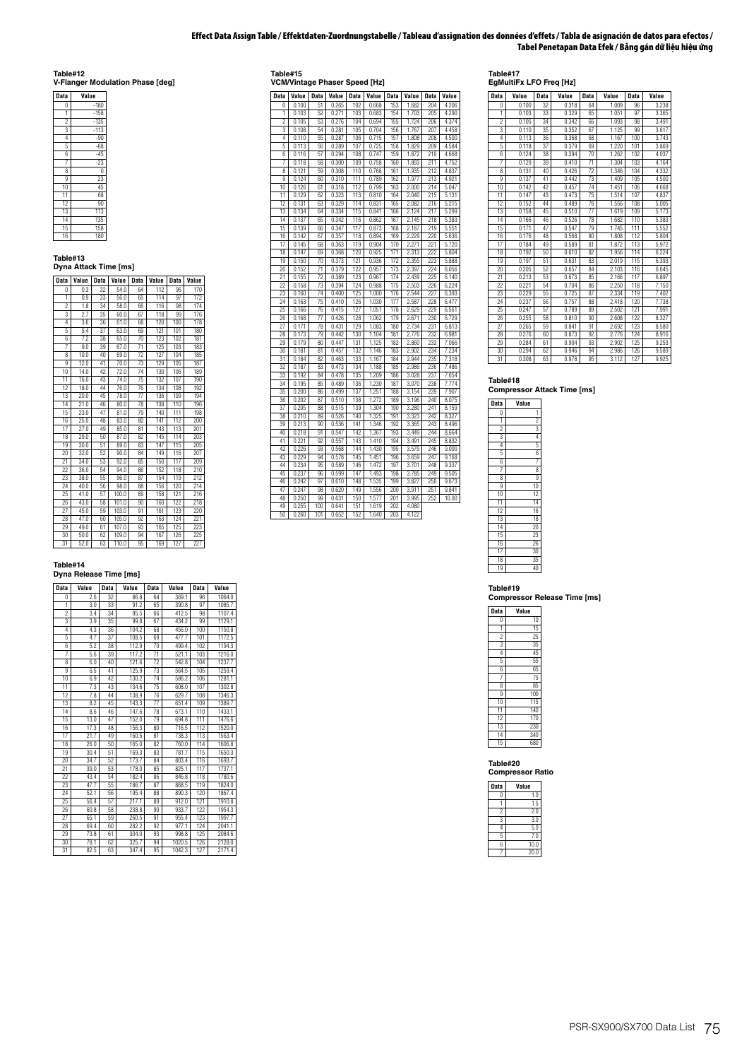# Effect Data Assign Table / Effektdaten-Zuordnungstabelle / Tableau d'assignation des données d'effets / Tabla de asignación de datos para efectos / Tabel Penetapan Data Efek / Bảng gán dữ liệu hiệu ứng

**Table#12**
**V-Flanger Modulation Phase [deg]**

| Data | Value |
|---|---|
| 0 | -180 |
| 1 | -158 |
| 2 | -135 |
| 3 | -113 |
| 4 | -90 |
| 5 | -68 |
| 6 | -45 |
| 7 | -23 |
| 8 | 0 |
| 9 | 23 |
| 10 | 45 |
| 11 | 68 |
| 12 | 90 |
| 13 | 113 |
| 14 | 135 |
| 15 | 158 |
| 16 | 180 |

**Table#13**
**Dyna Attack Time [ms]**

| Data | Value | Data | Value | Data | Value | Data | Value |
|---|---|---|---|---|---|---|---|
| 0 | 0.3 | 32 | 54.0 | 64 | 112 | 96 | 170 |
| 1 | 0.9 | 33 | 56.0 | 65 | 114 | 97 | 172 |
| 2 | 1.8 | 34 | 58.0 | 66 | 116 | 98 | 174 |
| 3 | 2.7 | 35 | 60.0 | 67 | 118 | 99 | 176 |
| 4 | 3.6 | 36 | 61.0 | 68 | 120 | 100 | 178 |
| 5 | 5.4 | 37 | 63.0 | 69 | 121 | 101 | 180 |
| 6 | 7.2 | 38 | 65.0 | 70 | 123 | 102 | 181 |
| 7 | 9.0 | 39 | 67.0 | 71 | 125 | 103 | 183 |
| 8 | 10.0 | 40 | 69.0 | 72 | 127 | 104 | 185 |
| 9 | 12.0 | 41 | 70.0 | 73 | 129 | 105 | 187 |
| 10 | 14.0 | 42 | 72.0 | 74 | 130 | 106 | 189 |
| 11 | 16.0 | 43 | 74.0 | 75 | 132 | 107 | 190 |
| 12 | 18.0 | 44 | 76.0 | 76 | 134 | 108 | 192 |
| 13 | 20.0 | 45 | 78.0 | 77 | 136 | 109 | 194 |
| 14 | 21.0 | 46 | 80.0 | 78 | 138 | 110 | 196 |
| 15 | 23.0 | 47 | 81.0 | 79 | 140 | 111 | 198 |
| 16 | 25.0 | 48 | 83.0 | 80 | 141 | 112 | 200 |
| 17 | 27.0 | 49 | 85.0 | 81 | 143 | 113 | 201 |
| 18 | 29.0 | 50 | 87.0 | 82 | 145 | 114 | 203 |
| 19 | 30.0 | 51 | 89.0 | 83 | 147 | 115 | 205 |
| 20 | 32.0 | 52 | 90.0 | 84 | 149 | 116 | 207 |
| 21 | 34.0 | 53 | 92.0 | 85 | 150 | 117 | 209 |
| 22 | 36.0 | 54 | 94.0 | 86 | 152 | 118 | 210 |
| 23 | 38.0 | 55 | 96.0 | 87 | 154 | 119 | 212 |
| 24 | 40.0 | 56 | 98.0 | 88 | 156 | 120 | 214 |
| 25 | 41.0 | 57 | 100.0 | 89 | 158 | 121 | 216 |
| 26 | 43.0 | 58 | 101.0 | 90 | 160 | 122 | 218 |
| 27 | 45.0 | 59 | 103.0 | 91 | 161 | 123 | 220 |
| 28 | 47.0 | 60 | 105.0 | 92 | 163 | 124 | 221 |
| 29 | 49.0 | 61 | 107.0 | 93 | 165 | 125 | 223 |
| 30 | 50.0 | 62 | 109.0 | 94 | 167 | 126 | 225 |
| 31 | 52.0 | 63 | 110.0 | 95 | 169 | 127 | 227 |

**Table#14**
**Dyna Release Time [ms]**

| Data | Value | Data | Value | Data | Value | Data | Value |
|---|---|---|---|---|---|---|---|
| 0 | 2.6 | 32 | 86.8 | 64 | 369.1 | 96 | 1064.0 |
| 1 | 3.0 | 33 | 91.2 | 65 | 390.8 | 97 | 1085.7 |
| 2 | 3.4 | 34 | 95.5 | 66 | 412.5 | 98 | 1107.4 |
| 3 | 3.9 | 35 | 99.8 | 67 | 434.2 | 99 | 1129.1 |
| 4 | 4.3 | 36 | 104.2 | 68 | 456.0 | 100 | 1150.8 |
| 5 | 4.7 | 37 | 108.5 | 69 | 477.7 | 101 | 1172.5 |
| 6 | 5.2 | 38 | 112.9 | 70 | 499.4 | 102 | 1194.3 |
| 7 | 5.6 | 39 | 117.2 | 71 | 521.1 | 103 | 1216.0 |
| 8 | 6.0 | 40 | 121.6 | 72 | 542.8 | 104 | 1237.7 |
| 9 | 6.5 | 41 | 125.9 | 73 | 564.5 | 105 | 1259.4 |
| 10 | 6.9 | 42 | 130.2 | 74 | 586.2 | 106 | 1281.1 |
| 11 | 7.3 | 43 | 134.6 | 75 | 608.0 | 107 | 1302.8 |
| 12 | 7.8 | 44 | 138.9 | 76 | 629.7 | 108 | 1346.3 |
| 13 | 8.2 | 45 | 143.3 | 77 | 651.4 | 109 | 1389.7 |
| 14 | 8.6 | 46 | 147.6 | 78 | 673.1 | 110 | 1433.1 |
| 15 | 13.0 | 47 | 152.0 | 79 | 694.8 | 111 | 1476.6 |
| 16 | 17.3 | 48 | 156.3 | 80 | 716.5 | 112 | 1520.0 |
| 17 | 21.7 | 49 | 160.6 | 81 | 738.3 | 113 | 1563.4 |
| 18 | 26.0 | 50 | 165.0 | 82 | 760.0 | 114 | 1606.8 |
| 19 | 30.4 | 51 | 169.3 | 83 | 781.7 | 115 | 1650.3 |
| 20 | 34.7 | 52 | 173.7 | 84 | 803.4 | 116 | 1693.7 |
| 21 | 39.0 | 53 | 178.0 | 85 | 825.1 | 117 | 1737.1 |
| 22 | 43.4 | 54 | 182.4 | 86 | 846.8 | 118 | 1780.6 |
| 23 | 47.7 | 55 | 186.7 | 87 | 868.5 | 119 | 1824.0 |
| 24 | 52.1 | 56 | 195.4 | 88 | 890.3 | 120 | 1867.4 |
| 25 | 56.4 | 57 | 217.1 | 89 | 912.0 | 121 | 1910.8 |
| 26 | 60.8 | 58 | 238.8 | 90 | 933.7 | 122 | 1954.3 |
| 27 | 65.1 | 59 | 260.5 | 91 | 955.4 | 123 | 1997.7 |
| 28 | 69.4 | 60 | 282.2 | 92 | 977.1 | 124 | 2041.1 |
| 29 | 73.8 | 61 | 304.0 | 93 | 998.8 | 125 | 2084.6 |
| 30 | 78.1 | 62 | 325.7 | 94 | 1020.5 | 126 | 2128.0 |
| 31 | 82.5 | 63 | 347.4 | 95 | 1042.3 | 127 | 2171.4 |

**Table#15**
**VCM/Vintage Phaser Speed [Hz]**

| Data | Value | Data | Value | Data | Value | Data | Value | Data | Value |
|---|---|---|---|---|---|---|---|---|---|
| 0 | 0.100 | 51 | 0.265 | 102 | 0.668 | 153 | 1.682 | 204 | 4.206 |
| 1 | 0.103 | 52 | 0.271 | 103 | 0.683 | 154 | 1.703 | 205 | 4.290 |
| 2 | 0.105 | 53 | 0.276 | 104 | 0.694 | 155 | 1.724 | 206 | 4.374 |
| 3 | 0.108 | 54 | 0.281 | 105 | 0.704 | 156 | 1.767 | 207 | 4.458 |
| 4 | 0.110 | 55 | 0.287 | 106 | 0.715 | 157 | 1.808 | 208 | 4.500 |
| 5 | 0.113 | 56 | 0.289 | 107 | 0.725 | 158 | 1.829 | 209 | 4.584 |
| 6 | 0.116 | 57 | 0.294 | 108 | 0.747 | 159 | 1.872 | 210 | 4.668 |
| 7 | 0.118 | 58 | 0.300 | 109 | 0.758 | 160 | 1.893 | 211 | 4.752 |
| 8 | 0.121 | 59 | 0.308 | 110 | 0.768 | 161 | 1.935 | 212 | 4.837 |
| 9 | 0.124 | 60 | 0.310 | 111 | 0.789 | 162 | 1.977 | 213 | 4.921 |
| 10 | 0.126 | 61 | 0.318 | 112 | 0.799 | 163 | 2.000 | 214 | 5.047 |
| 11 | 0.129 | 62 | 0.323 | 113 | 0.810 | 164 | 2.040 | 215 | 5.131 |
| 12 | 0.131 | 63 | 0.329 | 114 | 0.831 | 165 | 2.082 | 216 | 5.215 |
| 13 | 0.134 | 64 | 0.334 | 115 | 0.841 | 166 | 2.124 | 217 | 5.299 |
| 14 | 0.137 | 65 | 0.342 | 116 | 0.862 | 167 | 2.145 | 218 | 5.383 |
| 15 | 0.139 | 66 | 0.347 | 117 | 0.873 | 168 | 2.187 | 219 | 5.551 |
| 16 | 0.142 | 67 | 0.357 | 118 | 0.894 | 169 | 2.229 | 220 | 5.636 |
| 17 | 0.145 | 68 | 0.363 | 119 | 0.904 | 170 | 2.271 | 221 | 5.720 |
| 18 | 0.147 | 69 | 0.368 | 120 | 0.925 | 171 | 2.313 | 222 | 5.804 |
| 19 | 0.150 | 70 | 0.373 | 121 | 0.936 | 172 | 2.355 | 223 | 5.888 |
| 20 | 0.152 | 71 | 0.379 | 122 | 0.957 | 173 | 2.397 | 224 | 6.056 |
| 21 | 0.155 | 72 | 0.389 | 123 | 0.967 | 174 | 2.439 | 225 | 6.140 |
| 22 | 0.158 | 73 | 0.394 | 124 | 0.988 | 175 | 2.503 | 226 | 6.224 |
| 23 | 0.160 | 74 | 0.400 | 125 | 1.000 | 176 | 2.544 | 227 | 6.393 |
| 24 | 0.163 | 75 | 0.410 | 126 | 1.030 | 177 | 2.587 | 228 | 6.477 |
| 25 | 0.166 | 76 | 0.415 | 127 | 1.051 | 178 | 2.629 | 229 | 6.561 |
| 26 | 0.168 | 77 | 0.426 | 128 | 1.062 | 179 | 2.671 | 230 | 6.729 |
| 27 | 0.171 | 78 | 0.431 | 129 | 1.083 | 180 | 2.734 | 231 | 6.813 |
| 28 | 0.173 | 79 | 0.442 | 130 | 1.104 | 181 | 2.776 | 232 | 6.981 |
| 29 | 0.179 | 80 | 0.447 | 131 | 1.125 | 182 | 2.860 | 233 | 7.066 |
| 30 | 0.181 | 81 | 0.457 | 132 | 1.146 | 183 | 2.902 | 234 | 7.234 |
| 31 | 0.184 | 82 | 0.463 | 133 | 1.167 | 184 | 2.944 | 235 | 7.318 |
| 32 | 0.187 | 83 | 0.473 | 134 | 1.188 | 185 | 2.986 | 236 | 7.486 |
| 33 | 0.192 | 84 | 0.478 | 135 | 1.209 | 186 | 3.028 | 237 | 7.654 |
| 34 | 0.195 | 85 | 0.489 | 136 | 1.230 | 187 | 3.070 | 238 | 7.774 |
| 35 | 0.200 | 86 | 0.499 | 137 | 1.251 | 188 | 3.154 | 239 | 7.907 |
| 36 | 0.202 | 87 | 0.510 | 138 | 1.272 | 189 | 3.196 | 240 | 8.075 |
| 37 | 0.205 | 88 | 0.515 | 139 | 1.304 | 190 | 3.280 | 241 | 8.159 |
| 38 | 0.210 | 89 | 0.526 | 140 | 1.325 | 191 | 3.323 | 242 | 8.327 |
| 39 | 0.213 | 90 | 0.536 | 141 | 1.346 | 192 | 3.365 | 243 | 8.496 |
| 40 | 0.218 | 91 | 0.547 | 142 | 1.367 | 193 | 3.449 | 244 | 8.664 |
| 41 | 0.221 | 92 | 0.557 | 143 | 1.410 | 194 | 3.491 | 245 | 8.832 |
| 42 | 0.226 | 93 | 0.568 | 144 | 1.430 | 195 | 3.575 | 246 | 9.000 |
| 43 | 0.229 | 94 | 0.578 | 145 | 1.451 | 196 | 3.659 | 247 | 9.168 |
| 44 | 0.234 | 95 | 0.589 | 146 | 1.472 | 197 | 3.701 | 248 | 9.337 |
| 45 | 0.237 | 96 | 0.599 | 147 | 1.493 | 198 | 3.785 | 249 | 9.505 |
| 46 | 0.242 | 97 | 0.610 | 148 | 1.535 | 199 | 3.827 | 250 | 9.673 |
| 47 | 0.247 | 98 | 0.620 | 149 | 1.556 | 200 | 3.911 | 251 | 9.841 |
| 48 | 0.250 | 99 | 0.631 | 150 | 1.577 | 201 | 3.995 | 252 | 10.00 |
| 49 | 0.255 | 100 | 0.641 | 151 | 1.619 | 202 | 4.080 | | |
| 50 | 0.260 | 101 | 0.652 | 152 | 1.640 | 203 | 4.122 | | |

**Table#17**
**EgMultiFx LFO Freq [Hz]**

| Data | Value | Data | Value | Data | Value | Data | Value |
|---|---|---|---|---|---|---|---|
| 0 | 0.100 | 32 | 0.318 | 64 | 1.009 | 96 | 3.238 |
| 1 | 0.103 | 33 | 0.329 | 65 | 1.051 | 97 | 3.365 |
| 2 | 0.105 | 34 | 0.342 | 66 | 1.093 | 98 | 3.491 |
| 3 | 0.110 | 35 | 0.352 | 67 | 1.125 | 99 | 3.617 |
| 4 | 0.113 | 36 | 0.368 | 68 | 1.167 | 100 | 3.743 |
| 5 | 0.118 | 37 | 0.379 | 69 | 1.220 | 101 | 3.869 |
| 6 | 0.124 | 38 | 0.394 | 70 | 1.262 | 102 | 4.037 |
| 7 | 0.129 | 39 | 0.410 | 71 | 1.304 | 103 | 4.164 |
| 8 | 0.131 | 40 | 0.426 | 72 | 1.346 | 104 | 4.332 |
| 9 | 0.137 | 41 | 0.442 | 73 | 1.409 | 105 | 4.500 |
| 10 | 0.142 | 42 | 0.457 | 74 | 1.451 | 106 | 4.668 |
| 11 | 0.147 | 43 | 0.473 | 75 | 1.514 | 107 | 4.837 |
| 12 | 0.152 | 44 | 0.489 | 76 | 1.556 | 108 | 5.005 |
| 13 | 0.158 | 45 | 0.510 | 77 | 1.619 | 109 | 5.173 |
| 14 | 0.166 | 46 | 0.526 | 78 | 1.682 | 110 | 5.383 |
| 15 | 0.171 | 47 | 0.547 | 79 | 1.745 | 111 | 5.552 |
| 16 | 0.176 | 48 | 0.568 | 80 | 1.808 | 112 | 5.804 |
| 17 | 0.184 | 49 | 0.589 | 81 | 1.872 | 113 | 5.972 |
| 18 | 0.192 | 50 | 0.610 | 82 | 1.956 | 114 | 6.224 |
| 19 | 0.197 | 51 | 0.631 | 83 | 2.019 | 115 | 6.393 |
| 20 | 0.205 | 52 | 0.657 | 84 | 2.103 | 116 | 6.645 |
| 21 | 0.213 | 53 | 0.673 | 85 | 2.166 | 117 | 6.897 |
| 22 | 0.221 | 54 | 0.704 | 86 | 2.250 | 118 | 7.150 |
| 23 | 0.229 | 55 | 0.725 | 87 | 2.334 | 119 | 7.402 |
| 24 | 0.237 | 56 | 0.757 | 88 | 2.418 | 120 | 7.738 |
| 25 | 0.247 | 57 | 0.789 | 89 | 2.502 | 121 | 7.991 |
| 26 | 0.255 | 58 | 0.810 | 90 | 2.608 | 122 | 8.327 |
| 27 | 0.265 | 59 | 0.841 | 91 | 2.692 | 123 | 8.580 |
| 28 | 0.276 | 60 | 0.873 | 92 | 2.776 | 124 | 8.916 |
| 29 | 0.284 | 61 | 0.904 | 93 | 2.902 | 125 | 9.253 |
| 30 | 0.294 | 62 | 0.946 | 94 | 2.986 | 126 | 9.589 |
| 31 | 0.308 | 63 | 0.978 | 95 | 3.112 | 127 | 9.925 |

**Table#18**
**Compressor Attack Time [ms]**

| Data | Value |
|---|---|
| 0 | 1 |
| 1 | 2 |
| 2 | 3 |
| 3 | 4 |
| 4 | 5 |
| 5 | 6 |
| 6 | 7 |
| 7 | 8 |
| 8 | 9 |
| 9 | 10 |
| 10 | 12 |
| 11 | 14 |
| 12 | 16 |
| 13 | 18 |
| 14 | 20 |
| 15 | 23 |
| 16 | 26 |
| 17 | 30 |
| 18 | 35 |
| 19 | 40 |

**Table#19**
**Compressor Release Time [ms]**

| Data | Value |
|---|---|
| 0 | 10 |
| 1 | 15 |
| 2 | 25 |
| 3 | 35 |
| 4 | 45 |
| 5 | 55 |
| 6 | 65 |
| 7 | 75 |
| 8 | 85 |
| 9 | 100 |
| 10 | 115 |
| 11 | 140 |
| 12 | 170 |
| 13 | 230 |
| 14 | 340 |
| 15 | 680 |

**Table#20**
**Compressor Ratio**

| Data | Value |
|---|---|
| 0 | 1.0 |
| 1 | 1.5 |
| 2 | 2.0 |
| 3 | 3.0 |
| 4 | 5.0 |
| 5 | 7.0 |
| 6 | 10.0 |
| 7 | 20.0 |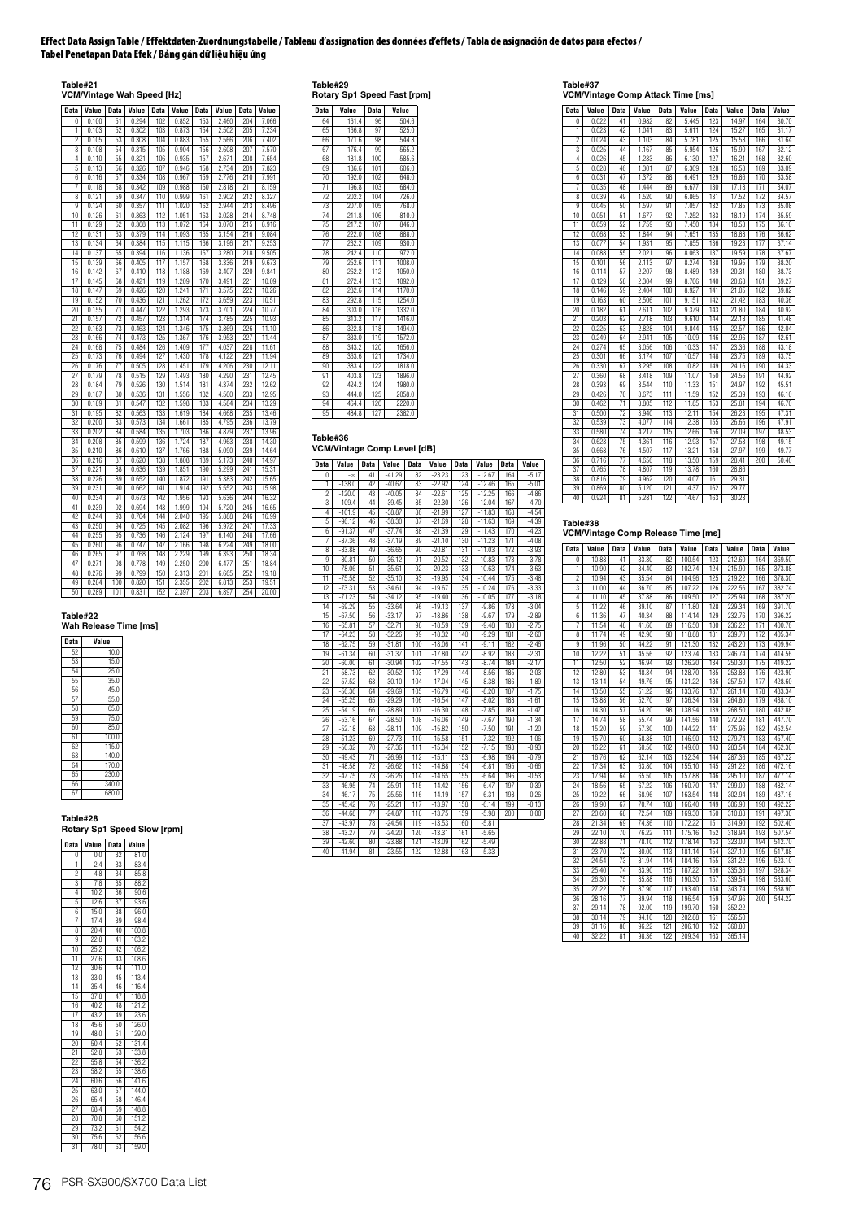# Effect Data Assign Table / Effektdaten-Zuordnungstabelle / Tableau d'assignation des données d'effets / Tabla de asignación de datos para efectos / Tabel Penetapan Data Efek / Bảng gán dữ liệu hiệu ứng

## Table#21
### VCM/Vintage Wah Speed [Hz]

| Data | Value | Data | Value | Data | Value | Data | Value | Data | Value |
|---|---|---|---|---|---|---|---|---|---|
| 0 | 0.100 | 51 | 0.294 | 102 | 0.852 | 153 | 2.460 | 204 | 7.066 |
| 1 | 0.103 | 52 | 0.302 | 103 | 0.873 | 154 | 2.502 | 205 | 7.234 |
| 2 | 0.105 | 53 | 0.308 | 104 | 0.883 | 155 | 2.566 | 206 | 7.402 |
| 3 | 0.108 | 54 | 0.315 | 105 | 0.904 | 156 | 2.608 | 207 | 7.570 |
| 4 | 0.110 | 55 | 0.321 | 106 | 0.935 | 157 | 2.671 | 208 | 7.654 |
| 5 | 0.113 | 56 | 0.326 | 107 | 0.946 | 158 | 2.734 | 209 | 7.823 |
| 6 | 0.116 | 57 | 0.334 | 108 | 0.967 | 159 | 2.776 | 210 | 7.991 |
| 7 | 0.118 | 58 | 0.342 | 109 | 0.988 | 160 | 2.818 | 211 | 8.159 |
| 8 | 0.121 | 59 | 0.347 | 110 | 0.999 | 161 | 2.902 | 212 | 8.327 |
| 9 | 0.124 | 60 | 0.357 | 111 | 1.020 | 162 | 2.944 | 213 | 8.496 |
| 10 | 0.126 | 61 | 0.363 | 112 | 1.051 | 163 | 3.028 | 214 | 8.748 |
| 11 | 0.129 | 62 | 0.368 | 113 | 1.072 | 164 | 3.070 | 215 | 8.916 |
| 12 | 0.131 | 63 | 0.379 | 114 | 1.093 | 165 | 3.154 | 216 | 9.084 |
| 13 | 0.134 | 64 | 0.384 | 115 | 1.115 | 166 | 3.196 | 217 | 9.253 |
| 14 | 0.137 | 65 | 0.394 | 116 | 1.136 | 167 | 3.280 | 218 | 9.505 |
| 15 | 0.139 | 66 | 0.405 | 117 | 1.157 | 168 | 3.336 | 219 | 9.673 |
| 16 | 0.142 | 67 | 0.410 | 118 | 1.188 | 169 | 3.407 | 220 | 9.841 |
| 17 | 0.145 | 68 | 0.421 | 119 | 1.209 | 170 | 3.491 | 221 | 10.09 |
| 18 | 0.147 | 69 | 0.426 | 120 | 1.241 | 171 | 3.575 | 222 | 10.26 |
| 19 | 0.152 | 70 | 0.436 | 121 | 1.262 | 172 | 3.659 | 223 | 10.51 |
| 20 | 0.155 | 71 | 0.447 | 122 | 1.293 | 173 | 3.701 | 224 | 10.77 |
| 21 | 0.157 | 72 | 0.457 | 123 | 1.314 | 174 | 3.785 | 225 | 10.93 |
| 22 | 0.163 | 73 | 0.463 | 124 | 1.346 | 175 | 3.869 | 226 | 11.10 |
| 23 | 0.166 | 74 | 0.473 | 125 | 1.367 | 176 | 3.953 | 227 | 11.44 |
| 24 | 0.168 | 75 | 0.484 | 126 | 1.409 | 177 | 4.037 | 228 | 11.61 |
| 25 | 0.173 | 76 | 0.494 | 127 | 1.430 | 178 | 4.122 | 229 | 11.94 |
| 26 | 0.176 | 77 | 0.505 | 128 | 1.451 | 179 | 4.206 | 230 | 12.11 |
| 27 | 0.179 | 78 | 0.515 | 129 | 1.493 | 180 | 4.290 | 231 | 12.45 |
| 28 | 0.184 | 79 | 0.526 | 130 | 1.514 | 181 | 4.374 | 232 | 12.62 |
| 29 | 0.187 | 80 | 0.536 | 131 | 1.556 | 182 | 4.500 | 233 | 12.95 |
| 30 | 0.189 | 81 | 0.547 | 132 | 1.598 | 183 | 4.584 | 234 | 13.29 |
| 31 | 0.195 | 82 | 0.563 | 133 | 1.619 | 184 | 4.668 | 235 | 13.46 |
| 32 | 0.200 | 83 | 0.573 | 134 | 1.661 | 185 | 4.795 | 236 | 13.79 |
| 33 | 0.202 | 84 | 0.584 | 135 | 1.703 | 186 | 4.879 | 237 | 13.96 |
| 34 | 0.208 | 85 | 0.599 | 136 | 1.724 | 187 | 4.963 | 238 | 14.30 |
| 35 | 0.210 | 86 | 0.610 | 137 | 1.766 | 188 | 5.090 | 239 | 14.64 |
| 36 | 0.216 | 87 | 0.620 | 138 | 1.808 | 189 | 5.173 | 240 | 14.97 |
| 37 | 0.221 | 88 | 0.636 | 139 | 1.851 | 190 | 5.299 | 241 | 15.31 |
| 38 | 0.226 | 89 | 0.652 | 140 | 1.872 | 191 | 5.383 | 242 | 15.65 |
| 39 | 0.231 | 90 | 0.662 | 141 | 1.914 | 192 | 5.552 | 243 | 15.98 |
| 40 | 0.234 | 91 | 0.673 | 142 | 1.956 | 193 | 5.636 | 244 | 16.32 |
| 41 | 0.239 | 92 | 0.694 | 143 | 1.999 | 194 | 5.720 | 245 | 16.65 |
| 42 | 0.244 | 93 | 0.704 | 144 | 2.040 | 195 | 5.888 | 246 | 16.99 |
| 43 | 0.250 | 94 | 0.725 | 145 | 2.082 | 196 | 5.972 | 247 | 17.33 |
| 44 | 0.255 | 95 | 0.736 | 146 | 2.124 | 197 | 6.140 | 248 | 17.66 |
| 45 | 0.260 | 96 | 0.747 | 147 | 2.166 | 198 | 6.224 | 249 | 18.00 |
| 46 | 0.265 | 97 | 0.768 | 148 | 2.229 | 199 | 6.393 | 250 | 18.34 |
| 47 | 0.271 | 98 | 0.778 | 149 | 2.250 | 200 | 6.477 | 251 | 18.84 |
| 48 | 0.276 | 99 | 0.799 | 150 | 2.313 | 201 | 6.665 | 252 | 19.18 |
| 49 | 0.284 | 100 | 0.820 | 151 | 2.355 | 202 | 6.813 | 253 | 19.51 |
| 50 | 0.289 | 101 | 0.831 | 152 | 2.397 | 203 | 6.897 | 254 | 20.00 |

## Table#22
### Wah Release Time [ms]

| Data | Value |
|---|---|
| 52 | 10.0 |
| 53 | 15.0 |
| 54 | 25.0 |
| 55 | 35.0 |
| 56 | 45.0 |
| 57 | 55.0 |
| 58 | 65.0 |
| 59 | 75.0 |
| 60 | 85.0 |
| 61 | 100.0 |
| 62 | 115.0 |
| 63 | 140.0 |
| 64 | 170.0 |
| 65 | 230.0 |
| 66 | 340.0 |
| 67 | 680.0 |

## Table#28
### Rotary Sp1 Speed Slow [rpm]

| Data | Value | Data | Value |
|---|---|---|---|
| 0 | 0.0 | 32 | 81.0 |
| 1 | 2.4 | 33 | 83.4 |
| 2 | 4.8 | 34 | 85.8 |
| 3 | 7.8 | 35 | 88.2 |
| 4 | 10.2 | 36 | 90.6 |
| 5 | 12.6 | 37 | 93.6 |
| 6 | 15.0 | 38 | 96.0 |
| 7 | 17.4 | 39 | 98.4 |
| 8 | 20.4 | 40 | 100.8 |
| 9 | 22.8 | 41 | 103.2 |
| 10 | 25.2 | 42 | 105.2 |
| 11 | 27.6 | 43 | 108.6 |
| 12 | 30.6 | 44 | 111.0 |
| 13 | 33.0 | 45 | 113.4 |
| 14 | 35.4 | 46 | 116.4 |
| 15 | 37.8 | 47 | 118.8 |
| 16 | 40.2 | 48 | 121.2 |
| 17 | 43.2 | 49 | 123.6 |
| 18 | 45.6 | 50 | 126.0 |
| 19 | 48.0 | 51 | 129.0 |
| 20 | 50.4 | 52 | 131.4 |
| 21 | 52.8 | 53 | 133.8 |
| 22 | 55.8 | 54 | 136.2 |
| 23 | 58.2 | 55 | 138.6 |
| 24 | 60.6 | 56 | 141.6 |
| 25 | 63.0 | 57 | 144.0 |
| 26 | 65.4 | 58 | 146.4 |
| 27 | 68.4 | 59 | 148.8 |
| 28 | 70.8 | 60 | 151.2 |
| 29 | 73.2 | 61 | 154.2 |
| 30 | 75.6 | 62 | 156.6 |
| 31 | 78.0 | 63 | 159.0 |

## Table#29
### Rotary Sp1 Speed Fast [rpm]

| Data | Value | Data | Value |
|---|---|---|---|
| 64 | 161.4 | 96 | 504.6 |
| 65 | 166.8 | 97 | 525.0 |
| 66 | 171.6 | 98 | 544.8 |
| 67 | 176.4 | 99 | 565.2 |
| 68 | 181.8 | 100 | 585.6 |
| 69 | 186.6 | 101 | 606.0 |
| 70 | 192.0 | 102 | 648.0 |
| 71 | 196.8 | 103 | 684.0 |
| 72 | 202.2 | 104 | 726.0 |
| 73 | 207.0 | 105 | 768.0 |
| 74 | 211.8 | 106 | 810.0 |
| 75 | 217.2 | 107 | 846.0 |
| 76 | 222.0 | 108 | 888.0 |
| 77 | 232.2 | 109 | 930.0 |
| 78 | 242.4 | 110 | 972.0 |
| 79 | 252.6 | 111 | 1008.0 |
| 80 | 262.2 | 112 | 1050.0 |
| 81 | 272.4 | 113 | 1092.0 |
| 82 | 282.6 | 114 | 1170.0 |
| 83 | 292.8 | 115 | 1254.0 |
| 84 | 303.0 | 116 | 1332.0 |
| 85 | 313.2 | 117 | 1416.0 |
| 86 | 322.8 | 118 | 1494.0 |
| 87 | 333.0 | 119 | 1572.0 |
| 88 | 343.2 | 120 | 1656.0 |
| 89 | 363.6 | 121 | 1734.0 |
| 90 | 383.4 | 122 | 1818.0 |
| 91 | 403.8 | 123 | 1896.0 |
| 92 | 424.2 | 124 | 1980.0 |
| 93 | 444.0 | 125 | 2058.0 |
| 94 | 464.4 | 126 | 2220.0 |
| 95 | 484.8 | 127 | 2382.0 |

## Table#36
### VCM/Vintage Comp Level [dB]

| Data | Value | Data | Value | Data | Value | Data | Value | Data | Value |
|---|---|---|---|---|---|---|---|---|---|
| 0 | -∞ | 41 | -41.29 | 82 | -23.23 | 123 | -12.67 | 164 | -5.17 |
| 1 | -138.0 | 42 | -40.67 | 83 | -22.92 | 124 | -12.46 | 165 | -5.01 |
| 2 | -120.0 | 43 | -40.05 | 84 | -22.61 | 125 | -12.25 | 166 | -4.86 |
| 3 | -109.4 | 44 | -39.45 | 85 | -22.30 | 126 | -12.04 | 167 | -4.70 |
| 4 | -101.9 | 45 | -38.87 | 86 | -21.99 | 127 | -11.83 | 168 | -4.54 |
| 5 | -96.12 | 46 | -38.30 | 87 | -21.69 | 128 | -11.63 | 169 | -4.39 |
| 6 | -91.37 | 47 | -37.74 | 88 | -21.39 | 129 | -11.43 | 170 | -4.23 |
| 7 | -87.36 | 48 | -37.19 | 89 | -21.10 | 130 | -11.23 | 171 | -4.08 |
| 8 | -83.88 | 49 | -36.65 | 90 | -20.81 | 131 | -11.03 | 172 | -3.93 |
| 9 | -80.81 | 50 | -36.12 | 91 | -20.52 | 132 | -10.83 | 173 | -3.78 |
| 10 | -78.06 | 51 | -35.61 | 92 | -20.23 | 133 | -10.63 | 174 | -3.63 |
| 11 | -75.58 | 52 | -35.10 | 93 | -19.95 | 134 | -10.44 | 175 | -3.48 |
| 12 | -73.31 | 53 | -34.61 | 94 | -19.67 | 135 | -10.24 | 176 | -3.33 |
| 13 | -71.23 | 54 | -34.12 | 95 | -19.40 | 136 | -10.05 | 177 | -3.18 |
| 14 | -69.29 | 55 | -33.64 | 96 | -19.13 | 137 | -9.86 | 178 | -3.04 |
| 15 | -67.50 | 56 | -33.17 | 97 | -18.86 | 138 | -9.67 | 179 | -2.89 |
| 16 | -65.81 | 57 | -32.71 | 98 | -18.59 | 139 | -9.48 | 180 | -2.75 |
| 17 | -64.23 | 58 | -32.26 | 99 | -18.32 | 140 | -9.29 | 181 | -2.60 |
| 18 | -62.75 | 59 | -31.81 | 100 | -18.06 | 141 | -9.11 | 182 | -2.46 |
| 19 | -61.34 | 60 | -31.37 | 101 | -17.80 | 142 | -8.92 | 183 | -2.31 |
| 20 | -60.00 | 61 | -30.94 | 102 | -17.55 | 143 | -8.74 | 184 | -2.17 |
| 21 | -58.73 | 62 | -30.52 | 103 | -17.29 | 144 | -8.56 | 185 | -2.03 |
| 22 | -57.52 | 63 | -30.10 | 104 | -17.04 | 145 | -8.38 | 186 | -1.89 |
| 23 | -56.36 | 64 | -29.69 | 105 | -16.79 | 146 | -8.20 | 187 | -1.75 |
| 24 | -55.25 | 65 | -29.29 | 106 | -16.54 | 147 | -8.02 | 188 | -1.61 |
| 25 | -54.19 | 66 | -28.89 | 107 | -16.30 | 148 | -7.85 | 189 | -1.47 |
| 26 | -53.16 | 67 | -28.50 | 108 | -16.06 | 149 | -7.67 | 190 | -1.34 |
| 27 | -52.18 | 68 | -28.11 | 109 | -15.82 | 150 | -7.50 | 191 | -1.20 |
| 28 | -51.23 | 69 | -27.73 | 110 | -15.58 | 151 | -7.32 | 192 | -1.06 |
| 29 | -50.32 | 70 | -27.36 | 111 | -15.34 | 152 | -7.15 | 193 | -0.93 |
| 30 | -49.43 | 71 | -26.99 | 112 | -15.11 | 153 | -6.98 | 194 | -0.79 |
| 31 | -48.58 | 72 | -26.62 | 113 | -14.88 | 154 | -6.81 | 195 | -0.66 |
| 32 | -47.75 | 73 | -26.26 | 114 | -14.65 | 155 | -6.64 | 196 | -0.53 |
| 33 | -46.95 | 74 | -25.91 | 115 | -14.42 | 156 | -6.47 | 197 | -0.39 |
| 34 | -46.17 | 75 | -25.56 | 116 | -14.19 | 157 | -6.31 | 198 | -0.26 |
| 35 | -45.42 | 76 | -25.21 | 117 | -13.97 | 158 | -6.14 | 199 | -0.13 |
| 36 | -44.68 | 77 | -24.87 | 118 | -13.75 | 159 | -5.98 | 200 | 0.00 |
| 37 | -43.97 | 78 | -24.54 | 119 | -13.53 | 160 | -5.81 | | |
| 38 | -43.27 | 79 | -24.20 | 120 | -13.31 | 161 | -5.65 | | |
| 39 | -42.60 | 80 | -23.88 | 121 | -13.09 | 162 | -5.49 | | |
| 40 | -41.94 | 81 | -23.55 | 122 | -12.88 | 163 | -5.33 | | |

## Table#37
### VCM/Vintage Comp Attack Time [ms]

| Data | Value | Data | Value | Data | Value | Data | Value | Data | Value |
|---|---|---|---|---|---|---|---|---|---|
| 0 | 0.022 | 41 | 0.982 | 82 | 5.445 | 123 | 14.97 | 164 | 30.70 |
| 1 | 0.023 | 42 | 1.041 | 83 | 5.611 | 124 | 15.27 | 165 | 31.17 |
| 2 | 0.024 | 43 | 1.103 | 84 | 5.781 | 125 | 15.58 | 166 | 31.64 |
| 3 | 0.025 | 44 | 1.167 | 85 | 5.954 | 126 | 15.90 | 167 | 32.12 |
| 4 | 0.026 | 45 | 1.233 | 86 | 6.130 | 127 | 16.21 | 168 | 32.60 |
| 5 | 0.028 | 46 | 1.301 | 87 | 6.309 | 128 | 16.53 | 169 | 33.09 |
| 6 | 0.031 | 47 | 1.372 | 88 | 6.491 | 129 | 16.86 | 170 | 33.58 |
| 7 | 0.035 | 48 | 1.444 | 89 | 6.677 | 130 | 17.18 | 171 | 34.07 |
| 8 | 0.039 | 49 | 1.520 | 90 | 6.865 | 131 | 17.52 | 172 | 34.57 |
| 9 | 0.045 | 50 | 1.597 | 91 | 7.057 | 132 | 17.85 | 173 | 35.08 |
| 10 | 0.051 | 51 | 1.677 | 92 | 7.252 | 133 | 18.19 | 174 | 35.59 |
| 11 | 0.059 | 52 | 1.759 | 93 | 7.450 | 134 | 18.53 | 175 | 36.10 |
| 12 | 0.068 | 53 | 1.844 | 94 | 7.651 | 135 | 18.88 | 176 | 36.62 |
| 13 | 0.077 | 54 | 1.931 | 95 | 7.855 | 136 | 19.23 | 177 | 37.14 |
| 14 | 0.088 | 55 | 2.021 | 96 | 8.063 | 137 | 19.59 | 178 | 37.67 |
| 15 | 0.101 | 56 | 2.113 | 97 | 8.274 | 138 | 19.95 | 179 | 38.20 |
| 16 | 0.114 | 57 | 2.207 | 98 | 8.489 | 139 | 20.31 | 180 | 38.73 |
| 17 | 0.129 | 58 | 2.304 | 99 | 8.706 | 140 | 20.68 | 181 | 39.27 |
| 18 | 0.146 | 59 | 2.404 | 100 | 8.927 | 141 | 21.05 | 182 | 39.82 |
| 19 | 0.163 | 60 | 2.506 | 101 | 9.151 | 142 | 21.42 | 183 | 40.36 |
| 20 | 0.182 | 61 | 2.611 | 102 | 9.379 | 143 | 21.80 | 184 | 40.92 |
| 21 | 0.203 | 62 | 2.718 | 103 | 9.610 | 144 | 22.18 | 185 | 41.48 |
| 22 | 0.225 | 63 | 2.828 | 104 | 9.844 | 145 | 22.57 | 186 | 42.04 |
| 23 | 0.249 | 64 | 2.941 | 105 | 10.09 | 146 | 22.96 | 187 | 42.61 |
| 24 | 0.274 | 65 | 3.056 | 106 | 10.33 | 147 | 23.36 | 188 | 43.18 |
| 25 | 0.301 | 66 | 3.174 | 107 | 10.57 | 148 | 23.75 | 189 | 43.75 |
| 26 | 0.330 | 67 | 3.295 | 108 | 10.82 | 149 | 24.16 | 190 | 44.33 |
| 27 | 0.360 | 68 | 3.418 | 109 | 11.07 | 150 | 24.56 | 191 | 44.92 |
| 28 | 0.393 | 69 | 3.544 | 110 | 11.33 | 151 | 24.97 | 192 | 45.51 |
| 29 | 0.426 | 70 | 3.673 | 111 | 11.59 | 152 | 25.39 | 193 | 46.10 |
| 30 | 0.462 | 71 | 3.805 | 112 | 11.85 | 153 | 25.81 | 194 | 46.70 |
| 31 | 0.500 | 72 | 3.940 | 113 | 12.11 | 154 | 26.23 | 195 | 47.31 |
| 32 | 0.539 | 73 | 4.077 | 114 | 12.38 | 155 | 26.66 | 196 | 47.91 |
| 33 | 0.580 | 74 | 4.217 | 115 | 12.66 | 156 | 27.09 | 197 | 48.53 |
| 34 | 0.623 | 75 | 4.361 | 116 | 12.93 | 157 | 27.53 | 198 | 49.15 |
| 35 | 0.668 | 76 | 4.507 | 117 | 13.21 | 158 | 27.97 | 199 | 49.77 |
| 36 | 0.716 | 77 | 4.656 | 118 | 13.50 | 159 | 28.41 | 200 | 50.40 |
| 37 | 0.765 | 78 | 4.807 | 119 | 13.78 | 160 | 28.86 | | |
| 38 | 0.816 | 79 | 4.962 | 120 | 14.07 | 161 | 29.31 | | |
| 39 | 0.869 | 80 | 5.120 | 121 | 14.37 | 162 | 29.77 | | |
| 40 | 0.924 | 81 | 5.281 | 122 | 14.67 | 163 | 30.23 | | |

## Table#38
### VCM/Vintage Comp Release Time [ms]

| Data | Value | Data | Value | Data | Value | Data | Value | Data | Value |
|---|---|---|---|---|---|---|---|---|---|
| 0 | 10.88 | 41 | 33.30 | 82 | 100.54 | 123 | 212.60 | 164 | 369.50 |
| 1 | 10.90 | 42 | 34.40 | 83 | 102.74 | 124 | 215.90 | 165 | 373.88 |
| 2 | 10.94 | 43 | 35.54 | 84 | 104.96 | 125 | 219.22 | 166 | 378.30 |
| 3 | 11.00 | 44 | 36.70 | 85 | 107.22 | 126 | 222.56 | 167 | 382.74 |
| 4 | 11.10 | 45 | 37.88 | 86 | 109.50 | 127 | 225.94 | 168 | 387.20 |
| 5 | 11.22 | 46 | 39.10 | 87 | 111.80 | 128 | 229.34 | 169 | 391.70 |
| 6 | 11.36 | 47 | 40.34 | 88 | 114.14 | 129 | 232.76 | 170 | 396.22 |
| 7 | 11.54 | 48 | 41.60 | 89 | 116.50 | 130 | 236.22 | 171 | 400.76 |
| 8 | 11.74 | 49 | 42.90 | 90 | 118.88 | 131 | 239.70 | 172 | 405.34 |
| 9 | 11.96 | 50 | 44.22 | 91 | 121.30 | 132 | 243.20 | 173 | 409.94 |
| 10 | 12.22 | 51 | 45.56 | 92 | 123.74 | 133 | 246.74 | 174 | 414.56 |
| 11 | 12.50 | 52 | 46.94 | 93 | 126.20 | 134 | 250.30 | 175 | 419.22 |
| 12 | 12.80 | 53 | 48.34 | 94 | 128.70 | 135 | 253.88 | 176 | 423.90 |
| 13 | 13.14 | 54 | 49.76 | 95 | 131.22 | 136 | 257.50 | 177 | 428.60 |
| 14 | 13.50 | 55 | 51.22 | 96 | 133.76 | 137 | 261.14 | 178 | 433.34 |
| 15 | 13.88 | 56 | 52.70 | 97 | 136.34 | 138 | 264.80 | 179 | 438.10 |
| 16 | 14.30 | 57 | 54.20 | 98 | 138.94 | 139 | 268.50 | 180 | 442.88 |
| 17 | 14.74 | 58 | 55.74 | 99 | 141.56 | 140 | 272.22 | 181 | 447.70 |
| 18 | 15.20 | 59 | 57.30 | 100 | 144.22 | 141 | 275.96 | 182 | 452.54 |
| 19 | 15.70 | 60 | 58.88 | 101 | 146.90 | 142 | 279.74 | 183 | 457.40 |
| 20 | 16.22 | 61 | 60.50 | 102 | 149.60 | 143 | 283.54 | 184 | 462.30 |
| 21 | 16.76 | 62 | 62.14 | 103 | 152.34 | 144 | 287.36 | 185 | 467.22 |
| 22 | 17.34 | 63 | 63.80 | 104 | 155.10 | 145 | 291.22 | 186 | 472.16 |
| 23 | 17.94 | 64 | 65.50 | 105 | 157.88 | 146 | 295.10 | 187 | 477.14 |
| 24 | 18.56 | 65 | 67.22 | 106 | 160.70 | 147 | 299.00 | 188 | 482.14 |
| 25 | 19.22 | 66 | 68.96 | 107 | 163.54 | 148 | 302.94 | 189 | 487.16 |
| 26 | 19.90 | 67 | 70.74 | 108 | 166.40 | 149 | 306.90 | 190 | 492.22 |
| 27 | 20.60 | 68 | 72.54 | 109 | 169.30 | 150 | 310.88 | 191 | 497.30 |
| 28 | 21.34 | 69 | 74.36 | 110 | 172.22 | 151 | 314.90 | 192 | 502.40 |
| 29 | 22.10 | 70 | 76.22 | 111 | 175.16 | 152 | 318.94 | 193 | 507.54 |
| 30 | 22.88 | 71 | 78.10 | 112 | 178.14 | 153 | 323.00 | 194 | 512.70 |
| 31 | 23.70 | 72 | 80.00 | 113 | 181.14 | 154 | 327.10 | 195 | 517.88 |
| 32 | 24.54 | 73 | 81.94 | 114 | 184.16 | 155 | 331.22 | 196 | 523.10 |
| 33 | 25.40 | 74 | 83.90 | 115 | 187.22 | 156 | 335.36 | 197 | 528.34 |
| 34 | 26.30 | 75 | 85.88 | 116 | 190.30 | 157 | 339.54 | 198 | 533.60 |
| 35 | 27.22 | 76 | 87.90 | 117 | 193.40 | 158 | 343.74 | 199 | 538.90 |
| 36 | 28.16 | 77 | 89.94 | 118 | 196.54 | 159 | 347.96 | 200 | 544.22 |
| 37 | 29.14 | 78 | 92.00 | 119 | 199.70 | 160 | 352.22 | | |
| 38 | 30.14 | 79 | 94.10 | 120 | 202.88 | 161 | 356.50 | | |
| 39 | 31.16 | 80 | 96.22 | 121 | 206.10 | 162 | 360.80 | | |
| 40 | 32.22 | 81 | 98.36 | 122 | 209.34 | 163 | 365.14 | | |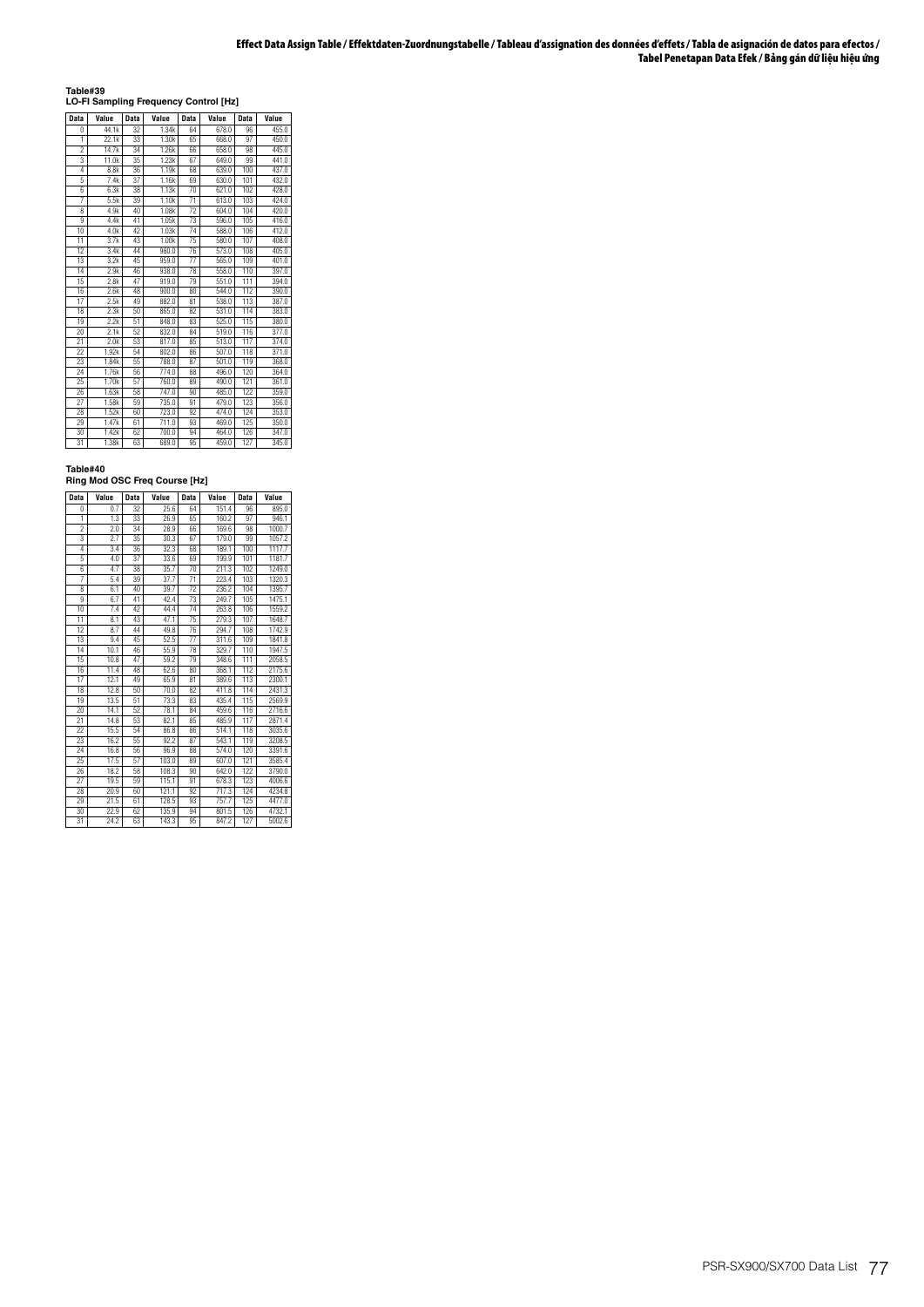## Table#39
### LO-FI Sampling Frequency Control [Hz]

| Data | Value | Data | Value | Data | Value | Data | Value |
|---|---|---|---|---|---|---|---|
| 0 | 44.1k | 32 | 1.34k | 64 | 678.0 | 96 | 455.0 |
| 1 | 22.1k | 33 | 1.30k | 65 | 668.0 | 97 | 450.0 |
| 2 | 14.7k | 34 | 1.26k | 66 | 658.0 | 98 | 445.0 |
| 3 | 11.0k | 35 | 1.23k | 67 | 649.0 | 99 | 441.0 |
| 4 | 8.8k | 36 | 1.19k | 68 | 639.0 | 100 | 437.0 |
| 5 | 7.4k | 37 | 1.16k | 69 | 630.0 | 101 | 432.0 |
| 6 | 6.3k | 38 | 1.13k | 70 | 621.0 | 102 | 428.0 |
| 7 | 5.5k | 39 | 1.10k | 71 | 613.0 | 103 | 424.0 |
| 8 | 4.9k | 40 | 1.08k | 72 | 604.0 | 104 | 420.0 |
| 9 | 4.4k | 41 | 1.05k | 73 | 596.0 | 105 | 416.0 |
| 10 | 4.0k | 42 | 1.03k | 74 | 588.0 | 106 | 412.0 |
| 11 | 3.7k | 43 | 1.00k | 75 | 580.0 | 107 | 408.0 |
| 12 | 3.4k | 44 | 980.0 | 76 | 573.0 | 108 | 405.0 |
| 13 | 3.2k | 45 | 959.0 | 77 | 565.0 | 109 | 401.0 |
| 14 | 2.9k | 46 | 938.0 | 78 | 558.0 | 110 | 397.0 |
| 15 | 2.8k | 47 | 919.0 | 79 | 551.0 | 111 | 394.0 |
| 16 | 2.6k | 48 | 900.0 | 80 | 544.0 | 112 | 390.0 |
| 17 | 2.5k | 49 | 882.0 | 81 | 538.0 | 113 | 387.0 |
| 18 | 2.3k | 50 | 865.0 | 82 | 531.0 | 114 | 383.0 |
| 19 | 2.2k | 51 | 848.0 | 83 | 525.0 | 115 | 380.0 |
| 20 | 2.1k | 52 | 832.0 | 84 | 519.0 | 116 | 377.0 |
| 21 | 2.0k | 53 | 817.0 | 85 | 513.0 | 117 | 374.0 |
| 22 | 1.92k | 54 | 802.0 | 86 | 507.0 | 118 | 371.0 |
| 23 | 1.84k | 55 | 788.0 | 87 | 501.0 | 119 | 368.0 |
| 24 | 1.76k | 56 | 774.0 | 88 | 496.0 | 120 | 364.0 |
| 25 | 1.70k | 57 | 760.0 | 89 | 490.0 | 121 | 361.0 |
| 26 | 1.63k | 58 | 747.0 | 90 | 485.0 | 122 | 359.0 |
| 27 | 1.58k | 59 | 735.0 | 91 | 479.0 | 123 | 356.0 |
| 28 | 1.52k | 60 | 723.0 | 92 | 474.0 | 124 | 353.0 |
| 29 | 1.47k | 61 | 711.0 | 93 | 469.0 | 125 | 350.0 |
| 30 | 1.42k | 62 | 700.0 | 94 | 464.0 | 126 | 347.0 |
| 31 | 1.38k | 63 | 689.0 | 95 | 459.0 | 127 | 345.0 |

## Table#40
### Ring Mod OSC Freq Course [Hz]

| Data | Value | Data | Value | Data | Value | Data | Value |
|---|---|---|---|---|---|---|---|
| 0 | 0.7 | 32 | 25.6 | 64 | 151.4 | 96 | 895.0 |
| 1 | 1.3 | 33 | 26.9 | 65 | 160.2 | 97 | 946.1 |
| 2 | 2.0 | 34 | 28.9 | 66 | 169.6 | 98 | 1000.7 |
| 3 | 2.7 | 35 | 30.3 | 67 | 179.0 | 99 | 1057.2 |
| 4 | 3.4 | 36 | 32.3 | 68 | 189.1 | 100 | 1117.7 |
| 5 | 4.0 | 37 | 33.6 | 69 | 199.9 | 101 | 1181.7 |
| 6 | 4.7 | 38 | 35.7 | 70 | 211.3 | 102 | 1249.0 |
| 7 | 5.4 | 39 | 37.7 | 71 | 223.4 | 103 | 1320.3 |
| 8 | 6.1 | 40 | 39.7 | 72 | 236.2 | 104 | 1395.7 |
| 9 | 6.7 | 41 | 42.4 | 73 | 249.7 | 105 | 1475.1 |
| 10 | 7.4 | 42 | 44.4 | 74 | 263.8 | 106 | 1559.2 |
| 11 | 8.1 | 43 | 47.1 | 75 | 279.3 | 107 | 1648.7 |
| 12 | 8.7 | 44 | 49.8 | 76 | 294.7 | 108 | 1742.9 |
| 13 | 9.4 | 45 | 52.5 | 77 | 311.6 | 109 | 1841.8 |
| 14 | 10.1 | 46 | 55.9 | 78 | 329.7 | 110 | 1947.5 |
| 15 | 10.8 | 47 | 59.2 | 79 | 348.6 | 111 | 2058.5 |
| 16 | 11.4 | 48 | 62.6 | 80 | 368.1 | 112 | 2175.6 |
| 17 | 12.1 | 49 | 65.9 | 81 | 389.6 | 113 | 2300.1 |
| 18 | 12.8 | 50 | 70.0 | 82 | 411.8 | 114 | 2431.3 |
| 19 | 13.5 | 51 | 73.3 | 83 | 435.4 | 115 | 2569.9 |
| 20 | 14.1 | 52 | 78.1 | 84 | 459.6 | 116 | 2716.6 |
| 21 | 14.8 | 53 | 82.1 | 85 | 485.9 | 117 | 2871.4 |
| 22 | 15.5 | 54 | 86.8 | 86 | 514.1 | 118 | 3035.6 |
| 23 | 16.2 | 55 | 92.2 | 87 | 543.1 | 119 | 3208.5 |
| 24 | 16.8 | 56 | 96.9 | 88 | 574.0 | 120 | 3391.6 |
| 25 | 17.5 | 57 | 103.0 | 89 | 607.0 | 121 | 3585.4 |
| 26 | 18.2 | 58 | 108.3 | 90 | 642.0 | 122 | 3790.0 |
| 27 | 19.5 | 59 | 115.1 | 91 | 678.3 | 123 | 4006.6 |
| 28 | 20.9 | 60 | 121.1 | 92 | 717.3 | 124 | 4234.8 |
| 29 | 21.5 | 61 | 128.5 | 93 | 757.7 | 125 | 4477.0 |
| 30 | 22.9 | 62 | 135.9 | 94 | 801.5 | 126 | 4732.1 |
| 31 | 24.2 | 63 | 143.3 | 95 | 847.2 | 127 | 5002.6 |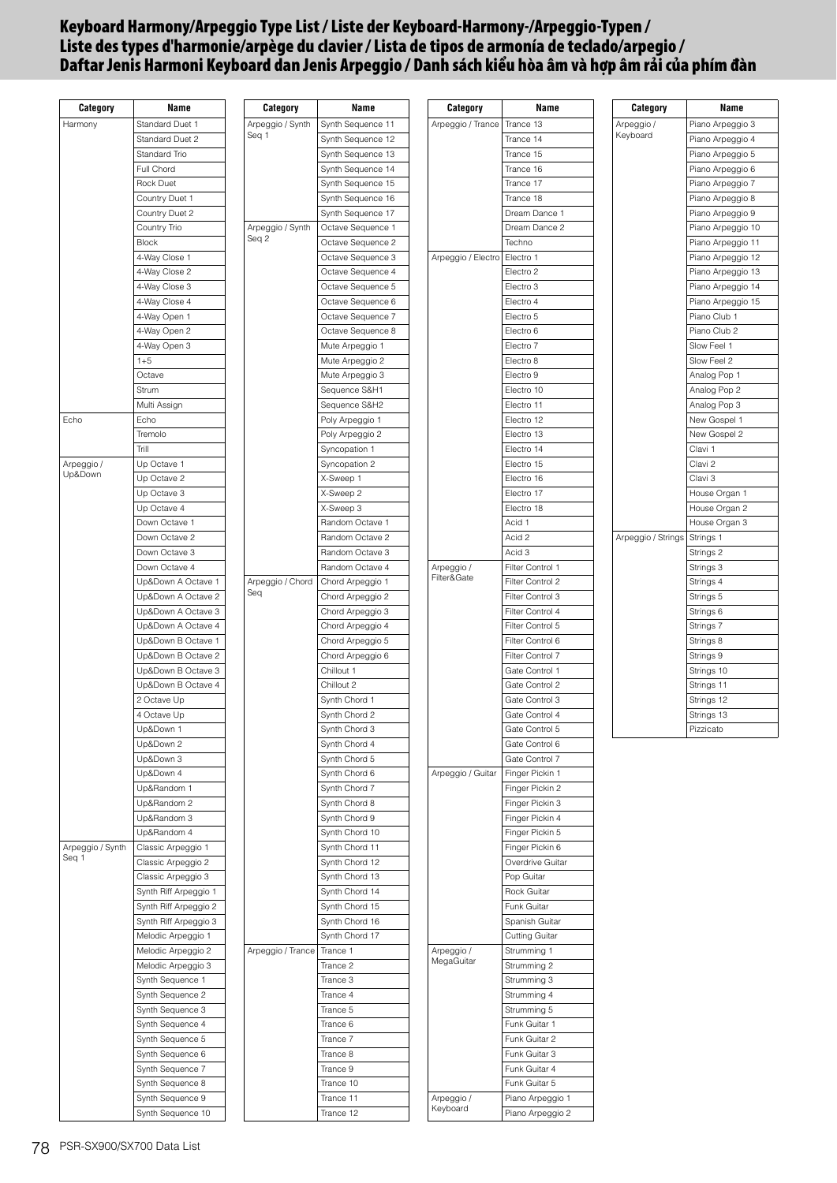# Keyboard Harmony/Arpeggio Type List / Liste der Keyboard-Harmony-/Arpeggio-Typen / Liste des types d'harmonie/arpège du clavier / Lista de tipos de armonía de teclado/arpegio / Daftar Jenis Harmoni Keyboard dan Jenis Arpeggio / Danh sách kiểu hòa âm và hợp âm rải của phím đàn

| Category | Name |
|---|---|
| Harmony | Standard Duet 1 |
| | Standard Duet 2 |
| | Standard Trio |
| | Full Chord |
| | Rock Duet |
| | Country Duet 1 |
| | Country Duet 2 |
| | Country Trio |
| | Block |
| | 4-Way Close 1 |
| | 4-Way Close 2 |
| | 4-Way Close 3 |
| | 4-Way Close 4 |
| | 4-Way Open 1 |
| | 4-Way Open 2 |
| | 4-Way Open 3 |
| | 1+5 |
| | Octave |
| | Strum |
| | Multi Assign |
| Echo | Echo |
| | Tremolo |
| | Trill |
| Arpeggio / Up&Down | Up Octave 1 |
| | Up Octave 2 |
| | Up Octave 3 |
| | Up Octave 4 |
| | Down Octave 1 |
| | Down Octave 2 |
| | Down Octave 3 |
| | Down Octave 4 |
| | Up&Down A Octave 1 |
| | Up&Down A Octave 2 |
| | Up&Down A Octave 3 |
| | Up&Down A Octave 4 |
| | Up&Down B Octave 1 |
| | Up&Down B Octave 2 |
| | Up&Down B Octave 3 |
| | Up&Down B Octave 4 |
| | 2 Octave Up |
| | 4 Octave Up |
| | Up&Down 1 |
| | Up&Down 2 |
| | Up&Down 3 |
| | Up&Down 4 |
| | Up&Random 1 |
| | Up&Random 2 |
| | Up&Random 3 |
| | Up&Random 4 |
| Arpeggio / Synth Seq 1 | Classic Arpeggio 1 |
| | Classic Arpeggio 2 |
| | Classic Arpeggio 3 |
| | Synth Riff Arpeggio 1 |
| | Synth Riff Arpeggio 2 |
| | Synth Riff Arpeggio 3 |
| | Melodic Arpeggio 1 |
| | Melodic Arpeggio 2 |
| | Melodic Arpeggio 3 |
| | Synth Sequence 1 |
| | Synth Sequence 2 |
| | Synth Sequence 3 |
| | Synth Sequence 4 |
| | Synth Sequence 5 |
| | Synth Sequence 6 |
| | Synth Sequence 7 |
| | Synth Sequence 8 |
| | Synth Sequence 9 |
| | Synth Sequence 10 |
| Arpeggio / Synth Seq 1 | Synth Sequence 11 |
| | Synth Sequence 12 |
| | Synth Sequence 13 |
| | Synth Sequence 14 |
| | Synth Sequence 15 |
| | Synth Sequence 16 |
| | Synth Sequence 17 |
| Arpeggio / Synth Seq 2 | Octave Sequence 1 |
| | Octave Sequence 2 |
| | Octave Sequence 3 |
| | Octave Sequence 4 |
| | Octave Sequence 5 |
| | Octave Sequence 6 |
| | Octave Sequence 7 |
| | Octave Sequence 8 |
| | Mute Arpeggio 1 |
| | Mute Arpeggio 2 |
| | Mute Arpeggio 3 |
| | Sequence S&H1 |
| | Sequence S&H2 |
| | Poly Arpeggio 1 |
| | Poly Arpeggio 2 |
| | Syncopation 1 |
| | Syncopation 2 |
| | X-Sweep 1 |
| | X-Sweep 2 |
| | X-Sweep 3 |
| | Random Octave 1 |
| | Random Octave 2 |
| | Random Octave 3 |
| | Random Octave 4 |
| Arpeggio / Chord Seq | Chord Arpeggio 1 |
| | Chord Arpeggio 2 |
| | Chord Arpeggio 3 |
| | Chord Arpeggio 4 |
| | Chord Arpeggio 5 |
| | Chord Arpeggio 6 |
| | Chillout 1 |
| | Chillout 2 |
| | Synth Chord 1 |
| | Synth Chord 2 |
| | Synth Chord 3 |
| | Synth Chord 4 |
| | Synth Chord 5 |
| | Synth Chord 6 |
| | Synth Chord 7 |
| | Synth Chord 8 |
| | Synth Chord 9 |
| | Synth Chord 10 |
| | Synth Chord 11 |
| | Synth Chord 12 |
| | Synth Chord 13 |
| | Synth Chord 14 |
| | Synth Chord 15 |
| | Synth Chord 16 |
| | Synth Chord 17 |
| Arpeggio / Trance | Trance 1 |
| | Trance 2 |
| | Trance 3 |
| | Trance 4 |
| | Trance 5 |
| | Trance 6 |
| | Trance 7 |
| | Trance 8 |
| | Trance 9 |
| | Trance 10 |
| | Trance 11 |
| | Trance 12 |
| Arpeggio / Trance | Trance 13 |
| | Trance 14 |
| | Trance 15 |
| | Trance 16 |
| | Trance 17 |
| | Trance 18 |
| | Dream Dance 1 |
| | Dream Dance 2 |
| | Techno |
| Arpeggio / Electro | Electro 1 |
| | Electro 2 |
| | Electro 3 |
| | Electro 4 |
| | Electro 5 |
| | Electro 6 |
| | Electro 7 |
| | Electro 8 |
| | Electro 9 |
| | Electro 10 |
| | Electro 11 |
| | Electro 12 |
| | Electro 13 |
| | Electro 14 |
| | Electro 15 |
| | Electro 16 |
| | Electro 17 |
| | Electro 18 |
| | Acid 1 |
| | Acid 2 |
| | Acid 3 |
| Arpeggio / Filter&Gate | Filter Control 1 |
| | Filter Control 2 |
| | Filter Control 3 |
| | Filter Control 4 |
| | Filter Control 5 |
| | Filter Control 6 |
| | Filter Control 7 |
| | Gate Control 1 |
| | Gate Control 2 |
| | Gate Control 3 |
| | Gate Control 4 |
| | Gate Control 5 |
| | Gate Control 6 |
| | Gate Control 7 |
| Arpeggio / Guitar | Finger Pickin 1 |
| | Finger Pickin 2 |
| | Finger Pickin 3 |
| | Finger Pickin 4 |
| | Finger Pickin 5 |
| | Finger Pickin 6 |
| | Overdrive Guitar |
| | Pop Guitar |
| | Rock Guitar |
| | Funk Guitar |
| | Spanish Guitar |
| | Cutting Guitar |
| Arpeggio / MegaGuitar | Strumming 1 |
| | Strumming 2 |
| | Strumming 3 |
| | Strumming 4 |
| | Strumming 5 |
| | Funk Guitar 1 |
| | Funk Guitar 2 |
| | Funk Guitar 3 |
| | Funk Guitar 4 |
| | Funk Guitar 5 |
| Arpeggio / Keyboard | Piano Arpeggio 1 |
| | Piano Arpeggio 2 |
| Arpeggio / Keyboard | Piano Arpeggio 3 |
| | Piano Arpeggio 4 |
| | Piano Arpeggio 5 |
| | Piano Arpeggio 6 |
| | Piano Arpeggio 7 |
| | Piano Arpeggio 8 |
| | Piano Arpeggio 9 |
| | Piano Arpeggio 10 |
| | Piano Arpeggio 11 |
| | Piano Arpeggio 12 |
| | Piano Arpeggio 13 |
| | Piano Arpeggio 14 |
| | Piano Arpeggio 15 |
| | Piano Club 1 |
| | Piano Club 2 |
| | Slow Feel 1 |
| | Slow Feel 2 |
| | Analog Pop 1 |
| | Analog Pop 2 |
| | Analog Pop 3 |
| | New Gospel 1 |
| | New Gospel 2 |
| | Clavi 1 |
| | Clavi 2 |
| | Clavi 3 |
| | House Organ 1 |
| | House Organ 2 |
| | House Organ 3 |
| Arpeggio / Strings | Strings 1 |
| | Strings 2 |
| | Strings 3 |
| | Strings 4 |
| | Strings 5 |
| | Strings 6 |
| | Strings 7 |
| | Strings 8 |
| | Strings 9 |
| | Strings 10 |
| | Strings 11 |
| | Strings 12 |
| | Strings 13 |
| | Pizzicato |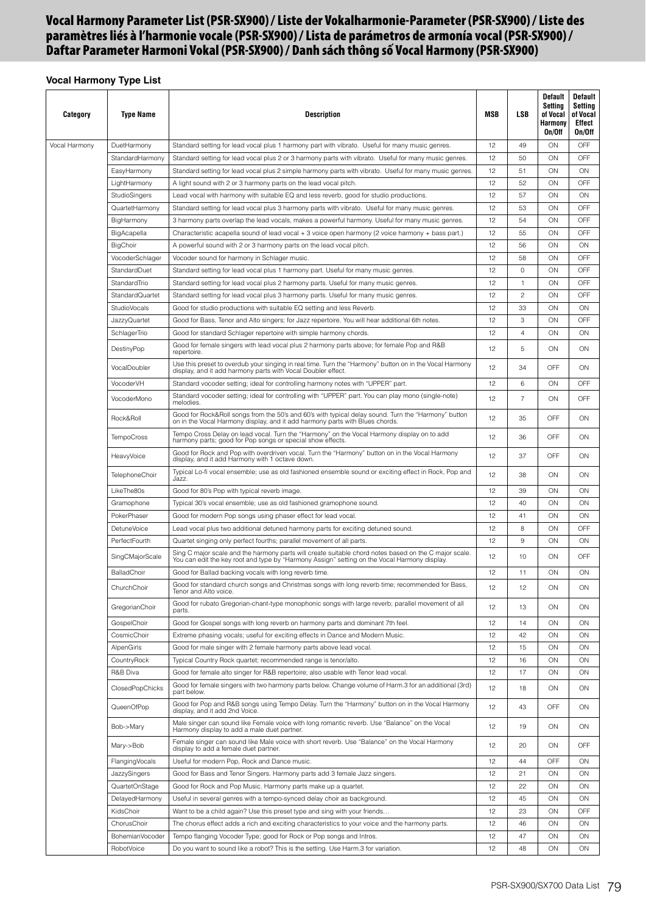# Vocal Harmony Parameter List (PSR-SX900) / Liste der Vokalharmonie-Parameter (PSR-SX900) / Liste des paramètres liés à l'harmonie vocale (PSR-SX900) / Lista de parámetros de armonía vocal (PSR-SX900) / Daftar Parameter Harmoni Vokal (PSR-SX900) / Danh sách thông số Vocal Harmony (PSR-SX900)

### Vocal Harmony Type List

| Category | Type Name | Description | MSB | LSB | Default Setting of Vocal Harmony On/Off | Default Setting of Vocal Effect On/Off |
|---|---|---|---|---|---|---|
| Vocal Harmony | DuetHarmony | Standard setting for lead vocal plus 1 harmony part with vibrato. Useful for many music genres. | 12 | 49 | ON | OFF |
| | StandardHarmony | Standard setting for lead vocal plus 2 or 3 harmony parts with vibrato. Useful for many music genres. | 12 | 50 | ON | OFF |
| | EasyHarmony | Standard setting for lead vocal plus 2 simple harmony parts with vibrato. Useful for many music genres. | 12 | 51 | ON | ON |
| | LightHarmony | A light sound with 2 or 3 harmony parts on the lead vocal pitch. | 12 | 52 | ON | OFF |
| | StudioSingers | Lead vocal with harmony with suitable EQ and less reverb, good for studio productions. | 12 | 57 | ON | ON |
| | QuartetHarmony | Standard setting for lead vocal plus 3 harmony parts with vibrato. Useful for many music genres. | 12 | 53 | ON | OFF |
| | BigHarmony | 3 harmony parts overlap the lead vocals, makes a powerful harmony. Useful for many music genres. | 12 | 54 | ON | OFF |
| | BigAcapella | Characteristic acapella sound of lead vocal + 3 voice open harmony (2 voice harmony + bass part.) | 12 | 55 | ON | OFF |
| | BigChoir | A powerful sound with 2 or 3 harmony parts on the lead vocal pitch. | 12 | 56 | ON | ON |
| | VocoderSchlager | Vocoder sound for harmony in Schlager music. | 12 | 58 | ON | OFF |
| | StandardDuet | Standard setting for lead vocal plus 1 harmony part. Useful for many music genres. | 12 | 0 | ON | OFF |
| | StandardTrio | Standard setting for lead vocal plus 2 harmony parts. Useful for many music genres. | 12 | 1 | ON | OFF |
| | StandardQuartet | Standard setting for lead vocal plus 3 harmony parts. Useful for many music genres. | 12 | 2 | ON | OFF |
| | StudioVocals | Good for studio productions with suitable EQ setting and less Reverb. | 12 | 33 | ON | ON |
| | JazzyQuartet | Good for Bass, Tenor and Alto singers; for Jazz repertoire. You will hear additional 6th notes. | 12 | 3 | ON | OFF |
| | SchlagerTrio | Good for standard Schlager repertoire with simple harmony chords. | 12 | 4 | ON | ON |
| | DestinyPop | Good for female singers with lead vocal plus 2 harmony parts above; for female Pop and R&B repertoire. | 12 | 5 | ON | ON |
| | VocalDoubler | Use this preset to overdub your singing in real time. Turn the "Harmony" button on in the Vocal Harmony display, and it add harmony parts with Vocal Doubler effect. | 12 | 34 | OFF | ON |
| | VocoderVH | Standard vocoder setting; ideal for controlling harmony notes with "UPPER" part. | 12 | 6 | ON | OFF |
| | VocoderMono | Standard vocoder setting; ideal for controlling with "UPPER" part. You can play mono (single-note) melodies. | 12 | 7 | ON | OFF |
| | Rock&Roll | Good for Rock&Roll songs from the 50's and 60's with typical delay sound. Turn the "Harmony" button on in the Vocal Harmony display, and it add harmony parts with Blues chords. | 12 | 35 | OFF | ON |
| | TempoCross | Tempo Cross Delay on lead vocal. Turn the "Harmony" on the Vocal Harmony display on to add harmony parts; good for Pop songs or special show effects. | 12 | 36 | OFF | ON |
| | HeavyVoice | Good for Rock and Pop with overdriven vocal. Turn the "Harmony" button on in the Vocal Harmony display, and it add Harmony with 1 octave down. | 12 | 37 | OFF | ON |
| | TelephoneChoir | Typical Lo-fi vocal ensemble; use as old fashioned ensemble sound or exciting effect in Rock, Pop and Jazz. | 12 | 38 | ON | ON |
| | LikeThe80s | Good for 80's Pop with typical reverb image. | 12 | 39 | ON | ON |
| | Gramophone | Typical 30's vocal ensemble; use as old fashioned gramophone sound. | 12 | 40 | ON | ON |
| | PokerPhaser | Good for modern Pop songs using phaser effect for lead vocal. | 12 | 41 | ON | ON |
| | DetuneVoice | Lead vocal plus two additional detuned harmony parts for exciting detuned sound. | 12 | 8 | ON | OFF |
| | PerfectFourth | Quartet singing only perfect fourths; parallel movement of all parts. | 12 | 9 | ON | ON |
| | SingCMajorScale | Sing C major scale and the harmony parts will create suitable chord notes based on the C major scale. You can edit the key root and type by "Harmony Assign" setting on the Vocal Harmony display. | 12 | 10 | ON | OFF |
| | BalladChoir | Good for Ballad backing vocals with long reverb time. | 12 | 11 | ON | ON |
| | ChurchChoir | Good for standard church songs and Christmas songs with long reverb time; recommended for Bass, Tenor and Alto voice. | 12 | 12 | ON | ON |
| | GregorianChoir | Good for rubato Gregorian-chant-type monophonic songs with large reverb; parallel movement of all parts. | 12 | 13 | ON | ON |
| | GospelChoir | Good for Gospel songs with long reverb on harmony parts and dominant 7th feel. | 12 | 14 | ON | ON |
| | CosmicChoir | Extreme phasing vocals; useful for exciting effects in Dance and Modern Music. | 12 | 42 | ON | ON |
| | AlpenGirls | Good for male singer with 2 female harmony parts above lead vocal. | 12 | 15 | ON | ON |
| | CountryRock | Typical Country Rock quartet; recommended range is tenor/alto. | 12 | 16 | ON | ON |
| | R&B Diva | Good for female alto singer for R&B repertoire; also usable with Tenor lead vocal. | 12 | 17 | ON | ON |
| | ClosedPopChicks | Good for female singers with two harmony parts below. Change volume of Harm.3 for an additional (3rd) part below. | 12 | 18 | ON | ON |
| | QueenOfPop | Good for Pop and R&B songs using Tempo Delay. Turn the "Harmony" button on in the Vocal Harmony display, and it add 2nd Voice. | 12 | 43 | OFF | ON |
| | Bob->Mary | Male singer can sound like Female voice with long romantic reverb. Use "Balance" on the Vocal Harmony display to add a male duet partner. | 12 | 19 | ON | ON |
| | Mary->Bob | Female singer can sound like Male voice with short reverb. Use "Balance" on the Vocal Harmony display to add a female duet partner. | 12 | 20 | ON | OFF |
| | FlangingVocals | Useful for modern Pop, Rock and Dance music. | 12 | 44 | OFF | ON |
| | JazzySingers | Good for Bass and Tenor Singers. Harmony parts add 3 female Jazz singers. | 12 | 21 | ON | ON |
| | QuartetOnStage | Good for Rock and Pop Music. Harmony parts make up a quartet. | 12 | 22 | ON | ON |
| | DelayedHarmony | Useful in several genres with a tempo-synced delay choir as background. | 12 | 45 | ON | ON |
| | KidsChoir | Want to be a child again? Use this preset type and sing with your friends... | 12 | 23 | ON | OFF |
| | ChorusChoir | The chorus effect adds a rich and exciting characteristics to your voice and the harmony parts. | 12 | 46 | ON | ON |
| | BohemianVocoder | Tempo flanging Vocoder Type; good for Rock or Pop songs and Intros. | 12 | 47 | ON | ON |
| | RobotVoice | Do you want to sound like a robot? This is the setting. Use Harm.3 for variation. | 12 | 48 | ON | ON |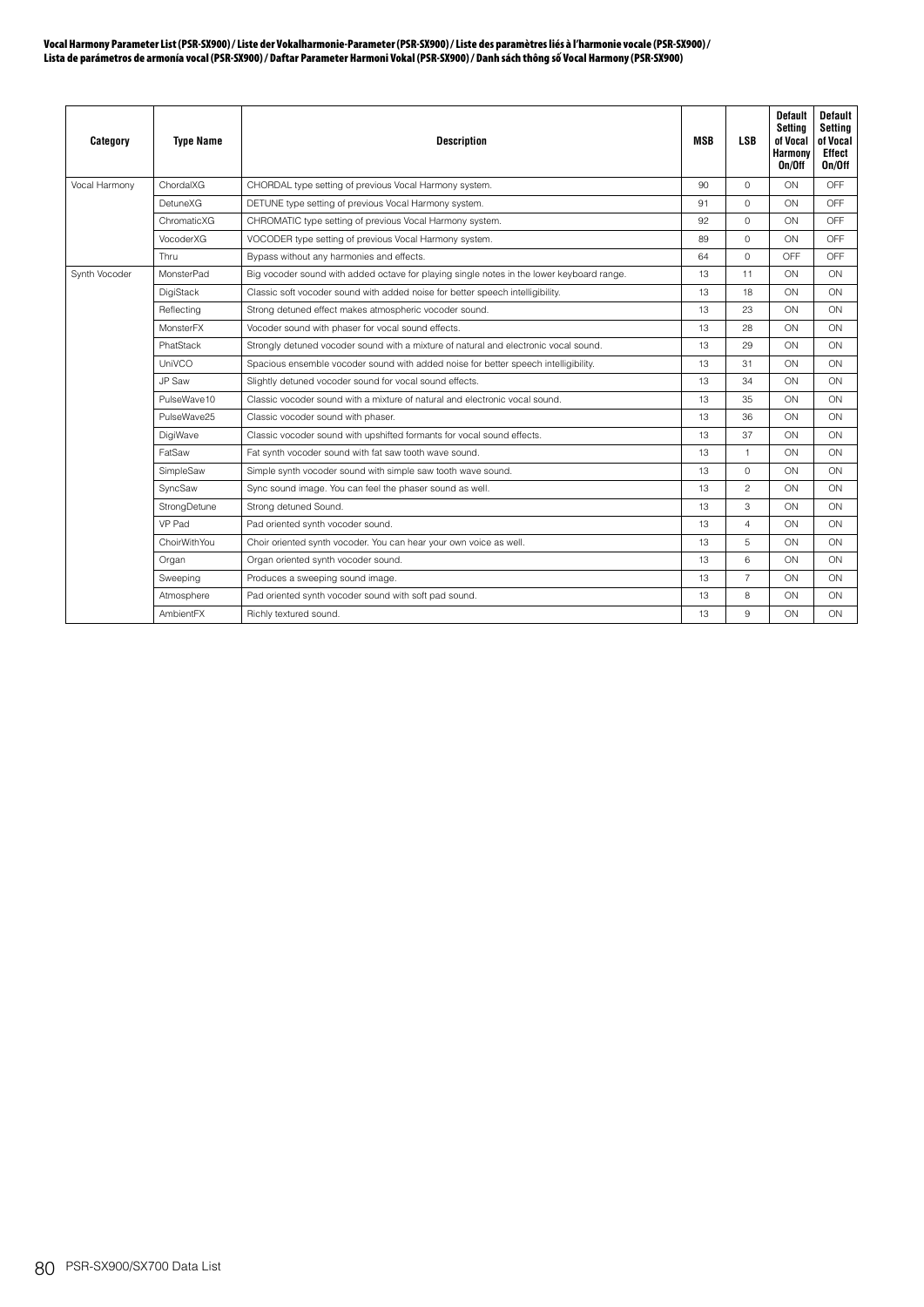**Vocal Harmony Parameter List (PSR-SX900) / Liste der Vokalharmonie-Parameter (PSR-SX900) / Liste des paramètres liés à l'harmonie vocale (PSR-SX900) / Lista de parámetros de armonía vocal (PSR-SX900) / Daftar Parameter Harmoni Vokal (PSR-SX900) / Danh sách thông số Vocal Harmony (PSR-SX900)**

| Category | Type Name | Description | MSB | LSB | Default Setting of Vocal Harmony On/Off | Default Setting of Vocal Effect On/Off |
|---|---|---|---|---|---|---|
| Vocal Harmony | ChordalXG | CHORDAL type setting of previous Vocal Harmony system. | 90 | 0 | ON | OFF |
| | DetuneXG | DETUNE type setting of previous Vocal Harmony system. | 91 | 0 | ON | OFF |
| | ChromaticXG | CHROMATIC type setting of previous Vocal Harmony system. | 92 | 0 | ON | OFF |
| | VocoderXG | VOCODER type setting of previous Vocal Harmony system. | 89 | 0 | ON | OFF |
| | Thru | Bypass without any harmonies and effects. | 64 | 0 | OFF | OFF |
| Synth Vocoder | MonsterPad | Big vocoder sound with added octave for playing single notes in the lower keyboard range. | 13 | 11 | ON | ON |
| | DigiStack | Classic soft vocoder sound with added noise for better speech intelligibility. | 13 | 18 | ON | ON |
| | Reflecting | Strong detuned effect makes atmospheric vocoder sound. | 13 | 23 | ON | ON |
| | MonsterFX | Vocoder sound with phaser for vocal sound effects. | 13 | 28 | ON | ON |
| | PhatStack | Strongly detuned vocoder sound with a mixture of natural and electronic vocal sound. | 13 | 29 | ON | ON |
| | UniVCO | Spacious ensemble vocoder sound with added noise for better speech intelligibility. | 13 | 31 | ON | ON |
| | JP Saw | Slightly detuned vocoder sound for vocal sound effects. | 13 | 34 | ON | ON |
| | PulseWave10 | Classic vocoder sound with a mixture of natural and electronic vocal sound. | 13 | 35 | ON | ON |
| | PulseWave25 | Classic vocoder sound with phaser. | 13 | 36 | ON | ON |
| | DigiWave | Classic vocoder sound with upshifted formants for vocal sound effects. | 13 | 37 | ON | ON |
| | FatSaw | Fat synth vocoder sound with fat saw tooth wave sound. | 13 | 1 | ON | ON |
| | SimpleSaw | Simple synth vocoder sound with simple saw tooth wave sound. | 13 | 0 | ON | ON |
| | SyncSaw | Sync sound image. You can feel the phaser sound as well. | 13 | 2 | ON | ON |
| | StrongDetune | Strong detuned Sound. | 13 | 3 | ON | ON |
| | VP Pad | Pad oriented synth vocoder sound. | 13 | 4 | ON | ON |
| | ChoirWithYou | Choir oriented synth vocoder. You can hear your own voice as well. | 13 | 5 | ON | ON |
| | Organ | Organ oriented synth vocoder sound. | 13 | 6 | ON | ON |
| | Sweeping | Produces a sweeping sound image. | 13 | 7 | ON | ON |
| | Atmosphere | Pad oriented synth vocoder sound with soft pad sound. | 13 | 8 | ON | ON |
| | AmbientFX | Richly textured sound. | 13 | 9 | ON | ON |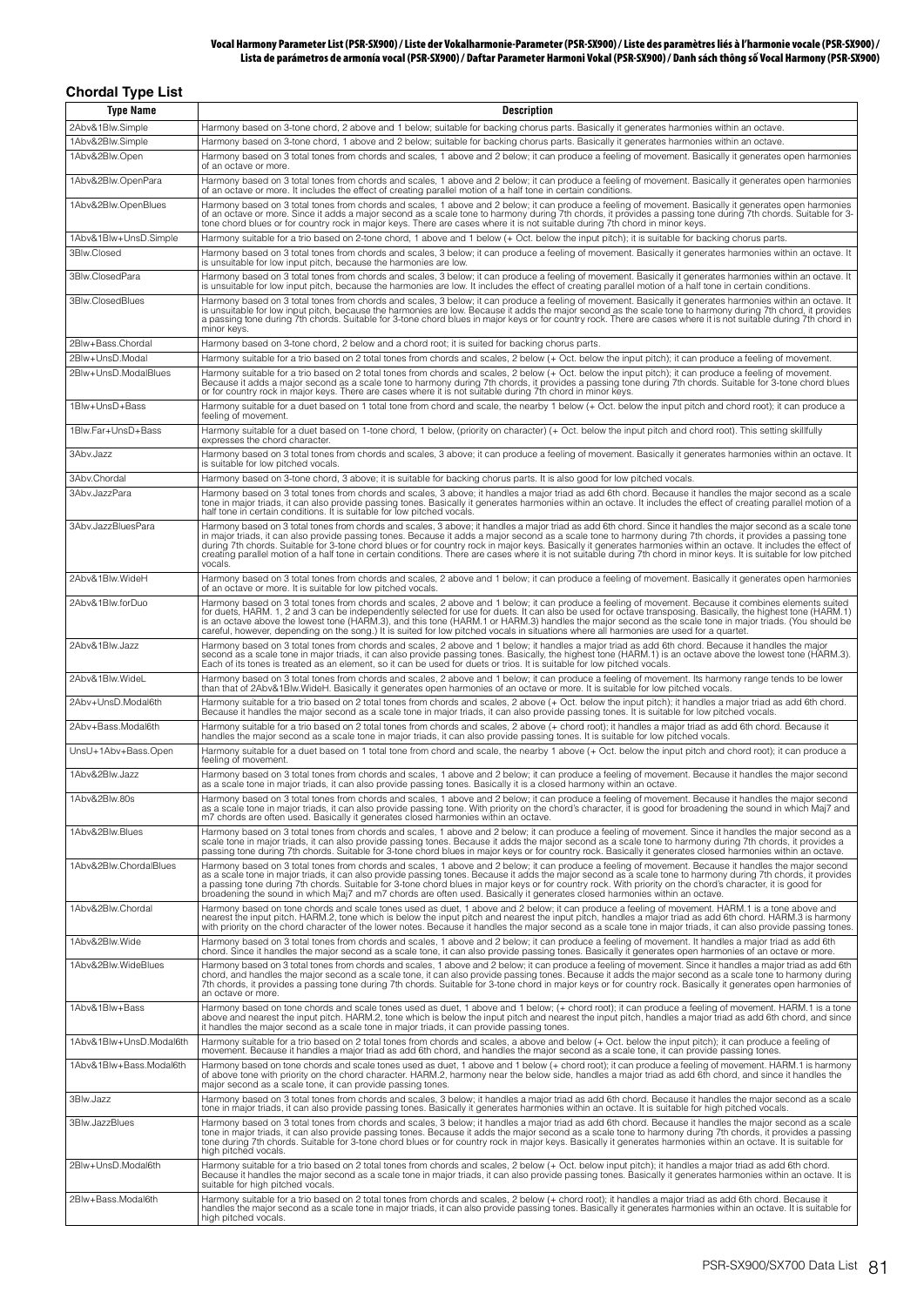## Chordal Type List

| Type Name | Description |
|---|---|
| 2Abv&1Blw.Simple | Harmony based on 3-tone chord, 2 above and 1 below; suitable for backing chorus parts. Basically it generates harmonies within an octave. |
| 1Abv&2Blw.Simple | Harmony based on 3-tone chord, 1 above and 2 below; suitable for backing chorus parts. Basically it generates harmonies within an octave. |
| 1Abv&2Blw.Open | Harmony based on 3 total tones from chords and scales, 1 above and 2 below; it can produce a feeling of movement. Basically it generates open harmonies of an octave or more. |
| 1Abv&2Blw.OpenPara | Harmony based on 3 total tones from chords and scales, 1 above and 2 below; it can produce a feeling of movement. Basically it generates open harmonies of an octave or more. It includes the effect of creating parallel motion of a half tone in certain conditions. |
| 1Abv&2Blw.OpenBlues | Harmony based on 3 total tones from chords and scales, 1 above and 2 below; it can produce a feeling of movement. Basically it generates open harmonies of an octave or more. Since it adds a major second as a scale tone to harmony during 7th chords, it provides a passing tone during 7th chords. Suitable for 3-tone chord blues or for country rock in major keys. There are cases where it is not suitable during 7th chord in minor keys. |
| 1Abv&1Blw+UnsD.Simple | Harmony suitable for a trio based on 2-tone chord, 1 above and 1 below (+ Oct. below the input pitch); it is suitable for backing chorus parts. |
| 3Blw.Closed | Harmony based on 3 total tones from chords and scales, 3 below; it can produce a feeling of movement. Basically it generates harmonies within an octave. It is unsuitable for low input pitch, because the harmonies are low. |
| 3Blw.ClosedPara | Harmony based on 3 total tones from chords and scales, 3 below; it can produce a feeling of movement. Basically it generates harmonies within an octave. It is unsuitable for low input pitch, because the harmonies are low. It includes the effect of creating parallel motion of a half tone in certain conditions. |
| 3Blw.ClosedBlues | Harmony based on 3 total tones from chords and scales, 3 below; it can produce a feeling of movement. Basically it generates harmonies within an octave. It is unsuitable for low input pitch, because the harmonies are low. Because it adds the major second as the scale tone to harmony during 7th chord, it provides a passing tone during 7th chords. Suitable for 3-tone chord blues in major keys or for country rock. There are cases where it is not suitable during 7th chord in minor keys. |
| 2Blw+Bass.Chordal | Harmony based on 3-tone chord, 2 below and a chord root; it is suited for backing chorus parts. |
| 2Blw+UnsD.Modal | Harmony suitable for a trio based on 2 total tones from chords and scales, 2 below (+ Oct. below the input pitch); it can produce a feeling of movement. |
| 2Blw+UnsD.ModalBlues | Harmony suitable for a trio based on 2 total tones from chords and scales, 2 below (+ Oct. below the input pitch); it can produce a feeling of movement. Because it adds a major second as a scale tone to harmony during 7th chords, it provides a passing tone during 7th chords. Suitable for 3-tone chord blues or for country rock in major keys. There are cases where it is not suitable during 7th chord in minor keys. |
| 1Blw+UnsD+Bass | Harmony suitable for a duet based on 1 total tone from chord and scale, the nearby 1 below (+ Oct. below the input pitch and chord root); it can produce a feeling of movement. |
| 1Blw.Far+UnsD+Bass | Harmony suitable for a duet based on 1-tone chord, 1 below, (priority on character) (+ Oct. below the input pitch and chord root). This setting skillfully expresses the chord character. |
| 3Abv.Jazz | Harmony based on 3 total tones from chords and scales, 3 above; it can produce a feeling of movement. Basically it generates harmonies within an octave. It is suitable for low pitched vocals. |
| 3Abv.Chordal | Harmony based on 3-tone chord, 3 above; it is suitable for backing chorus parts. It is also good for low pitched vocals. |
| 3Abv.JazzPara | Harmony based on 3 total tones from chords and scales, 3 above; it handles a major triad as add 6th chord. Because it handles the major second as a scale tone in major triads, it can also provide passing tones. Basically it generates harmonies within an octave. It includes the effect of creating parallel motion of a half tone in certain conditions. It is suitable for low pitched vocals. |
| 3Abv.JazzBluesPara | Harmony based on 3 total tones from chords and scales, 3 above; it handles a major triad as add 6th chord. Since it handles the major second as a scale tone in major triads, it can also provide passing tones. Because it adds a major second as a scale tone to harmony during 7th chords, it provides a passing tone during 7th chords. Suitable for 3-tone chord blues or for country rock in major keys. Basically it generates harmonies within an octave. It includes the effect of creating parallel motion of a half tone in certain conditions. There are cases where it is not suitable during 7th chord in minor keys. It is suitable for low pitched vocals. |
| 2Abv&1Blw.WideH | Harmony based on 3 total tones from chords and scales, 2 above and 1 below; it can produce a feeling of movement. Basically it generates open harmonies of an octave or more. It is suitable for low pitched vocals. |
| 2Abv&1Blw.forDuo | Harmony based on 3 total tones from chords and scales, 2 above and 1 below; it can produce a feeling of movement. Because it combines elements suited for duets, HARM. 1, 2 and 3 can be independently selected for use for duets. It can also be used for octave transposing. Basically, the highest tone (HARM.1) is an octave above the lowest tone (HARM.3), and this tone (HARM.1 or HARM.3) handles the major second as the scale tone in major triads. (You should be careful, however, depending on the song.) It is suited for low pitched vocals in situations where all harmonies are used for a quartet. |
| 2Abv&1Blw.Jazz | Harmony based on 3 total tones from chords and scales, 2 above and 1 below; it handles a major triad as add 6th chord. Because it handles the major second as a scale tone in major triads, it can also provide passing tones. Basically, the highest tone (HARM.1) is an octave above the lowest tone (HARM.3). Each of its tones is treated as an element, so it can be used for duets or trios. It is suitable for low pitched vocals. |
| 2Abv&1Blw.WideL | Harmony based on 3 total tones from chords and scales, 2 above and 1 below; it can produce a feeling of movement. Its harmony range tends to be lower than that of 2Abv&1Blw.WideH. Basically it generates open harmonies of an octave or more. It is suitable for low pitched vocals. |
| 2Abv+UnsD.Modal6th | Harmony suitable for a trio based on 2 total tones from chords and scales, 2 above (+ Oct. below the input pitch); it handles a major triad as add 6th chord. Because it handles the major second as a scale tone in major triads, it can also provide passing tones. It is suitable for low pitched vocals. |
| 2Abv+Bass.Modal6th | Harmony suitable for a trio based on 2 total tones from chords and scales, 2 above (+ chord root); it handles a major triad as add 6th chord. Because it handles the major second as a scale tone in major triads, it can also provide passing tones. It is suitable for low pitched vocals. |
| UnsU+1Abv+Bass.Open | Harmony suitable for a duet based on 1 total tone from chord and scale, the nearby 1 above (+ Oct. below the input pitch and chord root); it can produce a feeling of movement. |
| 1Abv&2Blw.Jazz | Harmony based on 3 total tones from chords and scales, 1 above and 2 below; it can produce a feeling of movement. Because it handles the major second as a scale tone in major triads, it can also provide passing tones. Basically it is a closed harmony within an octave. |
| 1Abv&2Blw.80s | Harmony based on 3 total tones from chords and scales, 1 above and 2 below; it can produce a feeling of movement. Because it handles the major second as a scale tone in major triads, it can also provide passing tone. With priority on the chord's character, it is good for broadening the sound in which Maj7 and m7 chords are often used. Basically it generates closed harmonies within an octave. |
| 1Abv&2Blw.Blues | Harmony based on 3 total tones from chords and scales, 1 above and 2 below; it can produce a feeling of movement. Since it handles the major second as a scale tone in major triads, it can also provide passing tones. Because it adds the major second as a scale tone to harmony during 7th chords, it provides a passing tone during 7th chords. Suitable for 3-tone chord blues in major keys or for country rock. Basically it generates closed harmonies within an octave. |
| 1Abv&2Blw.ChordalBlues | Harmony based on 3 total tones from chords and scales, 1 above and 2 below; it can produce a feeling of movement. Because it handles the major second as a scale tone in major triads, it can also provide passing tones. Because it adds the major second as a scale tone to harmony during 7th chords, it provides a passing tone during 7th chords. Suitable for 3-tone chord blues in major keys or for country rock. With priority on the chord's character, it is good for broadening the sound in which Maj7 and m7 chords are often used. Basically it generates closed harmonies within an octave. |
| 1Abv&2Blw.Chordal | Harmony based on tone chords and scale tones used as duet, 1 above and 2 below; it can produce a feeling of movement. HARM.1 is a tone above and nearest the input pitch. HARM.2, tone which is below the input pitch and nearest the input pitch, handles a major triad as add 6th chord. HARM.3 is harmony with priority on the chord character of the lower notes. Because it handles the major second as a scale tone in major triads, it can also provide passing tones. |
| 1Abv&2Blw.Wide | Harmony based on 3 total tones from chords and scales, 1 above and 2 below; it can produce a feeling of movement. It handles a major triad as add 6th chord. Since it handles the major second as a scale tone, it can also provide passing tones. Basically it generates open harmonies of an octave or more. |
| 1Abv&2Blw.WideBlues | Harmony based on 3 total tones from chords and scales, 1 above and 2 below; it can produce a feeling of movement. Since it handles a major triad as add 6th chord, and handles the major second as a scale tone, it can also provide passing tones. Because it adds the major second as a scale tone to harmony during 7th chords, it provides a passing tone during 7th chords. Suitable for 3-tone chord in major keys or for country rock. Basically it generates open harmonies of an octave or more. |
| 1Abv&1Blw+Bass | Harmony based on tone chords and scale tones used as duet, 1 above and 1 below; (+ chord root); it can produce a feeling of movement. HARM.1 is a tone above and nearest the input pitch. HARM.2, tone which is below the input pitch and nearest the input pitch, handles a major triad as add 6th chord, and since it handles the major second as a scale tone in major triads, it can provide passing tones. |
| 1Abv&1Blw+UnsD.Modal6th | Harmony suitable for a trio based on 2 total tones from chords and scales, a above and below (+ Oct. below the input pitch); it can produce a feeling of movement. Because it handles a major triad as add 6th chord, and handles the major second as a scale tone, it can provide passing tones. |
| 1Abv&1Blw+Bass.Modal6th | Harmony based on tone chords and scale tones used as duet, 1 above and 1 below (+ chord root); it can produce a feeling of movement. HARM.1 is harmony of above tone with priority on the chord character. HARM.2, harmony near the below side, handles a major triad as add 6th chord, and since it handles the major second as a scale tone, it can provide passing tones. |
| 3Blw.Jazz | Harmony based on 3 total tones from chords and scales, 3 below; it handles a major triad as add 6th chord. Because it handles the major second as a scale tone in major triads, it can also provide passing tones. Basically it generates harmonies within an octave. It is suitable for high pitched vocals. |
| 3Blw.JazzBlues | Harmony based on 3 total tones from chords and scales, 3 below; it handles a major triad as add 6th chord. Because it handles the major second as a scale tone in major triads, it can also provide passing tones. Because it adds the major second as a scale tone to harmony during 7th chords, it provides a passing tone during 7th chords. Suitable for 3-tone chord blues or for country rock in major keys. Basically it generates harmonies within an octave. It is suitable for high pitched vocals. |
| 2Blw+UnsD.Modal6th | Harmony suitable for a trio based on 2 total tones from chords and scales, 2 below (+ Oct. below input pitch); it handles a major triad as add 6th chord. Because it handles the major second as a scale tone in major triads, it can also provide passing tones. Basically it generates harmonies within an octave. It is suitable for high pitched vocals. |
| 2Blw+Bass.Modal6th | Harmony suitable for a trio based on 2 total tones from chords and scales, 2 below (+ chord root); it handles a major triad as add 6th chord. Because it handles the major second as a scale tone in major triads, it can also provide passing tones. Basically it generates harmonies within an octave. It is suitable for high pitched vocals. |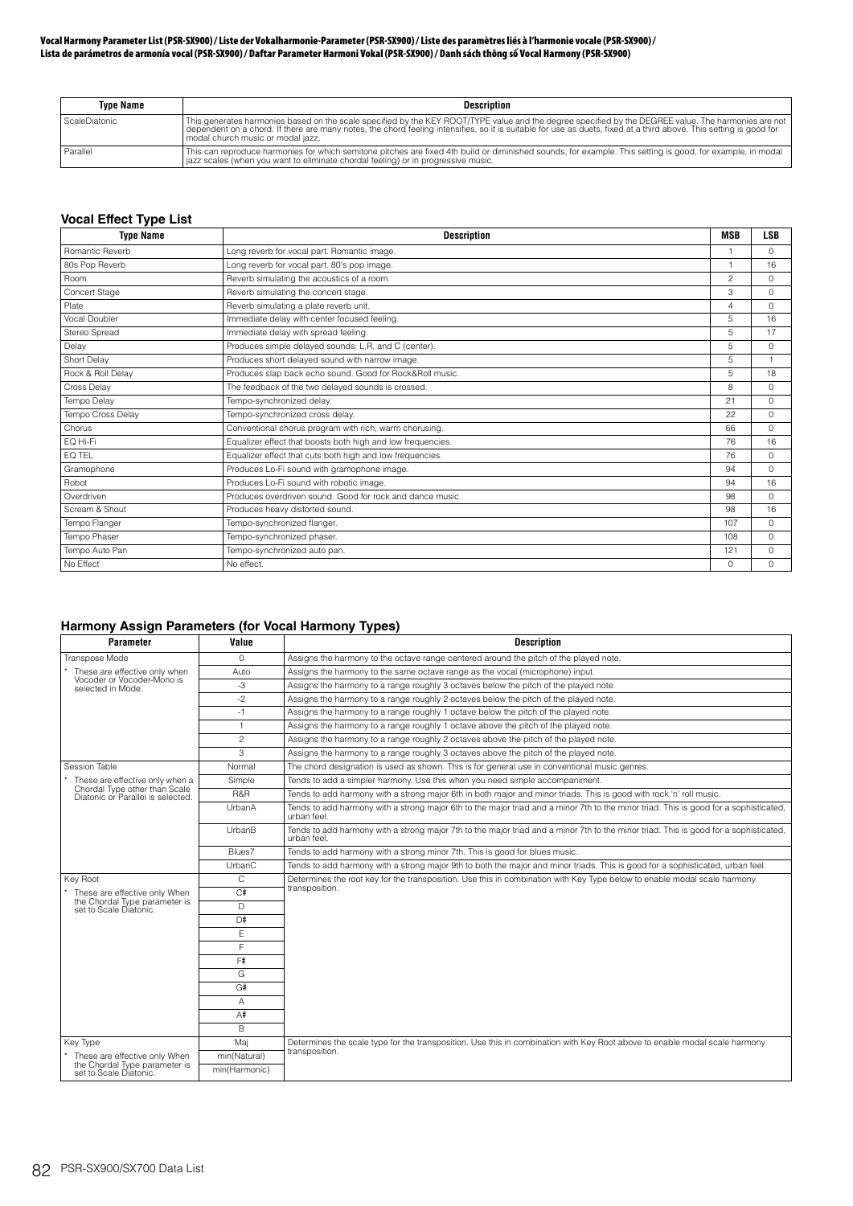Vocal Harmony Parameter List (PSR-SX900) / Liste der Vokalharmonie-Parameter (PSR-SX900) / Liste des paramètres liés à l'harmonie vocale (PSR-SX900) / Lista de parámetros de armonía vocal (PSR-SX900) / Daftar Parameter Harmoni Vokal (PSR-SX900) / Danh sách thông số Vocal Harmony (PSR-SX900)

| Type Name | Description |
|---|---|
| ScaleDiatonic | This generates harmonies based on the scale specified by the KEY ROOT/TYPE value and the degree specified by the DEGREE value. The harmonies are not dependent on a chord. If there are many notes, the chord feeling intensifies, so it is suitable for use as duets, fixed at a third above. This setting is good for modal church music or modal jazz. |
| Parallel | This can reproduce harmonies for which semitone pitches are fixed 4th build or diminished sounds, for example. This setting is good, for example, in modal jazz scales (when you want to eliminate chordal feeling) or in progressive music. |

### Vocal Effect Type List

| Type Name | Description | MSB | LSB |
|---|---|---|---|
| Romantic Reverb | Long reverb for vocal part. Romantic image. | 1 | 0 |
| 80s Pop Reverb | Long reverb for vocal part. 80's pop image. | 1 | 16 |
| Room | Reverb simulating the acoustics of a room. | 2 | 0 |
| Concert Stage | Reverb simulating the concert stage. | 3 | 0 |
| Plate | Reverb simulating a plate reverb unit. | 4 | 0 |
| Vocal Doubler | Immediate delay with center focused feeling. | 5 | 16 |
| Stereo Spread | Immediate delay with spread feeling. | 5 | 17 |
| Delay | Produces simple delayed sounds: L,R, and C (center). | 5 | 0 |
| Short Delay | Produces short delayed sound with narrow image. | 5 | 1 |
| Rock & Roll Delay | Produces slap back echo sound. Good for Rock&Roll music. | 5 | 18 |
| Cross Delay | The feedback of the two delayed sounds is crossed. | 8 | 0 |
| Tempo Delay | Tempo-synchronized delay. | 21 | 0 |
| Tempo Cross Delay | Tempo-synchronized cross delay. | 22 | 0 |
| Chorus | Conventional chorus program with rich, warm chorusing. | 66 | 0 |
| EQ Hi-Fi | Equalizer effect that boosts both high and low frequencies. | 76 | 16 |
| EQ TEL | Equalizer effect that cuts both high and low frequencies. | 76 | 0 |
| Gramophone | Produces Lo-Fi sound with gramophone image. | 94 | 0 |
| Robot | Produces Lo-Fi sound with robotic image. | 94 | 16 |
| Overdriven | Produces overdriven sound. Good for rock and dance music. | 98 | 0 |
| Scream & Shout | Produces heavy distorted sound. | 98 | 16 |
| Tempo Flanger | Tempo-synchronized flanger. | 107 | 0 |
| Tempo Phaser | Tempo-synchronized phaser. | 108 | 0 |
| Tempo Auto Pan | Tempo-synchronized auto pan. | 121 | 0 |
| No Effect | No effect. | 0 | 0 |

### Harmony Assign Parameters (for Vocal Harmony Types)

| Parameter | Value | Description |
|---|---|---|
| Transpose Mode | 0 | Assigns the harmony to the octave range centered around the pitch of the played note. |
| * These are effective only when Vocoder or Vocoder-Mono is selected in Mode. | Auto | Assigns the harmony to the same octave range as the vocal (microphone) input. |
| | -3 | Assigns the harmony to a range roughly 3 octaves below the pitch of the played note. |
| | -2 | Assigns the harmony to a range roughly 2 octaves below the pitch of the played note. |
| | -1 | Assigns the harmony to a range roughly 1 octave below the pitch of the played note. |
| | 1 | Assigns the harmony to a range roughly 1 octave above the pitch of the played note. |
| | 2 | Assigns the harmony to a range roughly 2 octaves above the pitch of the played note. |
| | 3 | Assigns the harmony to a range roughly 3 octaves above the pitch of the played note. |
| Session Table | Normal | The chord designation is used as shown. This is for general use in conventional music genres. |
| * These are effective only when a Chordal Type other than Scale Diatonic or Parallel is selected. | Simple | Tends to add a simpler harmony. Use this when you need simple accompaniment. |
| | R&R | Tends to add harmony with a strong major 6th in both major and minor triads. This is good with rock 'n' roll music. |
| | UrbanA | Tends to add harmony with a strong major 6th to the major triad and a minor 7th to the minor triad. This is good for a sophisticated, urban feel. |
| | UrbanB | Tends to add harmony with a strong major 7th to the major triad and a minor 7th to the minor triad. This is good for a sophisticated, urban feel. |
| | Blues7 | Tends to add harmony with a strong minor 7th. This is good for blues music. |
| | UrbanC | Tends to add harmony with a strong major 9th to both the major and minor triads. This is good for a sophisticated, urban feel. |
| Key Root | C | Determines the root key for the transposition. Use this in combination with Key Type below to enable modal scale harmony transposition. |
| * These are effective only When the Chordal Type parameter is set to Scale Diatonic. | C# | |
| | D | |
| | D# | |
| | E | |
| | F | |
| | F# | |
| | G | |
| | G# | |
| | A | |
| | A# | |
| | B | |
| Key Type | Maj | Determines the scale type for the transposition. Use this in combination with Key Root above to enable modal scale harmony transposition. |
| * These are effective only When the Chordal Type parameter is set to Scale Diatonic. | min(Natural) | |
| | min(Harmonic) | |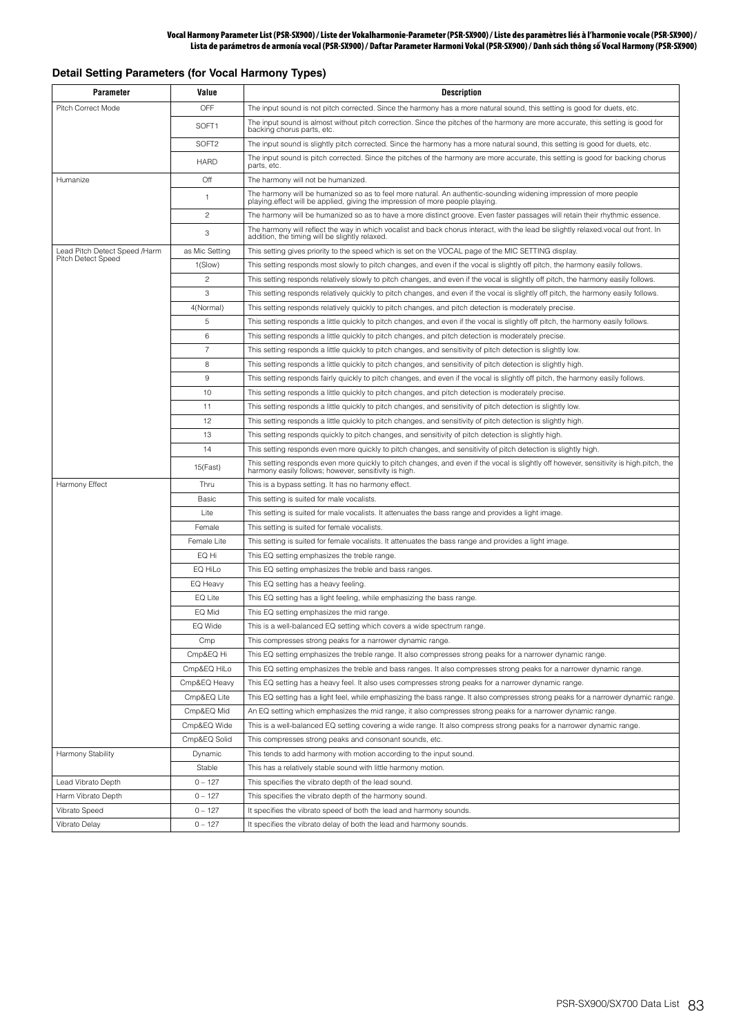## Detail Setting Parameters (for Vocal Harmony Types)

| Parameter | Value | Description |
|---|---|---|
| Pitch Correct Mode | OFF | The input sound is not pitch corrected. Since the harmony has a more natural sound, this setting is good for duets, etc. |
| | SOFT1 | The input sound is almost without pitch correction. Since the pitches of the harmony are more accurate, this setting is good for backing chorus parts, etc. |
| | SOFT2 | The input sound is slightly pitch corrected. Since the harmony has a more natural sound, this setting is good for duets, etc. |
| | HARD | The input sound is pitch corrected. Since the pitches of the harmony are more accurate, this setting is good for backing chorus parts, etc. |
| Humanize | Off | The harmony will not be humanized. |
| | 1 | The harmony will be humanized so as to feel more natural. An authentic-sounding widening impression of more people playing.effect will be applied, giving the impression of more people playing. |
| | 2 | The harmony will be humanized so as to have a more distinct groove. Even faster passages will retain their rhythmic essence. |
| | 3 | The harmony will reflect the way in which vocalist and back chorus interact, with the lead be slightly relaxed.vocal out front. In addition, the timing will be slightly relaxed. |
| Lead Pitch Detect Speed /Harm Pitch Detect Speed | as Mic Setting | This setting gives priority to the speed which is set on the VOCAL page of the MIC SETTING display. |
| | 1(Slow) | This setting responds most slowly to pitch changes, and even if the vocal is slightly off pitch, the harmony easily follows. |
| | 2 | This setting responds relatively slowly to pitch changes, and even if the vocal is slightly off pitch, the harmony easily follows. |
| | 3 | This setting responds relatively quickly to pitch changes, and even if the vocal is slightly off pitch, the harmony easily follows. |
| | 4(Normal) | This setting responds relatively quickly to pitch changes, and pitch detection is moderately precise. |
| | 5 | This setting responds a little quickly to pitch changes, and even if the vocal is slightly off pitch, the harmony easily follows. |
| | 6 | This setting responds a little quickly to pitch changes, and pitch detection is moderately precise. |
| | 7 | This setting responds a little quickly to pitch changes, and sensitivity of pitch detection is slightly low. |
| | 8 | This setting responds a little quickly to pitch changes, and sensitivity of pitch detection is slightly high. |
| | 9 | This setting responds fairly quickly to pitch changes, and even if the vocal is slightly off pitch, the harmony easily follows. |
| | 10 | This setting responds a little quickly to pitch changes, and pitch detection is moderately precise. |
| | 11 | This setting responds a little quickly to pitch changes, and sensitivity of pitch detection is slightly low. |
| | 12 | This setting responds a little quickly to pitch changes, and sensitivity of pitch detection is slightly high. |
| | 13 | This setting responds quickly to pitch changes, and sensitivity of pitch detection is slightly high. |
| | 14 | This setting responds even more quickly to pitch changes, and sensitivity of pitch detection is slightly high. |
| | 15(Fast) | This setting responds even more quickly to pitch changes, and even if the vocal is slightly off however, sensitivity is high.pitch, the harmony easily follows; however, sensitivity is high. |
| Harmony Effect | Thru | This is a bypass setting. It has no harmony effect. |
| | Basic | This setting is suited for male vocalists. |
| | Lite | This setting is suited for male vocalists. It attenuates the bass range and provides a light image. |
| | Female | This setting is suited for female vocalists. |
| | Female Lite | This setting is suited for female vocalists. It attenuates the bass range and provides a light image. |
| | EQ Hi | This EQ setting emphasizes the treble range. |
| | EQ HiLo | This EQ setting emphasizes the treble and bass ranges. |
| | EQ Heavy | This EQ setting has a heavy feeling. |
| | EQ Lite | This EQ setting has a light feeling, while emphasizing the bass range. |
| | EQ Mid | This EQ setting emphasizes the mid range. |
| | EQ Wide | This is a well-balanced EQ setting which covers a wide spectrum range. |
| | Cmp | This compresses strong peaks for a narrower dynamic range. |
| | Cmp&EQ Hi | This EQ setting emphasizes the treble range. It also compresses strong peaks for a narrower dynamic range. |
| | Cmp&EQ HiLo | This EQ setting emphasizes the treble and bass ranges. It also compresses strong peaks for a narrower dynamic range. |
| | Cmp&EQ Heavy | This EQ setting has a heavy feel. It also uses compresses strong peaks for a narrower dynamic range. |
| | Cmp&EQ Lite | This EQ setting has a light feel, while emphasizing the bass range. It also compresses strong peaks for a narrower dynamic range. |
| | Cmp&EQ Mid | An EQ setting which emphasizes the mid range, it also compresses strong peaks for a narrower dynamic range. |
| | Cmp&EQ Wide | This is a well-balanced EQ setting covering a wide range. It also compress strong peaks for a narrower dynamic range. |
| | Cmp&EQ Solid | This compresses strong peaks and consonant sounds, etc. |
| Harmony Stability | Dynamic | This tends to add harmony with motion according to the input sound. |
| | Stable | This has a relatively stable sound with little harmony motion. |
| Lead Vibrato Depth | 0 – 127 | This specifies the vibrato depth of the lead sound. |
| Harm Vibrato Depth | 0 – 127 | This specifies the vibrato depth of the harmony sound. |
| Vibrato Speed | 0 – 127 | It specifies the vibrato speed of both the lead and harmony sounds. |
| Vibrato Delay | 0 – 127 | It specifies the vibrato delay of both the lead and harmony sounds. |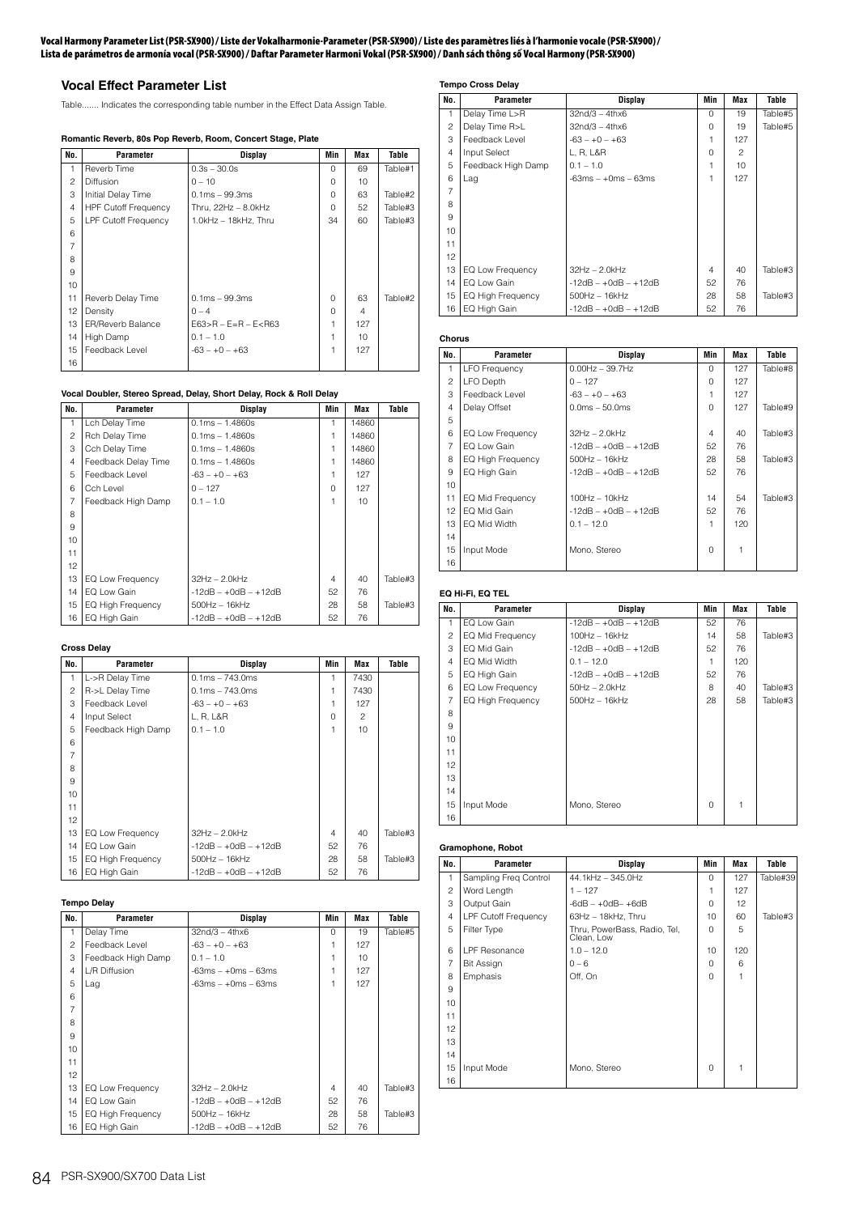# Vocal Harmony Parameter List (PSR-SX900) / Liste der Vokalharmonie-Parameter (PSR-SX900) / Liste des paramètres liés à l'harmonie vocale (PSR-SX900) / Lista de parámetros de armonía vocal (PSR-SX900) / Daftar Parameter Harmoni Vokal (PSR-SX900) / Danh sách thông số Vocal Harmony (PSR-SX900)

## Vocal Effect Parameter List

Table....... Indicates the corresponding table number in the Effect Data Assign Table.

### Romantic Reverb, 80s Pop Reverb, Room, Concert Stage, Plate

| No. | Parameter | Display | Min | Max | Table |
|---|---|---|---|---|---|
| 1 | Reverb Time | 0.3s – 30.0s | 0 | 69 | Table#1 |
| 2 | Diffusion | 0 – 10 | 0 | 10 | |
| 3 | Initial Delay Time | 0.1ms – 99.3ms | 0 | 63 | Table#2 |
| 4 | HPF Cutoff Frequency | Thru, 22Hz – 8.0kHz | 0 | 52 | Table#3 |
| 5 | LPF Cutoff Frequency | 1.0kHz – 18kHz, Thru | 34 | 60 | Table#3 |
| 6 | | | | | |
| 7 | | | | | |
| 8 | | | | | |
| 9 | | | | | |
| 10 | | | | | |
| 11 | Reverb Delay Time | 0.1ms – 99.3ms | 0 | 63 | Table#2 |
| 12 | Density | 0 – 4 | 0 | 4 | |
| 13 | ER/Reverb Balance | E63>R – E=R – E<R63 | 1 | 127 | |
| 14 | High Damp | 0.1 – 1.0 | 1 | 10 | |
| 15 | Feedback Level | -63 – +0 – +63 | 1 | 127 | |
| 16 | | | | | |

### Vocal Doubler, Stereo Spread, Delay, Short Delay, Rock & Roll Delay

| No. | Parameter | Display | Min | Max | Table |
|---|---|---|---|---|---|
| 1 | Lch Delay Time | 0.1ms – 1.4860s | 1 | 14860 | |
| 2 | Rch Delay Time | 0.1ms – 1.4860s | 1 | 14860 | |
| 3 | Cch Delay Time | 0.1ms – 1.4860s | 1 | 14860 | |
| 4 | Feedback Delay Time | 0.1ms – 1.4860s | 1 | 14860 | |
| 5 | Feedback Level | -63 – +0 – +63 | 1 | 127 | |
| 6 | Cch Level | 0 – 127 | 0 | 127 | |
| 7 | Feedback High Damp | 0.1 – 1.0 | 1 | 10 | |
| 8 | | | | | |
| 9 | | | | | |
| 10 | | | | | |
| 11 | | | | | |
| 12 | | | | | |
| 13 | EQ Low Frequency | 32Hz – 2.0kHz | 4 | 40 | Table#3 |
| 14 | EQ Low Gain | -12dB – +0dB – +12dB | 52 | 76 | |
| 15 | EQ High Frequency | 500Hz – 16kHz | 28 | 58 | Table#3 |
| 16 | EQ High Gain | -12dB – +0dB – +12dB | 52 | 76 | |

### Cross Delay

| No. | Parameter | Display | Min | Max | Table |
|---|---|---|---|---|---|
| 1 | L->R Delay Time | 0.1ms – 743.0ms | 1 | 7430 | |
| 2 | R->L Delay Time | 0.1ms – 743.0ms | 1 | 7430 | |
| 3 | Feedback Level | -63 – +0 – +63 | 1 | 127 | |
| 4 | Input Select | L, R, L&R | 0 | 2 | |
| 5 | Feedback High Damp | 0.1 – 1.0 | 1 | 10 | |
| 6 | | | | | |
| 7 | | | | | |
| 8 | | | | | |
| 9 | | | | | |
| 10 | | | | | |
| 11 | | | | | |
| 12 | | | | | |
| 13 | EQ Low Frequency | 32Hz – 2.0kHz | 4 | 40 | Table#3 |
| 14 | EQ Low Gain | -12dB – +0dB – +12dB | 52 | 76 | |
| 15 | EQ High Frequency | 500Hz – 16kHz | 28 | 58 | Table#3 |
| 16 | EQ High Gain | -12dB – +0dB – +12dB | 52 | 76 | |

### Tempo Delay

| No. | Parameter | Display | Min | Max | Table |
|---|---|---|---|---|---|
| 1 | Delay Time | 32nd/3 – 4thx6 | 0 | 19 | Table#5 |
| 2 | Feedback Level | -63 – +0 – +63 | 1 | 127 | |
| 3 | Feedback High Damp | 0.1 – 1.0 | 1 | 10 | |
| 4 | L/R Diffusion | -63ms – +0ms – 63ms | 1 | 127 | |
| 5 | Lag | -63ms – +0ms – 63ms | 1 | 127 | |
| 6 | | | | | |
| 7 | | | | | |
| 8 | | | | | |
| 9 | | | | | |
| 10 | | | | | |
| 11 | | | | | |
| 12 | | | | | |
| 13 | EQ Low Frequency | 32Hz – 2.0kHz | 4 | 40 | Table#3 |
| 14 | EQ Low Gain | -12dB – +0dB – +12dB | 52 | 76 | |
| 15 | EQ High Frequency | 500Hz – 16kHz | 28 | 58 | Table#3 |
| 16 | EQ High Gain | -12dB – +0dB – +12dB | 52 | 76 | |

### Tempo Cross Delay

| No. | Parameter | Display | Min | Max | Table |
|---|---|---|---|---|---|
| 1 | Delay Time L>R | 32nd/3 – 4thx6 | 0 | 19 | Table#5 |
| 2 | Delay Time R>L | 32nd/3 – 4thx6 | 0 | 19 | Table#5 |
| 3 | Feedback Level | -63 – +0 – +63 | 1 | 127 | |
| 4 | Input Select | L, R, L&R | 0 | 2 | |
| 5 | Feedback High Damp | 0.1 – 1.0 | 1 | 10 | |
| 6 | Lag | -63ms – +0ms – 63ms | 1 | 127 | |
| 7 | | | | | |
| 8 | | | | | |
| 9 | | | | | |
| 10 | | | | | |
| 11 | | | | | |
| 12 | | | | | |
| 13 | EQ Low Frequency | 32Hz – 2.0kHz | 4 | 40 | Table#3 |
| 14 | EQ Low Gain | -12dB – +0dB – +12dB | 52 | 76 | |
| 15 | EQ High Frequency | 500Hz – 16kHz | 28 | 58 | Table#3 |
| 16 | EQ High Gain | -12dB – +0dB – +12dB | 52 | 76 | |

### Chorus

| No. | Parameter | Display | Min | Max | Table |
|---|---|---|---|---|---|
| 1 | LFO Frequency | 0.00Hz – 39.7Hz | 0 | 127 | Table#8 |
| 2 | LFO Depth | 0 – 127 | 0 | 127 | |
| 3 | Feedback Level | -63 – +0 – +63 | 1 | 127 | |
| 4 | Delay Offset | 0.0ms – 50.0ms | 0 | 127 | Table#9 |
| 5 | | | | | |
| 6 | EQ Low Frequency | 32Hz – 2.0kHz | 4 | 40 | Table#3 |
| 7 | EQ Low Gain | -12dB – +0dB – +12dB | 52 | 76 | |
| 8 | EQ High Frequency | 500Hz – 16kHz | 28 | 58 | Table#3 |
| 9 | EQ High Gain | -12dB – +0dB – +12dB | 52 | 76 | |
| 10 | | | | | |
| 11 | EQ Mid Frequency | 100Hz – 10kHz | 14 | 54 | Table#3 |
| 12 | EQ Mid Gain | -12dB – +0dB – +12dB | 52 | 76 | |
| 13 | EQ Mid Width | 0.1 – 12.0 | 1 | 120 | |
| 14 | | | | | |
| 15 | Input Mode | Mono, Stereo | 0 | 1 | |
| 16 | | | | | |

### EQ Hi-Fi, EQ TEL

| No. | Parameter | Display | Min | Max | Table |
|---|---|---|---|---|---|
| 1 | EQ Low Gain | -12dB – +0dB – +12dB | 52 | 76 | |
| 2 | EQ Mid Frequency | 100Hz – 16kHz | 14 | 58 | Table#3 |
| 3 | EQ Mid Gain | -12dB – +0dB – +12dB | 52 | 76 | |
| 4 | EQ Mid Width | 0.1 – 12.0 | 1 | 120 | |
| 5 | EQ High Gain | -12dB – +0dB – +12dB | 52 | 76 | |
| 6 | EQ Low Frequency | 50Hz – 2.0kHz | 8 | 40 | Table#3 |
| 7 | EQ High Frequency | 500Hz – 16kHz | 28 | 58 | Table#3 |
| 8 | | | | | |
| 9 | | | | | |
| 10 | | | | | |
| 11 | | | | | |
| 12 | | | | | |
| 13 | | | | | |
| 14 | | | | | |
| 15 | Input Mode | Mono, Stereo | 0 | 1 | |
| 16 | | | | | |

### Gramophone, Robot

| No. | Parameter | Display | Min | Max | Table |
|---|---|---|---|---|---|
| 1 | Sampling Freq Control | 44.1kHz – 345.0Hz | 0 | 127 | Table#39 |
| 2 | Word Length | 1 – 127 | 1 | 127 | |
| 3 | Output Gain | -6dB – +0dB– +6dB | 0 | 12 | |
| 4 | LPF Cutoff Frequency | 63Hz – 18kHz, Thru | 10 | 60 | Table#3 |
| 5 | Filter Type | Thru, PowerBass, Radio, Tel, Clean, Low | 0 | 5 | |
| 6 | LPF Resonance | 1.0 – 12.0 | 10 | 120 | |
| 7 | Bit Assign | 0 – 6 | 0 | 6 | |
| 8 | Emphasis | Off, On | 0 | 1 | |
| 9 | | | | | |
| 10 | | | | | |
| 11 | | | | | |
| 12 | | | | | |
| 13 | | | | | |
| 14 | | | | | |
| 15 | Input Mode | Mono, Stereo | 0 | 1 | |
| 16 | | | | | |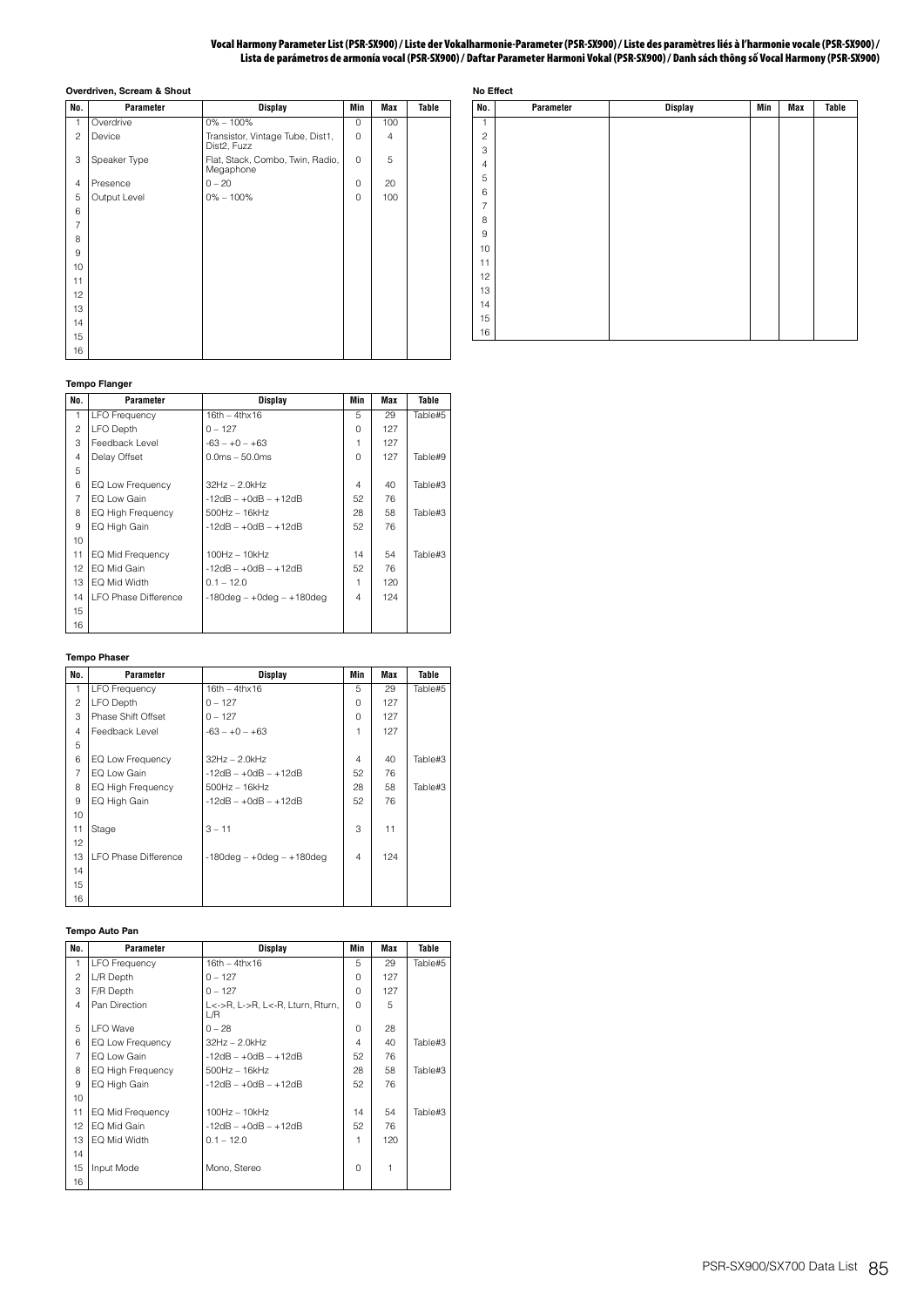### Overdriven, Scream & Shout

| No. | Parameter | Display | Min | Max | Table |
|---|---|---|---|---|---|
| 1 | Overdrive | 0% – 100% | 0 | 100 | |
| 2 | Device | Transistor, Vintage Tube, Dist1, Dist2, Fuzz | 0 | 4 | |
| 3 | Speaker Type | Flat, Stack, Combo, Twin, Radio, Megaphone | 0 | 5 | |
| 4 | Presence | 0 – 20 | 0 | 20 | |
| 5 | Output Level | 0% – 100% | 0 | 100 | |
| 6 | | | | | |
| 7 | | | | | |
| 8 | | | | | |
| 9 | | | | | |
| 10 | | | | | |
| 11 | | | | | |
| 12 | | | | | |
| 13 | | | | | |
| 14 | | | | | |
| 15 | | | | | |
| 16 | | | | | |

### Tempo Flanger

| No. | Parameter | Display | Min | Max | Table |
|---|---|---|---|---|---|
| 1 | LFO Frequency | 16th – 4thx16 | 5 | 29 | Table#5 |
| 2 | LFO Depth | 0 – 127 | 0 | 127 | |
| 3 | Feedback Level | -63 – +0 – +63 | 1 | 127 | |
| 4 | Delay Offset | 0.0ms – 50.0ms | 0 | 127 | Table#9 |
| 5 | | | | | |
| 6 | EQ Low Frequency | 32Hz – 2.0kHz | 4 | 40 | Table#3 |
| 7 | EQ Low Gain | -12dB – +0dB – +12dB | 52 | 76 | |
| 8 | EQ High Frequency | 500Hz – 16kHz | 28 | 58 | Table#3 |
| 9 | EQ High Gain | -12dB – +0dB – +12dB | 52 | 76 | |
| 10 | | | | | |
| 11 | EQ Mid Frequency | 100Hz – 10kHz | 14 | 54 | Table#3 |
| 12 | EQ Mid Gain | -12dB – +0dB – +12dB | 52 | 76 | |
| 13 | EQ Mid Width | 0.1 – 12.0 | 1 | 120 | |
| 14 | LFO Phase Difference | -180deg – +0deg – +180deg | 4 | 124 | |
| 15 | | | | | |
| 16 | | | | | |

### Tempo Phaser

| No. | Parameter | Display | Min | Max | Table |
|---|---|---|---|---|---|
| 1 | LFO Frequency | 16th – 4thx16 | 5 | 29 | Table#5 |
| 2 | LFO Depth | 0 – 127 | 0 | 127 | |
| 3 | Phase Shift Offset | 0 – 127 | 0 | 127 | |
| 4 | Feedback Level | -63 – +0 – +63 | 1 | 127 | |
| 5 | | | | | |
| 6 | EQ Low Frequency | 32Hz – 2.0kHz | 4 | 40 | Table#3 |
| 7 | EQ Low Gain | -12dB – +0dB – +12dB | 52 | 76 | |
| 8 | EQ High Frequency | 500Hz – 16kHz | 28 | 58 | Table#3 |
| 9 | EQ High Gain | -12dB – +0dB – +12dB | 52 | 76 | |
| 10 | | | | | |
| 11 | Stage | 3 – 11 | 3 | 11 | |
| 12 | | | | | |
| 13 | LFO Phase Difference | -180deg – +0deg – +180deg | 4 | 124 | |
| 14 | | | | | |
| 15 | | | | | |
| 16 | | | | | |

### Tempo Auto Pan

| No. | Parameter | Display | Min | Max | Table |
|---|---|---|---|---|---|
| 1 | LFO Frequency | 16th – 4thx16 | 5 | 29 | Table#5 |
| 2 | L/R Depth | 0 – 127 | 0 | 127 | |
| 3 | F/R Depth | 0 – 127 | 0 | 127 | |
| 4 | Pan Direction | L<->R, L->R, L<-R, Lturn, Rturn, L/R | 0 | 5 | |
| 5 | LFO Wave | 0 – 28 | 0 | 28 | |
| 6 | EQ Low Frequency | 32Hz – 2.0kHz | 4 | 40 | Table#3 |
| 7 | EQ Low Gain | -12dB – +0dB – +12dB | 52 | 76 | |
| 8 | EQ High Frequency | 500Hz – 16kHz | 28 | 58 | Table#3 |
| 9 | EQ High Gain | -12dB – +0dB – +12dB | 52 | 76 | |
| 10 | | | | | |
| 11 | EQ Mid Frequency | 100Hz – 10kHz | 14 | 54 | Table#3 |
| 12 | EQ Mid Gain | -12dB – +0dB – +12dB | 52 | 76 | |
| 13 | EQ Mid Width | 0.1 – 12.0 | 1 | 120 | |
| 14 | | | | | |
| 15 | Input Mode | Mono, Stereo | 0 | 1 | |
| 16 | | | | | |

### No Effect

| No. | Parameter | Display | Min | Max | Table |
|---|---|---|---|---|---|
| 1 | | | | | |
| 2 | | | | | |
| 3 | | | | | |
| 4 | | | | | |
| 5 | | | | | |
| 6 | | | | | |
| 7 | | | | | |
| 8 | | | | | |
| 9 | | | | | |
| 10 | | | | | |
| 11 | | | | | |
| 12 | | | | | |
| 13 | | | | | |
| 14 | | | | | |
| 15 | | | | | |
| 16 | | | | | |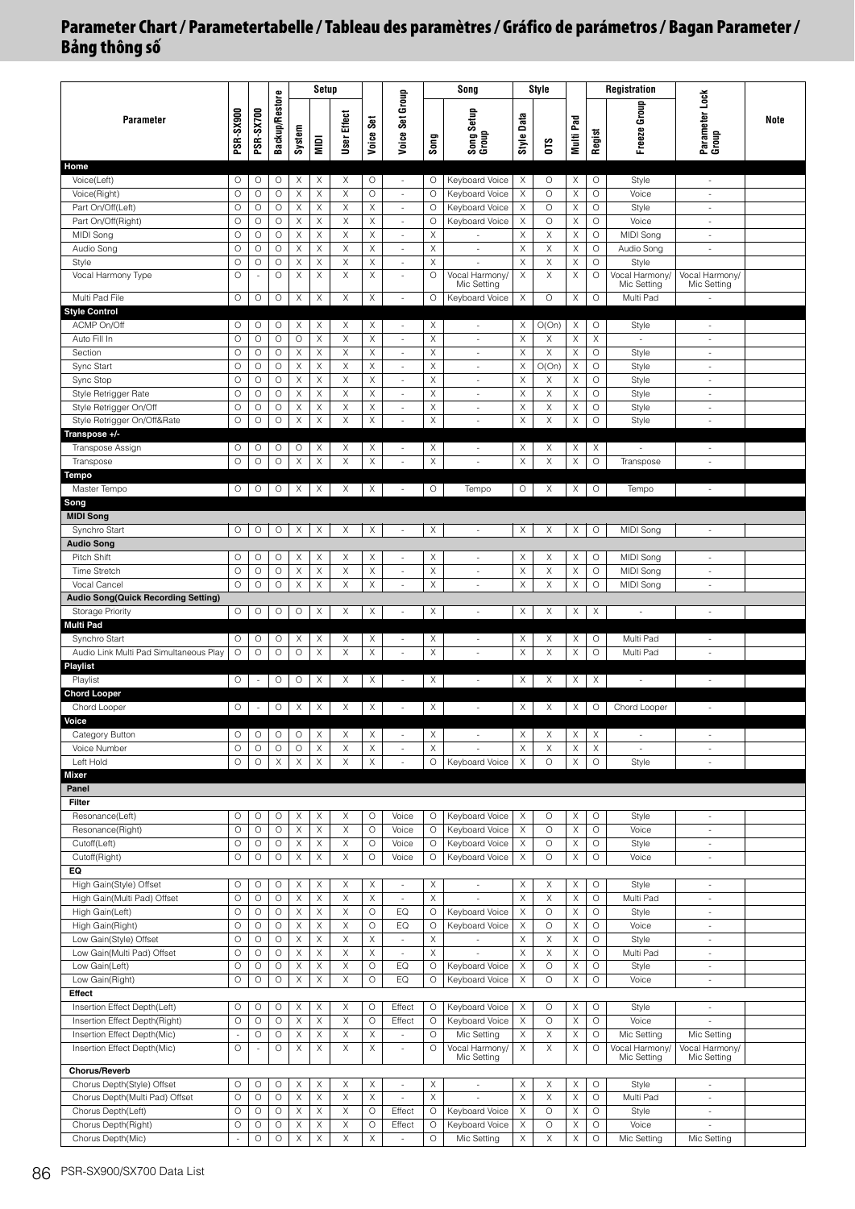# Parameter Chart / Parametertabelle / Tableau des paramètres / Gráfico de parámetros / Bagan Parameter / Bảng thông số

| Parameter | PSR-SX900 | PSR-SX700 | Backup/Restore | Setup: System | Setup: MIDI | Setup: User Effect | Voice Set | Voice Set Group | Song: Song | Song: Song Setup Group | Style: Style Data | Style: OTS | Multi Pad | Registration: Regist | Registration: Freeze Group | Parameter Lock Group | Note |
|---|---|---|---|---|---|---|---|---|---|---|---|---|---|---|---|---|---|
| **Home** | | | | | | | | | | | | | | | | | |
| Voice(Left) | O | O | O | X | X | X | O | - | O | Keyboard Voice | X | O | X | O | Style | - | |
| Voice(Right) | O | O | O | X | X | X | O | - | O | Keyboard Voice | X | O | X | O | Voice | - | |
| Part On/Off(Left) | O | O | O | X | X | X | X | - | O | Keyboard Voice | X | O | X | O | Style | - | |
| Part On/Off(Right) | O | O | O | X | X | X | X | - | O | Keyboard Voice | X | O | X | O | Voice | - | |
| MIDI Song | O | O | O | X | X | X | X | - | X | - | X | X | X | O | MIDI Song | - | |
| Audio Song | O | O | O | X | X | X | X | - | X | - | X | X | X | O | Audio Song | - | |
| Style | O | O | O | X | X | X | X | - | X | - | X | X | X | O | Style | - | |
| Vocal Harmony Type | O | - | O | X | X | X | X | - | O | Vocal Harmony/ Mic Setting | X | X | X | O | Vocal Harmony/ Mic Setting | Vocal Harmony/ Mic Setting | |
| Multi Pad File | O | O | O | X | X | X | X | - | O | Keyboard Voice | X | O | X | O | Multi Pad | - | |
| **Style Control** | | | | | | | | | | | | | | | | | |
| ACMP On/Off | O | O | O | X | X | X | X | - | X | - | X | O(On) | X | O | Style | - | |
| Auto Fill In | O | O | O | O | X | X | X | - | X | - | X | X | X | X | - | - | |
| Section | O | O | O | X | X | X | X | - | X | - | X | X | X | O | Style | - | |
| Sync Start | O | O | O | X | X | X | X | - | X | - | X | O(On) | X | O | Style | - | |
| Sync Stop | O | O | O | X | X | X | X | - | X | - | X | X | X | O | Style | - | |
| Style Retrigger Rate | O | O | O | X | X | X | X | - | X | - | X | X | X | O | Style | - | |
| Style Retrigger On/Off | O | O | O | X | X | X | X | - | X | - | X | X | X | O | Style | - | |
| Style Retrigger On/Off&Rate | O | O | O | X | X | X | X | - | X | - | X | X | X | O | Style | - | |
| **Transpose +/-** | | | | | | | | | | | | | | | | | |
| Transpose Assign | O | O | O | O | X | X | X | - | X | - | X | X | X | X | - | - | |
| Transpose | O | O | O | X | X | X | X | - | X | - | X | X | X | O | Transpose | - | |
| **Tempo** | | | | | | | | | | | | | | | | | |
| Master Tempo | O | O | O | X | X | X | X | - | O | Tempo | O | X | X | O | Tempo | - | |
| **Song** | | | | | | | | | | | | | | | | | |
| **MIDI Song** | | | | | | | | | | | | | | | | | |
| Synchro Start | O | O | O | X | X | X | X | - | X | - | X | X | X | O | MIDI Song | - | |
| **Audio Song** | | | | | | | | | | | | | | | | | |
| Pitch Shift | O | O | O | X | X | X | X | - | X | - | X | X | X | O | MIDI Song | - | |
| Time Stretch | O | O | O | X | X | X | X | - | X | - | X | X | X | O | MIDI Song | - | |
| Vocal Cancel | O | O | O | X | X | X | X | - | X | - | X | X | X | O | MIDI Song | - | |
| **Audio Song(Quick Recording Setting)** | | | | | | | | | | | | | | | | | |
| Storage Priority | O | O | O | O | X | X | X | - | X | - | X | X | X | X | - | - | |
| **Multi Pad** | | | | | | | | | | | | | | | | | |
| Synchro Start | O | O | O | X | X | X | X | - | X | - | X | X | X | O | Multi Pad | - | |
| Audio Link Multi Pad Simultaneous Play | O | O | O | O | X | X | X | - | X | - | X | X | X | O | Multi Pad | - | |
| **Playlist** | | | | | | | | | | | | | | | | | |
| Playlist | O | - | O | O | X | X | X | - | X | - | X | X | X | X | - | - | |
| **Chord Looper** | | | | | | | | | | | | | | | | | |
| Chord Looper | O | - | O | X | X | X | X | - | X | - | X | X | X | O | Chord Looper | - | |
| **Voice** | | | | | | | | | | | | | | | | | |
| Category Button | O | O | O | O | X | X | X | - | X | - | X | X | X | X | - | - | |
| Voice Number | O | O | O | O | X | X | X | - | X | - | X | X | X | X | - | - | |
| Left Hold | O | O | X | X | X | X | X | - | O | Keyboard Voice | X | O | X | O | Style | - | |
| **Mixer** | | | | | | | | | | | | | | | | | |
| **Panel** | | | | | | | | | | | | | | | | | |
| **Filter** | | | | | | | | | | | | | | | | | |
| Resonance(Left) | O | O | O | X | X | X | O | Voice | O | Keyboard Voice | X | O | X | O | Style | - | |
| Resonance(Right) | O | O | O | X | X | X | O | Voice | O | Keyboard Voice | X | O | X | O | Voice | - | |
| Cutoff(Left) | O | O | O | X | X | X | O | Voice | O | Keyboard Voice | X | O | X | O | Style | - | |
| Cutoff(Right) | O | O | O | X | X | X | O | Voice | O | Keyboard Voice | X | O | X | O | Voice | - | |
| **EQ** | | | | | | | | | | | | | | | | | |
| High Gain(Style) Offset | O | O | O | X | X | X | X | - | X | - | X | X | X | O | Style | - | |
| High Gain(Multi Pad) Offset | O | O | O | X | X | X | X | - | X | - | X | X | X | O | Multi Pad | - | |
| High Gain(Left) | O | O | O | X | X | X | O | EQ | O | Keyboard Voice | X | O | X | O | Style | - | |
| High Gain(Right) | O | O | O | X | X | X | O | EQ | O | Keyboard Voice | X | O | X | O | Voice | - | |
| Low Gain(Style) Offset | O | O | O | X | X | X | X | - | X | - | X | X | X | O | Style | - | |
| Low Gain(Multi Pad) Offset | O | O | O | X | X | X | X | - | X | - | X | X | X | O | Multi Pad | - | |
| Low Gain(Left) | O | O | O | X | X | X | O | EQ | O | Keyboard Voice | X | O | X | O | Style | - | |
| Low Gain(Right) | O | O | O | X | X | X | O | EQ | O | Keyboard Voice | X | O | X | O | Voice | - | |
| **Effect** | | | | | | | | | | | | | | | | | |
| Insertion Effect Depth(Left) | O | O | O | X | X | X | O | Effect | O | Keyboard Voice | X | O | X | O | Style | - | |
| Insertion Effect Depth(Right) | O | O | O | X | X | X | O | Effect | O | Keyboard Voice | X | O | X | O | Voice | - | |
| Insertion Effect Depth(Mic) | - | O | O | X | X | X | X | - | O | Mic Setting | X | X | X | O | Mic Setting | Mic Setting | |
| Insertion Effect Depth(Mic) | O | - | O | X | X | X | X | - | O | Vocal Harmony/ Mic Setting | X | X | X | O | Vocal Harmony/ Mic Setting | Vocal Harmony/ Mic Setting | |
| **Chorus/Reverb** | | | | | | | | | | | | | | | | | |
| Chorus Depth(Style) Offset | O | O | O | X | X | X | X | - | X | - | X | X | X | O | Style | - | |
| Chorus Depth(Multi Pad) Offset | O | O | O | X | X | X | X | - | X | - | X | X | X | O | Multi Pad | - | |
| Chorus Depth(Left) | O | O | O | X | X | X | O | Effect | O | Keyboard Voice | X | O | X | O | Style | - | |
| Chorus Depth(Right) | O | O | O | X | X | X | O | Effect | O | Keyboard Voice | X | O | X | O | Voice | - | |
| Chorus Depth(Mic) | - | O | O | X | X | X | X | - | O | Mic Setting | X | X | X | O | Mic Setting | Mic Setting | |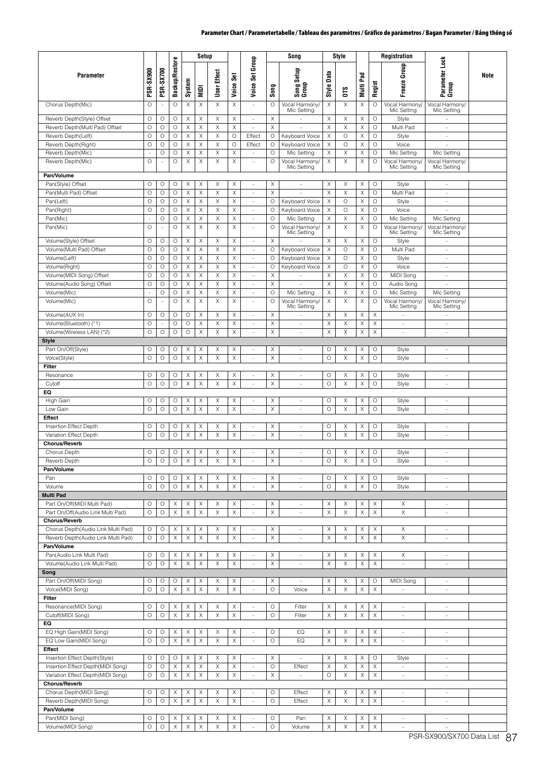| Parameter | PSR-SX900 | PSR-SX700 | Backup/Restore | Setup | | | Voice Set | Voice Set Group | Song | | Style | | Multi Pad | Registration | | Parameter Lock Group | Note |
|---|---|---|---|---|---|---|---|---|---|---|---|---|---|---|---|---|---|
| | | | | System | MIDI | User Effect | | | Song | Song Setup Group | Style Data | OTS | | Regist | Freeze Group | | |
| Chorus Depth(Mic) | O | - | O | X | X | X | X | - | O | Vocal Harmony/ Mic Setting | X | X | X | O | Vocal Harmony/ Mic Setting | Vocal Harmony/ Mic Setting | |
| Reverb Depth(Style) Offset | O | O | O | X | X | X | X | - | X | - | X | X | X | O | Style | - | |
| Reverb Depth(Multi Pad) Offset | O | O | O | X | X | X | X | - | X | - | X | X | X | O | Multi Pad | - | |
| Reverb Depth(Left) | O | O | O | X | X | X | O | Effect | O | Keyboard Voice | X | O | X | O | Style | - | |
| Reverb Depth(Right) | O | O | O | X | X | X | O | Effect | O | Keyboard Voice | X | O | X | O | Voice | - | |
| Reverb Depth(Mic) | - | O | O | X | X | X | X | - | O | Mic Setting | X | X | X | O | Mic Setting | Mic Setting | |
| Reverb Depth(Mic) | O | - | O | X | X | X | X | - | O | Vocal Harmony/ Mic Setting | X | X | X | O | Vocal Harmony/ Mic Setting | Vocal Harmony/ Mic Setting | |
| **Pan/Volume** | | | | | | | | | | | | | | | | | |
| Pan(Style) Offset | O | O | O | X | X | X | X | - | X | - | X | X | X | O | Style | - | |
| Pan(Multi Pad) Offset | O | O | O | X | X | X | X | - | X | - | X | X | X | O | Multi Pad | - | |
| Pan(Left) | O | O | O | X | X | X | X | - | O | Keyboard Voice | X | O | X | O | Style | - | |
| Pan(Right) | O | O | O | X | X | X | X | - | O | Keyboard Voice | X | O | X | O | Voice | - | |
| Pan(Mic) | - | O | O | X | X | X | X | - | O | Mic Setting | X | X | X | O | Mic Setting | Mic Setting | |
| Pan(Mic) | O | - | O | X | X | X | X | - | O | Vocal Harmony/ Mic Setting | X | X | X | O | Vocal Harmony/ Mic Setting | Vocal Harmony/ Mic Setting | |
| Volume(Style) Offset | O | O | O | X | X | X | X | - | X | - | X | X | X | O | Style | - | |
| Volume(Multi Pad) Offset | O | O | O | X | X | X | X | - | O | Keyboard Voice | X | O | X | O | Multi Pad | - | |
| Volume(Left) | O | O | O | X | X | X | X | - | O | Keyboard Voice | X | O | X | O | Style | - | |
| Volume(Right) | O | O | O | X | X | X | X | - | O | Keyboard Voice | X | O | X | O | Voice | - | |
| Volume(MIDI Song) Offset | O | O | O | X | X | X | X | - | X | - | X | X | X | O | MIDI Song | - | |
| Volume(Audio Song) Offset | O | O | O | X | X | X | X | - | X | - | X | X | X | O | Audio Song | - | |
| Volume(Mic) | - | O | O | X | X | X | X | - | O | Mic Setting | X | X | X | O | Mic Setting | Mic Setting | |
| Volume(Mic) | O | - | O | X | X | X | X | - | O | Vocal Harmony/ Mic Setting | X | X | X | O | Vocal Harmony/ Mic Setting | Vocal Harmony/ Mic Setting | |
| Volume(AUX In) | O | O | O | O | X | X | X | - | X | - | X | X | X | X | - | - | |
| Volume(Bluetooth) (*1) | O | - | O | O | X | X | X | - | X | - | X | X | X | X | - | - | |
| Volume(Wireless LAN) (*2) | O | O | O | O | X | X | X | - | X | - | X | X | X | X | - | - | |
| **Style** | | | | | | | | | | | | | | | | | |
| Part On/Off(Style) | O | O | O | X | X | X | X | - | X | - | O | X | X | O | Style | - | |
| Voice(Style) | O | O | O | X | X | X | X | - | X | - | O | X | X | O | Style | - | |
| **Filter** | | | | | | | | | | | | | | | | | |
| Resonance | O | O | O | X | X | X | X | - | X | - | O | X | X | O | Style | - | |
| Cutoff | O | O | O | X | X | X | X | - | X | - | O | X | X | O | Style | - | |
| **EQ** | | | | | | | | | | | | | | | | | |
| High Gain | O | O | O | X | X | X | X | - | X | - | O | X | X | O | Style | - | |
| Low Gain | O | O | O | X | X | X | X | - | X | - | O | X | X | O | Style | - | |
| **Effect** | | | | | | | | | | | | | | | | | |
| Insertion Effect Depth | O | O | O | X | X | X | X | - | X | - | O | X | X | O | Style | - | |
| Variation Effect Depth | O | O | O | X | X | X | X | - | X | - | O | X | X | O | Style | - | |
| **Chorus/Reverb** | | | | | | | | | | | | | | | | | |
| Chorus Depth | O | O | O | X | X | X | X | - | X | - | O | X | X | O | Style | - | |
| Reverb Depth | O | O | O | X | X | X | X | - | X | - | O | X | X | O | Style | - | |
| **Pan/Volume** | | | | | | | | | | | | | | | | | |
| Pan | O | O | O | X | X | X | X | - | X | - | O | X | X | O | Style | - | |
| Volume | O | O | O | X | X | X | X | - | X | - | O | X | X | O | Style | - | |
| **Multi Pad** | | | | | | | | | | | | | | | | | |
| Part On/Off(MIDI Multi Pad) | O | O | X | X | X | X | X | - | X | - | X | X | X | X | X | - | |
| Part On/Off(Audio Link Multi Pad) | O | O | X | X | X | X | X | - | X | - | X | X | X | X | X | - | |
| **Chorus/Reverb** | | | | | | | | | | | | | | | | | |
| Chorus Depth(Audio Link Multi Pad) | O | O | X | X | X | X | X | - | X | - | X | X | X | X | X | - | |
| Reverb Depth(Audio Link Multi Pad) | O | O | X | X | X | X | X | - | X | - | X | X | X | X | X | - | |
| **Pan/Volume** | | | | | | | | | | | | | | | | | |
| Pan(Audio Link Multi Pad) | O | O | X | X | X | X | X | - | X | - | X | X | X | X | X | - | |
| Volume(Audio Link Multi Pad) | O | O | X | X | X | X | X | - | X | - | X | X | X | X | - | - | |
| **Song** | | | | | | | | | | | | | | | | | |
| Part On/Off(MIDI Song) | O | O | O | X | X | X | X | - | X | - | X | X | X | O | MIDI Song | - | |
| Voice(MIDI Song) | O | O | X | X | X | X | X | - | O | Voice | X | X | X | X | - | - | |
| **Filter** | | | | | | | | | | | | | | | | | |
| Resonance(MIDI Song) | O | O | X | X | X | X | X | - | O | Filter | X | X | X | X | - | - | |
| Cutoff(MIDI Song) | O | O | X | X | X | X | X | - | O | Filter | X | X | X | X | - | - | |
| **EQ** | | | | | | | | | | | | | | | | | |
| EQ High Gain(MIDI Song) | O | O | X | X | X | X | X | - | O | EQ | X | X | X | X | - | - | |
| EQ Low Gain(MIDI Song) | O | O | X | X | X | X | X | - | O | EQ | X | X | X | X | - | - | |
| **Effect** | | | | | | | | | | | | | | | | | |
| Insertion Effect Depth(Style) | O | O | O | X | X | X | X | - | X | - | X | X | X | O | Style | - | |
| Insertion Effect Depth(MIDI Song) | O | O | X | X | X | X | X | - | O | Effect | X | X | X | X | - | - | |
| Variation Effect Depth(MIDI Song) | O | O | X | X | X | X | X | - | X | - | O | X | X | X | - | - | |
| **Chorus/Reverb** | | | | | | | | | | | | | | | | | |
| Chorus Depth(MIDI Song) | O | O | X | X | X | X | X | - | O | Effect | X | X | X | X | - | - | |
| Reverb Depth(MIDI Song) | O | O | X | X | X | X | X | - | O | Effect | X | X | X | X | - | - | |
| **Pan/Volume** | | | | | | | | | | | | | | | | | |
| Pan(MIDI Song) | O | O | X | X | X | X | X | - | O | Pan | X | X | X | X | - | - | |
| Volume(MIDI Song) | O | O | X | X | X | X | X | - | O | Volume | X | X | X | X | - | - | |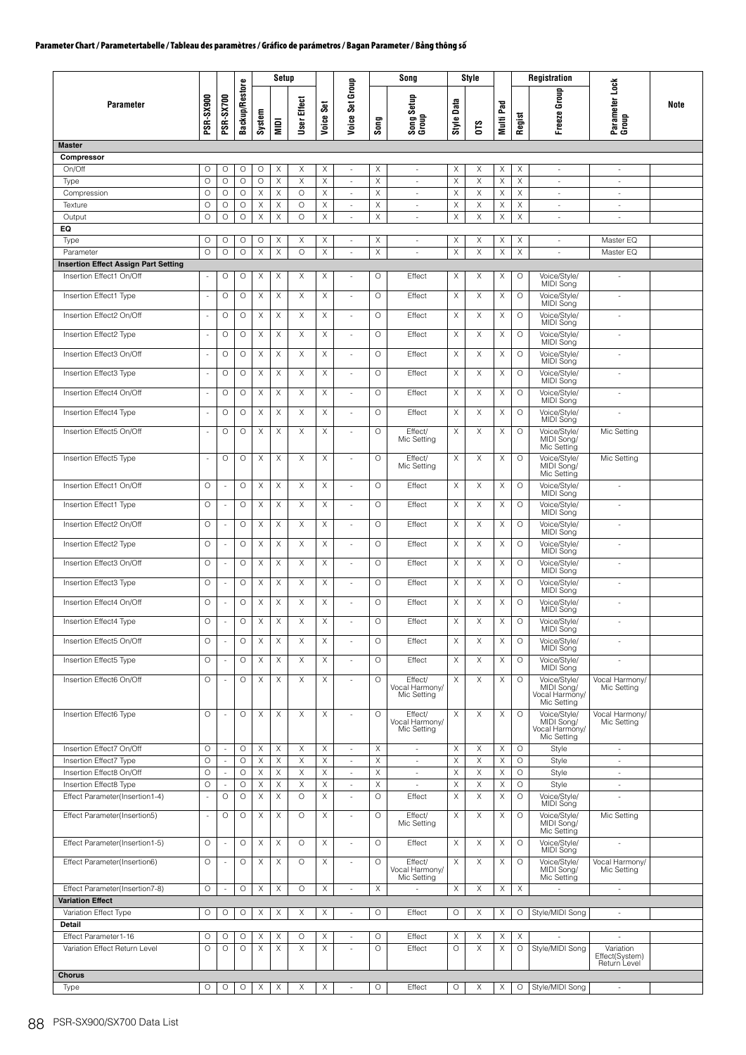## Parameter Chart / Parametertabelle / Tableau des paramètres / Gráfico de parámetros / Bagan Parameter / Bảng thông số

| Parameter | PSR-SX900 | PSR-SX700 | Backup/Restore | Setup | | | Voice Set | Voice Set Group | Song | | Style | | Multi Pad | Registration | | Parameter Lock Group | Note |
|---|---|---|---|---|---|---|---|---|---|---|---|---|---|---|---|---|---|
| | | | | System | MIDI | User Effect | | | Song | Song Setup Group | Style Data | OTS | | Regist | Freeze Group | | |
| **Master** | | | | | | | | | | | | | | | | | |
| **Compressor** | | | | | | | | | | | | | | | | | |
| On/Off | O | O | O | O | X | X | X | - | X | - | X | X | X | X | - | - | |
| Type | O | O | O | O | X | X | X | - | X | - | X | X | X | X | - | - | |
| Compression | O | O | O | X | X | O | X | - | X | - | X | X | X | X | - | - | |
| Texture | O | O | O | X | X | O | X | - | X | - | X | X | X | X | - | - | |
| Output | O | O | O | X | X | O | X | - | X | - | X | X | X | X | - | - | |
| **EQ** | | | | | | | | | | | | | | | | | |
| Type | O | O | O | O | X | X | X | - | X | - | X | X | X | X | - | Master EQ | |
| Parameter | O | O | O | X | X | O | X | - | X | - | X | X | X | X | - | Master EQ | |
| **Insertion Effect Assign Part Setting** | | | | | | | | | | | | | | | | | |
| Insertion Effect1 On/Off | - | O | O | X | X | X | X | - | O | Effect | X | X | X | O | Voice/Style/ MIDI Song | - | |
| Insertion Effect1 Type | - | O | O | X | X | X | X | - | O | Effect | X | X | X | O | Voice/Style/ MIDI Song | - | |
| Insertion Effect2 On/Off | - | O | O | X | X | X | X | - | O | Effect | X | X | X | O | Voice/Style/ MIDI Song | - | |
| Insertion Effect2 Type | - | O | O | X | X | X | X | - | O | Effect | X | X | X | O | Voice/Style/ MIDI Song | - | |
| Insertion Effect3 On/Off | - | O | O | X | X | X | X | - | O | Effect | X | X | X | O | Voice/Style/ MIDI Song | - | |
| Insertion Effect3 Type | - | O | O | X | X | X | X | - | O | Effect | X | X | X | O | Voice/Style/ MIDI Song | - | |
| Insertion Effect4 On/Off | - | O | O | X | X | X | X | - | O | Effect | X | X | X | O | Voice/Style/ MIDI Song | - | |
| Insertion Effect4 Type | - | O | O | X | X | X | X | - | O | Effect | X | X | X | O | Voice/Style/ MIDI Song | - | |
| Insertion Effect5 On/Off | - | O | O | X | X | X | X | - | O | Effect/ Mic Setting | X | X | X | O | Voice/Style/ MIDI Song/ Mic Setting | Mic Setting | |
| Insertion Effect5 Type | - | O | O | X | X | X | X | - | O | Effect/ Mic Setting | X | X | X | O | Voice/Style/ MIDI Song/ Mic Setting | Mic Setting | |
| Insertion Effect1 On/Off | O | - | O | X | X | X | X | - | O | Effect | X | X | X | O | Voice/Style/ MIDI Song | - | |
| Insertion Effect1 Type | O | - | O | X | X | X | X | - | O | Effect | X | X | X | O | Voice/Style/ MIDI Song | - | |
| Insertion Effect2 On/Off | O | - | O | X | X | X | X | - | O | Effect | X | X | X | O | Voice/Style/ MIDI Song | - | |
| Insertion Effect2 Type | O | - | O | X | X | X | X | - | O | Effect | X | X | X | O | Voice/Style/ MIDI Song | - | |
| Insertion Effect3 On/Off | O | - | O | X | X | X | X | - | O | Effect | X | X | X | O | Voice/Style/ MIDI Song | - | |
| Insertion Effect3 Type | O | - | O | X | X | X | X | - | O | Effect | X | X | X | O | Voice/Style/ MIDI Song | - | |
| Insertion Effect4 On/Off | O | - | O | X | X | X | X | - | O | Effect | X | X | X | O | Voice/Style/ MIDI Song | - | |
| Insertion Effect4 Type | O | - | O | X | X | X | X | - | O | Effect | X | X | X | O | Voice/Style/ MIDI Song | - | |
| Insertion Effect5 On/Off | O | - | O | X | X | X | X | - | O | Effect | X | X | X | O | Voice/Style/ MIDI Song | - | |
| Insertion Effect5 Type | O | - | O | X | X | X | X | - | O | Effect | X | X | X | O | Voice/Style/ MIDI Song | - | |
| Insertion Effect6 On/Off | O | - | O | X | X | X | X | - | O | Effect/ Vocal Harmony/ Mic Setting | X | X | X | O | Voice/Style/ MIDI Song/ Vocal Harmony/ Mic Setting | Vocal Harmony/ Mic Setting | |
| Insertion Effect6 Type | O | - | O | X | X | X | X | - | O | Effect/ Vocal Harmony/ Mic Setting | X | X | X | O | Voice/Style/ MIDI Song/ Vocal Harmony/ Mic Setting | Vocal Harmony/ Mic Setting | |
| Insertion Effect7 On/Off | O | - | O | X | X | X | X | - | X | - | X | X | X | O | Style | - | |
| Insertion Effect7 Type | O | - | O | X | X | X | X | - | X | - | X | X | X | O | Style | - | |
| Insertion Effect8 On/Off | O | - | O | X | X | X | X | - | X | - | X | X | X | O | Style | - | |
| Insertion Effect8 Type | O | - | O | X | X | X | X | - | X | - | X | X | X | O | Style | - | |
| Effect Parameter(Insertion1-4) | - | O | O | X | X | O | X | - | O | Effect | X | X | X | O | Voice/Style/ MIDI Song | - | |
| Effect Parameter(Insertion5) | - | O | O | X | X | O | X | - | O | Effect/ Mic Setting | X | X | X | O | Voice/Style/ MIDI Song/ Mic Setting | Mic Setting | |
| Effect Parameter(Insertion1-5) | O | - | O | X | X | O | X | - | O | Effect | X | X | X | O | Voice/Style/ MIDI Song | - | |
| Effect Parameter(Insertion6) | O | - | O | X | X | O | X | - | O | Effect/ Vocal Harmony/ Mic Setting | X | X | X | O | Voice/Style/ MIDI Song/ Mic Setting | Vocal Harmony/ Mic Setting | |
| Effect Parameter(Insertion7-8) | O | - | O | X | X | O | X | - | X | - | X | X | X | X | - | - | |
| **Variation Effect** | | | | | | | | | | | | | | | | | |
| Variation Effect Type | O | O | O | X | X | X | X | - | O | Effect | O | X | X | O | Style/MIDI Song | - | |
| **Detail** | | | | | | | | | | | | | | | | | |
| Effect Parameter1-16 | O | O | O | X | X | O | X | - | O | Effect | X | X | X | X | - | - | |
| Variation Effect Return Level | O | O | O | X | X | X | X | - | O | Effect | O | X | X | O | Style/MIDI Song | Variation Effect(System) Return Level | |
| **Chorus** | | | | | | | | | | | | | | | | | |
| Type | O | O | O | X | X | X | X | - | O | Effect | O | X | X | O | Style/MIDI Song | - | |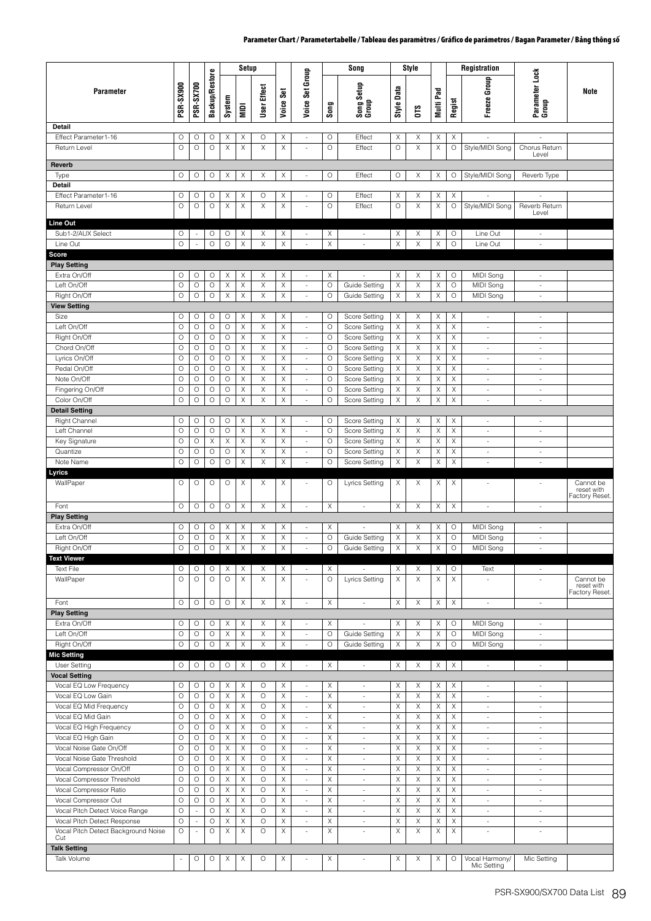| Parameter | PSR-SX900 | PSR-SX700 | Backup/Restore | Setup | | | Voice Set | Voice Set Group | Song | | Style | | Multi Pad | Registration | | Parameter Lock Group | Note |
|---|---|---|---|---|---|---|---|---|---|---|---|---|---|---|---|---|---|
| | | | | System | MIDI | User Effect | | | Song | Song Setup Group | Style Data | OTS | | Regist | Freeze Group | | |
| **Detail** | | | | | | | | | | | | | | | | | |
| Effect Parameter1-16 | O | O | O | X | X | O | X | - | O | Effect | X | X | X | X | - | - | |
| Return Level | O | O | O | X | X | X | X | - | O | Effect | O | X | X | O | Style/MIDI Song | Chorus Return Level | |
| **Reverb** | | | | | | | | | | | | | | | | | |
| Type | O | O | O | X | X | X | X | - | O | Effect | O | X | X | O | Style/MIDI Song | Reverb Type | |
| **Detail** | | | | | | | | | | | | | | | | | |
| Effect Parameter1-16 | O | O | O | X | X | O | X | - | O | Effect | X | X | X | X | - | - | |
| Return Level | O | O | O | X | X | X | X | - | O | Effect | O | X | X | O | Style/MIDI Song | Reverb Return Level | |
| **Line Out** | | | | | | | | | | | | | | | | | |
| Sub1-2/AUX Select | O | - | O | O | X | X | X | - | X | - | X | X | X | O | Line Out | - | |
| Line Out | O | - | O | O | X | X | X | - | X | - | X | X | X | O | Line Out | - | |
| **Score** | | | | | | | | | | | | | | | | | |
| **Play Setting** | | | | | | | | | | | | | | | | | |
| Extra On/Off | O | O | O | X | X | X | X | - | X | - | X | X | X | O | MIDI Song | - | |
| Left On/Off | O | O | O | X | X | X | X | - | O | Guide Setting | X | X | X | O | MIDI Song | - | |
| Right On/Off | O | O | O | X | X | X | X | - | O | Guide Setting | X | X | X | O | MIDI Song | - | |
| **View Setting** | | | | | | | | | | | | | | | | | |
| Size | O | O | O | O | X | X | X | - | O | Score Setting | X | X | X | X | - | - | |
| Left On/Off | O | O | O | O | X | X | X | - | O | Score Setting | X | X | X | X | - | - | |
| Right On/Off | O | O | O | O | X | X | X | - | O | Score Setting | X | X | X | X | - | - | |
| Chord On/Off | O | O | O | O | X | X | X | - | O | Score Setting | X | X | X | X | - | - | |
| Lyrics On/Off | O | O | O | O | X | X | X | - | O | Score Setting | X | X | X | X | - | - | |
| Pedal On/Off | O | O | O | O | X | X | X | - | O | Score Setting | X | X | X | X | - | - | |
| Note On/Off | O | O | O | O | X | X | X | - | O | Score Setting | X | X | X | X | - | - | |
| Fingering On/Off | O | O | O | O | X | X | X | - | O | Score Setting | X | X | X | X | - | - | |
| Color On/Off | O | O | O | O | X | X | X | - | O | Score Setting | X | X | X | X | - | - | |
| **Detail Setting** | | | | | | | | | | | | | | | | | |
| Right Channel | O | O | O | O | X | X | X | - | O | Score Setting | X | X | X | X | - | - | |
| Left Channel | O | O | O | O | X | X | X | - | O | Score Setting | X | X | X | X | - | - | |
| Key Signature | O | O | X | X | X | X | X | - | O | Score Setting | X | X | X | X | - | - | |
| Quantize | O | O | O | O | X | X | X | - | O | Score Setting | X | X | X | X | - | - | |
| Note Name | O | O | O | O | X | X | X | - | O | Score Setting | X | X | X | X | - | - | |
| **Lyrics** | | | | | | | | | | | | | | | | | |
| WallPaper | O | O | O | O | X | X | X | - | O | Lyrics Setting | X | X | X | X | - | - | Cannot be reset with Factory Reset. |
| Font | O | O | O | O | X | X | X | - | X | - | X | X | X | X | - | - | |
| **Play Setting** | | | | | | | | | | | | | | | | | |
| Extra On/Off | O | O | O | X | X | X | X | - | X | - | X | X | X | O | MIDI Song | - | |
| Left On/Off | O | O | O | X | X | X | X | - | O | Guide Setting | X | X | X | O | MIDI Song | - | |
| Right On/Off | O | O | O | X | X | X | X | - | O | Guide Setting | X | X | X | O | MIDI Song | - | |
| **Text Viewer** | | | | | | | | | | | | | | | | | |
| Text File | O | O | O | X | X | X | X | - | X | - | X | X | X | O | Text | - | |
| WallPaper | O | O | O | O | X | X | X | - | O | Lyrics Setting | X | X | X | X | - | - | Cannot be reset with Factory Reset. |
| Font | O | O | O | O | X | X | X | - | X | - | X | X | X | X | - | - | |
| **Play Setting** | | | | | | | | | | | | | | | | | |
| Extra On/Off | O | O | O | X | X | X | X | - | X | - | X | X | X | O | MIDI Song | - | |
| Left On/Off | O | O | O | X | X | X | X | - | O | Guide Setting | X | X | X | O | MIDI Song | - | |
| Right On/Off | O | O | O | X | X | X | X | - | O | Guide Setting | X | X | X | O | MIDI Song | - | |
| **Mic Setting** | | | | | | | | | | | | | | | | | |
| User Setting | O | O | O | O | X | O | X | - | X | - | X | X | X | X | - | - | |
| **Vocal Setting** | | | | | | | | | | | | | | | | | |
| Vocal EQ Low Frequency | O | O | O | X | X | O | X | - | X | - | X | X | X | X | - | - | |
| Vocal EQ Low Gain | O | O | O | X | X | O | X | - | X | - | X | X | X | X | - | - | |
| Vocal EQ Mid Frequency | O | O | O | X | X | O | X | - | X | - | X | X | X | X | - | - | |
| Vocal EQ Mid Gain | O | O | O | X | X | O | X | - | X | - | X | X | X | X | - | - | |
| Vocal EQ High Frequency | O | O | O | X | X | O | X | - | X | - | X | X | X | X | - | - | |
| Vocal EQ High Gain | O | O | O | X | X | O | X | - | X | - | X | X | X | X | - | - | |
| Vocal Noise Gate On/Off | O | O | O | X | X | O | X | - | X | - | X | X | X | X | - | - | |
| Vocal Noise Gate Threshold | O | O | O | X | X | O | X | - | X | - | X | X | X | X | - | - | |
| Vocal Compressor On/Off | O | O | O | X | X | O | X | - | X | - | X | X | X | X | - | - | |
| Vocal Compressor Threshold | O | O | O | X | X | O | X | - | X | - | X | X | X | X | - | - | |
| Vocal Compressor Ratio | O | O | O | X | X | O | X | - | X | - | X | X | X | X | - | - | |
| Vocal Compressor Out | O | O | O | X | X | O | X | - | X | - | X | X | X | X | - | - | |
| Vocal Pitch Detect Voice Range | O | - | O | X | X | O | X | - | X | - | X | X | X | X | - | - | |
| Vocal Pitch Detect Response | O | - | O | X | X | O | X | - | X | - | X | X | X | X | - | - | |
| Vocal Pitch Detect Background Noise Cut | O | - | O | X | X | O | X | - | X | - | X | X | X | X | - | - | |
| **Talk Setting** | | | | | | | | | | | | | | | | | |
| Talk Volume | - | O | O | X | X | O | X | - | X | - | X | X | X | O | Vocal Harmony/ Mic Setting | Mic Setting | |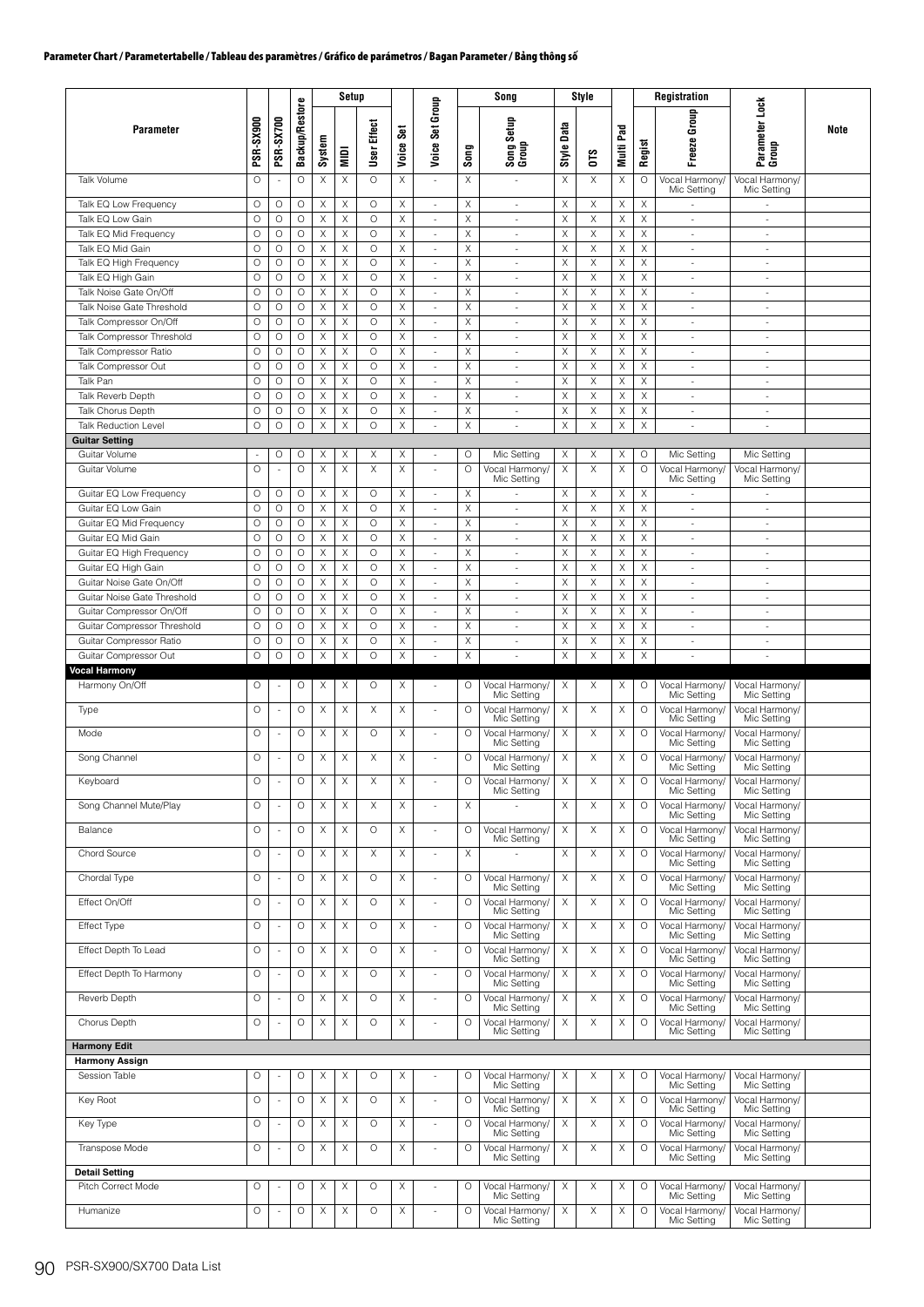**Parameter Chart / Parametertabelle / Tableau des paramètres / Gráfico de parámetros / Bagan Parameter / Bảng thông số**

| Parameter | PSR-SX900 | PSR-SX700 | Backup/Restore | Setup: System | Setup: MIDI | Setup: User Effect | Voice Set | Voice Set Group | Song | Song Setup Group | Style Data | OTS | Multi Pad | Regist | Registration: Freeze Group | Parameter Lock Group | Note |
|---|---|---|---|---|---|---|---|---|---|---|---|---|---|---|---|---|---|
| Talk Volume | O | - | O | X | X | O | X | - | X | - | X | X | X | O | Vocal Harmony/ Mic Setting | Vocal Harmony/ Mic Setting | |
| Talk EQ Low Frequency | O | O | O | X | X | O | X | - | X | - | X | X | X | X | - | - | |
| Talk EQ Low Gain | O | O | O | X | X | O | X | - | X | - | X | X | X | X | - | - | |
| Talk EQ Mid Frequency | O | O | O | X | X | O | X | - | X | - | X | X | X | X | - | - | |
| Talk EQ Mid Gain | O | O | O | X | X | O | X | - | X | - | X | X | X | X | - | - | |
| Talk EQ High Frequency | O | O | O | X | X | O | X | - | X | - | X | X | X | X | - | - | |
| Talk EQ High Gain | O | O | O | X | X | O | X | - | X | - | X | X | X | X | - | - | |
| Talk Noise Gate On/Off | O | O | O | X | X | O | X | - | X | - | X | X | X | X | - | - | |
| Talk Noise Gate Threshold | O | O | O | X | X | O | X | - | X | - | X | X | X | X | - | - | |
| Talk Compressor On/Off | O | O | O | X | X | O | X | - | X | - | X | X | X | X | - | - | |
| Talk Compressor Threshold | O | O | O | X | X | O | X | - | X | - | X | X | X | X | - | - | |
| Talk Compressor Ratio | O | O | O | X | X | O | X | - | X | - | X | X | X | X | - | - | |
| Talk Compressor Out | O | O | O | X | X | O | X | - | X | - | X | X | X | X | - | - | |
| Talk Pan | O | O | O | X | X | O | X | - | X | - | X | X | X | X | - | - | |
| Talk Reverb Depth | O | O | O | X | X | O | X | - | X | - | X | X | X | X | - | - | |
| Talk Chorus Depth | O | O | O | X | X | O | X | - | X | - | X | X | X | X | - | - | |
| Talk Reduction Level | O | O | O | X | X | O | X | - | X | - | X | X | X | X | - | - | |
| **Guitar Setting** | | | | | | | | | | | | | | | | | |
| Guitar Volume | - | O | O | X | X | X | X | - | O | Mic Setting | X | X | X | O | Mic Setting | Mic Setting | |
| Guitar Volume | O | - | O | X | X | X | X | - | O | Vocal Harmony/ Mic Setting | X | X | X | O | Vocal Harmony/ Mic Setting | Vocal Harmony/ Mic Setting | |
| Guitar EQ Low Frequency | O | O | O | X | X | O | X | - | X | - | X | X | X | X | - | - | |
| Guitar EQ Low Gain | O | O | O | X | X | O | X | - | X | - | X | X | X | X | - | - | |
| Guitar EQ Mid Frequency | O | O | O | X | X | O | X | - | X | - | X | X | X | X | - | - | |
| Guitar EQ Mid Gain | O | O | O | X | X | O | X | - | X | - | X | X | X | X | - | - | |
| Guitar EQ High Frequency | O | O | O | X | X | O | X | - | X | - | X | X | X | X | - | - | |
| Guitar EQ High Gain | O | O | O | X | X | O | X | - | X | - | X | X | X | X | - | - | |
| Guitar Noise Gate On/Off | O | O | O | X | X | O | X | - | X | - | X | X | X | X | - | - | |
| Guitar Noise Gate Threshold | O | O | O | X | X | O | X | - | X | - | X | X | X | X | - | - | |
| Guitar Compressor On/Off | O | O | O | X | X | O | X | - | X | - | X | X | X | X | - | - | |
| Guitar Compressor Threshold | O | O | O | X | X | O | X | - | X | - | X | X | X | X | - | - | |
| Guitar Compressor Ratio | O | O | O | X | X | O | X | - | X | - | X | X | X | X | - | - | |
| Guitar Compressor Out | O | O | O | X | X | O | X | - | X | - | X | X | X | X | - | - | |
| **Vocal Harmony** | | | | | | | | | | | | | | | | | |
| Harmony On/Off | O | - | O | X | X | O | X | - | O | Vocal Harmony/ Mic Setting | X | X | X | O | Vocal Harmony/ Mic Setting | Vocal Harmony/ Mic Setting | |
| Type | O | - | O | X | X | X | X | - | O | Vocal Harmony/ Mic Setting | X | X | X | O | Vocal Harmony/ Mic Setting | Vocal Harmony/ Mic Setting | |
| Mode | O | - | O | X | X | O | X | - | O | Vocal Harmony/ Mic Setting | X | X | X | O | Vocal Harmony/ Mic Setting | Vocal Harmony/ Mic Setting | |
| Song Channel | O | - | O | X | X | X | X | - | O | Vocal Harmony/ Mic Setting | X | X | X | O | Vocal Harmony/ Mic Setting | Vocal Harmony/ Mic Setting | |
| Keyboard | O | - | O | X | X | X | X | - | O | Vocal Harmony/ Mic Setting | X | X | X | O | Vocal Harmony/ Mic Setting | Vocal Harmony/ Mic Setting | |
| Song Channel Mute/Play | O | - | O | X | X | X | X | - | X | - | X | X | X | O | Vocal Harmony/ Mic Setting | Vocal Harmony/ Mic Setting | |
| Balance | O | - | O | X | X | O | X | - | O | Vocal Harmony/ Mic Setting | X | X | X | O | Vocal Harmony/ Mic Setting | Vocal Harmony/ Mic Setting | |
| Chord Source | O | - | O | X | X | X | X | - | X | - | X | X | X | O | Vocal Harmony/ Mic Setting | Vocal Harmony/ Mic Setting | |
| Chordal Type | O | - | O | X | X | O | X | - | O | Vocal Harmony/ Mic Setting | X | X | X | O | Vocal Harmony/ Mic Setting | Vocal Harmony/ Mic Setting | |
| Effect On/Off | O | - | O | X | X | O | X | - | O | Vocal Harmony/ Mic Setting | X | X | X | O | Vocal Harmony/ Mic Setting | Vocal Harmony/ Mic Setting | |
| Effect Type | O | - | O | X | X | O | X | - | O | Vocal Harmony/ Mic Setting | X | X | X | O | Vocal Harmony/ Mic Setting | Vocal Harmony/ Mic Setting | |
| Effect Depth To Lead | O | - | O | X | X | O | X | - | O | Vocal Harmony/ Mic Setting | X | X | X | O | Vocal Harmony/ Mic Setting | Vocal Harmony/ Mic Setting | |
| Effect Depth To Harmony | O | - | O | X | X | O | X | - | O | Vocal Harmony/ Mic Setting | X | X | X | O | Vocal Harmony/ Mic Setting | Vocal Harmony/ Mic Setting | |
| Reverb Depth | O | - | O | X | X | O | X | - | O | Vocal Harmony/ Mic Setting | X | X | X | O | Vocal Harmony/ Mic Setting | Vocal Harmony/ Mic Setting | |
| Chorus Depth | O | - | O | X | X | O | X | - | O | Vocal Harmony/ Mic Setting | X | X | X | O | Vocal Harmony/ Mic Setting | Vocal Harmony/ Mic Setting | |
| **Harmony Edit** | | | | | | | | | | | | | | | | | |
| **Harmony Assign** | | | | | | | | | | | | | | | | | |
| Session Table | O | - | O | X | X | O | X | - | O | Vocal Harmony/ Mic Setting | X | X | X | O | Vocal Harmony/ Mic Setting | Vocal Harmony/ Mic Setting | |
| Key Root | O | - | O | X | X | O | X | - | O | Vocal Harmony/ Mic Setting | X | X | X | O | Vocal Harmony/ Mic Setting | Vocal Harmony/ Mic Setting | |
| Key Type | O | - | O | X | X | O | X | - | O | Vocal Harmony/ Mic Setting | X | X | X | O | Vocal Harmony/ Mic Setting | Vocal Harmony/ Mic Setting | |
| Transpose Mode | O | - | O | X | X | O | X | - | O | Vocal Harmony/ Mic Setting | X | X | X | O | Vocal Harmony/ Mic Setting | Vocal Harmony/ Mic Setting | |
| **Detail Setting** | | | | | | | | | | | | | | | | | |
| Pitch Correct Mode | O | - | O | X | X | O | X | - | O | Vocal Harmony/ Mic Setting | X | X | X | O | Vocal Harmony/ Mic Setting | Vocal Harmony/ Mic Setting | |
| Humanize | O | - | O | X | X | O | X | - | O | Vocal Harmony/ Mic Setting | X | X | X | O | Vocal Harmony/ Mic Setting | Vocal Harmony/ Mic Setting | |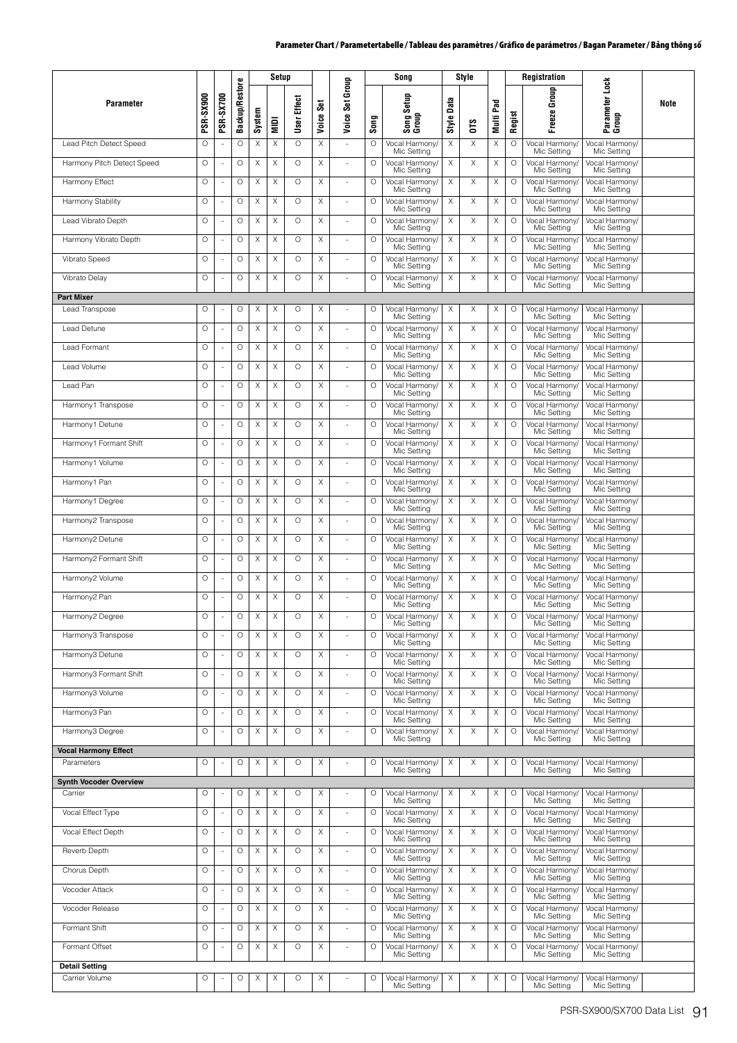## Parameter Chart / Parametertabelle / Tableau des paramètres / Gráfico de parámetros / Bagan Parameter / Bảng thông số

| Parameter | PSR-SX900 | PSR-SX700 | Backup/Restore | Setup | | | Voice Set | Voice Set Group | Song | | Style | | Multi Pad | Registration | | Parameter Lock Group | Note |
|---|---|---|---|---|---|---|---|---|---|---|---|---|---|---|---|---|---|
| | | | | System | MIDI | User Effect | | | Song | Song Setup Group | Style Data | OTS | | Regist | Freeze Group | | |
| Lead Pitch Detect Speed | O | - | O | X | X | O | X | - | O | Vocal Harmony/ Mic Setting | X | X | X | O | Vocal Harmony/ Mic Setting | Vocal Harmony/ Mic Setting | |
| Harmony Pitch Detect Speed | O | - | O | X | X | O | X | - | O | Vocal Harmony/ Mic Setting | X | X | X | O | Vocal Harmony/ Mic Setting | Vocal Harmony/ Mic Setting | |
| Harmony Effect | O | - | O | X | X | O | X | - | O | Vocal Harmony/ Mic Setting | X | X | X | O | Vocal Harmony/ Mic Setting | Vocal Harmony/ Mic Setting | |
| Harmony Stability | O | - | O | X | X | O | X | - | O | Vocal Harmony/ Mic Setting | X | X | X | O | Vocal Harmony/ Mic Setting | Vocal Harmony/ Mic Setting | |
| Lead Vibrato Depth | O | - | O | X | X | O | X | - | O | Vocal Harmony/ Mic Setting | X | X | X | O | Vocal Harmony/ Mic Setting | Vocal Harmony/ Mic Setting | |
| Harmony Vibrato Depth | O | - | O | X | X | O | X | - | O | Vocal Harmony/ Mic Setting | X | X | X | O | Vocal Harmony/ Mic Setting | Vocal Harmony/ Mic Setting | |
| Vibrato Speed | O | - | O | X | X | O | X | - | O | Vocal Harmony/ Mic Setting | X | X | X | O | Vocal Harmony/ Mic Setting | Vocal Harmony/ Mic Setting | |
| Vibrato Delay | O | - | O | X | X | O | X | - | O | Vocal Harmony/ Mic Setting | X | X | X | O | Vocal Harmony/ Mic Setting | Vocal Harmony/ Mic Setting | |
| **Part Mixer** | | | | | | | | | | | | | | | | | |
| Lead Transpose | O | - | O | X | X | O | X | - | O | Vocal Harmony/ Mic Setting | X | X | X | O | Vocal Harmony/ Mic Setting | Vocal Harmony/ Mic Setting | |
| Lead Detune | O | - | O | X | X | O | X | - | O | Vocal Harmony/ Mic Setting | X | X | X | O | Vocal Harmony/ Mic Setting | Vocal Harmony/ Mic Setting | |
| Lead Formant | O | - | O | X | X | O | X | - | O | Vocal Harmony/ Mic Setting | X | X | X | O | Vocal Harmony/ Mic Setting | Vocal Harmony/ Mic Setting | |
| Lead Volume | O | - | O | X | X | O | X | - | O | Vocal Harmony/ Mic Setting | X | X | X | O | Vocal Harmony/ Mic Setting | Vocal Harmony/ Mic Setting | |
| Lead Pan | O | - | O | X | X | O | X | - | O | Vocal Harmony/ Mic Setting | X | X | X | O | Vocal Harmony/ Mic Setting | Vocal Harmony/ Mic Setting | |
| Harmony1 Transpose | O | - | O | X | X | O | X | - | O | Vocal Harmony/ Mic Setting | X | X | X | O | Vocal Harmony/ Mic Setting | Vocal Harmony/ Mic Setting | |
| Harmony1 Detune | O | - | O | X | X | O | X | - | O | Vocal Harmony/ Mic Setting | X | X | X | O | Vocal Harmony/ Mic Setting | Vocal Harmony/ Mic Setting | |
| Harmony1 Formant Shift | O | - | O | X | X | O | X | - | O | Vocal Harmony/ Mic Setting | X | X | X | O | Vocal Harmony/ Mic Setting | Vocal Harmony/ Mic Setting | |
| Harmony1 Volume | O | - | O | X | X | O | X | - | O | Vocal Harmony/ Mic Setting | X | X | X | O | Vocal Harmony/ Mic Setting | Vocal Harmony/ Mic Setting | |
| Harmony1 Pan | O | - | O | X | X | O | X | - | O | Vocal Harmony/ Mic Setting | X | X | X | O | Vocal Harmony/ Mic Setting | Vocal Harmony/ Mic Setting | |
| Harmony1 Degree | O | - | O | X | X | O | X | - | O | Vocal Harmony/ Mic Setting | X | X | X | O | Vocal Harmony/ Mic Setting | Vocal Harmony/ Mic Setting | |
| Harmony2 Transpose | O | - | O | X | X | O | X | - | O | Vocal Harmony/ Mic Setting | X | X | X | O | Vocal Harmony/ Mic Setting | Vocal Harmony/ Mic Setting | |
| Harmony2 Detune | O | - | O | X | X | O | X | - | O | Vocal Harmony/ Mic Setting | X | X | X | O | Vocal Harmony/ Mic Setting | Vocal Harmony/ Mic Setting | |
| Harmony2 Formant Shift | O | - | O | X | X | O | X | - | O | Vocal Harmony/ Mic Setting | X | X | X | O | Vocal Harmony/ Mic Setting | Vocal Harmony/ Mic Setting | |
| Harmony2 Volume | O | - | O | X | X | O | X | - | O | Vocal Harmony/ Mic Setting | X | X | X | O | Vocal Harmony/ Mic Setting | Vocal Harmony/ Mic Setting | |
| Harmony2 Pan | O | - | O | X | X | O | X | - | O | Vocal Harmony/ Mic Setting | X | X | X | O | Vocal Harmony/ Mic Setting | Vocal Harmony/ Mic Setting | |
| Harmony2 Degree | O | - | O | X | X | O | X | - | O | Vocal Harmony/ Mic Setting | X | X | X | O | Vocal Harmony/ Mic Setting | Vocal Harmony/ Mic Setting | |
| Harmony3 Transpose | O | - | O | X | X | O | X | - | O | Vocal Harmony/ Mic Setting | X | X | X | O | Vocal Harmony/ Mic Setting | Vocal Harmony/ Mic Setting | |
| Harmony3 Detune | O | - | O | X | X | O | X | - | O | Vocal Harmony/ Mic Setting | X | X | X | O | Vocal Harmony/ Mic Setting | Vocal Harmony/ Mic Setting | |
| Harmony3 Formant Shift | O | - | O | X | X | O | X | - | O | Vocal Harmony/ Mic Setting | X | X | X | O | Vocal Harmony/ Mic Setting | Vocal Harmony/ Mic Setting | |
| Harmony3 Volume | O | - | O | X | X | O | X | - | O | Vocal Harmony/ Mic Setting | X | X | X | O | Vocal Harmony/ Mic Setting | Vocal Harmony/ Mic Setting | |
| Harmony3 Pan | O | - | O | X | X | O | X | - | O | Vocal Harmony/ Mic Setting | X | X | X | O | Vocal Harmony/ Mic Setting | Vocal Harmony/ Mic Setting | |
| Harmony3 Degree | O | - | O | X | X | O | X | - | O | Vocal Harmony/ Mic Setting | X | X | X | O | Vocal Harmony/ Mic Setting | Vocal Harmony/ Mic Setting | |
| **Vocal Harmony Effect** | | | | | | | | | | | | | | | | | |
| Parameters | O | - | O | X | X | O | X | - | O | Vocal Harmony/ Mic Setting | X | X | X | O | Vocal Harmony/ Mic Setting | Vocal Harmony/ Mic Setting | |
| **Synth Vocoder Overview** | | | | | | | | | | | | | | | | | |
| Carrier | O | - | O | X | X | O | X | - | O | Vocal Harmony/ Mic Setting | X | X | X | O | Vocal Harmony/ Mic Setting | Vocal Harmony/ Mic Setting | |
| Vocal Effect Type | O | - | O | X | X | O | X | - | O | Vocal Harmony/ Mic Setting | X | X | X | O | Vocal Harmony/ Mic Setting | Vocal Harmony/ Mic Setting | |
| Vocal Effect Depth | O | - | O | X | X | O | X | - | O | Vocal Harmony/ Mic Setting | X | X | X | O | Vocal Harmony/ Mic Setting | Vocal Harmony/ Mic Setting | |
| Reverb Depth | O | - | O | X | X | O | X | - | O | Vocal Harmony/ Mic Setting | X | X | X | O | Vocal Harmony/ Mic Setting | Vocal Harmony/ Mic Setting | |
| Chorus Depth | O | - | O | X | X | O | X | - | O | Vocal Harmony/ Mic Setting | X | X | X | O | Vocal Harmony/ Mic Setting | Vocal Harmony/ Mic Setting | |
| Vocoder Attack | O | - | O | X | X | O | X | - | O | Vocal Harmony/ Mic Setting | X | X | X | O | Vocal Harmony/ Mic Setting | Vocal Harmony/ Mic Setting | |
| Vocoder Release | O | - | O | X | X | O | X | - | O | Vocal Harmony/ Mic Setting | X | X | X | O | Vocal Harmony/ Mic Setting | Vocal Harmony/ Mic Setting | |
| Formant Shift | O | - | O | X | X | O | X | - | O | Vocal Harmony/ Mic Setting | X | X | X | O | Vocal Harmony/ Mic Setting | Vocal Harmony/ Mic Setting | |
| Formant Offset | O | - | O | X | X | O | X | - | O | Vocal Harmony/ Mic Setting | X | X | X | O | Vocal Harmony/ Mic Setting | Vocal Harmony/ Mic Setting | |
| **Detail Setting** | | | | | | | | | | | | | | | | | |
| Carrier Volume | O | - | O | X | X | O | X | - | O | Vocal Harmony/ Mic Setting | X | X | X | O | Vocal Harmony/ Mic Setting | Vocal Harmony/ Mic Setting | |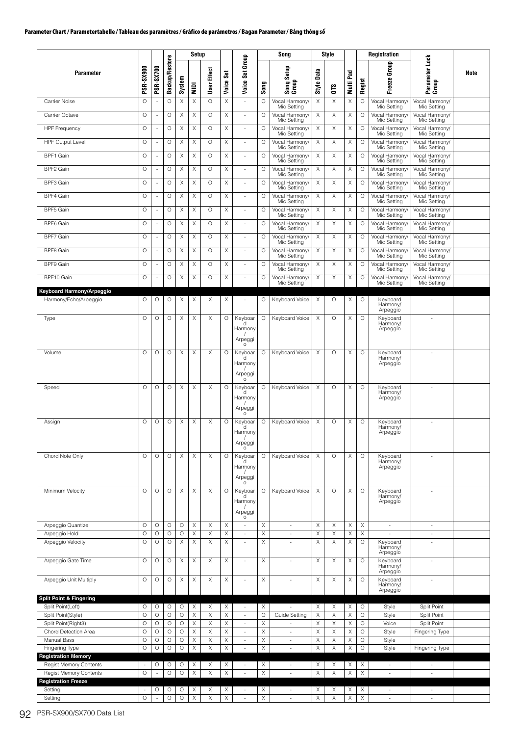**Parameter Chart / Parametertabelle / Tableau des paramètres / Gráfico de parámetros / Bagan Parameter / Bảng thông số**

| Parameter | PSR-SX900 | PSR-SX700 | Backup/Restore | Setup | | | Voice Set | Voice Set Group | Song | | Style | | Multi Pad | Registration | | Parameter Lock Group | Note |
|---|---|---|---|---|---|---|---|---|---|---|---|---|---|---|---|---|---|
| | | | | System | MIDI | User Effect | | | Song | Song Setup Group | Style Data | OTS | | Regist | Freeze Group | | |
| Carrier Noise | O | - | O | X | X | O | X | - | O | Vocal Harmony/ Mic Setting | X | X | X | O | Vocal Harmony/ Mic Setting | Vocal Harmony/ Mic Setting | |
| Carrier Octave | O | - | O | X | X | O | X | - | O | Vocal Harmony/ Mic Setting | X | X | X | O | Vocal Harmony/ Mic Setting | Vocal Harmony/ Mic Setting | |
| HPF Frequency | O | - | O | X | X | O | X | - | O | Vocal Harmony/ Mic Setting | X | X | X | O | Vocal Harmony/ Mic Setting | Vocal Harmony/ Mic Setting | |
| HPF Output Level | O | - | O | X | X | O | X | - | O | Vocal Harmony/ Mic Setting | X | X | X | O | Vocal Harmony/ Mic Setting | Vocal Harmony/ Mic Setting | |
| BPF1 Gain | O | - | O | X | X | O | X | - | O | Vocal Harmony/ Mic Setting | X | X | X | O | Vocal Harmony/ Mic Setting | Vocal Harmony/ Mic Setting | |
| BPF2 Gain | O | - | O | X | X | O | X | - | O | Vocal Harmony/ Mic Setting | X | X | X | O | Vocal Harmony/ Mic Setting | Vocal Harmony/ Mic Setting | |
| BPF3 Gain | O | - | O | X | X | O | X | - | O | Vocal Harmony/ Mic Setting | X | X | X | O | Vocal Harmony/ Mic Setting | Vocal Harmony/ Mic Setting | |
| BPF4 Gain | O | - | O | X | X | O | X | - | O | Vocal Harmony/ Mic Setting | X | X | X | O | Vocal Harmony/ Mic Setting | Vocal Harmony/ Mic Setting | |
| BPF5 Gain | O | - | O | X | X | O | X | - | O | Vocal Harmony/ Mic Setting | X | X | X | O | Vocal Harmony/ Mic Setting | Vocal Harmony/ Mic Setting | |
| BPF6 Gain | O | - | O | X | X | O | X | - | O | Vocal Harmony/ Mic Setting | X | X | X | O | Vocal Harmony/ Mic Setting | Vocal Harmony/ Mic Setting | |
| BPF7 Gain | O | - | O | X | X | O | X | - | O | Vocal Harmony/ Mic Setting | X | X | X | O | Vocal Harmony/ Mic Setting | Vocal Harmony/ Mic Setting | |
| BPF8 Gain | O | - | O | X | X | O | X | - | O | Vocal Harmony/ Mic Setting | X | X | X | O | Vocal Harmony/ Mic Setting | Vocal Harmony/ Mic Setting | |
| BPF9 Gain | O | - | O | X | X | O | X | - | O | Vocal Harmony/ Mic Setting | X | X | X | O | Vocal Harmony/ Mic Setting | Vocal Harmony/ Mic Setting | |
| BPF10 Gain | O | - | O | X | X | O | X | - | O | Vocal Harmony/ Mic Setting | X | X | X | O | Vocal Harmony/ Mic Setting | Vocal Harmony/ Mic Setting | |
| **Keyboard Harmony/Arpeggio** | | | | | | | | | | | | | | | | | |
| Harmony/Echo/Arpeggio | O | O | O | X | X | X | X | - | O | Keyboard Voice | X | O | X | O | Keyboard Harmony/ Arpeggio | - | |
| Type | O | O | O | X | X | X | O | Keyboard Harmony / Arpeggio | O | Keyboard Voice | X | O | X | O | Keyboard Harmony/ Arpeggio | - | |
| Volume | O | O | O | X | X | X | O | Keyboard Harmony / Arpeggio | O | Keyboard Voice | X | O | X | O | Keyboard Harmony/ Arpeggio | - | |
| Speed | O | O | O | X | X | X | O | Keyboard Harmony / Arpeggio | O | Keyboard Voice | X | O | X | O | Keyboard Harmony/ Arpeggio | - | |
| Assign | O | O | O | X | X | X | O | Keyboard Harmony / Arpeggio | O | Keyboard Voice | X | O | X | O | Keyboard Harmony/ Arpeggio | - | |
| Chord Note Only | O | O | O | X | X | X | O | Keyboard Harmony / Arpeggio | O | Keyboard Voice | X | O | X | O | Keyboard Harmony/ Arpeggio | - | |
| Minimum Velocity | O | O | O | X | X | X | O | Keyboard Harmony / Arpeggio | O | Keyboard Voice | X | O | X | O | Keyboard Harmony/ Arpeggio | - | |
| Arpeggio Quantize | O | O | O | O | X | X | X | - | X | - | X | X | X | X | - | - | |
| Arpeggio Hold | O | O | O | O | X | X | X | - | X | - | X | X | X | X | - | - | |
| Arpeggio Velocity | O | O | O | X | X | X | X | - | X | - | X | X | X | O | Keyboard Harmony/ Arpeggio | - | |
| Arpeggio Gate Time | O | O | O | X | X | X | X | - | X | - | X | X | X | O | Keyboard Harmony/ Arpeggio | - | |
| Arpeggio Unit Multiply | O | O | O | X | X | X | X | - | X | - | X | X | X | O | Keyboard Harmony/ Arpeggio | - | |
| **Split Point & Fingering** | | | | | | | | | | | | | | | | | |
| Split Point(Left) | O | O | O | O | X | X | X | - | X | - | X | X | X | O | Style | Split Point | |
| Split Point(Style) | O | O | O | O | X | X | X | - | O | Guide Setting | X | X | X | O | Style | Split Point | |
| Split Point(Right3) | O | O | O | O | X | X | X | - | X | - | X | X | X | O | Voice | Split Point | |
| Chord Detection Area | O | O | O | O | X | X | X | - | X | - | X | X | X | O | Style | Fingering Type | |
| Manual Bass | O | O | O | O | X | X | X | - | X | - | X | X | X | O | Style | | |
| Fingering Type | O | O | O | O | X | X | X | - | X | - | X | X | X | O | Style | Fingering Type | |
| **Registration Memory** | | | | | | | | | | | | | | | | | |
| Regist Memory Contents | - | O | O | O | X | X | X | - | X | - | X | X | X | X | - | - | |
| Regist Memory Contents | O | - | O | O | X | X | X | - | X | - | X | X | X | X | - | - | |
| **Registration Freeze** | | | | | | | | | | | | | | | | | |
| Setting | - | O | O | O | X | X | X | - | X | - | X | X | X | X | - | - | |
| Setting | O | - | O | O | X | X | X | - | X | - | X | X | X | X | - | - | |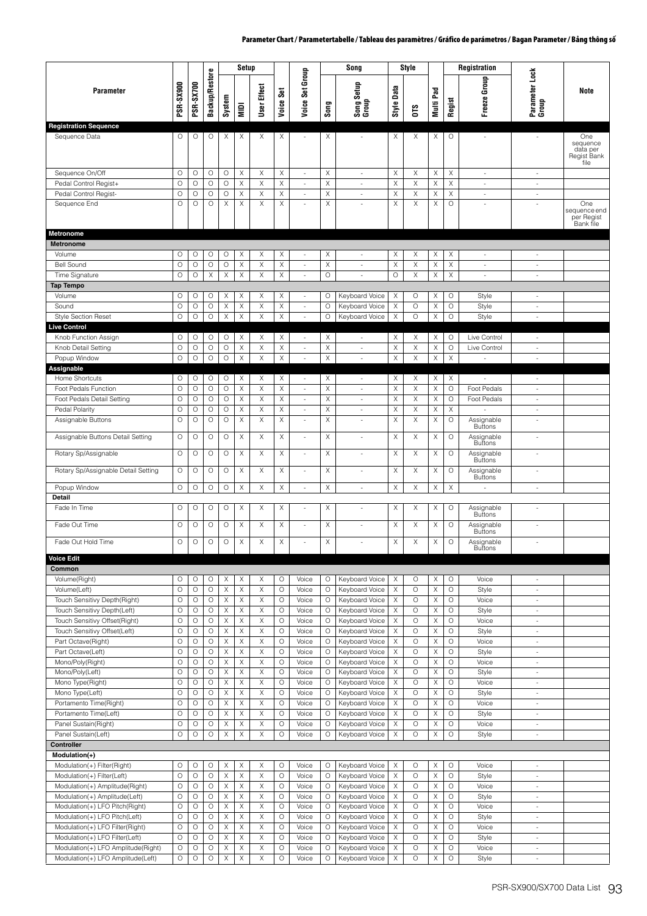| Parameter | PSR-SX900 | PSR-SX700 | Backup/Restore | Setup | | | Voice Set | Voice Set Group | Song | | Style | | Registration | | | Parameter Lock Group | Note |
|---|---|---|---|---|---|---|---|---|---|---|---|---|---|---|---|---|---|
| | | | | System | MIDI | User Effect | | | Song | Song Setup Group | Style Data | OTS | Multi Pad | Regist | Freeze Group | | |
| **Registration Sequence** | | | | | | | | | | | | | | | | | |
| Sequence Data | O | O | O | X | X | X | X | - | X | - | X | X | X | O | - | - | One sequence data per Regist Bank file |
| Sequence On/Off | O | O | O | O | X | X | X | - | X | - | X | X | X | X | - | - | |
| Pedal Control Regist+ | O | O | O | O | X | X | X | - | X | - | X | X | X | X | - | - | |
| Pedal Control Regist- | O | O | O | O | X | X | X | - | X | - | X | X | X | X | - | - | |
| Sequence End | O | O | O | X | X | X | X | - | X | - | X | X | X | O | - | - | One sequence end per Regist Bank file |
| **Metronome** | | | | | | | | | | | | | | | | | |
| **Metronome** | | | | | | | | | | | | | | | | | |
| Volume | O | O | O | O | X | X | X | - | X | - | X | X | X | X | - | - | |
| Bell Sound | O | O | O | O | X | X | X | - | X | - | X | X | X | X | - | - | |
| Time Signature | O | O | X | X | X | X | X | - | O | - | O | X | X | X | - | - | |
| **Tap Tempo** | | | | | | | | | | | | | | | | | |
| Volume | O | O | O | X | X | X | X | - | O | Keyboard Voice | X | O | X | O | Style | - | |
| Sound | O | O | O | X | X | X | X | - | O | Keyboard Voice | X | O | X | O | Style | - | |
| Style Section Reset | O | O | O | X | X | X | X | - | O | Keyboard Voice | X | O | X | O | Style | - | |
| **Live Control** | | | | | | | | | | | | | | | | | |
| Knob Function Assign | O | O | O | O | X | X | X | - | X | - | X | X | X | O | Live Control | - | |
| Knob Detail Setting | O | O | O | O | X | X | X | - | X | - | X | X | X | O | Live Control | - | |
| Popup Window | O | O | O | O | X | X | X | - | X | - | X | X | X | X | - | - | |
| **Assignable** | | | | | | | | | | | | | | | | | |
| Home Shortcuts | O | O | O | O | X | X | X | - | X | - | X | X | X | X | - | - | |
| Foot Pedals Function | O | O | O | O | X | X | X | - | X | - | X | X | X | O | Foot Pedals | - | |
| Foot Pedals Detail Setting | O | O | O | O | X | X | X | - | X | - | X | X | X | O | Foot Pedals | - | |
| Pedal Polarity | O | O | O | O | X | X | X | - | X | - | X | X | X | X | - | - | |
| Assignable Buttons | O | O | O | O | X | X | X | - | X | - | X | X | X | O | Assignable Buttons | - | |
| Assignable Buttons Detail Setting | O | O | O | O | X | X | X | - | X | - | X | X | X | O | Assignable Buttons | - | |
| Rotary Sp/Assignable | O | O | O | O | X | X | X | - | X | - | X | X | X | O | Assignable Buttons | - | |
| Rotary Sp/Assignable Detail Setting | O | O | O | O | X | X | X | - | X | - | X | X | X | O | Assignable Buttons | - | |
| Popup Window | O | O | O | O | X | X | X | - | X | - | X | X | X | X | - | - | |
| **Detail** | | | | | | | | | | | | | | | | | |
| Fade In Time | O | O | O | O | X | X | X | - | X | - | X | X | X | O | Assignable Buttons | - | |
| Fade Out Time | O | O | O | O | X | X | X | - | X | - | X | X | X | O | Assignable Buttons | - | |
| Fade Out Hold Time | O | O | O | O | X | X | X | - | X | - | X | X | X | O | Assignable Buttons | - | |
| **Voice Edit** | | | | | | | | | | | | | | | | | |
| **Common** | | | | | | | | | | | | | | | | | |
| Volume(Right) | O | O | O | X | X | X | O | Voice | O | Keyboard Voice | X | O | X | O | Voice | - | |
| Volume(Left) | O | O | O | X | X | X | O | Voice | O | Keyboard Voice | X | O | X | O | Style | - | |
| Touch Sensitivy Depth(Right) | O | O | O | X | X | X | O | Voice | O | Keyboard Voice | X | O | X | O | Voice | - | |
| Touch Sensitivy Depth(Left) | O | O | O | X | X | X | O | Voice | O | Keyboard Voice | X | O | X | O | Style | - | |
| Touch Sensitivy Offset(Right) | O | O | O | X | X | X | O | Voice | O | Keyboard Voice | X | O | X | O | Voice | - | |
| Touch Sensitivy Offset(Left) | O | O | O | X | X | X | O | Voice | O | Keyboard Voice | X | O | X | O | Style | - | |
| Part Octave(Right) | O | O | O | X | X | X | O | Voice | O | Keyboard Voice | X | O | X | O | Voice | - | |
| Part Octave(Left) | O | O | O | X | X | X | O | Voice | O | Keyboard Voice | X | O | X | O | Style | - | |
| Mono/Poly(Right) | O | O | O | X | X | X | O | Voice | O | Keyboard Voice | X | O | X | O | Voice | - | |
| Mono/Poly(Left) | O | O | O | X | X | X | O | Voice | O | Keyboard Voice | X | O | X | O | Style | - | |
| Mono Type(Right) | O | O | O | X | X | X | O | Voice | O | Keyboard Voice | X | O | X | O | Voice | - | |
| Mono Type(Left) | O | O | O | X | X | X | O | Voice | O | Keyboard Voice | X | O | X | O | Style | - | |
| Portamento Time(Right) | O | O | O | X | X | X | O | Voice | O | Keyboard Voice | X | O | X | O | Voice | - | |
| Portamento Time(Left) | O | O | O | X | X | X | O | Voice | O | Keyboard Voice | X | O | X | O | Style | - | |
| Panel Sustain(Right) | O | O | O | X | X | X | O | Voice | O | Keyboard Voice | X | O | X | O | Voice | - | |
| Panel Sustain(Left) | O | O | O | X | X | X | O | Voice | O | Keyboard Voice | X | O | X | O | Style | - | |
| **Controller** | | | | | | | | | | | | | | | | | |
| **Modulation(+)** | | | | | | | | | | | | | | | | | |
| Modulation(+) Filter(Right) | O | O | O | X | X | X | O | Voice | O | Keyboard Voice | X | O | X | O | Voice | - | |
| Modulation(+) Filter(Left) | O | O | O | X | X | X | O | Voice | O | Keyboard Voice | X | O | X | O | Style | - | |
| Modulation(+) Amplitude(Right) | O | O | O | X | X | X | O | Voice | O | Keyboard Voice | X | O | X | O | Voice | - | |
| Modulation(+) Amplitude(Left) | O | O | O | X | X | X | O | Voice | O | Keyboard Voice | X | O | X | O | Style | - | |
| Modulation(+) LFO Pitch(Right) | O | O | O | X | X | X | O | Voice | O | Keyboard Voice | X | O | X | O | Voice | - | |
| Modulation(+) LFO Pitch(Left) | O | O | O | X | X | X | O | Voice | O | Keyboard Voice | X | O | X | O | Style | - | |
| Modulation(+) LFO Filter(Right) | O | O | O | X | X | X | O | Voice | O | Keyboard Voice | X | O | X | O | Voice | - | |
| Modulation(+) LFO Filter(Left) | O | O | O | X | X | X | O | Voice | O | Keyboard Voice | X | O | X | O | Style | - | |
| Modulation(+) LFO Amplitude(Right) | O | O | O | X | X | X | O | Voice | O | Keyboard Voice | X | O | X | O | Voice | - | |
| Modulation(+) LFO Amplitude(Left) | O | O | O | X | X | X | O | Voice | O | Keyboard Voice | X | O | X | O | Style | - | |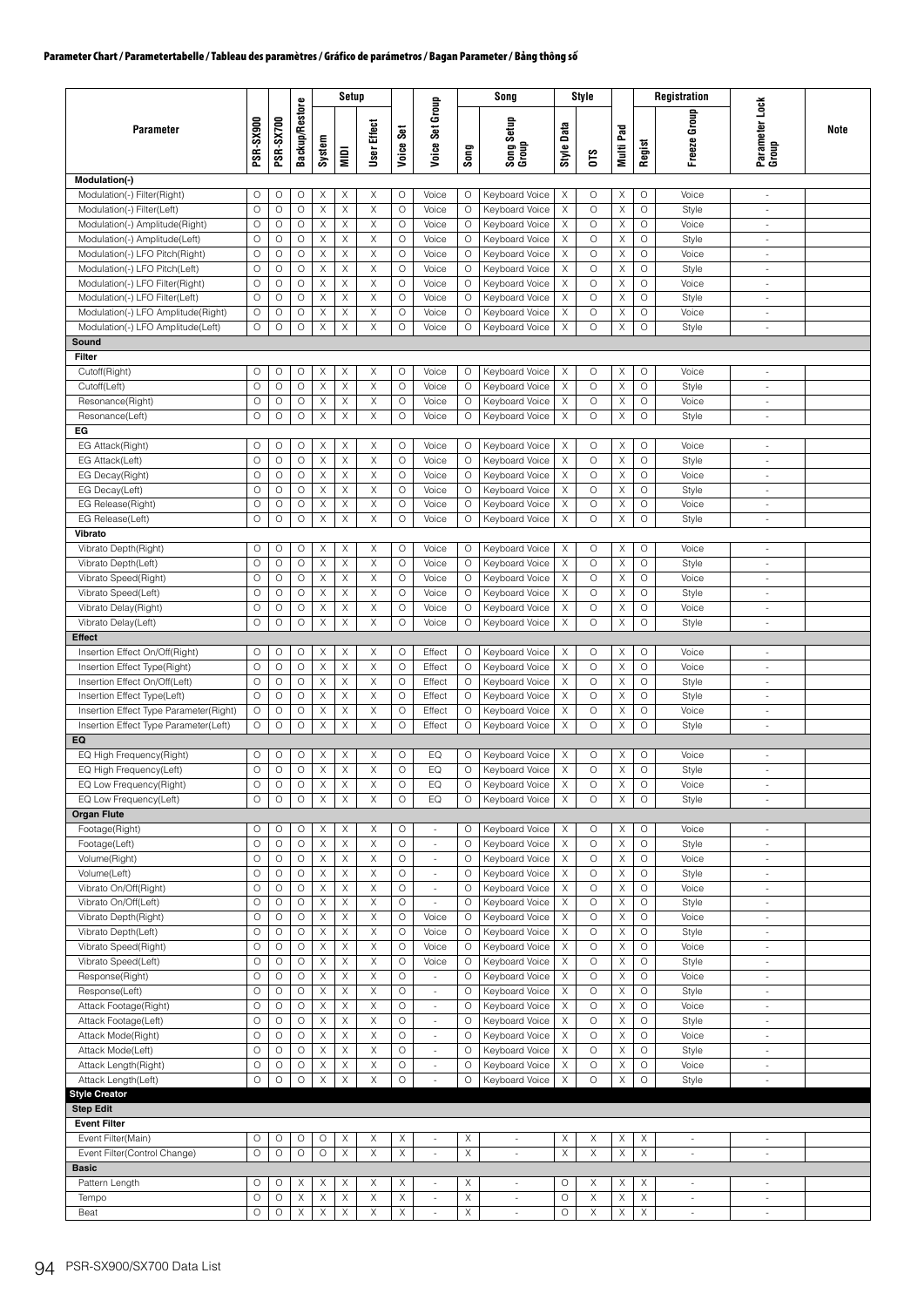**Parameter Chart / Parametertabelle / Tableau des paramètres / Gráfico de parámetros / Bagan Parameter / Bảng thông số**

| Parameter | PSR-SX900 | PSR-SX700 | Backup/Restore | Setup | | | Voice Set | Voice Set Group | Song | | Style | | Multi Pad | Registration | | Parameter Lock Group | Note |
|---|---|---|---|---|---|---|---|---|---|---|---|---|---|---|---|---|---|
| | | | | System | MIDI | User Effect | | | Song | Song Setup Group | Style Data | OTS | | Regist | Freeze Group | | |
| **Modulation(-)** | | | | | | | | | | | | | | | | | |
| Modulation(-) Filter(Right) | O | O | O | X | X | X | O | Voice | O | Keyboard Voice | X | O | X | O | Voice | - | |
| Modulation(-) Filter(Left) | O | O | O | X | X | X | O | Voice | O | Keyboard Voice | X | O | X | O | Style | - | |
| Modulation(-) Amplitude(Right) | O | O | O | X | X | X | O | Voice | O | Keyboard Voice | X | O | X | O | Voice | - | |
| Modulation(-) Amplitude(Left) | O | O | O | X | X | X | O | Voice | O | Keyboard Voice | X | O | X | O | Style | - | |
| Modulation(-) LFO Pitch(Right) | O | O | O | X | X | X | O | Voice | O | Keyboard Voice | X | O | X | O | Voice | - | |
| Modulation(-) LFO Pitch(Left) | O | O | O | X | X | X | O | Voice | O | Keyboard Voice | X | O | X | O | Style | - | |
| Modulation(-) LFO Filter(Right) | O | O | O | X | X | X | O | Voice | O | Keyboard Voice | X | O | X | O | Voice | - | |
| Modulation(-) LFO Filter(Left) | O | O | O | X | X | X | O | Voice | O | Keyboard Voice | X | O | X | O | Style | - | |
| Modulation(-) LFO Amplitude(Right) | O | O | O | X | X | X | O | Voice | O | Keyboard Voice | X | O | X | O | Voice | - | |
| Modulation(-) LFO Amplitude(Left) | O | O | O | X | X | X | O | Voice | O | Keyboard Voice | X | O | X | O | Style | - | |
| **Sound** | | | | | | | | | | | | | | | | | |
| **Filter** | | | | | | | | | | | | | | | | | |
| Cutoff(Right) | O | O | O | X | X | X | O | Voice | O | Keyboard Voice | X | O | X | O | Voice | - | |
| Cutoff(Left) | O | O | O | X | X | X | O | Voice | O | Keyboard Voice | X | O | X | O | Style | - | |
| Resonance(Right) | O | O | O | X | X | X | O | Voice | O | Keyboard Voice | X | O | X | O | Voice | - | |
| Resonance(Left) | O | O | O | X | X | X | O | Voice | O | Keyboard Voice | X | O | X | O | Style | - | |
| **EG** | | | | | | | | | | | | | | | | | |
| EG Attack(Right) | O | O | O | X | X | X | O | Voice | O | Keyboard Voice | X | O | X | O | Voice | - | |
| EG Attack(Left) | O | O | O | X | X | X | O | Voice | O | Keyboard Voice | X | O | X | O | Style | - | |
| EG Decay(Right) | O | O | O | X | X | X | O | Voice | O | Keyboard Voice | X | O | X | O | Voice | - | |
| EG Decay(Left) | O | O | O | X | X | X | O | Voice | O | Keyboard Voice | X | O | X | O | Style | - | |
| EG Release(Right) | O | O | O | X | X | X | O | Voice | O | Keyboard Voice | X | O | X | O | Voice | - | |
| EG Release(Left) | O | O | O | X | X | X | O | Voice | O | Keyboard Voice | X | O | X | O | Style | - | |
| **Vibrato** | | | | | | | | | | | | | | | | | |
| Vibrato Depth(Right) | O | O | O | X | X | X | O | Voice | O | Keyboard Voice | X | O | X | O | Voice | - | |
| Vibrato Depth(Left) | O | O | O | X | X | X | O | Voice | O | Keyboard Voice | X | O | X | O | Style | - | |
| Vibrato Speed(Right) | O | O | O | X | X | X | O | Voice | O | Keyboard Voice | X | O | X | O | Voice | - | |
| Vibrato Speed(Left) | O | O | O | X | X | X | O | Voice | O | Keyboard Voice | X | O | X | O | Style | - | |
| Vibrato Delay(Right) | O | O | O | X | X | X | O | Voice | O | Keyboard Voice | X | O | X | O | Voice | - | |
| Vibrato Delay(Left) | O | O | O | X | X | X | O | Voice | O | Keyboard Voice | X | O | X | O | Style | - | |
| **Effect** | | | | | | | | | | | | | | | | | |
| Insertion Effect On/Off(Right) | O | O | O | X | X | X | O | Effect | O | Keyboard Voice | X | O | X | O | Voice | - | |
| Insertion Effect Type(Right) | O | O | O | X | X | X | O | Effect | O | Keyboard Voice | X | O | X | O | Voice | - | |
| Insertion Effect On/Off(Left) | O | O | O | X | X | X | O | Effect | O | Keyboard Voice | X | O | X | O | Style | - | |
| Insertion Effect Type(Left) | O | O | O | X | X | X | O | Effect | O | Keyboard Voice | X | O | X | O | Style | - | |
| Insertion Effect Type Parameter(Right) | O | O | O | X | X | X | O | Effect | O | Keyboard Voice | X | O | X | O | Voice | - | |
| Insertion Effect Type Parameter(Left) | O | O | O | X | X | X | O | Effect | O | Keyboard Voice | X | O | X | O | Style | - | |
| **EQ** | | | | | | | | | | | | | | | | | |
| EQ High Frequency(Right) | O | O | O | X | X | X | O | EQ | O | Keyboard Voice | X | O | X | O | Voice | - | |
| EQ High Frequency(Left) | O | O | O | X | X | X | O | EQ | O | Keyboard Voice | X | O | X | O | Style | - | |
| EQ Low Frequency(Right) | O | O | O | X | X | X | O | EQ | O | Keyboard Voice | X | O | X | O | Voice | - | |
| EQ Low Frequency(Left) | O | O | O | X | X | X | O | EQ | O | Keyboard Voice | X | O | X | O | Style | - | |
| **Organ Flute** | | | | | | | | | | | | | | | | | |
| Footage(Right) | O | O | O | X | X | X | O | - | O | Keyboard Voice | X | O | X | O | Voice | - | |
| Footage(Left) | O | O | O | X | X | X | O | - | O | Keyboard Voice | X | O | X | O | Style | - | |
| Volume(Right) | O | O | O | X | X | X | O | - | O | Keyboard Voice | X | O | X | O | Voice | - | |
| Volume(Left) | O | O | O | X | X | X | O | - | O | Keyboard Voice | X | O | X | O | Style | - | |
| Vibrato On/Off(Right) | O | O | O | X | X | X | O | - | O | Keyboard Voice | X | O | X | O | Voice | - | |
| Vibrato On/Off(Left) | O | O | O | X | X | X | O | - | O | Keyboard Voice | X | O | X | O | Style | - | |
| Vibrato Depth(Right) | O | O | O | X | X | X | O | Voice | O | Keyboard Voice | X | O | X | O | Voice | - | |
| Vibrato Depth(Left) | O | O | O | X | X | X | O | Voice | O | Keyboard Voice | X | O | X | O | Style | - | |
| Vibrato Speed(Right) | O | O | O | X | X | X | O | Voice | O | Keyboard Voice | X | O | X | O | Voice | - | |
| Vibrato Speed(Left) | O | O | O | X | X | X | O | Voice | O | Keyboard Voice | X | O | X | O | Style | - | |
| Response(Right) | O | O | O | X | X | X | O | - | O | Keyboard Voice | X | O | X | O | Voice | - | |
| Response(Left) | O | O | O | X | X | X | O | - | O | Keyboard Voice | X | O | X | O | Style | - | |
| Attack Footage(Right) | O | O | O | X | X | X | O | - | O | Keyboard Voice | X | O | X | O | Voice | - | |
| Attack Footage(Left) | O | O | O | X | X | X | O | - | O | Keyboard Voice | X | O | X | O | Style | - | |
| Attack Mode(Right) | O | O | O | X | X | X | O | - | O | Keyboard Voice | X | O | X | O | Voice | - | |
| Attack Mode(Left) | O | O | O | X | X | X | O | - | O | Keyboard Voice | X | O | X | O | Style | - | |
| Attack Length(Right) | O | O | O | X | X | X | O | - | O | Keyboard Voice | X | O | X | O | Voice | - | |
| Attack Length(Left) | O | O | O | X | X | X | O | - | O | Keyboard Voice | X | O | X | O | Style | - | |
| **Style Creator** | | | | | | | | | | | | | | | | | |
| **Step Edit** | | | | | | | | | | | | | | | | | |
| **Event Filter** | | | | | | | | | | | | | | | | | |
| Event Filter(Main) | O | O | O | O | X | X | X | - | X | - | X | X | X | X | - | - | |
| Event Filter(Control Change) | O | O | O | O | X | X | X | - | X | - | X | X | X | X | - | - | |
| **Basic** | | | | | | | | | | | | | | | | | |
| Pattern Length | O | O | X | X | X | X | X | - | X | - | O | X | X | X | - | - | |
| Tempo | O | O | X | X | X | X | X | - | X | - | O | X | X | X | - | - | |
| Beat | O | O | X | X | X | X | X | - | X | - | O | X | X | X | - | - | |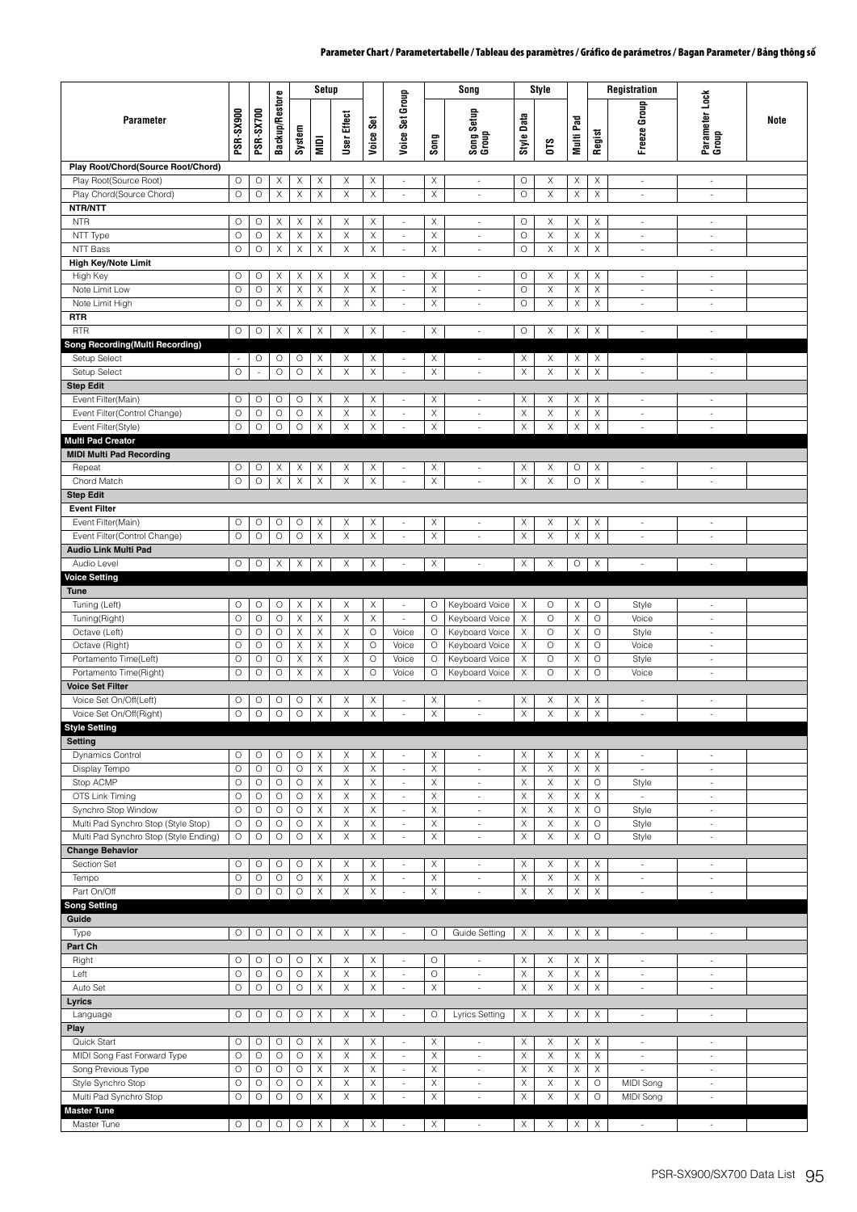## Parameter Chart / Parametertabelle / Tableau des paramètres / Gráfico de parámetros / Bagan Parameter / Bảng thông số

| Parameter | PSR-SX900 | PSR-SX700 | Backup/Restore | Setup | | | Voice Set | Voice Set Group | Song | | Style | | Multi Pad | Registration | | Parameter Lock Group | Note |
|---|---|---|---|---|---|---|---|---|---|---|---|---|---|---|---|---|---|
| | | | | System | MIDI | User Effect | | | Song | Song Setup Group | Style Data | OTS | | Regist | Freeze Group | | |
| **Play Root/Chord(Source Root/Chord)** | | | | | | | | | | | | | | | | | |
| Play Root(Source Root) | O | O | X | X | X | X | X | - | X | - | O | X | X | X | - | - | |
| Play Chord(Source Chord) | O | O | X | X | X | X | X | - | X | - | O | X | X | X | - | - | |
| **NTR/NTT** | | | | | | | | | | | | | | | | | |
| NTR | O | O | X | X | X | X | X | - | X | - | O | X | X | X | - | - | |
| NTT Type | O | O | X | X | X | X | X | - | X | - | O | X | X | X | - | - | |
| NTT Bass | O | O | X | X | X | X | X | - | X | - | O | X | X | X | - | - | |
| **High Key/Note Limit** | | | | | | | | | | | | | | | | | |
| High Key | O | O | X | X | X | X | X | - | X | - | O | X | X | X | - | - | |
| Note Limit Low | O | O | X | X | X | X | X | - | X | - | O | X | X | X | - | - | |
| Note Limit High | O | O | X | X | X | X | X | - | X | - | O | X | X | X | - | - | |
| **RTR** | | | | | | | | | | | | | | | | | |
| RTR | O | O | X | X | X | X | X | - | X | - | O | X | X | X | - | - | |
| **Song Recording(Multi Recording)** | | | | | | | | | | | | | | | | | |
| Setup Select | - | O | O | O | X | X | X | - | X | - | X | X | X | X | - | - | |
| Setup Select | O | - | O | O | X | X | X | - | X | - | X | X | X | X | - | - | |
| **Step Edit** | | | | | | | | | | | | | | | | | |
| Event Filter(Main) | O | O | O | O | X | X | X | - | X | - | X | X | X | X | - | - | |
| Event Filter(Control Change) | O | O | O | O | X | X | X | - | X | - | X | X | X | X | - | - | |
| Event Filter(Style) | O | O | O | O | X | X | X | - | X | - | X | X | X | X | - | - | |
| **Multi Pad Creator** | | | | | | | | | | | | | | | | | |
| **MIDI Multi Pad Recording** | | | | | | | | | | | | | | | | | |
| Repeat | O | O | X | X | X | X | X | - | X | - | X | X | O | X | - | - | |
| Chord Match | O | O | X | X | X | X | X | - | X | - | X | X | O | X | - | - | |
| **Step Edit** | | | | | | | | | | | | | | | | | |
| **Event Filter** | | | | | | | | | | | | | | | | | |
| Event Filter(Main) | O | O | O | O | X | X | X | - | X | - | X | X | X | X | - | - | |
| Event Filter(Control Change) | O | O | O | O | X | X | X | - | X | - | X | X | X | X | - | - | |
| **Audio Link Multi Pad** | | | | | | | | | | | | | | | | | |
| Audio Level | O | O | X | X | X | X | X | - | X | - | X | X | O | X | - | - | |
| **Voice Setting** | | | | | | | | | | | | | | | | | |
| **Tune** | | | | | | | | | | | | | | | | | |
| Tuning (Left) | O | O | O | X | X | X | X | - | O | Keyboard Voice | X | O | X | O | Style | - | |
| Tuning(Right) | O | O | O | X | X | X | X | - | O | Keyboard Voice | X | O | X | O | Voice | - | |
| Octave (Left) | O | O | O | X | X | X | O | Voice | O | Keyboard Voice | X | O | X | O | Style | - | |
| Octave (Right) | O | O | O | X | X | X | O | Voice | O | Keyboard Voice | X | O | X | O | Voice | - | |
| Portamento Time(Left) | O | O | O | X | X | X | O | Voice | O | Keyboard Voice | X | O | X | O | Style | - | |
| Portamento Time(Right) | O | O | O | X | X | X | O | Voice | O | Keyboard Voice | X | O | X | O | Voice | - | |
| **Voice Set Filter** | | | | | | | | | | | | | | | | | |
| Voice Set On/Off(Left) | O | O | O | O | X | X | X | - | X | - | X | X | X | X | - | - | |
| Voice Set On/Off(Right) | O | O | O | O | X | X | X | - | X | - | X | X | X | X | - | - | |
| **Style Setting** | | | | | | | | | | | | | | | | | |
| **Setting** | | | | | | | | | | | | | | | | | |
| Dynamics Control | O | O | O | O | X | X | X | - | X | - | X | X | X | X | - | - | |
| Display Tempo | O | O | O | O | X | X | X | - | X | - | X | X | X | X | - | - | |
| Stop ACMP | O | O | O | O | X | X | X | - | X | - | X | X | X | O | Style | - | |
| OTS Link Timing | O | O | O | O | X | X | X | - | X | - | X | X | X | X | - | - | |
| Synchro Stop Window | O | O | O | O | X | X | X | - | X | - | X | X | X | O | Style | - | |
| Multi Pad Synchro Stop (Style Stop) | O | O | O | O | X | X | X | - | X | - | X | X | X | O | Style | - | |
| Multi Pad Synchro Stop (Style Ending) | O | O | O | O | X | X | X | - | X | - | X | X | X | O | Style | - | |
| **Change Behavior** | | | | | | | | | | | | | | | | | |
| Section Set | O | O | O | O | X | X | X | - | X | - | X | X | X | X | - | - | |
| Tempo | O | O | O | O | X | X | X | - | X | - | X | X | X | X | - | - | |
| Part On/Off | O | O | O | O | X | X | X | - | X | - | X | X | X | X | - | - | |
| **Song Setting** | | | | | | | | | | | | | | | | | |
| **Guide** | | | | | | | | | | | | | | | | | |
| Type | O | O | O | O | X | X | X | - | O | Guide Setting | X | X | X | X | - | - | |
| **Part Ch** | | | | | | | | | | | | | | | | | |
| Right | O | O | O | O | X | X | X | - | O | - | X | X | X | X | - | - | |
| Left | O | O | O | O | X | X | X | - | O | - | X | X | X | X | - | - | |
| Auto Set | O | O | O | O | X | X | X | - | X | - | X | X | X | X | - | - | |
| **Lyrics** | | | | | | | | | | | | | | | | | |
| Language | O | O | O | O | X | X | X | - | O | Lyrics Setting | X | X | X | X | - | - | |
| **Play** | | | | | | | | | | | | | | | | | |
| Quick Start | O | O | O | O | X | X | X | - | X | - | X | X | X | X | - | - | |
| MIDI Song Fast Forward Type | O | O | O | O | X | X | X | - | X | - | X | X | X | X | - | - | |
| Song Previous Type | O | O | O | O | X | X | X | - | X | - | X | X | X | X | - | - | |
| Style Synchro Stop | O | O | O | O | X | X | X | - | X | - | X | X | X | O | MIDI Song | - | |
| Multi Pad Synchro Stop | O | O | O | O | X | X | X | - | X | - | X | X | X | O | MIDI Song | - | |
| **Master Tune** | | | | | | | | | | | | | | | | | |
| Master Tune | O | O | O | O | X | X | X | - | X | - | X | X | X | X | - | - | |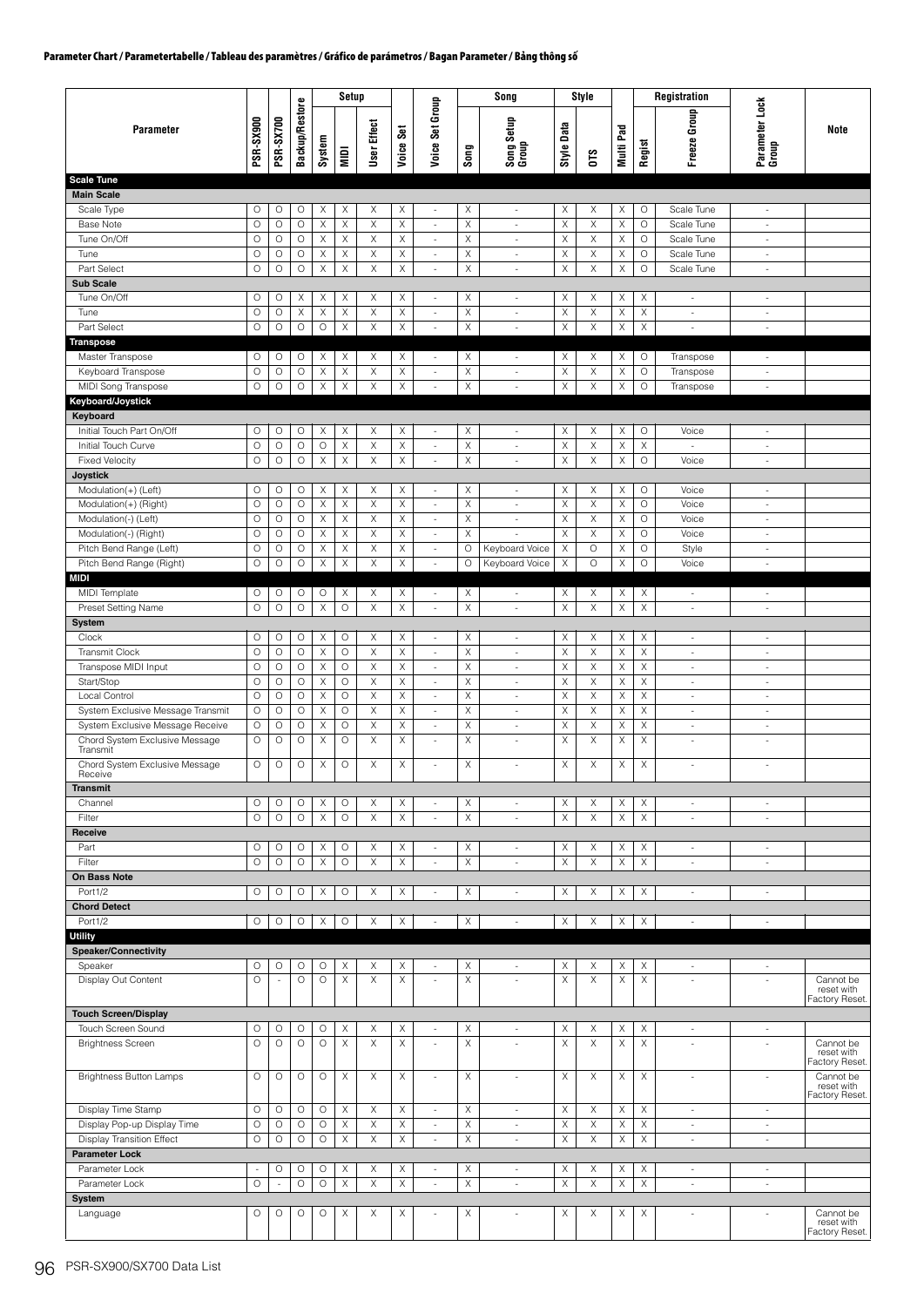# Parameter Chart / Parametertabelle / Tableau des paramètres / Gráfico de parámetros / Bagan Parameter / Bảng thông số

| Parameter | PSR-SX900 | PSR-SX700 | Backup/Restore | Setup | | | Voice Set | Voice Set Group | Song | | Style | | Registration | | | Parameter Lock Group | Note |
|---|---|---|---|---|---|---|---|---|---|---|---|---|---|---|---|---|---|
| | | | | System | MIDI | User Effect | | | Song | Song Setup Group | Style Data | OTS | Multi Pad | Regist | Freeze Group | | |
| **Scale Tune** | | | | | | | | | | | | | | | | | |
| **Main Scale** | | | | | | | | | | | | | | | | | |
| Scale Type | O | O | O | X | X | X | X | - | X | - | X | X | X | O | Scale Tune | - | |
| Base Note | O | O | O | X | X | X | X | - | X | - | X | X | X | O | Scale Tune | - | |
| Tune On/Off | O | O | O | X | X | X | X | - | X | - | X | X | X | O | Scale Tune | - | |
| Tune | O | O | O | X | X | X | X | - | X | - | X | X | X | O | Scale Tune | - | |
| Part Select | O | O | O | X | X | X | X | - | X | - | X | X | X | O | Scale Tune | - | |
| **Sub Scale** | | | | | | | | | | | | | | | | | |
| Tune On/Off | O | O | X | X | X | X | X | - | X | - | X | X | X | X | - | - | |
| Tune | O | O | X | X | X | X | X | - | X | - | X | X | X | X | - | - | |
| Part Select | O | O | O | O | X | X | X | - | X | - | X | X | X | X | - | - | |
| **Transpose** | | | | | | | | | | | | | | | | | |
| Master Transpose | O | O | O | X | X | X | X | - | X | - | X | X | X | O | Transpose | - | |
| Keyboard Transpose | O | O | O | X | X | X | X | - | X | - | X | X | X | O | Transpose | - | |
| MIDI Song Transpose | O | O | O | X | X | X | X | - | X | - | X | X | X | O | Transpose | - | |
| **Keyboard/Joystick** | | | | | | | | | | | | | | | | | |
| **Keyboard** | | | | | | | | | | | | | | | | | |
| Initial Touch Part On/Off | O | O | O | X | X | X | X | - | X | - | X | X | X | O | Voice | - | |
| Initial Touch Curve | O | O | O | O | X | X | X | - | X | - | X | X | X | X | - | - | |
| Fixed Velocity | O | O | O | X | X | X | X | - | X | - | X | X | X | O | Voice | - | |
| **Joystick** | | | | | | | | | | | | | | | | | |
| Modulation(+) (Left) | O | O | O | X | X | X | X | - | X | - | X | X | X | O | Voice | - | |
| Modulation(+) (Right) | O | O | O | X | X | X | X | - | X | - | X | X | X | O | Voice | - | |
| Modulation(-) (Left) | O | O | O | X | X | X | X | - | X | - | X | X | X | O | Voice | - | |
| Modulation(-) (Right) | O | O | O | X | X | X | X | - | X | - | X | X | X | O | Voice | - | |
| Pitch Bend Range (Left) | O | O | O | X | X | X | X | - | O | Keyboard Voice | X | O | X | O | Style | - | |
| Pitch Bend Range (Right) | O | O | O | X | X | X | X | - | O | Keyboard Voice | X | O | X | O | Voice | - | |
| **MIDI** | | | | | | | | | | | | | | | | | |
| MIDI Template | O | O | O | O | X | X | X | - | X | - | X | X | X | X | - | - | |
| Preset Setting Name | O | O | O | X | O | X | X | - | X | - | X | X | X | X | - | - | |
| **System** | | | | | | | | | | | | | | | | | |
| Clock | O | O | O | X | O | X | X | - | X | - | X | X | X | X | - | - | |
| Transmit Clock | O | O | O | X | O | X | X | - | X | - | X | X | X | X | - | - | |
| Transpose MIDI Input | O | O | O | X | O | X | X | - | X | - | X | X | X | X | - | - | |
| Start/Stop | O | O | O | X | O | X | X | - | X | - | X | X | X | X | - | - | |
| Local Control | O | O | O | X | O | X | X | - | X | - | X | X | X | X | - | - | |
| System Exclusive Message Transmit | O | O | O | X | O | X | X | - | X | - | X | X | X | X | - | - | |
| System Exclusive Message Receive | O | O | O | X | O | X | X | - | X | - | X | X | X | X | - | - | |
| Chord System Exclusive Message Transmit | O | O | O | X | O | X | X | - | X | - | X | X | X | X | - | - | |
| Chord System Exclusive Message Receive | O | O | O | X | O | X | X | - | X | - | X | X | X | X | - | - | |
| **Transmit** | | | | | | | | | | | | | | | | | |
| Channel | O | O | O | X | O | X | X | - | X | - | X | X | X | X | - | - | |
| Filter | O | O | O | X | O | X | X | - | X | - | X | X | X | X | - | - | |
| **Receive** | | | | | | | | | | | | | | | | | |
| Part | O | O | O | X | O | X | X | - | X | - | X | X | X | X | - | - | |
| Filter | O | O | O | X | O | X | X | - | X | - | X | X | X | X | - | - | |
| **On Bass Note** | | | | | | | | | | | | | | | | | |
| Port1/2 | O | O | O | X | O | X | X | - | X | - | X | X | X | X | - | - | |
| **Chord Detect** | | | | | | | | | | | | | | | | | |
| Port1/2 | O | O | O | X | O | X | X | - | X | - | X | X | X | X | - | - | |
| **Utility** | | | | | | | | | | | | | | | | | |
| **Speaker/Connectivity** | | | | | | | | | | | | | | | | | |
| Speaker | O | O | O | O | X | X | X | - | X | - | X | X | X | X | - | - | |
| Display Out Content | O | - | O | O | X | X | X | - | X | - | X | X | X | X | - | - | Cannot be reset with Factory Reset. |
| **Touch Screen/Display** | | | | | | | | | | | | | | | | | |
| Touch Screen Sound | O | O | O | O | X | X | X | - | X | - | X | X | X | X | - | - | |
| Brightness Screen | O | O | O | O | X | X | X | - | X | - | X | X | X | X | - | - | Cannot be reset with Factory Reset. |
| Brightness Button Lamps | O | O | O | O | X | X | X | - | X | - | X | X | X | X | - | - | Cannot be reset with Factory Reset. |
| Display Time Stamp | O | O | O | O | X | X | X | - | X | - | X | X | X | X | - | - | |
| Display Pop-up Display Time | O | O | O | O | X | X | X | - | X | - | X | X | X | X | - | - | |
| Display Transition Effect | O | O | O | O | X | X | X | - | X | - | X | X | X | X | - | - | |
| **Parameter Lock** | | | | | | | | | | | | | | | | | |
| Parameter Lock | - | O | O | O | X | X | X | - | X | - | X | X | X | X | - | - | |
| Parameter Lock | O | - | O | O | X | X | X | - | X | - | X | X | X | X | - | - | |
| **System** | | | | | | | | | | | | | | | | | |
| Language | O | O | O | O | X | X | X | - | X | - | X | X | X | X | - | - | Cannot be reset with Factory Reset. |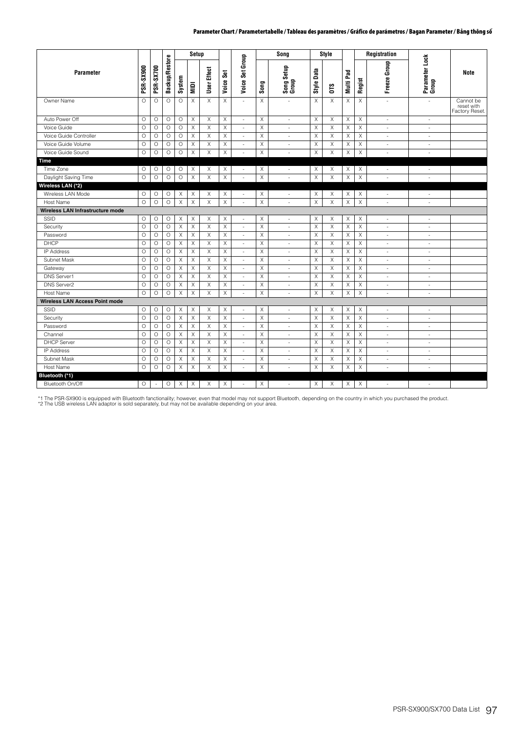## Parameter Chart / Parametertabelle / Tableau des paramètres / Gráfico de parámetros / Bagan Parameter / Bảng thông số

| Parameter | PSR-SX900 | PSR-SX700 | Backup/Restore | Setup | | | Voice Set | Voice Set Group | Song | | Style | | Multi Pad | Registration | | Parameter Lock Group | Note |
|---|---|---|---|---|---|---|---|---|---|---|---|---|---|---|---|---|---|
| | | | | System | MIDI | User Effect | | | Song | Song Setup Group | Style Data | OTS | | Regist | Freeze Group | | |
| Owner Name | O | O | O | O | X | X | X | - | X | - | X | X | X | X | - | - | Cannot be reset with Factory Reset. |
| Auto Power Off | O | O | O | O | X | X | X | - | X | - | X | X | X | X | - | - | |
| Voice Guide | O | O | O | O | X | X | X | - | X | - | X | X | X | X | - | - | |
| Voice Guide Controller | O | O | O | O | X | X | X | - | X | - | X | X | X | X | - | - | |
| Voice Guide Volume | O | O | O | O | X | X | X | - | X | - | X | X | X | X | - | - | |
| Voice Guide Sound | O | O | O | O | X | X | X | - | X | - | X | X | X | X | - | - | |
| **Time** | | | | | | | | | | | | | | | | | |
| Time Zone | O | O | O | O | X | X | X | - | X | - | X | X | X | X | - | - | |
| Daylight Saving Time | O | O | O | O | X | X | X | - | X | - | X | X | X | X | - | - | |
| **Wireless LAN (*2)** | | | | | | | | | | | | | | | | | |
| Wireless LAN Mode | O | O | O | X | X | X | X | - | X | - | X | X | X | X | - | - | |
| Host Name | O | O | O | X | X | X | X | - | X | - | X | X | X | X | - | - | |
| **Wireless LAN Infrastructure mode** | | | | | | | | | | | | | | | | | |
| SSID | O | O | O | X | X | X | X | - | X | - | X | X | X | X | - | - | |
| Security | O | O | O | X | X | X | X | - | X | - | X | X | X | X | - | - | |
| Password | O | O | O | X | X | X | X | - | X | - | X | X | X | X | - | - | |
| DHCP | O | O | O | X | X | X | X | - | X | - | X | X | X | X | - | - | |
| IP Address | O | O | O | X | X | X | X | - | X | - | X | X | X | X | - | - | |
| Subnet Mask | O | O | O | X | X | X | X | - | X | - | X | X | X | X | - | - | |
| Gateway | O | O | O | X | X | X | X | - | X | - | X | X | X | X | - | - | |
| DNS Server1 | O | O | O | X | X | X | X | - | X | - | X | X | X | X | - | - | |
| DNS Server2 | O | O | O | X | X | X | X | - | X | - | X | X | X | X | - | - | |
| Host Name | O | O | O | X | X | X | X | - | X | - | X | X | X | X | - | - | |
| **Wireless LAN Access Point mode** | | | | | | | | | | | | | | | | | |
| SSID | O | O | O | X | X | X | X | - | X | - | X | X | X | X | - | - | |
| Security | O | O | O | X | X | X | X | - | X | - | X | X | X | X | - | - | |
| Password | O | O | O | X | X | X | X | - | X | - | X | X | X | X | - | - | |
| Channel | O | O | O | X | X | X | X | - | X | - | X | X | X | X | - | - | |
| DHCP Server | O | O | O | X | X | X | X | - | X | - | X | X | X | X | - | - | |
| IP Address | O | O | O | X | X | X | X | - | X | - | X | X | X | X | - | - | |
| Subnet Mask | O | O | O | X | X | X | X | - | X | - | X | X | X | X | - | - | |
| Host Name | O | O | O | X | X | X | X | - | X | - | X | X | X | X | - | - | |
| **Bluetooth (*1)** | | | | | | | | | | | | | | | | | |
| Bluetooth On/Off | O | - | O | X | X | X | X | - | X | - | X | X | X | X | - | - | |

*1 The PSR-SX900 is equipped with Bluetooth functionality; however, even that model may not support Bluetooth, depending on the country in which you purchased the product.
*2 The USB wireless LAN adaptor is sold separately, but may not be available depending on your area.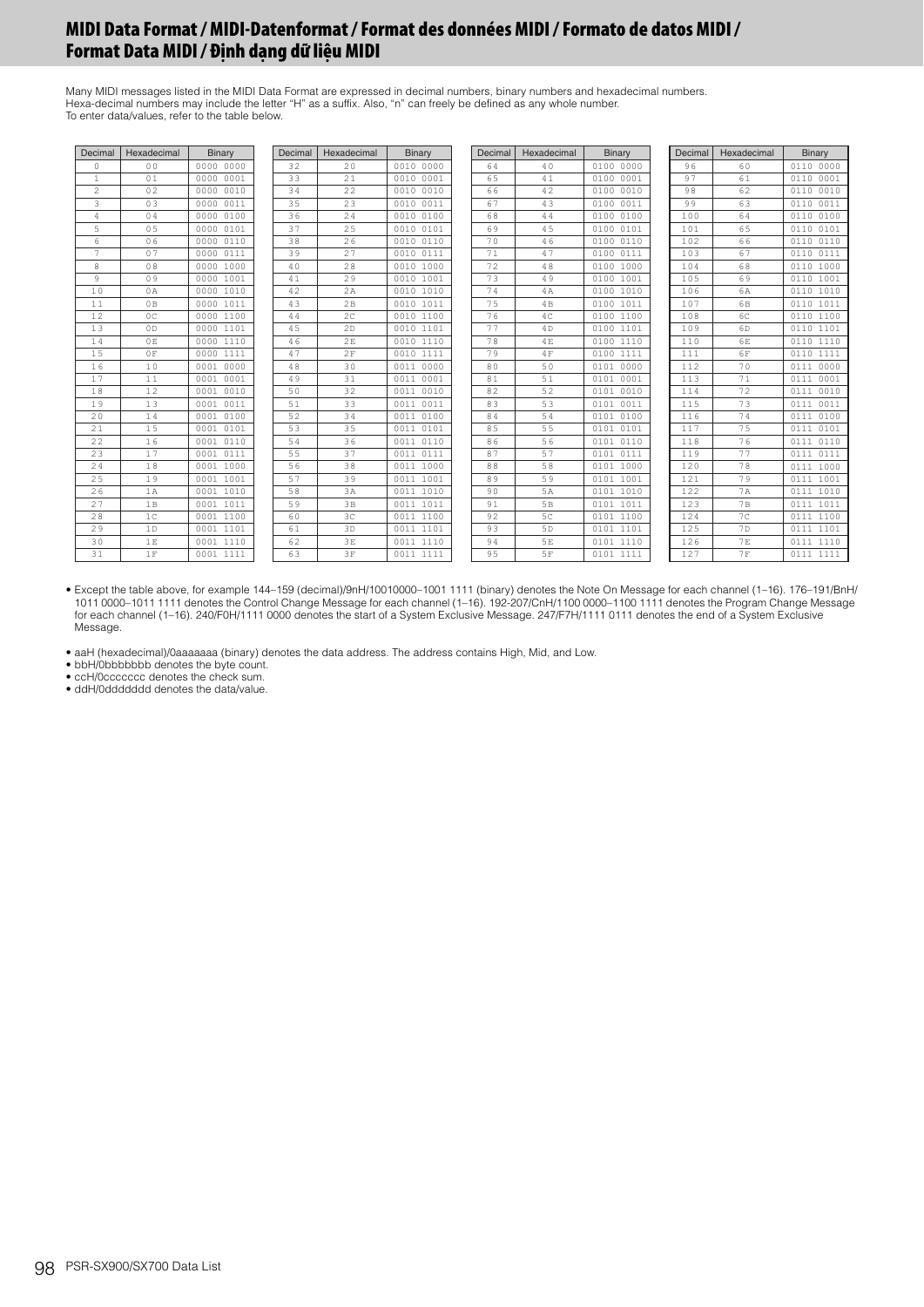# MIDI Data Format / MIDI-Datenformat / Format des données MIDI / Formato de datos MIDI / Format Data MIDI / Định dạng dữ liệu MIDI

Many MIDI messages listed in the MIDI Data Format are expressed in decimal numbers, binary numbers and hexadecimal numbers.
Hexa-decimal numbers may include the letter "H" as a suffix. Also, "n" can freely be defined as any whole number.
To enter data/values, refer to the table below.

| Decimal | Hexadecimal | Binary | Decimal | Hexadecimal | Binary | Decimal | Hexadecimal | Binary | Decimal | Hexadecimal | Binary |
|---|---|---|---|---|---|---|---|---|---|---|---|
| 0 | 00 | 0000 0000 | 32 | 20 | 0010 0000 | 64 | 40 | 0100 0000 | 96 | 60 | 0110 0000 |
| 1 | 01 | 0000 0001 | 33 | 21 | 0010 0001 | 65 | 41 | 0100 0001 | 97 | 61 | 0110 0001 |
| 2 | 02 | 0000 0010 | 34 | 22 | 0010 0010 | 66 | 42 | 0100 0010 | 98 | 62 | 0110 0010 |
| 3 | 03 | 0000 0011 | 35 | 23 | 0010 0011 | 67 | 43 | 0100 0011 | 99 | 63 | 0110 0011 |
| 4 | 04 | 0000 0100 | 36 | 24 | 0010 0100 | 68 | 44 | 0100 0100 | 100 | 64 | 0110 0100 |
| 5 | 05 | 0000 0101 | 37 | 25 | 0010 0101 | 69 | 45 | 0100 0101 | 101 | 65 | 0110 0101 |
| 6 | 06 | 0000 0110 | 38 | 26 | 0010 0110 | 70 | 46 | 0100 0110 | 102 | 66 | 0110 0110 |
| 7 | 07 | 0000 0111 | 39 | 27 | 0010 0111 | 71 | 47 | 0100 0111 | 103 | 67 | 0110 0111 |
| 8 | 08 | 0000 1000 | 40 | 28 | 0010 1000 | 72 | 48 | 0100 1000 | 104 | 68 | 0110 1000 |
| 9 | 09 | 0000 1001 | 41 | 29 | 0010 1001 | 73 | 49 | 0100 1001 | 105 | 69 | 0110 1001 |
| 10 | 0A | 0000 1010 | 42 | 2A | 0010 1010 | 74 | 4A | 0100 1010 | 106 | 6A | 0110 1010 |
| 11 | 0B | 0000 1011 | 43 | 2B | 0010 1011 | 75 | 4B | 0100 1011 | 107 | 6B | 0110 1011 |
| 12 | 0C | 0000 1100 | 44 | 2C | 0010 1100 | 76 | 4C | 0100 1100 | 108 | 6C | 0110 1100 |
| 13 | 0D | 0000 1101 | 45 | 2D | 0010 1101 | 77 | 4D | 0100 1101 | 109 | 6D | 0110 1101 |
| 14 | 0E | 0000 1110 | 46 | 2E | 0010 1110 | 78 | 4E | 0100 1110 | 110 | 6E | 0110 1110 |
| 15 | 0F | 0000 1111 | 47 | 2F | 0010 1111 | 79 | 4F | 0100 1111 | 111 | 6F | 0110 1111 |
| 16 | 10 | 0001 0000 | 48 | 30 | 0011 0000 | 80 | 50 | 0101 0000 | 112 | 70 | 0111 0000 |
| 17 | 11 | 0001 0001 | 49 | 31 | 0011 0001 | 81 | 51 | 0101 0001 | 113 | 71 | 0111 0001 |
| 18 | 12 | 0001 0010 | 50 | 32 | 0011 0010 | 82 | 52 | 0101 0010 | 114 | 72 | 0111 0010 |
| 19 | 13 | 0001 0011 | 51 | 33 | 0011 0011 | 83 | 53 | 0101 0011 | 115 | 73 | 0111 0011 |
| 20 | 14 | 0001 0100 | 52 | 34 | 0011 0100 | 84 | 54 | 0101 0100 | 116 | 74 | 0111 0100 |
| 21 | 15 | 0001 0101 | 53 | 35 | 0011 0101 | 85 | 55 | 0101 0101 | 117 | 75 | 0111 0101 |
| 22 | 16 | 0001 0110 | 54 | 36 | 0011 0110 | 86 | 56 | 0101 0110 | 118 | 76 | 0111 0110 |
| 23 | 17 | 0001 0111 | 55 | 37 | 0011 0111 | 87 | 57 | 0101 0111 | 119 | 77 | 0111 0111 |
| 24 | 18 | 0001 1000 | 56 | 38 | 0011 1000 | 88 | 58 | 0101 1000 | 120 | 78 | 0111 1000 |
| 25 | 19 | 0001 1001 | 57 | 39 | 0011 1001 | 89 | 59 | 0101 1001 | 121 | 79 | 0111 1001 |
| 26 | 1A | 0001 1010 | 58 | 3A | 0011 1010 | 90 | 5A | 0101 1010 | 122 | 7A | 0111 1010 |
| 27 | 1B | 0001 1011 | 59 | 3B | 0011 1011 | 91 | 5B | 0101 1011 | 123 | 7B | 0111 1011 |
| 28 | 1C | 0001 1100 | 60 | 3C | 0011 1100 | 92 | 5C | 0101 1100 | 124 | 7C | 0111 1100 |
| 29 | 1D | 0001 1101 | 61 | 3D | 0011 1101 | 93 | 5D | 0101 1101 | 125 | 7D | 0111 1101 |
| 30 | 1E | 0001 1110 | 62 | 3E | 0011 1110 | 94 | 5E | 0101 1110 | 126 | 7E | 0111 1110 |
| 31 | 1F | 0001 1111 | 63 | 3F | 0011 1111 | 95 | 5F | 0101 1111 | 127 | 7F | 0111 1111 |

- Except the table above, for example 144–159 (decimal)/9nH/10010000–1001 1111 (binary) denotes the Note On Message for each channel (1–16). 176–191/BnH/ 1011 0000–1011 1111 denotes the Control Change Message for each channel (1–16). 192-207/CnH/1100 0000–1100 1111 denotes the Program Change Message for each channel (1–16). 240/F0H/1111 0000 denotes the start of a System Exclusive Message. 247/F7H/1111 0111 denotes the end of a System Exclusive Message.

- aaH (hexadecimal)/0aaaaaaa (binary) denotes the data address. The address contains High, Mid, and Low.
- bbH/0bbbbbbb denotes the byte count.
- ccH/0ccccccc denotes the check sum.
- ddH/0ddddddd denotes the data/value.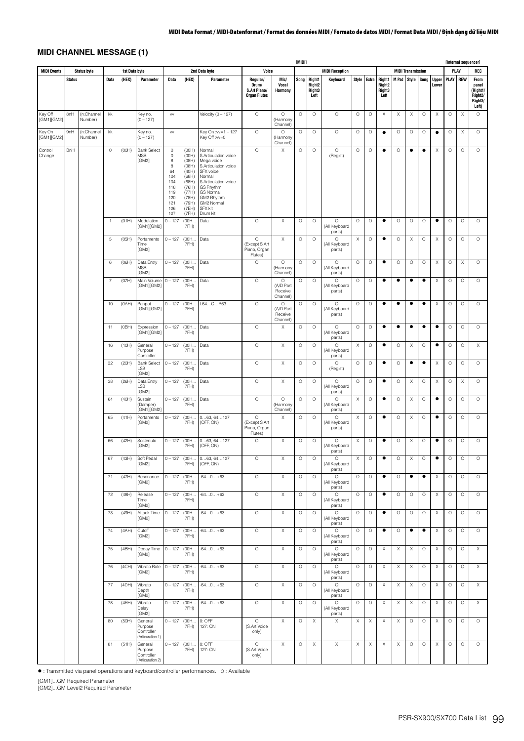## MIDI CHANNEL MESSAGE (1)

| MIDI Events | Status byte | | 1st Data byte | | | 2nd Data byte | | | Voice | | [MIDI] MIDI Reception | | | | | MIDI Transmission | | | | | [Internal sequencer] PLAY | | REC |
|---|---|---|---|---|---|---|---|---|---|---|---|---|---|---|---|---|---|---|---|---|---|---|---|
| | Status | | Data | (HEX) | Parameter | Data | (HEX) | Parameter | Regular/ Drum/ S.Art Piano/ Organ Flutes | Mic/ Vocal Harmony | Song | Right1 Right2 Right3 Left | Keyboard | Style | Extra | Right1 Right2 Right3 Left | M.Pad | Style | Song | Upper Lower | PLAY | REW | From panel (Right1/ Right2/ Right3/ Left) |
| Key Off [GM1][GM2] | 8nH | (n:Channel Number) | kk | | Key no. (0 – 127) | vv | | Velocity (0 – 127) | O | O (Harmony Channel) | O | O | O | O | O | X | X | X | O | X | O | X | O |
| Key On [GM1][GM2] | 9nH | (n:Channel Number) | kk | | Key no. (0 – 127) | vv | | Key On :vv=1 – 127 Key Off :vv=0 | O | O (Harmony Channel) | O | O | O | O | O | ● | O | O | O | ● | O | X | O |
| Control Change | BnH | | 0 | (00H) | Bank Select MSB [GM2] | 0 0 8 8 64 104 104 118 119 120 121 126 127 | (00H) (00H) (08H) (08H) (40H) (68H) (68H) (76H) (77H) (78H) (79H) (7EH) (7FH) | Normal S.Articulation voice Mega voice S.Articulation voice SFX voice Normal S.Articulation voice GS Rhythm GS Normal GM2 Rhythm GM2 Normal SFX kit Drum kit | O | X | O | O | O (Regist) | O | O | ● | O | ● | ● | X | O | O | O |
| | | | 1 | (01H) | Modulation [GM1][GM2] | 0 – 127 | (00H... 7FH) | Data | O | X | O | O | O (All Keyboard parts) | O | O | ● | O | O | O | ● | O | O | O |
| | | | 5 | (05H) | Portamento Time [GM2] | 0 – 127 | (00H... 7FH) | Data | O (Except S.Art Piano, Organ Flutes) | X | O | O | O (All Keyboard parts) | X | O | ● | O | X | O | X | O | O | O |
| | | | 6 | (06H) | Data Entry MSB [GM2] | 0 – 127 | (00H... 7FH) | Data | O | O (Harmony Channel) | O | O | O (All Keyboard parts) | O | O | ● | O | O | O | X | O | X | O |
| | | | 7 | (07H) | Main Volume [GM1][GM2] | 0 – 127 | (00H... 7FH) | Data | O | O (A/D Part Receive Channel) | O | O | O (All Keyboard parts) | O | O | ● | ● | ● | ● | X | O | O | O |
| | | | 10 | (0AH) | Panpot [GM1][GM2] | 0 – 127 | (00H... 7FH) | L64…C…R63 | O | O (A/D Part Receive Channel) | O | O | O (All Keyboard parts) | O | O | ● | ● | ● | ● | X | O | O | O |
| | | | 11 | (0BH) | Expression [GM1][GM2] | 0 – 127 | (00H... 7FH) | Data | O | X | O | O | O (All Keyboard parts) | O | O | ● | ● | ● | ● | ● | O | O | O |
| | | | 16 | (10H) | General Purpose Controller | 0 – 127 | (00H... 7FH) | Data | O | X | O | O | O (All Keyboard parts) | X | O | ● | O | X | O | ● | O | O | X |
| | | | 32 | (20H) | Bank Select LSB [GM2] | 0 – 127 | (00H... 7FH) | Data | O | X | O | O | O (Regist) | O | O | ● | O | ● | ● | X | O | O | O |
| | | | 38 | (26H) | Data Entry LSB [GM2] | 0 – 127 | (00H... 7FH) | Data | O | X | O | O | O (All Keyboard parts) | O | O | ● | O | X | O | X | O | X | O |
| | | | 64 | (40H) | Sustain (Damper) [GM1][GM2] | 0 – 127 | (00H... 7FH) | Data | O | O (Harmony Channel) | O | O | O (All Keyboard parts) | X | O | ● | O | X | O | ● | O | O | O |
| | | | 65 | (41H) | Portamento [GM2] | 0 – 127 | (00H... 7FH) | 0…63, 64…127 (OFF, ON) | O (Except S.Art Piano, Organ Flutes) | X | O | O | O (All Keyboard parts) | X | O | ● | O | X | O | ● | O | O | O |
| | | | 66 | (42H) | Sostenuto [GM2] | 0 – 127 | (00H... 7FH) | 0…63, 64…127 (OFF, ON) | O | X | O | O | O (All Keyboard parts) | X | O | ● | O | X | O | ● | O | O | O |
| | | | 67 | (43H) | Soft Pedal [GM2] | 0 – 127 | (00H... 7FH) | 0…63, 64…127 (OFF, ON) | O | X | O | O | O (All Keyboard parts) | X | O | ● | O | X | O | ● | O | O | O |
| | | | 71 | (47H) | Resonance [GM2] | 0 – 127 | (00H... 7FH) | -64…0…+63 | O | X | O | O | O (All Keyboard parts) | O | O | ● | O | ● | ● | X | O | O | O |
| | | | 72 | (48H) | Release Time [GM2] | 0 – 127 | (00H... 7FH) | -64…0…+63 | O | X | O | O | O (All Keyboard parts) | O | O | ● | O | O | O | X | O | O | O |
| | | | 73 | (49H) | Attack Time [GM2] | 0 – 127 | (00H... 7FH) | -64…0…+63 | O | X | O | O | O (All Keyboard parts) | O | O | ● | O | O | O | X | O | O | O |
| | | | 74 | (4AH) | Cutoff [GM2] | 0 – 127 | (00H... 7FH) | -64…0…+63 | O | X | O | O | O (All Keyboard parts) | O | O | ● | O | ● | ● | X | O | O | O |
| | | | 75 | (4BH) | Decay Time [GM2] | 0 – 127 | (00H... 7FH) | -64…0…+63 | O | X | O | O | O (All Keyboard parts) | O | O | X | X | X | O | X | O | O | X |
| | | | 76 | (4CH) | Vibrato Rate [GM2] | 0 – 127 | (00H... 7FH) | -64…0…+63 | O | X | O | O | O (All Keyboard parts) | O | O | X | X | X | O | X | O | O | X |
| | | | 77 | (4DH) | Vibrato Depth [GM2] | 0 – 127 | (00H... 7FH) | -64…0…+63 | O | X | O | O | O (All Keyboard parts) | O | O | X | X | X | O | X | O | O | X |
| | | | 78 | (4EH) | Vibrato Delay [GM2] | 0 – 127 | (00H... 7FH) | -64…0…+63 | O | X | O | O | O (All Keyboard parts) | O | O | X | X | X | O | X | O | O | X |
| | | | 80 | (50H) | General Purpose Controller (Articuration 1) | 0 – 127 | (00H... 7FH) | 0: OFF 127: ON | O (S.Art Voice only) | X | O | X | X | X | X | X | X | O | O | X | O | O | O |
| | | | 81 | (51H) | General Purpose Controller (Articuration 2) | 0 – 127 | (00H... 7FH) | 0: OFF 127: ON | O (S.Art Voice only) | X | O | X | X | X | X | X | X | O | O | X | O | O | O |

● : Transmitted via panel operations and keyboard/controller performances.   O : Available

[GM1]...GM Required Parameter
[GM2]...GM Level2 Required Parameter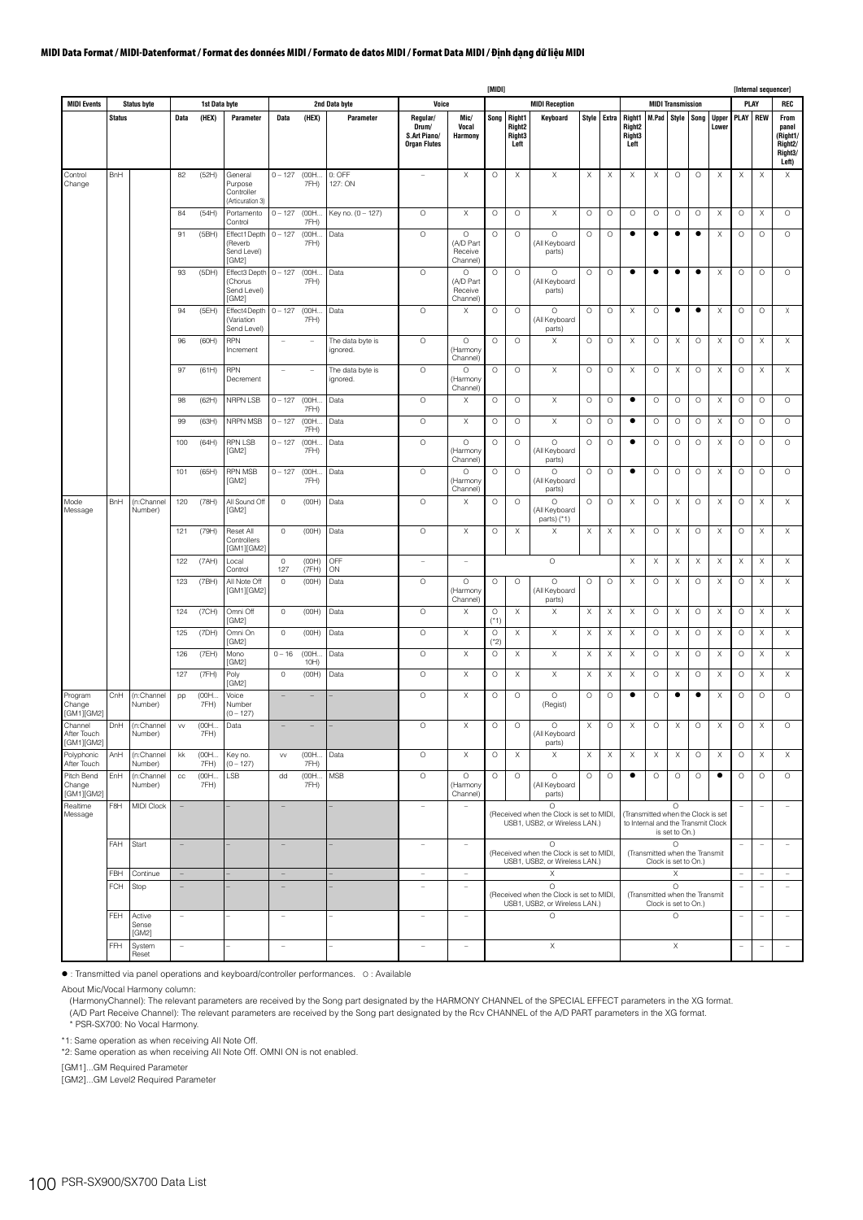# MIDI Data Format / MIDI-Datenformat / Format des données MIDI / Formato de datos MIDI / Format Data MIDI / Định dạng dữ liệu MIDI

| MIDI Events | Status byte | | 1st Data byte | | | 2nd Data byte | | | Voice | | [MIDI] MIDI Reception | | | | | MIDI Transmission | | | | | [Internal sequencer] PLAY | | REC |
|---|---|---|---|---|---|---|---|---|---|---|---|---|---|---|---|---|---|---|---|---|---|---|---|
| | Status | | Data | (HEX) | Parameter | Data | (HEX) | Parameter | Regular/ Drum/ S.Art Piano/ Organ Flutes | Mic/ Vocal Harmony | Song | Right1 Right2 Right3 Left | Keyboard | Style | Extra | Right1 Right2 Right3 Left | M.Pad | Style | Song | Upper Lower | PLAY | REW | From panel (Right1/ Right2/ Right3/ Left) |
| Control Change | BnH | | 82 | (52H) | General Purpose Controller (Articulation 3) | 0 – 127 | (00H... 7FH) | 0: OFF 127: ON | – | X | O | X | X | X | X | X | X | O | O | X | X | X | X |
| | | | 84 | (54H) | Portamento Control | 0 – 127 | (00H... 7FH) | Key no. (0 – 127) | O | X | O | O | X | O | O | O | O | O | O | X | O | X | O |
| | | | 91 | (5BH) | Effect1 Depth (Reverb Send Level) [GM2] | 0 – 127 | (00H... 7FH) | Data | O | O (A/D Part Receive Channel) | O | O | O (All Keyboard parts) | O | O | ● | ● | ● | ● | X | O | O | O |
| | | | 93 | (5DH) | Effect3 Depth (Chorus Send Level) [GM2] | 0 – 127 | (00H... 7FH) | Data | O | O (A/D Part Receive Channel) | O | O | O (All Keyboard parts) | O | O | ● | ● | ● | ● | X | O | O | O |
| | | | 94 | (5EH) | Effect4 Depth (Variation Send Level) | 0 – 127 | (00H... 7FH) | Data | O | X | O | O | O (All Keyboard parts) | O | O | X | O | ● | ● | X | O | O | X |
| | | | 96 | (60H) | RPN Increment | – | – | The data byte is ignored. | O | O (Harmony Channel) | O | O | X | O | O | X | O | X | O | X | O | X | X |
| | | | 97 | (61H) | RPN Decrement | – | – | The data byte is ignored. | O | O (Harmony Channel) | O | O | X | O | O | X | O | X | O | X | O | X | X |
| | | | 98 | (62H) | NRPN LSB | 0 – 127 | (00H... 7FH) | Data | O | X | O | O | X | O | O | ● | O | O | O | X | O | O | O |
| | | | 99 | (63H) | NRPN MSB | 0 – 127 | (00H... 7FH) | Data | O | X | O | O | X | O | O | ● | O | O | O | X | O | O | O |
| | | | 100 | (64H) | RPN LSB [GM2] | 0 – 127 | (00H... 7FH) | Data | O | O (Harmony Channel) | O | O | O (All Keyboard parts) | O | O | ● | O | O | O | X | O | O | O |
| | | | 101 | (65H) | RPN MSB [GM2] | 0 – 127 | (00H... 7FH) | Data | O | O (Harmony Channel) | O | O | O (All Keyboard parts) | O | O | ● | O | O | O | X | O | O | O |
| Mode Message | BnH | (n:Channel Number) | 120 | (78H) | All Sound Off [GM2] | 0 | (00H) | Data | O | X | O | O | O (All Keyboard parts) (*1) | O | O | X | O | X | O | X | O | X | X |
| | | | 121 | (79H) | Reset All Controllers [GM1][GM2] | 0 | (00H) | Data | O | X | O | X | X | X | X | X | O | X | O | X | O | X | X |
| | | | 122 | (7AH) | Local Control | 0 127 | (00H) (7FH) | OFF ON | – | – | | | O | | | X | X | X | X | X | X | X | X |
| | | | 123 | (7BH) | All Note Off [GM1][GM2] | 0 | (00H) | Data | O | O (Harmony Channel) | O | O | O (All Keyboard parts) | O | O | X | O | X | O | X | O | X | X |
| | | | 124 | (7CH) | Omni Off [GM2] | 0 | (00H) | Data | O | X | O (*1) | X | X | X | X | X | O | X | O | X | O | X | X |
| | | | 125 | (7DH) | Omni On [GM2] | 0 | (00H) | Data | O | X | O (*2) | X | X | X | X | X | O | X | O | X | O | X | X |
| | | | 126 | (7EH) | Mono [GM2] | 0 – 16 | (00H... 10H) | Data | O | X | O | X | X | X | X | X | O | X | O | X | O | X | X |
| | | | 127 | (7FH) | Poly [GM2] | 0 | (00H) | Data | O | X | O | X | X | X | X | X | O | X | O | X | O | X | X |
| Program Change [GM1][GM2] | CnH | (n:Channel Number) | pp | (00H... 7FH) | Voice Number (0 – 127) | – | – | – | O | X | O | O | O (Regist) | O | O | ● | O | ● | ● | X | O | O | O |
| Channel After Touch [GM1][GM2] | DnH | (n:Channel Number) | vv | (00H... 7FH) | Data | – | – | – | O | X | O | O | O (All Keyboard parts) | X | O | X | O | X | O | X | O | X | O |
| Polyphonic After Touch | AnH | (n:Channel Number) | kk | (00H... 7FH) | Key no. (0 – 127) | vv | (00H... 7FH) | Data | O | X | O | X | X | X | X | X | X | X | O | X | O | X | X |
| Pitch Bend Change [GM1][GM2] | EnH | (n:Channel Number) | cc | (00H... 7FH) | LSB | dd | (00H... 7FH) | MSB | O | O (Harmony Channel) | O | O | O (All Keyboard parts) | O | O | ● | O | O | O | ● | O | O | O |
| Realtime Message | F8H | MIDI Clock | – | | – | – | | – | – | – | O (Received when the Clock is set to MIDI, USB1, USB2, or Wireless LAN.) | | | | | O (Transmitted when the Clock is set to Internal and the Transmit Clock is set to On.) | | | | | – | – | – |
| | FAH | Start | – | | – | – | | – | – | – | O (Received when the Clock is set to MIDI, USB1, USB2, or Wireless LAN.) | | | | | O (Transmitted when the Transmit Clock is set to On.) | | | | | – | – | – |
| | FBH | Continue | – | | – | – | | – | – | – | X | | | | | X | | | | | – | – | – |
| | FCH | Stop | – | | – | – | | – | – | – | O (Received when the Clock is set to MIDI, USB1, USB2, or Wireless LAN.) | | | | | O (Transmitted when the Transmit Clock is set to On.) | | | | | – | – | – |
| | FEH | Active Sense [GM2] | – | | – | – | | – | – | – | O | | | | | O | | | | | – | – | – |
| | FFH | System Reset | – | | – | – | | – | – | – | X | | | | | X | | | | | – | – | – |

● : Transmitted via panel operations and keyboard/controller performances.  O : Available

About Mic/Vocal Harmony column:
(HarmonyChannel): The relevant parameters are received by the Song part designated by the HARMONY CHANNEL of the SPECIAL EFFECT parameters in the XG format.
(A/D Part Receive Channel): The relevant parameters are received by the Song part designated by the Rcv CHANNEL of the A/D PART parameters in the XG format.
* PSR-SX700: No Vocal Harmony.

*1: Same operation as when receiving All Note Off.
*2: Same operation as when receiving All Note Off. OMNI ON is not enabled.

[GM1]...GM Required Parameter
[GM2]...GM Level2 Required Parameter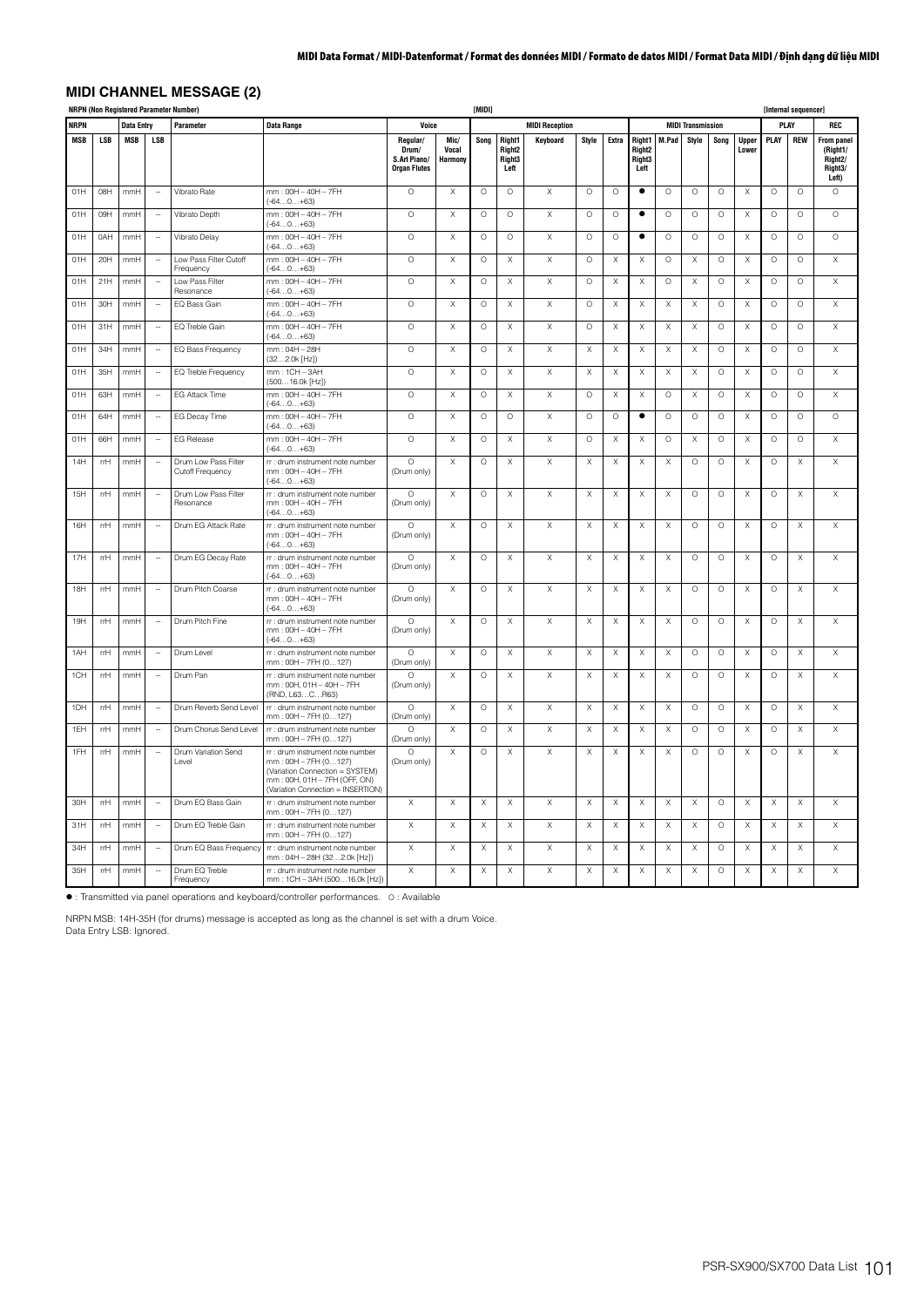## MIDI CHANNEL MESSAGE (2)

**NRPN (Non Registered Parameter Number)** — [MIDI] — [Internal sequencer]

| NRPN | | Data Entry | | Parameter | Data Range | Voice | | MIDI Reception | | | | | MIDI Transmission | | | | | PLAY | | REC |
|---|---|---|---|---|---|---|---|---|---|---|---|---|---|---|---|---|---|---|---|---|
| MSB | LSB | MSB | LSB | | | Regular/ Drum/ S.Art Piano/ Organ Flutes | Mic/ Vocal Harmony | Song | Right1 Right2 Right3 Left | Keyboard | Style | Extra | Right1 Right2 Right3 Left | M.Pad | Style | Song | Upper Lower | PLAY | REW | From panel (Right1/ Right2/ Right3/ Left) |
| 01H | 08H | mmH | -- | Vibrato Rate | mm : 00H – 40H – 7FH (-64…0…+63) | O | X | O | O | X | O | O | ● | O | O | O | X | O | O | O |
| 01H | 09H | mmH | -- | Vibrato Depth | mm : 00H – 40H – 7FH (-64…0…+63) | O | X | O | O | X | O | O | ● | O | O | O | X | O | O | O |
| 01H | 0AH | mmH | -- | Vibrato Delay | mm : 00H – 40H – 7FH (-64…0…+63) | O | X | O | O | X | O | O | ● | O | O | O | X | O | O | O |
| 01H | 20H | mmH | -- | Low Pass Filter Cutoff Frequency | mm : 00H – 40H – 7FH (-64…0…+63) | O | X | O | X | X | O | X | X | O | X | O | X | O | O | X |
| 01H | 21H | mmH | -- | Low Pass Filter Resonance | mm : 00H – 40H – 7FH (-64…0…+63) | O | X | O | X | X | O | X | X | O | X | O | X | O | O | X |
| 01H | 30H | mmH | -- | EQ Bass Gain | mm : 00H – 40H – 7FH (-64…0…+63) | O | X | O | X | X | O | X | X | X | X | O | X | O | O | X |
| 01H | 31H | mmH | -- | EQ Treble Gain | mm : 00H – 40H – 7FH (-64…0…+63) | O | X | O | X | X | O | X | X | X | X | O | X | O | O | X |
| 01H | 34H | mmH | -- | EQ Bass Frequency | mm : 04H – 28H (32…2.0k [Hz]) | O | X | O | X | X | X | X | X | X | X | O | X | O | O | X |
| 01H | 35H | mmH | -- | EQ Treble Frequency | mm : 1CH – 3AH (500…16.0k [Hz]) | O | X | O | X | X | X | X | X | X | X | O | X | O | O | X |
| 01H | 63H | mmH | -- | EG Attack Time | mm : 00H – 40H – 7FH (-64…0…+63) | O | X | O | X | X | O | X | X | O | X | O | X | O | O | X |
| 01H | 64H | mmH | -- | EG Decay Time | mm : 00H – 40H – 7FH (-64…0…+63) | O | X | O | O | X | O | O | ● | O | O | O | X | O | O | O |
| 01H | 66H | mmH | -- | EG Release | mm : 00H – 40H – 7FH (-64…0…+63) | O | X | O | X | X | O | X | X | O | X | O | X | O | O | X |
| 14H | rrH | mmH | -- | Drum Low Pass Filter Cutoff Frequency | rr : drum instrument note number mm : 00H – 40H – 7FH (-64…0…+63) | O (Drum only) | X | O | X | X | X | X | X | X | O | O | X | O | X | X |
| 15H | rrH | mmH | -- | Drum Low Pass Filter Resonance | rr : drum instrument note number mm : 00H – 40H – 7FH (-64…0…+63) | O (Drum only) | X | O | X | X | X | X | X | X | O | O | X | O | X | X |
| 16H | rrH | mmH | -- | Drum EG Attack Rate | rr : drum instrument note number mm : 00H – 40H – 7FH (-64…0…+63) | O (Drum only) | X | O | X | X | X | X | X | X | O | O | X | O | X | X |
| 17H | rrH | mmH | -- | Drum EG Decay Rate | rr : drum instrument note number mm : 00H – 40H – 7FH (-64…0…+63) | O (Drum only) | X | O | X | X | X | X | X | X | O | O | X | O | X | X |
| 18H | rrH | mmH | -- | Drum Pitch Coarse | rr : drum instrument note number mm : 00H – 40H – 7FH (-64…0…+63) | O (Drum only) | X | O | X | X | X | X | X | X | O | O | X | O | X | X |
| 19H | rrH | mmH | -- | Drum Pitch Fine | rr : drum instrument note number mm : 00H – 40H – 7FH (-64…0…+63) | O (Drum only) | X | O | X | X | X | X | X | X | O | O | X | O | X | X |
| 1AH | rrH | mmH | -- | Drum Level | rr : drum instrument note number mm : 00H – 7FH (0…127) | O (Drum only) | X | O | X | X | X | X | X | X | O | O | X | O | X | X |
| 1CH | rrH | mmH | -- | Drum Pan | rr : drum instrument note number mm : 00H, 01H – 40H – 7FH (RND, L63…C…R63) | O (Drum only) | X | O | X | X | X | X | X | X | O | O | X | O | X | X |
| 1DH | rrH | mmH | -- | Drum Reverb Send Level | rr : drum instrument note number mm : 00H – 7FH (0…127) | O (Drum only) | X | O | X | X | X | X | X | X | O | O | X | O | X | X |
| 1EH | rrH | mmH | -- | Drum Chorus Send Level | rr : drum instrument note number mm : 00H – 7FH (0…127) | O (Drum only) | X | O | X | X | X | X | X | X | O | O | X | O | X | X |
| 1FH | rrH | mmH | -- | Drum Variation Send Level | rr : drum instrument note number mm : 00H – 7FH (0…127) (Variation Connection = SYSTEM) mm : 00H, 01H – 7FH (OFF, ON) (Variation Connection = INSERTION) | O (Drum only) | X | O | X | X | X | X | X | X | O | O | X | O | X | X |
| 30H | rrH | mmH | -- | Drum EQ Bass Gain | rr : drum instrument note number mm : 00H – 7FH (0…127) | X | X | X | X | X | X | X | X | X | X | O | X | X | X | X |
| 31H | rrH | mmH | -- | Drum EQ Treble Gain | rr : drum instrument note number mm : 00H – 7FH (0…127) | X | X | X | X | X | X | X | X | X | X | O | X | X | X | X |
| 34H | rrH | mmH | -- | Drum EQ Bass Frequency | rr : drum instrument note number mm : 04H – 28H (32…2.0k [Hz]) | X | X | X | X | X | X | X | X | X | X | O | X | X | X | X |
| 35H | rrH | mmH | -- | Drum EQ Treble Frequency | rr : drum instrument note number mm : 1CH – 3AH (500…16.0k [Hz]) | X | X | X | X | X | X | X | X | X | X | O | X | X | X | X |

● : Transmitted via panel operations and keyboard/controller performances. O : Available

NRPN MSB: 14H-35H (for drums) message is accepted as long as the channel is set with a drum Voice.
Data Entry LSB: Ignored.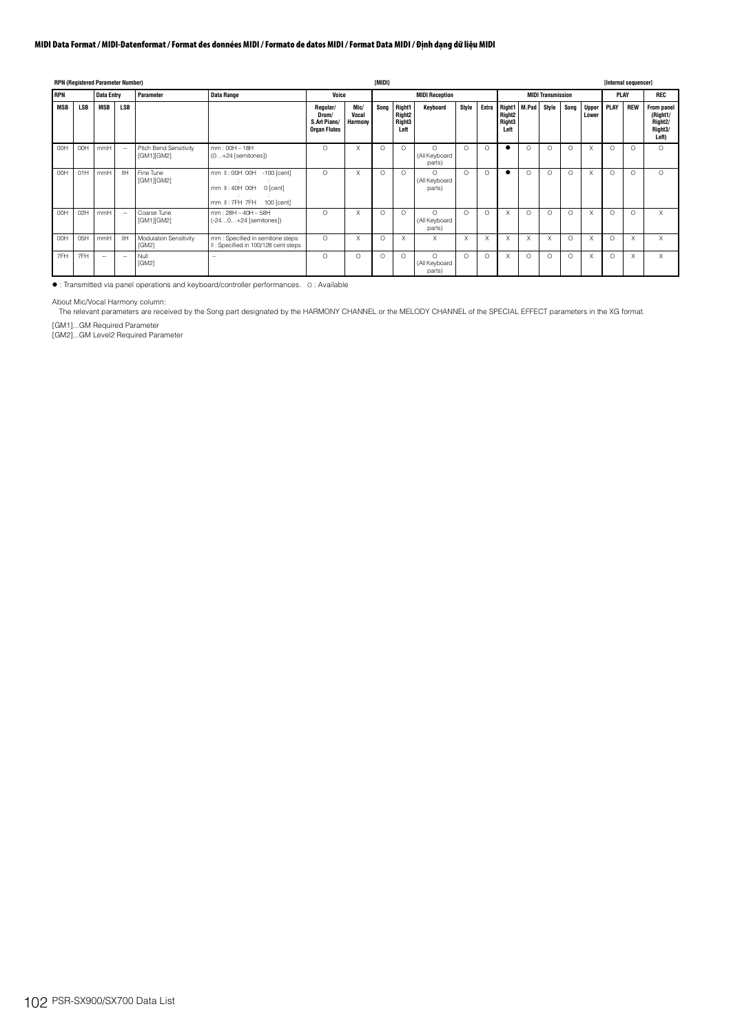**MIDI Data Format / MIDI-Datenformat / Format des données MIDI / Formato de datos MIDI / Format Data MIDI / Định dạng dữ liệu MIDI**

**RPN (Registered Parameter Number)** — [MIDI] — [Internal sequencer]

| RPN | | Data Entry | | Parameter | Data Range | Voice | | MIDI Reception | | | | | MIDI Transmission | | | | | PLAY | | REC |
|---|---|---|---|---|---|---|---|---|---|---|---|---|---|---|---|---|---|---|---|---|
| MSB | LSB | MSB | LSB | | | Regular/ Drum/ S.Art Piano/ Organ Flutes | Mic/ Vocal Harmony | Song | Right1 Right2 Right3 Left | Keyboard | Style | Extra | Right1 Right2 Right3 Left | M.Pad | Style | Song | Upper Lower | PLAY | REW | From panel (Right1/ Right2/ Right3/ Left) |
| 00H | 00H | mmH | -- | Pitch Bend Sensitivity [GM1][GM2] | mm : 00H – 18H (0…+24 [semitones]) | O | X | O | O | O (All Keyboard parts) | O | O | ● | O | O | O | X | O | O | O |
| 00H | 01H | mmH | llH | Fine Tune [GM1][GM2] | mm ll : 00H 00H -100 [cent] : : mm ll : 40H 00H 0 [cent] : : mm ll : 7FH 7FH 100 [cent] | O | X | O | O | O (All Keyboard parts) | O | O | ● | O | O | O | X | O | O | O |
| 00H | 02H | mmH | -- | Coarse Tune [GM1][GM2] | mm : 28H – 40H – 58H (-24…0…+24 [semitones]) | O | X | O | O | O (All Keyboard parts) | O | O | X | O | O | O | X | O | O | X |
| 00H | 05H | mmH | llH | Modulation Sensitivity [GM2] | mm : Specified in semitone steps ll : Specified in 100/128 cent steps | O | X | O | X | X | X | X | X | X | X | O | X | O | X | X |
| 7FH | 7FH | -- | -- | Null [GM2] | -- | O | O | O | O | O (All Keyboard parts) | O | O | X | O | O | O | X | O | X | X |

● : Transmitted via panel operations and keyboard/controller performances. O : Available

About Mic/Vocal Harmony column:
The relevant parameters are received by the Song part designated by the HARMONY CHANNEL or the MELODY CHANNEL of the SPECIAL EFFECT parameters in the XG format.

[GM1]...GM Required Parameter
[GM2]...GM Level2 Required Parameter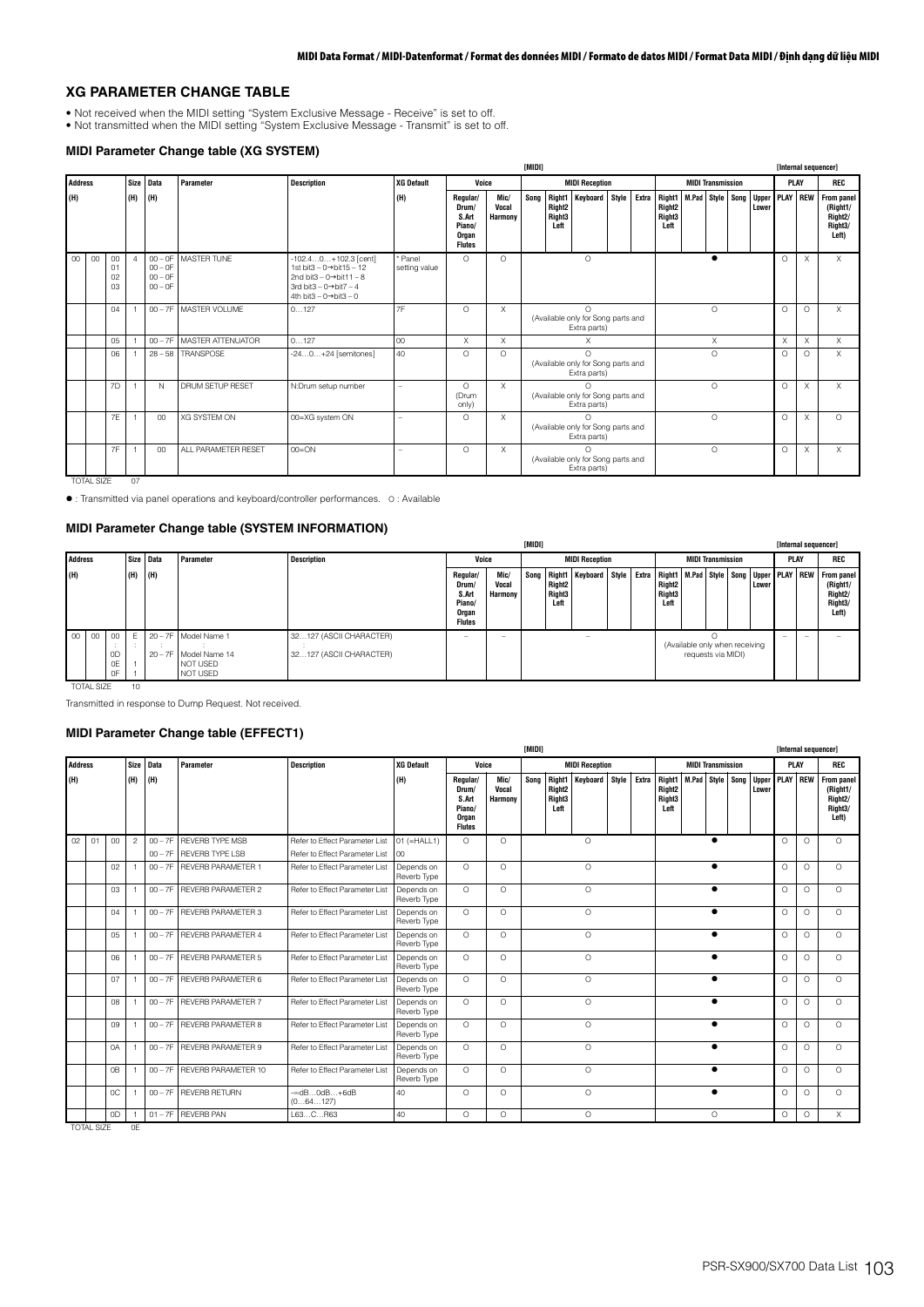## XG PARAMETER CHANGE TABLE

- Not received when the MIDI setting "System Exclusive Message - Receive" is set to off.
- Not transmitted when the MIDI setting "System Exclusive Message - Transmit" is set to off.

### MIDI Parameter Change table (XG SYSTEM)

| Address (H) | | | Size (H) | Data (H) | Parameter | Description | XG Default (H) | [MIDI] Voice: Regular/ Drum/ S.Art Piano/ Organ Flutes | Voice: Mic/ Vocal Harmony | MIDI Reception: Song | MIDI Reception: Right1 Right2 Right3 Left | MIDI Reception: Keyboard | MIDI Reception: Style | MIDI Reception: Extra | MIDI Transmission: Right1 Right2 Right3 Left | MIDI Transmission: M.Pad | MIDI Transmission: Style | MIDI Transmission: Song | MIDI Transmission: Upper Lower | [Internal sequencer] PLAY: PLAY | PLAY: REW | REC: From panel (Right1/ Right2/ Right3/ Left) |
|---|---|---|---|---|---|---|---|---|---|---|---|---|---|---|---|---|---|---|---|---|---|---|
| 00 | 00 | 00<br>01<br>02<br>03 | 4 | 00 – 0F<br>00 – 0F<br>00 – 0F<br>00 – 0F | MASTER TUNE | -102.4…0…+102.3 [cent]<br>1st bit3 – 0→bit15 – 12<br>2nd bit3 – 0→bit11 – 8<br>3rd bit3 – 0→bit7 – 4<br>4th bit3 – 0→bit3 – 0 | * Panel setting value | O | O | | | O | | | | | ● | | | O | X | X |
| | | 04 | 1 | 00 – 7F | MASTER VOLUME | 0…127 | 7F | O | X | | | O (Available only for Song parts and Extra parts) | | | | | O | | | O | O | X |
| | | 05 | 1 | 00 – 7F | MASTER ATTENUATOR | 0…127 | 00 | X | X | | | X | | | | | X | | | X | X | X |
| | | 06 | 1 | 28 – 58 | TRANSPOSE | -24…0…+24 [semitones] | 40 | O | O | | | O (Available only for Song parts and Extra parts) | | | | | O | | | O | O | X |
| | | 7D | 1 | N | DRUM SETUP RESET | N:Drum setup number | – | O (Drum only) | X | | | O (Available only for Song parts and Extra parts) | | | | | O | | | O | X | X |
| | | 7E | 1 | 00 | XG SYSTEM ON | 00=XG system ON | – | O | X | | | O (Available only for Song parts and Extra parts) | | | | | O | | | O | X | O |
| | | 7F | 1 | 00 | ALL PARAMETER RESET | 00=ON | – | O | X | | | O (Available only for Song parts and Extra parts) | | | | | O | | | O | X | X |

TOTAL SIZE 07

● : Transmitted via panel operations and keyboard/controller performances. O : Available

### MIDI Parameter Change table (SYSTEM INFORMATION)

| Address (H) | | | Size (H) | Data (H) | Parameter | Description | [MIDI] Voice: Regular/ Drum/ S.Art Piano/ Organ Flutes | Voice: Mic/ Vocal Harmony | MIDI Reception: Song | MIDI Reception: Right1 Right2 Right3 Left | MIDI Reception: Keyboard | MIDI Reception: Style | MIDI Reception: Extra | MIDI Transmission: Right1 Right2 Right3 Left | MIDI Transmission: M.Pad | MIDI Transmission: Style | MIDI Transmission: Song | MIDI Transmission: Upper Lower | [Internal sequencer] PLAY: PLAY | PLAY: REW | REC: From panel (Right1/ Right2/ Right3/ Left) |
|---|---|---|---|---|---|---|---|---|---|---|---|---|---|---|---|---|---|---|---|---|---|
| 00 | 00 | 00<br>:<br>0D<br>0E<br>0F | E<br><br><br>1<br>1 | 20 – 7F<br>:<br>20 – 7F | Model Name 1<br>:<br>Model Name 14<br>NOT USED<br>NOT USED | 32…127 (ASCII CHARACTER)<br>:<br>32…127 (ASCII CHARACTER) | – | – | | | – | | | | | O (Available only when receiving requests via MIDI) | | | – | – | – |

TOTAL SIZE 10

Transmitted in response to Dump Request. Not received.

### MIDI Parameter Change table (EFFECT1)

| Address (H) | | | Size (H) | Data (H) | Parameter | Description | XG Default (H) | [MIDI] Voice: Regular/ Drum/ S.Art Piano/ Organ Flutes | Voice: Mic/ Vocal Harmony | MIDI Reception: Song | MIDI Reception: Right1 Right2 Right3 Left | MIDI Reception: Keyboard | MIDI Reception: Style | MIDI Reception: Extra | MIDI Transmission: Right1 Right2 Right3 Left | MIDI Transmission: M.Pad | MIDI Transmission: Style | MIDI Transmission: Song | MIDI Transmission: Upper Lower | [Internal sequencer] PLAY: PLAY | PLAY: REW | REC: From panel (Right1/ Right2/ Right3/ Left) |
|---|---|---|---|---|---|---|---|---|---|---|---|---|---|---|---|---|---|---|---|---|---|---|
| 02 | 01 | 00 | 2 | 00 – 7F<br>00 – 7F | REVERB TYPE MSB<br>REVERB TYPE LSB | Refer to Effect Parameter List<br>Refer to Effect Parameter List | 01 (=HALL1)<br>00 | O | O | | | O | | | | | ● | | | O | O | O |
| | | 02 | 1 | 00 – 7F | REVERB PARAMETER 1 | Refer to Effect Parameter List | Depends on Reverb Type | O | O | | | O | | | | | ● | | | O | O | O |
| | | 03 | 1 | 00 – 7F | REVERB PARAMETER 2 | Refer to Effect Parameter List | Depends on Reverb Type | O | O | | | O | | | | | ● | | | O | O | O |
| | | 04 | 1 | 00 – 7F | REVERB PARAMETER 3 | Refer to Effect Parameter List | Depends on Reverb Type | O | O | | | O | | | | | ● | | | O | O | O |
| | | 05 | 1 | 00 – 7F | REVERB PARAMETER 4 | Refer to Effect Parameter List | Depends on Reverb Type | O | O | | | O | | | | | ● | | | O | O | O |
| | | 06 | 1 | 00 – 7F | REVERB PARAMETER 5 | Refer to Effect Parameter List | Depends on Reverb Type | O | O | | | O | | | | | ● | | | O | O | O |
| | | 07 | 1 | 00 – 7F | REVERB PARAMETER 6 | Refer to Effect Parameter List | Depends on Reverb Type | O | O | | | O | | | | | ● | | | O | O | O |
| | | 08 | 1 | 00 – 7F | REVERB PARAMETER 7 | Refer to Effect Parameter List | Depends on Reverb Type | O | O | | | O | | | | | ● | | | O | O | O |
| | | 09 | 1 | 00 – 7F | REVERB PARAMETER 8 | Refer to Effect Parameter List | Depends on Reverb Type | O | O | | | O | | | | | ● | | | O | O | O |
| | | 0A | 1 | 00 – 7F | REVERB PARAMETER 9 | Refer to Effect Parameter List | Depends on Reverb Type | O | O | | | O | | | | | ● | | | O | O | O |
| | | 0B | 1 | 00 – 7F | REVERB PARAMETER 10 | Refer to Effect Parameter List | Depends on Reverb Type | O | O | | | O | | | | | ● | | | O | O | O |
| | | 0C | 1 | 00 – 7F | REVERB RETURN | -∞dB…0dB…+6dB (0…64…127) | 40 | O | O | | | O | | | | | ● | | | O | O | O |
| | | 0D | 1 | 01 – 7F | REVERB PAN | L63…C…R63 | 40 | O | O | | | O | | | | | O | | | O | O | X |

TOTAL SIZE 0E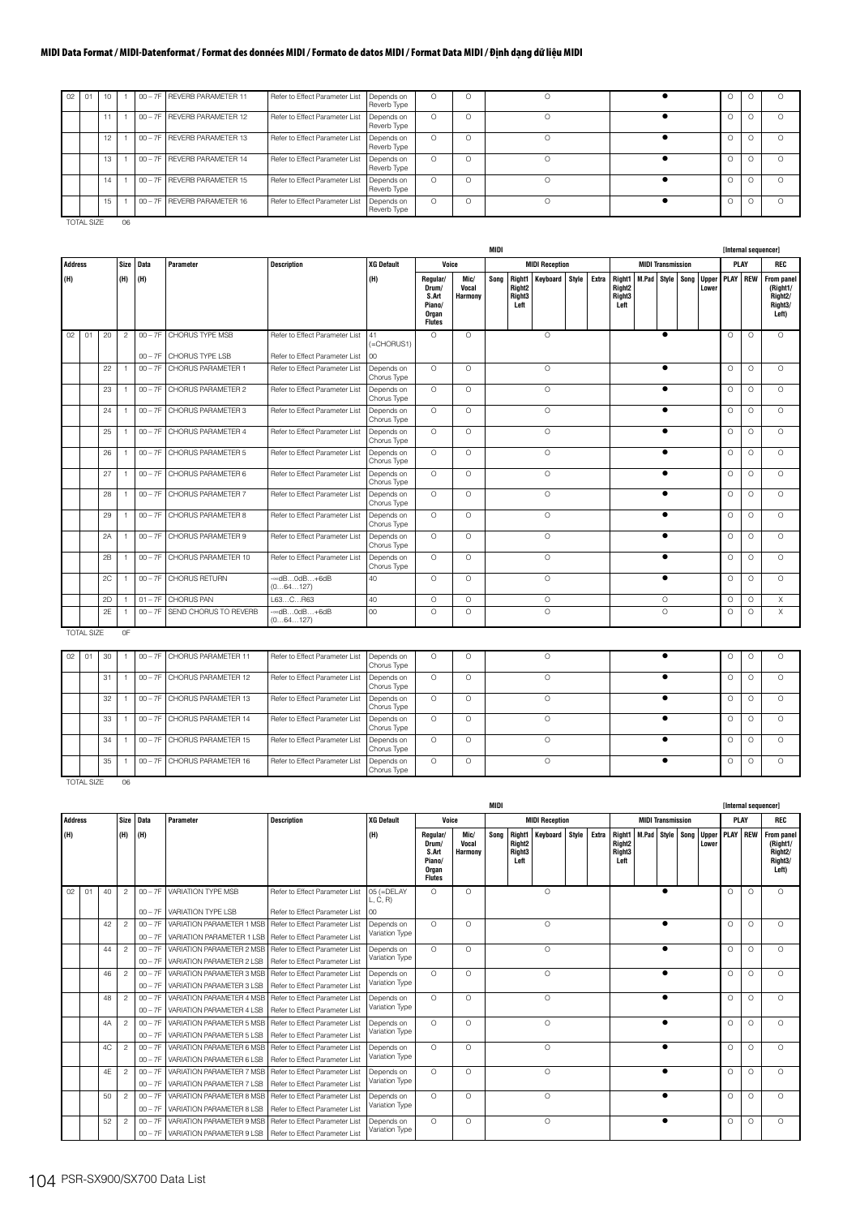## MIDI Data Format / MIDI-Datenformat / Format des données MIDI / Formato de datos MIDI / Format Data MIDI / Định dạng dữ liệu MIDI

| Address | | | Size (H) | Data (H) | Parameter | Description | XG Default (H) | Voice: Regular/ Drum/ S.Art Piano/ Organ Flutes | Voice: Mic/ Vocal Harmony | MIDI Reception: Song | MIDI Reception: Right1 Right2 Right3 Left | MIDI Reception: Keyboard | MIDI Reception: Style | MIDI Reception: Extra | MIDI Transmission: Right1 Right2 Right3 Left | MIDI Transmission: M.Pad | MIDI Transmission: Style | MIDI Transmission: Song | MIDI Transmission: Upper Lower | PLAY: PLAY | PLAY: REW | REC: From panel (Right1/ Right2/ Right3/ Left) |
|---|---|---|---|---|---|---|---|---|---|---|---|---|---|---|---|---|---|---|---|---|---|---|
| 02 | 01 | 10 | 1 | 00 – 7F | REVERB PARAMETER 11 | Refer to Effect Parameter List | Depends on Reverb Type | O | O | | | O | | | | | ● | | | O | O | O |
| | | 11 | 1 | 00 – 7F | REVERB PARAMETER 12 | Refer to Effect Parameter List | Depends on Reverb Type | O | O | | | O | | | | | ● | | | O | O | O |
| | | 12 | 1 | 00 – 7F | REVERB PARAMETER 13 | Refer to Effect Parameter List | Depends on Reverb Type | O | O | | | O | | | | | ● | | | O | O | O |
| | | 13 | 1 | 00 – 7F | REVERB PARAMETER 14 | Refer to Effect Parameter List | Depends on Reverb Type | O | O | | | O | | | | | ● | | | O | O | O |
| | | 14 | 1 | 00 – 7F | REVERB PARAMETER 15 | Refer to Effect Parameter List | Depends on Reverb Type | O | O | | | O | | | | | ● | | | O | O | O |
| | | 15 | 1 | 00 – 7F | REVERB PARAMETER 16 | Refer to Effect Parameter List | Depends on Reverb Type | O | O | | | O | | | | | ● | | | O | O | O |
| TOTAL SIZE | | | 06 | | | | | | | | | | | | | | | | | | | |

| Address | | | Size (H) | Data (H) | Parameter | Description | XG Default (H) | Voice: Regular/ Drum/ S.Art Piano/ Organ Flutes | Voice: Mic/ Vocal Harmony | MIDI Reception: Song | MIDI Reception: Right1 Right2 Right3 Left | MIDI Reception: Keyboard | MIDI Reception: Style | MIDI Reception: Extra | MIDI Transmission: Right1 Right2 Right3 Left | MIDI Transmission: M.Pad | MIDI Transmission: Style | MIDI Transmission: Song | MIDI Transmission: Upper Lower | PLAY: PLAY | PLAY: REW | REC: From panel (Right1/ Right2/ Right3/ Left) |
|---|---|---|---|---|---|---|---|---|---|---|---|---|---|---|---|---|---|---|---|---|---|---|
| 02 | 01 | 20 | 2 | 00 – 7F | CHORUS TYPE MSB | Refer to Effect Parameter List | 41 (=CHORUS1) | O | O | | | O | | | | | ● | | | O | O | O |
| | | | | 00 – 7F | CHORUS TYPE LSB | Refer to Effect Parameter List | 00 | | | | | | | | | | | | | | | |
| | | 22 | 1 | 00 – 7F | CHORUS PARAMETER 1 | Refer to Effect Parameter List | Depends on Chorus Type | O | O | | | O | | | | | ● | | | O | O | O |
| | | 23 | 1 | 00 – 7F | CHORUS PARAMETER 2 | Refer to Effect Parameter List | Depends on Chorus Type | O | O | | | O | | | | | ● | | | O | O | O |
| | | 24 | 1 | 00 – 7F | CHORUS PARAMETER 3 | Refer to Effect Parameter List | Depends on Chorus Type | O | O | | | O | | | | | ● | | | O | O | O |
| | | 25 | 1 | 00 – 7F | CHORUS PARAMETER 4 | Refer to Effect Parameter List | Depends on Chorus Type | O | O | | | O | | | | | ● | | | O | O | O |
| | | 26 | 1 | 00 – 7F | CHORUS PARAMETER 5 | Refer to Effect Parameter List | Depends on Chorus Type | O | O | | | O | | | | | ● | | | O | O | O |
| | | 27 | 1 | 00 – 7F | CHORUS PARAMETER 6 | Refer to Effect Parameter List | Depends on Chorus Type | O | O | | | O | | | | | ● | | | O | O | O |
| | | 28 | 1 | 00 – 7F | CHORUS PARAMETER 7 | Refer to Effect Parameter List | Depends on Chorus Type | O | O | | | O | | | | | ● | | | O | O | O |
| | | 29 | 1 | 00 – 7F | CHORUS PARAMETER 8 | Refer to Effect Parameter List | Depends on Chorus Type | O | O | | | O | | | | | ● | | | O | O | O |
| | | 2A | 1 | 00 – 7F | CHORUS PARAMETER 9 | Refer to Effect Parameter List | Depends on Chorus Type | O | O | | | O | | | | | ● | | | O | O | O |
| | | 2B | 1 | 00 – 7F | CHORUS PARAMETER 10 | Refer to Effect Parameter List | Depends on Chorus Type | O | O | | | O | | | | | ● | | | O | O | O |
| | | 2C | 1 | 00 – 7F | CHORUS RETURN | -∞dB…0dB…+6dB (0…64…127) | 40 | O | O | | | O | | | | | ● | | | O | O | O |
| | | 2D | 1 | 01 – 7F | CHORUS PAN | L63…C…R63 | 40 | O | O | | | O | | | | | O | | | O | O | X |
| | | 2E | 1 | 00 – 7F | SEND CHORUS TO REVERB | -∞dB…0dB…+6dB (0…64…127) | 00 | O | O | | | O | | | | | O | | | O | O | X |
| TOTAL SIZE | | | 0F | | | | | | | | | | | | | | | | | | | |

| Address | | | Size (H) | Data (H) | Parameter | Description | XG Default (H) | Voice: Regular/ Drum/ S.Art Piano/ Organ Flutes | Voice: Mic/ Vocal Harmony | MIDI Reception: Song | MIDI Reception: Right1 Right2 Right3 Left | MIDI Reception: Keyboard | MIDI Reception: Style | MIDI Reception: Extra | MIDI Transmission: Right1 Right2 Right3 Left | MIDI Transmission: M.Pad | MIDI Transmission: Style | MIDI Transmission: Song | MIDI Transmission: Upper Lower | PLAY: PLAY | PLAY: REW | REC: From panel (Right1/ Right2/ Right3/ Left) |
|---|---|---|---|---|---|---|---|---|---|---|---|---|---|---|---|---|---|---|---|---|---|---|
| 02 | 01 | 30 | 1 | 00 – 7F | CHORUS PARAMETER 11 | Refer to Effect Parameter List | Depends on Chorus Type | O | O | | | O | | | | | ● | | | O | O | O |
| | | 31 | 1 | 00 – 7F | CHORUS PARAMETER 12 | Refer to Effect Parameter List | Depends on Chorus Type | O | O | | | O | | | | | ● | | | O | O | O |
| | | 32 | 1 | 00 – 7F | CHORUS PARAMETER 13 | Refer to Effect Parameter List | Depends on Chorus Type | O | O | | | O | | | | | ● | | | O | O | O |
| | | 33 | 1 | 00 – 7F | CHORUS PARAMETER 14 | Refer to Effect Parameter List | Depends on Chorus Type | O | O | | | O | | | | | ● | | | O | O | O |
| | | 34 | 1 | 00 – 7F | CHORUS PARAMETER 15 | Refer to Effect Parameter List | Depends on Chorus Type | O | O | | | O | | | | | ● | | | O | O | O |
| | | 35 | 1 | 00 – 7F | CHORUS PARAMETER 16 | Refer to Effect Parameter List | Depends on Chorus Type | O | O | | | O | | | | | ● | | | O | O | O |
| TOTAL SIZE | | | 06 | | | | | | | | | | | | | | | | | | | |

| Address | | | Size (H) | Data (H) | Parameter | Description | XG Default (H) | Voice: Regular/ Drum/ S.Art Piano/ Organ Flutes | Voice: Mic/ Vocal Harmony | MIDI Reception: Song | MIDI Reception: Right1 Right2 Right3 Left | MIDI Reception: Keyboard | MIDI Reception: Style | MIDI Reception: Extra | MIDI Transmission: Right1 Right2 Right3 Left | MIDI Transmission: M.Pad | MIDI Transmission: Style | MIDI Transmission: Song | MIDI Transmission: Upper Lower | PLAY: PLAY | PLAY: REW | REC: From panel (Right1/ Right2/ Right3/ Left) |
|---|---|---|---|---|---|---|---|---|---|---|---|---|---|---|---|---|---|---|---|---|---|---|
| 02 | 01 | 40 | 2 | 00 – 7F | VARIATION TYPE MSB | Refer to Effect Parameter List | 05 (=DELAY L, C, R) | O | O | | | O | | | | | ● | | | O | O | O |
| | | | | 00 – 7F | VARIATION TYPE LSB | Refer to Effect Parameter List | 00 | | | | | | | | | | | | | | | |
| | | 42 | 2 | 00 – 7F | VARIATION PARAMETER 1 MSB | Refer to Effect Parameter List | Depends on Variation Type | O | O | | | O | | | | | ● | | | O | O | O |
| | | | | 00 – 7F | VARIATION PARAMETER 1 LSB | Refer to Effect Parameter List | | | | | | | | | | | | | | | | |
| | | 44 | 2 | 00 – 7F | VARIATION PARAMETER 2 MSB | Refer to Effect Parameter List | Depends on Variation Type | O | O | | | O | | | | | ● | | | O | O | O |
| | | | | 00 – 7F | VARIATION PARAMETER 2 LSB | Refer to Effect Parameter List | | | | | | | | | | | | | | | | |
| | | 46 | 2 | 00 – 7F | VARIATION PARAMETER 3 MSB | Refer to Effect Parameter List | Depends on Variation Type | O | O | | | O | | | | | ● | | | O | O | O |
| | | | | 00 – 7F | VARIATION PARAMETER 3 LSB | Refer to Effect Parameter List | | | | | | | | | | | | | | | | |
| | | 48 | 2 | 00 – 7F | VARIATION PARAMETER 4 MSB | Refer to Effect Parameter List | Depends on Variation Type | O | O | | | O | | | | | ● | | | O | O | O |
| | | | | 00 – 7F | VARIATION PARAMETER 4 LSB | Refer to Effect Parameter List | | | | | | | | | | | | | | | | |
| | | 4A | 2 | 00 – 7F | VARIATION PARAMETER 5 MSB | Refer to Effect Parameter List | Depends on Variation Type | O | O | | | O | | | | | ● | | | O | O | O |
| | | | | 00 – 7F | VARIATION PARAMETER 5 LSB | Refer to Effect Parameter List | | | | | | | | | | | | | | | | |
| | | 4C | 2 | 00 – 7F | VARIATION PARAMETER 6 MSB | Refer to Effect Parameter List | Depends on Variation Type | O | O | | | O | | | | | ● | | | O | O | O |
| | | | | 00 – 7F | VARIATION PARAMETER 6 LSB | Refer to Effect Parameter List | | | | | | | | | | | | | | | | |
| | | 4E | 2 | 00 – 7F | VARIATION PARAMETER 7 MSB | Refer to Effect Parameter List | Depends on Variation Type | O | O | | | O | | | | | ● | | | O | O | O |
| | | | | 00 – 7F | VARIATION PARAMETER 7 LSB | Refer to Effect Parameter List | | | | | | | | | | | | | | | | |
| | | 50 | 2 | 00 – 7F | VARIATION PARAMETER 8 MSB | Refer to Effect Parameter List | Depends on Variation Type | O | O | | | O | | | | | ● | | | O | O | O |
| | | | | 00 – 7F | VARIATION PARAMETER 8 LSB | Refer to Effect Parameter List | | | | | | | | | | | | | | | | |
| | | 52 | 2 | 00 – 7F | VARIATION PARAMETER 9 MSB | Refer to Effect Parameter List | Depends on Variation Type | O | O | | | O | | | | | ● | | | O | O | O |
| | | | | 00 – 7F | VARIATION PARAMETER 9 LSB | Refer to Effect Parameter List | | | | | | | | | | | | | | | | |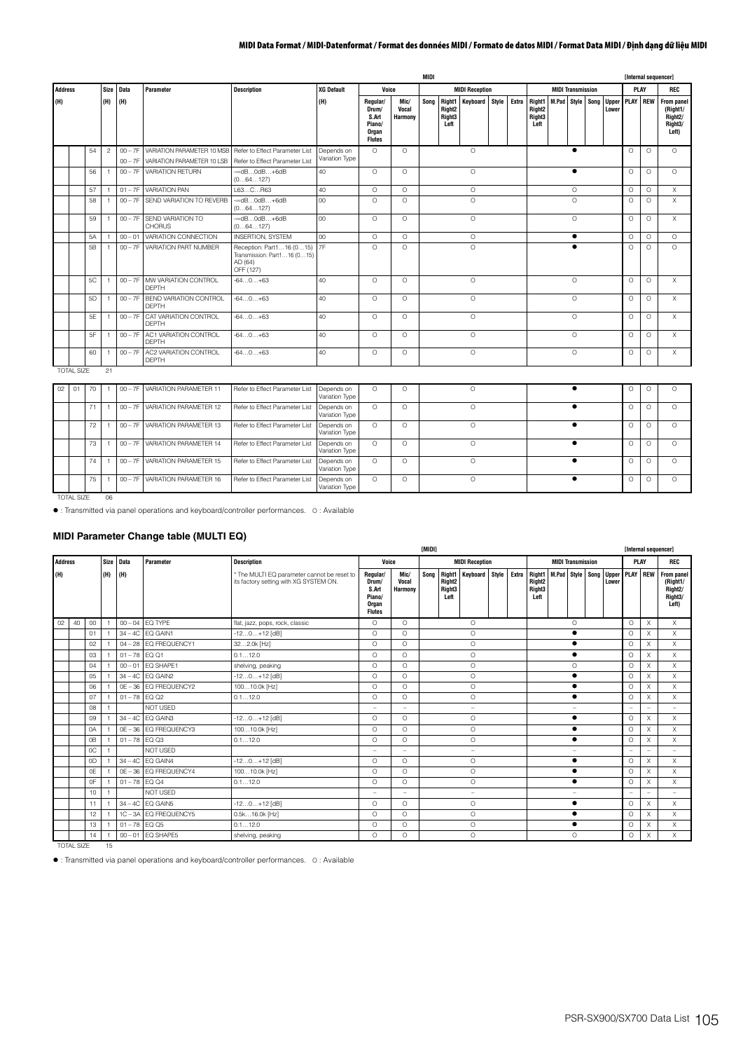| Address | | | Size | Data | Parameter | Description | XG Default | Voice | | MIDI Reception | | | | | MIDI Transmission | | | | | Internal sequencer PLAY | | REC |
|---|---|---|---|---|---|---|---|---|---|---|---|---|---|---|---|---|---|---|---|---|---|---|
| (H) | | | (H) | (H) | | | (H) | Regular/ Drum/ S.Art Piano/ Organ Flutes | Mic/ Vocal Harmony | Song | Right1 Right2 Right3 Left | Keyboard | Style | Extra | Right1 Right2 Right3 Left | M.Pad | Style | Song | Upper Lower | PLAY | REW | From panel (Right1/ Right2/ Right3/ Left) |
| | | 54 | 2 | 00 – 7F<br>00 – 7F | VARIATION PARAMETER 10 MSB<br>VARIATION PARAMETER 10 LSB | Refer to Effect Parameter List<br>Refer to Effect Parameter List | Depends on Variation Type | O | O | | | O | | | | | ● | | | O | O | O |
| | | 56 | 1 | 00 – 7F | VARIATION RETURN | -∞dB…0dB…+6dB (0…64…127) | 40 | O | O | | | O | | | | | ● | | | O | O | O |
| | | 57 | 1 | 01 – 7F | VARIATION PAN | L63…C…R63 | 40 | O | O | | | O | | | | | O | | | O | O | X |
| | | 58 | 1 | 00 – 7F | SEND VARIATION TO REVERB | -∞dB…0dB…+6dB (0…64…127) | 00 | O | O | | | O | | | | | O | | | O | O | X |
| | | 59 | 1 | 00 – 7F | SEND VARIATION TO CHORUS | -∞dB…0dB…+6dB (0…64…127) | 00 | O | O | | | O | | | | | O | | | O | O | X |
| | | 5A | 1 | 00 – 01 | VARIATION CONNECTION | INSERTION, SYSTEM | 00 | O | O | | | O | | | | | ● | | | O | O | O |
| | | 5B | 1 | 00 – 7F | VARIATION PART NUMBER | Reception: Part1…16 (0…15) Transmission: Part1…16 (0…15) AD (64) OFF (127) | 7F | O | O | | | O | | | | | ● | | | O | O | O |
| | | 5C | 1 | 00 – 7F | MW VARIATION CONTROL DEPTH | -64…0…+63 | 40 | O | O | | | O | | | | | O | | | O | O | X |
| | | 5D | 1 | 00 – 7F | BEND VARIATION CONTROL DEPTH | -64…0…+63 | 40 | O | O | | | O | | | | | O | | | O | O | X |
| | | 5E | 1 | 00 – 7F | CAT VARIATION CONTROL DEPTH | -64…0…+63 | 40 | O | O | | | O | | | | | O | | | O | O | X |
| | | 5F | 1 | 00 – 7F | AC1 VARIATION CONTROL DEPTH | -64…0…+63 | 40 | O | O | | | O | | | | | O | | | O | O | X |
| | | 60 | 1 | 00 – 7F | AC2 VARIATION CONTROL DEPTH | -64…0…+63 | 40 | O | O | | | O | | | | | O | | | O | O | X |
| TOTAL SIZE | | | 21 | | | | | | | | | | | | | | | | | | | |
| 02 | 01 | 70 | 1 | 00 – 7F | VARIATION PARAMETER 11 | Refer to Effect Parameter List | Depends on Variation Type | O | O | | | O | | | | | ● | | | O | O | O |
| | | 71 | 1 | 00 – 7F | VARIATION PARAMETER 12 | Refer to Effect Parameter List | Depends on Variation Type | O | O | | | O | | | | | ● | | | O | O | O |
| | | 72 | 1 | 00 – 7F | VARIATION PARAMETER 13 | Refer to Effect Parameter List | Depends on Variation Type | O | O | | | O | | | | | ● | | | O | O | O |
| | | 73 | 1 | 00 – 7F | VARIATION PARAMETER 14 | Refer to Effect Parameter List | Depends on Variation Type | O | O | | | O | | | | | ● | | | O | O | O |
| | | 74 | 1 | 00 – 7F | VARIATION PARAMETER 15 | Refer to Effect Parameter List | Depends on Variation Type | O | O | | | O | | | | | ● | | | O | O | O |
| | | 75 | 1 | 00 – 7F | VARIATION PARAMETER 16 | Refer to Effect Parameter List | Depends on Variation Type | O | O | | | O | | | | | ● | | | O | O | O |
| TOTAL SIZE | | | 06 | | | | | | | | | | | | | | | | | | | |

● : Transmitted via panel operations and keyboard/controller performances. O : Available

## MIDI Parameter Change table (MULTI EQ)

| Address | | | Size | Data | Parameter | Description | Voice | | MIDI Reception | | | | | MIDI Transmission | | | | | Internal sequencer PLAY | | REC |
|---|---|---|---|---|---|---|---|---|---|---|---|---|---|---|---|---|---|---|---|---|---|
| (H) | | | (H) | (H) | | * The MULTI EQ parameter cannot be reset to its factory setting with XG SYSTEM ON. | Regular/ Drum/ S.Art Piano/ Organ Flutes | Mic/ Vocal Harmony | Song | Right1 Right2 Right3 Left | Keyboard | Style | Extra | Right1 Right2 Right3 Left | M.Pad | Style | Song | Upper Lower | PLAY | REW | From panel (Right1/ Right2/ Right3/ Left) |
| 02 | 40 | 00 | 1 | 00 – 04 | EQ TYPE | flat, jazz, pops, rock, classic | O | O | | | O | | | | | O | | | O | X | X |
| | | 01 | 1 | 34 – 4C | EQ GAIN1 | -12…0…+12 [dB] | O | O | | | O | | | | | ● | | | O | X | X |
| | | 02 | 1 | 04 – 28 | EQ FREQUENCY1 | 32…2.0k [Hz] | O | O | | | O | | | | | ● | | | O | X | X |
| | | 03 | 1 | 01 – 78 | EQ Q1 | 0.1…12.0 | O | O | | | O | | | | | ● | | | O | X | X |
| | | 04 | 1 | 00 – 01 | EQ SHAPE1 | shelving, peaking | O | O | | | O | | | | | O | | | O | X | X |
| | | 05 | 1 | 34 – 4C | EQ GAIN2 | -12…0…+12 [dB] | O | O | | | O | | | | | ● | | | O | X | X |
| | | 06 | 1 | 0E – 36 | EQ FREQUENCY2 | 100…10.0k [Hz] | O | O | | | O | | | | | ● | | | O | X | X |
| | | 07 | 1 | 01 – 78 | EQ Q2 | 0.1…12.0 | O | O | | | O | | | | | ● | | | O | X | X |
| | | 08 | 1 | | NOT USED | | – | – | | | – | | | | | – | | | – | – | – |
| | | 09 | 1 | 34 – 4C | EQ GAIN3 | -12…0…+12 [dB] | O | O | | | O | | | | | ● | | | O | X | X |
| | | 0A | 1 | 0E – 36 | EQ FREQUENCY3 | 100…10.0k [Hz] | O | O | | | O | | | | | ● | | | O | X | X |
| | | 0B | 1 | 01 – 78 | EQ Q3 | 0.1…12.0 | O | O | | | O | | | | | ● | | | O | X | X |
| | | 0C | 1 | | NOT USED | | – | – | | | – | | | | | – | | | – | – | – |
| | | 0D | 1 | 34 – 4C | EQ GAIN4 | -12…0…+12 [dB] | O | O | | | O | | | | | ● | | | O | X | X |
| | | 0E | 1 | 0E – 36 | EQ FREQUENCY4 | 100…10.0k [Hz] | O | O | | | O | | | | | ● | | | O | X | X |
| | | 0F | 1 | 01 – 78 | EQ Q4 | 0.1…12.0 | O | O | | | O | | | | | ● | | | O | X | X |
| | | 10 | 1 | | NOT USED | | – | – | | | – | | | | | – | | | – | – | – |
| | | 11 | 1 | 34 – 4C | EQ GAIN5 | -12…0…+12 [dB] | O | O | | | O | | | | | ● | | | O | X | X |
| | | 12 | 1 | 1C – 3A | EQ FREQUENCY5 | 0.5k…16.0k [Hz] | O | O | | | O | | | | | ● | | | O | X | X |
| | | 13 | 1 | 01 – 78 | EQ Q5 | 0.1…12.0 | O | O | | | O | | | | | ● | | | O | X | X |
| | | 14 | 1 | 00 – 01 | EQ SHAPE5 | shelving, peaking | O | O | | | O | | | | | O | | | O | X | X |
| TOTAL SIZE | | | 15 | | | | | | | | | | | | | | | | | | |

● : Transmitted via panel operations and keyboard/controller performances. O : Available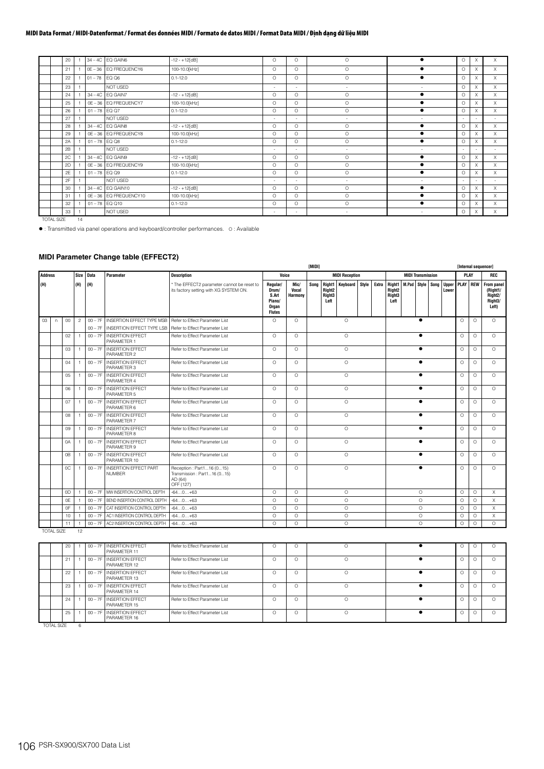| | | | | | | | | | | | |
|---|---|---|---|---|---|---|---|---|---|---|---|
| | 20 | 1 | 34 – 4C | EQ GAIN6 | -12 - +12[dB] | O | O | O | ● | O | X | X |
| | 21 | 1 | 0E – 36 | EQ FREQUENCY6 | 100-10.0[kHz] | O | O | O | ● | O | X | X |
| | 22 | 1 | 01 – 78 | EQ Q6 | 0.1-12.0 | O | O | O | ● | O | X | X |
| | 23 | 1 | | NOT USED | | - | - | - | - | O | X | X |
| | 24 | 1 | 34 – 4C | EQ GAIN7 | -12 - +12[dB] | O | O | O | ● | O | X | X |
| | 25 | 1 | 0E – 36 | EQ FREQUENCY7 | 100-10.0[kHz] | O | O | O | ● | O | X | X |
| | 26 | 1 | 01 – 78 | EQ Q7 | 0.1-12.0 | O | O | O | ● | O | X | X |
| | 27 | 1 | | NOT USED | | - | - | - | - | - | - | - |
| | 28 | 1 | 34 – 4C | EQ GAIN8 | -12 - +12[dB] | O | O | O | ● | O | X | X |
| | 29 | 1 | 0E – 36 | EQ FREQUENCY8 | 100-10.0[kHz] | O | O | O | ● | O | X | X |
| | 2A | 1 | 01 – 78 | EQ Q8 | 0.1-12.0 | O | O | O | ● | O | X | X |
| | 2B | 1 | | NOT USED | | - | - | - | - | - | - | - |
| | 2C | 1 | 34 – 4C | EQ GAIN9 | -12 - +12[dB] | O | O | O | ● | O | X | X |
| | 2D | 1 | 0E – 36 | EQ FREQUENCY9 | 100-10.0[kHz] | O | O | O | ● | O | X | X |
| | 2E | 1 | 01 – 78 | EQ Q9 | 0.1-12.0 | O | O | O | ● | O | X | X |
| | 2F | 1 | | NOT USED | | - | - | - | - | - | - | - |
| | 30 | 1 | 34 – 4C | EQ GAIN10 | -12 - +12[dB] | O | O | O | ● | O | X | X |
| | 31 | 1 | 0E – 36 | EQ FREQUENCY10 | 100-10.0[kHz] | O | O | O | ● | O | X | X |
| | 32 | 1 | 01 – 78 | EQ Q10 | 0.1-12.0 | O | O | O | ● | O | X | X |
| | 33 | 1 | | NOT USED | | - | - | - | - | O | X | X |
| TOTAL SIZE | | 14 | | | | | | | | | | |

● : Transmitted via panel operations and keyboard/controller performances. O : Available

### MIDI Parameter Change table (EFFECT2)

| Address (H) | | | Size (H) | Data (H) | Parameter | Description | Voice: Regular/ Drum/ S.Art Piano/ Organ Flutes | Voice: Mic/ Vocal Harmony | [MIDI] MIDI Reception: Song, Right1/Right2/Right3/Left, Keyboard, Style, Extra | [MIDI] MIDI Transmission: Right1/Right2/Right3/Left, M.Pad, Style, Song, Upper Lower | [Internal sequencer] PLAY: PLAY | PLAY: REW | REC: From panel (Right1/ Right2/ Right3/ Left) |
|---|---|---|---|---|---|---|---|---|---|---|---|---|---|
| | | | | | | * The EFFECT2 parameter cannot be reset to its factory setting with XG SYSTEM ON. | | | | | | | |
| 03 | n | 00 | 2 | 00 – 7F | INSERTION EFFECT TYPE MSB | Refer to Effect Parameter List | O | O | O | ● | O | O | O |
| | | | | 00 – 7F | INSERTION EFFECT TYPE LSB | Refer to Effect Parameter List | | | | | | | |
| | | 02 | 1 | 00 – 7F | INSERTION EFFECT PARAMETER 1 | Refer to Effect Parameter List | O | O | O | ● | O | O | O |
| | | 03 | 1 | 00 – 7F | INSERTION EFFECT PARAMETER 2 | Refer to Effect Parameter List | O | O | O | ● | O | O | O |
| | | 04 | 1 | 00 – 7F | INSERTION EFFECT PARAMETER 3 | Refer to Effect Parameter List | O | O | O | ● | O | O | O |
| | | 05 | 1 | 00 – 7F | INSERTION EFFECT PARAMETER 4 | Refer to Effect Parameter List | O | O | O | ● | O | O | O |
| | | 06 | 1 | 00 – 7F | INSERTION EFFECT PARAMETER 5 | Refer to Effect Parameter List | O | O | O | ● | O | O | O |
| | | 07 | 1 | 00 – 7F | INSERTION EFFECT PARAMETER 6 | Refer to Effect Parameter List | O | O | O | ● | O | O | O |
| | | 08 | 1 | 00 – 7F | INSERTION EFFECT PARAMETER 7 | Refer to Effect Parameter List | O | O | O | ● | O | O | O |
| | | 09 | 1 | 00 – 7F | INSERTION EFFECT PARAMETER 8 | Refer to Effect Parameter List | O | O | O | ● | O | O | O |
| | | 0A | 1 | 00 – 7F | INSERTION EFFECT PARAMETER 9 | Refer to Effect Parameter List | O | O | O | ● | O | O | O |
| | | 0B | 1 | 00 – 7F | INSERTION EFFECT PARAMETER 10 | Refer to Effect Parameter List | O | O | O | ● | O | O | O |
| | | 0C | 1 | 00 – 7F | INSERTION EFFECT PART NUMBER | Reception : Part1...16 (0...15) Transmission : Part1...16 (0...15) AD (64) OFF (127) | O | O | O | ● | O | O | O |
| | | 0D | 1 | 00 – 7F | MW INSERTION CONTROL DEPTH | -64...0...+63 | O | O | O | O | O | O | X |
| | | 0E | 1 | 00 – 7F | BEND INSERTION CONTROL DEPTH | -64...0...+63 | O | O | O | O | O | O | X |
| | | 0F | 1 | 00 – 7F | CAT INSERTION CONTROL DEPTH | -64...0...+63 | O | O | O | O | O | O | X |
| | | 10 | 1 | 00 – 7F | AC1 INSERTION CONTROL DEPTH | -64...0...+63 | O | O | O | O | O | O | X |
| | | 11 | 1 | 00 – 7F | AC2 INSERTION CONTROL DEPTH | -64...0...+63 | O | O | O | O | O | O | O |
| TOTAL SIZE | | | 12 | | | | | | | | | | |

| | | | | | | | | | | | | |
|---|---|---|---|---|---|---|---|---|---|---|---|---|
| | 20 | 1 | 00 – 7F | INSERTION EFFECT PARAMETER 11 | Refer to Effect Parameter List | O | O | O | ● | O | O | O |
| | 21 | 1 | 00 – 7F | INSERTION EFFECT PARAMETER 12 | Refer to Effect Parameter List | O | O | O | ● | O | O | O |
| | 22 | 1 | 00 – 7F | INSERTION EFFECT PARAMETER 13 | Refer to Effect Parameter List | O | O | O | ● | O | O | O |
| | 23 | 1 | 00 – 7F | INSERTION EFFECT PARAMETER 14 | Refer to Effect Parameter List | O | O | O | ● | O | O | O |
| | 24 | 1 | 00 – 7F | INSERTION EFFECT PARAMETER 15 | Refer to Effect Parameter List | O | O | O | ● | O | O | O |
| | 25 | 1 | 00 – 7F | INSERTION EFFECT PARAMETER 16 | Refer to Effect Parameter List | O | O | O | ● | O | O | O |
| TOTAL SIZE | | 6 | | | | | | | | | | |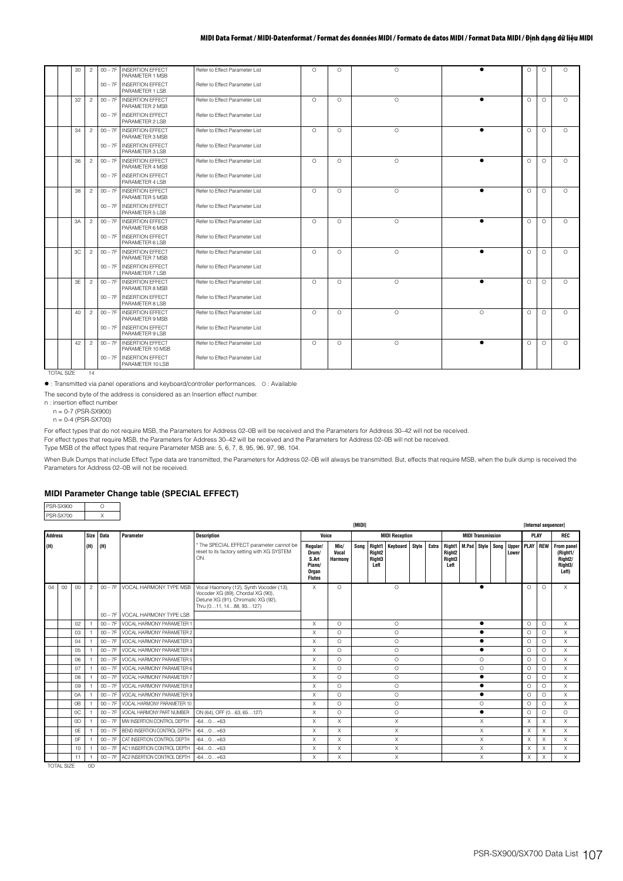| | | 30 | 2 | 00 – 7F | INSERTION EFFECT PARAMETER 1 MSB | Refer to Effect Parameter List | O | O | O | ● | O | O | O |
|---|---|---|---|---|---|---|---|---|---|---|---|---|---|
| | | | | 00 – 7F | INSERTION EFFECT PARAMETER 1 LSB | Refer to Effect Parameter List | | | | | | | |
| | | 32 | 2 | 00 – 7F | INSERTION EFFECT PARAMETER 2 MSB | Refer to Effect Parameter List | O | O | O | ● | O | O | O |
| | | | | 00 – 7F | INSERTION EFFECT PARAMETER 2 LSB | Refer to Effect Parameter List | | | | | | | |
| | | 34 | 2 | 00 – 7F | INSERTION EFFECT PARAMETER 3 MSB | Refer to Effect Parameter List | O | O | O | ● | O | O | O |
| | | | | 00 – 7F | INSERTION EFFECT PARAMETER 3 LSB | Refer to Effect Parameter List | | | | | | | |
| | | 36 | 2 | 00 – 7F | INSERTION EFFECT PARAMETER 4 MSB | Refer to Effect Parameter List | O | O | O | ● | O | O | O |
| | | | | 00 – 7F | INSERTION EFFECT PARAMETER 4 LSB | Refer to Effect Parameter List | | | | | | | |
| | | 38 | 2 | 00 – 7F | INSERTION EFFECT PARAMETER 5 MSB | Refer to Effect Parameter List | O | O | O | ● | O | O | O |
| | | | | 00 – 7F | INSERTION EFFECT PARAMETER 5 LSB | Refer to Effect Parameter List | | | | | | | |
| | | 3A | 2 | 00 – 7F | INSERTION EFFECT PARAMETER 6 MSB | Refer to Effect Parameter List | O | O | O | ● | O | O | O |
| | | | | 00 – 7F | INSERTION EFFECT PARAMETER 6 LSB | Refer to Effect Parameter List | | | | | | | |
| | | 3C | 2 | 00 – 7F | INSERTION EFFECT PARAMETER 7 MSB | Refer to Effect Parameter List | O | O | O | ● | O | O | O |
| | | | | 00 – 7F | INSERTION EFFECT PARAMETER 7 LSB | Refer to Effect Parameter List | | | | | | | |
| | | 3E | 2 | 00 – 7F | INSERTION EFFECT PARAMETER 8 MSB | Refer to Effect Parameter List | O | O | O | ● | O | O | O |
| | | | | 00 – 7F | INSERTION EFFECT PARAMETER 8 LSB | Refer to Effect Parameter List | | | | | | | |
| | | 40 | 2 | 00 – 7F | INSERTION EFFECT PARAMETER 9 MSB | Refer to Effect Parameter List | O | O | O | O | O | O | O |
| | | | | 00 – 7F | INSERTION EFFECT PARAMETER 9 LSB | Refer to Effect Parameter List | | | | | | | |
| | | 42 | 2 | 00 – 7F | INSERTION EFFECT PARAMETER 10 MSB | Refer to Effect Parameter List | O | O | O | ● | O | O | O |
| | | | | 00 – 7F | INSERTION EFFECT PARAMETER 10 LSB | Refer to Effect Parameter List | | | | | | | |

TOTAL SIZE 14

● : Transmitted via panel operations and keyboard/controller performances. O : Available

The second byte of the address is considered as an Insertion effect number.
n : insertion effect number
n = 0-7 (PSR-SX900)
n = 0-4 (PSR-SX700)

For effect types that do not require MSB, the Parameters for Address 02–0B will be received and the Parameters for Address 30–42 will not be received.
For effect types that require MSB, the Parameters for Address 30–42 will be received and the Parameters for Address 02–0B will not be received.
Type MSB of the effect types that require Parameter MSB are: 5, 6, 7, 8, 95, 96, 97, 98, 104.

When Bulk Dumps that include Effect Type data are transmitted, the Parameters for Address 02–0B will always be transmitted. But, effects that require MSB, when the bulk dump is received the Parameters for Address 02–0B will not be received.

### MIDI Parameter Change table (SPECIAL EFFECT)

| PSR-SX900 | O |
|---|---|
| PSR-SX700 | X |

| Address (H) | | | Size (H) | Data (H) | Parameter | Description | [MIDI] Voice: Regular/ Drum/ S.Art Piano/ Organ Flutes | Voice: Mic/ Vocal Harmony | MIDI Reception: Song / Right1 Right2 Right3 Left / Keyboard / Style / Extra | MIDI Transmission: Right1 Right2 Right3 Left / M.Pad / Style / Song / Upper Lower | [Internal sequencer] PLAY: PLAY | PLAY: REW | REC: From panel (Right1/ Right2/ Right3/ Left) |
|---|---|---|---|---|---|---|---|---|---|---|---|---|---|
| | | | | | | * The SPECIAL EFFECT parameter cannot be reset to its factory setting with XG SYSTEM ON. | | | | | | | |
| 04 | 00 | 00 | 2 | 00 – 7F | VOCAL HARMONY TYPE MSB | Vocal Haomony (12), Synth Vocoder (13), Vocoder XG (89), Chordal XG (90), Detune XG (91), Chromatic XG (92), Thru (0…11, 14…88, 93…127) | X | O | O | ● | O | O | X |
| | | | | 00 – 7F | VOCAL HARMONY TYPE LSB | | | | | | | | |
| | | 02 | 1 | 00 – 7F | VOCAL HARMONY PARAMETER 1 | | X | O | O | ● | O | O | X |
| | | 03 | 1 | 00 – 7F | VOCAL HARMONY PARAMETER 2 | | X | O | O | ● | O | O | X |
| | | 04 | 1 | 00 – 7F | VOCAL HARMONY PARAMETER 3 | | X | O | O | ● | O | O | X |
| | | 05 | 1 | 00 – 7F | VOCAL HARMONY PARAMETER 4 | | X | O | O | ● | O | O | X |
| | | 06 | 1 | 00 – 7F | VOCAL HARMONY PARAMETER 5 | | X | O | O | O | O | O | X |
| | | 07 | 1 | 00 – 7F | VOCAL HARMONY PARAMETER 6 | | X | O | O | O | O | O | X |
| | | 08 | 1 | 00 – 7F | VOCAL HARMONY PARAMETER 7 | | X | O | O | ● | O | O | X |
| | | 09 | 1 | 00 – 7F | VOCAL HARMONY PARAMETER 8 | | X | O | O | ● | O | O | X |
| | | 0A | 1 | 00 – 7F | VOCAL HARMONY PARAMETER 9 | | X | O | O | ● | O | O | X |
| | | 0B | 1 | 00 – 7F | VOCAL HARMONY PARAMETER 10 | | X | O | O | O | O | O | X |
| | | 0C | 1 | 00 – 7F | VOCAL HARMONY PART NUMBER | ON (64), OFF (0…63, 65…127) | X | O | O | ● | O | O | O |
| | | 0D | 1 | 00 – 7F | MW INSERTION CONTROL DEPTH | -64…0…+63 | X | X | X | X | X | X | X |
| | | 0E | 1 | 00 – 7F | BEND INSERTION CONTROL DEPTH | -64…0…+63 | X | X | X | X | X | X | X |
| | | 0F | 1 | 00 – 7F | CAT INSERTION CONTROL DEPTH | -64…0…+63 | X | X | X | X | X | X | X |
| | | 10 | 1 | 00 – 7F | AC1 INSERTION CONTROL DEPTH | -64…0…+63 | X | X | X | X | X | X | X |
| | | 11 | 1 | 00 – 7F | AC2 INSERTION CONTROL DEPTH | -64…0…+63 | X | X | X | X | X | X | X |

TOTAL SIZE 0D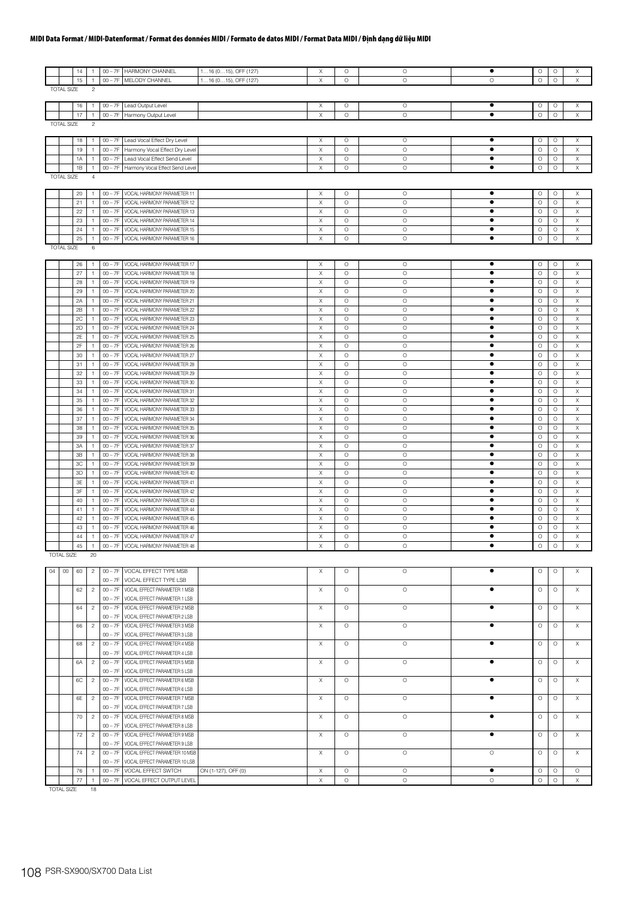## MIDI Data Format / MIDI-Datenformat / Format des données MIDI / Formato de datos MIDI / Format Data MIDI / Định dạng dữ liệu MIDI

| | | | | | | | | | | | | | |
|---|---|---|---|---|---|---|---|---|---|---|---|---|---|
| | | 14 | 1 | 00 – 7F | HARMONY CHANNEL | 1…16 (0…15), OFF (127) | X | O | O | ● | O | O | X |
| | | 15 | 1 | 00 – 7F | MELODY CHANNEL | 1…16 (0…15), OFF (127) | X | O | O | O | O | O | X |
| TOTAL SIZE | | | 2 | | | | | | | | | | |
| | | 16 | 1 | 00 – 7F | Lead Output Level | | X | O | O | ● | O | O | X |
| | | 17 | 1 | 00 – 7F | Harmony Output Level | | X | O | O | ● | O | O | X |
| TOTAL SIZE | | | 2 | | | | | | | | | | |
| | | 18 | 1 | 00 – 7F | Lead Vocal Effect Dry Level | | X | O | O | ● | O | O | X |
| | | 19 | 1 | 00 – 7F | Harmony Vocal Effect Dry Level | | X | O | O | ● | O | O | X |
| | | 1A | 1 | 00 – 7F | Lead Vocal Effect Send Level | | X | O | O | ● | O | O | X |
| | | 1B | 1 | 00 – 7F | Harmony Vocal Effect Send Level | | X | O | O | ● | O | O | X |
| TOTAL SIZE | | | 4 | | | | | | | | | | |
| | | 20 | 1 | 00 – 7F | VOCAL HARMONY PARAMETER 11 | | X | O | O | ● | O | O | X |
| | | 21 | 1 | 00 – 7F | VOCAL HARMONY PARAMETER 12 | | X | O | O | ● | O | O | X |
| | | 22 | 1 | 00 – 7F | VOCAL HARMONY PARAMETER 13 | | X | O | O | ● | O | O | X |
| | | 23 | 1 | 00 – 7F | VOCAL HARMONY PARAMETER 14 | | X | O | O | ● | O | O | X |
| | | 24 | 1 | 00 – 7F | VOCAL HARMONY PARAMETER 15 | | X | O | O | ● | O | O | X |
| | | 25 | 1 | 00 – 7F | VOCAL HARMONY PARAMETER 16 | | X | O | O | ● | O | O | X |
| TOTAL SIZE | | | 6 | | | | | | | | | | |
| | | 26 | 1 | 00 – 7F | VOCAL HARMONY PARAMETER 17 | | X | O | O | ● | O | O | X |
| | | 27 | 1 | 00 – 7F | VOCAL HARMONY PARAMETER 18 | | X | O | O | ● | O | O | X |
| | | 28 | 1 | 00 – 7F | VOCAL HARMONY PARAMETER 19 | | X | O | O | ● | O | O | X |
| | | 29 | 1 | 00 – 7F | VOCAL HARMONY PARAMETER 20 | | X | O | O | ● | O | O | X |
| | | 2A | 1 | 00 – 7F | VOCAL HARMONY PARAMETER 21 | | X | O | O | ● | O | O | X |
| | | 2B | 1 | 00 – 7F | VOCAL HARMONY PARAMETER 22 | | X | O | O | ● | O | O | X |
| | | 2C | 1 | 00 – 7F | VOCAL HARMONY PARAMETER 23 | | X | O | O | ● | O | O | X |
| | | 2D | 1 | 00 – 7F | VOCAL HARMONY PARAMETER 24 | | X | O | O | ● | O | O | X |
| | | 2E | 1 | 00 – 7F | VOCAL HARMONY PARAMETER 25 | | X | O | O | ● | O | O | X |
| | | 2F | 1 | 00 – 7F | VOCAL HARMONY PARAMETER 26 | | X | O | O | ● | O | O | X |
| | | 30 | 1 | 00 – 7F | VOCAL HARMONY PARAMETER 27 | | X | O | O | ● | O | O | X |
| | | 31 | 1 | 00 – 7F | VOCAL HARMONY PARAMETER 28 | | X | O | O | ● | O | O | X |
| | | 32 | 1 | 00 – 7F | VOCAL HARMONY PARAMETER 29 | | X | O | O | ● | O | O | X |
| | | 33 | 1 | 00 – 7F | VOCAL HARMONY PARAMETER 30 | | X | O | O | ● | O | O | X |
| | | 34 | 1 | 00 – 7F | VOCAL HARMONY PARAMETER 31 | | X | O | O | ● | O | O | X |
| | | 35 | 1 | 00 – 7F | VOCAL HARMONY PARAMETER 32 | | X | O | O | ● | O | O | X |
| | | 36 | 1 | 00 – 7F | VOCAL HARMONY PARAMETER 33 | | X | O | O | ● | O | O | X |
| | | 37 | 1 | 00 – 7F | VOCAL HARMONY PARAMETER 34 | | X | O | O | ● | O | O | X |
| | | 38 | 1 | 00 – 7F | VOCAL HARMONY PARAMETER 35 | | X | O | O | ● | O | O | X |
| | | 39 | 1 | 00 – 7F | VOCAL HARMONY PARAMETER 36 | | X | O | O | ● | O | O | X |
| | | 3A | 1 | 00 – 7F | VOCAL HARMONY PARAMETER 37 | | X | O | O | ● | O | O | X |
| | | 3B | 1 | 00 – 7F | VOCAL HARMONY PARAMETER 38 | | X | O | O | ● | O | O | X |
| | | 3C | 1 | 00 – 7F | VOCAL HARMONY PARAMETER 39 | | X | O | O | ● | O | O | X |
| | | 3D | 1 | 00 – 7F | VOCAL HARMONY PARAMETER 40 | | X | O | O | ● | O | O | X |
| | | 3E | 1 | 00 – 7F | VOCAL HARMONY PARAMETER 41 | | X | O | O | ● | O | O | X |
| | | 3F | 1 | 00 – 7F | VOCAL HARMONY PARAMETER 42 | | X | O | O | ● | O | O | X |
| | | 40 | 1 | 00 – 7F | VOCAL HARMONY PARAMETER 43 | | X | O | O | ● | O | O | X |
| | | 41 | 1 | 00 – 7F | VOCAL HARMONY PARAMETER 44 | | X | O | O | ● | O | O | X |
| | | 42 | 1 | 00 – 7F | VOCAL HARMONY PARAMETER 45 | | X | O | O | ● | O | O | X |
| | | 43 | 1 | 00 – 7F | VOCAL HARMONY PARAMETER 46 | | X | O | O | ● | O | O | X |
| | | 44 | 1 | 00 – 7F | VOCAL HARMONY PARAMETER 47 | | X | O | O | ● | O | O | X |
| | | 45 | 1 | 00 – 7F | VOCAL HARMONY PARAMETER 48 | | X | O | O | ● | O | O | X |
| TOTAL SIZE | | | 20 | | | | | | | | | | |
| 04 | 00 | 60 | 2 | 00 – 7F | VOCAL EFFECT TYPE MSB | | X | O | O | ● | O | O | X |
| | | | | 00 – 7F | VOCAL EFFECT TYPE LSB | | | | | | | | |
| | | 62 | 2 | 00 – 7F | VOCAL EFFECT PARAMETER 1 MSB | | X | O | O | ● | O | O | X |
| | | | | 00 – 7F | VOCAL EFFECT PARAMETER 1 LSB | | | | | | | | |
| | | 64 | 2 | 00 – 7F | VOCAL EFFECT PARAMETER 2 MSB | | X | O | O | ● | O | O | X |
| | | | | 00 – 7F | VOCAL EFFECT PARAMETER 2 LSB | | | | | | | | |
| | | 66 | 2 | 00 – 7F | VOCAL EFFECT PARAMETER 3 MSB | | X | O | O | ● | O | O | X |
| | | | | 00 – 7F | VOCAL EFFECT PARAMETER 3 LSB | | | | | | | | |
| | | 68 | 2 | 00 – 7F | VOCAL EFFECT PARAMETER 4 MSB | | X | O | O | ● | O | O | X |
| | | | | 00 – 7F | VOCAL EFFECT PARAMETER 4 LSB | | | | | | | | |
| | | 6A | 2 | 00 – 7F | VOCAL EFFECT PARAMETER 5 MSB | | X | O | O | ● | O | O | X |
| | | | | 00 – 7F | VOCAL EFFECT PARAMETER 5 LSB | | | | | | | | |
| | | 6C | 2 | 00 – 7F | VOCAL EFFECT PARAMETER 6 MSB | | X | O | O | ● | O | O | X |
| | | | | 00 – 7F | VOCAL EFFECT PARAMETER 6 LSB | | | | | | | | |
| | | 6E | 2 | 00 – 7F | VOCAL EFFECT PARAMETER 7 MSB | | X | O | O | ● | O | O | X |
| | | | | 00 – 7F | VOCAL EFFECT PARAMETER 7 LSB | | | | | | | | |
| | | 70 | 2 | 00 – 7F | VOCAL EFFECT PARAMETER 8 MSB | | X | O | O | ● | O | O | X |
| | | | | 00 – 7F | VOCAL EFFECT PARAMETER 8 LSB | | | | | | | | |
| | | 72 | 2 | 00 – 7F | VOCAL EFFECT PARAMETER 9 MSB | | X | O | O | ● | O | O | X |
| | | | | 00 – 7F | VOCAL EFFECT PARAMETER 9 LSB | | | | | | | | |
| | | 74 | 2 | 00 – 7F | VOCAL EFFECT PARAMETER 10 MSB | | X | O | O | O | O | O | X |
| | | | | 00 – 7F | VOCAL EFFECT PARAMETER 10 LSB | | | | | | | | |
| | | 76 | 1 | 00 – 7F | VOCAL EFFECT SWTCH | ON (1-127), OFF (0) | X | O | O | ● | O | O | O |
| | | 77 | 1 | 00 – 7F | VOCAL EFFECT OUTPUT LEVEL | | X | O | O | O | O | O | X |
| TOTAL SIZE | | | 18 | | | | | | | | | | |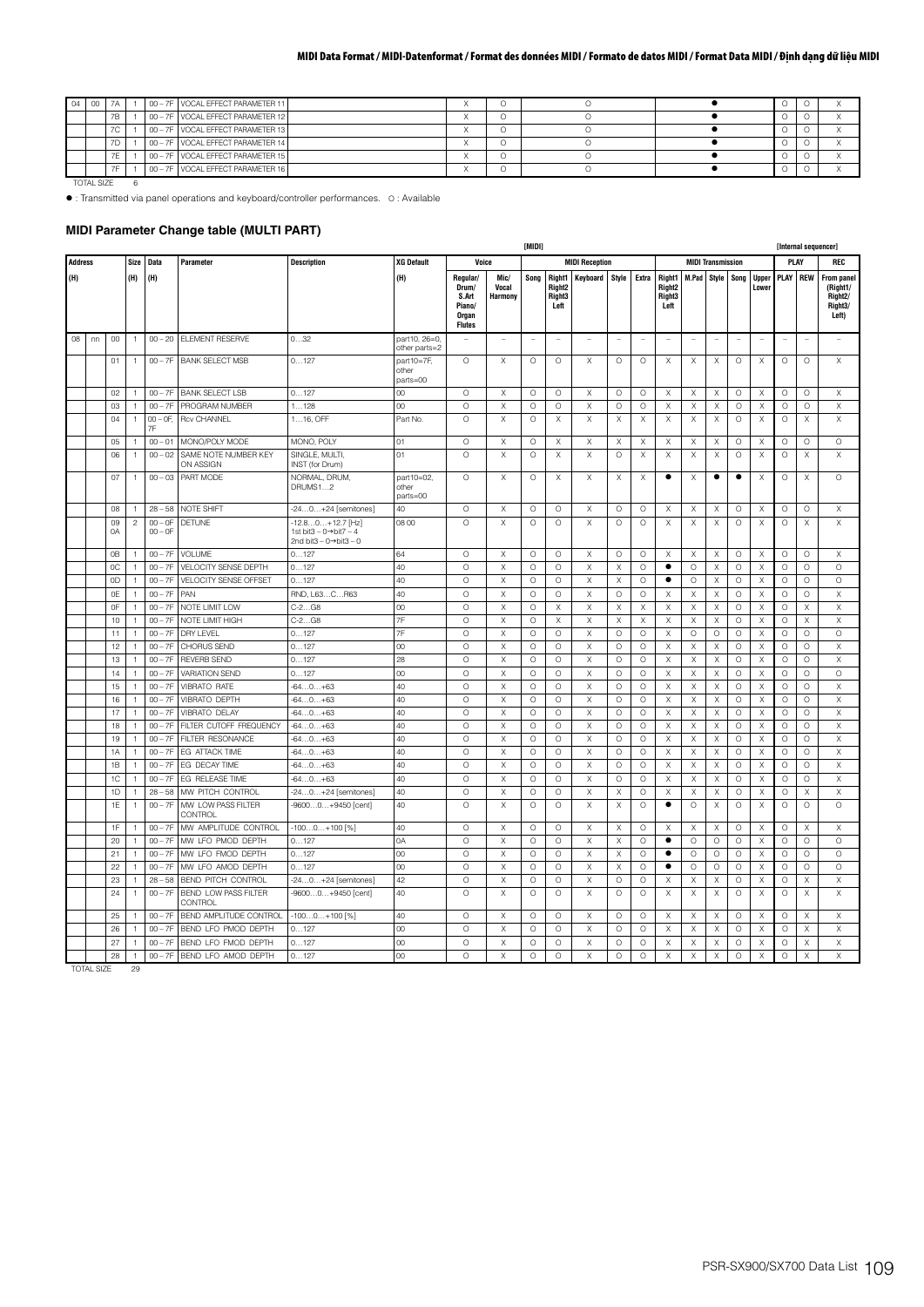| | | | | | | | | | |
|---|---|---|---|---|---|---|---|---|---|
| 04 | 00 | 7A | 1 | 00 – 7F | VOCAL EFFECT PARAMETER 11 | X | O | O | ● | O | O | X |
| | | 7B | 1 | 00 – 7F | VOCAL EFFECT PARAMETER 12 | X | O | O | ● | O | O | X |
| | | 7C | 1 | 00 – 7F | VOCAL EFFECT PARAMETER 13 | X | O | O | ● | O | O | X |
| | | 7D | 1 | 00 – 7F | VOCAL EFFECT PARAMETER 14 | X | O | O | ● | O | O | X |
| | | 7E | 1 | 00 – 7F | VOCAL EFFECT PARAMETER 15 | X | O | O | ● | O | O | X |
| | | 7F | 1 | 00 – 7F | VOCAL EFFECT PARAMETER 16 | X | O | O | ● | O | O | X |

TOTAL SIZE 6

● : Transmitted via panel operations and keyboard/controller performances. ○ : Available

### MIDI Parameter Change table (MULTI PART)

| Address | | | Size | Data | Parameter | Description | XG Default | [MIDI] Voice | | MIDI Reception | | | | | MIDI Transmission | | | | | [Internal sequencer] PLAY | | REC |
|---|---|---|---|---|---|---|---|---|---|---|---|---|---|---|---|---|---|---|---|---|---|---|
| (H) | | | (H) | (H) | | | (H) | Regular/ Drum/ S.Art Piano/ Organ Flutes | Mic/ Vocal Harmony | Song | Right1 Right2 Right3 Left | Keyboard | Style | Extra | Right1 Right2 Right3 Left | M.Pad | Style | Song | Upper Lower | PLAY | REW | From panel (Right1/ Right2/ Right3/ Left) |
| 08 | nn | 00 | 1 | 00 – 20 | ELEMENT RESERVE | 0…32 | part10, 26=0, other parts=2 | – | – | – | – | – | – | – | – | – | – | – | – | – | – | – |
| | | 01 | 1 | 00 – 7F | BANK SELECT MSB | 0…127 | part10=7F, other parts=00 | O | X | O | O | X | O | O | X | X | X | O | X | O | O | X |
| | | 02 | 1 | 00 – 7F | BANK SELECT LSB | 0…127 | 00 | O | X | O | O | X | O | O | X | X | X | O | X | O | O | X |
| | | 03 | 1 | 00 – 7F | PROGRAM NUMBER | 1…128 | 00 | O | X | O | O | X | O | O | X | X | X | O | X | O | O | X |
| | | 04 | 1 | 00 – 0F, 7F | Rcv CHANNEL | 1…16, OFF | Part No. | O | X | O | X | X | X | X | X | X | X | O | X | O | X | X |
| | | 05 | 1 | 00 – 01 | MONO/POLY MODE | MONO, POLY | 01 | O | X | O | X | X | X | X | X | X | X | O | X | O | O | O |
| | | 06 | 1 | 00 – 02 | SAME NOTE NUMBER KEY ON ASSIGN | SINGLE, MULTI, INST (for Drum) | 01 | O | X | O | X | X | O | X | X | X | X | O | X | O | X | X |
| | | 07 | 1 | 00 – 03 | PART MODE | NORMAL, DRUM, DRUMS1…2 | part10=02, other parts=00 | O | X | O | X | X | X | X | ● | X | ● | ● | X | O | X | O |
| | | 08 | 1 | 28 – 58 | NOTE SHIFT | -24…0…+24 [semitones] | 40 | O | X | O | O | X | O | O | X | X | X | O | X | O | O | X |
| | | 09 0A | 2 | 00 – 0F 00 – 0F | DETUNE | -12.8…0…+12.7 [Hz] 1st bit3 – 0→bit7 – 4 2nd bit3 – 0→bit3 – 0 | 08 00 | O | X | O | O | X | O | O | X | X | X | O | X | O | X | X |
| | | 0B | 1 | 00 – 7F | VOLUME | 0…127 | 64 | O | X | O | O | X | O | O | X | X | X | O | X | O | O | X |
| | | 0C | 1 | 00 – 7F | VELOCITY SENSE DEPTH | 0…127 | 40 | O | X | O | O | X | X | O | ● | O | X | O | X | O | O | O |
| | | 0D | 1 | 00 – 7F | VELOCITY SENSE OFFSET | 0…127 | 40 | O | X | O | O | X | X | O | ● | O | X | O | X | O | O | O |
| | | 0E | 1 | 00 – 7F | PAN | RND, L63…C…R63 | 40 | O | X | O | O | X | O | O | X | X | X | O | X | O | O | X |
| | | 0F | 1 | 00 – 7F | NOTE LIMIT LOW | C-2…G8 | 00 | O | X | O | X | X | X | X | X | X | X | O | X | O | X | X |
| | | 10 | 1 | 00 – 7F | NOTE LIMIT HIGH | C-2…G8 | 7F | O | X | O | X | X | X | X | X | X | X | O | X | O | X | X |
| | | 11 | 1 | 00 – 7F | DRY LEVEL | 0…127 | 7F | O | X | O | O | X | O | O | X | O | O | O | X | O | O | O |
| | | 12 | 1 | 00 – 7F | CHORUS SEND | 0…127 | 00 | O | X | O | O | X | O | O | X | X | X | O | X | O | O | X |
| | | 13 | 1 | 00 – 7F | REVERB SEND | 0…127 | 28 | O | X | O | O | X | O | O | X | X | X | O | X | O | O | X |
| | | 14 | 1 | 00 – 7F | VARIATION SEND | 0…127 | 00 | O | X | O | O | X | O | O | X | X | X | O | X | O | O | O |
| | | 15 | 1 | 00 – 7F | VIBRATO RATE | -64…0…+63 | 40 | O | X | O | O | X | O | O | X | X | X | O | X | O | O | X |
| | | 16 | 1 | 00 – 7F | VIBRATO DEPTH | -64…0…+63 | 40 | O | X | O | O | X | O | O | X | X | X | O | X | O | O | X |
| | | 17 | 1 | 00 – 7F | VIBRATO DELAY | -64…0…+63 | 40 | O | X | O | O | X | O | O | X | X | X | O | X | O | O | X |
| | | 18 | 1 | 00 – 7F | FILTER CUTOFF FREQUENCY | -64…0…+63 | 40 | O | X | O | O | X | O | O | X | X | X | O | X | O | O | X |
| | | 19 | 1 | 00 – 7F | FILTER RESONANCE | -64…0…+63 | 40 | O | X | O | O | X | O | O | X | X | X | O | X | O | O | X |
| | | 1A | 1 | 00 – 7F | EG ATTACK TIME | -64…0…+63 | 40 | O | X | O | O | X | O | O | X | X | X | O | X | O | O | X |
| | | 1B | 1 | 00 – 7F | EG DECAY TIME | -64…0…+63 | 40 | O | X | O | O | X | O | O | X | X | X | O | X | O | O | X |
| | | 1C | 1 | 00 – 7F | EG RELEASE TIME | -64…0…+63 | 40 | O | X | O | O | X | O | O | X | X | X | O | X | O | O | X |
| | | 1D | 1 | 28 – 58 | MW PITCH CONTROL | -24…0…+24 [semitones] | 40 | O | X | O | O | X | X | O | X | X | X | O | X | O | X | X |
| | | 1E | 1 | 00 – 7F | MW LOW PASS FILTER CONTROL | -9600…0…+9450 [cent] | 40 | O | X | O | O | X | X | O | ● | O | X | O | X | O | O | O |
| | | 1F | 1 | 00 – 7F | MW AMPLITUDE CONTROL | -100…0…+100 [%] | 40 | O | X | O | O | X | X | O | X | X | X | O | X | O | X | X |
| | | 20 | 1 | 00 – 7F | MW LFO PMOD DEPTH | 0…127 | 0A | O | X | O | O | X | X | O | ● | O | O | O | X | O | O | O |
| | | 21 | 1 | 00 – 7F | MW LFO FMOD DEPTH | 0…127 | 00 | O | X | O | O | X | X | O | ● | O | O | O | X | O | O | O |
| | | 22 | 1 | 00 – 7F | MW LFO AMOD DEPTH | 0…127 | 00 | O | X | O | O | X | X | O | ● | O | O | O | X | O | O | O |
| | | 23 | 1 | 28 – 58 | BEND PITCH CONTROL | -24…0…+24 [semitones] | 42 | O | X | O | O | X | O | O | X | X | X | O | X | O | X | X |
| | | 24 | 1 | 00 – 7F | BEND LOW PASS FILTER CONTROL | -9600…0…+9450 [cent] | 40 | O | X | O | O | X | O | O | X | X | X | O | X | O | X | X |
| | | 25 | 1 | 00 – 7F | BEND AMPLITUDE CONTROL | -100…0…+100 [%] | 40 | O | X | O | O | X | O | O | X | X | X | O | X | O | X | X |
| | | 26 | 1 | 00 – 7F | BEND LFO PMOD DEPTH | 0…127 | 00 | O | X | O | O | X | O | O | X | X | X | O | X | O | X | X |
| | | 27 | 1 | 00 – 7F | BEND LFO FMOD DEPTH | 0…127 | 00 | O | X | O | O | X | O | O | X | X | X | O | X | O | X | X |
| | | 28 | 1 | 00 – 7F | BEND LFO AMOD DEPTH | 0…127 | 00 | O | X | O | O | X | O | O | X | X | X | O | X | O | X | X |

TOTAL SIZE 29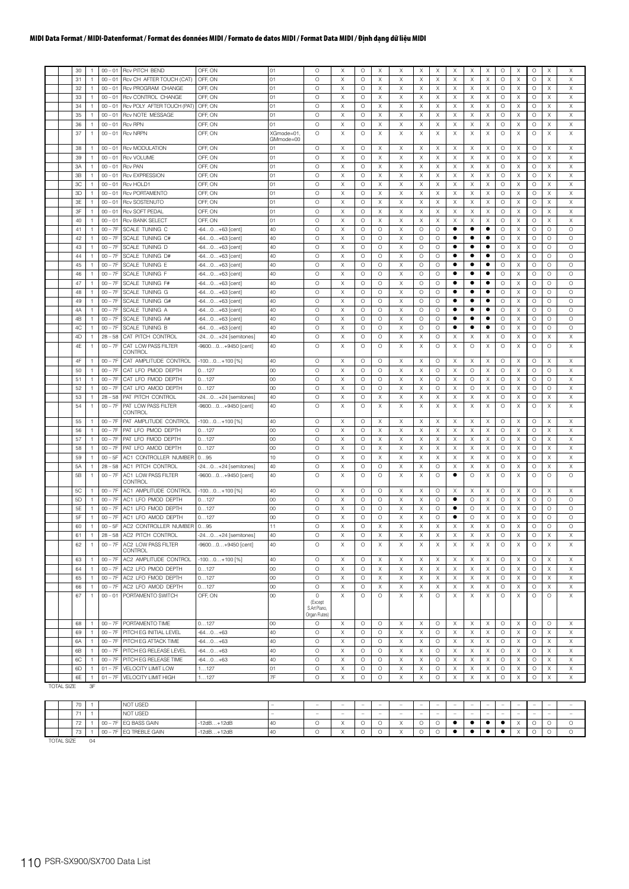## MIDI Data Format / MIDI-Datenformat / Format des données MIDI / Formato de datos MIDI / Format Data MIDI / Định dạng dữ liệu MIDI

| | 30 | 1 | 00 – 01 | Rcv PITCH BEND | OFF, ON | 01 | O | X | O | X | X | X | X | X | X | X | O | X | O | X | X |
|---|---|---|---|---|---|---|---|---|---|---|---|---|---|---|---|---|---|---|---|---|---|
| | 31 | 1 | 00 – 01 | Rcv CH AFTER TOUCH (CAT) | OFF, ON | 01 | O | X | O | X | X | X | X | X | X | X | O | X | O | X | X |
| | 32 | 1 | 00 – 01 | Rcv PROGRAM CHANGE | OFF, ON | 01 | O | X | O | X | X | X | X | X | X | X | O | X | O | X | X |
| | 33 | 1 | 00 – 01 | Rcv CONTROL CHANGE | OFF, ON | 01 | O | X | O | X | X | X | X | X | X | X | O | X | O | X | X |
| | 34 | 1 | 00 – 01 | Rcv POLY AFTER TOUCH (PAT) | OFF, ON | 01 | O | X | O | X | X | X | X | X | X | X | O | X | O | X | X |
| | 35 | 1 | 00 – 01 | Rcv NOTE MESSAGE | OFF, ON | 01 | O | X | O | X | X | X | X | X | X | X | O | X | O | X | X |
| | 36 | 1 | 00 – 01 | Rcv RPN | OFF, ON | 01 | O | X | O | X | X | X | X | X | X | X | O | X | O | X | X |
| | 37 | 1 | 00 – 01 | Rcv NRPN | OFF, ON | XGmode=01, GMmode=00 | O | X | O | X | X | X | X | X | X | X | O | X | O | X | X |
| | 38 | 1 | 00 – 01 | Rcv MODULATION | OFF, ON | 01 | O | X | O | X | X | X | X | X | X | X | O | X | O | X | X |
| | 39 | 1 | 00 – 01 | Rcv VOLUME | OFF, ON | 01 | O | X | O | X | X | X | X | X | X | X | O | X | O | X | X |
| | 3A | 1 | 00 – 01 | Rcv PAN | OFF, ON | 01 | O | X | O | X | X | X | X | X | X | X | O | X | O | X | X |
| | 3B | 1 | 00 – 01 | Rcv EXPRESSION | OFF, ON | 01 | O | X | O | X | X | X | X | X | X | X | O | X | O | X | X |
| | 3C | 1 | 00 – 01 | Rcv HOLD1 | OFF, ON | 01 | O | X | O | X | X | X | X | X | X | X | O | X | O | X | X |
| | 3D | 1 | 00 – 01 | Rcv PORTAMENTO | OFF, ON | 01 | O | X | O | X | X | X | X | X | X | X | O | X | O | X | X |
| | 3E | 1 | 00 – 01 | Rcv SOSTENUTO | OFF, ON | 01 | O | X | O | X | X | X | X | X | X | X | O | X | O | X | X |
| | 3F | 1 | 00 – 01 | Rcv SOFT PEDAL | OFF, ON | 01 | O | X | O | X | X | X | X | X | X | X | O | X | O | X | X |
| | 40 | 1 | 00 – 01 | Rcv BANK SELECT | OFF, ON | 01 | O | X | O | X | X | X | X | X | X | X | O | X | O | X | X |
| | 41 | 1 | 00 – 7F | SCALE TUNING C | -64…0…+63 [cent] | 40 | O | X | O | O | X | O | O | ● | ● | ● | O | X | O | O | O |
| | 42 | 1 | 00 – 7F | SCALE TUNING C# | -64…0…+63 [cent] | 40 | O | X | O | O | X | O | O | ● | ● | ● | O | X | O | O | O |
| | 43 | 1 | 00 – 7F | SCALE TUNING D | -64…0…+63 [cent] | 40 | O | X | O | O | X | O | O | ● | ● | ● | O | X | O | O | O |
| | 44 | 1 | 00 – 7F | SCALE TUNING D# | -64…0…+63 [cent] | 40 | O | X | O | O | X | O | O | ● | ● | ● | O | X | O | O | O |
| | 45 | 1 | 00 – 7F | SCALE TUNING E | -64…0…+63 [cent] | 40 | O | X | O | O | X | O | O | ● | ● | ● | O | X | O | O | O |
| | 46 | 1 | 00 – 7F | SCALE TUNING F | -64…0…+63 [cent] | 40 | O | X | O | O | X | O | O | ● | ● | ● | O | X | O | O | O |
| | 47 | 1 | 00 – 7F | SCALE TUNING F# | -64…0…+63 [cent] | 40 | O | X | O | O | X | O | O | ● | ● | ● | O | X | O | O | O |
| | 48 | 1 | 00 – 7F | SCALE TUNING G | -64…0…+63 [cent] | 40 | O | X | O | O | X | O | O | ● | ● | ● | O | X | O | O | O |
| | 49 | 1 | 00 – 7F | SCALE TUNING G# | -64…0…+63 [cent] | 40 | O | X | O | O | X | O | O | ● | ● | ● | O | X | O | O | O |
| | 4A | 1 | 00 – 7F | SCALE TUNING A | -64…0…+63 [cent] | 40 | O | X | O | O | X | O | O | ● | ● | ● | O | X | O | O | O |
| | 4B | 1 | 00 – 7F | SCALE TUNING A# | -64…0…+63 [cent] | 40 | O | X | O | O | X | O | O | ● | ● | ● | O | X | O | O | O |
| | 4C | 1 | 00 – 7F | SCALE TUNING B | -64…0…+63 [cent] | 40 | O | X | O | O | X | O | O | ● | ● | ● | O | X | O | O | O |
| | 4D | 1 | 28 – 58 | CAT PITCH CONTROL | -24…0…+24 [semitones] | 40 | O | X | O | O | X | X | O | X | X | X | O | X | O | X | X |
| | 4E | 1 | 00 – 7F | CAT LOW PASS FILTER CONTROL | -9600…0…+9450 [cent] | 40 | O | X | O | O | X | X | O | X | O | X | O | X | O | O | X |
| | 4F | 1 | 00 – 7F | CAT AMPLITUDE CONTROL | -100…0…+100 [%] | 40 | O | X | O | O | X | X | O | X | X | X | O | X | O | X | X |
| | 50 | 1 | 00 – 7F | CAT LFO PMOD DEPTH | 0…127 | 00 | O | X | O | O | X | X | O | X | O | X | O | X | O | O | X |
| | 51 | 1 | 00 – 7F | CAT LFO FMOD DEPTH | 0…127 | 00 | O | X | O | O | X | X | O | X | O | X | O | X | O | O | X |
| | 52 | 1 | 00 – 7F | CAT LFO AMOD DEPTH | 0…127 | 00 | O | X | O | O | X | X | O | X | O | X | O | X | O | O | X |
| | 53 | 1 | 28 – 58 | PAT PITCH CONTROL | -24…0…+24 [semitones] | 40 | O | X | O | X | X | X | X | X | X | X | O | X | O | X | X |
| | 54 | 1 | 00 – 7F | PAT LOW PASS FILTER CONTROL | -9600…0…+9450 [cent] | 40 | O | X | O | X | X | X | X | X | X | X | O | X | O | X | X |
| | 55 | 1 | 00 – 7F | PAT AMPLITUDE CONTROL | -100…0…+100 [%] | 40 | O | X | O | X | X | X | X | X | X | X | O | X | O | X | X |
| | 56 | 1 | 00 – 7F | PAT LFO PMOD DEPTH | 0…127 | 00 | O | X | O | X | X | X | X | X | X | X | O | X | O | X | X |
| | 57 | 1 | 00 – 7F | PAT LFO FMOD DEPTH | 0…127 | 00 | O | X | O | X | X | X | X | X | X | X | O | X | O | X | X |
| | 58 | 1 | 00 – 7F | PAT LFO AMOD DEPTH | 0…127 | 00 | O | X | O | X | X | X | X | X | X | X | O | X | O | X | X |
| | 59 | 1 | 00 – 5F | AC1 CONTROLLER NUMBER | 0…95 | 10 | O | X | O | X | X | X | X | X | X | X | O | X | O | X | X |
| | 5A | 1 | 28 – 58 | AC1 PITCH CONTROL | -24…0…+24 [semitones] | 40 | O | X | O | O | X | X | O | X | X | X | O | X | O | X | X |
| | 5B | 1 | 00 – 7F | AC1 LOW PASS FILTER CONTROL | -9600…0…+9450 [cent] | 40 | O | X | O | O | X | X | O | ● | O | X | O | X | O | O | O |
| | 5C | 1 | 00 – 7F | AC1 AMPLITUDE CONTROL | -100…0…+100 [%] | 40 | O | X | O | O | X | X | O | X | X | X | O | X | O | X | X |
| | 5D | 1 | 00 – 7F | AC1 LFO PMOD DEPTH | 0…127 | 00 | O | X | O | O | X | X | O | ● | O | X | O | X | O | O | O |
| | 5E | 1 | 00 – 7F | AC1 LFO FMOD DEPTH | 0…127 | 00 | O | X | O | O | X | X | O | ● | O | X | O | X | O | O | O |
| | 5F | 1 | 00 – 7F | AC1 LFO AMOD DEPTH | 0…127 | 00 | O | X | O | O | X | X | O | ● | O | X | O | X | O | O | O |
| | 60 | 1 | 00 – 5F | AC2 CONTROLLER NUMBER | 0…95 | 11 | O | X | O | X | X | X | X | X | X | X | O | X | O | O | O |
| | 61 | 1 | 28 – 58 | AC2 PITCH CONTROL | -24…0…+24 [semitones] | 40 | O | X | O | X | X | X | X | X | X | X | O | X | O | X | X |
| | 62 | 1 | 00 – 7F | AC2 LOW PASS FILTER CONTROL | -9600…0…+9450 [cent] | 40 | O | X | O | X | X | X | X | X | X | X | O | X | O | X | X |
| | 63 | 1 | 00 – 7F | AC2 AMPLITUDE CONTROL | -100…0…+100 [%] | 40 | O | X | O | X | X | X | X | X | X | X | O | X | O | X | X |
| | 64 | 1 | 00 – 7F | AC2 LFO PMOD DEPTH | 0…127 | 00 | O | X | O | X | X | X | X | X | X | X | O | X | O | X | X |
| | 65 | 1 | 00 – 7F | AC2 LFO FMOD DEPTH | 0…127 | 00 | O | X | O | X | X | X | X | X | X | X | O | X | O | X | X |
| | 66 | 1 | 00 – 7F | AC2 LFO AMOD DEPTH | 0…127 | 00 | O | X | O | X | X | X | X | X | X | X | O | X | O | X | X |
| | 67 | 1 | 00 – 01 | PORTAMENTO SWITCH | OFF, ON | 00 | O (Except S.Art Piano, Organ Flutes) | X | O | O | X | X | O | X | X | X | O | X | O | O | X |
| | 68 | 1 | 00 – 7F | PORTAMENTO TIME | 0…127 | 00 | O | X | O | O | X | X | O | X | X | X | O | X | O | O | X |
| | 69 | 1 | 00 – 7F | PITCH EG INITIAL LEVEL | -64…0…+63 | 40 | O | X | O | O | X | X | O | X | X | X | O | X | O | X | X |
| | 6A | 1 | 00 – 7F | PITCH EG ATTACK TIME | -64…0…+63 | 40 | O | X | O | O | X | X | O | X | X | X | O | X | O | X | X |
| | 6B | 1 | 00 – 7F | PITCH EG RELEASE LEVEL | -64…0…+63 | 40 | O | X | O | O | X | X | O | X | X | X | O | X | O | X | X |
| | 6C | 1 | 00 – 7F | PITCH EG RELEASE TIME | -64…0…+63 | 40 | O | X | O | O | X | X | O | X | X | X | O | X | O | X | X |
| | 6D | 1 | 01 – 7F | VELOCITY LIMIT LOW | 1…127 | 01 | O | X | O | O | X | X | O | X | X | X | O | X | O | X | X |
| | 6E | 1 | 01 – 7F | VELOCITY LIMIT HIGH | 1…127 | 7F | O | X | O | O | X | X | O | X | X | X | O | X | O | X | X |
| TOTAL SIZE | 3F | | | | | | | | | | | | | | | | | | | | |

| | 70 | 1 | | NOT USED | | – | – | – | – | – | – | – | – | – | – | – | – | – | – | – | – |
|---|---|---|---|---|---|---|---|---|---|---|---|---|---|---|---|---|---|---|---|---|---|
| | 71 | 1 | | NOT USED | | – | – | – | – | – | – | – | – | – | – | – | – | – | – | – | – |
| | 72 | 1 | 00 – 7F | EQ BASS GAIN | -12dB…+12dB | 40 | O | X | O | O | X | O | O | ● | ● | ● | ● | X | O | O | O |
| | 73 | 1 | 00 – 7F | EQ TREBLE GAIN | -12dB…+12dB | 40 | O | X | O | O | X | O | O | ● | ● | ● | ● | X | O | O | O |
| TOTAL SIZE | 04 | | | | | | | | | | | | | | | | | | | | |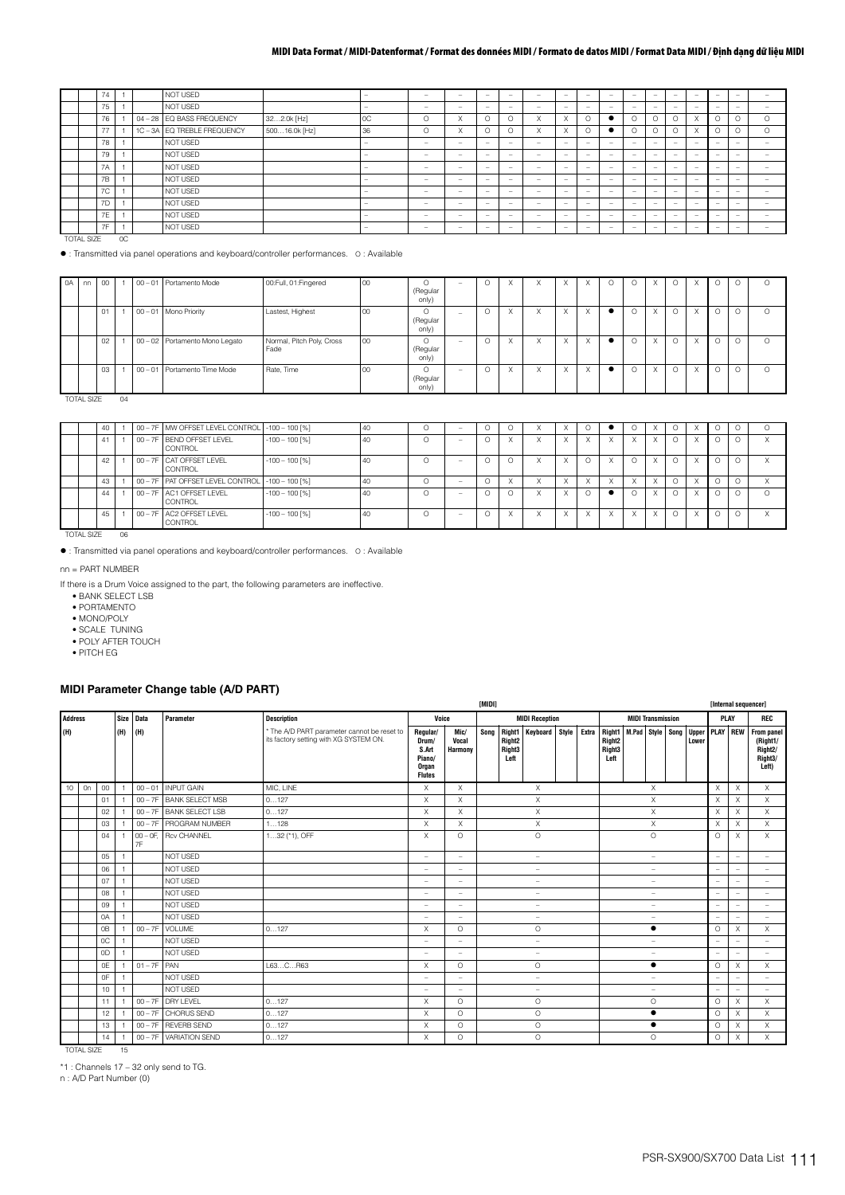| | | | | | | | | | | | | | | | | | | | | | | | | |
|---|---|---|---|---|---|---|---|---|---|---|---|---|---|---|---|---|---|---|---|---|---|---|---|---|
| | | 74 | 1 | | NOT USED | | – | – | – | – | – | – | – | – | – | – | – | – | – | – | – | – |
| | | 75 | 1 | | NOT USED | | – | – | – | – | – | – | – | – | – | – | – | – | – | – | – | – |
| | | 76 | 1 | 04 – 28 | EQ BASS FREQUENCY | 32…2.0k [Hz] | 0C | O | X | O | O | X | X | O | ● | O | O | O | X | O | O | O |
| | | 77 | 1 | 1C – 3A | EQ TREBLE FREQUENCY | 500…16.0k [Hz] | 36 | O | X | O | O | X | X | O | ● | O | O | O | X | O | O | O |
| | | 78 | 1 | | NOT USED | | – | – | – | – | – | – | – | – | – | – | – | – | – | – | – | – |
| | | 79 | 1 | | NOT USED | | – | – | – | – | – | – | – | – | – | – | – | – | – | – | – | – |
| | | 7A | 1 | | NOT USED | | – | – | – | – | – | – | – | – | – | – | – | – | – | – | – | – |
| | | 7B | 1 | | NOT USED | | – | – | – | – | – | – | – | – | – | – | – | – | – | – | – | – |
| | | 7C | 1 | | NOT USED | | – | – | – | – | – | – | – | – | – | – | – | – | – | – | – | – |
| | | 7D | 1 | | NOT USED | | – | – | – | – | – | – | – | – | – | – | – | – | – | – | – | – |
| | | 7E | 1 | | NOT USED | | – | – | – | – | – | – | – | – | – | – | – | – | – | – | – | – |
| | | 7F | 1 | | NOT USED | | – | – | – | – | – | – | – | – | – | – | – | – | – | – | – | – |
| TOTAL SIZE | | | 0C | | | | | | | | | | | | | | | | | | | |

● : Transmitted via panel operations and keyboard/controller performances. O : Available

| | | | | | | | | | | | | | | | | | | | | | | |
|---|---|---|---|---|---|---|---|---|---|---|---|---|---|---|---|---|---|---|---|---|---|---|
| 0A | nn | 00 | 1 | 00 – 01 | Portamento Mode | 00:Full, 01:Fingered | 00 | O (Regular only) | – | O | X | X | X | X | O | O | X | O | X | O | O | O |
| | | 01 | 1 | 00 – 01 | Mono Priority | Lastest, Highest | 00 | O (Regular only) | – | O | X | X | X | X | ● | O | X | O | X | O | O | O |
| | | 02 | 1 | 00 – 02 | Portamento Mono Legato | Normal, Pitch Poly, Cross Fade | 00 | O (Regular only) | – | O | X | X | X | X | ● | O | X | O | X | O | O | O |
| | | 03 | 1 | 00 – 01 | Portamento Time Mode | Rate, Time | 00 | O (Regular only) | – | O | X | X | X | X | ● | O | X | O | X | O | O | O |
| TOTAL SIZE | | | 04 | | | | | | | | | | | | | | | | | | | |

| | | | | | | | | | | | | | | | | | | | | | | |
|---|---|---|---|---|---|---|---|---|---|---|---|---|---|---|---|---|---|---|---|---|---|---|
| | | 40 | 1 | 00 – 7F | MW OFFSET LEVEL CONTROL | -100 – 100 [%] | 40 | O | – | O | O | X | X | O | ● | O | X | O | X | O | O | O |
| | | 41 | 1 | 00 – 7F | BEND OFFSET LEVEL CONTROL | -100 – 100 [%] | 40 | O | – | O | X | X | X | X | X | X | X | O | X | O | O | X |
| | | 42 | 1 | 00 – 7F | CAT OFFSET LEVEL CONTROL | -100 – 100 [%] | 40 | O | – | O | O | X | X | O | X | O | X | O | X | O | O | X |
| | | 43 | 1 | 00 – 7F | PAT OFFSET LEVEL CONTROL | -100 – 100 [%] | 40 | O | – | O | X | X | X | X | X | X | X | O | X | O | O | X |
| | | 44 | 1 | 00 – 7F | AC1 OFFSET LEVEL CONTROL | -100 – 100 [%] | 40 | O | – | O | O | X | X | O | ● | O | X | O | X | O | O | O |
| | | 45 | 1 | 00 – 7F | AC2 OFFSET LEVEL CONTROL | -100 – 100 [%] | 40 | O | – | O | X | X | X | X | X | X | X | O | X | O | O | X |
| TOTAL SIZE | | | 06 | | | | | | | | | | | | | | | | | | | |

● : Transmitted via panel operations and keyboard/controller performances. O : Available

nn = PART NUMBER

If there is a Drum Voice assigned to the part, the following parameters are ineffective.
- BANK SELECT LSB
- PORTAMENTO
- MONO/POLY
- SCALE TUNING
- POLY AFTER TOUCH
- PITCH EG

### MIDI Parameter Change table (A/D PART)

| Address (H) | | | Size (H) | Data (H) | Parameter | Description | [MIDI] Voice: Regular/Drum/S.Art Piano/Organ Flutes | Voice: Mic/Vocal Harmony | MIDI Reception: Song / Right1 Right2 Right3 Left / Keyboard / Style / Extra | MIDI Transmission: Right1 Right2 Right3 Left / M.Pad / Style / Song / Upper Lower | [Internal sequencer] PLAY: PLAY | PLAY: REW | REC: From panel (Right1/Right2/Right3/Left) |
|---|---|---|---|---|---|---|---|---|---|---|---|---|---|
| | | | | | | * The A/D PART parameter cannot be reset to its factory setting with XG SYSTEM ON. | | | | | | | |
| 10 | 0n | 00 | 1 | 00 – 01 | INPUT GAIN | MIC, LINE | X | X | X | X | X | X | X |
| | | 01 | 1 | 00 – 7F | BANK SELECT MSB | 0…127 | X | X | X | X | X | X | X |
| | | 02 | 1 | 00 – 7F | BANK SELECT LSB | 0…127 | X | X | X | X | X | X | X |
| | | 03 | 1 | 00 – 7F | PROGRAM NUMBER | 1…128 | X | X | X | X | X | X | X |
| | | 04 | 1 | 00 – 0F, 7F | Rcv CHANNEL | 1…32 (*1), OFF | X | O | O | O | O | X | X |
| | | 05 | 1 | | NOT USED | | – | – | – | – | – | – | – |
| | | 06 | 1 | | NOT USED | | – | – | – | – | – | – | – |
| | | 07 | 1 | | NOT USED | | – | – | – | – | – | – | – |
| | | 08 | 1 | | NOT USED | | – | – | – | – | – | – | – |
| | | 09 | 1 | | NOT USED | | – | – | – | – | – | – | – |
| | | 0A | 1 | | NOT USED | | – | – | – | – | – | – | – |
| | | 0B | 1 | 00 – 7F | VOLUME | 0…127 | X | O | O | ● | O | X | X |
| | | 0C | 1 | | NOT USED | | – | – | – | – | – | – | – |
| | | 0D | 1 | | NOT USED | | – | – | – | – | – | – | – |
| | | 0E | 1 | 01 – 7F | PAN | L63…C…R63 | X | O | O | ● | O | X | X |
| | | 0F | 1 | | NOT USED | | – | – | – | – | – | – | – |
| | | 10 | 1 | | NOT USED | | – | – | – | – | – | – | – |
| | | 11 | 1 | 00 – 7F | DRY LEVEL | 0…127 | X | O | O | O | O | X | X |
| | | 12 | 1 | 00 – 7F | CHORUS SEND | 0…127 | X | O | O | ● | O | X | X |
| | | 13 | 1 | 00 – 7F | REVERB SEND | 0…127 | X | O | O | ● | O | X | X |
| | | 14 | 1 | 00 – 7F | VARIATION SEND | 0…127 | X | O | O | O | O | X | X |
| TOTAL SIZE | | | 15 | | | | | | | | | | |

*1 : Channels 17 – 32 only send to TG.
n : A/D Part Number (0)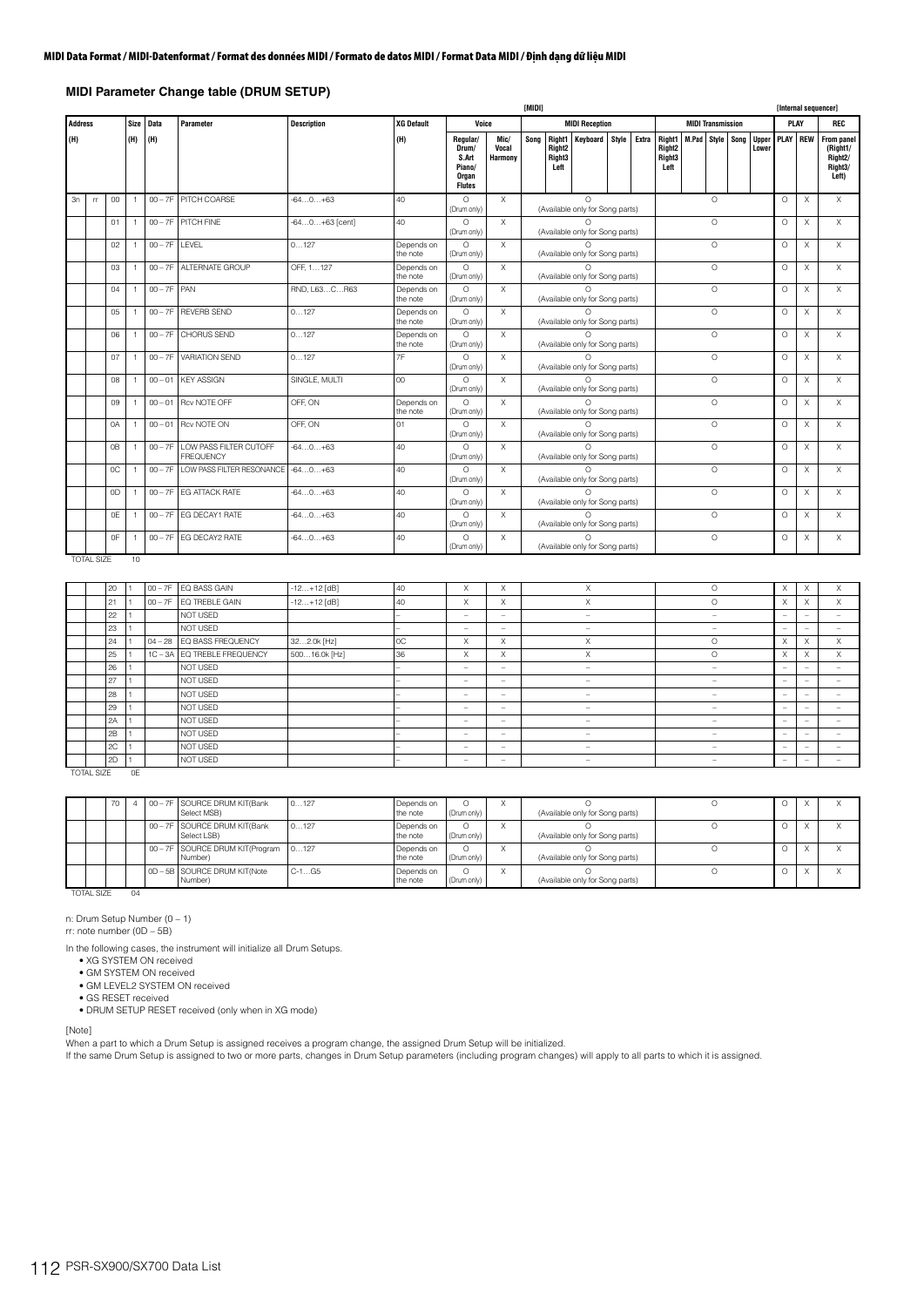**MIDI Data Format / MIDI-Datenformat / Format des données MIDI / Formato de datos MIDI / Format Data MIDI / Định dạng dữ liệu MIDI**

### MIDI Parameter Change table (DRUM SETUP)

| Address | | | Size | Data | Parameter | Description | XG Default | [MIDI] Voice | | MIDI Reception | MIDI Transmission | [Internal sequencer] PLAY | | REC |
|---|---|---|---|---|---|---|---|---|---|---|---|---|---|---|
| (H) | | | (H) | (H) | | | (H) | Regular/ Drum/ S.Art Piano/ Organ Flutes | Mic/ Vocal Harmony | Song / Right1 Right2 Right3 Left / Keyboard / Style / Extra | Right1 Right2 Right3 Left / M.Pad / Style / Song / Upper Lower | PLAY | REW | From panel (Right1/ Right2/ Right3/ Left) |
| 3n | rr | 00 | 1 | 00 – 7F | PITCH COARSE | -64…0…+63 | 40 | O (Drum only) | X | O (Available only for Song parts) | O | O | X | X |
| | | 01 | 1 | 00 – 7F | PITCH FINE | -64…0…+63 [cent] | 40 | O (Drum only) | X | O (Available only for Song parts) | O | O | X | X |
| | | 02 | 1 | 00 – 7F | LEVEL | 0…127 | Depends on the note | O (Drum only) | X | O (Available only for Song parts) | O | O | X | X |
| | | 03 | 1 | 00 – 7F | ALTERNATE GROUP | OFF, 1…127 | Depends on the note | O (Drum only) | X | O (Available only for Song parts) | O | O | X | X |
| | | 04 | 1 | 00 – 7F | PAN | RND, L63…C…R63 | Depends on the note | O (Drum only) | X | O (Available only for Song parts) | O | O | X | X |
| | | 05 | 1 | 00 – 7F | REVERB SEND | 0…127 | Depends on the note | O (Drum only) | X | O (Available only for Song parts) | O | O | X | X |
| | | 06 | 1 | 00 – 7F | CHORUS SEND | 0…127 | Depends on the note | O (Drum only) | X | O (Available only for Song parts) | O | O | X | X |
| | | 07 | 1 | 00 – 7F | VARIATION SEND | 0…127 | 7F | O (Drum only) | X | O (Available only for Song parts) | O | O | X | X |
| | | 08 | 1 | 00 – 01 | KEY ASSIGN | SINGLE, MULTI | 00 | O (Drum only) | X | O (Available only for Song parts) | O | O | X | X |
| | | 09 | 1 | 00 – 01 | Rcv NOTE OFF | OFF, ON | Depends on the note | O (Drum only) | X | O (Available only for Song parts) | O | O | X | X |
| | | 0A | 1 | 00 – 01 | Rcv NOTE ON | OFF, ON | 01 | O (Drum only) | X | O (Available only for Song parts) | O | O | X | X |
| | | 0B | 1 | 00 – 7F | LOW PASS FILTER CUTOFF FREQUENCY | -64…0…+63 | 40 | O (Drum only) | X | O (Available only for Song parts) | O | O | X | X |
| | | 0C | 1 | 00 – 7F | LOW PASS FILTER RESONANCE | -64…0…+63 | 40 | O (Drum only) | X | O (Available only for Song parts) | O | O | X | X |
| | | 0D | 1 | 00 – 7F | EG ATTACK RATE | -64…0…+63 | 40 | O (Drum only) | X | O (Available only for Song parts) | O | O | X | X |
| | | 0E | 1 | 00 – 7F | EG DECAY1 RATE | -64…0…+63 | 40 | O (Drum only) | X | O (Available only for Song parts) | O | O | X | X |
| | | 0F | 1 | 00 – 7F | EG DECAY2 RATE | -64…0…+63 | 40 | O (Drum only) | X | O (Available only for Song parts) | O | O | X | X |
| TOTAL SIZE | | | 10 | | | | | | | | | | | |
| | | 20 | 1 | 00 – 7F | EQ BASS GAIN | -12…+12 [dB] | 40 | X | X | X | O | X | X | X |
| | | 21 | 1 | 00 – 7F | EQ TREBLE GAIN | -12…+12 [dB] | 40 | X | X | X | O | X | X | X |
| | | 22 | 1 | | NOT USED | | – | – | – | – | – | – | – | – |
| | | 23 | 1 | | NOT USED | | – | – | – | – | – | – | – | – |
| | | 24 | 1 | 04 – 28 | EQ BASS FREQUENCY | 32…2.0k [Hz] | 0C | X | X | X | O | X | X | X |
| | | 25 | 1 | 1C – 3A | EQ TREBLE FREQUENCY | 500…16.0k [Hz] | 36 | X | X | X | O | X | X | X |
| | | 26 | 1 | | NOT USED | | – | – | – | – | – | – | – | – |
| | | 27 | 1 | | NOT USED | | – | – | – | – | – | – | – | – |
| | | 28 | 1 | | NOT USED | | – | – | – | – | – | – | – | – |
| | | 29 | 1 | | NOT USED | | – | – | – | – | – | – | – | – |
| | | 2A | 1 | | NOT USED | | – | – | – | – | – | – | – | – |
| | | 2B | 1 | | NOT USED | | – | – | – | – | – | – | – | – |
| | | 2C | 1 | | NOT USED | | – | – | – | – | – | – | – | – |
| | | 2D | 1 | | NOT USED | | – | – | – | – | – | – | – | – |
| TOTAL SIZE | | | 0E | | | | | | | | | | | |
| | | 70 | 4 | 00 – 7F | SOURCE DRUM KIT(Bank Select MSB) | 0…127 | Depends on the note | O (Drum only) | X | O (Available only for Song parts) | O | O | X | X |
| | | | | 00 – 7F | SOURCE DRUM KIT(Bank Select LSB) | 0…127 | Depends on the note | O (Drum only) | X | O (Available only for Song parts) | O | O | X | X |
| | | | | 00 – 7F | SOURCE DRUM KIT(Program Number) | 0…127 | Depends on the note | O (Drum only) | X | O (Available only for Song parts) | O | O | X | X |
| | | | | 0D – 5B | SOURCE DRUM KIT(Note Number) | C-1…G5 | Depends on the note | O (Drum only) | X | O (Available only for Song parts) | O | O | X | X |
| TOTAL SIZE | | | 04 | | | | | | | | | | | |

n: Drum Setup Number (0 – 1)
rr: note number (0D – 5B)

In the following cases, the instrument will initialize all Drum Setups.
- XG SYSTEM ON received
- GM SYSTEM ON received
- GM LEVEL2 SYSTEM ON received
- GS RESET received
- DRUM SETUP RESET received (only when in XG mode)

[Note]
When a part to which a Drum Setup is assigned receives a program change, the assigned Drum Setup will be initialized.
If the same Drum Setup is assigned to two or more parts, changes in Drum Setup parameters (including program changes) will apply to all parts to which it is assigned.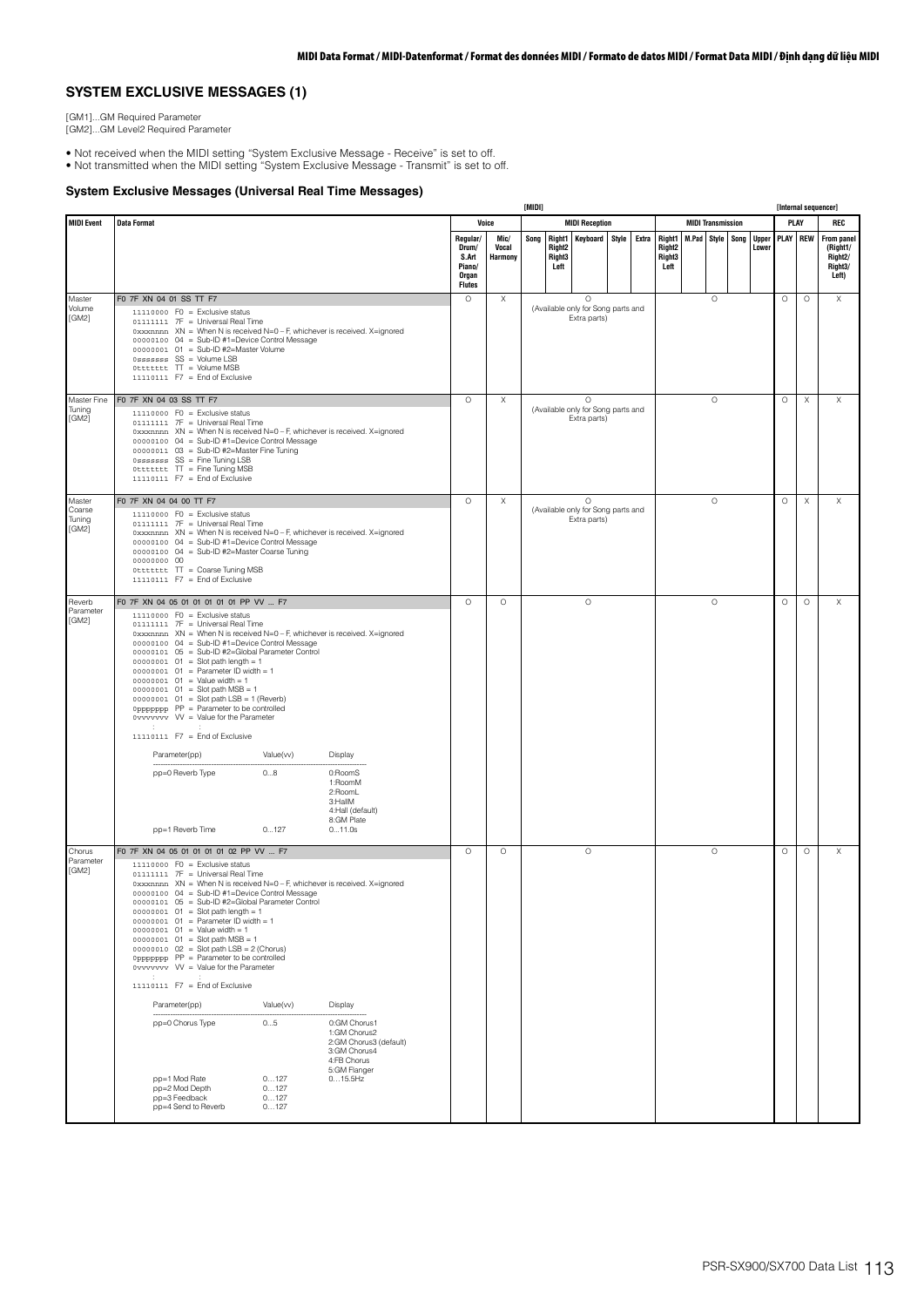## SYSTEM EXCLUSIVE MESSAGES (1)

[GM1]...GM Required Parameter
[GM2]...GM Level2 Required Parameter

- Not received when the MIDI setting "System Exclusive Message - Receive" is set to off.
- Not transmitted when the MIDI setting "System Exclusive Message - Transmit" is set to off.

### System Exclusive Messages (Universal Real Time Messages)

| MIDI Event | Data Format | [MIDI] Voice: Regular/ Drum/ S.Art Piano/ Organ Flutes | Voice: Mic/ Vocal Harmony | MIDI Reception: Song | MIDI Reception: Right1 Right2 Right3 Left | MIDI Reception: Keyboard | MIDI Reception: Style | MIDI Reception: Extra | MIDI Transmission: Right1 Right2 Right3 Left | MIDI Transmission: M.Pad | MIDI Transmission: Style | MIDI Transmission: Song | MIDI Transmission: Upper Lower | [Internal sequencer] PLAY: PLAY | PLAY: REW | REC: From panel (Right1/ Right2/ Right3/ Left) |
|---|---|---|---|---|---|---|---|---|---|---|---|---|---|---|---|---|
| Master Volume [GM2] | F0 7F XN 04 01 SS TT F7<br>11110000 F0 = Exclusive status<br>01111111 7F = Universal Real Time<br>0xxxnnnn XN = When N is received N=0 – F, whichever is received. X=ignored<br>00000100 04 = Sub-ID #1=Device Control Message<br>00000001 01 = Sub-ID #2=Master Volume<br>0sssssss SS = Volume LSB<br>0ttttttt TT = Volume MSB<br>11110111 F7 = End of Exclusive | O | X | O (Available only for Song parts and Extra parts) | | | | | O | | | | | O | O | X |
| Master Fine Tuning [GM2] | F0 7F XN 04 03 SS TT F7<br>11110000 F0 = Exclusive status<br>01111111 7F = Universal Real Time<br>0xxxnnnn XN = When N is received N=0 – F, whichever is received. X=ignored<br>00000100 04 = Sub-ID #1=Device Control Message<br>00000011 03 = Sub-ID #2=Master Fine Tuning<br>0sssssss SS = Fine Tuning LSB<br>0ttttttt TT = Fine Tuning MSB<br>11110111 F7 = End of Exclusive | O | X | O (Available only for Song parts and Extra parts) | | | | | O | | | | | O | X | X |
| Master Coarse Tuning [GM2] | F0 7F XN 04 04 00 TT F7<br>11110000 F0 = Exclusive status<br>01111111 7F = Universal Real Time<br>0xxxnnnn XN = When N is received N=0 – F, whichever is received. X=ignored<br>00000100 04 = Sub-ID #1=Device Control Message<br>00000100 04 = Sub-ID #2=Master Coarse Tuning<br>00000000 00<br>0ttttttt TT = Coarse Tuning MSB<br>11110111 F7 = End of Exclusive | O | X | O (Available only for Song parts and Extra parts) | | | | | O | | | | | O | X | X |
| Reverb Parameter [GM2] | F0 7F XN 04 05 01 01 01 01 01 PP VV ... F7<br>11110000 F0 = Exclusive status<br>01111111 7F = Universal Real Time<br>0xxxnnnn XN = When N is received N=0 – F, whichever is received. X=ignored<br>00000100 04 = Sub-ID #1=Device Control Message<br>00000101 05 = Sub-ID #2=Global Parameter Control<br>00000001 01 = Slot path length = 1<br>00000001 01 = Parameter ID width = 1<br>00000001 01 = Value width = 1<br>00000001 01 = Slot path MSB = 1<br>00000001 01 = Slot path LSB = 1 (Reverb)<br>0ppppppp PP = Parameter to be controlled<br>0vvvvvvv VV = Value for the Parameter<br>: :<br>11110111 F7 = End of Exclusive<br><br>Parameter(pp) / Value(vv) / Display<br>pp=0 Reverb Type / 0...8 / 0:RoomS, 1:RoomM, 2:RoomL, 3:HallM, 4:Hall (default), 8:GM Plate<br>pp=1 Reverb Time / 0...127 / 0...11.0s | O | O | O | | | | | O | | | | | O | O | X |
| Chorus Parameter [GM2] | F0 7F XN 04 05 01 01 01 01 02 PP VV ... F7<br>11110000 F0 = Exclusive status<br>01111111 7F = Universal Real Time<br>0xxxnnnn XN = When N is received N=0 – F, whichever is received. X=ignored<br>00000100 04 = Sub-ID #1=Device Control Message<br>00000101 05 = Sub-ID #2=Global Parameter Control<br>00000001 01 = Slot path length = 1<br>00000001 01 = Parameter ID width = 1<br>00000001 01 = Value width = 1<br>00000001 01 = Slot path MSB = 1<br>00000010 02 = Slot path LSB = 2 (Chorus)<br>0ppppppp PP = Parameter to be controlled<br>0vvvvvvv VV = Value for the Parameter<br>: :<br>11110111 F7 = End of Exclusive<br><br>Parameter(pp) / Value(vv) / Display<br>pp=0 Chorus Type / 0...5 / 0:GM Chorus1, 1:GM Chorus2, 2:GM Chorus3 (default), 3:GM Chorus4, 4:FB Chorus, 5:GM Flanger<br>pp=1 Mod Rate / 0...127 / 0...15.5Hz<br>pp=2 Mod Depth / 0...127<br>pp=3 Feedback / 0...127<br>pp=4 Send to Reverb / 0...127 | O | O | O | | | | | O | | | | | O | O | X |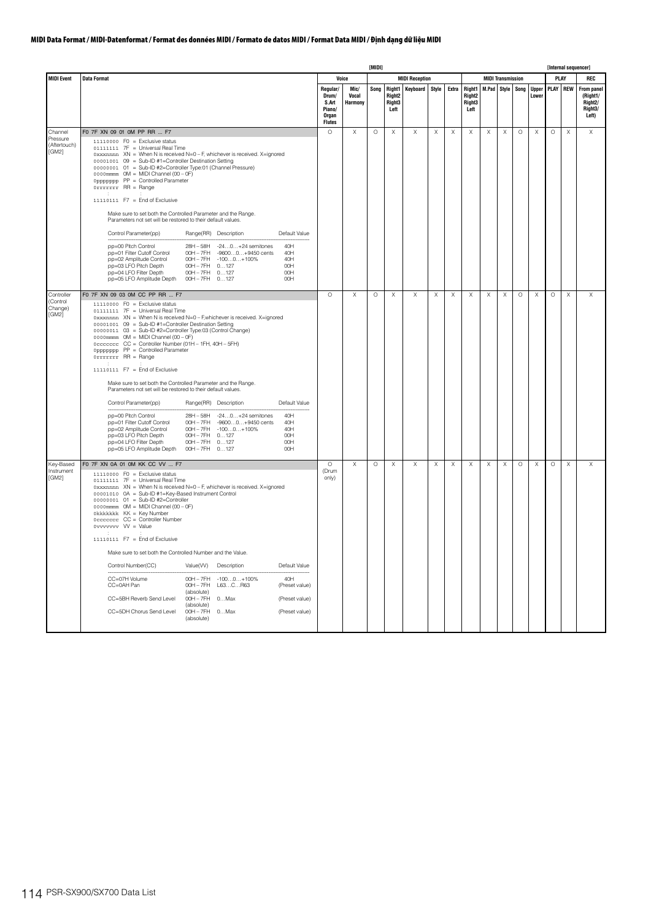**MIDI Data Format / MIDI-Datenformat / Format des données MIDI / Formato de datos MIDI / Format Data MIDI / Định dạng dữ liệu MIDI**

| MIDI Event | Data Format | [MIDI] Voice: Regular/ Drum/ S.Art Piano/ Organ Flutes | Voice: Mic/ Vocal Harmony | MIDI Reception: Song | MIDI Reception: Right1 Right2 Right3 Left | MIDI Reception: Keyboard | MIDI Reception: Style | MIDI Reception: Extra | MIDI Transmission: Right1 Right2 Right3 Left | MIDI Transmission: M.Pad | MIDI Transmission: Style | MIDI Transmission: Song | MIDI Transmission: Upper Lower | [Internal sequencer] PLAY: PLAY | PLAY: REW | REC: From panel (Right1/ Right2/ Right3/ Left) |
|---|---|---|---|---|---|---|---|---|---|---|---|---|---|---|---|---|
| Channel Pressure (Aftertouch) [GM2] | F0 7F XN 09 01 0M PP RR ... F7<br>11110000 F0 = Exclusive status<br>01111111 7F = Universal Real Time<br>0xxxnnnn XN = When N is received N=0 – F, whichever is received. X=ignored<br>00001001 09 = Sub-ID #1=Controller Destination Setting<br>00000001 01 = Sub-ID #2=Controller Type:01 (Channel Pressure)<br>0000mmmm 0M = MIDI Channel (00 – 0F)<br>0ppppppp PP = Controlled Parameter<br>0rrrrrrr RR = Range<br>: :<br>11110111 F7 = End of Exclusive<br><br>Make sure to set both the Controlled Parameter and the Range. Parameters not set will be restored to their default values.<br><br>Control Parameter(pp) / Range(RR) / Description / Default Value<br>pp=00 Pitch Control / 28H – 58H / -24…0…+24 semitones / 40H<br>pp=01 Filter Cutoff Control / 00H – 7FH / -9600…0…+9450 cents / 40H<br>pp=02 Amplitude Control / 00H – 7FH / -100…0…+100% / 40H<br>pp=03 LFO Pitch Depth / 00H – 7FH / 0…127 / 00H<br>pp=04 LFO Filter Depth / 00H – 7FH / 0…127 / 00H<br>pp=05 LFO Amplitude Depth / 00H – 7FH / 0…127 / 00H | O | X | O | X | X | X | X | X | X | X | O | X | O | X | X |
| Controller (Control Change) [GM2] | F0 7F XN 09 03 0M CC PP RR ... F7<br>11110000 F0 = Exclusive status<br>01111111 7F = Universal Real Time<br>0xxxnnnn XN = When N is received N=0 – F,whichever is received. X=ignored<br>00001001 09 = Sub-ID #1=Controller Destination Setting<br>00000011 03 = Sub-ID #2=Controller Type:03 (Control Change)<br>0000mmmm 0M = MIDI Channel (00 – 0F)<br>0ccccccc CC = Controller Number (01H – 1FH, 40H – 5FH)<br>0ppppppp PP = Controlled Parameter<br>0rrrrrrr RR = Range<br>: :<br>11110111 F7 = End of Exclusive<br><br>Make sure to set both the Controlled Parameter and the Range. Parameters not set will be restored to their default values.<br><br>Control Parameter(pp) / Range(RR) / Description / Default Value<br>pp=00 Pitch Control / 28H – 58H / -24…0…+24 semitones / 40H<br>pp=01 Filter Cutoff Control / 00H – 7FH / -9600…0…+9450 cents / 40H<br>pp=02 Amplitude Control / 00H – 7FH / -100…0…+100% / 40H<br>pp=03 LFO Pitch Depth / 00H – 7FH / 0…127 / 00H<br>pp=04 LFO Filter Depth / 00H – 7FH / 0…127 / 00H<br>pp=05 LFO Amplitude Depth / 00H – 7FH / 0…127 / 00H | O | X | O | X | X | X | X | X | X | X | O | X | O | X | X |
| Key-Based Instrument [GM2] | F0 7F XN 0A 01 0M KK CC VV ... F7<br>11110000 F0 = Exclusive status<br>01111111 7F = Universal Real Time<br>0xxxnnnn XN = When N is received N=0 – F, whichever is received. X=ignored<br>00001010 0A = Sub-ID #1=Key-Based Instrument Control<br>00000001 01 = Sub-ID #2=Controller<br>0000mmmm 0M = MIDI Channel (00 – 0F)<br>0kkkkkkk KK = Key Number<br>0ccccccc CC = Controller Number<br>0vvvvvvv VV = Value<br>: :<br>11110111 F7 = End of Exclusive<br><br>Make sure to set both the Controlled Number and the Value.<br><br>Control Number(CC) / Value(VV) / Description / Default Value<br>CC=07H Volume / 00H – 7FH / -100…0…+100% / 40H<br>CC=0AH Pan / 00H – 7FH (absolute) / L63…C…R63 / (Preset value)<br>CC=5BH Reverb Send Level / 00H – 7FH (absolute) / 0…Max / (Preset value)<br>CC=5DH Chorus Send Level / 00H – 7FH (absolute) / 0…Max / (Preset value) | O (Drum only) | X | O | X | X | X | X | X | X | X | O | X | O | X | X |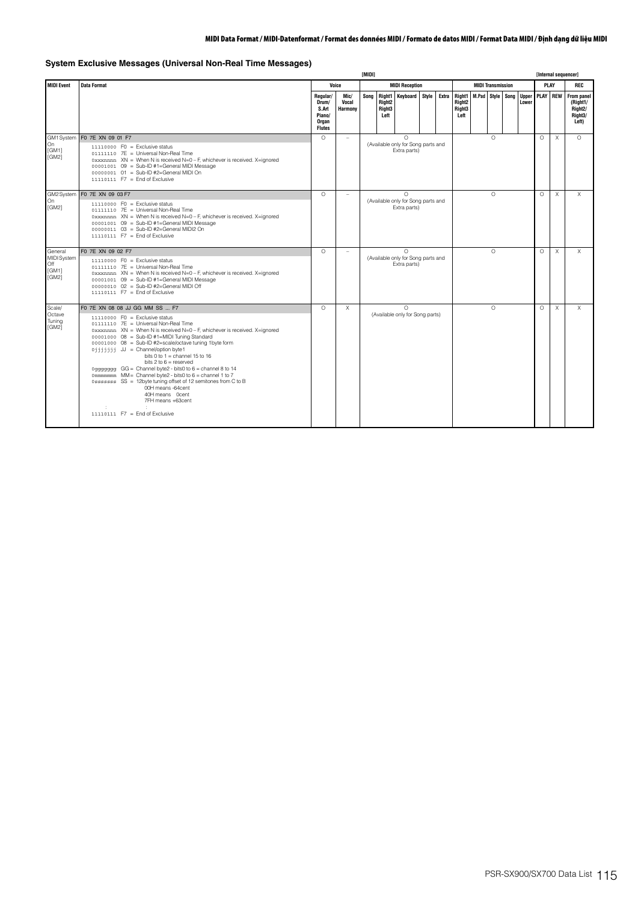## System Exclusive Messages (Universal Non-Real Time Messages)

| | | [MIDI] | | | | | | | | | | | | | [Internal sequencer] | | |
|---|---|---|---|---|---|---|---|---|---|---|---|---|---|---|---|---|---|
| **MIDI Event** | **Data Format** | **Voice** | | **MIDI Reception** | | | | | **MIDI Transmission** | | | | | | **PLAY** | | **REC** |
| | | **Regular/ Drum/ S.Art Piano/ Organ Flutes** | **Mic/ Vocal Harmony** | **Song** | **Right1 Right2 Right3 Left** | **Keyboard** | **Style** | **Extra** | **Right1 Right2 Right3 Left** | **M.Pad** | **Style** | **Song** | **Upper Lower** | | **PLAY** | **REW** | **From panel (Right1/ Right2/ Right3/ Left)** |
| GM1 System On [GM1] [GM2] | F0 7E XN 09 01 F7<br>11110000 F0 = Exclusive status<br>01111110 7E = Universal Non-Real Time<br>0xxxnnnn XN = When N is received N=0 – F, whichever is received. X=ignored<br>00001001 09 = Sub-ID #1=General MIDI Message<br>00000001 01 = Sub-ID #2=General MIDI On<br>11110111 F7 = End of Exclusive | O | – | O (Available only for Song parts and Extra parts) | | | | | O | | | | | | O | X | O |
| GM2 System On [GM2] | F0 7E XN 09 03 F7<br>11110000 F0 = Exclusive status<br>01111110 7E = Universal Non-Real Time<br>0xxxnnnn XN = When N is received N=0 – F, whichever is received. X=ignored<br>00001001 09 = Sub-ID #1=General MIDI Message<br>00000011 03 = Sub-ID #2=General MIDI2 On<br>11110111 F7 = End of Exclusive | O | – | O (Available only for Song parts and Extra parts) | | | | | O | | | | | | O | X | X |
| General MIDI System Off [GM1] [GM2] | F0 7E XN 09 02 F7<br>11110000 F0 = Exclusive status<br>01111110 7E = Universal Non-Real Time<br>0xxxnnnn XN = When N is received N=0 – F, whichever is received. X=ignored<br>00001001 09 = Sub-ID #1=General MIDI Message<br>00000010 02 = Sub-ID #2=General MIDI Off<br>11110111 F7 = End of Exclusive | O | – | O (Available only for Song parts and Extra parts) | | | | | O | | | | | | O | X | X |
| Scale/ Octave Tuning [GM2] | F0 7E XN 08 08 JJ GG MM SS ... F7<br>11110000 F0 = Exclusive status<br>01111110 7E = Universal Non-Real Time<br>0xxxnnnn XN = When N is received N=0 – F, whichever is received. X=ignored<br>00001000 08 = Sub-ID #1=MIDI Tuning Standard<br>00001000 08 = Sub-ID #2=scale/octave tuning 1byte form<br>0jjjjjjj JJ = Channel/option byte1<br>bits 0 to 1 = channel 15 to 16<br>bits 2 to 6 = reserved<br>0ggggggg GG = Channel byte2 - bits0 to 6 = channel 8 to 14<br>0mmmmmmm MM = Channel byte2 - bits0 to 6 = channel 1 to 7<br>0sssssss SS = 12byte tuning offset of 12 semitones from C to B<br>00H means -64cent<br>40H means 0cent<br>7FH means +63cent<br>: :<br>11110111 F7 = End of Exclusive | O | X | O (Available only for Song parts) | | | | | O | | | | | | O | X | X |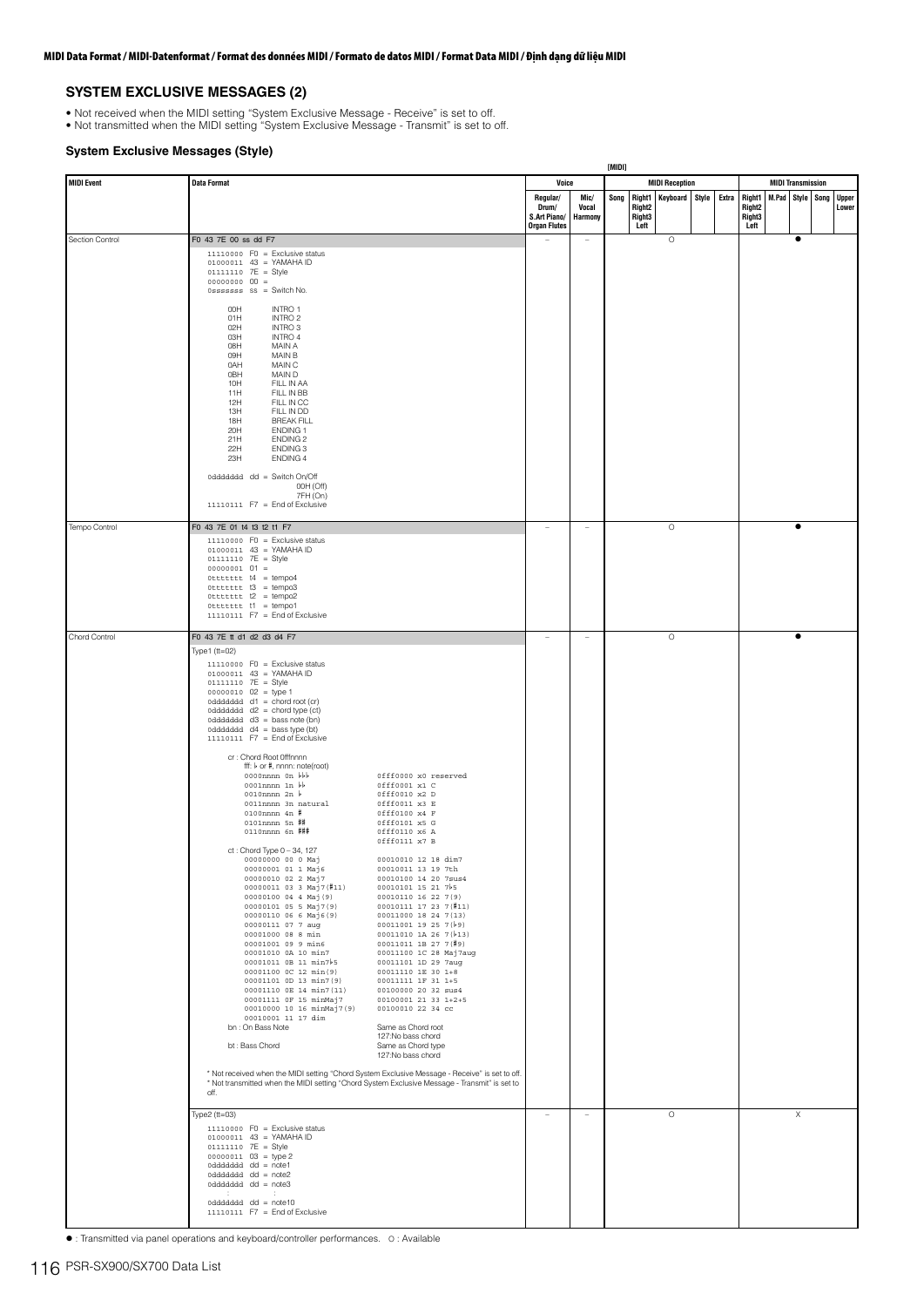**MIDI Data Format / MIDI-Datenformat / Format des données MIDI / Formato de datos MIDI / Format Data MIDI / Định dạng dữ liệu MIDI**

## SYSTEM EXCLUSIVE MESSAGES (2)

- Not received when the MIDI setting "System Exclusive Message - Receive" is set to off.
- Not transmitted when the MIDI setting "System Exclusive Message - Transmit" is set to off.

### System Exclusive Messages (Style)

| MIDI Event | Data Format | Voice: Regular/ Drum/ S.Art Piano/ Organ Flutes | Voice: Mic/ Vocal Harmony | MIDI Reception: Song | MIDI Reception: Right1 Right2 Right3 Left | MIDI Reception: Keyboard | MIDI Reception: Style | MIDI Reception: Extra | MIDI Transmission: Right1 Right2 Right3 Left | MIDI Transmission: M.Pad | MIDI Transmission: Style | MIDI Transmission: Song | MIDI Transmission: Upper Lower |
|---|---|---|---|---|---|---|---|---|---|---|---|---|---|
| Section Control | F0 43 7E 00 ss dd F7 | – | – | | | ○ | | | | | ● | | |
| Tempo Control | F0 43 7E 01 t4 t3 t2 t1 F7 | – | – | | | ○ | | | | | ● | | |
| Chord Control | F0 43 7E tt d1 d2 d3 d4 F7 Type1 (tt=02) | – | – | | | ○ | | | | | ● | | |
| | Type2 (tt=03) | – | – | | | ○ | | | | | X | | |

**Section Control** — F0 43 7E 00 ss dd F7

```
11110000  F0 = Exclusive status
01000011  43 = YAMAHA ID
01111110  7E = Style
00000000  00 =
0sssssss  ss = Switch No.

  00H   INTRO 1
  01H   INTRO 2
  02H   INTRO 3
  03H   INTRO 4
  08H   MAIN A
  09H   MAIN B
  0AH   MAIN C
  0BH   MAIN D
  10H   FILL IN AA
  11H   FILL IN BB
  12H   FILL IN CC
  13H   FILL IN DD
  18H   BREAK FILL
  20H   ENDING 1
  21H   ENDING 2
  22H   ENDING 3
  23H   ENDING 4

0ddddddd  dd = Switch On/Off
               00H (Off)
               7FH (On)
11110111  F7 = End of Exclusive
```

**Tempo Control** — F0 43 7E 01 t4 t3 t2 t1 F7

```
11110000  F0 = Exclusive status
01000011  43 = YAMAHA ID
01111110  7E = Style
00000001  01 =
0ttttttt  t4 = tempo4
0ttttttt  t3 = tempo3
0ttttttt  t2 = tempo2
0ttttttt  t1 = tempo1
11110111  F7 = End of Exclusive
```

**Chord Control** — F0 43 7E tt d1 d2 d3 d4 F7

Type1 (tt=02)

```
11110000  F0 = Exclusive status
01000011  43 = YAMAHA ID
01111110  7E = Style
00000010  02 = type 1
0ddddddd  d1 = chord root (cr)
0ddddddd  d2 = chord type (ct)
0ddddddd  d3 = bass note (bn)
0ddddddd  d4 = bass type (bt)
11110111  F7 = End of Exclusive
```

cr : Chord Root 0fffnnnn
fff: ♭ or ♯, nnnn: note(root)

```
0000nnnn 0n ♭♭♭          0fff0000 x0 reserved
0001nnnn 1n ♭♭           0fff0001 x1 C
0010nnnn 2n ♭            0fff0010 x2 D
0011nnnn 3n natural      0fff0011 x3 E
0100nnnn 4n ♯            0fff0100 x4 F
0101nnnn 5n ♯♯           0fff0101 x5 G
0110nnnn 6n ♯♯♯          0fff0110 x6 A
                         0fff0111 x7 B
```

ct : Chord Type 0 – 34, 127

```
00000000 00 0 Maj            00010010 12 18 dim7
00000001 01 1 Maj6           00010011 13 19 7th
00000010 02 2 Maj7           00010100 14 20 7sus4
00000011 03 3 Maj7(♯11)      00010101 15 21 7♭5
00000100 04 4 Maj(9)         00010110 16 22 7(9)
00000101 05 5 Maj7(9)        00010111 17 23 7(♯11)
00000110 06 6 Maj6(9)        00011000 18 24 7(13)
00000111 07 7 aug            00011001 19 25 7(♭9)
00001000 08 8 min            00011010 1A 26 7(♭13)
00001001 09 9 min6           00011011 1B 27 7(♯9)
00001010 0A 10 min7          00011100 1C 28 Maj7aug
00001011 0B 11 min7♭5        00011101 1D 29 7aug
00001100 0C 12 min(9)        00011110 1E 30 1+8
00001101 0D 13 min7(9)       00011111 1F 31 1+5
00001110 0E 14 min7(11)      00100000 20 32 sus4
00001111 0F 15 minMaj7       00100001 21 33 1+2+5
00010000 10 16 minMaj7(9)    00100010 22 34 cc
00010001 11 17 dim
```

bn : On Bass Note — Same as Chord root, 127:No bass chord
bt : Bass Chord — Same as Chord type, 127:No bass chord

* Not received when the MIDI setting "Chord System Exclusive Message - Receive" is set to off.
* Not transmitted when the MIDI setting "Chord System Exclusive Message - Transmit" is set to off.

Type2 (tt=03)

```
11110000  F0 = Exclusive status
01000011  43 = YAMAHA ID
01111110  7E = Style
00000011  03 = type 2
0ddddddd  dd = note1
0ddddddd  dd = note2
0ddddddd  dd = note3
   :         :
0ddddddd  dd = note10
11110111  F7 = End of Exclusive
```

● : Transmitted via panel operations and keyboard/controller performances. ○ : Available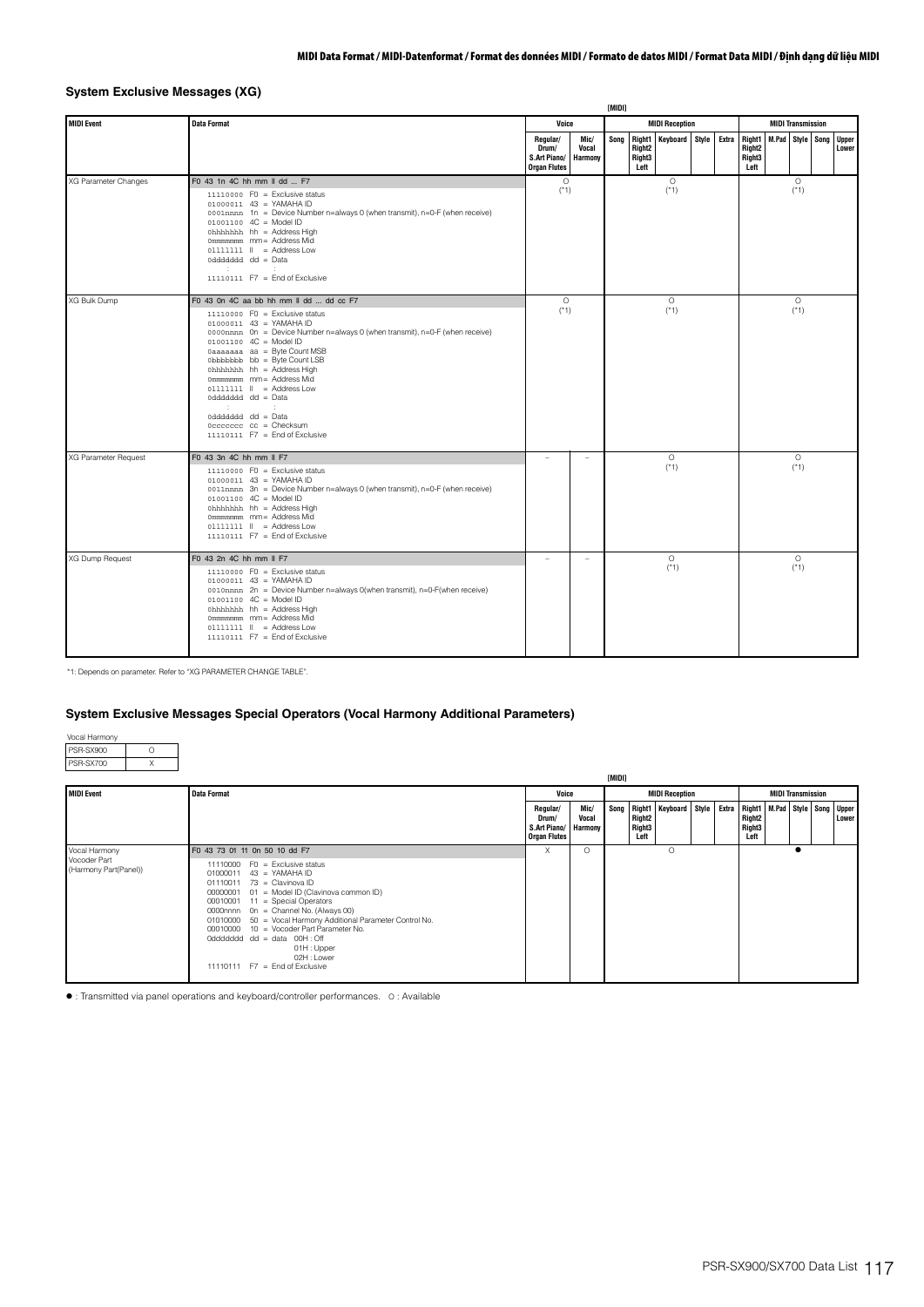## System Exclusive Messages (XG)

| MIDI Event | Data Format | Voice | | MIDI Reception | | | | | MIDI Transmission | | | | |
|---|---|---|---|---|---|---|---|---|---|---|---|---|---|
| | | Regular/ Drum/ S.Art Piano/ Organ Flutes | Mic/ Vocal Harmony | Song | Right1 Right2 Right3 Left | Keyboard | Style | Extra | Right1 Right2 Right3 Left | M.Pad | Style | Song | Upper Lower |
| XG Parameter Changes | F0 43 1n 4C hh mm ll dd ... F7<br>11110000 F0 = Exclusive status<br>01000011 43 = YAMAHA ID<br>0001nnnn 1n = Device Number n=always 0 (when transmit), n=0-F (when receive)<br>01001100 4C = Model ID<br>0hhhhhhh hh = Address High<br>0mmmmmmm mm= Address Mid<br>01111111 ll = Address Low<br>0ddddddd dd = Data<br>: :<br>11110111 F7 = End of Exclusive | O (*1) | | O (*1) | | | | | O (*1) | | | | |
| XG Bulk Dump | F0 43 0n 4C aa bb hh mm ll dd ... dd cc F7<br>11110000 F0 = Exclusive status<br>01000011 43 = YAMAHA ID<br>0000nnnn 0n = Device Number n=always 0 (when transmit), n=0-F (when receive)<br>01001100 4C = Model ID<br>0aaaaaaa aa = Byte Count MSB<br>0bbbbbbb bb = Byte Count LSB<br>0hhhhhhh hh = Address High<br>0mmmmmmm mm= Address Mid<br>01111111 ll = Address Low<br>0ddddddd dd = Data<br>: :<br>0ddddddd dd = Data<br>0ccccccc cc = Checksum<br>11110111 F7 = End of Exclusive | O (*1) | | O (*1) | | | | | O (*1) | | | | |
| XG Parameter Request | F0 43 3n 4C hh mm ll F7<br>11110000 F0 = Exclusive status<br>01000011 43 = YAMAHA ID<br>0011nnnn 3n = Device Number n=always 0 (when transmit), n=0-F (when receive)<br>01001100 4C = Model ID<br>0hhhhhhh hh = Address High<br>0mmmmmmm mm= Address Mid<br>01111111 ll = Address Low<br>11110111 F7 = End of Exclusive | – | – | O (*1) | | | | | O (*1) | | | | |
| XG Dump Request | F0 43 2n 4C hh mm ll F7<br>11110000 F0 = Exclusive status<br>01000011 43 = YAMAHA ID<br>0010nnnn 2n = Device Number n=always 0(when transmit), n=0-F(when receive)<br>01001100 4C = Model ID<br>0hhhhhhh hh = Address High<br>0mmmmmmm mm= Address Mid<br>01111111 ll = Address Low<br>11110111 F7 = End of Exclusive | – | – | O (*1) | | | | | O (*1) | | | | |

*1: Depends on parameter. Refer to "XG PARAMETER CHANGE TABLE".

## System Exclusive Messages Special Operators (Vocal Harmony Additional Parameters)

| Vocal Harmony | |
|---|---|
| PSR-SX900 | O |
| PSR-SX700 | X |

| MIDI Event | Data Format | Voice | | MIDI Reception | | | | | MIDI Transmission | | | | |
|---|---|---|---|---|---|---|---|---|---|---|---|---|---|
| | | Regular/ Drum/ S.Art Piano/ Organ Flutes | Mic/ Vocal Harmony | Song | Right1 Right2 Right3 Left | Keyboard | Style | Extra | Right1 Right2 Right3 Left | M.Pad | Style | Song | Upper Lower |
| Vocal Harmony Vocoder Part (Harmony Part(Panel)) | F0 43 73 01 11 0n 50 10 dd F7<br>11110000 F0 = Exclusive status<br>01000011 43 = YAMAHA ID<br>01110011 73 = Clavinova ID<br>00000001 01 = Model ID (Clavinova common ID)<br>00010001 11 = Special Operators<br>0000nnnn 0n = Channel No. (Always 00)<br>01010000 50 = Vocal Harmony Additional Parameter Control No.<br>00010000 10 = Vocoder Part Parameter No.<br>0ddddddd dd = data 00H : Off<br>01H : Upper<br>02H : Lower<br>11110111 F7 = End of Exclusive | X | O | | | O | | | | | ● | | |

● : Transmitted via panel operations and keyboard/controller performances. O : Available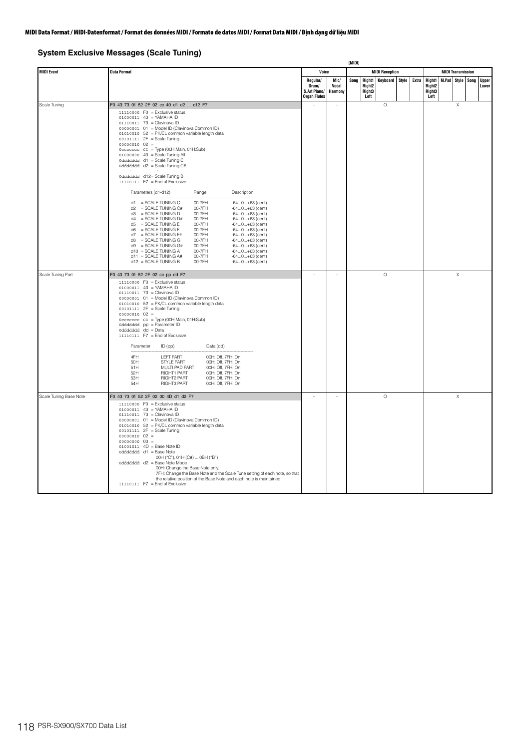**MIDI Data Format / MIDI-Datenformat / Format des données MIDI / Formato de datos MIDI / Format Data MIDI / Định dạng dữ liệu MIDI**

## System Exclusive Messages (Scale Tuning)

[MIDI]

| MIDI Event | Data Format | Voice | | MIDI Reception | | | | | MIDI Transmission | | | | |
|---|---|---|---|---|---|---|---|---|---|---|---|---|---|
| | | Regular/ Drum/ S.Art Piano/ Organ Flutes | Mic/ Vocal Harmony | Song | Right1 Right2 Right3 Left | Keyboard | Style | Extra | Right1 Right2 Right3 Left | M.Pad | Style | Song | Upper Lower |
| Scale Tuning | F0 43 73 01 52 2F 02 cc 40 d1 d2 ... d12 F7<br>11110000 F0 = Exclusive status<br>01000011 43 = YAMAHA ID<br>01110011 73 = Clavinova ID<br>00000001 01 = Model ID (Clavinova Common ID)<br>01010010 52 = PK/CL common variable length data<br>00101111 2F = Scale Tuning<br>00000010 02 =<br>0ccccccc cc = Type (00H:Main, 01H:Sub)<br>01000000 40 = Scale Tuning All<br>0ddddddd d1 = Scale Tuning C<br>0ddddddd d2 = Scale Tuning C#<br>: :<br>0ddddddd d12= Scale Tuning B<br>11110111 F7 = End of Exclusive<br><br>Parameters (d1-d12) / Range / Description<br>d1 = SCALE TUNING C / 00-7FH / -64...0...+63 (cent)<br>d2 = SCALE TUNING C# / 00-7FH / -64...0...+63 (cent)<br>d3 = SCALE TUNING D / 00-7FH / -64...0...+63 (cent)<br>d4 = SCALE TUNING D# / 00-7FH / -64...0...+63 (cent)<br>d5 = SCALE TUNING E / 00-7FH / -64...0...+63 (cent)<br>d6 = SCALE TUNING F / 00-7FH / -64...0...+63 (cent)<br>d7 = SCALE TUNING F# / 00-7FH / -64...0...+63 (cent)<br>d8 = SCALE TUNING G / 00-7FH / -64...0...+63 (cent)<br>d9 = SCALE TUNING G# / 00-7FH / -64...0...+63 (cent)<br>d10 = SCALE TUNING A / 00-7FH / -64...0...+63 (cent)<br>d11 = SCALE TUNING A# / 00-7FH / -64...0...+63 (cent)<br>d12 = SCALE TUNING B / 00-7FH / -64...0...+63 (cent) | – | – | | | O | | | | | X | | |
| Scale Tuning Part | F0 43 73 01 52 2F 02 cc pp dd F7<br>11110000 F0 = Exclusive status<br>01000011 43 = YAMAHA ID<br>01110011 73 = Clavinova ID<br>00000001 01 = Model ID (Clavinova Common ID)<br>01010010 52 = PK/CL common variable length data<br>00101111 2F = Scale Tuning<br>00000010 02 =<br>0ccccccc cc = Type (00H:Main, 01H:Sub)<br>0ddddddd pp = Parameter ID<br>0ddddddd dd = Data<br>11110111 F7 = End of Exclusive<br><br>Parameter ID (pp) / Data (dd)<br>4FH LEFT PART / 00H: Off, 7FH: On<br>50H STYLE PART / 00H: Off, 7FH: On<br>51H MULTI PAD PART / 00H: Off, 7FH: On<br>52H RIGHT1 PART / 00H: Off, 7FH: On<br>53H RIGHT2 PART / 00H: Off, 7FH: On<br>54H RIGHT3 PART / 00H: Off, 7FH: On | – | – | | | O | | | | | X | | |
| Scale Tuning Base Note | F0 43 73 01 52 2F 02 00 4D d1 d2 F7<br>11110000 F0 = Exclusive status<br>01000011 43 = YAMAHA ID<br>01110011 73 = Clavinova ID<br>00000001 01 = Model ID (Clavinova Common ID)<br>01010010 52 = PK/CL common variable length data<br>00101111 2F = Scale Tuning<br>00000010 02 =<br>00000000 00 =<br>01001011 4D = Base Note ID<br>0ddddddd d1 = Base Note<br>00H ("C"), 01H (C#) ... 0BH ("B")<br>0ddddddd d2 = Base Note Mode<br>00H: Change the Base Note only.<br>7FH: Change the Base Note and the Scale Tune setting of each note, so that the relative position of the Base Note and each note is maintained.<br>11110111 F7 = End of Exclusive | – | – | | | O | | | | | X | | |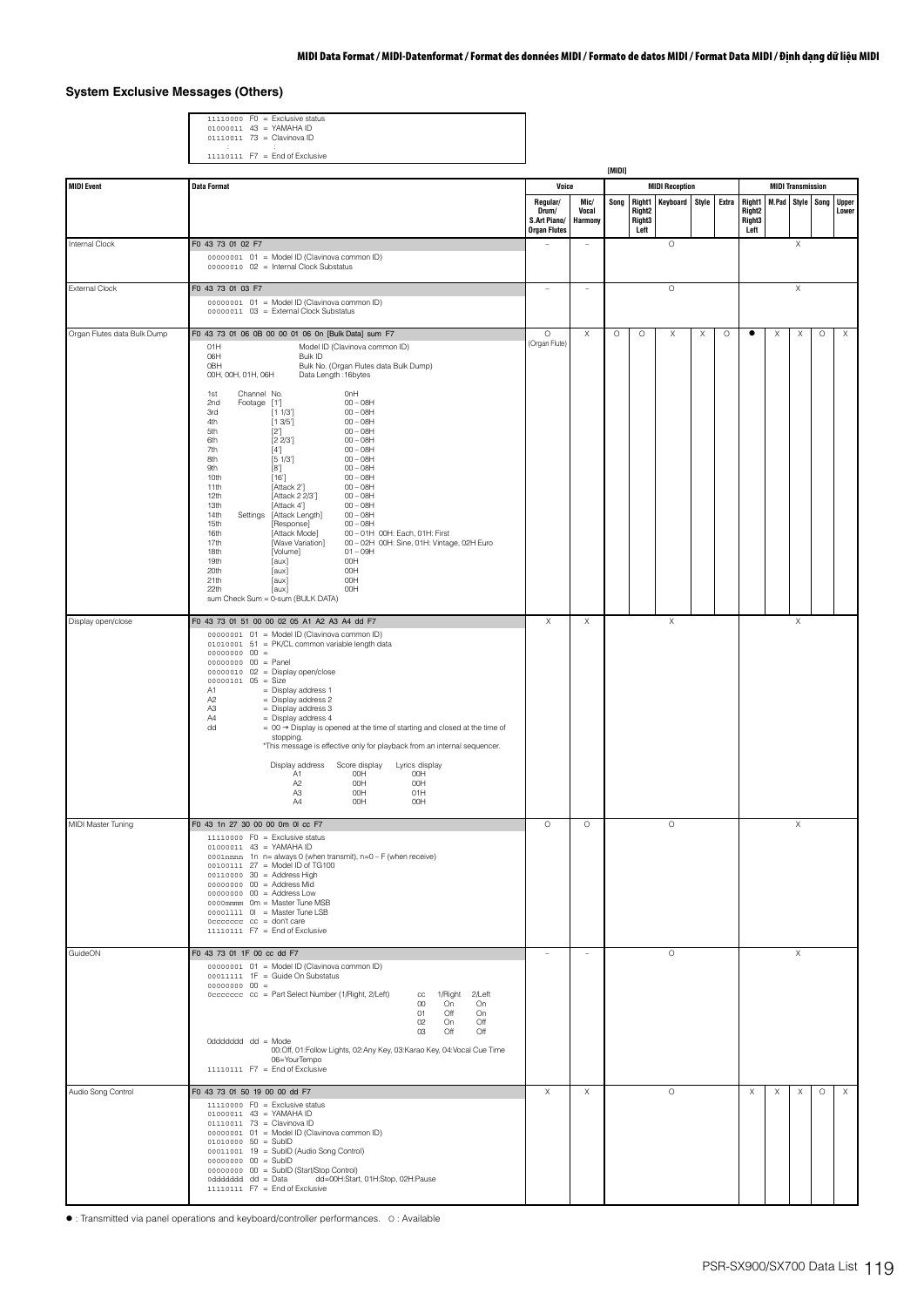## System Exclusive Messages (Others)

```
11110000  F0 = Exclusive status
01000011  43 = YAMAHA ID
01110011  73 = Clavinova ID
   :        :
11110111  F7 = End of Exclusive
```

| MIDI Event | Data Format | Voice: Regular/ Drum/ S.Art Piano/ Organ Flutes | Voice: Mic/ Vocal Harmony | MIDI Reception: Song | MIDI Reception: Right1 Right2 Right3 Left | MIDI Reception: Keyboard | MIDI Reception: Style | MIDI Reception: Extra | MIDI Transmission: Right1 Right2 Right3 Left | MIDI Transmission: M.Pad | MIDI Transmission: Style | MIDI Transmission: Song | MIDI Transmission: Upper Lower |
|---|---|---|---|---|---|---|---|---|---|---|---|---|---|
| Internal Clock | F0 43 73 01 02 F7<br>00000001 01 = Model ID (Clavinova common ID)<br>00000010 02 = Internal Clock Substatus | – | – | O | | | | | X | | | | |
| External Clock | F0 43 73 01 03 F7<br>00000001 01 = Model ID (Clavinova common ID)<br>00000011 03 = External Clock Substatus | – | – | O | | | | | X | | | | |
| Organ Flutes data Bulk Dump | F0 43 73 01 06 0B 00 00 01 06 0n [Bulk Data] sum F7<br>01H Model ID (Clavinova common ID)<br>06H Bulk ID<br>0BH Bulk No. (Organ Flutes data Bulk Dump)<br>00H, 00H, 01H, 06H Data Length :16bytes<br><br>1st Channel No. 0nH<br>2nd Footage [1'] 00 – 08H<br>3rd [1 1/3'] 00 – 08H<br>4th [1 3/5'] 00 – 08H<br>5th [2'] 00 – 08H<br>6th [2 2/3'] 00 – 08H<br>7th [4'] 00 – 08H<br>8th [5 1/3'] 00 – 08H<br>9th [8'] 00 – 08H<br>10th [16'] 00 – 08H<br>11th [Attack 2'] 00 – 08H<br>12th [Attack 2 2/3'] 00 – 08H<br>13th [Attack 4'] 00 – 08H<br>14th Settings [Attack Length] 00 – 08H<br>15th [Response] 00 – 08H<br>16th [Attack Mode] 00 – 01H 00H: Each, 01H: First<br>17th [Wave Variation] 00 – 02H 00H: Sine, 01H: Vintage, 02H Euro<br>18th [Volume] 01 – 09H<br>19th [aux] 00H<br>20th [aux] 00H<br>21th [aux] 00H<br>22th [aux] 00H<br>sum Check Sum = 0-sum (BULK DATA) | O (Organ Flute) | X | O | O | X | X | O | ● | X | X | O | X |
| Display open/close | F0 43 73 01 51 00 00 02 05 A1 A2 A3 A4 dd F7<br>00000001 01 = Model ID (Clavinova common ID)<br>01010001 51 = PK/CL common variable length data<br>00000000 00 =<br>00000000 00 = Panel<br>00000010 02 = Display open/close<br>00000101 05 = Size<br>A1 = Display address 1<br>A2 = Display address 2<br>A3 = Display address 3<br>A4 = Display address 4<br>dd = 00 → Display is opened at the time of starting and closed at the time of stopping.<br>*This message is effective only for playback from an internal sequencer.<br><br>Display address / Score display / Lyrics display<br>A1 / 00H / 00H<br>A2 / 00H / 00H<br>A3 / 00H / 01H<br>A4 / 00H / 00H | X | X | X | | | | | X | | | | |
| MIDI Master Tuning | F0 43 1n 27 30 00 00 0m 0l cc F7<br>11110000 F0 = Exclusive status<br>01000011 43 = YAMAHA ID<br>0001nnnn 1n n= always 0 (when transmit), n=0 – F (when receive)<br>00100111 27 = Model ID of TG100<br>00110000 30 = Address High<br>00000000 00 = Address Mid<br>00000000 00 = Address Low<br>0000mmmm 0m = Master Tune MSB<br>0000llll 0l = Master Tune LSB<br>0ccccccc cc = don't care<br>11110111 F7 = End of Exclusive | O | O | O | | | | | X | | | | |
| GuideON | F0 43 73 01 1F 00 cc dd F7<br>00000001 01 = Model ID (Clavinova common ID)<br>00011111 1F = Guide On Substatus<br>00000000 00 =<br>0ccccccc cc = Part Select Number (1/Right, 2/Left)<br>cc / 1/Right / 2/Left<br>00 / On / On<br>01 / Off / On<br>02 / On / Off<br>03 / Off / Off<br>0ddddddd dd = Mode<br>00:Off, 01:Follow Lights, 02:Any Key, 03:Karao Key, 04:Vocal Cue Time 06=YourTempo<br>11110111 F7 = End of Exclusive | – | – | O | | | | | X | | | | |
| Audio Song Control | F0 43 73 01 50 19 00 00 dd F7<br>11110000 F0 = Exclusive status<br>01000011 43 = YAMAHA ID<br>01110011 73 = Clavinova ID<br>00000001 01 = Model ID (Clavinova common ID)<br>01010000 50 = SubID<br>00011001 19 = SubID (Audio Song Control)<br>00000000 00 = SubID<br>00000000 00 = SubID (Start/Stop Control)<br>0ddddddd dd = Data dd=00H:Start, 01H:Stop, 02H:Pause<br>11110111 F7 = End of Exclusive | X | X | O | | | | | X | X | X | O | X |

● : Transmitted via panel operations and keyboard/controller performances. O : Available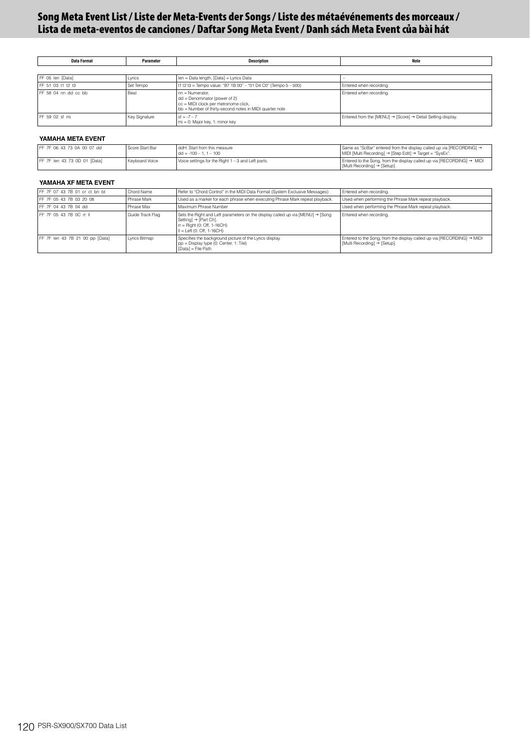# Song Meta Event List / Liste der Meta-Events der Songs / Liste des métaévénements des morceaux / Lista de meta-eventos de canciones / Daftar Song Meta Event / Danh sách Meta Event của bài hát

| Data Format | Parameter | Description | Note |
|---|---|---|---|
| FF 05 len [Data] | Lyrics | len = Data length, [Data] = Lyrics Data | - |
| FF 51 03 t1 t2 t3 | Set Tempo | t1 t2 t3 = Tempo value: "B7 1B 00" – "01 D4 C0" (Tempo 5 – 500) | Entered when recording. |
| FF 58 04 nn dd cc bb | Beat | nn = Numerator,<br>dd = Denominator (power of 2)<br>cc = MIDI clock per metronome click,<br>bb = Number of thirty-second notes in MIDI quarter note | Entered when recording. |
| FF 59 02 sf mi | Key Signature | sf = -7 – 7<br>mi = 0: Major key, 1: minor key | Entered from the [MENU] → [Score] → Detail Setting display. |

**YAMAHA META EVENT**

| Data Format | Parameter | Description | Note |
|---|---|---|---|
| FF 7F 06 43 73 0A 00 07 dd | Score Start Bar | ddH: Start from this measure<br>dd = -100 – 1, 1 – 100 | Same as "ScBar" entered from the display called up via [RECORDING] → MIDI [Multi Recording] → [Step Edit] → Target = "SysEx". |
| FF 7F len 43 73 0D 01 [Data] | Keyboard Voice | Voice settings for the Right 1 – 3 and Left parts. | Entered to the Song, from the display called up via [RECORDING] → MIDI [Multi Recording] → [Setup]. |

**YAMAHA XF META EVENT**

| Data Format | Parameter | Description | Note |
|---|---|---|---|
| FF 7F 07 43 7B 01 cr ct bn bt | Chord Name | Refer to "Chord Control" in the MIDI Data Format (System Exclusive Messages) | Entered when recording. |
| FF 7F 05 43 7B 03 20 08 | Phrase Mark | Used as a marker for each phrase when executing Phrase Mark repeat playback. | Used when performing the Phrase Mark repeat playback. |
| FF 7F 04 43 7B 04 dd | Phrase Max | Maximum Phrase Number | Used when performing the Phrase Mark repeat playback. |
| FF 7F 05 43 7B 0C rr ll | Guide Track Flag | Sets the Right and Left parameters on the display called up via [MENU] → [Song Setting] → [Part Ch].<br>rr = Right (0: Off, 1-16CH)<br>ll = Left (0: Off, 1-16CH) | Entered when recording. |
| FF 7F len 43 7B 21 00 pp [Data] | Lyrics Bitmap | Specifies the background picture of the Lyrics display.<br>pp = Display type (0: Center, 1: Tile)<br>[Data] = File Path | Entered to the Song, from the display called up via [RECORDING] → MIDI [Multi Recording] → [Setup]. |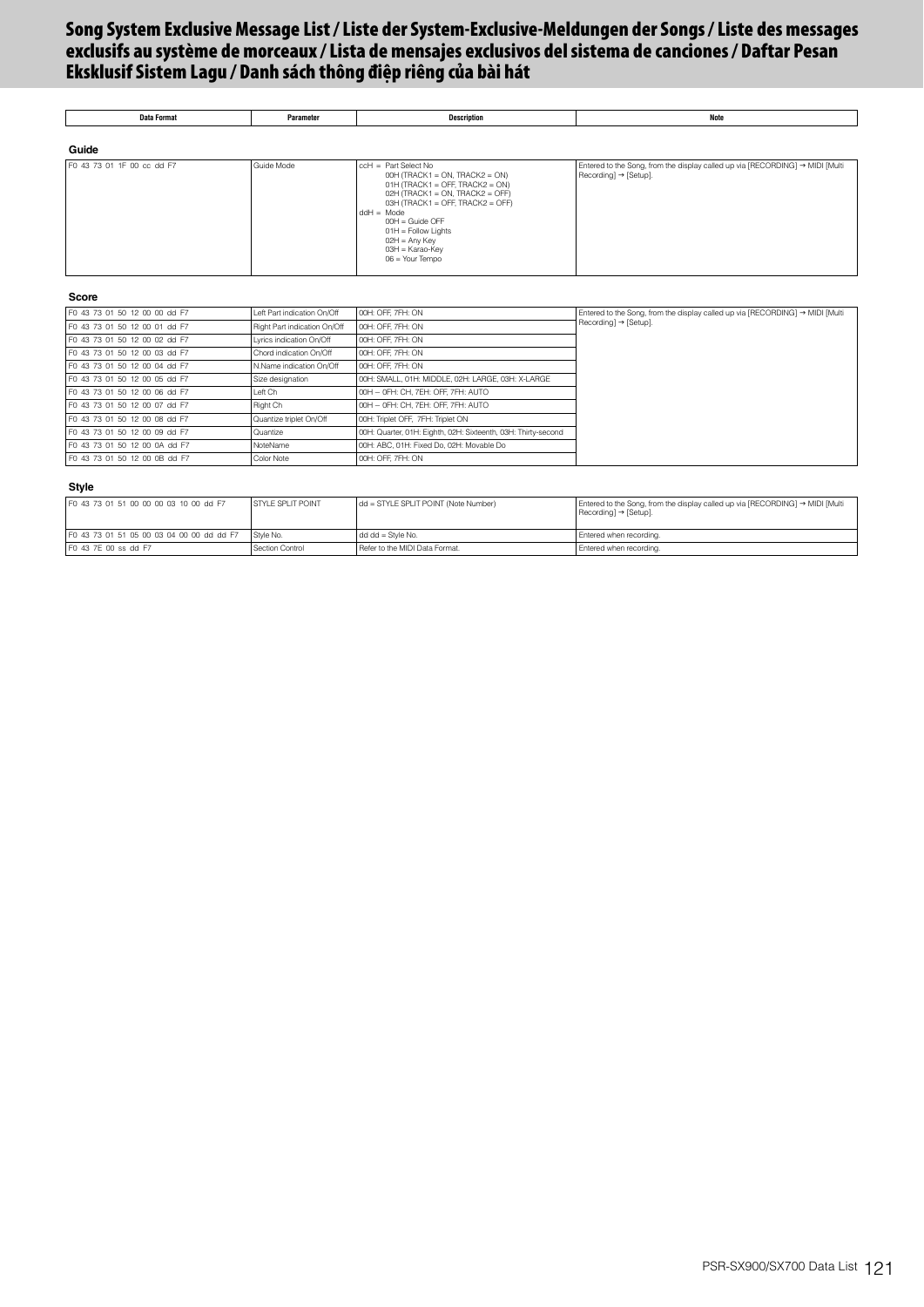# Song System Exclusive Message List / Liste der System-Exclusive-Meldungen der Songs / Liste des messages exclusifs au système de morceaux / Lista de mensajes exclusivos del sistema de canciones / Daftar Pesan Eksklusif Sistem Lagu / Danh sách thông điệp riêng của bài hát

| Data Format | Parameter | Description | Note |
|---|---|---|---|

### Guide

| Data Format | Parameter | Description | Note |
|---|---|---|---|
| F0 43 73 01 1F 00 cc dd F7 | Guide Mode | ccH = Part Select No<br>00H (TRACK1 = ON, TRACK2 = ON)<br>01H (TRACK1 = OFF, TRACK2 = ON)<br>02H (TRACK1 = ON, TRACK2 = OFF)<br>03H (TRACK1 = OFF, TRACK2 = OFF)<br>ddH = Mode<br>00H = Guide OFF<br>01H = Follow Lights<br>02H = Any Key<br>03H = Karao-Key<br>06 = Your Tempo | Entered to the Song, from the display called up via [RECORDING] → MIDI [Multi Recording] → [Setup]. |

### Score

| Data Format | Parameter | Description | Note |
|---|---|---|---|
| F0 43 73 01 50 12 00 00 dd F7 | Left Part indication On/Off | 00H: OFF, 7FH: ON | Entered to the Song, from the display called up via [RECORDING] → MIDI [Multi Recording] → [Setup]. |
| F0 43 73 01 50 12 00 01 dd F7 | Right Part indication On/Off | 00H: OFF, 7FH: ON | |
| F0 43 73 01 50 12 00 02 dd F7 | Lyrics indication On/Off | 00H: OFF, 7FH: ON | |
| F0 43 73 01 50 12 00 03 dd F7 | Chord indication On/Off | 00H: OFF, 7FH: ON | |
| F0 43 73 01 50 12 00 04 dd F7 | N.Name indication On/Off | 00H: OFF, 7FH: ON | |
| F0 43 73 01 50 12 00 05 dd F7 | Size designation | 00H: SMALL, 01H: MIDDLE, 02H: LARGE, 03H: X-LARGE | |
| F0 43 73 01 50 12 00 06 dd F7 | Left Ch | 00H – 0FH: CH, 7EH: OFF, 7FH: AUTO | |
| F0 43 73 01 50 12 00 07 dd F7 | Right Ch | 00H – 0FH: CH, 7EH: OFF, 7FH: AUTO | |
| F0 43 73 01 50 12 00 08 dd F7 | Quantize triplet On/Off | 00H: Triplet OFF, 7FH: Triplet ON | |
| F0 43 73 01 50 12 00 09 dd F7 | Quantize | 00H: Quarter, 01H: Eighth, 02H: Sixteenth, 03H: Thirty-second | |
| F0 43 73 01 50 12 00 0A dd F7 | NoteName | 00H: ABC, 01H: Fixed Do, 02H: Movable Do | |
| F0 43 73 01 50 12 00 0B dd F7 | Color Note | 00H: OFF, 7FH: ON | |

### Style

| Data Format | Parameter | Description | Note |
|---|---|---|---|
| F0 43 73 01 51 00 00 00 03 10 00 dd F7 | STYLE SPLIT POINT | dd = STYLE SPLIT POINT (Note Number) | Entered to the Song, from the display called up via [RECORDING] → MIDI [Multi Recording] → [Setup]. |
| F0 43 73 01 51 05 00 03 04 00 00 dd dd F7 | Style No. | dd dd = Style No. | Entered when recording. |
| F0 43 7E 00 ss dd F7 | Section Control | Refer to the MIDI Data Format. | Entered when recording. |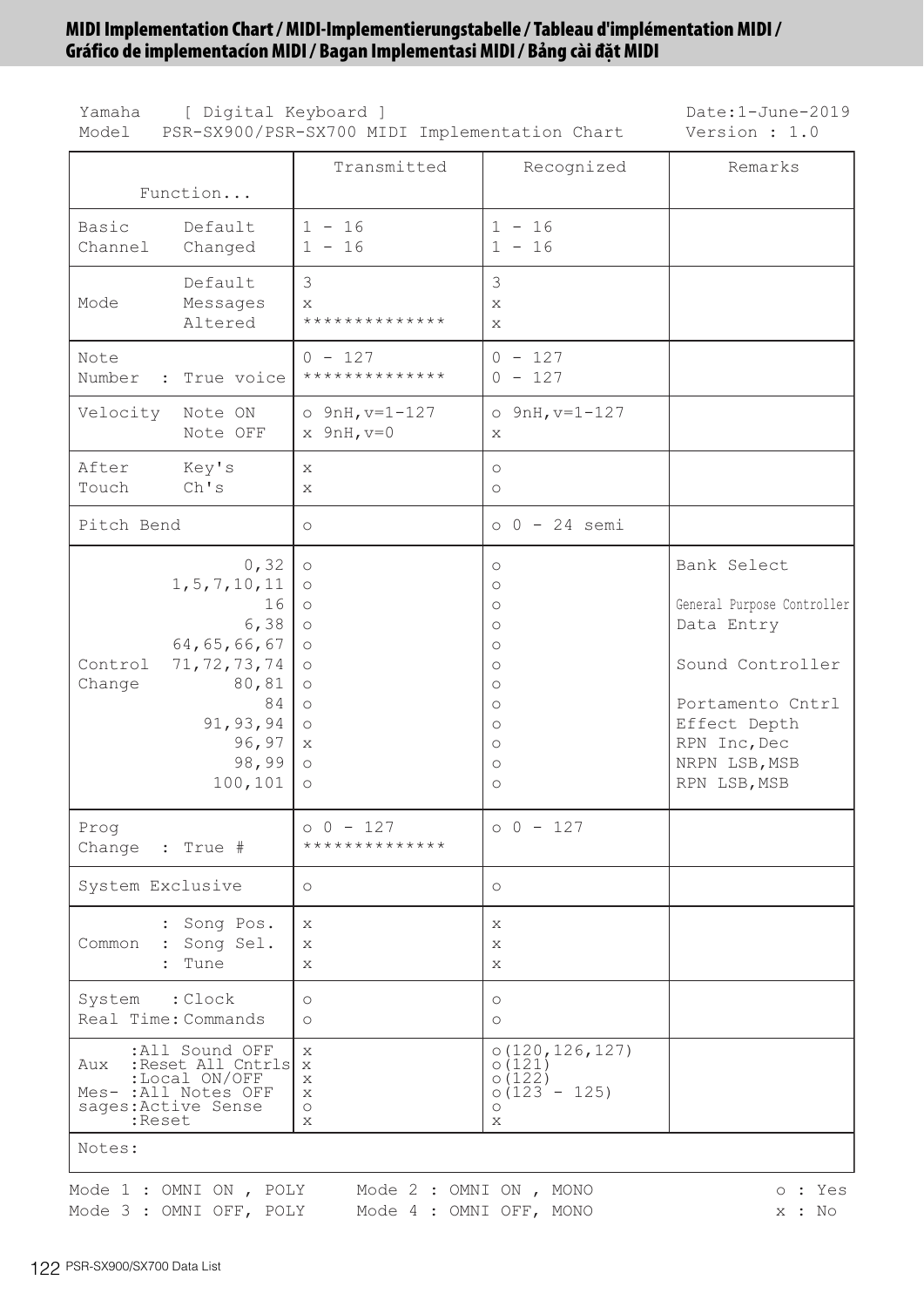# MIDI Implementation Chart / MIDI-Implementierungstabelle / Tableau d'implémentation MIDI / Gráfico de implementacíon MIDI / Bagan Implementasi MIDI / Bảng cài đặt MIDI

Yamaha [ Digital Keyboard ] Date:1-June-2019
Model PSR-SX900/PSR-SX700 MIDI Implementation Chart Version : 1.0

| Function... | | Transmitted | Recognized | Remarks |
|---|---|---|---|---|
| Basic Channel | Default | 1 - 16 | 1 - 16 | |
| | Changed | 1 - 16 | 1 - 16 | |
| Mode | Default | 3 | 3 | |
| | Messages | x | x | |
| | Altered | ************** | x | |
| Note Number | | 0 - 127 | 0 - 127 | |
| | : True voice | ************** | 0 - 127 | |
| Velocity | Note ON | o 9nH,v=1-127 | o 9nH,v=1-127 | |
| | Note OFF | x 9nH,v=0 | x | |
| After Touch | Key's | x | o | |
| | Ch's | x | o | |
| Pitch Bend | | o | o 0 - 24 semi | |
| Control Change | 0,32 | o | o | Bank Select |
| | 1,5,7,10,11 | o | o | |
| | 16 | o | o | General Purpose Controller |
| | 6,38 | o | o | Data Entry |
| | 64,65,66,67 | o | o | |
| | 71,72,73,74 | o | o | Sound Controller |
| | 80,81 | o | o | |
| | 84 | o | o | Portamento Cntrl |
| | 91,93,94 | o | o | Effect Depth |
| | 96,97 | x | o | RPN Inc,Dec |
| | 98,99 | o | o | NRPN LSB,MSB |
| | 100,101 | o | o | RPN LSB,MSB |
| Prog Change | | o 0 - 127 | o 0 - 127 | |
| | : True # | ************** | | |
| System Exclusive | | o | o | |
| Common | : Song Pos. | x | x | |
| | : Song Sel. | x | x | |
| | : Tune | x | x | |
| System Real Time | : Clock | o | o | |
| | : Commands | o | o | |
| Aux Messages | : All Sound OFF | x | o(120,126,127) | |
| | : Reset All Cntrls | x | o(121) | |
| | : Local ON/OFF | x | o(122) | |
| | : All Notes OFF | x | o(123 - 125) | |
| | : Active Sense | o | o | |
| | : Reset | x | x | |
| Notes: | | | | |

Mode 1 : OMNI ON , POLY Mode 2 : OMNI ON , MONO o : Yes
Mode 3 : OMNI OFF, POLY Mode 4 : OMNI OFF, MONO x : No